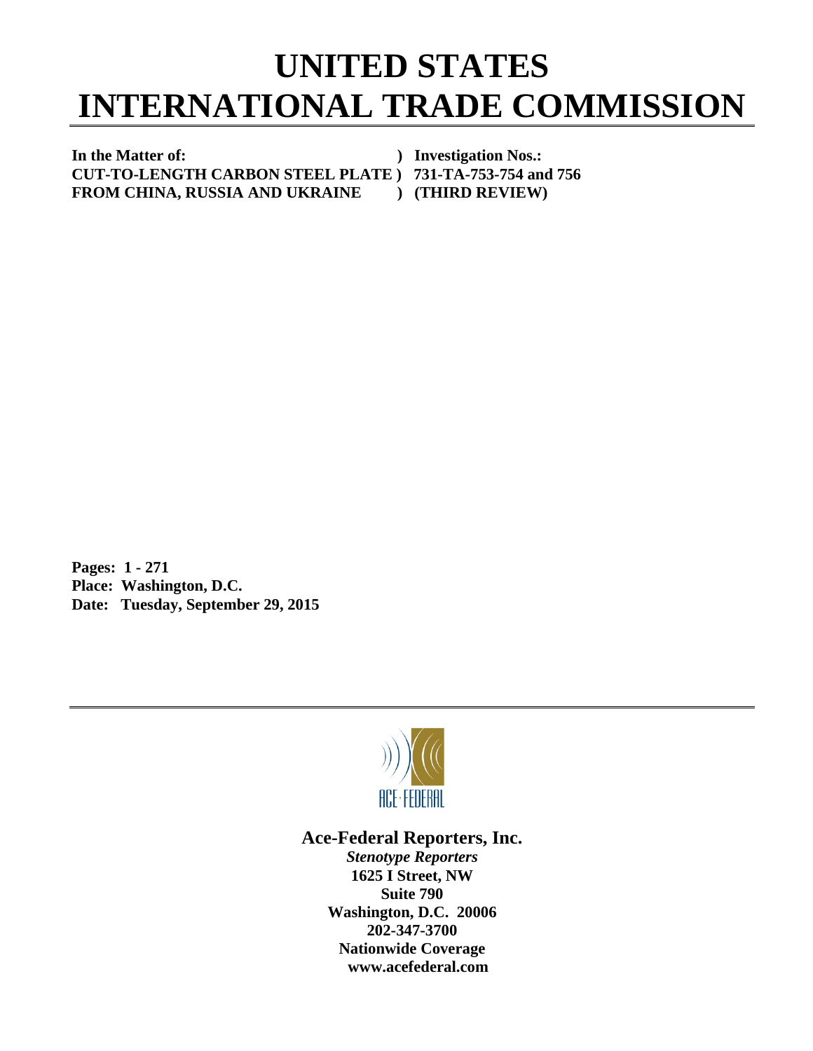# UNITED STATES INTERNATIONAL TRADE COMMISSION

**In the Matter of:** ) **Investigation Nos.:**
**CUT-TO-LENGTH CARBON STEEL PLATE** ) **731-TA-753-754 and 756**
**FROM CHINA, RUSSIA AND UKRAINE** ) **(THIRD REVIEW)**

**Pages: 1 - 271**
**Place: Washington, D.C.**
**Date: Tuesday, September 29, 2015**

ACE·FEDERAL

**Ace-Federal Reporters, Inc.**
***Stenotype Reporters***
**1625 I Street, NW**
**Suite 790**
**Washington, D.C. 20006**
**202-347-3700**
**Nationwide Coverage**
**www.acefederal.com**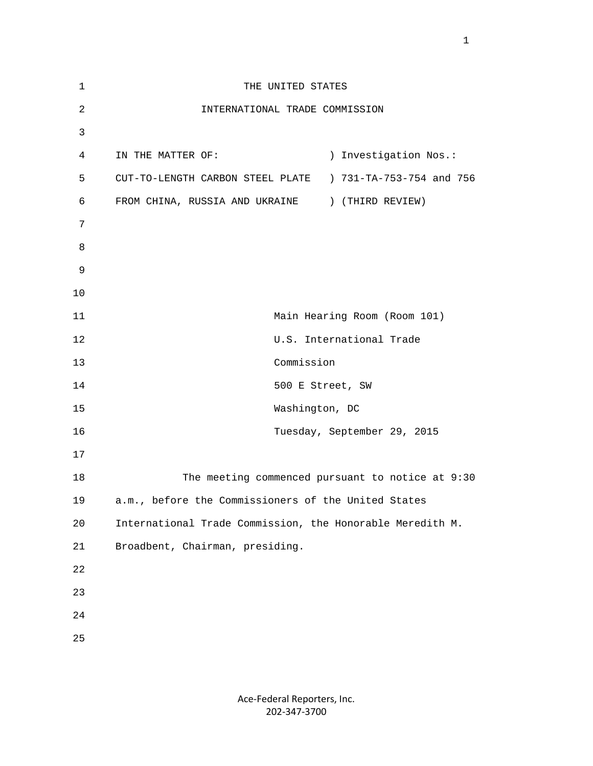THE UNITED STATES

INTERNATIONAL TRADE COMMISSION

IN THE MATTER OF: ) Investigation Nos.:
CUT-TO-LENGTH CARBON STEEL PLATE ) 731-TA-753-754 and 756
FROM CHINA, RUSSIA AND UKRAINE ) (THIRD REVIEW)

Main Hearing Room (Room 101)
U.S. International Trade
Commission
500 E Street, SW
Washington, DC
Tuesday, September 29, 2015

The meeting commenced pursuant to notice at 9:30 a.m., before the Commissioners of the United States International Trade Commission, the Honorable Meredith M. Broadbent, Chairman, presiding.

Ace-Federal Reporters, Inc.
202-347-3700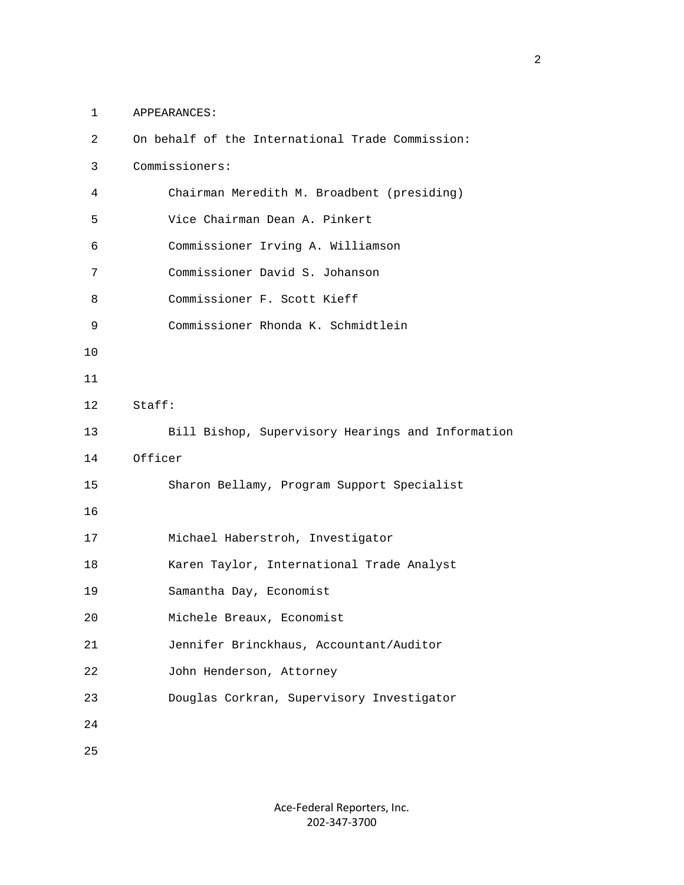APPEARANCES:

On behalf of the International Trade Commission:

Commissioners:

Chairman Meredith M. Broadbent (presiding)

Vice Chairman Dean A. Pinkert

Commissioner Irving A. Williamson

Commissioner David S. Johanson

Commissioner F. Scott Kieff

Commissioner Rhonda K. Schmidtlein

Staff:

Bill Bishop, Supervisory Hearings and Information Officer

Sharon Bellamy, Program Support Specialist

Michael Haberstroh, Investigator

Karen Taylor, International Trade Analyst

Samantha Day, Economist

Michele Breaux, Economist

Jennifer Brinckhaus, Accountant/Auditor

John Henderson, Attorney

Douglas Corkran, Supervisory Investigator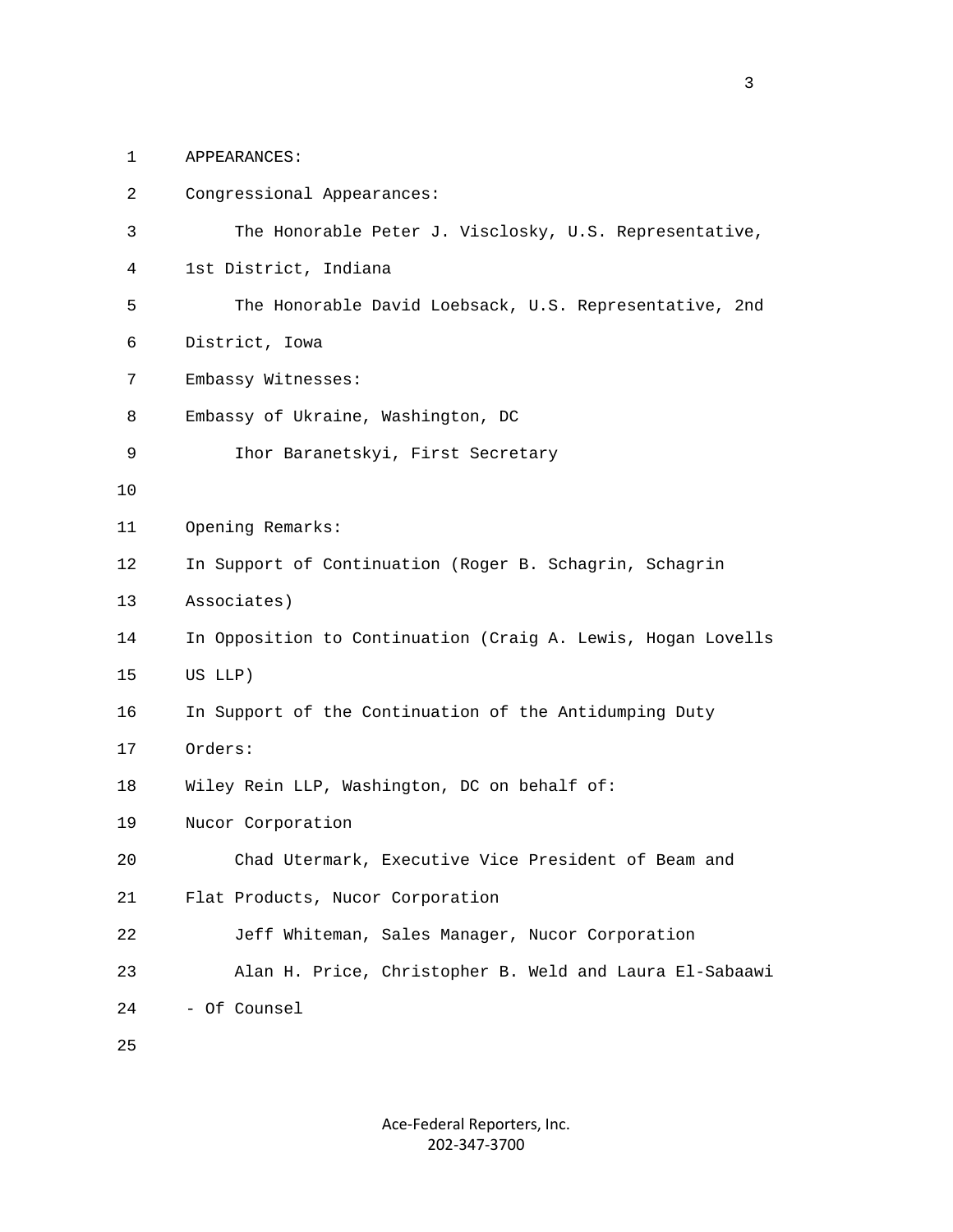APPEARANCES:

Congressional Appearances:

The Honorable Peter J. Visclosky, U.S. Representative, 1st District, Indiana

The Honorable David Loebsack, U.S. Representative, 2nd District, Iowa

Embassy Witnesses:

Embassy of Ukraine, Washington, DC

Ihor Baranetskyi, First Secretary

Opening Remarks:

In Support of Continuation (Roger B. Schagrin, Schagrin Associates)

In Opposition to Continuation (Craig A. Lewis, Hogan Lovells US LLP)

In Support of the Continuation of the Antidumping Duty Orders:

Wiley Rein LLP, Washington, DC on behalf of:

Nucor Corporation

Chad Utermark, Executive Vice President of Beam and Flat Products, Nucor Corporation

Jeff Whiteman, Sales Manager, Nucor Corporation

Alan H. Price, Christopher B. Weld and Laura El-Sabaawi - Of Counsel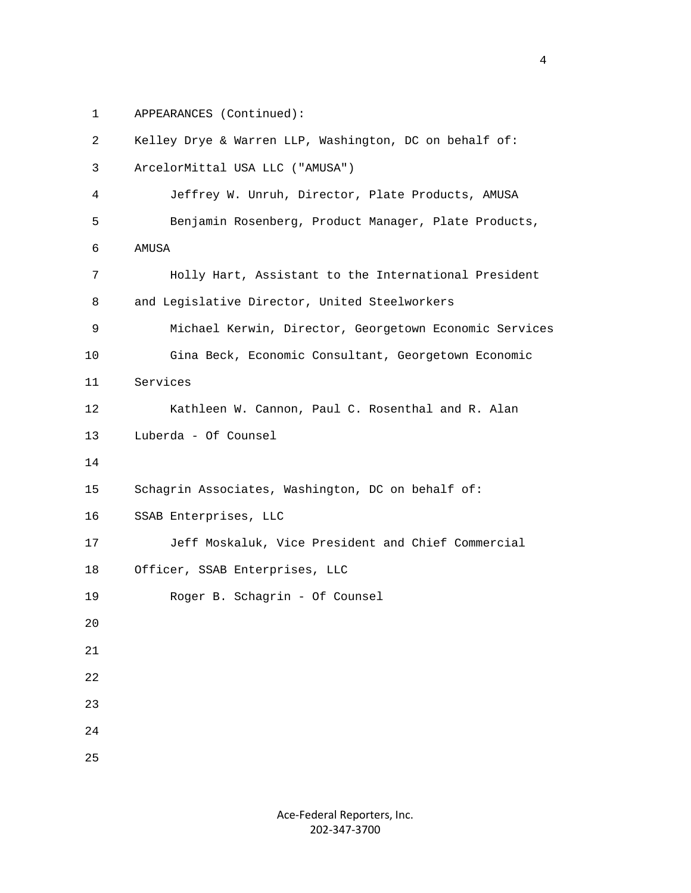APPEARANCES (Continued):

Kelley Drye & Warren LLP, Washington, DC on behalf of:

ArcelorMittal USA LLC ("AMUSA")

Jeffrey W. Unruh, Director, Plate Products, AMUSA

Benjamin Rosenberg, Product Manager, Plate Products, AMUSA

Holly Hart, Assistant to the International President and Legislative Director, United Steelworkers

Michael Kerwin, Director, Georgetown Economic Services

Gina Beck, Economic Consultant, Georgetown Economic Services

Kathleen W. Cannon, Paul C. Rosenthal and R. Alan Luberda - Of Counsel

Schagrin Associates, Washington, DC on behalf of:

SSAB Enterprises, LLC

Jeff Moskaluk, Vice President and Chief Commercial Officer, SSAB Enterprises, LLC

Roger B. Schagrin - Of Counsel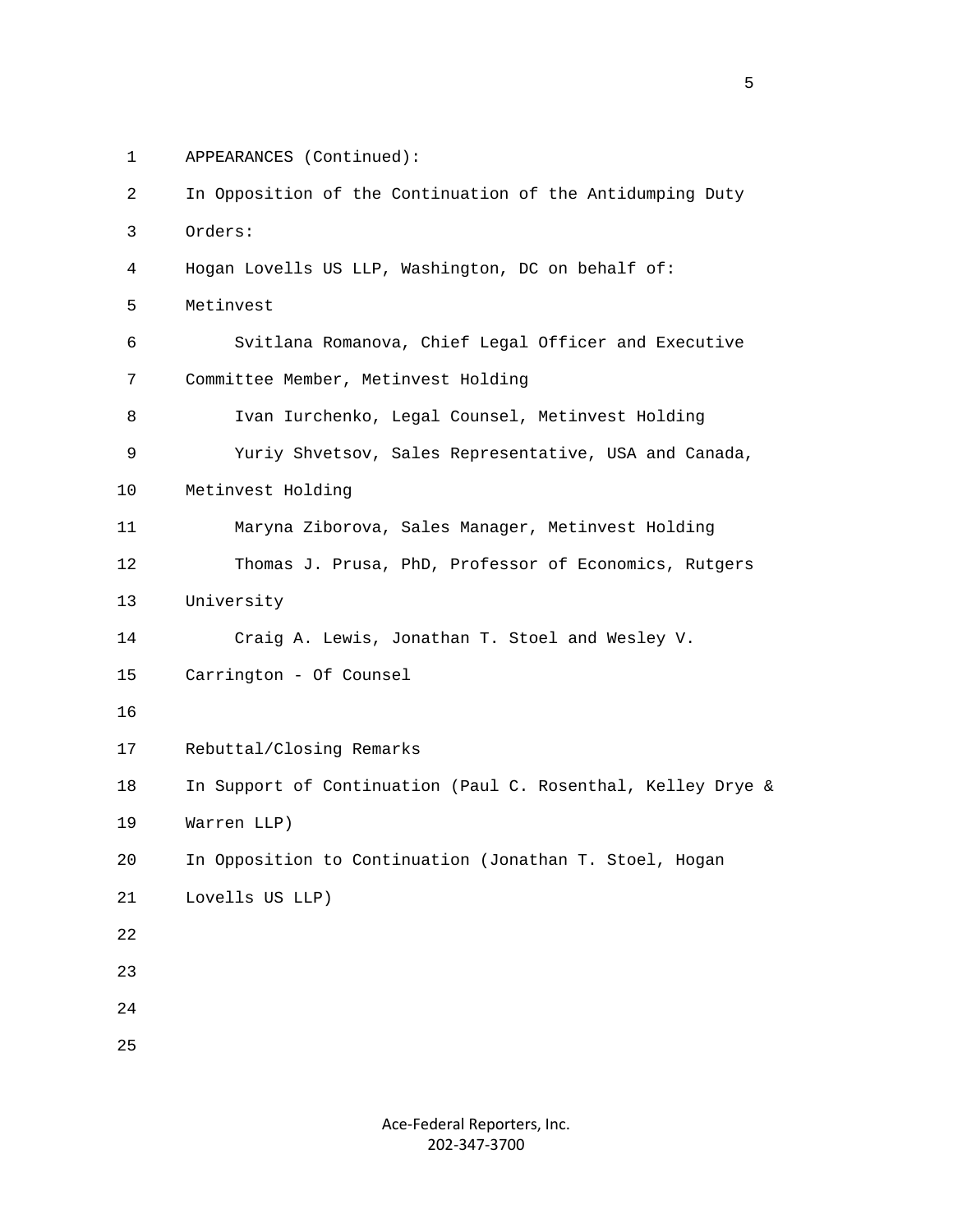APPEARANCES (Continued):

In Opposition of the Continuation of the Antidumping Duty Orders:

Hogan Lovells US LLP, Washington, DC on behalf of:

Metinvest

Svitlana Romanova, Chief Legal Officer and Executive Committee Member, Metinvest Holding

Ivan Iurchenko, Legal Counsel, Metinvest Holding

Yuriy Shvetsov, Sales Representative, USA and Canada, Metinvest Holding

Maryna Ziborova, Sales Manager, Metinvest Holding

Thomas J. Prusa, PhD, Professor of Economics, Rutgers University

Craig A. Lewis, Jonathan T. Stoel and Wesley V. Carrington - Of Counsel

Rebuttal/Closing Remarks

In Support of Continuation (Paul C. Rosenthal, Kelley Drye & Warren LLP)

In Opposition to Continuation (Jonathan T. Stoel, Hogan Lovells US LLP)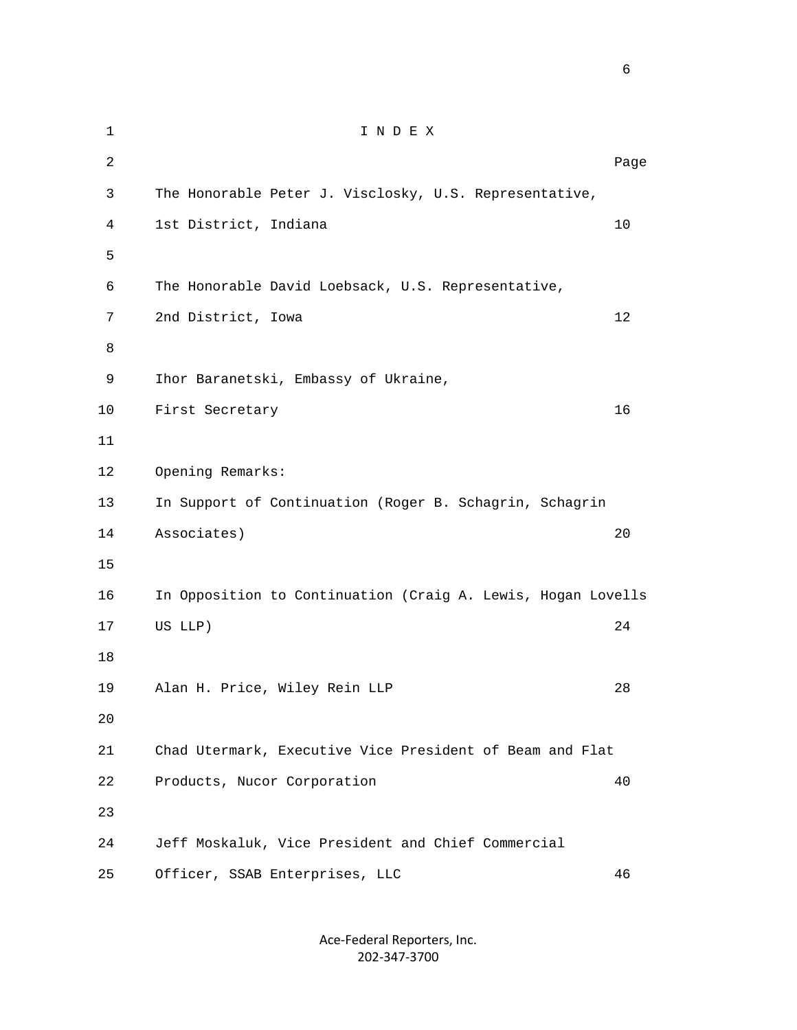# I N D E X

| | Page |
|---|---|
| The Honorable Peter J. Visclosky, U.S. Representative, 1st District, Indiana | 10 |
| The Honorable David Loebsack, U.S. Representative, 2nd District, Iowa | 12 |
| Ihor Baranetski, Embassy of Ukraine, First Secretary | 16 |
| Opening Remarks: | |
| In Support of Continuation (Roger B. Schagrin, Schagrin Associates) | 20 |
| In Opposition to Continuation (Craig A. Lewis, Hogan Lovells US LLP) | 24 |
| Alan H. Price, Wiley Rein LLP | 28 |
| Chad Utermark, Executive Vice President of Beam and Flat Products, Nucor Corporation | 40 |
| Jeff Moskaluk, Vice President and Chief Commercial Officer, SSAB Enterprises, LLC | 46 |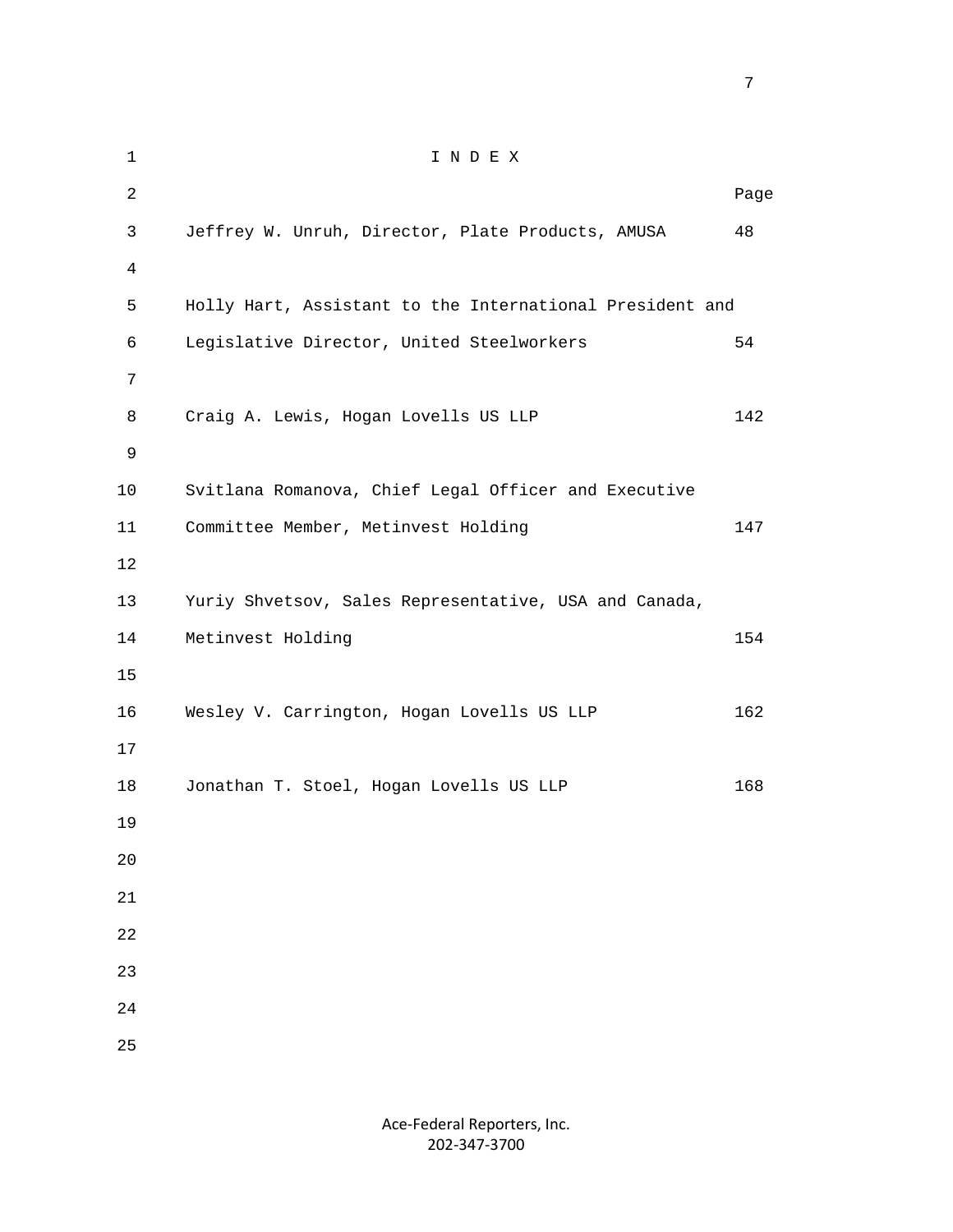# I N D E X

| | Page |
|---|---|
| Jeffrey W. Unruh, Director, Plate Products, AMUSA | 48 |
| Holly Hart, Assistant to the International President and Legislative Director, United Steelworkers | 54 |
| Craig A. Lewis, Hogan Lovells US LLP | 142 |
| Svitlana Romanova, Chief Legal Officer and Executive Committee Member, Metinvest Holding | 147 |
| Yuriy Shvetsov, Sales Representative, USA and Canada, Metinvest Holding | 154 |
| Wesley V. Carrington, Hogan Lovells US LLP | 162 |
| Jonathan T. Stoel, Hogan Lovells US LLP | 168 |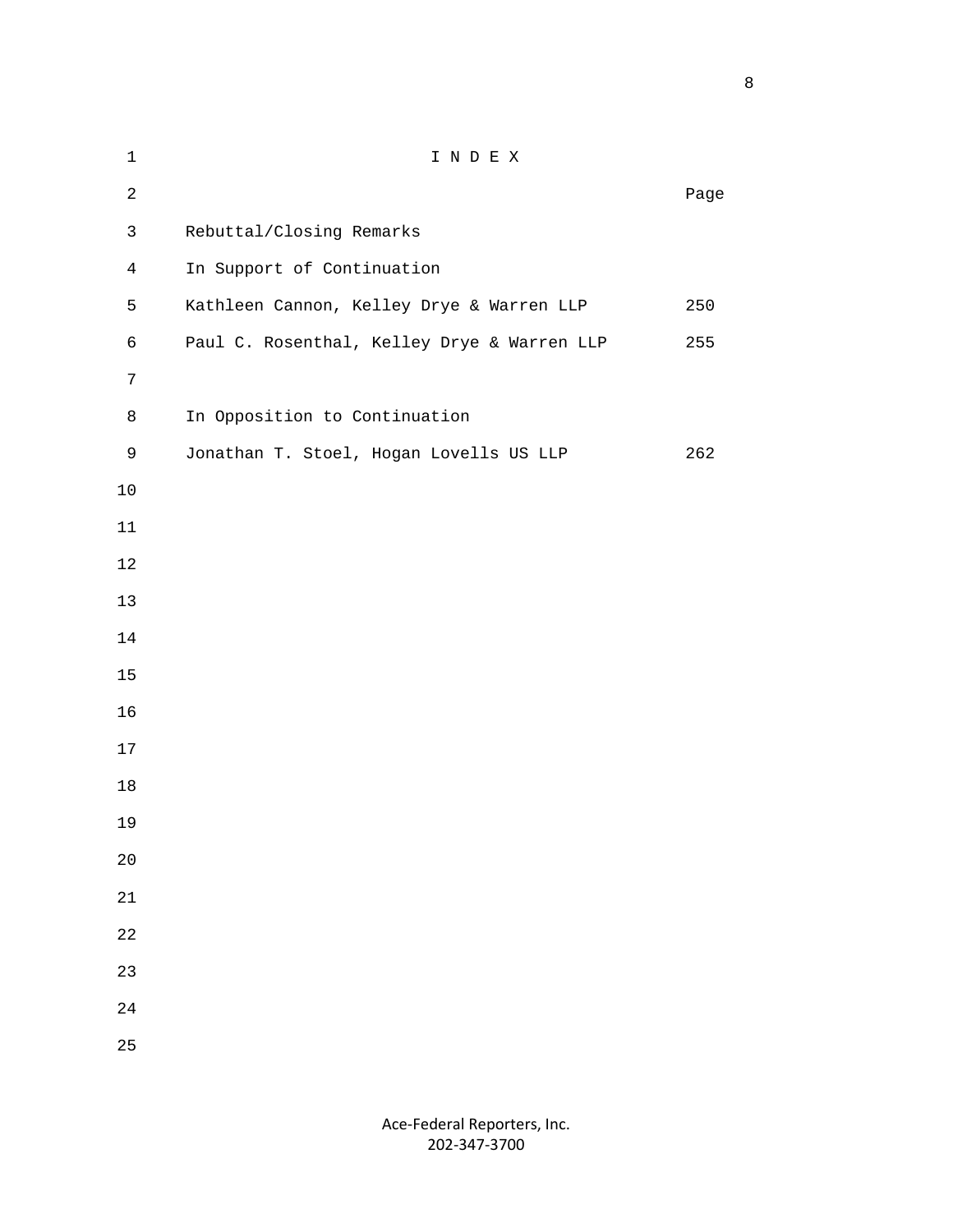# I N D E X

| | Page |
|---|---|
| Rebuttal/Closing Remarks | |
| In Support of Continuation | |
| Kathleen Cannon, Kelley Drye & Warren LLP | 250 |
| Paul C. Rosenthal, Kelley Drye & Warren LLP | 255 |
| | |
| In Opposition to Continuation | |
| Jonathan T. Stoel, Hogan Lovells US LLP | 262 |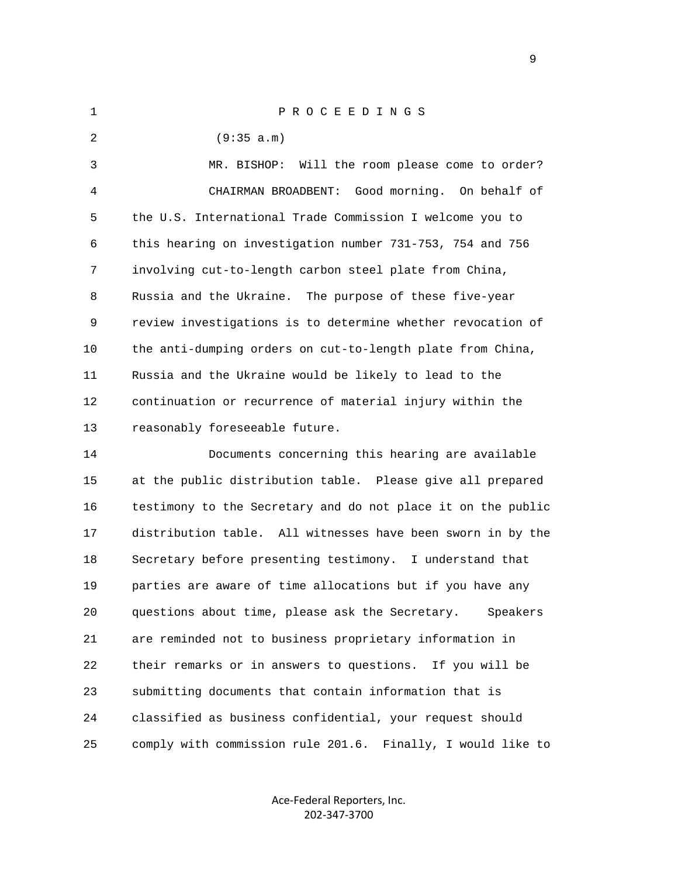P R O C E E D I N G S

(9:35 a.m)

MR. BISHOP: Will the room please come to order?

CHAIRMAN BROADBENT: Good morning. On behalf of the U.S. International Trade Commission I welcome you to this hearing on investigation number 731-753, 754 and 756 involving cut-to-length carbon steel plate from China, Russia and the Ukraine. The purpose of these five-year review investigations is to determine whether revocation of the anti-dumping orders on cut-to-length plate from China, Russia and the Ukraine would be likely to lead to the continuation or recurrence of material injury within the reasonably foreseeable future.

Documents concerning this hearing are available at the public distribution table. Please give all prepared testimony to the Secretary and do not place it on the public distribution table. All witnesses have been sworn in by the Secretary before presenting testimony. I understand that parties are aware of time allocations but if you have any questions about time, please ask the Secretary. Speakers are reminded not to business proprietary information in their remarks or in answers to questions. If you will be submitting documents that contain information that is classified as business confidential, your request should comply with commission rule 201.6. Finally, I would like to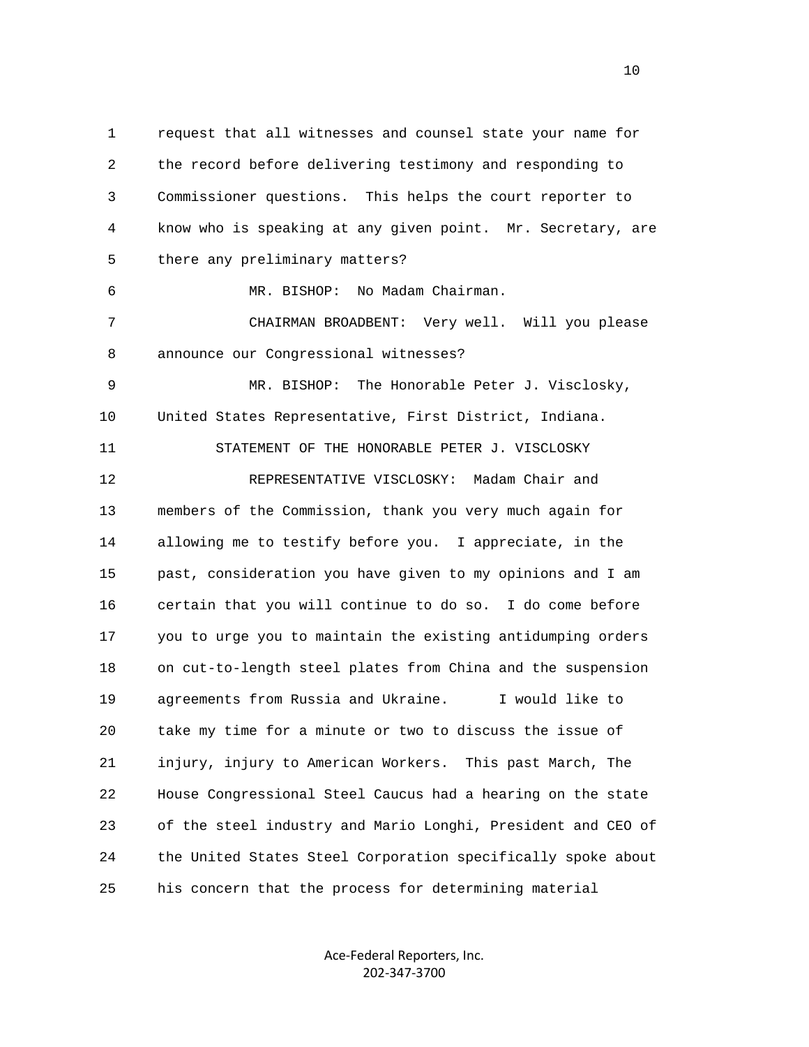request that all witnesses and counsel state your name for the record before delivering testimony and responding to Commissioner questions. This helps the court reporter to know who is speaking at any given point. Mr. Secretary, are there any preliminary matters?

MR. BISHOP: No Madam Chairman.

CHAIRMAN BROADBENT: Very well. Will you please announce our Congressional witnesses?

MR. BISHOP: The Honorable Peter J. Visclosky, United States Representative, First District, Indiana.

STATEMENT OF THE HONORABLE PETER J. VISCLOSKY

REPRESENTATIVE VISCLOSKY: Madam Chair and members of the Commission, thank you very much again for allowing me to testify before you. I appreciate, in the past, consideration you have given to my opinions and I am certain that you will continue to do so. I do come before you to urge you to maintain the existing antidumping orders on cut-to-length steel plates from China and the suspension agreements from Russia and Ukraine. I would like to take my time for a minute or two to discuss the issue of injury, injury to American Workers. This past March, The House Congressional Steel Caucus had a hearing on the state of the steel industry and Mario Longhi, President and CEO of the United States Steel Corporation specifically spoke about his concern that the process for determining material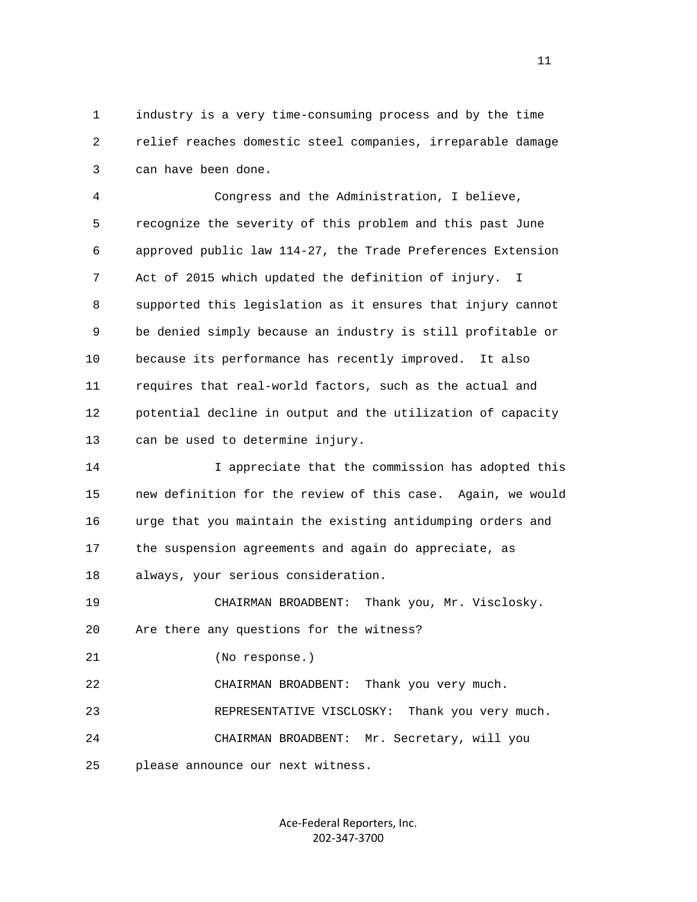industry is a very time-consuming process and by the time relief reaches domestic steel companies, irreparable damage can have been done.

Congress and the Administration, I believe, recognize the severity of this problem and this past June approved public law 114-27, the Trade Preferences Extension Act of 2015 which updated the definition of injury. I supported this legislation as it ensures that injury cannot be denied simply because an industry is still profitable or because its performance has recently improved. It also requires that real-world factors, such as the actual and potential decline in output and the utilization of capacity can be used to determine injury.

I appreciate that the commission has adopted this new definition for the review of this case. Again, we would urge that you maintain the existing antidumping orders and the suspension agreements and again do appreciate, as always, your serious consideration.

CHAIRMAN BROADBENT: Thank you, Mr. Visclosky. Are there any questions for the witness?

(No response.)

CHAIRMAN BROADBENT: Thank you very much.

REPRESENTATIVE VISCLOSKY: Thank you very much.

CHAIRMAN BROADBENT: Mr. Secretary, will you please announce our next witness.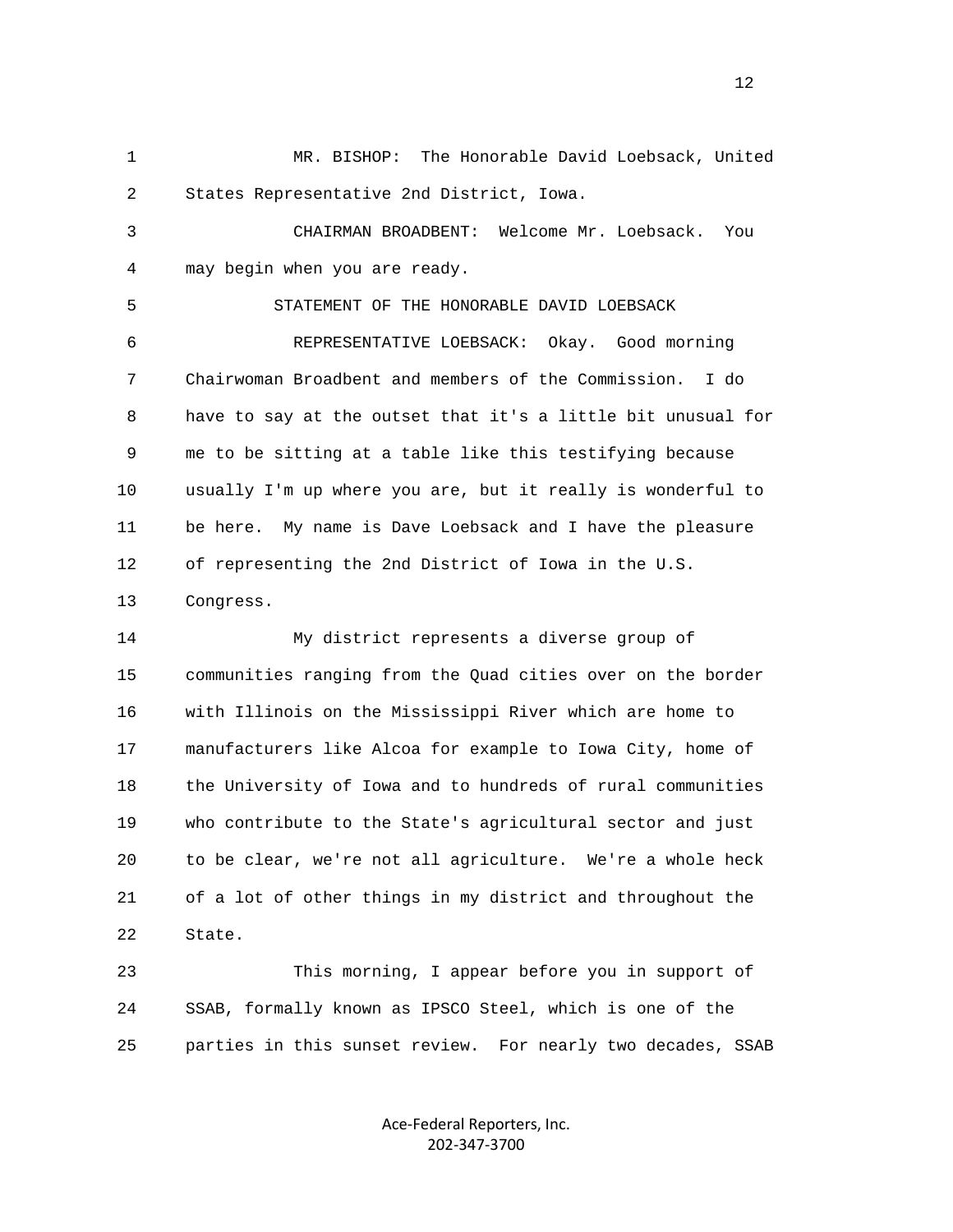MR. BISHOP: The Honorable David Loebsack, United States Representative 2nd District, Iowa.

CHAIRMAN BROADBENT: Welcome Mr. Loebsack. You may begin when you are ready.

STATEMENT OF THE HONORABLE DAVID LOEBSACK

REPRESENTATIVE LOEBSACK: Okay. Good morning Chairwoman Broadbent and members of the Commission. I do have to say at the outset that it's a little bit unusual for me to be sitting at a table like this testifying because usually I'm up where you are, but it really is wonderful to be here. My name is Dave Loebsack and I have the pleasure of representing the 2nd District of Iowa in the U.S. Congress.

My district represents a diverse group of communities ranging from the Quad cities over on the border with Illinois on the Mississippi River which are home to manufacturers like Alcoa for example to Iowa City, home of the University of Iowa and to hundreds of rural communities who contribute to the State's agricultural sector and just to be clear, we're not all agriculture. We're a whole heck of a lot of other things in my district and throughout the State.

This morning, I appear before you in support of SSAB, formally known as IPSCO Steel, which is one of the parties in this sunset review. For nearly two decades, SSAB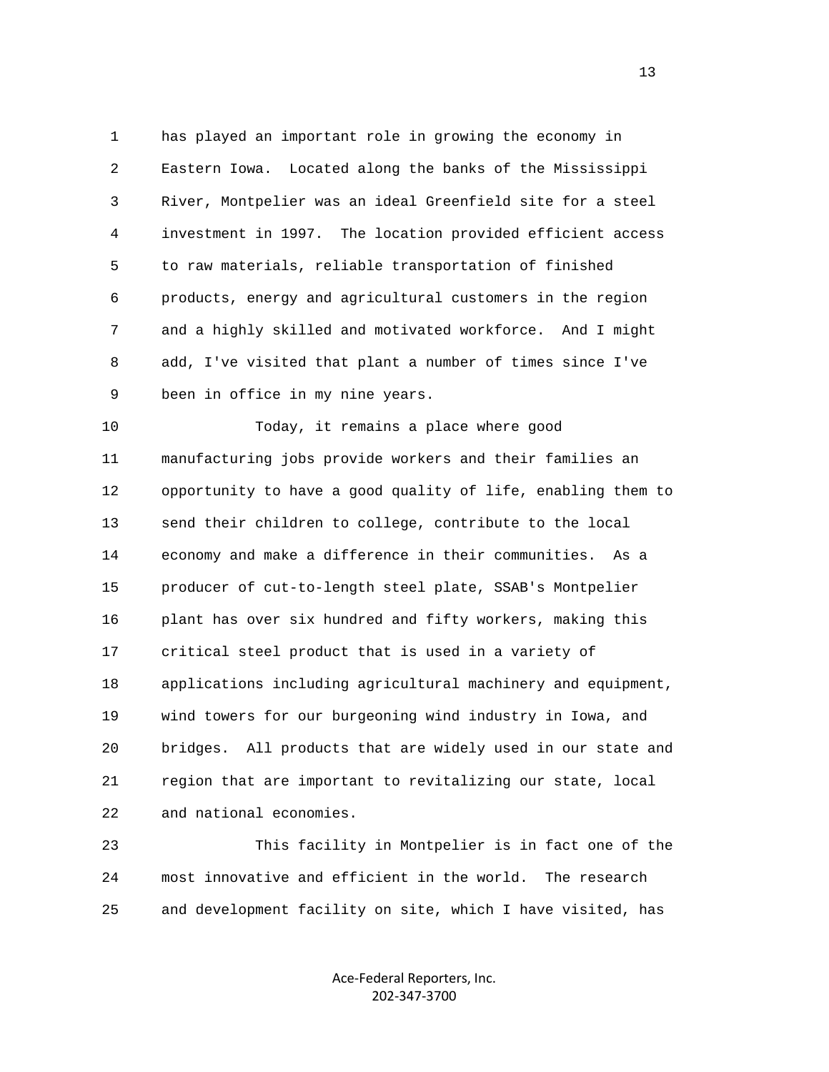has played an important role in growing the economy in Eastern Iowa. Located along the banks of the Mississippi River, Montpelier was an ideal Greenfield site for a steel investment in 1997. The location provided efficient access to raw materials, reliable transportation of finished products, energy and agricultural customers in the region and a highly skilled and motivated workforce. And I might add, I've visited that plant a number of times since I've been in office in my nine years.

Today, it remains a place where good manufacturing jobs provide workers and their families an opportunity to have a good quality of life, enabling them to send their children to college, contribute to the local economy and make a difference in their communities. As a producer of cut-to-length steel plate, SSAB's Montpelier plant has over six hundred and fifty workers, making this critical steel product that is used in a variety of applications including agricultural machinery and equipment, wind towers for our burgeoning wind industry in Iowa, and bridges. All products that are widely used in our state and region that are important to revitalizing our state, local and national economies.

This facility in Montpelier is in fact one of the most innovative and efficient in the world. The research and development facility on site, which I have visited, has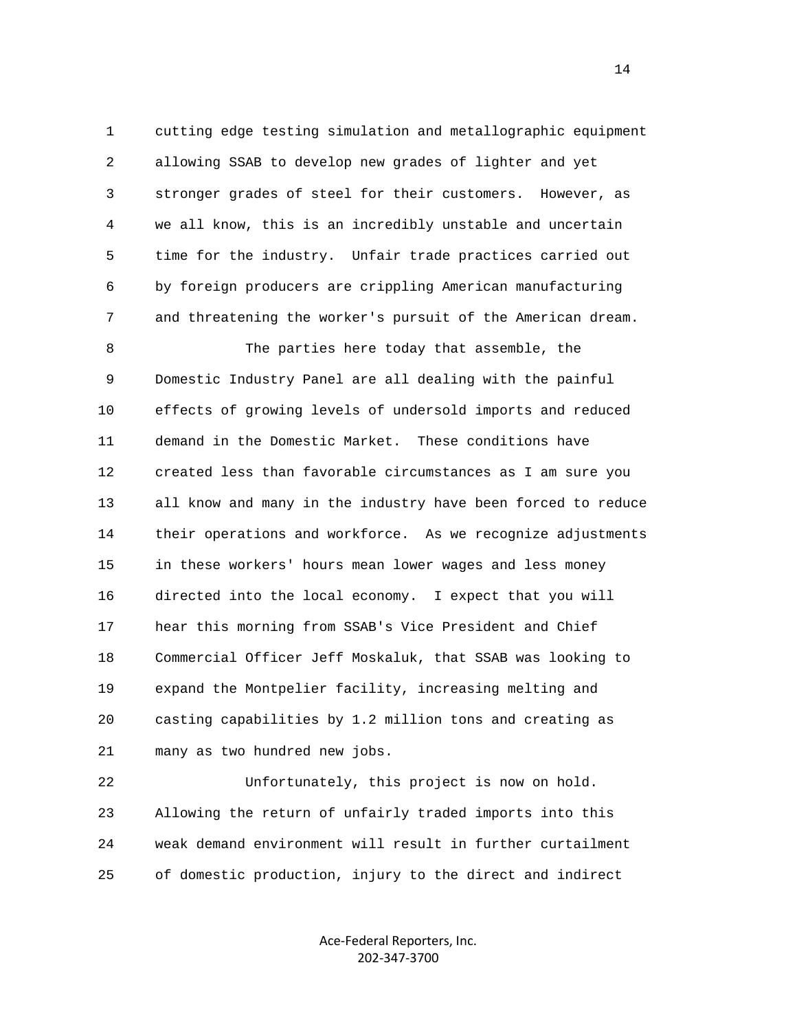cutting edge testing simulation and metallographic equipment allowing SSAB to develop new grades of lighter and yet stronger grades of steel for their customers. However, as we all know, this is an incredibly unstable and uncertain time for the industry. Unfair trade practices carried out by foreign producers are crippling American manufacturing and threatening the worker's pursuit of the American dream.

The parties here today that assemble, the Domestic Industry Panel are all dealing with the painful effects of growing levels of undersold imports and reduced demand in the Domestic Market. These conditions have created less than favorable circumstances as I am sure you all know and many in the industry have been forced to reduce their operations and workforce. As we recognize adjustments in these workers' hours mean lower wages and less money directed into the local economy. I expect that you will hear this morning from SSAB's Vice President and Chief Commercial Officer Jeff Moskaluk, that SSAB was looking to expand the Montpelier facility, increasing melting and casting capabilities by 1.2 million tons and creating as many as two hundred new jobs.

Unfortunately, this project is now on hold. Allowing the return of unfairly traded imports into this weak demand environment will result in further curtailment of domestic production, injury to the direct and indirect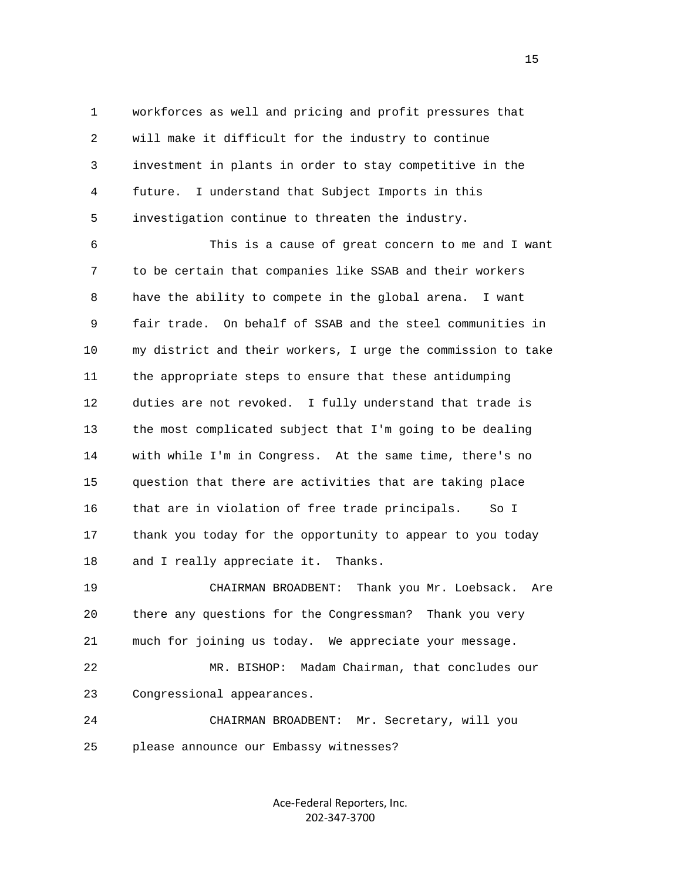workforces as well and pricing and profit pressures that will make it difficult for the industry to continue investment in plants in order to stay competitive in the future. I understand that Subject Imports in this investigation continue to threaten the industry.

This is a cause of great concern to me and I want to be certain that companies like SSAB and their workers have the ability to compete in the global arena. I want fair trade. On behalf of SSAB and the steel communities in my district and their workers, I urge the commission to take the appropriate steps to ensure that these antidumping duties are not revoked. I fully understand that trade is the most complicated subject that I'm going to be dealing with while I'm in Congress. At the same time, there's no question that there are activities that are taking place that are in violation of free trade principals. So I thank you today for the opportunity to appear to you today and I really appreciate it. Thanks.

CHAIRMAN BROADBENT: Thank you Mr. Loebsack. Are there any questions for the Congressman? Thank you very much for joining us today. We appreciate your message.

MR. BISHOP: Madam Chairman, that concludes our Congressional appearances.

CHAIRMAN BROADBENT: Mr. Secretary, will you please announce our Embassy witnesses?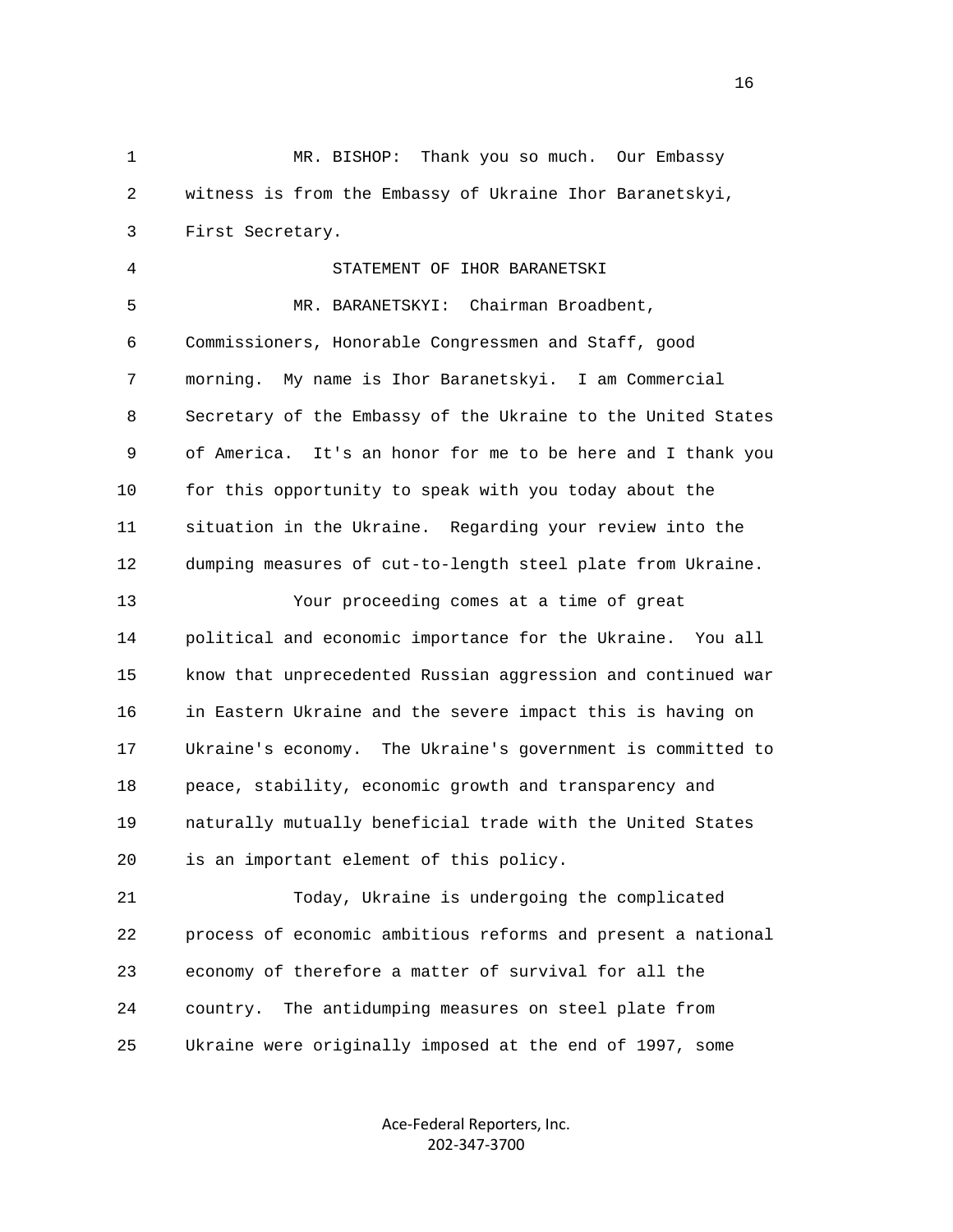MR. BISHOP: Thank you so much. Our Embassy witness is from the Embassy of Ukraine Ihor Baranetskyi, First Secretary.

STATEMENT OF IHOR BARANETSKI

MR. BARANETSKYI: Chairman Broadbent, Commissioners, Honorable Congressmen and Staff, good morning. My name is Ihor Baranetskyi. I am Commercial Secretary of the Embassy of the Ukraine to the United States of America. It's an honor for me to be here and I thank you for this opportunity to speak with you today about the situation in the Ukraine. Regarding your review into the dumping measures of cut-to-length steel plate from Ukraine.

Your proceeding comes at a time of great political and economic importance for the Ukraine. You all know that unprecedented Russian aggression and continued war in Eastern Ukraine and the severe impact this is having on Ukraine's economy. The Ukraine's government is committed to peace, stability, economic growth and transparency and naturally mutually beneficial trade with the United States is an important element of this policy.

Today, Ukraine is undergoing the complicated process of economic ambitious reforms and present a national economy of therefore a matter of survival for all the country. The antidumping measures on steel plate from Ukraine were originally imposed at the end of 1997, some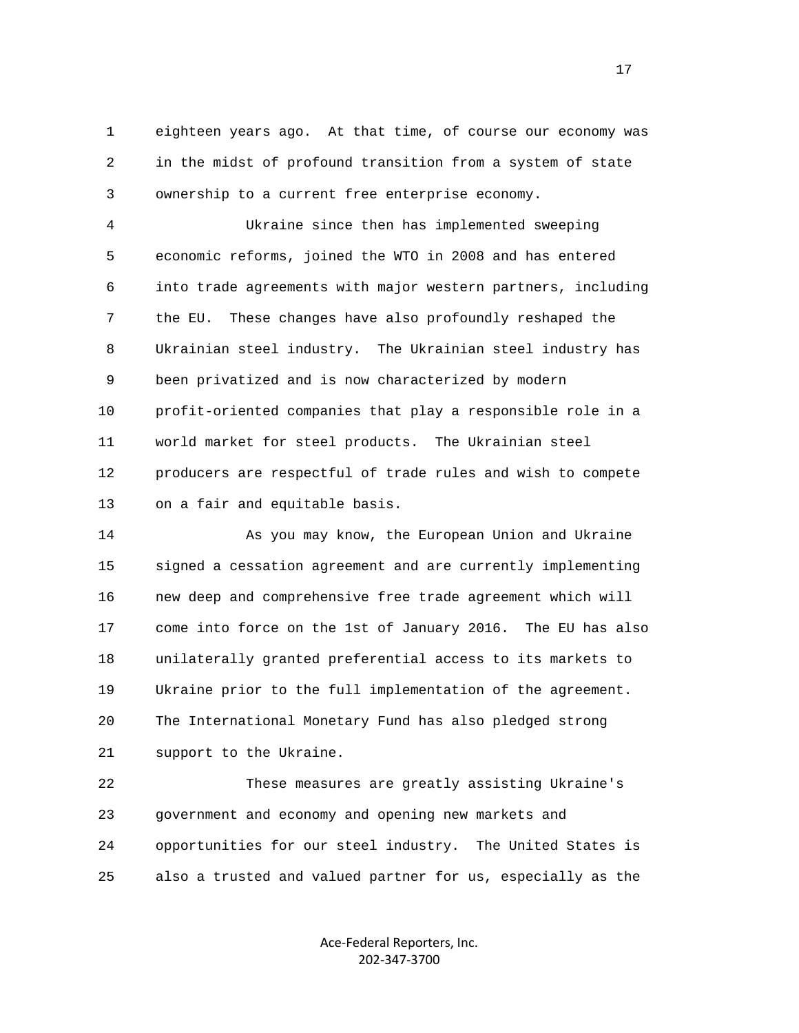eighteen years ago. At that time, of course our economy was in the midst of profound transition from a system of state ownership to a current free enterprise economy.

Ukraine since then has implemented sweeping economic reforms, joined the WTO in 2008 and has entered into trade agreements with major western partners, including the EU. These changes have also profoundly reshaped the Ukrainian steel industry. The Ukrainian steel industry has been privatized and is now characterized by modern profit-oriented companies that play a responsible role in a world market for steel products. The Ukrainian steel producers are respectful of trade rules and wish to compete on a fair and equitable basis.

As you may know, the European Union and Ukraine signed a cessation agreement and are currently implementing new deep and comprehensive free trade agreement which will come into force on the 1st of January 2016. The EU has also unilaterally granted preferential access to its markets to Ukraine prior to the full implementation of the agreement. The International Monetary Fund has also pledged strong support to the Ukraine.

These measures are greatly assisting Ukraine's government and economy and opening new markets and opportunities for our steel industry. The United States is also a trusted and valued partner for us, especially as the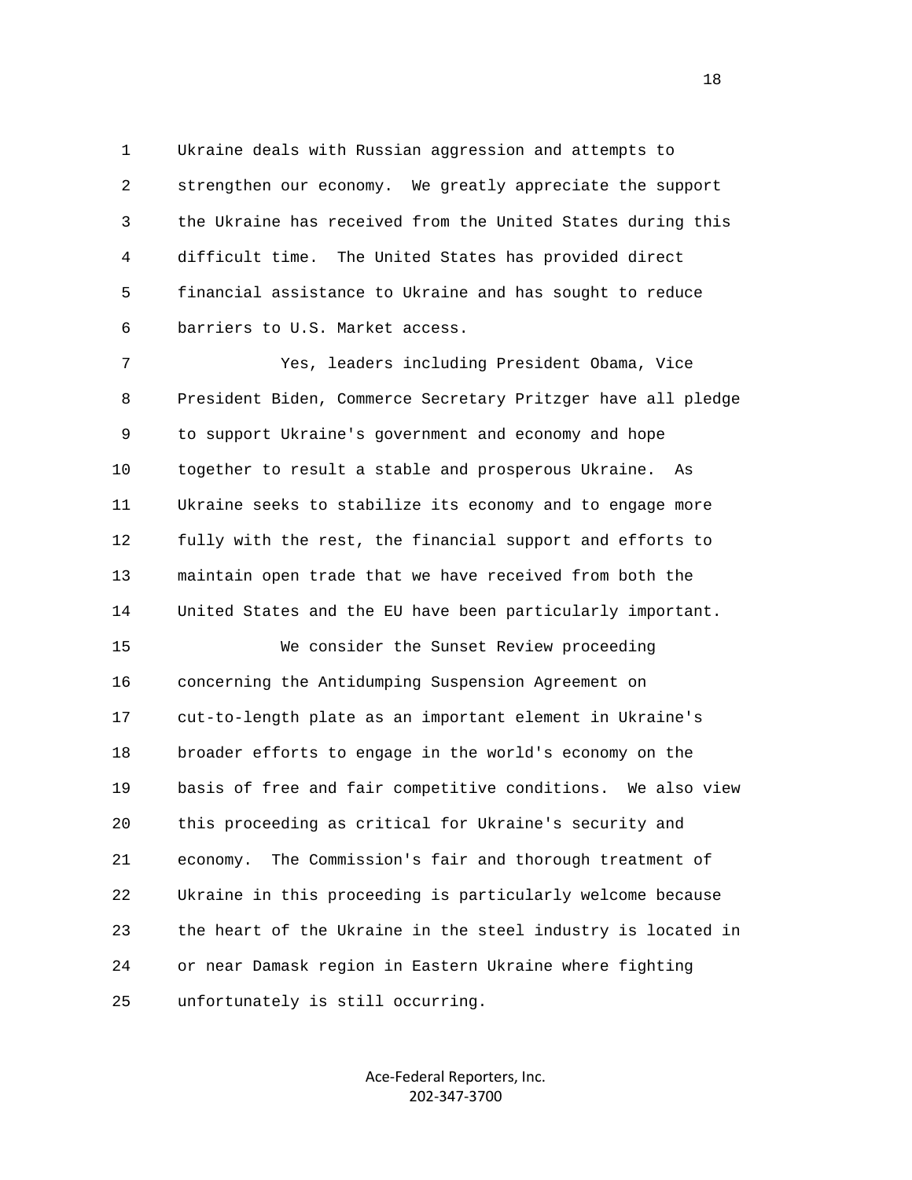Ukraine deals with Russian aggression and attempts to strengthen our economy. We greatly appreciate the support the Ukraine has received from the United States during this difficult time. The United States has provided direct financial assistance to Ukraine and has sought to reduce barriers to U.S. Market access.

Yes, leaders including President Obama, Vice President Biden, Commerce Secretary Pritzger have all pledge to support Ukraine's government and economy and hope together to result a stable and prosperous Ukraine. As Ukraine seeks to stabilize its economy and to engage more fully with the rest, the financial support and efforts to maintain open trade that we have received from both the United States and the EU have been particularly important.

We consider the Sunset Review proceeding concerning the Antidumping Suspension Agreement on cut-to-length plate as an important element in Ukraine's broader efforts to engage in the world's economy on the basis of free and fair competitive conditions. We also view this proceeding as critical for Ukraine's security and economy. The Commission's fair and thorough treatment of Ukraine in this proceeding is particularly welcome because the heart of the Ukraine in the steel industry is located in or near Damask region in Eastern Ukraine where fighting unfortunately is still occurring.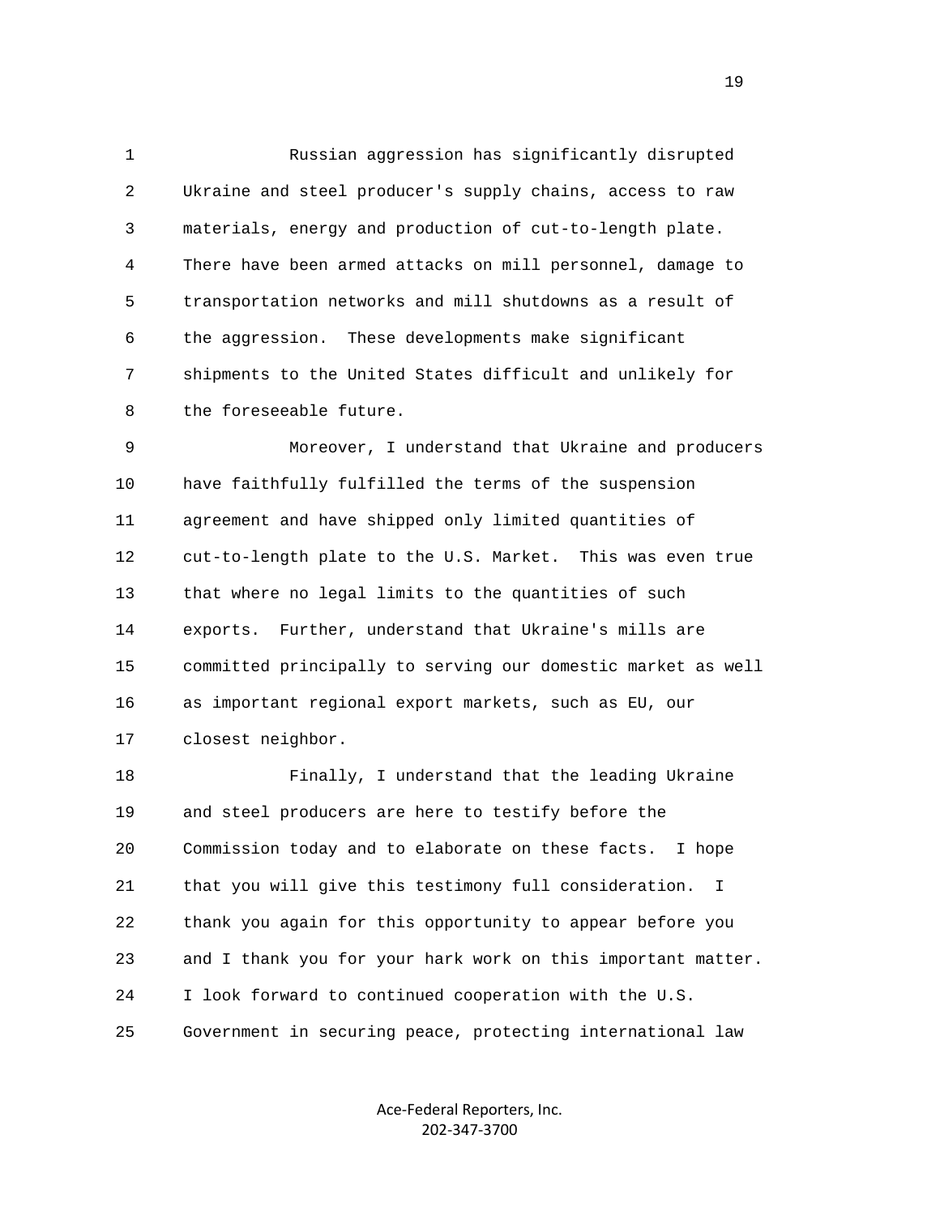Russian aggression has significantly disrupted Ukraine and steel producer's supply chains, access to raw materials, energy and production of cut-to-length plate. There have been armed attacks on mill personnel, damage to transportation networks and mill shutdowns as a result of the aggression. These developments make significant shipments to the United States difficult and unlikely for the foreseeable future.

Moreover, I understand that Ukraine and producers have faithfully fulfilled the terms of the suspension agreement and have shipped only limited quantities of cut-to-length plate to the U.S. Market. This was even true that where no legal limits to the quantities of such exports. Further, understand that Ukraine's mills are committed principally to serving our domestic market as well as important regional export markets, such as EU, our closest neighbor.

Finally, I understand that the leading Ukraine and steel producers are here to testify before the Commission today and to elaborate on these facts. I hope that you will give this testimony full consideration. I thank you again for this opportunity to appear before you and I thank you for your hark work on this important matter. I look forward to continued cooperation with the U.S. Government in securing peace, protecting international law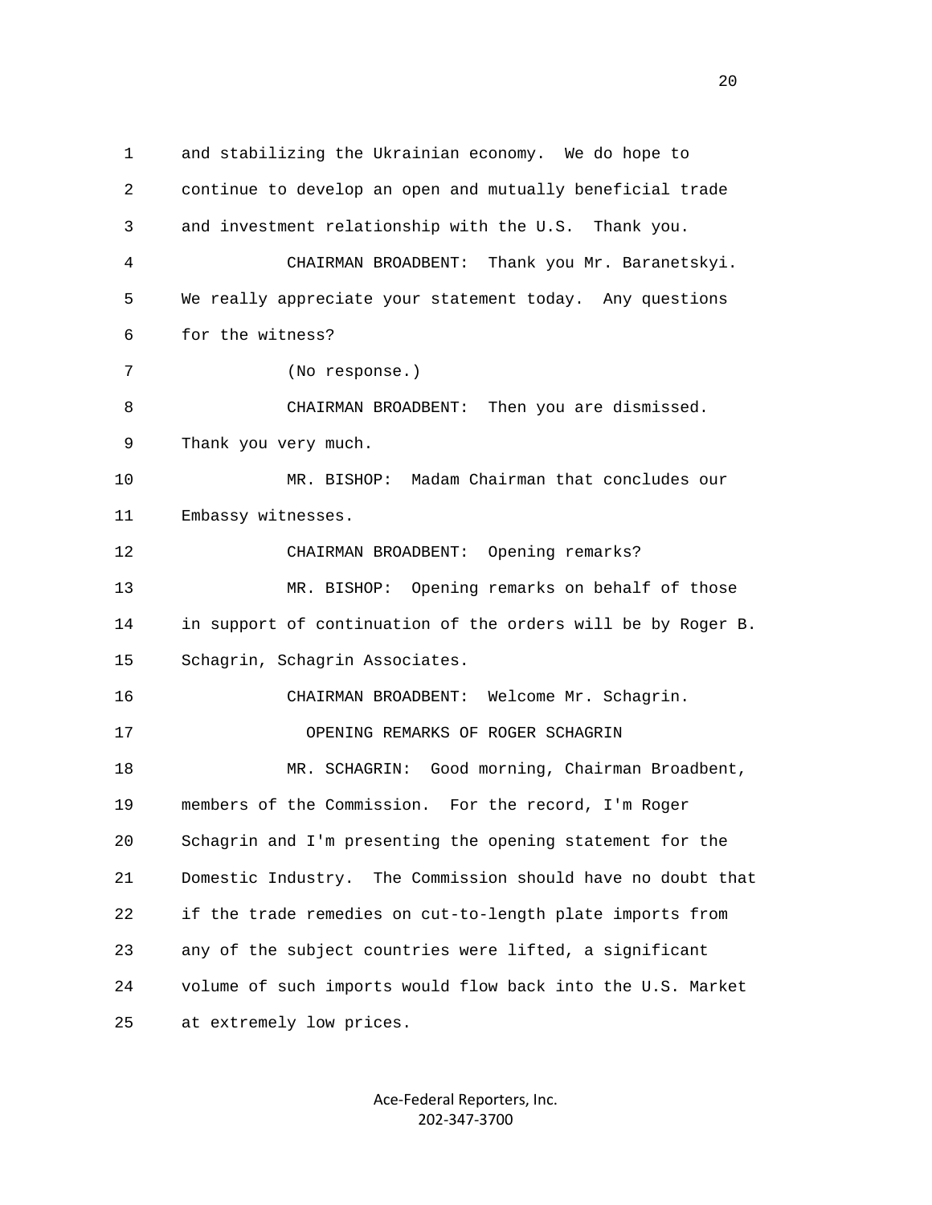and stabilizing the Ukrainian economy. We do hope to continue to develop an open and mutually beneficial trade and investment relationship with the U.S. Thank you.

CHAIRMAN BROADBENT: Thank you Mr. Baranetskyi. We really appreciate your statement today. Any questions for the witness?

(No response.)

CHAIRMAN BROADBENT: Then you are dismissed. Thank you very much.

MR. BISHOP: Madam Chairman that concludes our Embassy witnesses.

CHAIRMAN BROADBENT: Opening remarks?

MR. BISHOP: Opening remarks on behalf of those in support of continuation of the orders will be by Roger B. Schagrin, Schagrin Associates.

CHAIRMAN BROADBENT: Welcome Mr. Schagrin.

OPENING REMARKS OF ROGER SCHAGRIN

MR. SCHAGRIN: Good morning, Chairman Broadbent, members of the Commission. For the record, I'm Roger Schagrin and I'm presenting the opening statement for the Domestic Industry. The Commission should have no doubt that if the trade remedies on cut-to-length plate imports from any of the subject countries were lifted, a significant volume of such imports would flow back into the U.S. Market at extremely low prices.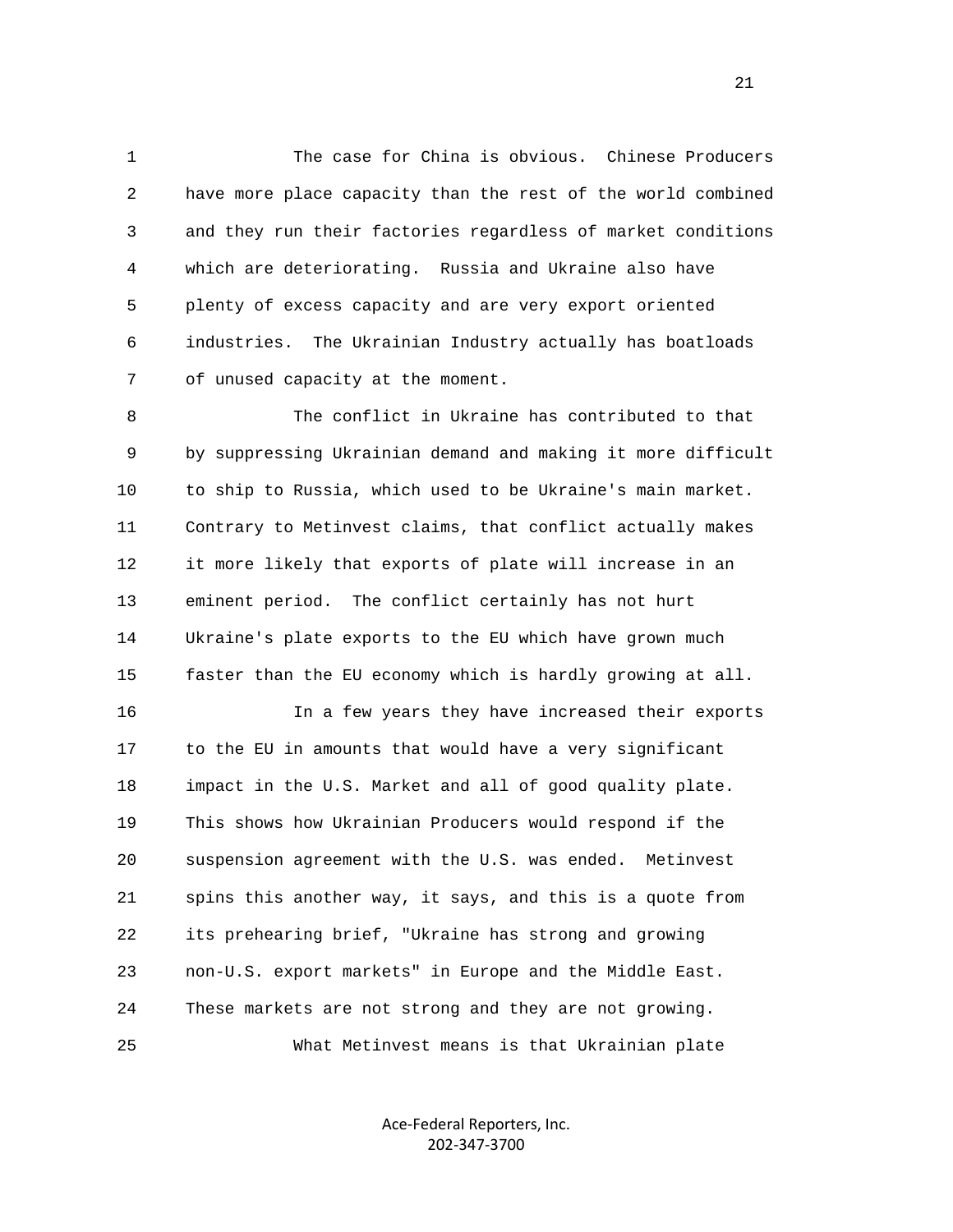The case for China is obvious. Chinese Producers have more place capacity than the rest of the world combined and they run their factories regardless of market conditions which are deteriorating. Russia and Ukraine also have plenty of excess capacity and are very export oriented industries. The Ukrainian Industry actually has boatloads of unused capacity at the moment.

The conflict in Ukraine has contributed to that by suppressing Ukrainian demand and making it more difficult to ship to Russia, which used to be Ukraine's main market. Contrary to Metinvest claims, that conflict actually makes it more likely that exports of plate will increase in an eminent period. The conflict certainly has not hurt Ukraine's plate exports to the EU which have grown much faster than the EU economy which is hardly growing at all.

In a few years they have increased their exports to the EU in amounts that would have a very significant impact in the U.S. Market and all of good quality plate. This shows how Ukrainian Producers would respond if the suspension agreement with the U.S. was ended. Metinvest spins this another way, it says, and this is a quote from its prehearing brief, "Ukraine has strong and growing non-U.S. export markets" in Europe and the Middle East. These markets are not strong and they are not growing.

What Metinvest means is that Ukrainian plate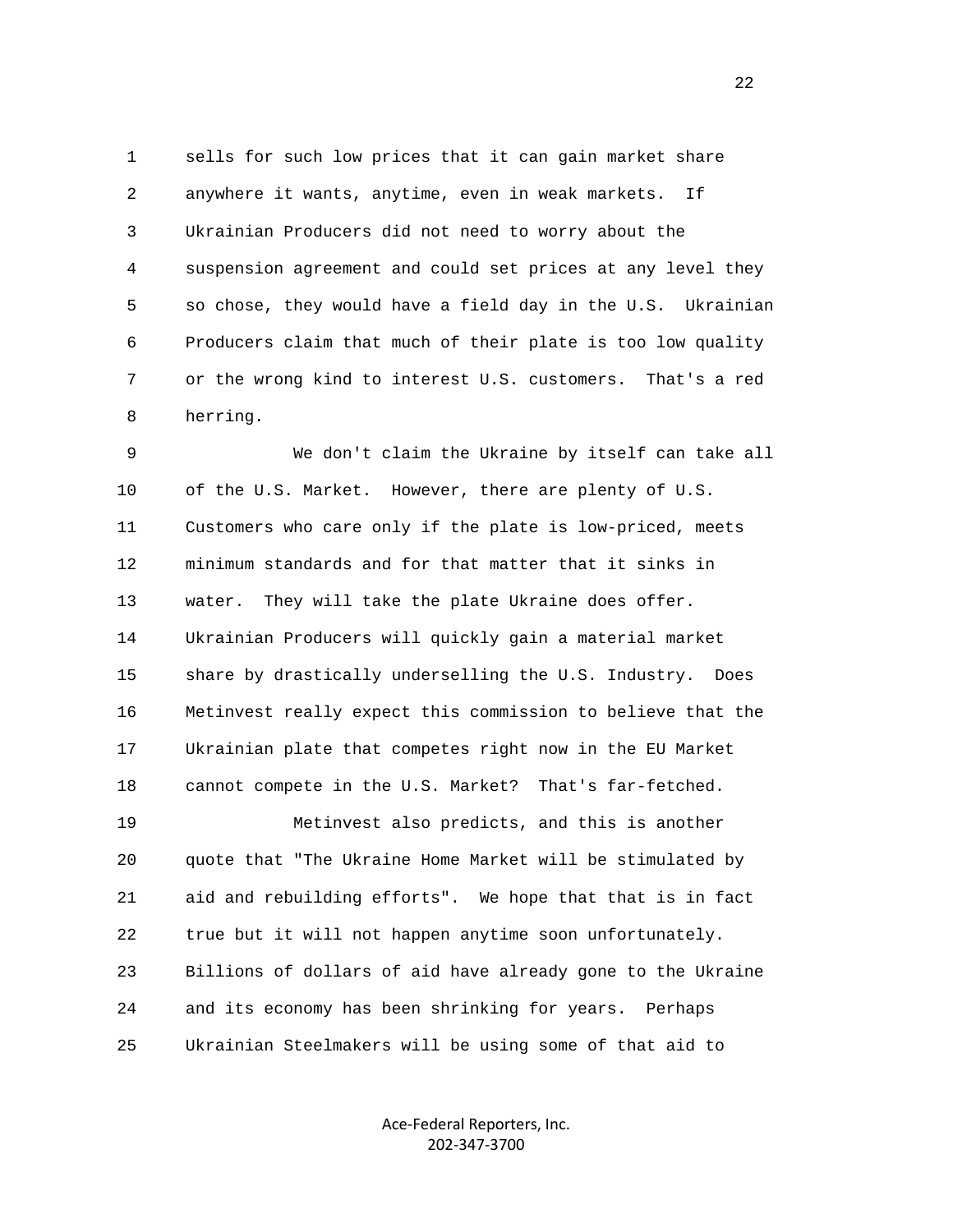sells for such low prices that it can gain market share anywhere it wants, anytime, even in weak markets. If Ukrainian Producers did not need to worry about the suspension agreement and could set prices at any level they so chose, they would have a field day in the U.S. Ukrainian Producers claim that much of their plate is too low quality or the wrong kind to interest U.S. customers. That's a red herring.

We don't claim the Ukraine by itself can take all of the U.S. Market. However, there are plenty of U.S. Customers who care only if the plate is low-priced, meets minimum standards and for that matter that it sinks in water. They will take the plate Ukraine does offer. Ukrainian Producers will quickly gain a material market share by drastically underselling the U.S. Industry. Does Metinvest really expect this commission to believe that the Ukrainian plate that competes right now in the EU Market cannot compete in the U.S. Market? That's far-fetched.

Metinvest also predicts, and this is another quote that "The Ukraine Home Market will be stimulated by aid and rebuilding efforts". We hope that that is in fact true but it will not happen anytime soon unfortunately. Billions of dollars of aid have already gone to the Ukraine and its economy has been shrinking for years. Perhaps Ukrainian Steelmakers will be using some of that aid to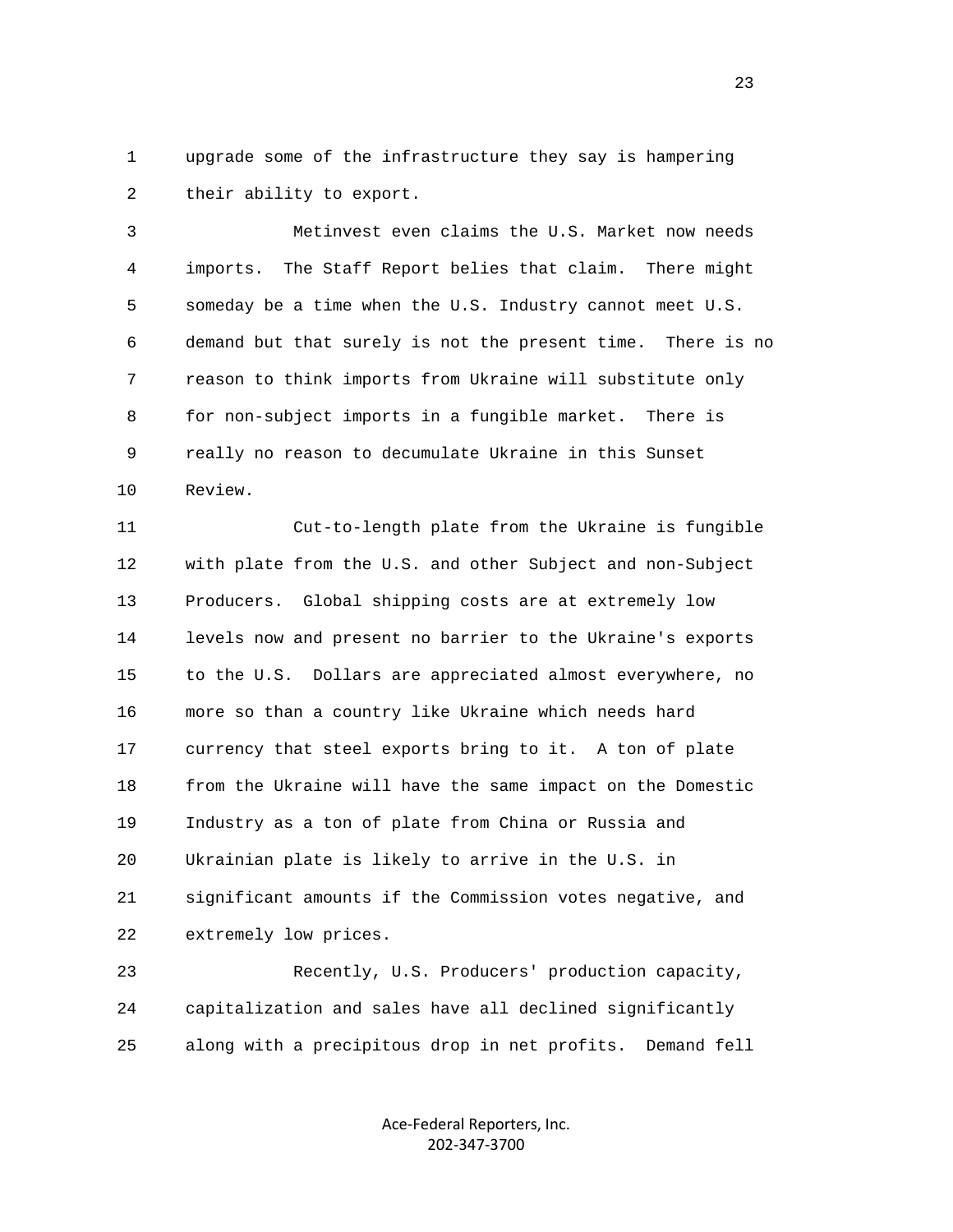upgrade some of the infrastructure they say is hampering their ability to export.

Metinvest even claims the U.S. Market now needs imports. The Staff Report belies that claim. There might someday be a time when the U.S. Industry cannot meet U.S. demand but that surely is not the present time. There is no reason to think imports from Ukraine will substitute only for non-subject imports in a fungible market. There is really no reason to decumulate Ukraine in this Sunset Review.

Cut-to-length plate from the Ukraine is fungible with plate from the U.S. and other Subject and non-Subject Producers. Global shipping costs are at extremely low levels now and present no barrier to the Ukraine's exports to the U.S. Dollars are appreciated almost everywhere, no more so than a country like Ukraine which needs hard currency that steel exports bring to it. A ton of plate from the Ukraine will have the same impact on the Domestic Industry as a ton of plate from China or Russia and Ukrainian plate is likely to arrive in the U.S. in significant amounts if the Commission votes negative, and extremely low prices.

Recently, U.S. Producers' production capacity, capitalization and sales have all declined significantly along with a precipitous drop in net profits. Demand fell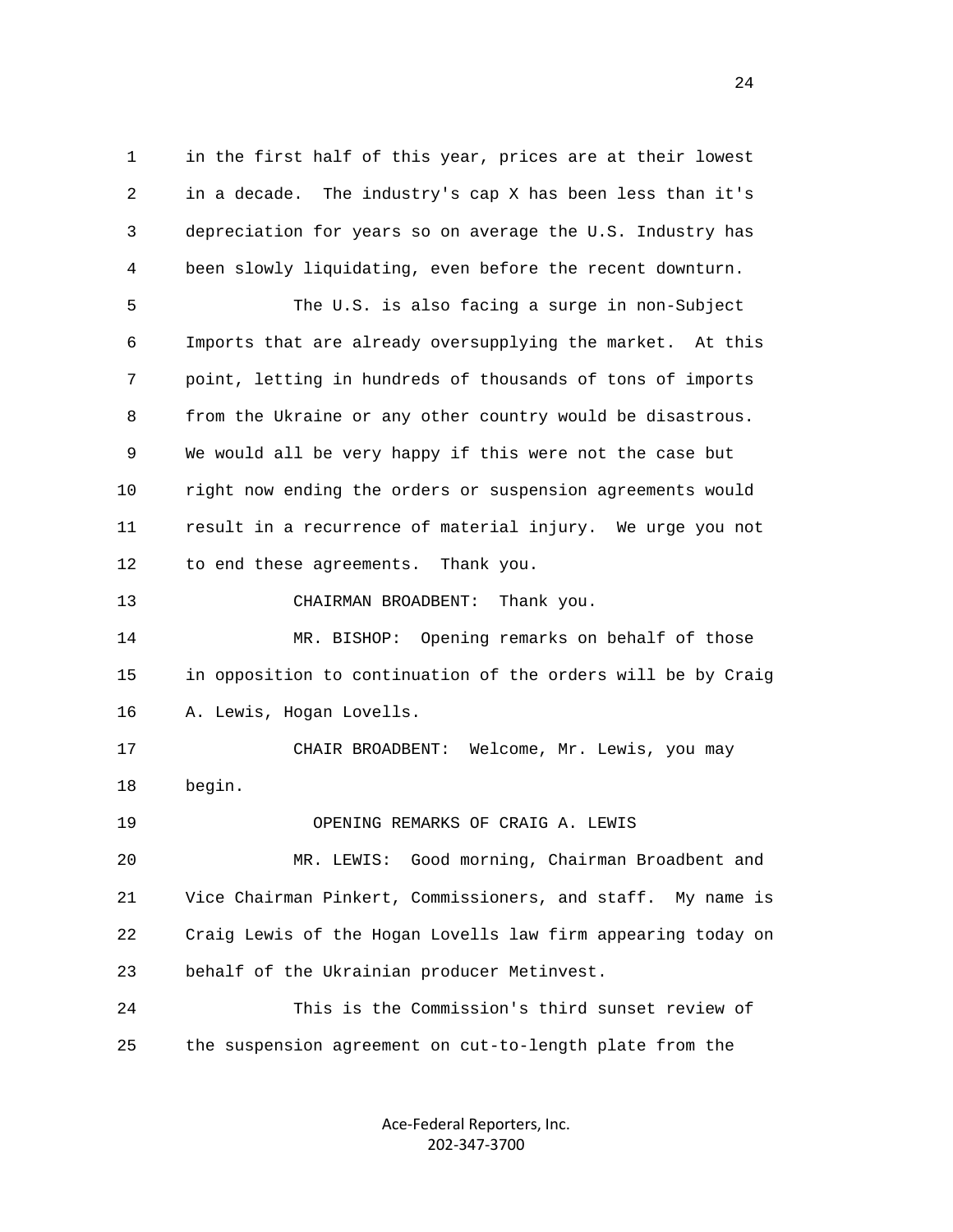in the first half of this year, prices are at their lowest in a decade. The industry's cap X has been less than it's depreciation for years so on average the U.S. Industry has been slowly liquidating, even before the recent downturn.

The U.S. is also facing a surge in non-Subject Imports that are already oversupplying the market. At this point, letting in hundreds of thousands of tons of imports from the Ukraine or any other country would be disastrous. We would all be very happy if this were not the case but right now ending the orders or suspension agreements would result in a recurrence of material injury. We urge you not to end these agreements. Thank you.

CHAIRMAN BROADBENT: Thank you.

MR. BISHOP: Opening remarks on behalf of those in opposition to continuation of the orders will be by Craig A. Lewis, Hogan Lovells.

CHAIR BROADBENT: Welcome, Mr. Lewis, you may begin.

OPENING REMARKS OF CRAIG A. LEWIS

MR. LEWIS: Good morning, Chairman Broadbent and Vice Chairman Pinkert, Commissioners, and staff. My name is Craig Lewis of the Hogan Lovells law firm appearing today on behalf of the Ukrainian producer Metinvest.

This is the Commission's third sunset review of the suspension agreement on cut-to-length plate from the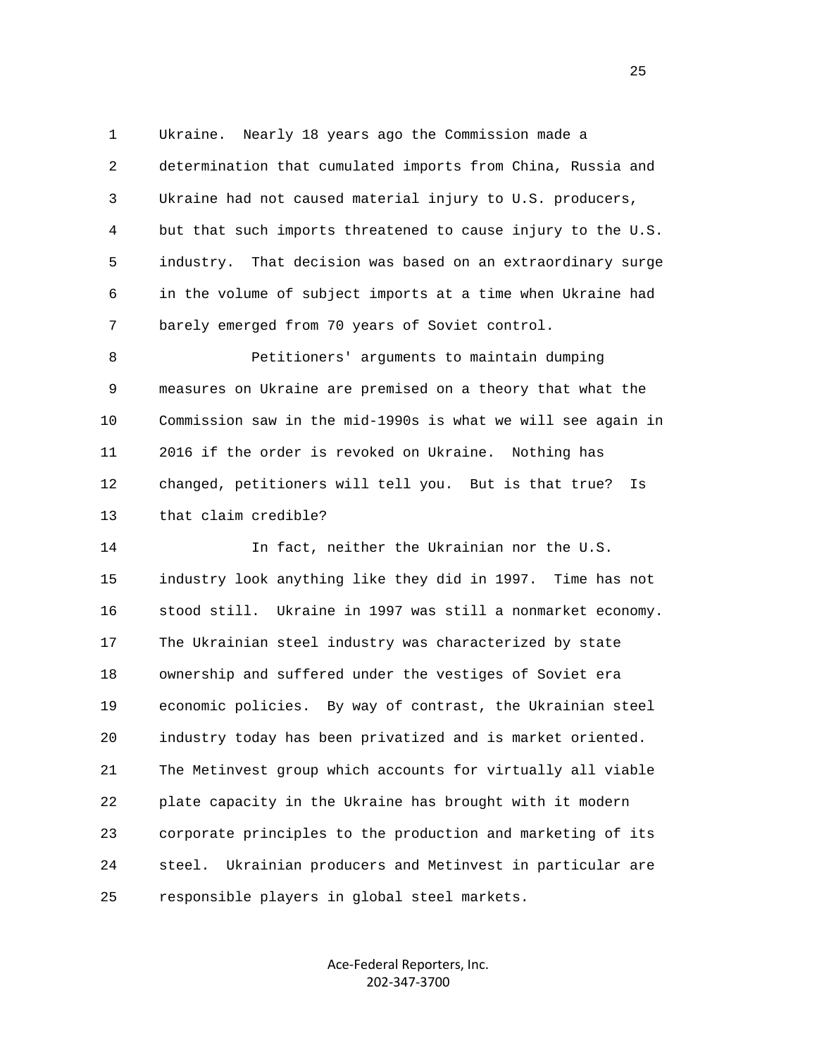Ukraine. Nearly 18 years ago the Commission made a determination that cumulated imports from China, Russia and Ukraine had not caused material injury to U.S. producers, but that such imports threatened to cause injury to the U.S. industry. That decision was based on an extraordinary surge in the volume of subject imports at a time when Ukraine had barely emerged from 70 years of Soviet control.

Petitioners' arguments to maintain dumping measures on Ukraine are premised on a theory that what the Commission saw in the mid-1990s is what we will see again in 2016 if the order is revoked on Ukraine. Nothing has changed, petitioners will tell you. But is that true? Is that claim credible?

In fact, neither the Ukrainian nor the U.S. industry look anything like they did in 1997. Time has not stood still. Ukraine in 1997 was still a nonmarket economy. The Ukrainian steel industry was characterized by state ownership and suffered under the vestiges of Soviet era economic policies. By way of contrast, the Ukrainian steel industry today has been privatized and is market oriented. The Metinvest group which accounts for virtually all viable plate capacity in the Ukraine has brought with it modern corporate principles to the production and marketing of its steel. Ukrainian producers and Metinvest in particular are responsible players in global steel markets.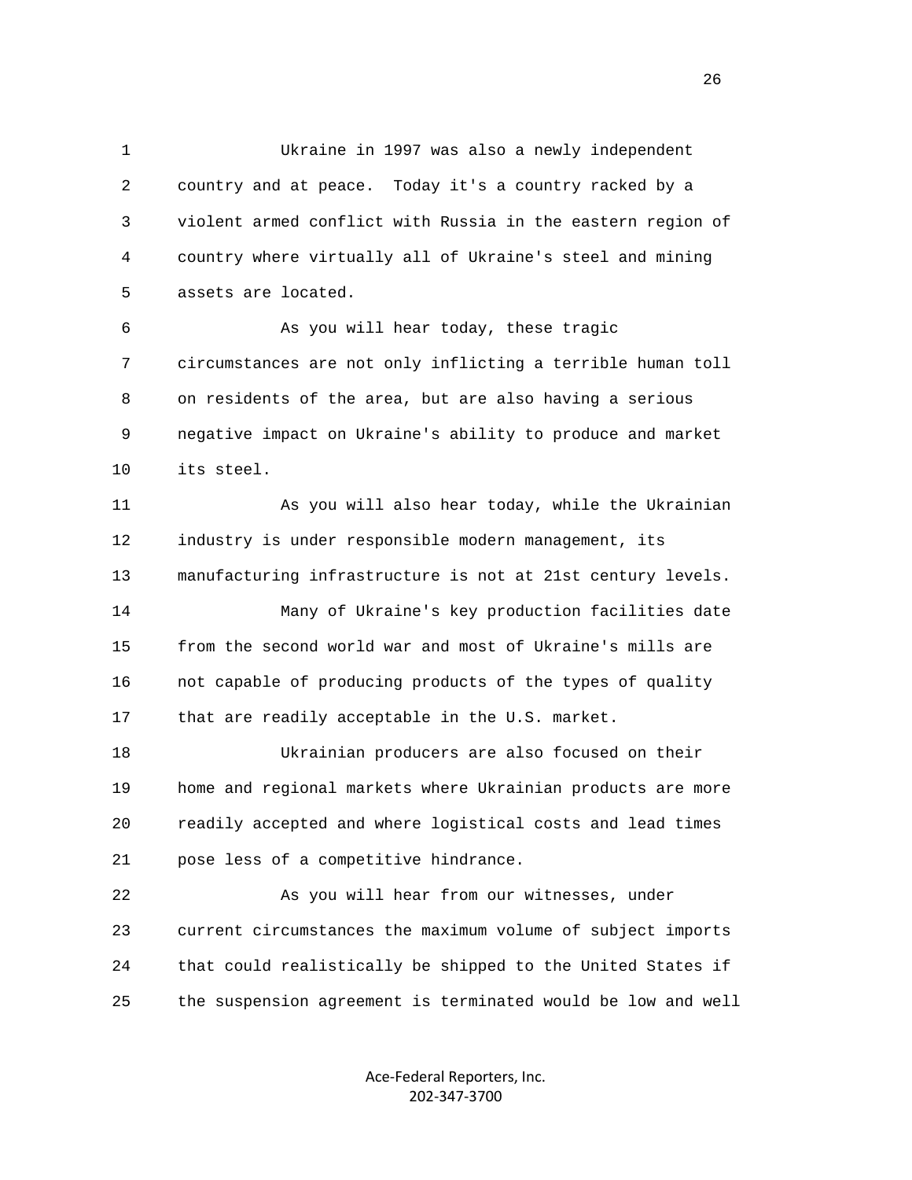Ukraine in 1997 was also a newly independent country and at peace. Today it's a country racked by a violent armed conflict with Russia in the eastern region of country where virtually all of Ukraine's steel and mining assets are located.

As you will hear today, these tragic circumstances are not only inflicting a terrible human toll on residents of the area, but are also having a serious negative impact on Ukraine's ability to produce and market its steel.

As you will also hear today, while the Ukrainian industry is under responsible modern management, its manufacturing infrastructure is not at 21st century levels.

Many of Ukraine's key production facilities date from the second world war and most of Ukraine's mills are not capable of producing products of the types of quality that are readily acceptable in the U.S. market.

Ukrainian producers are also focused on their home and regional markets where Ukrainian products are more readily accepted and where logistical costs and lead times pose less of a competitive hindrance.

As you will hear from our witnesses, under current circumstances the maximum volume of subject imports that could realistically be shipped to the United States if the suspension agreement is terminated would be low and well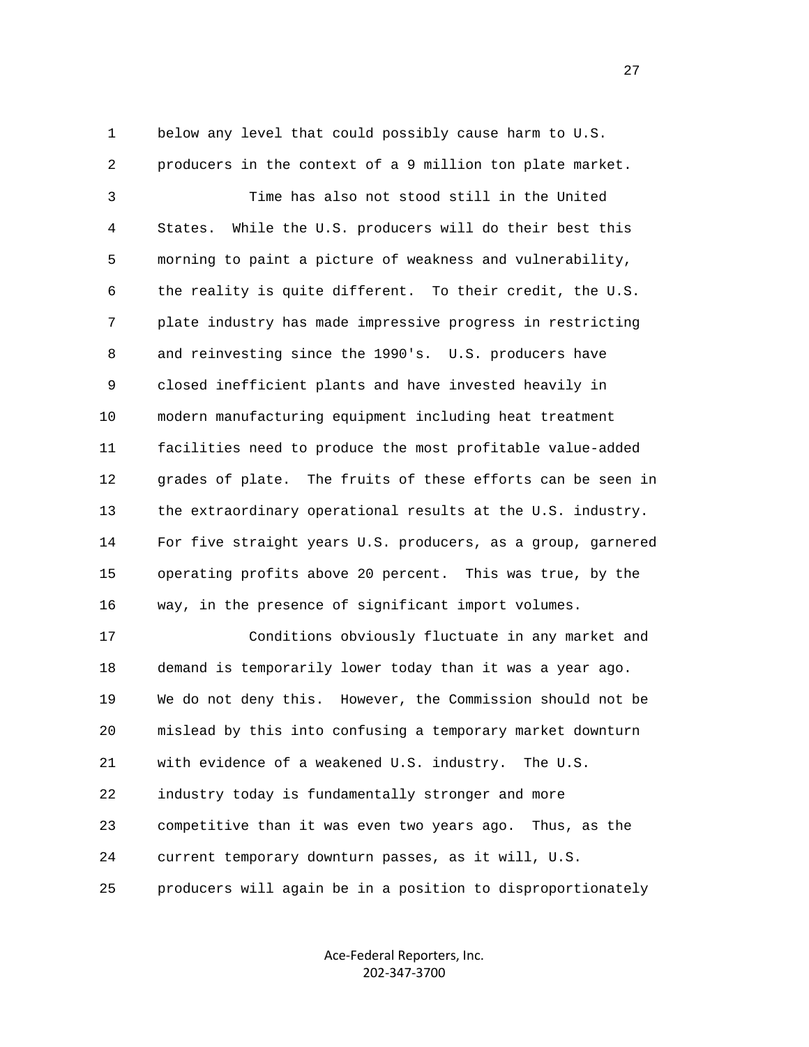below any level that could possibly cause harm to U.S. producers in the context of a 9 million ton plate market.

Time has also not stood still in the United States. While the U.S. producers will do their best this morning to paint a picture of weakness and vulnerability, the reality is quite different. To their credit, the U.S. plate industry has made impressive progress in restricting and reinvesting since the 1990's. U.S. producers have closed inefficient plants and have invested heavily in modern manufacturing equipment including heat treatment facilities need to produce the most profitable value-added grades of plate. The fruits of these efforts can be seen in the extraordinary operational results at the U.S. industry. For five straight years U.S. producers, as a group, garnered operating profits above 20 percent. This was true, by the way, in the presence of significant import volumes.

Conditions obviously fluctuate in any market and demand is temporarily lower today than it was a year ago. We do not deny this. However, the Commission should not be mislead by this into confusing a temporary market downturn with evidence of a weakened U.S. industry. The U.S. industry today is fundamentally stronger and more competitive than it was even two years ago. Thus, as the current temporary downturn passes, as it will, U.S. producers will again be in a position to disproportionately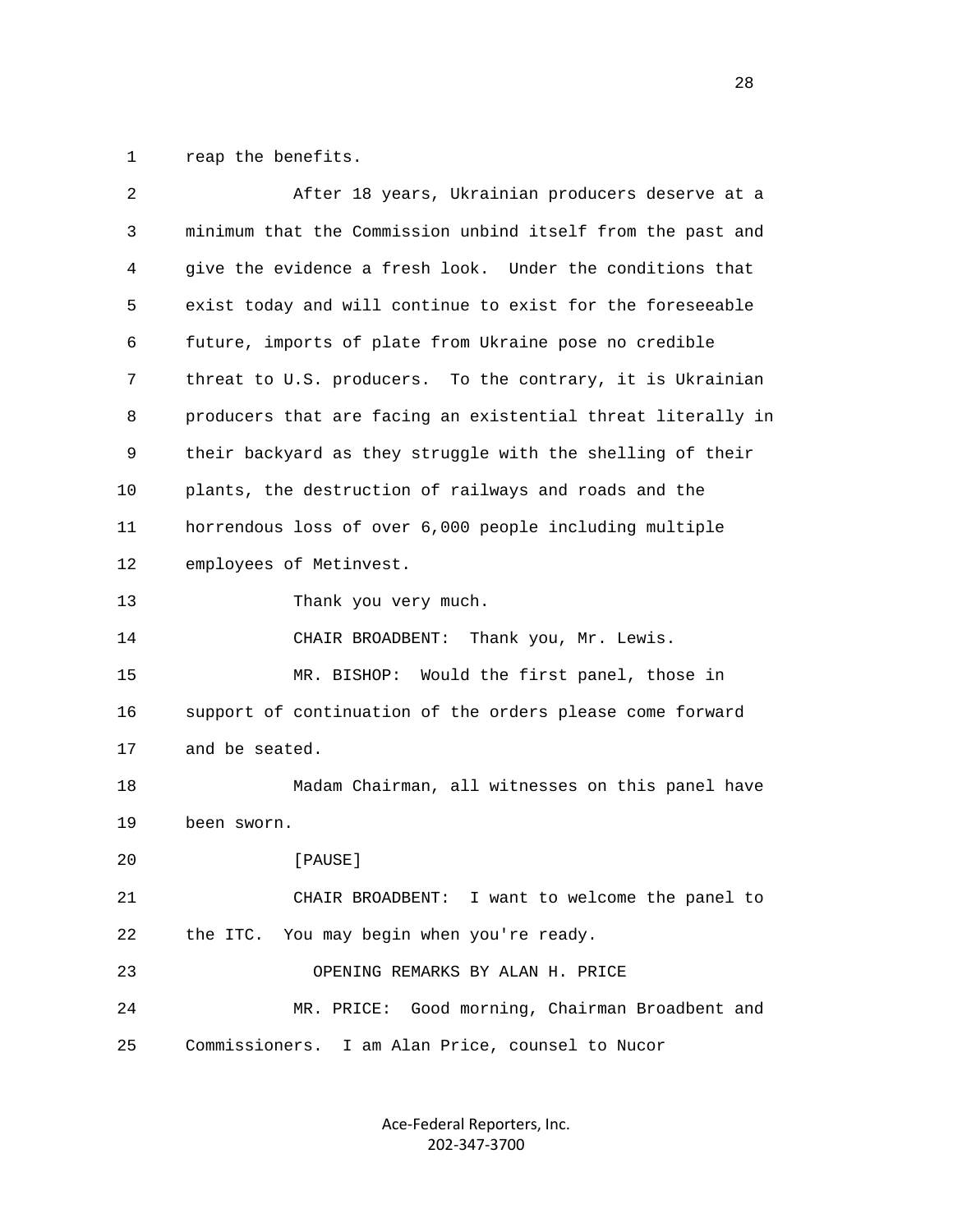reap the benefits.

After 18 years, Ukrainian producers deserve at a minimum that the Commission unbind itself from the past and give the evidence a fresh look. Under the conditions that exist today and will continue to exist for the foreseeable future, imports of plate from Ukraine pose no credible threat to U.S. producers. To the contrary, it is Ukrainian producers that are facing an existential threat literally in their backyard as they struggle with the shelling of their plants, the destruction of railways and roads and the horrendous loss of over 6,000 people including multiple employees of Metinvest.

Thank you very much.

CHAIR BROADBENT: Thank you, Mr. Lewis.

MR. BISHOP: Would the first panel, those in support of continuation of the orders please come forward and be seated.

Madam Chairman, all witnesses on this panel have been sworn.

[PAUSE]

CHAIR BROADBENT: I want to welcome the panel to the ITC. You may begin when you're ready.

OPENING REMARKS BY ALAN H. PRICE

MR. PRICE: Good morning, Chairman Broadbent and Commissioners. I am Alan Price, counsel to Nucor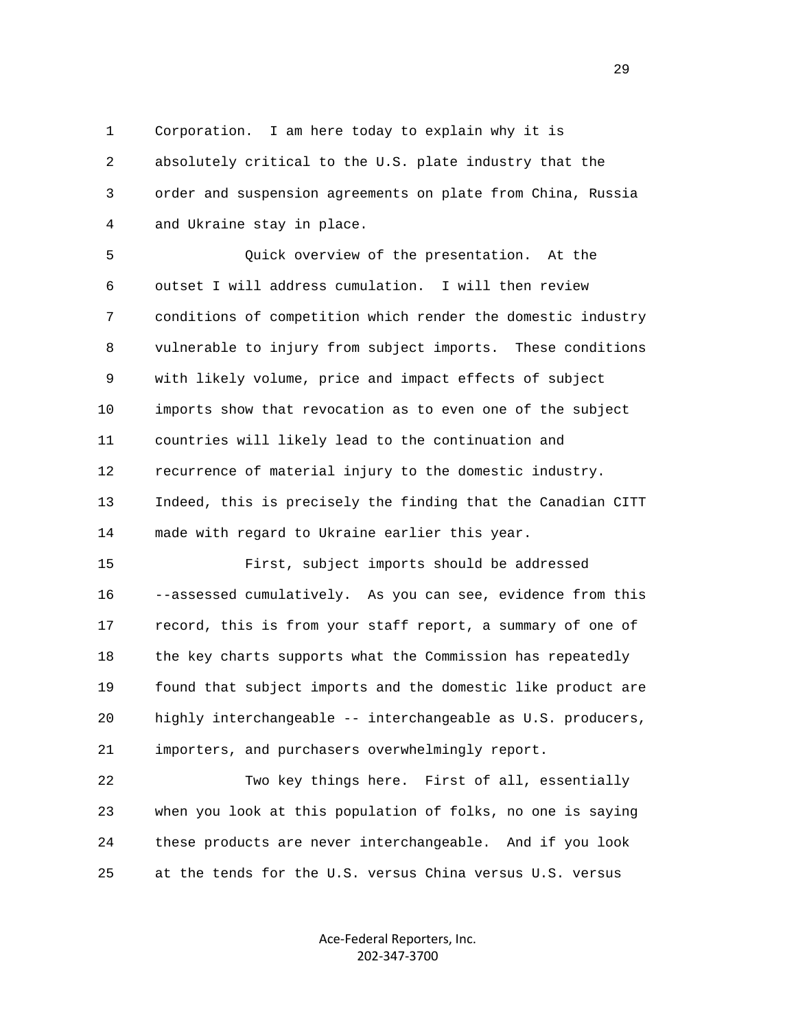Corporation. I am here today to explain why it is absolutely critical to the U.S. plate industry that the order and suspension agreements on plate from China, Russia and Ukraine stay in place.

Quick overview of the presentation. At the outset I will address cumulation. I will then review conditions of competition which render the domestic industry vulnerable to injury from subject imports. These conditions with likely volume, price and impact effects of subject imports show that revocation as to even one of the subject countries will likely lead to the continuation and recurrence of material injury to the domestic industry. Indeed, this is precisely the finding that the Canadian CITT made with regard to Ukraine earlier this year.

First, subject imports should be addressed --assessed cumulatively. As you can see, evidence from this record, this is from your staff report, a summary of one of the key charts supports what the Commission has repeatedly found that subject imports and the domestic like product are highly interchangeable -- interchangeable as U.S. producers, importers, and purchasers overwhelmingly report.

Two key things here. First of all, essentially when you look at this population of folks, no one is saying these products are never interchangeable. And if you look at the tends for the U.S. versus China versus U.S. versus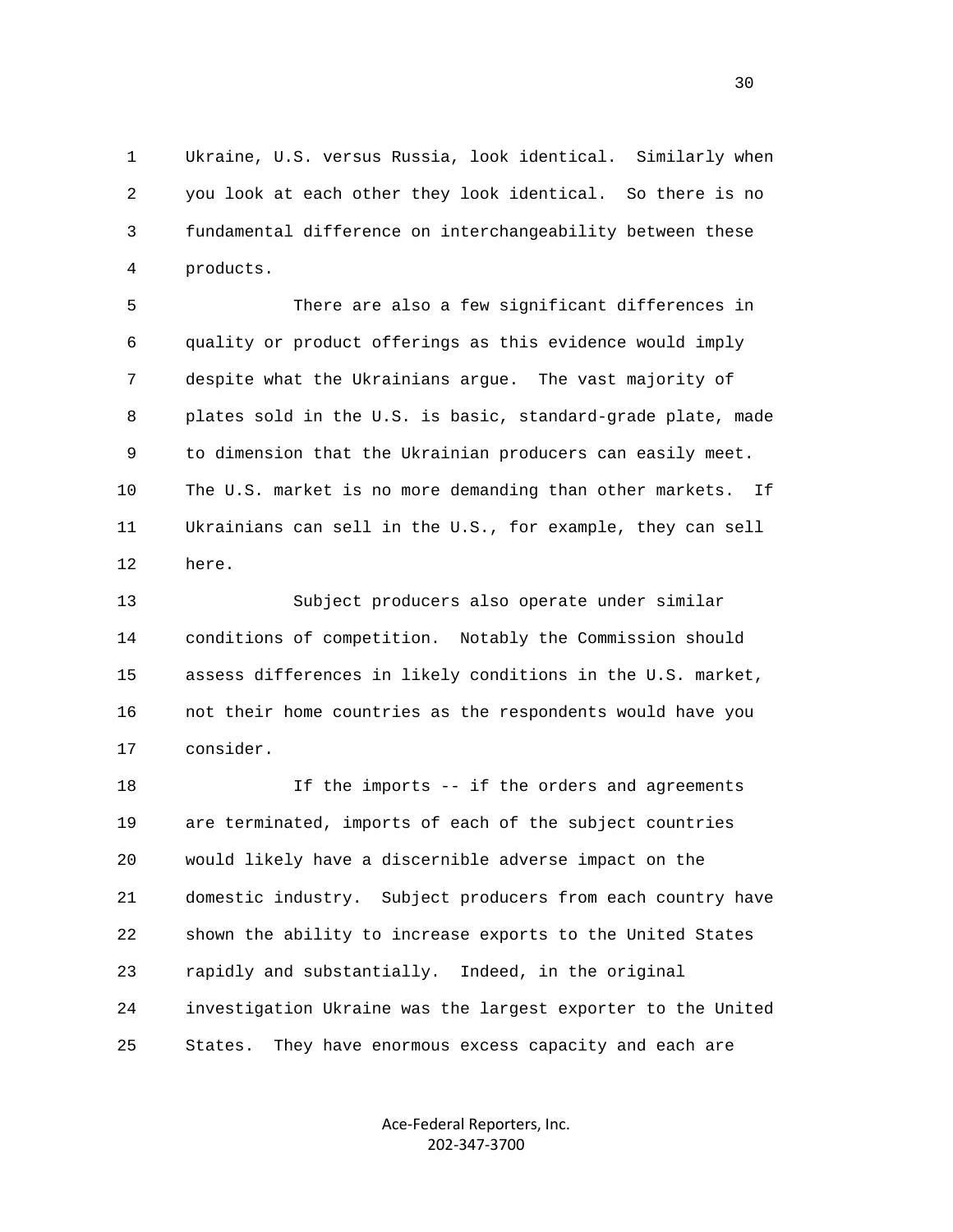Ukraine, U.S. versus Russia, look identical. Similarly when you look at each other they look identical. So there is no fundamental difference on interchangeability between these products.

There are also a few significant differences in quality or product offerings as this evidence would imply despite what the Ukrainians argue. The vast majority of plates sold in the U.S. is basic, standard-grade plate, made to dimension that the Ukrainian producers can easily meet. The U.S. market is no more demanding than other markets. If Ukrainians can sell in the U.S., for example, they can sell here.

Subject producers also operate under similar conditions of competition. Notably the Commission should assess differences in likely conditions in the U.S. market, not their home countries as the respondents would have you consider.

If the imports -- if the orders and agreements are terminated, imports of each of the subject countries would likely have a discernible adverse impact on the domestic industry. Subject producers from each country have shown the ability to increase exports to the United States rapidly and substantially. Indeed, in the original investigation Ukraine was the largest exporter to the United States. They have enormous excess capacity and each are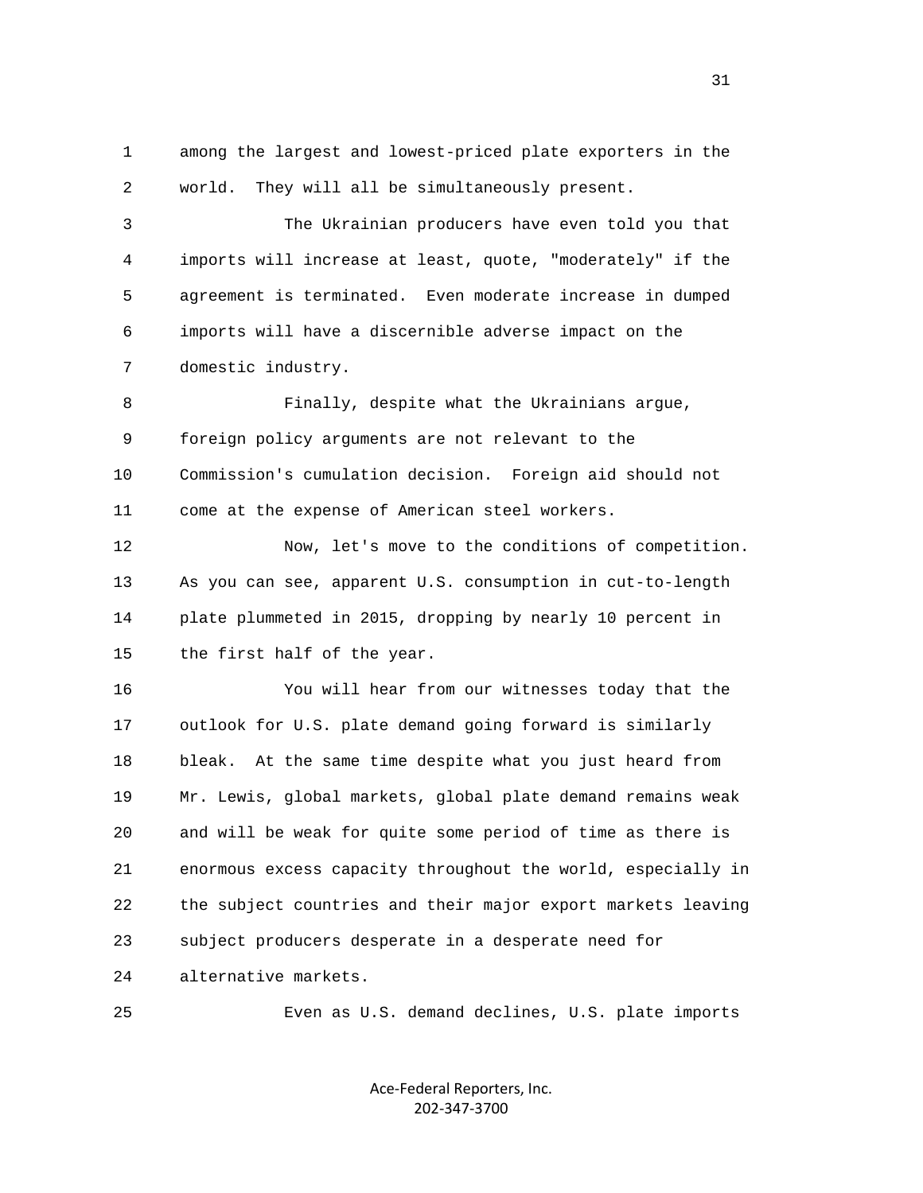among the largest and lowest-priced plate exporters in the world. They will all be simultaneously present.

The Ukrainian producers have even told you that imports will increase at least, quote, "moderately" if the agreement is terminated. Even moderate increase in dumped imports will have a discernible adverse impact on the domestic industry.

Finally, despite what the Ukrainians argue, foreign policy arguments are not relevant to the Commission's cumulation decision. Foreign aid should not come at the expense of American steel workers.

Now, let's move to the conditions of competition. As you can see, apparent U.S. consumption in cut-to-length plate plummeted in 2015, dropping by nearly 10 percent in the first half of the year.

You will hear from our witnesses today that the outlook for U.S. plate demand going forward is similarly bleak. At the same time despite what you just heard from Mr. Lewis, global markets, global plate demand remains weak and will be weak for quite some period of time as there is enormous excess capacity throughout the world, especially in the subject countries and their major export markets leaving subject producers desperate in a desperate need for alternative markets.

Even as U.S. demand declines, U.S. plate imports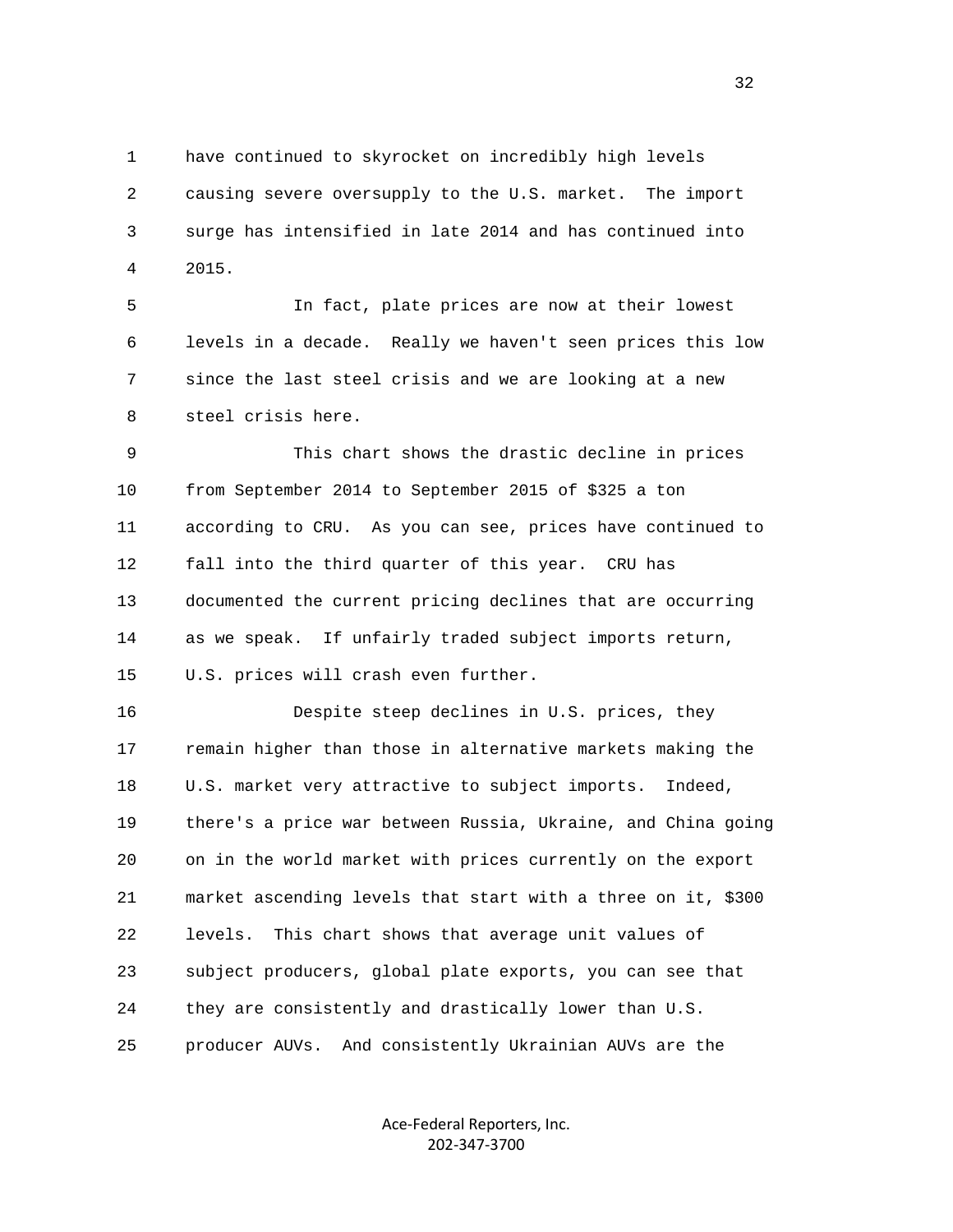have continued to skyrocket on incredibly high levels causing severe oversupply to the U.S. market. The import surge has intensified in late 2014 and has continued into 2015.

In fact, plate prices are now at their lowest levels in a decade. Really we haven't seen prices this low since the last steel crisis and we are looking at a new steel crisis here.

This chart shows the drastic decline in prices from September 2014 to September 2015 of $325 a ton according to CRU. As you can see, prices have continued to fall into the third quarter of this year. CRU has documented the current pricing declines that are occurring as we speak. If unfairly traded subject imports return, U.S. prices will crash even further.

Despite steep declines in U.S. prices, they remain higher than those in alternative markets making the U.S. market very attractive to subject imports. Indeed, there's a price war between Russia, Ukraine, and China going on in the world market with prices currently on the export market ascending levels that start with a three on it, $300 levels. This chart shows that average unit values of subject producers, global plate exports, you can see that they are consistently and drastically lower than U.S. producer AUVs. And consistently Ukrainian AUVs are the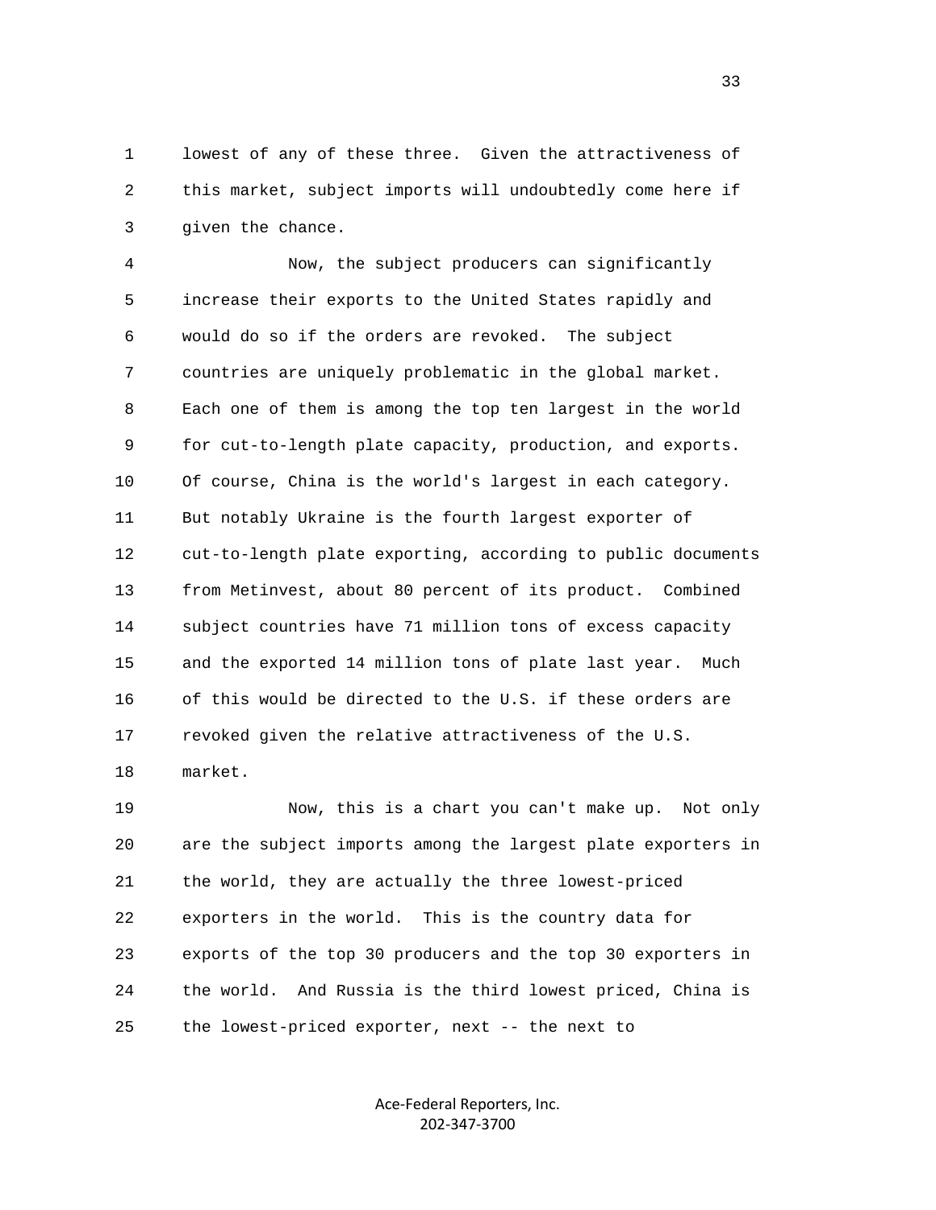1 lowest of any of these three. Given the attractiveness of
2 this market, subject imports will undoubtedly come here if
3 given the chance.

4 Now, the subject producers can significantly
5 increase their exports to the United States rapidly and
6 would do so if the orders are revoked. The subject
7 countries are uniquely problematic in the global market.
8 Each one of them is among the top ten largest in the world
9 for cut-to-length plate capacity, production, and exports.
10 Of course, China is the world's largest in each category.
11 But notably Ukraine is the fourth largest exporter of
12 cut-to-length plate exporting, according to public documents
13 from Metinvest, about 80 percent of its product. Combined
14 subject countries have 71 million tons of excess capacity
15 and the exported 14 million tons of plate last year. Much
16 of this would be directed to the U.S. if these orders are
17 revoked given the relative attractiveness of the U.S.
18 market.

19 Now, this is a chart you can't make up. Not only
20 are the subject imports among the largest plate exporters in
21 the world, they are actually the three lowest-priced
22 exporters in the world. This is the country data for
23 exports of the top 30 producers and the top 30 exporters in
24 the world. And Russia is the third lowest priced, China is
25 the lowest-priced exporter, next -- the next to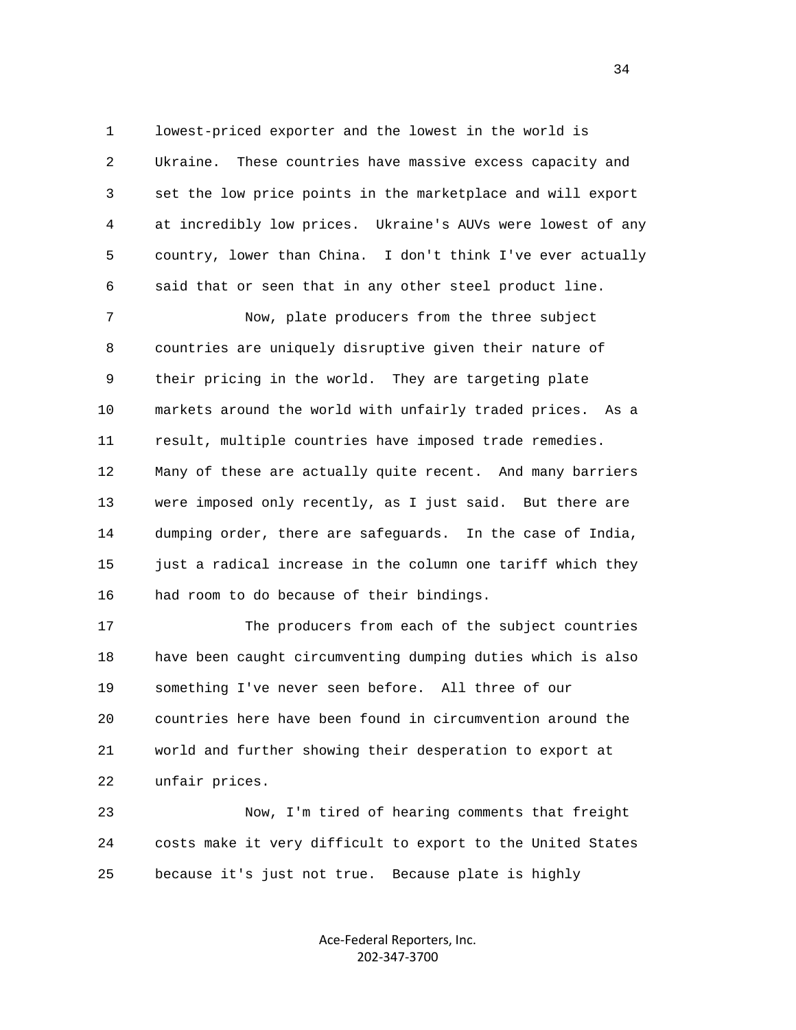lowest-priced exporter and the lowest in the world is Ukraine. These countries have massive excess capacity and set the low price points in the marketplace and will export at incredibly low prices. Ukraine's AUVs were lowest of any country, lower than China. I don't think I've ever actually said that or seen that in any other steel product line.

Now, plate producers from the three subject countries are uniquely disruptive given their nature of their pricing in the world. They are targeting plate markets around the world with unfairly traded prices. As a result, multiple countries have imposed trade remedies. Many of these are actually quite recent. And many barriers were imposed only recently, as I just said. But there are dumping order, there are safeguards. In the case of India, just a radical increase in the column one tariff which they had room to do because of their bindings.

The producers from each of the subject countries have been caught circumventing dumping duties which is also something I've never seen before. All three of our countries here have been found in circumvention around the world and further showing their desperation to export at unfair prices.

Now, I'm tired of hearing comments that freight costs make it very difficult to export to the United States because it's just not true. Because plate is highly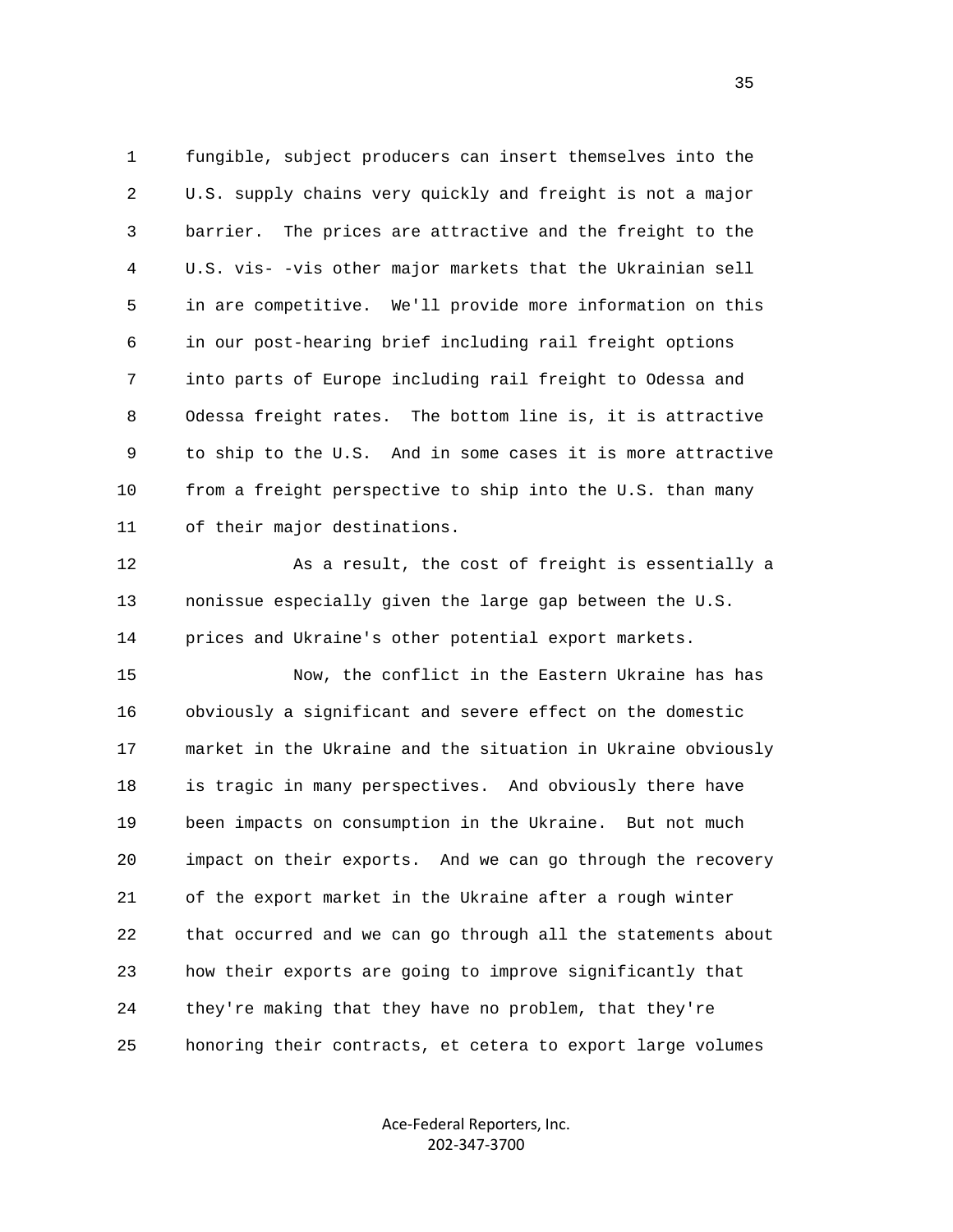fungible, subject producers can insert themselves into the U.S. supply chains very quickly and freight is not a major barrier. The prices are attractive and the freight to the U.S. vis- -vis other major markets that the Ukrainian sell in are competitive. We'll provide more information on this in our post-hearing brief including rail freight options into parts of Europe including rail freight to Odessa and Odessa freight rates. The bottom line is, it is attractive to ship to the U.S. And in some cases it is more attractive from a freight perspective to ship into the U.S. than many of their major destinations.

As a result, the cost of freight is essentially a nonissue especially given the large gap between the U.S. prices and Ukraine's other potential export markets.

Now, the conflict in the Eastern Ukraine has has obviously a significant and severe effect on the domestic market in the Ukraine and the situation in Ukraine obviously is tragic in many perspectives. And obviously there have been impacts on consumption in the Ukraine. But not much impact on their exports. And we can go through the recovery of the export market in the Ukraine after a rough winter that occurred and we can go through all the statements about how their exports are going to improve significantly that they're making that they have no problem, that they're honoring their contracts, et cetera to export large volumes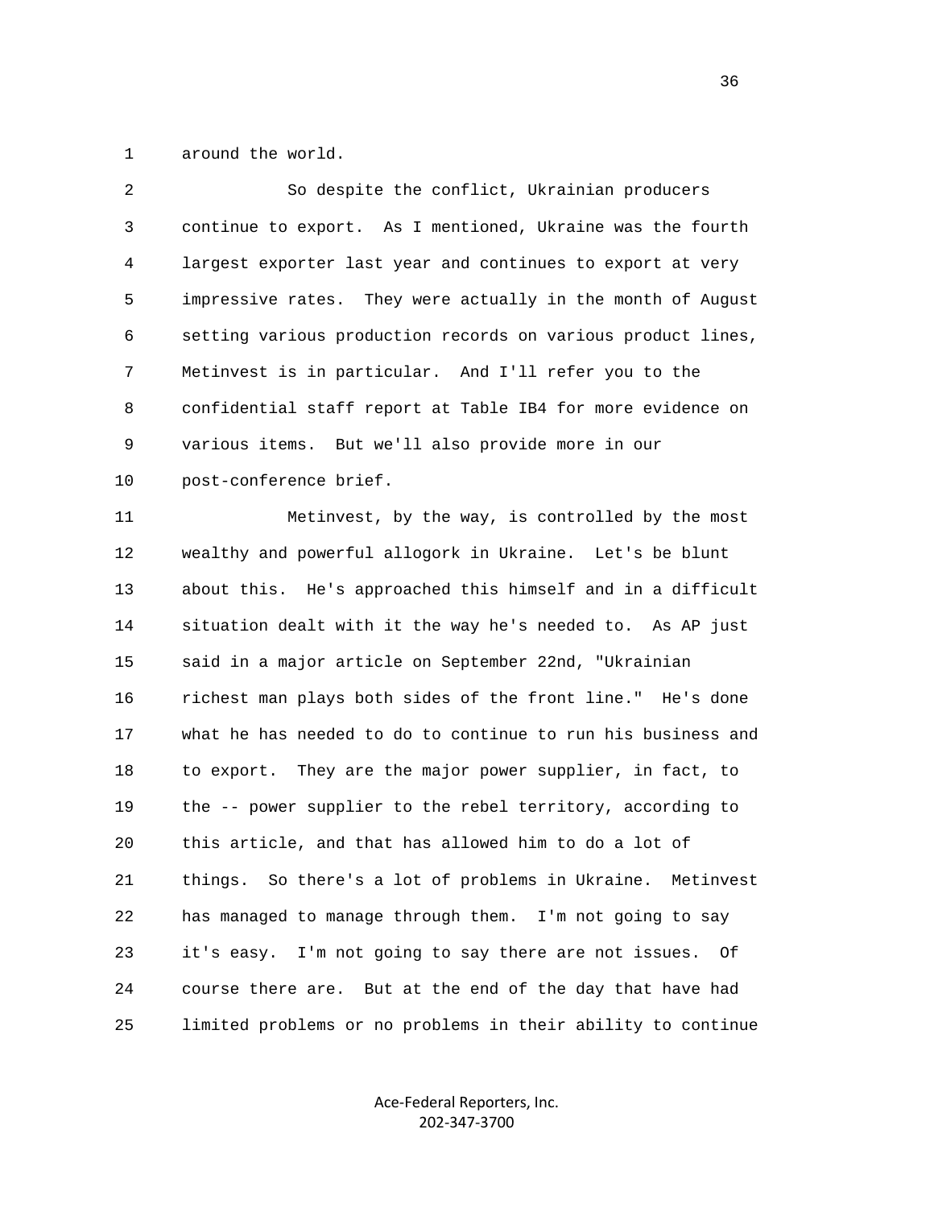1 around the world.

2 So despite the conflict, Ukrainian producers
3 continue to export. As I mentioned, Ukraine was the fourth
4 largest exporter last year and continues to export at very
5 impressive rates. They were actually in the month of August
6 setting various production records on various product lines,
7 Metinvest is in particular. And I'll refer you to the
8 confidential staff report at Table IB4 for more evidence on
9 various items. But we'll also provide more in our
10 post-conference brief.

11 Metinvest, by the way, is controlled by the most
12 wealthy and powerful allogork in Ukraine. Let's be blunt
13 about this. He's approached this himself and in a difficult
14 situation dealt with it the way he's needed to. As AP just
15 said in a major article on September 22nd, "Ukrainian
16 richest man plays both sides of the front line." He's done
17 what he has needed to do to continue to run his business and
18 to export. They are the major power supplier, in fact, to
19 the -- power supplier to the rebel territory, according to
20 this article, and that has allowed him to do a lot of
21 things. So there's a lot of problems in Ukraine. Metinvest
22 has managed to manage through them. I'm not going to say
23 it's easy. I'm not going to say there are not issues. Of
24 course there are. But at the end of the day that have had
25 limited problems or no problems in their ability to continue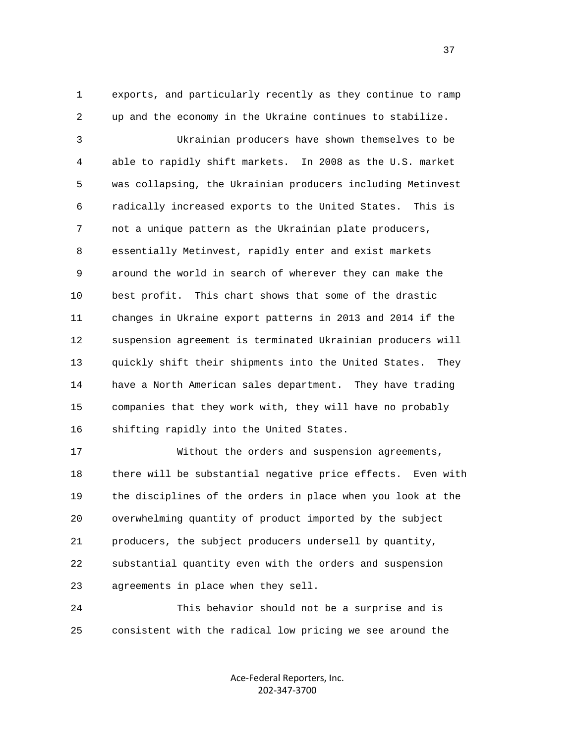exports, and particularly recently as they continue to ramp up and the economy in the Ukraine continues to stabilize.

Ukrainian producers have shown themselves to be able to rapidly shift markets. In 2008 as the U.S. market was collapsing, the Ukrainian producers including Metinvest radically increased exports to the United States. This is not a unique pattern as the Ukrainian plate producers, essentially Metinvest, rapidly enter and exist markets around the world in search of wherever they can make the best profit. This chart shows that some of the drastic changes in Ukraine export patterns in 2013 and 2014 if the suspension agreement is terminated Ukrainian producers will quickly shift their shipments into the United States. They have a North American sales department. They have trading companies that they work with, they will have no probably shifting rapidly into the United States.

Without the orders and suspension agreements, there will be substantial negative price effects. Even with the disciplines of the orders in place when you look at the overwhelming quantity of product imported by the subject producers, the subject producers undersell by quantity, substantial quantity even with the orders and suspension agreements in place when they sell.

This behavior should not be a surprise and is consistent with the radical low pricing we see around the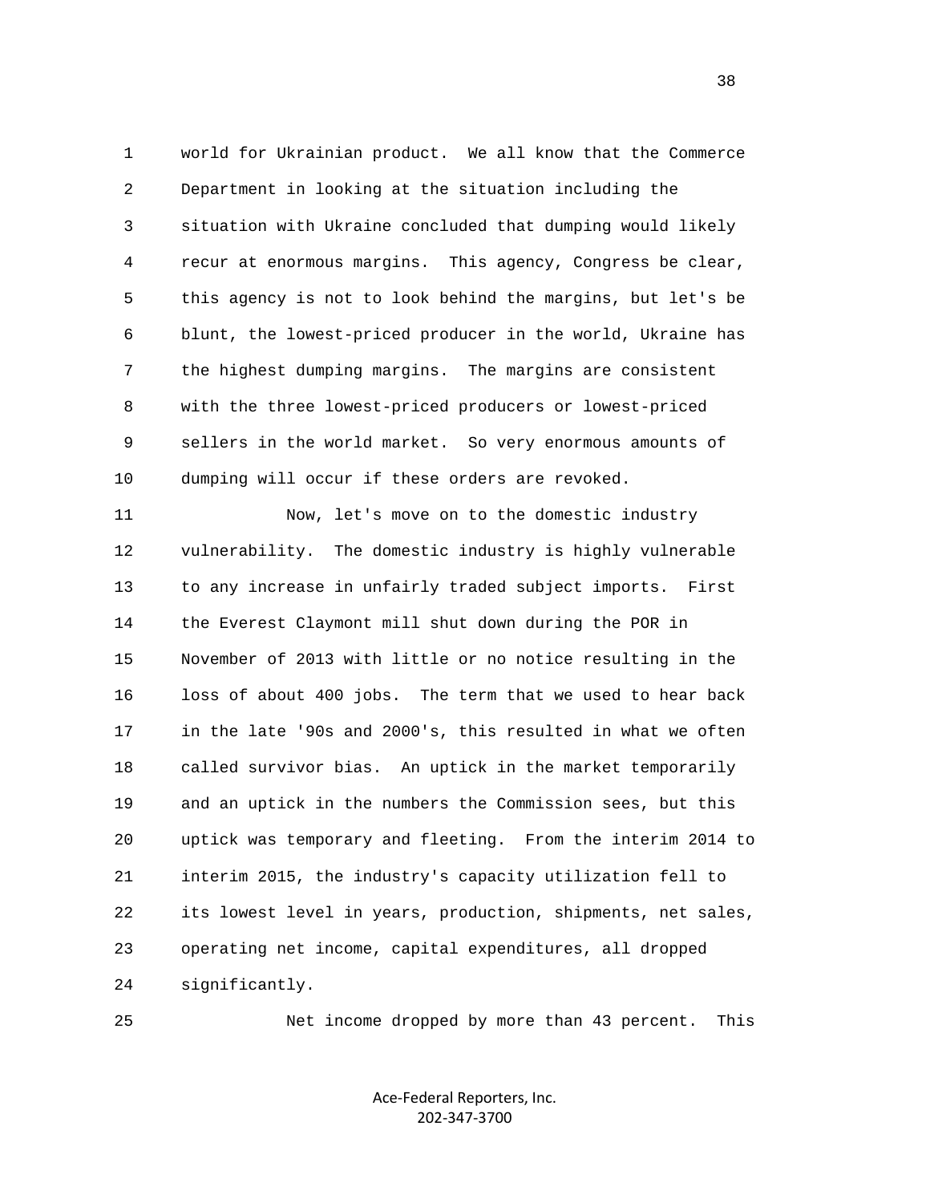world for Ukrainian product. We all know that the Commerce Department in looking at the situation including the situation with Ukraine concluded that dumping would likely recur at enormous margins. This agency, Congress be clear, this agency is not to look behind the margins, but let's be blunt, the lowest-priced producer in the world, Ukraine has the highest dumping margins. The margins are consistent with the three lowest-priced producers or lowest-priced sellers in the world market. So very enormous amounts of dumping will occur if these orders are revoked.

Now, let's move on to the domestic industry vulnerability. The domestic industry is highly vulnerable to any increase in unfairly traded subject imports. First the Everest Claymont mill shut down during the POR in November of 2013 with little or no notice resulting in the loss of about 400 jobs. The term that we used to hear back in the late '90s and 2000's, this resulted in what we often called survivor bias. An uptick in the market temporarily and an uptick in the numbers the Commission sees, but this uptick was temporary and fleeting. From the interim 2014 to interim 2015, the industry's capacity utilization fell to its lowest level in years, production, shipments, net sales, operating net income, capital expenditures, all dropped significantly.

Net income dropped by more than 43 percent. This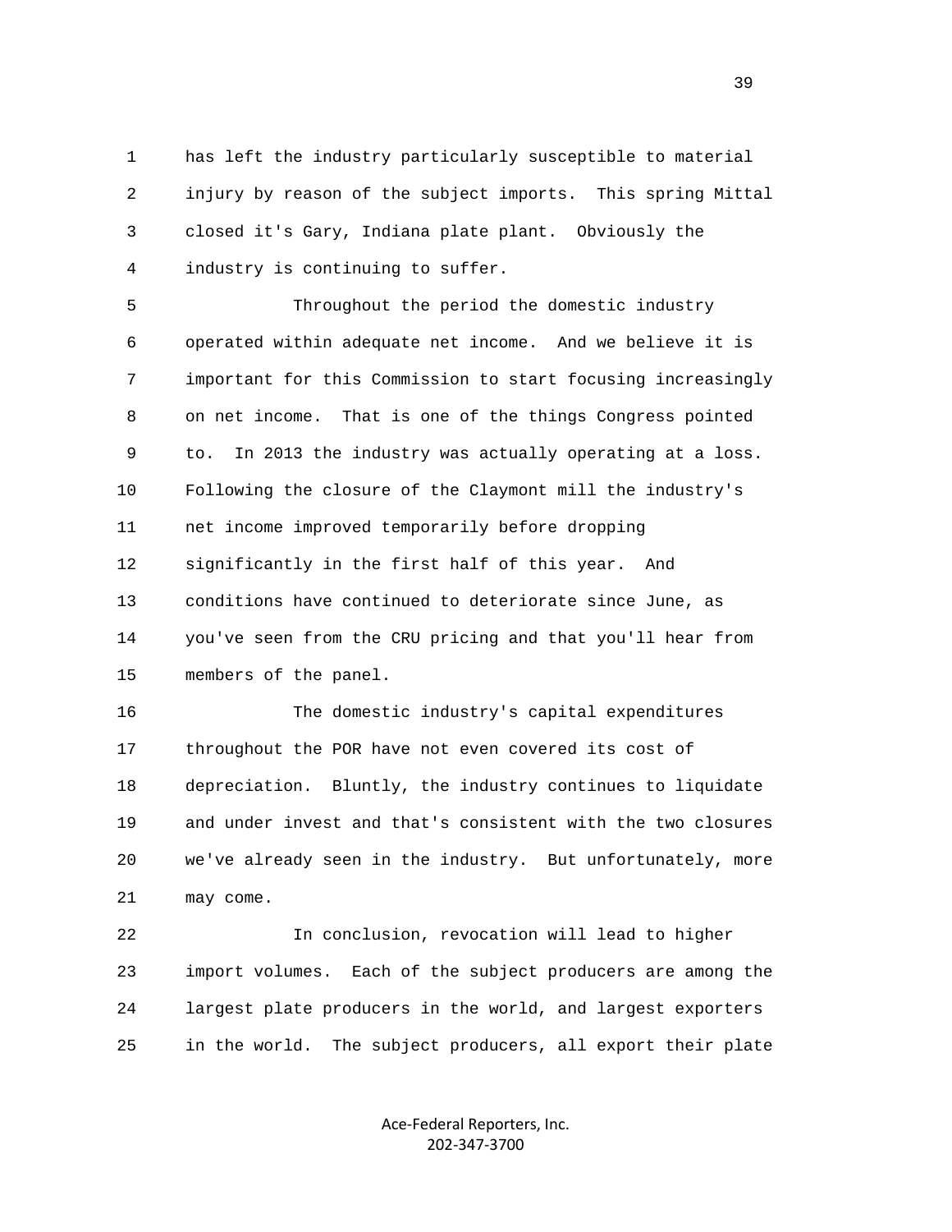has left the industry particularly susceptible to material injury by reason of the subject imports. This spring Mittal closed it's Gary, Indiana plate plant. Obviously the industry is continuing to suffer.

Throughout the period the domestic industry operated within adequate net income. And we believe it is important for this Commission to start focusing increasingly on net income. That is one of the things Congress pointed to. In 2013 the industry was actually operating at a loss. Following the closure of the Claymont mill the industry's net income improved temporarily before dropping significantly in the first half of this year. And conditions have continued to deteriorate since June, as you've seen from the CRU pricing and that you'll hear from members of the panel.

The domestic industry's capital expenditures throughout the POR have not even covered its cost of depreciation. Bluntly, the industry continues to liquidate and under invest and that's consistent with the two closures we've already seen in the industry. But unfortunately, more may come.

In conclusion, revocation will lead to higher import volumes. Each of the subject producers are among the largest plate producers in the world, and largest exporters in the world. The subject producers, all export their plate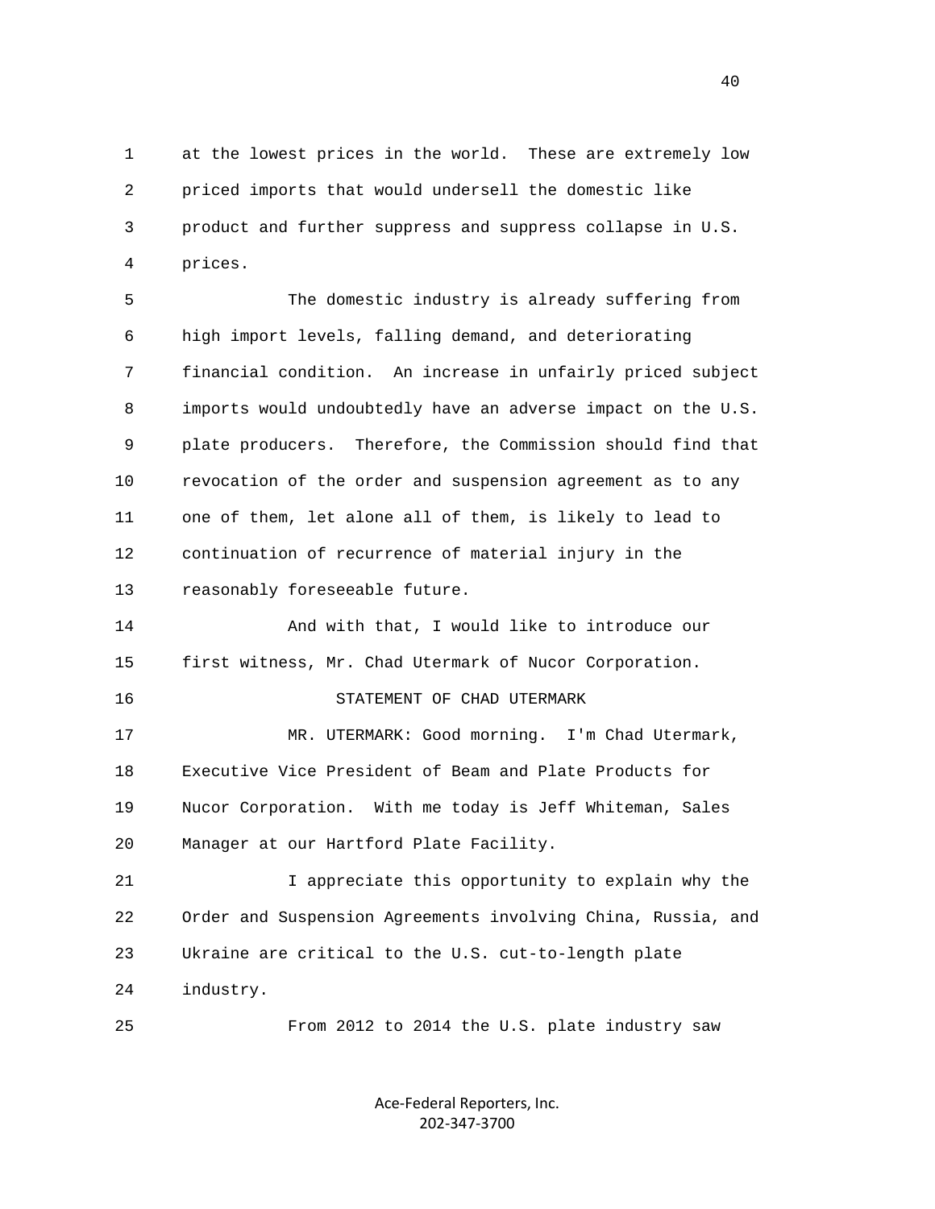at the lowest prices in the world. These are extremely low priced imports that would undersell the domestic like product and further suppress and suppress collapse in U.S. prices.

The domestic industry is already suffering from high import levels, falling demand, and deteriorating financial condition. An increase in unfairly priced subject imports would undoubtedly have an adverse impact on the U.S. plate producers. Therefore, the Commission should find that revocation of the order and suspension agreement as to any one of them, let alone all of them, is likely to lead to continuation of recurrence of material injury in the reasonably foreseeable future.

And with that, I would like to introduce our first witness, Mr. Chad Utermark of Nucor Corporation.

STATEMENT OF CHAD UTERMARK

MR. UTERMARK: Good morning. I'm Chad Utermark, Executive Vice President of Beam and Plate Products for Nucor Corporation. With me today is Jeff Whiteman, Sales Manager at our Hartford Plate Facility.

I appreciate this opportunity to explain why the Order and Suspension Agreements involving China, Russia, and Ukraine are critical to the U.S. cut-to-length plate industry.

From 2012 to 2014 the U.S. plate industry saw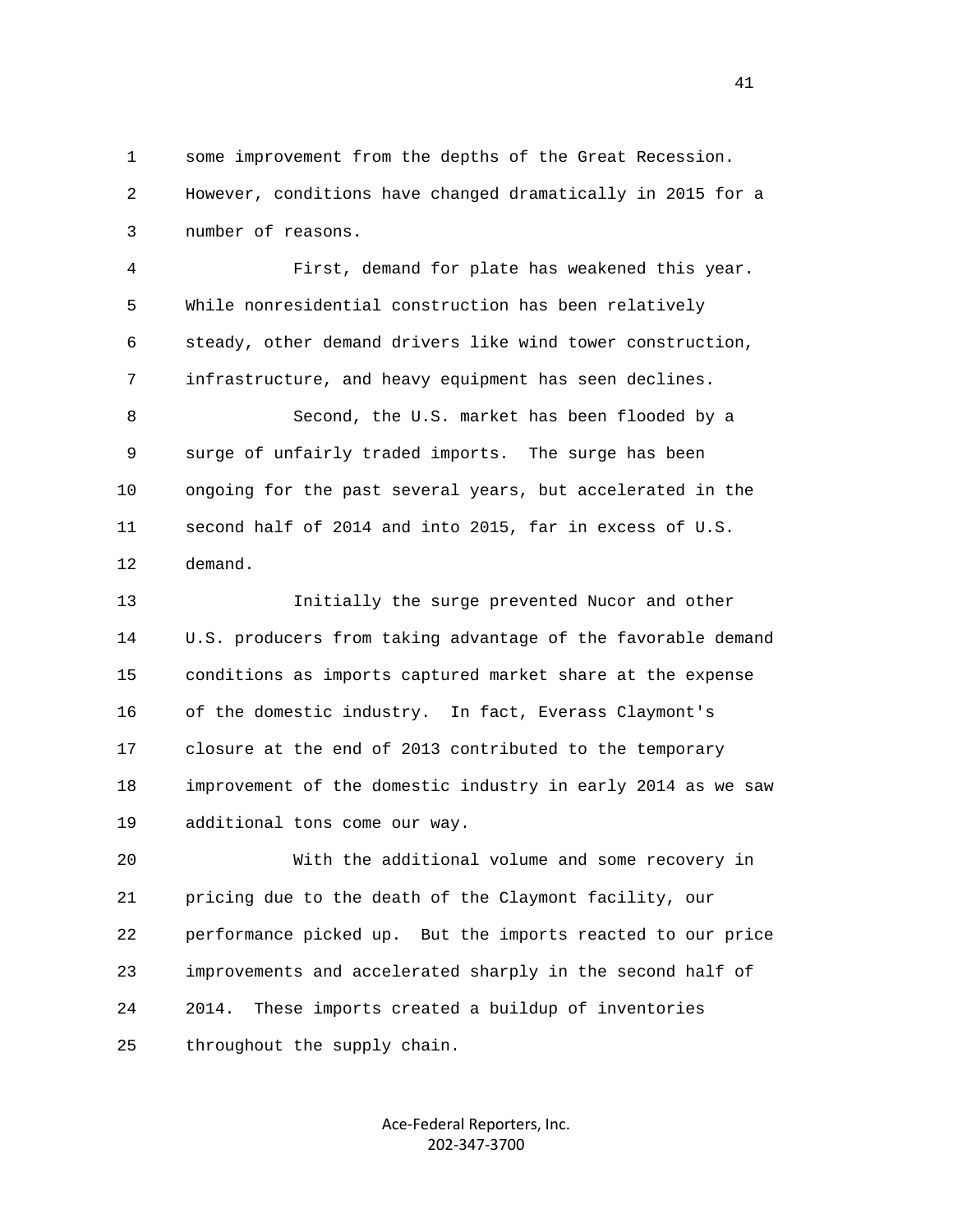some improvement from the depths of the Great Recession. However, conditions have changed dramatically in 2015 for a number of reasons.

First, demand for plate has weakened this year. While nonresidential construction has been relatively steady, other demand drivers like wind tower construction, infrastructure, and heavy equipment has seen declines.

Second, the U.S. market has been flooded by a surge of unfairly traded imports. The surge has been ongoing for the past several years, but accelerated in the second half of 2014 and into 2015, far in excess of U.S. demand.

Initially the surge prevented Nucor and other U.S. producers from taking advantage of the favorable demand conditions as imports captured market share at the expense of the domestic industry. In fact, Everass Claymont's closure at the end of 2013 contributed to the temporary improvement of the domestic industry in early 2014 as we saw additional tons come our way.

With the additional volume and some recovery in pricing due to the death of the Claymont facility, our performance picked up. But the imports reacted to our price improvements and accelerated sharply in the second half of 2014. These imports created a buildup of inventories throughout the supply chain.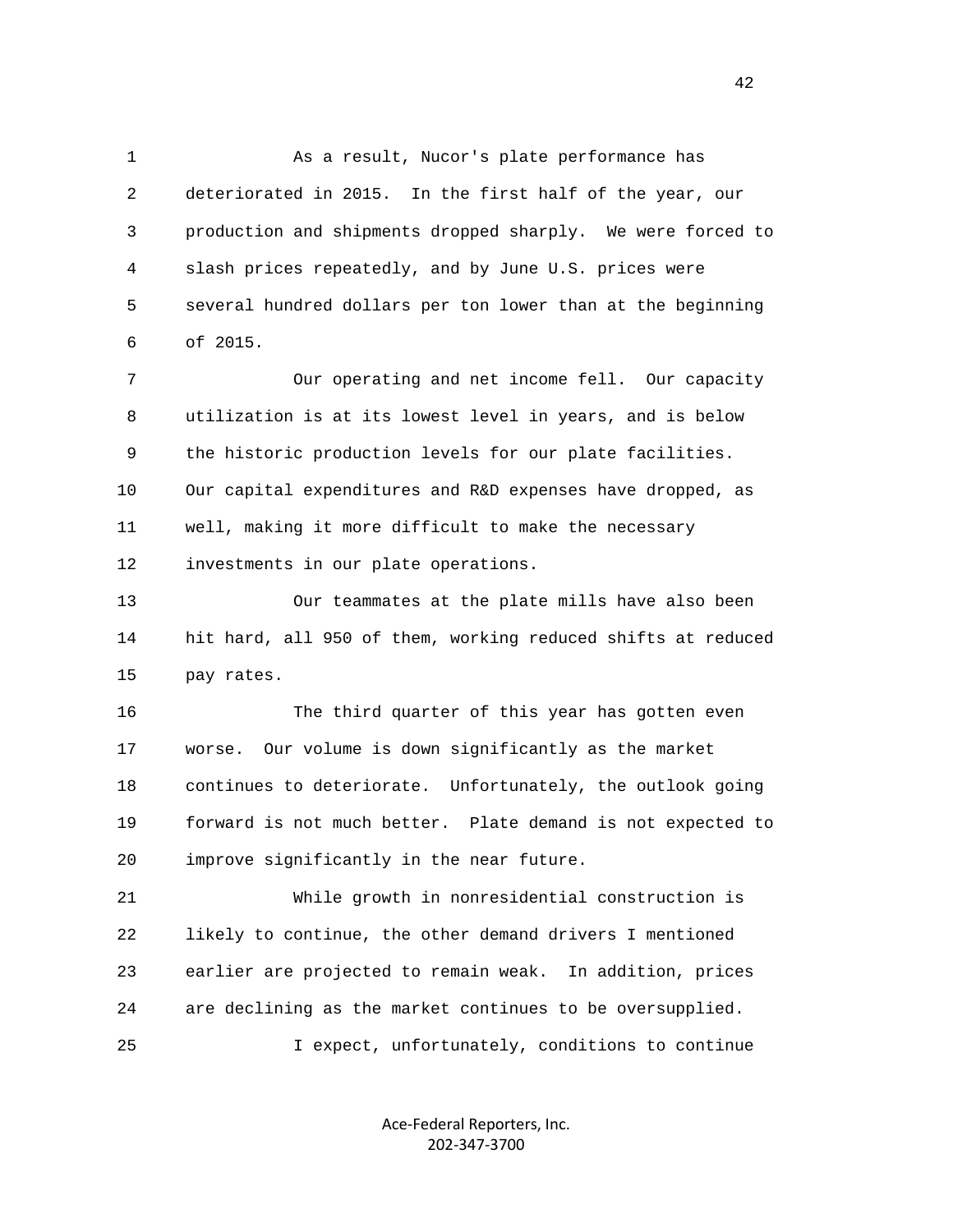As a result, Nucor's plate performance has deteriorated in 2015. In the first half of the year, our production and shipments dropped sharply. We were forced to slash prices repeatedly, and by June U.S. prices were several hundred dollars per ton lower than at the beginning of 2015.

Our operating and net income fell. Our capacity utilization is at its lowest level in years, and is below the historic production levels for our plate facilities. Our capital expenditures and R&D expenses have dropped, as well, making it more difficult to make the necessary investments in our plate operations.

Our teammates at the plate mills have also been hit hard, all 950 of them, working reduced shifts at reduced pay rates.

The third quarter of this year has gotten even worse. Our volume is down significantly as the market continues to deteriorate. Unfortunately, the outlook going forward is not much better. Plate demand is not expected to improve significantly in the near future.

While growth in nonresidential construction is likely to continue, the other demand drivers I mentioned earlier are projected to remain weak. In addition, prices are declining as the market continues to be oversupplied.

I expect, unfortunately, conditions to continue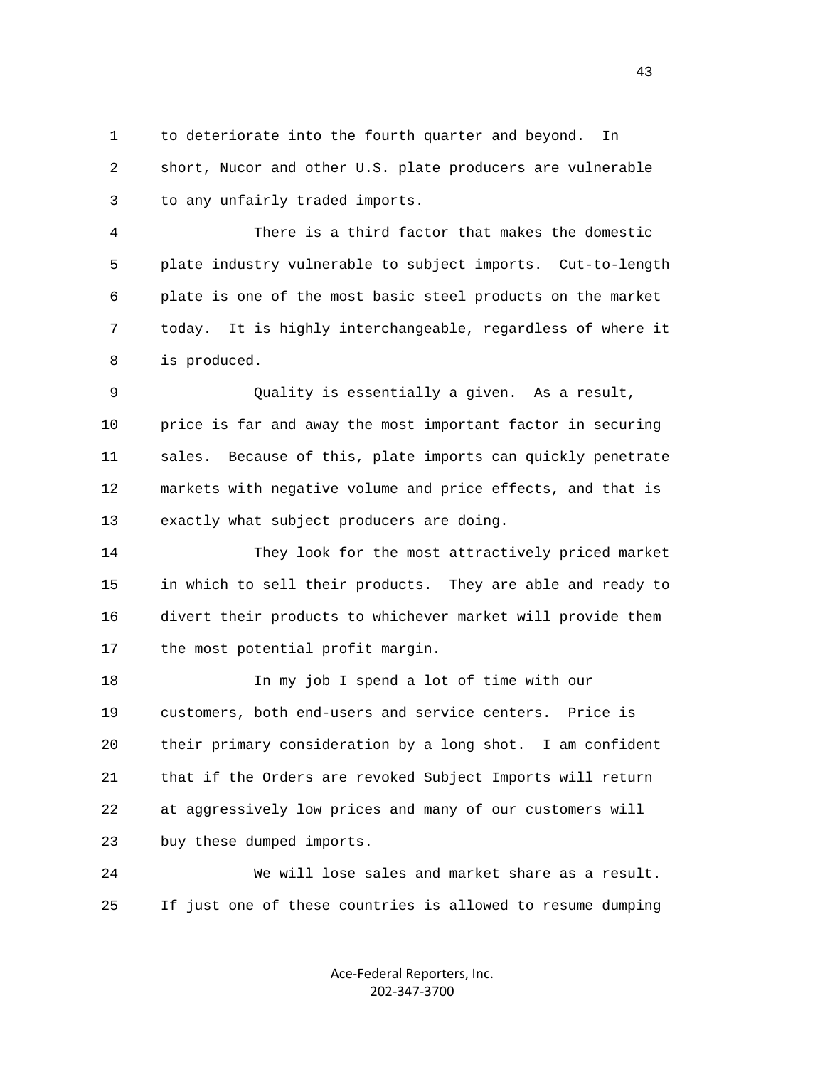to deteriorate into the fourth quarter and beyond. In short, Nucor and other U.S. plate producers are vulnerable to any unfairly traded imports.

There is a third factor that makes the domestic plate industry vulnerable to subject imports. Cut-to-length plate is one of the most basic steel products on the market today. It is highly interchangeable, regardless of where it is produced.

Quality is essentially a given. As a result, price is far and away the most important factor in securing sales. Because of this, plate imports can quickly penetrate markets with negative volume and price effects, and that is exactly what subject producers are doing.

They look for the most attractively priced market in which to sell their products. They are able and ready to divert their products to whichever market will provide them the most potential profit margin.

In my job I spend a lot of time with our customers, both end-users and service centers. Price is their primary consideration by a long shot. I am confident that if the Orders are revoked Subject Imports will return at aggressively low prices and many of our customers will buy these dumped imports.

We will lose sales and market share as a result. If just one of these countries is allowed to resume dumping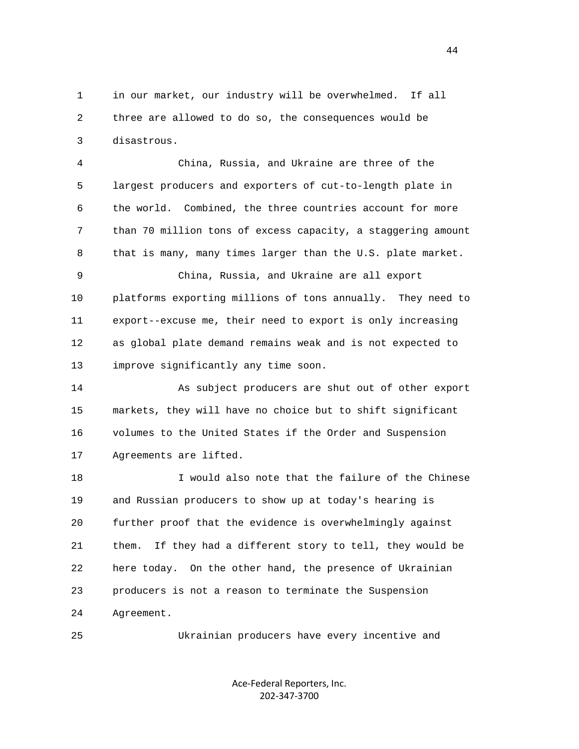in our market, our industry will be overwhelmed. If all three are allowed to do so, the consequences would be disastrous.

China, Russia, and Ukraine are three of the largest producers and exporters of cut-to-length plate in the world. Combined, the three countries account for more than 70 million tons of excess capacity, a staggering amount that is many, many times larger than the U.S. plate market.

China, Russia, and Ukraine are all export platforms exporting millions of tons annually. They need to export--excuse me, their need to export is only increasing as global plate demand remains weak and is not expected to improve significantly any time soon.

As subject producers are shut out of other export markets, they will have no choice but to shift significant volumes to the United States if the Order and Suspension Agreements are lifted.

I would also note that the failure of the Chinese and Russian producers to show up at today's hearing is further proof that the evidence is overwhelmingly against them. If they had a different story to tell, they would be here today. On the other hand, the presence of Ukrainian producers is not a reason to terminate the Suspension Agreement.

Ukrainian producers have every incentive and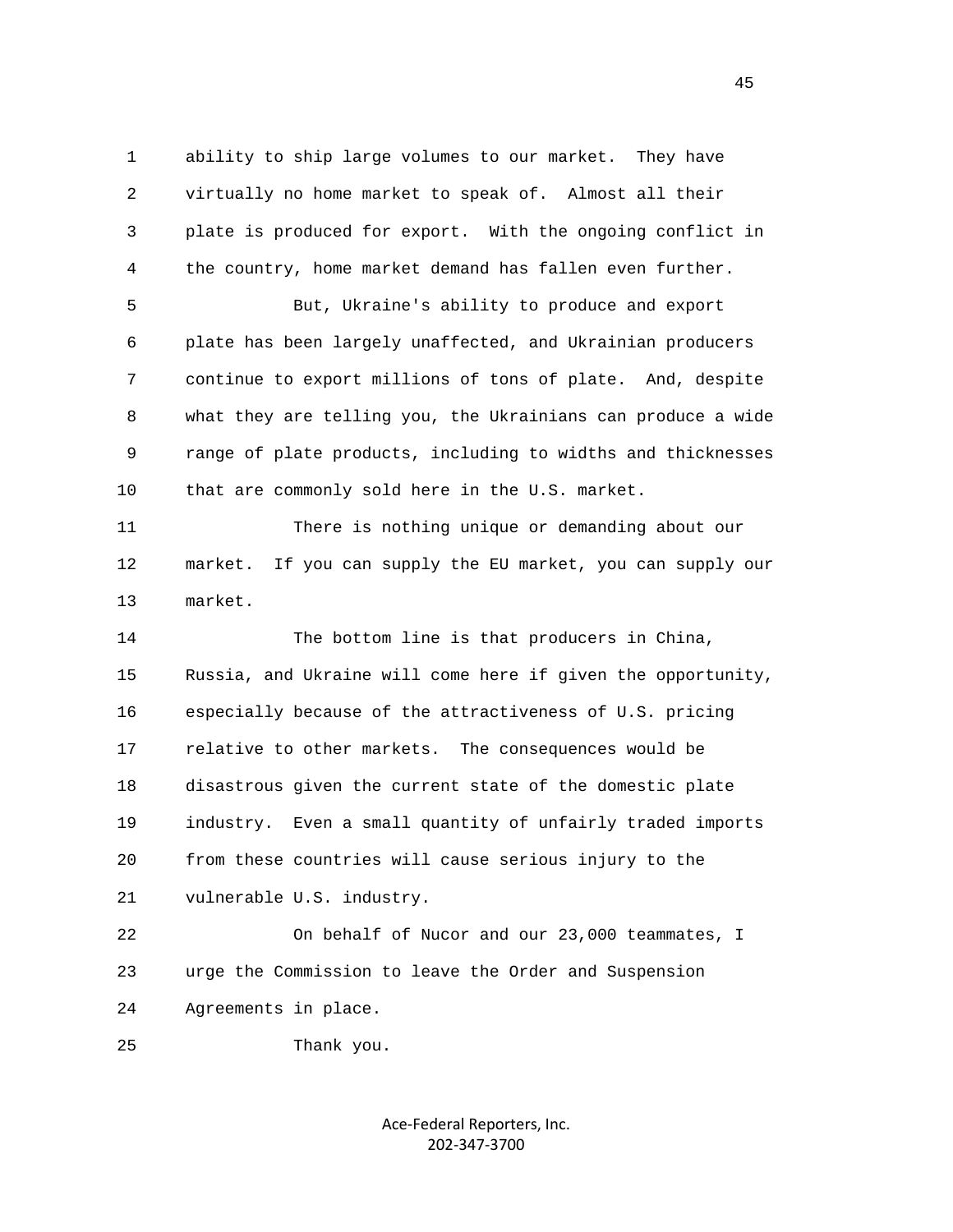ability to ship large volumes to our market. They have virtually no home market to speak of. Almost all their plate is produced for export. With the ongoing conflict in the country, home market demand has fallen even further.

But, Ukraine's ability to produce and export plate has been largely unaffected, and Ukrainian producers continue to export millions of tons of plate. And, despite what they are telling you, the Ukrainians can produce a wide range of plate products, including to widths and thicknesses that are commonly sold here in the U.S. market.

There is nothing unique or demanding about our market. If you can supply the EU market, you can supply our market.

The bottom line is that producers in China, Russia, and Ukraine will come here if given the opportunity, especially because of the attractiveness of U.S. pricing relative to other markets. The consequences would be disastrous given the current state of the domestic plate industry. Even a small quantity of unfairly traded imports from these countries will cause serious injury to the vulnerable U.S. industry.

On behalf of Nucor and our 23,000 teammates, I urge the Commission to leave the Order and Suspension Agreements in place.

Thank you.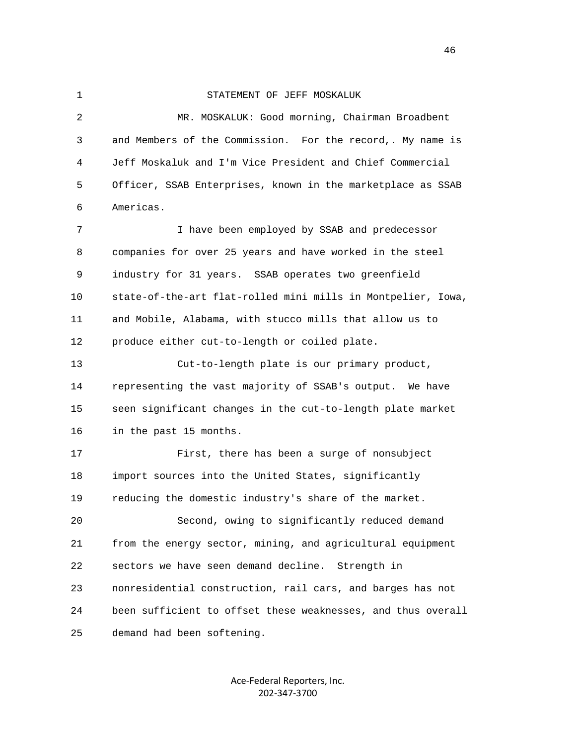STATEMENT OF JEFF MOSKALUK

MR. MOSKALUK: Good morning, Chairman Broadbent and Members of the Commission. For the record,. My name is Jeff Moskaluk and I'm Vice President and Chief Commercial Officer, SSAB Enterprises, known in the marketplace as SSAB Americas.

I have been employed by SSAB and predecessor companies for over 25 years and have worked in the steel industry for 31 years. SSAB operates two greenfield state-of-the-art flat-rolled mini mills in Montpelier, Iowa, and Mobile, Alabama, with stucco mills that allow us to produce either cut-to-length or coiled plate.

Cut-to-length plate is our primary product, representing the vast majority of SSAB's output. We have seen significant changes in the cut-to-length plate market in the past 15 months.

First, there has been a surge of nonsubject import sources into the United States, significantly reducing the domestic industry's share of the market.

Second, owing to significantly reduced demand from the energy sector, mining, and agricultural equipment sectors we have seen demand decline. Strength in nonresidential construction, rail cars, and barges has not been sufficient to offset these weaknesses, and thus overall demand had been softening.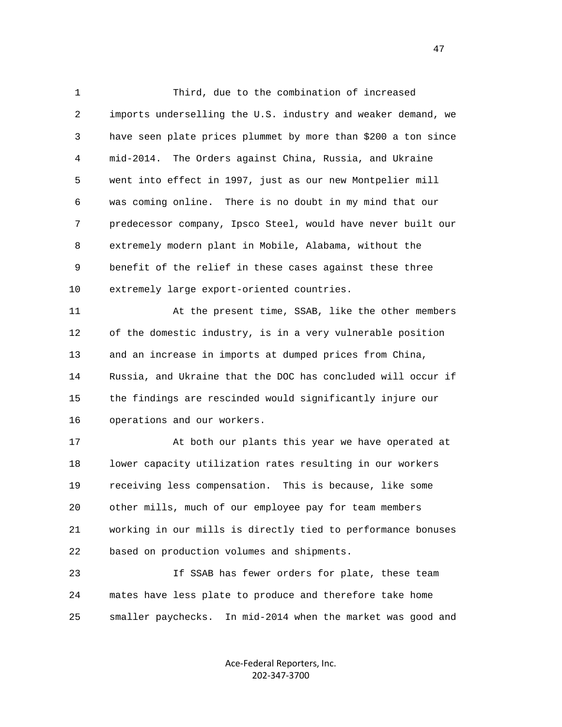Third, due to the combination of increased imports underselling the U.S. industry and weaker demand, we have seen plate prices plummet by more than $200 a ton since mid-2014. The Orders against China, Russia, and Ukraine went into effect in 1997, just as our new Montpelier mill was coming online. There is no doubt in my mind that our predecessor company, Ipsco Steel, would have never built our extremely modern plant in Mobile, Alabama, without the benefit of the relief in these cases against these three extremely large export-oriented countries.

At the present time, SSAB, like the other members of the domestic industry, is in a very vulnerable position and an increase in imports at dumped prices from China, Russia, and Ukraine that the DOC has concluded will occur if the findings are rescinded would significantly injure our operations and our workers.

At both our plants this year we have operated at lower capacity utilization rates resulting in our workers receiving less compensation. This is because, like some other mills, much of our employee pay for team members working in our mills is directly tied to performance bonuses based on production volumes and shipments.

If SSAB has fewer orders for plate, these team mates have less plate to produce and therefore take home smaller paychecks. In mid-2014 when the market was good and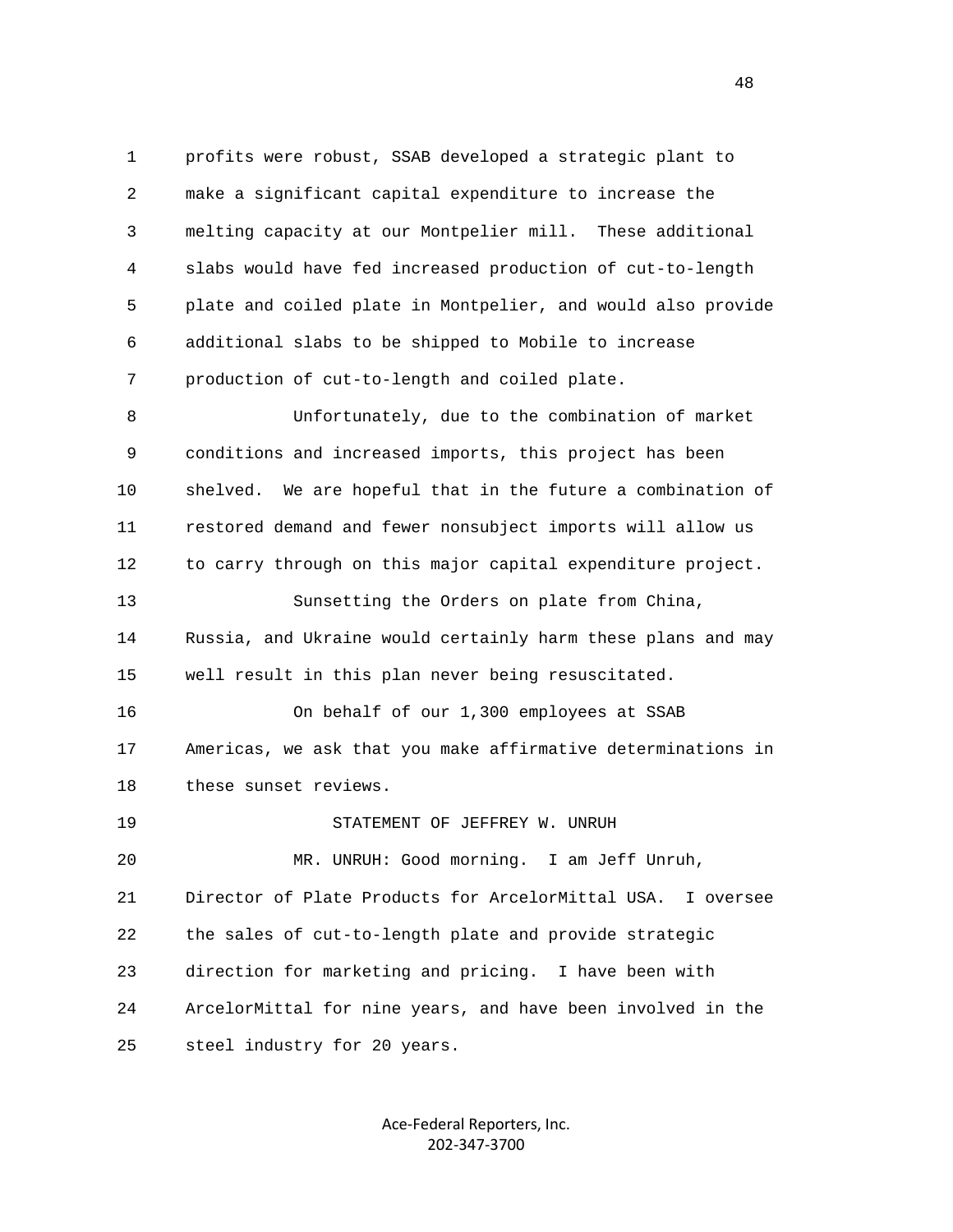profits were robust, SSAB developed a strategic plant to make a significant capital expenditure to increase the melting capacity at our Montpelier mill. These additional slabs would have fed increased production of cut-to-length plate and coiled plate in Montpelier, and would also provide additional slabs to be shipped to Mobile to increase production of cut-to-length and coiled plate.

Unfortunately, due to the combination of market conditions and increased imports, this project has been shelved. We are hopeful that in the future a combination of restored demand and fewer nonsubject imports will allow us to carry through on this major capital expenditure project.

Sunsetting the Orders on plate from China, Russia, and Ukraine would certainly harm these plans and may well result in this plan never being resuscitated.

On behalf of our 1,300 employees at SSAB Americas, we ask that you make affirmative determinations in these sunset reviews.

STATEMENT OF JEFFREY W. UNRUH

MR. UNRUH: Good morning. I am Jeff Unruh, Director of Plate Products for ArcelorMittal USA. I oversee the sales of cut-to-length plate and provide strategic direction for marketing and pricing. I have been with ArcelorMittal for nine years, and have been involved in the steel industry for 20 years.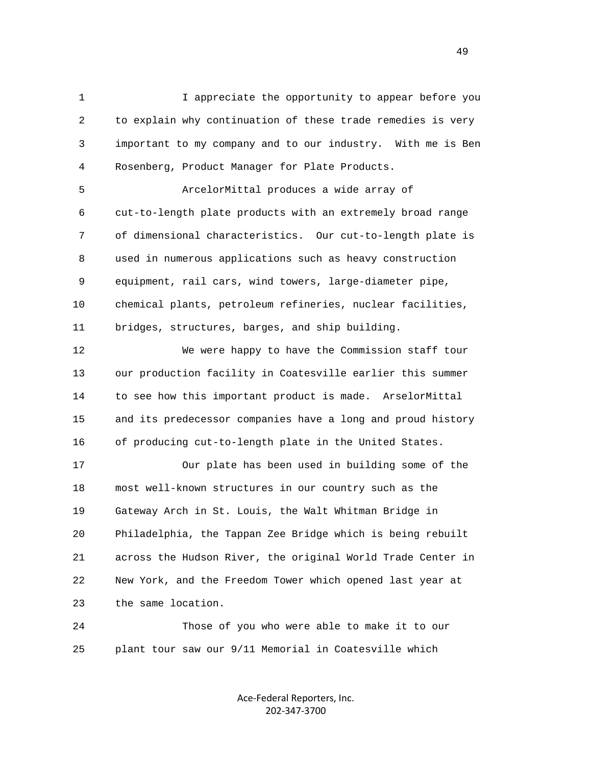I appreciate the opportunity to appear before you to explain why continuation of these trade remedies is very important to my company and to our industry. With me is Ben Rosenberg, Product Manager for Plate Products.

ArcelorMittal produces a wide array of cut-to-length plate products with an extremely broad range of dimensional characteristics. Our cut-to-length plate is used in numerous applications such as heavy construction equipment, rail cars, wind towers, large-diameter pipe, chemical plants, petroleum refineries, nuclear facilities, bridges, structures, barges, and ship building.

We were happy to have the Commission staff tour our production facility in Coatesville earlier this summer to see how this important product is made. ArselorMittal and its predecessor companies have a long and proud history of producing cut-to-length plate in the United States.

Our plate has been used in building some of the most well-known structures in our country such as the Gateway Arch in St. Louis, the Walt Whitman Bridge in Philadelphia, the Tappan Zee Bridge which is being rebuilt across the Hudson River, the original World Trade Center in New York, and the Freedom Tower which opened last year at the same location.

Those of you who were able to make it to our plant tour saw our 9/11 Memorial in Coatesville which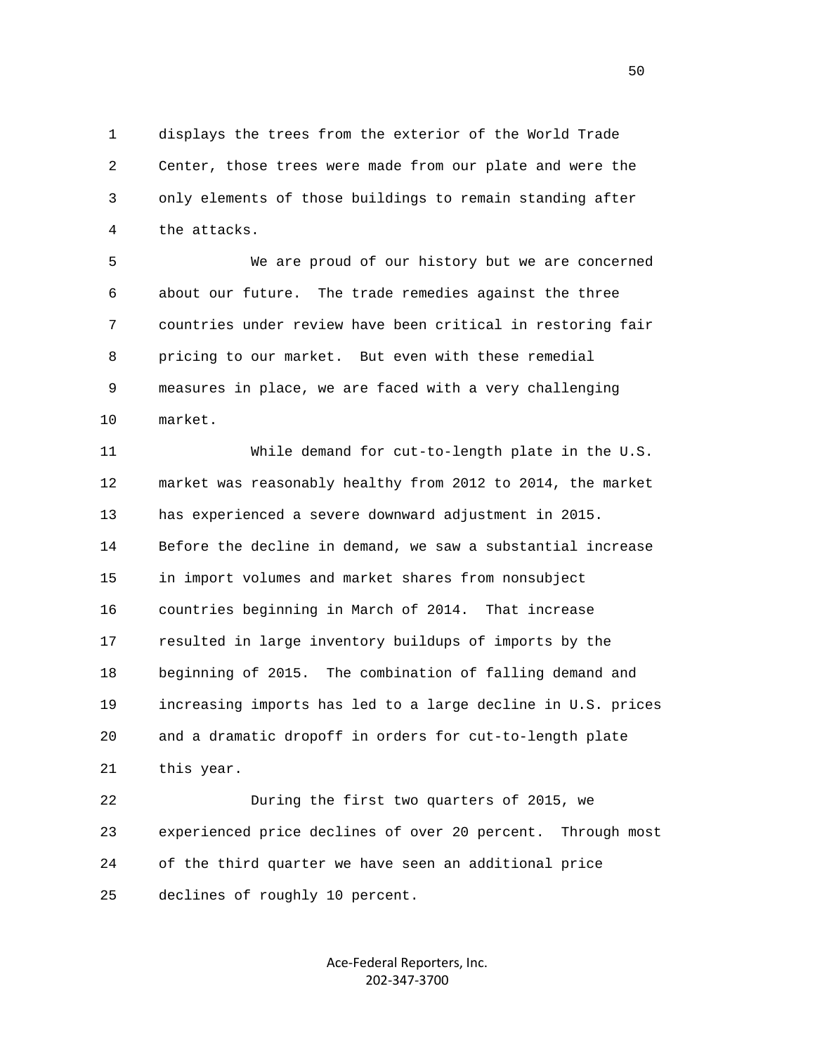displays the trees from the exterior of the World Trade Center, those trees were made from our plate and were the only elements of those buildings to remain standing after the attacks.

We are proud of our history but we are concerned about our future. The trade remedies against the three countries under review have been critical in restoring fair pricing to our market. But even with these remedial measures in place, we are faced with a very challenging market.

While demand for cut-to-length plate in the U.S. market was reasonably healthy from 2012 to 2014, the market has experienced a severe downward adjustment in 2015. Before the decline in demand, we saw a substantial increase in import volumes and market shares from nonsubject countries beginning in March of 2014. That increase resulted in large inventory buildups of imports by the beginning of 2015. The combination of falling demand and increasing imports has led to a large decline in U.S. prices and a dramatic dropoff in orders for cut-to-length plate this year.

During the first two quarters of 2015, we experienced price declines of over 20 percent. Through most of the third quarter we have seen an additional price declines of roughly 10 percent.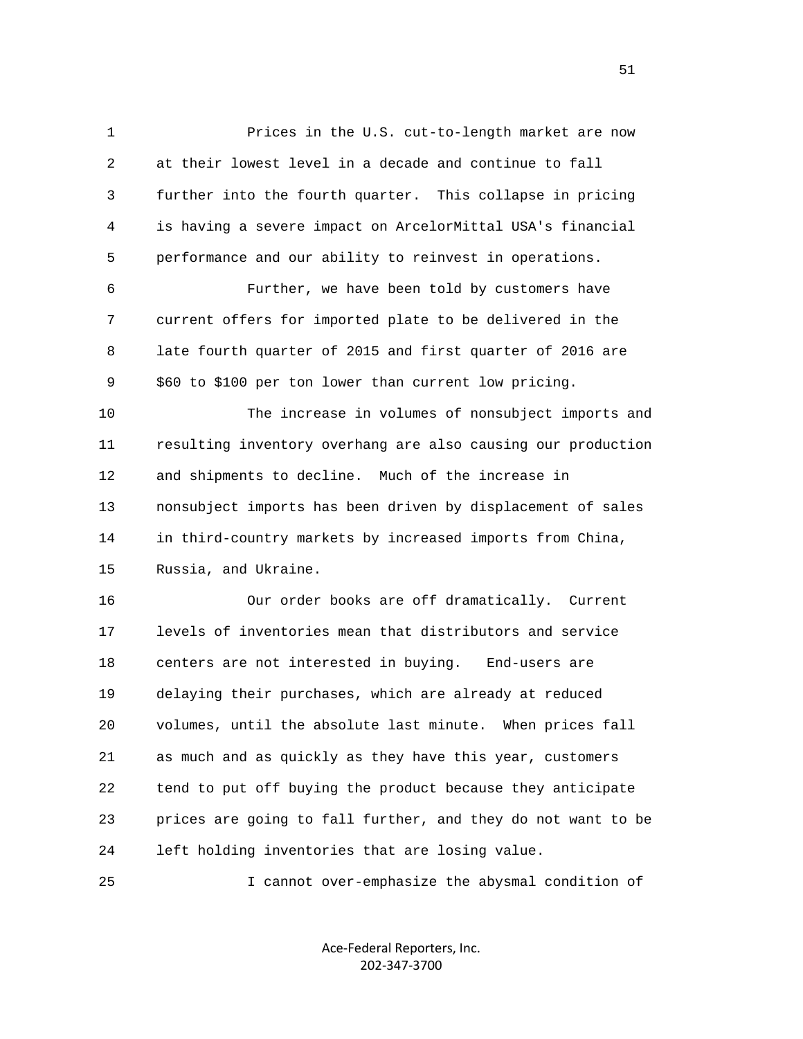Prices in the U.S. cut-to-length market are now at their lowest level in a decade and continue to fall further into the fourth quarter. This collapse in pricing is having a severe impact on ArcelorMittal USA's financial performance and our ability to reinvest in operations.

Further, we have been told by customers have current offers for imported plate to be delivered in the late fourth quarter of 2015 and first quarter of 2016 are $60 to $100 per ton lower than current low pricing.

The increase in volumes of nonsubject imports and resulting inventory overhang are also causing our production and shipments to decline. Much of the increase in nonsubject imports has been driven by displacement of sales in third-country markets by increased imports from China, Russia, and Ukraine.

Our order books are off dramatically. Current levels of inventories mean that distributors and service centers are not interested in buying. End-users are delaying their purchases, which are already at reduced volumes, until the absolute last minute. When prices fall as much and as quickly as they have this year, customers tend to put off buying the product because they anticipate prices are going to fall further, and they do not want to be left holding inventories that are losing value.

I cannot over-emphasize the abysmal condition of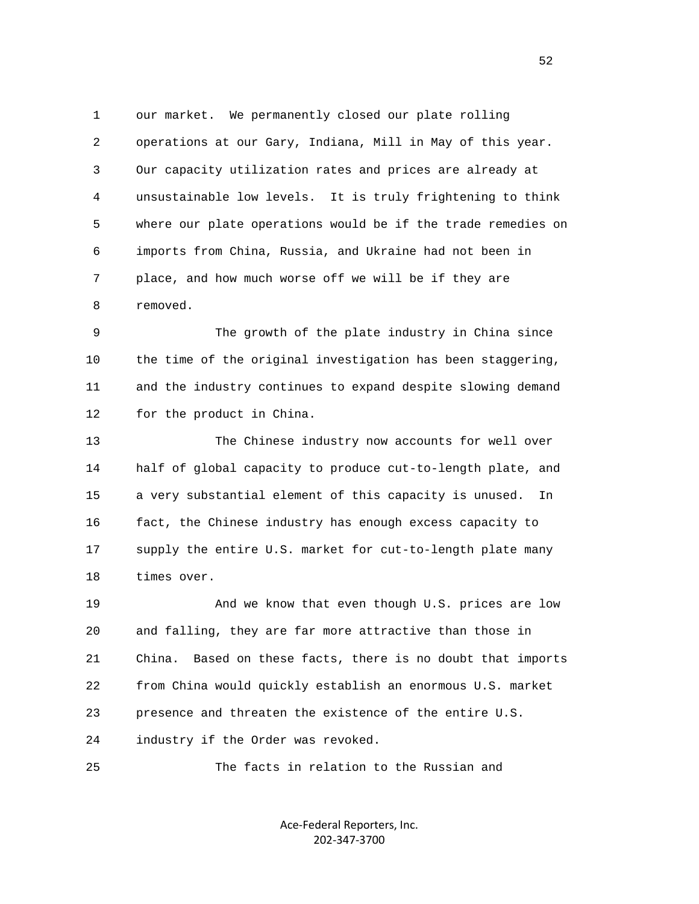our market. We permanently closed our plate rolling operations at our Gary, Indiana, Mill in May of this year. Our capacity utilization rates and prices are already at unsustainable low levels. It is truly frightening to think where our plate operations would be if the trade remedies on imports from China, Russia, and Ukraine had not been in place, and how much worse off we will be if they are removed.

The growth of the plate industry in China since the time of the original investigation has been staggering, and the industry continues to expand despite slowing demand for the product in China.

The Chinese industry now accounts for well over half of global capacity to produce cut-to-length plate, and a very substantial element of this capacity is unused. In fact, the Chinese industry has enough excess capacity to supply the entire U.S. market for cut-to-length plate many times over.

And we know that even though U.S. prices are low and falling, they are far more attractive than those in China. Based on these facts, there is no doubt that imports from China would quickly establish an enormous U.S. market presence and threaten the existence of the entire U.S. industry if the Order was revoked.

The facts in relation to the Russian and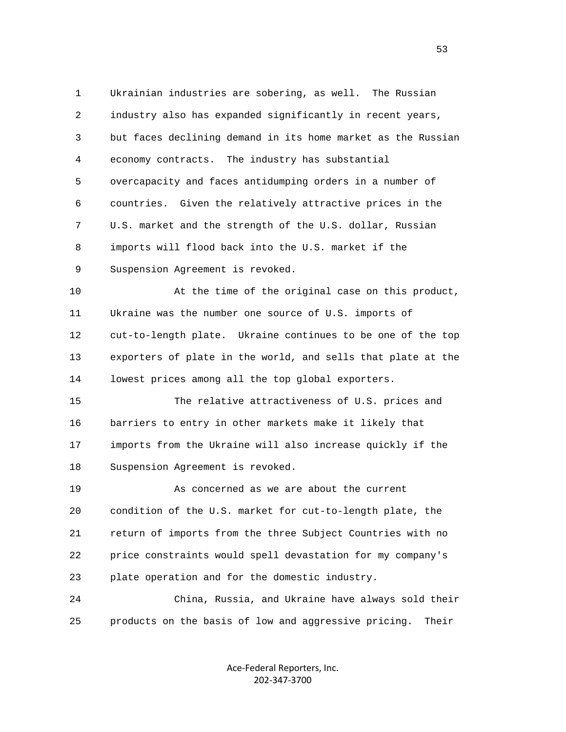Ukrainian industries are sobering, as well. The Russian industry also has expanded significantly in recent years, but faces declining demand in its home market as the Russian economy contracts. The industry has substantial overcapacity and faces antidumping orders in a number of countries. Given the relatively attractive prices in the U.S. market and the strength of the U.S. dollar, Russian imports will flood back into the U.S. market if the Suspension Agreement is revoked.

At the time of the original case on this product, Ukraine was the number one source of U.S. imports of cut-to-length plate. Ukraine continues to be one of the top exporters of plate in the world, and sells that plate at the lowest prices among all the top global exporters.

The relative attractiveness of U.S. prices and barriers to entry in other markets make it likely that imports from the Ukraine will also increase quickly if the Suspension Agreement is revoked.

As concerned as we are about the current condition of the U.S. market for cut-to-length plate, the return of imports from the three Subject Countries with no price constraints would spell devastation for my company's plate operation and for the domestic industry.

China, Russia, and Ukraine have always sold their products on the basis of low and aggressive pricing. Their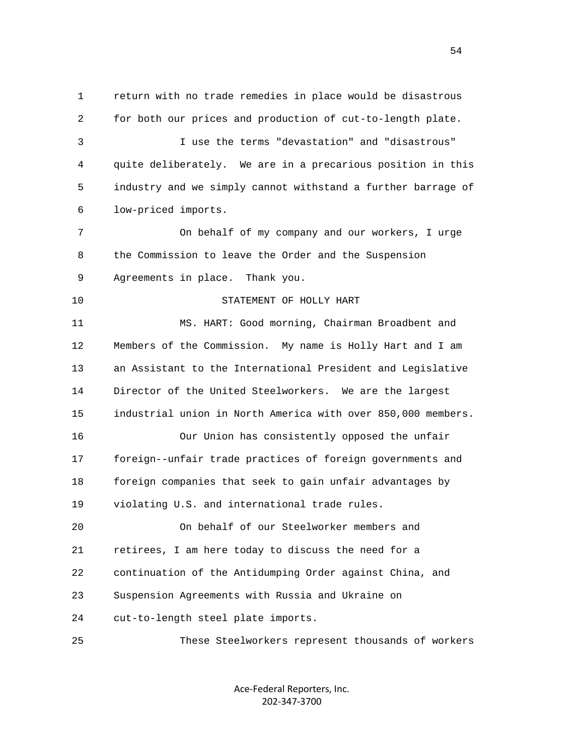return with no trade remedies in place would be disastrous for both our prices and production of cut-to-length plate.

I use the terms "devastation" and "disastrous" quite deliberately. We are in a precarious position in this industry and we simply cannot withstand a further barrage of low-priced imports.

On behalf of my company and our workers, I urge the Commission to leave the Order and the Suspension Agreements in place. Thank you.

STATEMENT OF HOLLY HART

MS. HART: Good morning, Chairman Broadbent and Members of the Commission. My name is Holly Hart and I am an Assistant to the International President and Legislative Director of the United Steelworkers. We are the largest industrial union in North America with over 850,000 members.

Our Union has consistently opposed the unfair foreign--unfair trade practices of foreign governments and foreign companies that seek to gain unfair advantages by violating U.S. and international trade rules.

On behalf of our Steelworker members and retirees, I am here today to discuss the need for a continuation of the Antidumping Order against China, and Suspension Agreements with Russia and Ukraine on cut-to-length steel plate imports.

These Steelworkers represent thousands of workers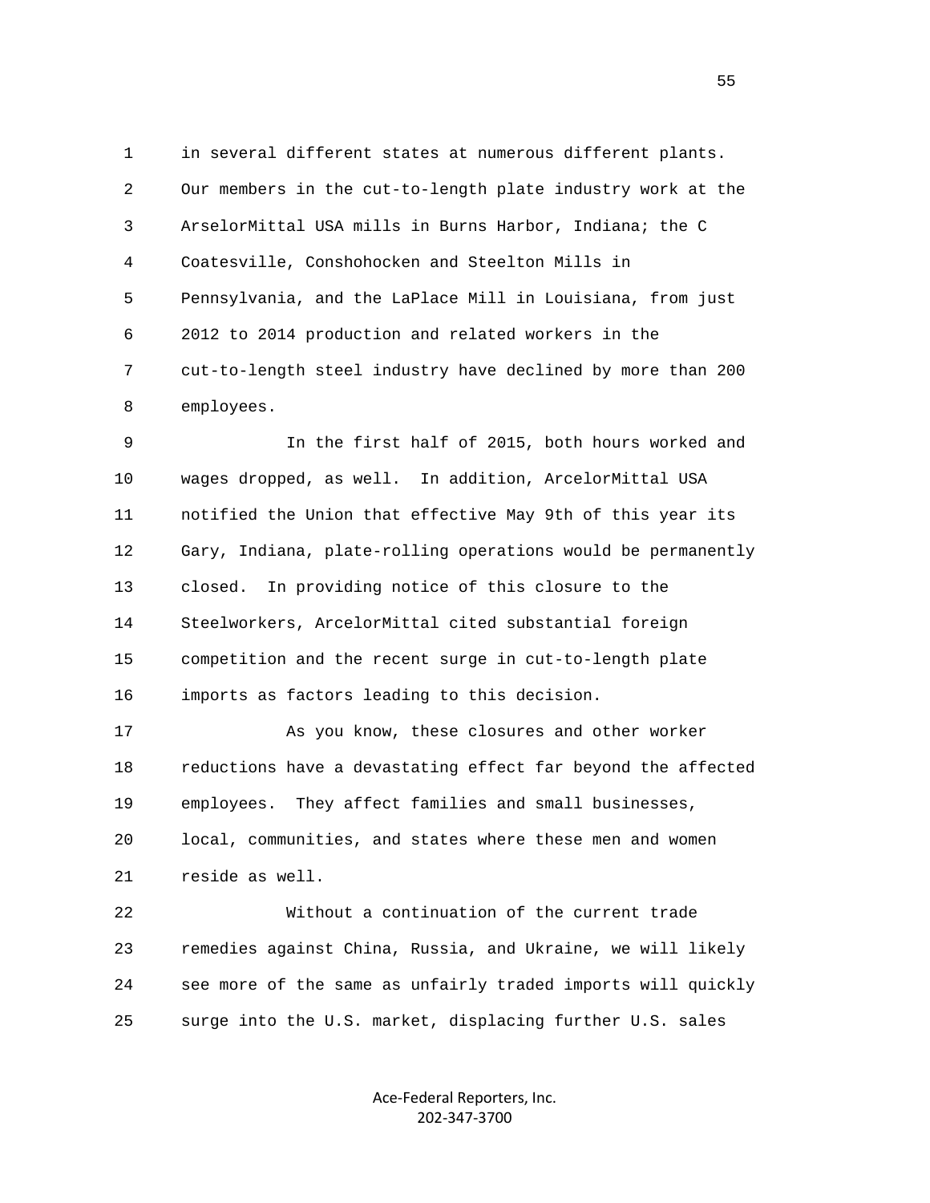in several different states at numerous different plants. Our members in the cut-to-length plate industry work at the ArselorMittal USA mills in Burns Harbor, Indiana; the C Coatesville, Conshohocken and Steelton Mills in Pennsylvania, and the LaPlace Mill in Louisiana, from just 2012 to 2014 production and related workers in the cut-to-length steel industry have declined by more than 200 employees.

In the first half of 2015, both hours worked and wages dropped, as well. In addition, ArcelorMittal USA notified the Union that effective May 9th of this year its Gary, Indiana, plate-rolling operations would be permanently closed. In providing notice of this closure to the Steelworkers, ArcelorMittal cited substantial foreign competition and the recent surge in cut-to-length plate imports as factors leading to this decision.

As you know, these closures and other worker reductions have a devastating effect far beyond the affected employees. They affect families and small businesses, local, communities, and states where these men and women reside as well.

Without a continuation of the current trade remedies against China, Russia, and Ukraine, we will likely see more of the same as unfairly traded imports will quickly surge into the U.S. market, displacing further U.S. sales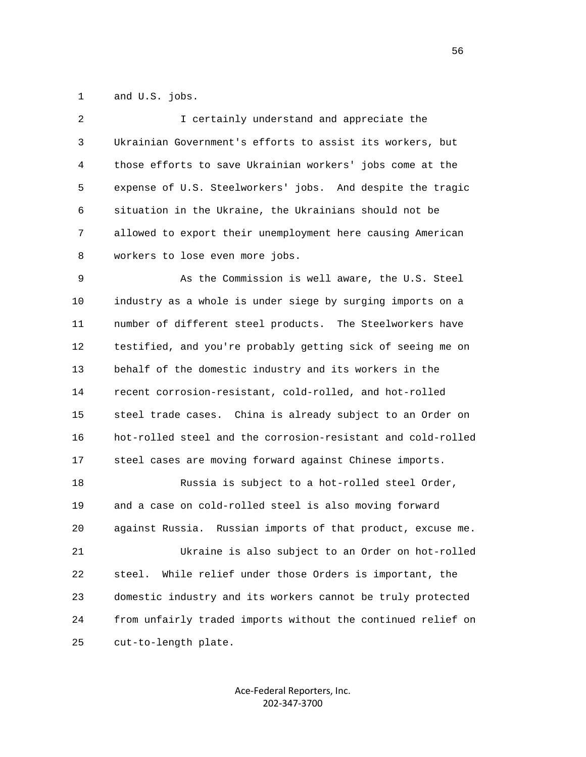and U.S. jobs.

I certainly understand and appreciate the Ukrainian Government's efforts to assist its workers, but those efforts to save Ukrainian workers' jobs come at the expense of U.S. Steelworkers' jobs. And despite the tragic situation in the Ukraine, the Ukrainians should not be allowed to export their unemployment here causing American workers to lose even more jobs.

As the Commission is well aware, the U.S. Steel industry as a whole is under siege by surging imports on a number of different steel products. The Steelworkers have testified, and you're probably getting sick of seeing me on behalf of the domestic industry and its workers in the recent corrosion-resistant, cold-rolled, and hot-rolled steel trade cases. China is already subject to an Order on hot-rolled steel and the corrosion-resistant and cold-rolled steel cases are moving forward against Chinese imports.

Russia is subject to a hot-rolled steel Order, and a case on cold-rolled steel is also moving forward against Russia. Russian imports of that product, excuse me.

Ukraine is also subject to an Order on hot-rolled steel. While relief under those Orders is important, the domestic industry and its workers cannot be truly protected from unfairly traded imports without the continued relief on cut-to-length plate.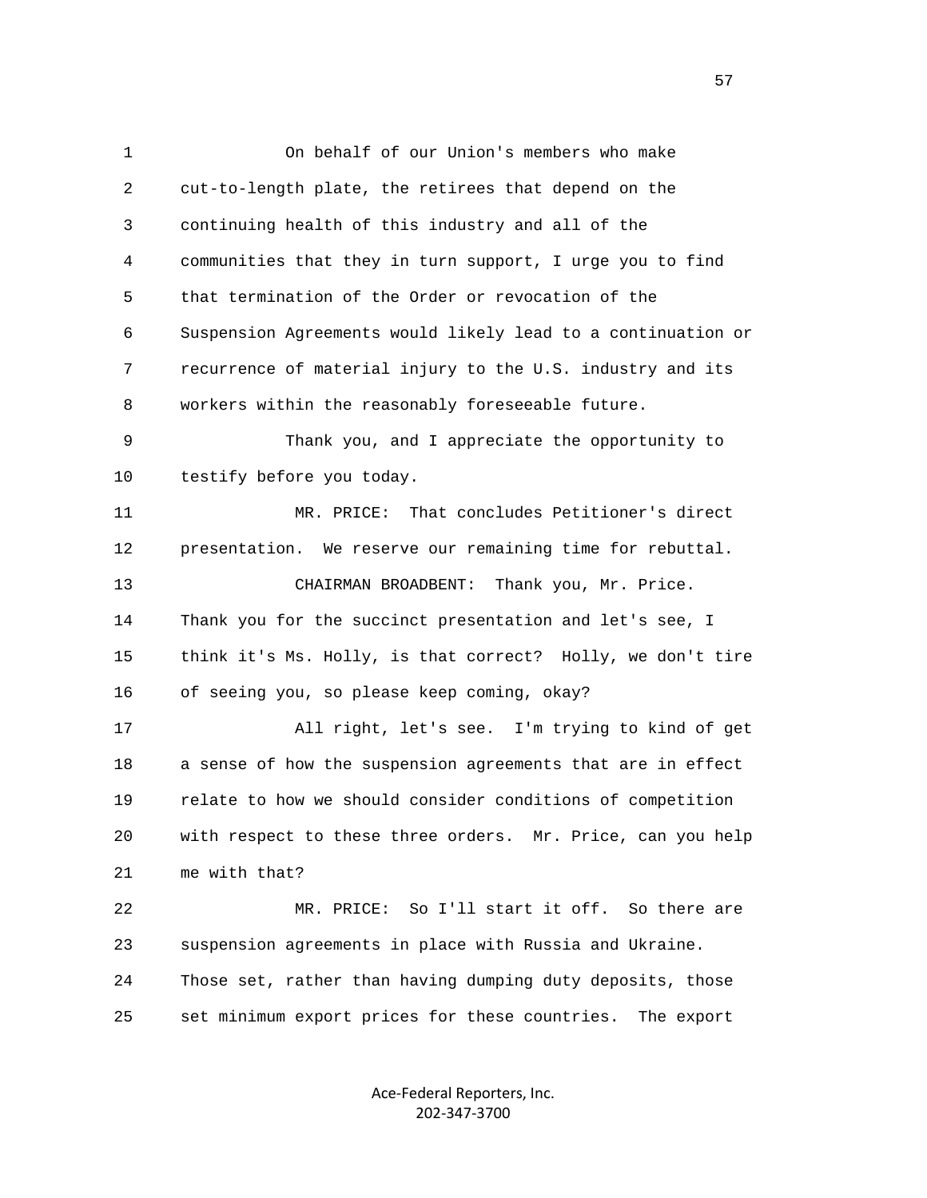On behalf of our Union's members who make cut-to-length plate, the retirees that depend on the continuing health of this industry and all of the communities that they in turn support, I urge you to find that termination of the Order or revocation of the Suspension Agreements would likely lead to a continuation or recurrence of material injury to the U.S. industry and its workers within the reasonably foreseeable future.

Thank you, and I appreciate the opportunity to testify before you today.

MR. PRICE: That concludes Petitioner's direct presentation. We reserve our remaining time for rebuttal.

CHAIRMAN BROADBENT: Thank you, Mr. Price. Thank you for the succinct presentation and let's see, I think it's Ms. Holly, is that correct? Holly, we don't tire of seeing you, so please keep coming, okay?

All right, let's see. I'm trying to kind of get a sense of how the suspension agreements that are in effect relate to how we should consider conditions of competition with respect to these three orders. Mr. Price, can you help me with that?

MR. PRICE: So I'll start it off. So there are suspension agreements in place with Russia and Ukraine. Those set, rather than having dumping duty deposits, those set minimum export prices for these countries. The export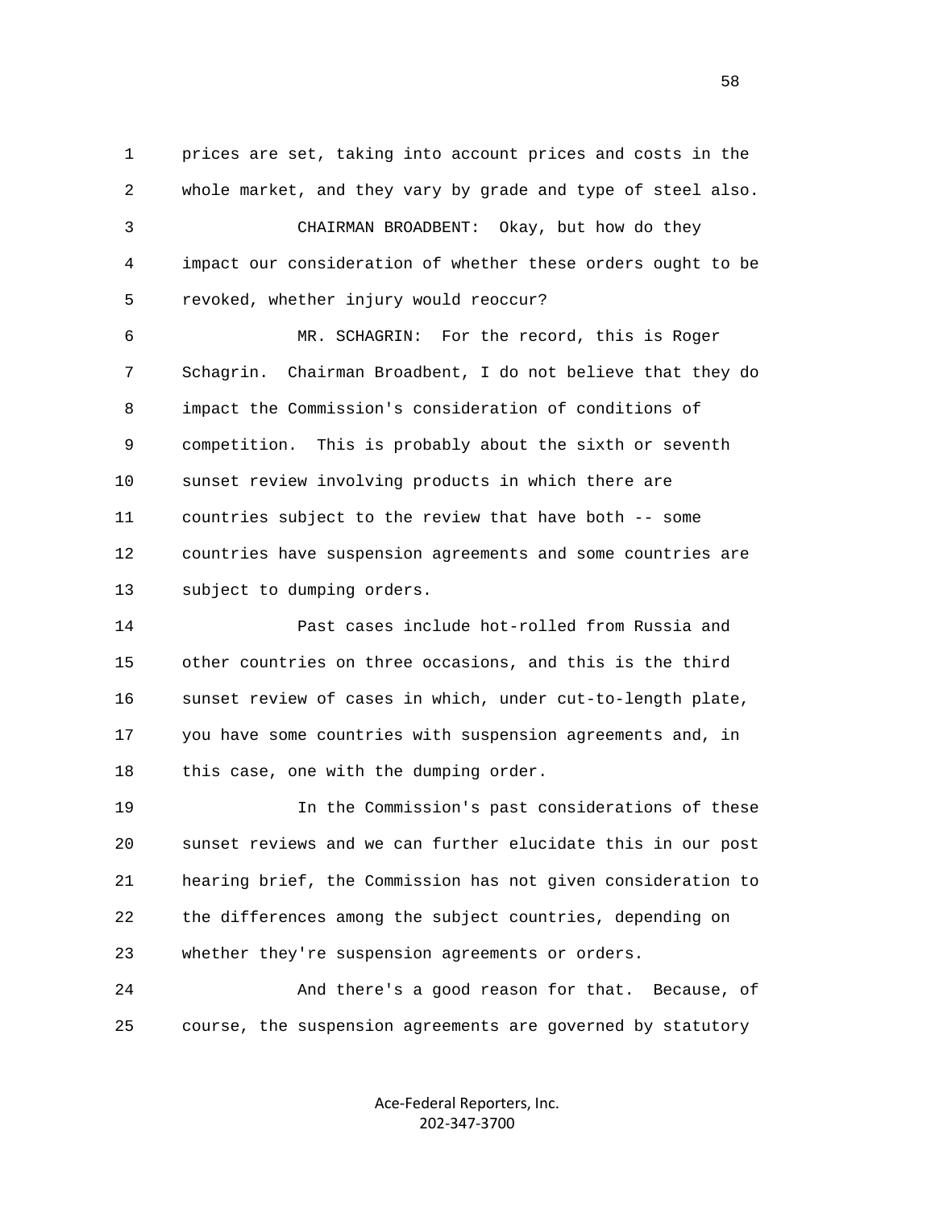1 prices are set, taking into account prices and costs in the
2 whole market, and they vary by grade and type of steel also.
3 CHAIRMAN BROADBENT: Okay, but how do they
4 impact our consideration of whether these orders ought to be
5 revoked, whether injury would reoccur?
6 MR. SCHAGRIN: For the record, this is Roger
7 Schagrin. Chairman Broadbent, I do not believe that they do
8 impact the Commission's consideration of conditions of
9 competition. This is probably about the sixth or seventh
10 sunset review involving products in which there are
11 countries subject to the review that have both -- some
12 countries have suspension agreements and some countries are
13 subject to dumping orders.
14 Past cases include hot-rolled from Russia and
15 other countries on three occasions, and this is the third
16 sunset review of cases in which, under cut-to-length plate,
17 you have some countries with suspension agreements and, in
18 this case, one with the dumping order.
19 In the Commission's past considerations of these
20 sunset reviews and we can further elucidate this in our post
21 hearing brief, the Commission has not given consideration to
22 the differences among the subject countries, depending on
23 whether they're suspension agreements or orders.
24 And there's a good reason for that. Because, of
25 course, the suspension agreements are governed by statutory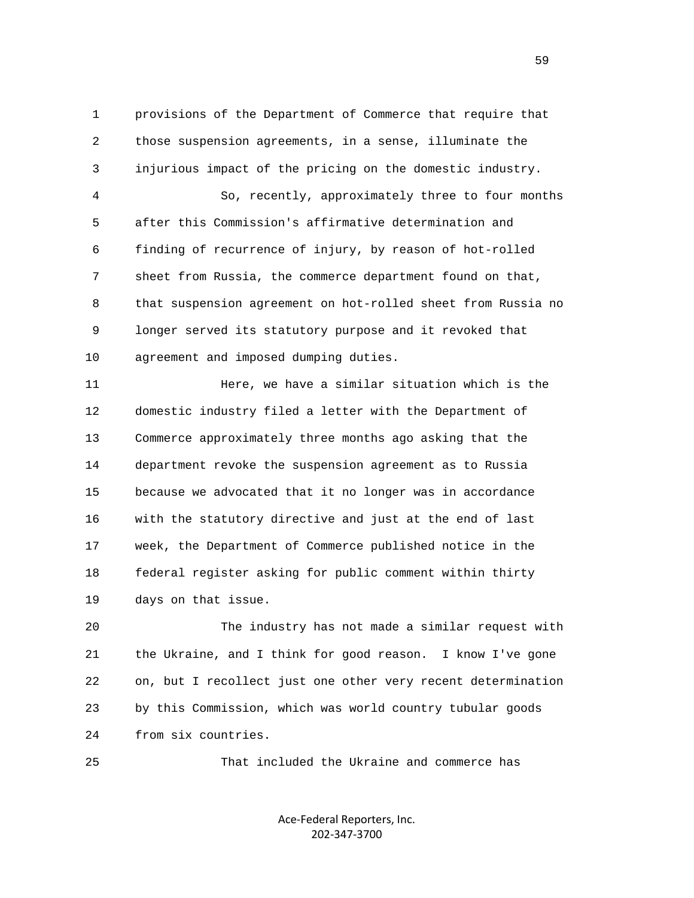provisions of the Department of Commerce that require that those suspension agreements, in a sense, illuminate the injurious impact of the pricing on the domestic industry.

So, recently, approximately three to four months after this Commission's affirmative determination and finding of recurrence of injury, by reason of hot-rolled sheet from Russia, the commerce department found on that, that suspension agreement on hot-rolled sheet from Russia no longer served its statutory purpose and it revoked that agreement and imposed dumping duties.

Here, we have a similar situation which is the domestic industry filed a letter with the Department of Commerce approximately three months ago asking that the department revoke the suspension agreement as to Russia because we advocated that it no longer was in accordance with the statutory directive and just at the end of last week, the Department of Commerce published notice in the federal register asking for public comment within thirty days on that issue.

The industry has not made a similar request with the Ukraine, and I think for good reason. I know I've gone on, but I recollect just one other very recent determination by this Commission, which was world country tubular goods from six countries.

That included the Ukraine and commerce has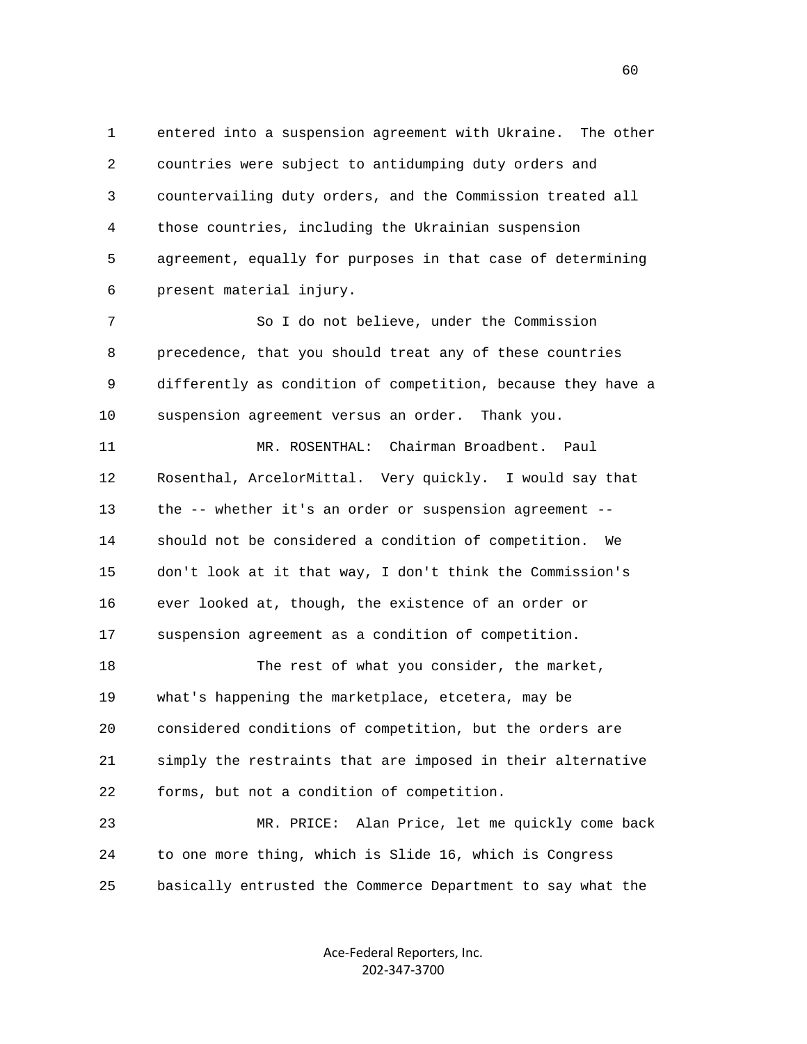1 entered into a suspension agreement with Ukraine. The other
2 countries were subject to antidumping duty orders and
3 countervailing duty orders, and the Commission treated all
4 those countries, including the Ukrainian suspension
5 agreement, equally for purposes in that case of determining
6 present material injury.

7 So I do not believe, under the Commission
8 precedence, that you should treat any of these countries
9 differently as condition of competition, because they have a
10 suspension agreement versus an order. Thank you.

11 MR. ROSENTHAL: Chairman Broadbent. Paul
12 Rosenthal, ArcelorMittal. Very quickly. I would say that
13 the -- whether it's an order or suspension agreement --
14 should not be considered a condition of competition. We
15 don't look at it that way, I don't think the Commission's
16 ever looked at, though, the existence of an order or
17 suspension agreement as a condition of competition.

18 The rest of what you consider, the market,
19 what's happening the marketplace, etcetera, may be
20 considered conditions of competition, but the orders are
21 simply the restraints that are imposed in their alternative
22 forms, but not a condition of competition.

23 MR. PRICE: Alan Price, let me quickly come back
24 to one more thing, which is Slide 16, which is Congress
25 basically entrusted the Commerce Department to say what the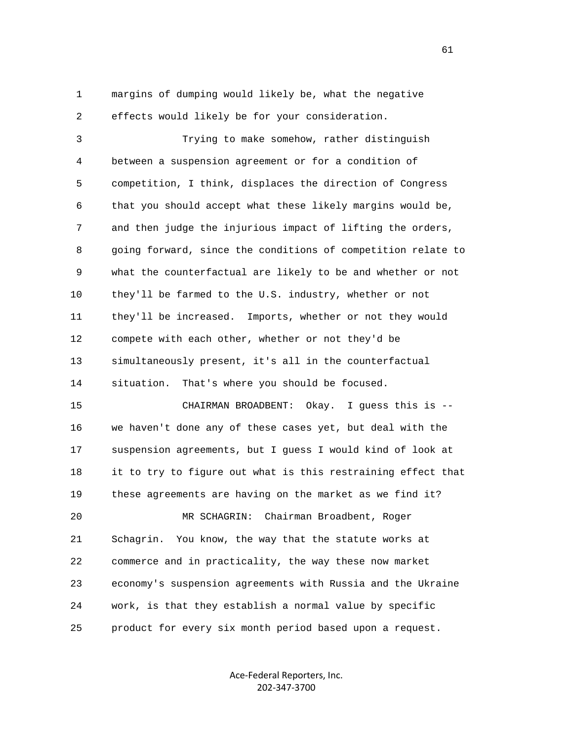margins of dumping would likely be, what the negative effects would likely be for your consideration.

Trying to make somehow, rather distinguish between a suspension agreement or for a condition of competition, I think, displaces the direction of Congress that you should accept what these likely margins would be, and then judge the injurious impact of lifting the orders, going forward, since the conditions of competition relate to what the counterfactual are likely to be and whether or not they'll be farmed to the U.S. industry, whether or not they'll be increased. Imports, whether or not they would compete with each other, whether or not they'd be simultaneously present, it's all in the counterfactual situation. That's where you should be focused.

CHAIRMAN BROADBENT: Okay. I guess this is -- we haven't done any of these cases yet, but deal with the suspension agreements, but I guess I would kind of look at it to try to figure out what is this restraining effect that these agreements are having on the market as we find it?

MR SCHAGRIN: Chairman Broadbent, Roger Schagrin. You know, the way that the statute works at commerce and in practicality, the way these now market economy's suspension agreements with Russia and the Ukraine work, is that they establish a normal value by specific product for every six month period based upon a request.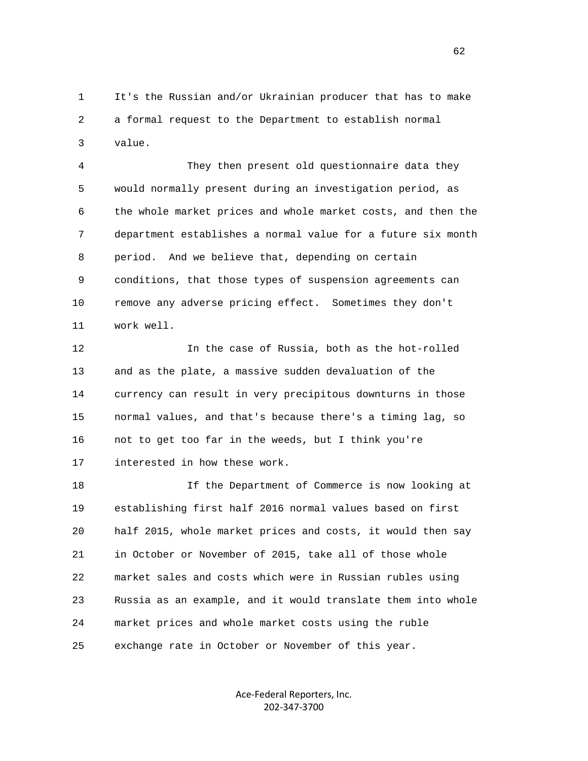It's the Russian and/or Ukrainian producer that has to make a formal request to the Department to establish normal value.

They then present old questionnaire data they would normally present during an investigation period, as the whole market prices and whole market costs, and then the department establishes a normal value for a future six month period. And we believe that, depending on certain conditions, that those types of suspension agreements can remove any adverse pricing effect. Sometimes they don't work well.

In the case of Russia, both as the hot-rolled and as the plate, a massive sudden devaluation of the currency can result in very precipitous downturns in those normal values, and that's because there's a timing lag, so not to get too far in the weeds, but I think you're interested in how these work.

If the Department of Commerce is now looking at establishing first half 2016 normal values based on first half 2015, whole market prices and costs, it would then say in October or November of 2015, take all of those whole market sales and costs which were in Russian rubles using Russia as an example, and it would translate them into whole market prices and whole market costs using the ruble exchange rate in October or November of this year.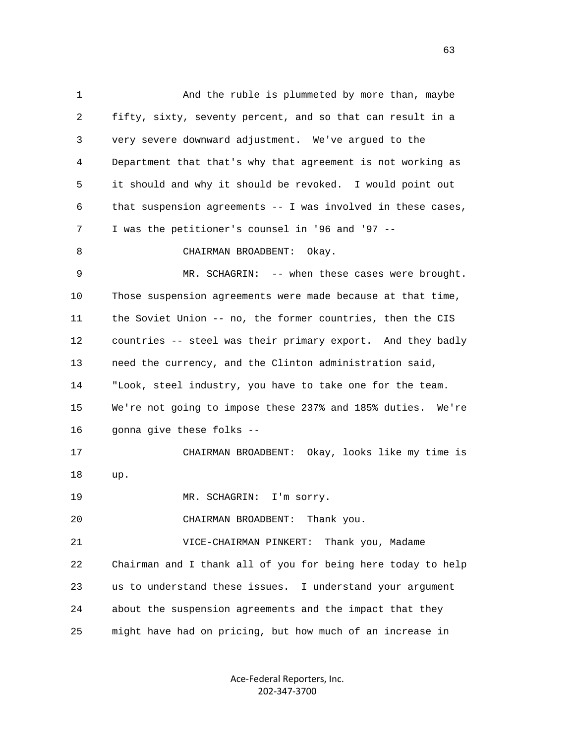1 And the ruble is plummeted by more than, maybe
2 fifty, sixty, seventy percent, and so that can result in a
3 very severe downward adjustment. We've argued to the
4 Department that that's why that agreement is not working as
5 it should and why it should be revoked. I would point out
6 that suspension agreements -- I was involved in these cases,
7 I was the petitioner's counsel in '96 and '97 --
8 CHAIRMAN BROADBENT: Okay.
9 MR. SCHAGRIN: -- when these cases were brought.
10 Those suspension agreements were made because at that time,
11 the Soviet Union -- no, the former countries, then the CIS
12 countries -- steel was their primary export. And they badly
13 need the currency, and the Clinton administration said,
14 "Look, steel industry, you have to take one for the team.
15 We're not going to impose these 237% and 185% duties. We're
16 gonna give these folks --
17 CHAIRMAN BROADBENT: Okay, looks like my time is
18 up.
19 MR. SCHAGRIN: I'm sorry.
20 CHAIRMAN BROADBENT: Thank you.
21 VICE-CHAIRMAN PINKERT: Thank you, Madame
22 Chairman and I thank all of you for being here today to help
23 us to understand these issues. I understand your argument
24 about the suspension agreements and the impact that they
25 might have had on pricing, but how much of an increase in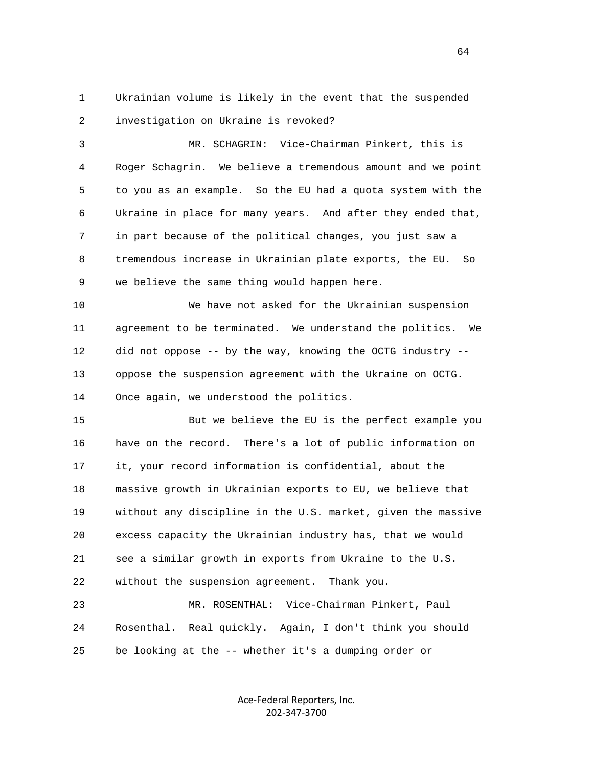Ukrainian volume is likely in the event that the suspended investigation on Ukraine is revoked?

MR. SCHAGRIN: Vice-Chairman Pinkert, this is Roger Schagrin. We believe a tremendous amount and we point to you as an example. So the EU had a quota system with the Ukraine in place for many years. And after they ended that, in part because of the political changes, you just saw a tremendous increase in Ukrainian plate exports, the EU. So we believe the same thing would happen here.

We have not asked for the Ukrainian suspension agreement to be terminated. We understand the politics. We did not oppose -- by the way, knowing the OCTG industry -- oppose the suspension agreement with the Ukraine on OCTG. Once again, we understood the politics.

But we believe the EU is the perfect example you have on the record. There's a lot of public information on it, your record information is confidential, about the massive growth in Ukrainian exports to EU, we believe that without any discipline in the U.S. market, given the massive excess capacity the Ukrainian industry has, that we would see a similar growth in exports from Ukraine to the U.S. without the suspension agreement. Thank you.

MR. ROSENTHAL: Vice-Chairman Pinkert, Paul Rosenthal. Real quickly. Again, I don't think you should be looking at the -- whether it's a dumping order or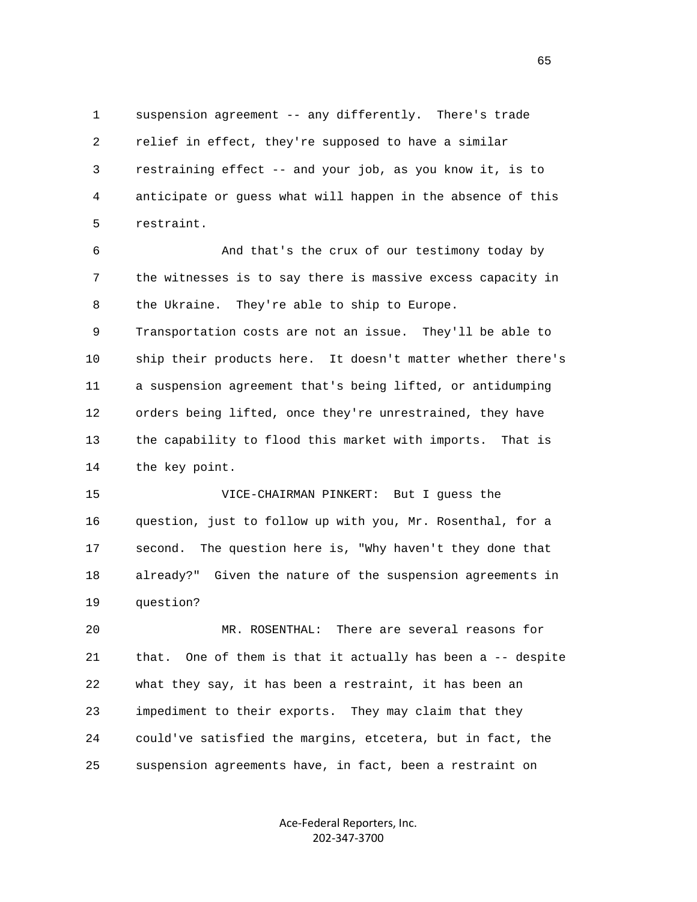suspension agreement -- any differently. There's trade relief in effect, they're supposed to have a similar restraining effect -- and your job, as you know it, is to anticipate or guess what will happen in the absence of this restraint.

And that's the crux of our testimony today by the witnesses is to say there is massive excess capacity in the Ukraine. They're able to ship to Europe. Transportation costs are not an issue. They'll be able to ship their products here. It doesn't matter whether there's a suspension agreement that's being lifted, or antidumping orders being lifted, once they're unrestrained, they have the capability to flood this market with imports. That is the key point.

VICE-CHAIRMAN PINKERT: But I guess the question, just to follow up with you, Mr. Rosenthal, for a second. The question here is, "Why haven't they done that already?" Given the nature of the suspension agreements in question?

MR. ROSENTHAL: There are several reasons for that. One of them is that it actually has been a -- despite what they say, it has been a restraint, it has been an impediment to their exports. They may claim that they could've satisfied the margins, etcetera, but in fact, the suspension agreements have, in fact, been a restraint on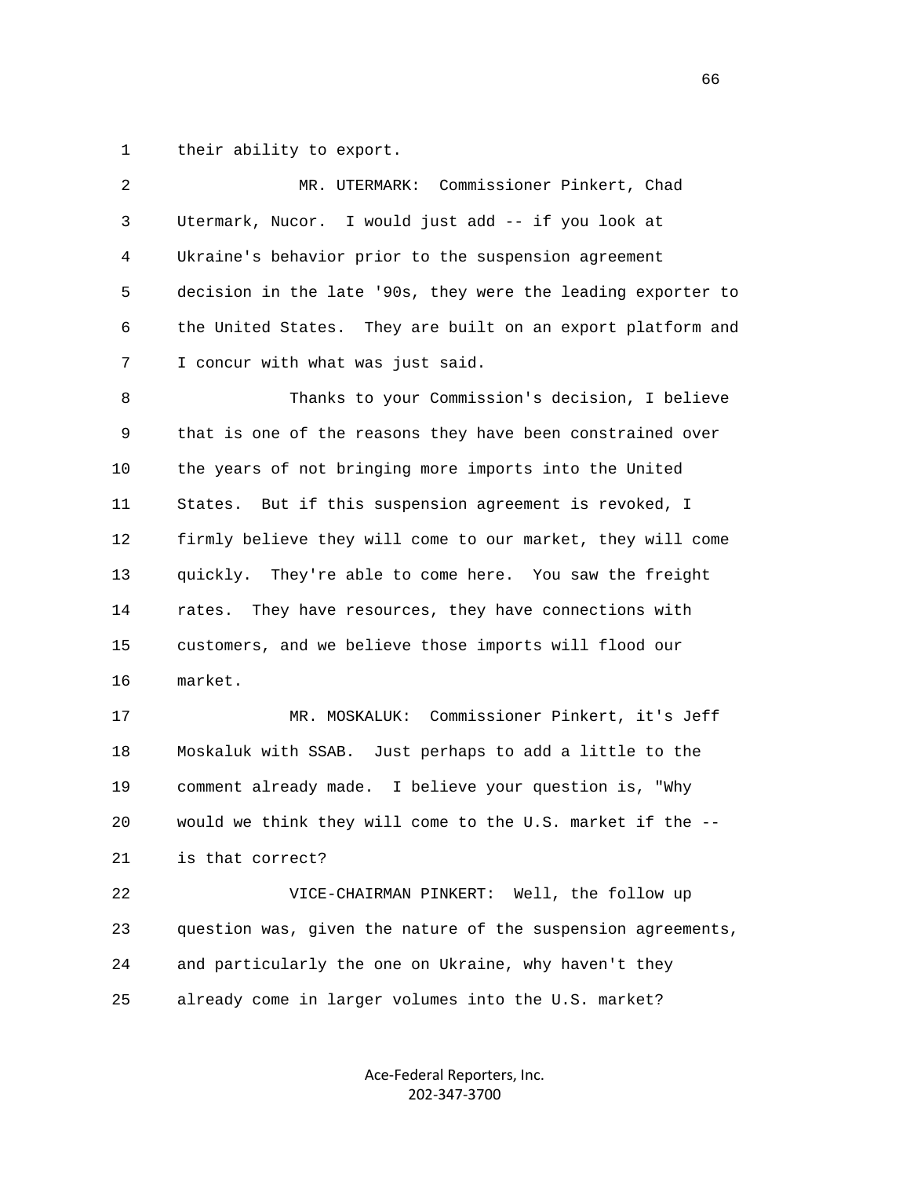their ability to export.

MR. UTERMARK: Commissioner Pinkert, Chad Utermark, Nucor. I would just add -- if you look at Ukraine's behavior prior to the suspension agreement decision in the late '90s, they were the leading exporter to the United States. They are built on an export platform and I concur with what was just said.

Thanks to your Commission's decision, I believe that is one of the reasons they have been constrained over the years of not bringing more imports into the United States. But if this suspension agreement is revoked, I firmly believe they will come to our market, they will come quickly. They're able to come here. You saw the freight rates. They have resources, they have connections with customers, and we believe those imports will flood our market.

MR. MOSKALUK: Commissioner Pinkert, it's Jeff Moskaluk with SSAB. Just perhaps to add a little to the comment already made. I believe your question is, "Why would we think they will come to the U.S. market if the -- is that correct?

VICE-CHAIRMAN PINKERT: Well, the follow up question was, given the nature of the suspension agreements, and particularly the one on Ukraine, why haven't they already come in larger volumes into the U.S. market?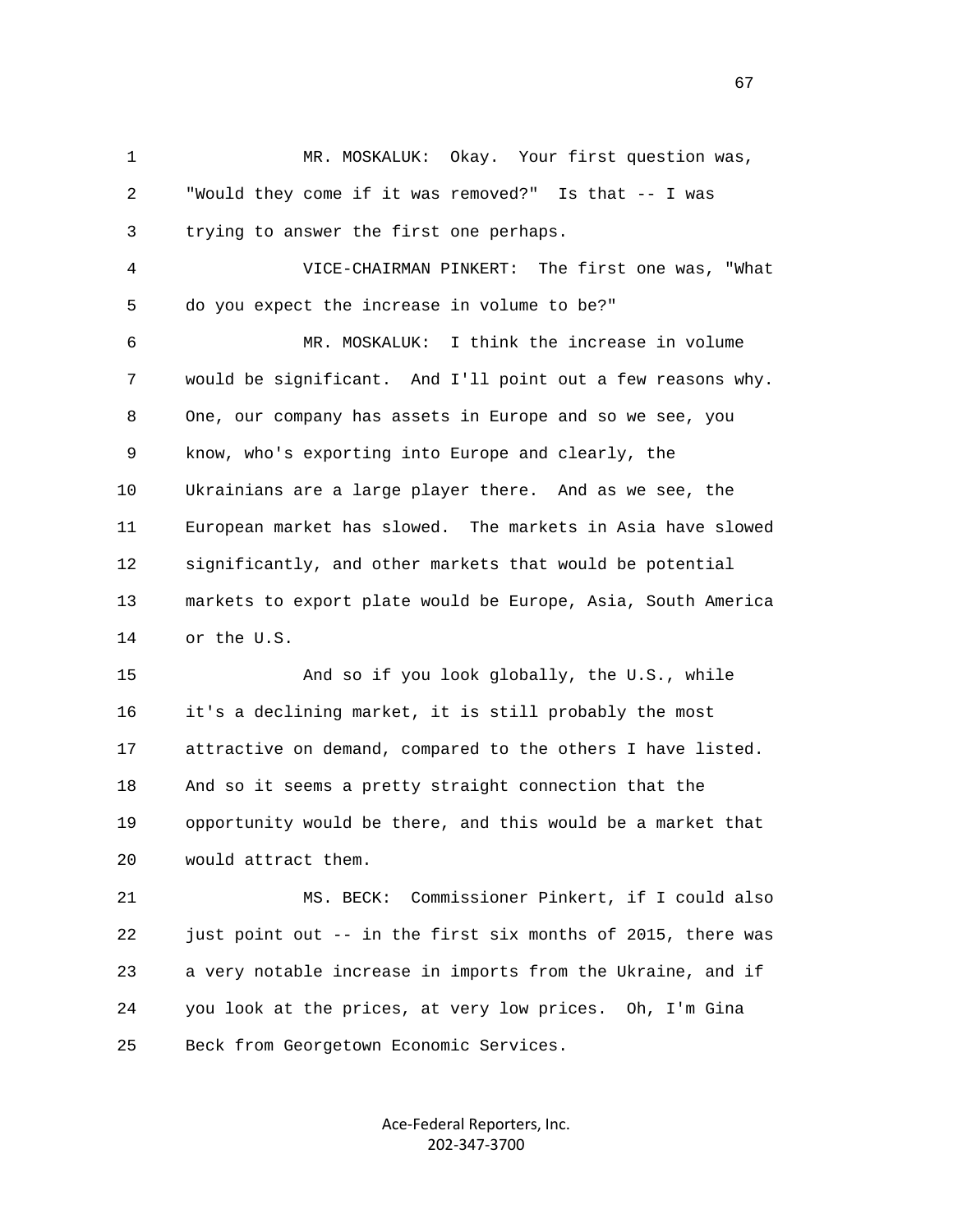MR. MOSKALUK: Okay. Your first question was, "Would they come if it was removed?" Is that -- I was trying to answer the first one perhaps.

VICE-CHAIRMAN PINKERT: The first one was, "What do you expect the increase in volume to be?"

MR. MOSKALUK: I think the increase in volume would be significant. And I'll point out a few reasons why. One, our company has assets in Europe and so we see, you know, who's exporting into Europe and clearly, the Ukrainians are a large player there. And as we see, the European market has slowed. The markets in Asia have slowed significantly, and other markets that would be potential markets to export plate would be Europe, Asia, South America or the U.S.

And so if you look globally, the U.S., while it's a declining market, it is still probably the most attractive on demand, compared to the others I have listed. And so it seems a pretty straight connection that the opportunity would be there, and this would be a market that would attract them.

MS. BECK: Commissioner Pinkert, if I could also just point out -- in the first six months of 2015, there was a very notable increase in imports from the Ukraine, and if you look at the prices, at very low prices. Oh, I'm Gina Beck from Georgetown Economic Services.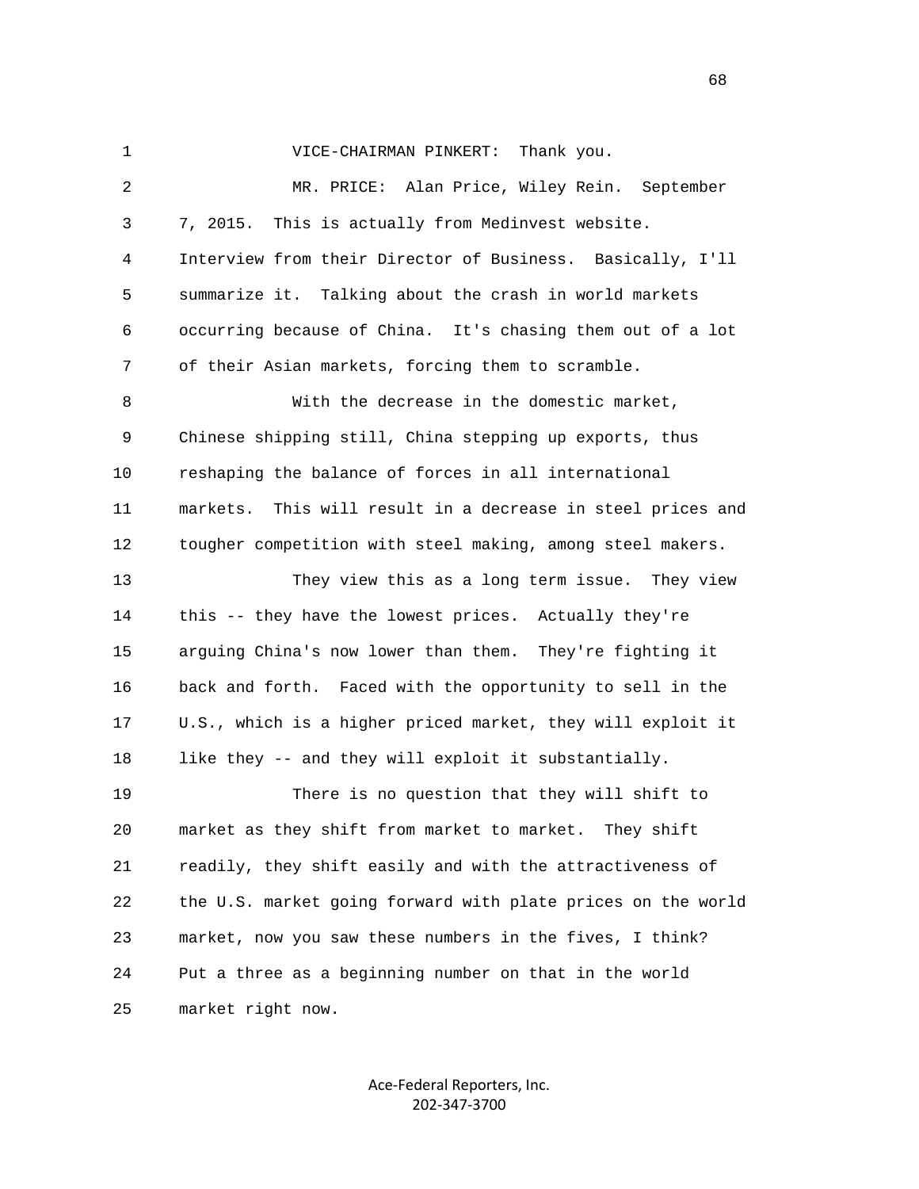VICE-CHAIRMAN PINKERT: Thank you.

MR. PRICE: Alan Price, Wiley Rein. September 7, 2015. This is actually from Medinvest website. Interview from their Director of Business. Basically, I'll summarize it. Talking about the crash in world markets occurring because of China. It's chasing them out of a lot of their Asian markets, forcing them to scramble.

With the decrease in the domestic market, Chinese shipping still, China stepping up exports, thus reshaping the balance of forces in all international markets. This will result in a decrease in steel prices and tougher competition with steel making, among steel makers.

They view this as a long term issue. They view this -- they have the lowest prices. Actually they're arguing China's now lower than them. They're fighting it back and forth. Faced with the opportunity to sell in the U.S., which is a higher priced market, they will exploit it like they -- and they will exploit it substantially.

There is no question that they will shift to market as they shift from market to market. They shift readily, they shift easily and with the attractiveness of the U.S. market going forward with plate prices on the world market, now you saw these numbers in the fives, I think? Put a three as a beginning number on that in the world market right now.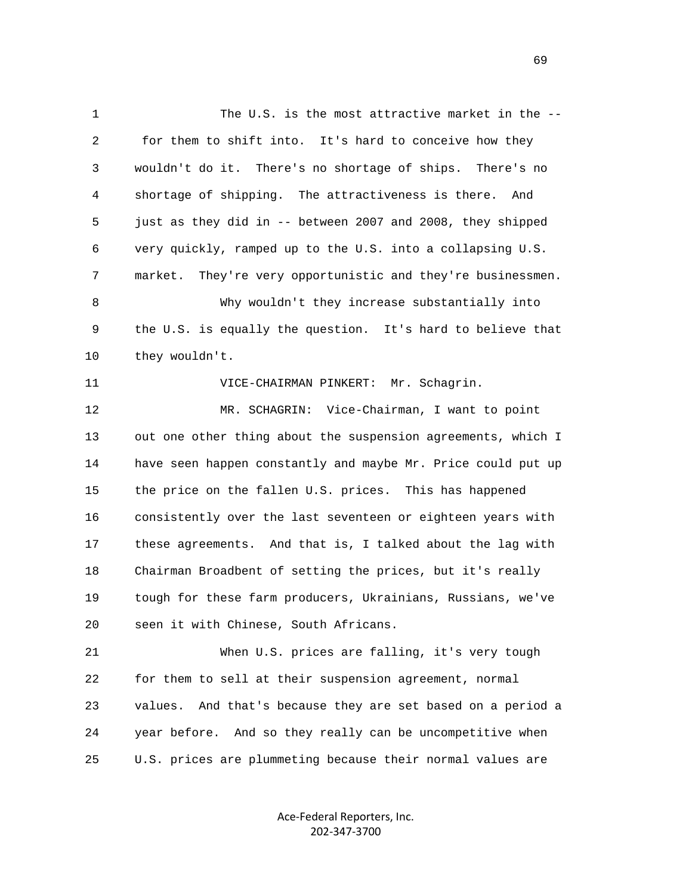The U.S. is the most attractive market in the -- for them to shift into. It's hard to conceive how they wouldn't do it. There's no shortage of ships. There's no shortage of shipping. The attractiveness is there. And just as they did in -- between 2007 and 2008, they shipped very quickly, ramped up to the U.S. into a collapsing U.S. market. They're very opportunistic and they're businessmen.

Why wouldn't they increase substantially into the U.S. is equally the question. It's hard to believe that they wouldn't.

VICE-CHAIRMAN PINKERT: Mr. Schagrin.

MR. SCHAGRIN: Vice-Chairman, I want to point out one other thing about the suspension agreements, which I have seen happen constantly and maybe Mr. Price could put up the price on the fallen U.S. prices. This has happened consistently over the last seventeen or eighteen years with these agreements. And that is, I talked about the lag with Chairman Broadbent of setting the prices, but it's really tough for these farm producers, Ukrainians, Russians, we've seen it with Chinese, South Africans.

When U.S. prices are falling, it's very tough for them to sell at their suspension agreement, normal values. And that's because they are set based on a period a year before. And so they really can be uncompetitive when U.S. prices are plummeting because their normal values are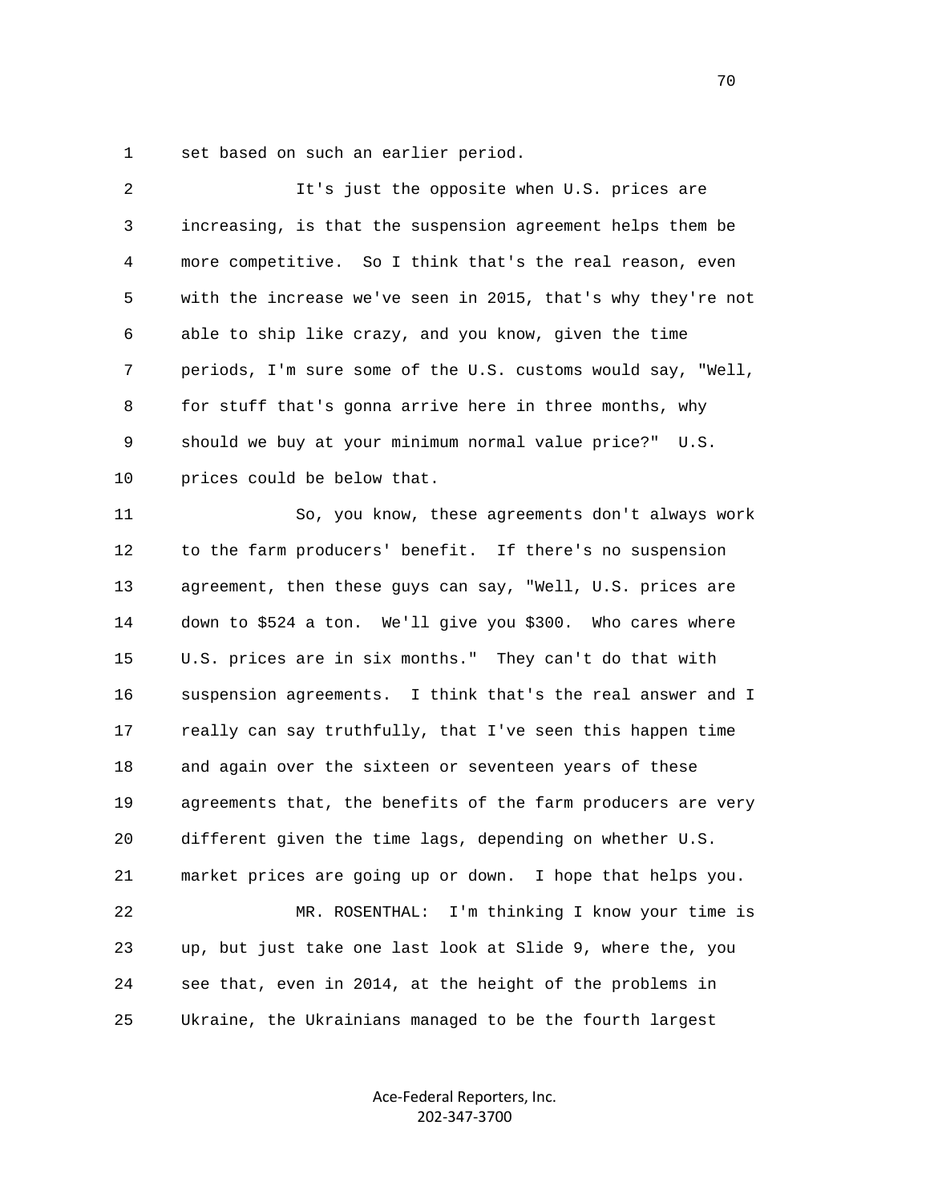1 set based on such an earlier period.

2 It's just the opposite when U.S. prices are
3 increasing, is that the suspension agreement helps them be
4 more competitive. So I think that's the real reason, even
5 with the increase we've seen in 2015, that's why they're not
6 able to ship like crazy, and you know, given the time
7 periods, I'm sure some of the U.S. customs would say, "Well,
8 for stuff that's gonna arrive here in three months, why
9 should we buy at your minimum normal value price?" U.S.
10 prices could be below that.

11 So, you know, these agreements don't always work
12 to the farm producers' benefit. If there's no suspension
13 agreement, then these guys can say, "Well, U.S. prices are
14 down to $524 a ton. We'll give you $300. Who cares where
15 U.S. prices are in six months." They can't do that with
16 suspension agreements. I think that's the real answer and I
17 really can say truthfully, that I've seen this happen time
18 and again over the sixteen or seventeen years of these
19 agreements that, the benefits of the farm producers are very
20 different given the time lags, depending on whether U.S.
21 market prices are going up or down. I hope that helps you.

22 MR. ROSENTHAL: I'm thinking I know your time is
23 up, but just take one last look at Slide 9, where the, you
24 see that, even in 2014, at the height of the problems in
25 Ukraine, the Ukrainians managed to be the fourth largest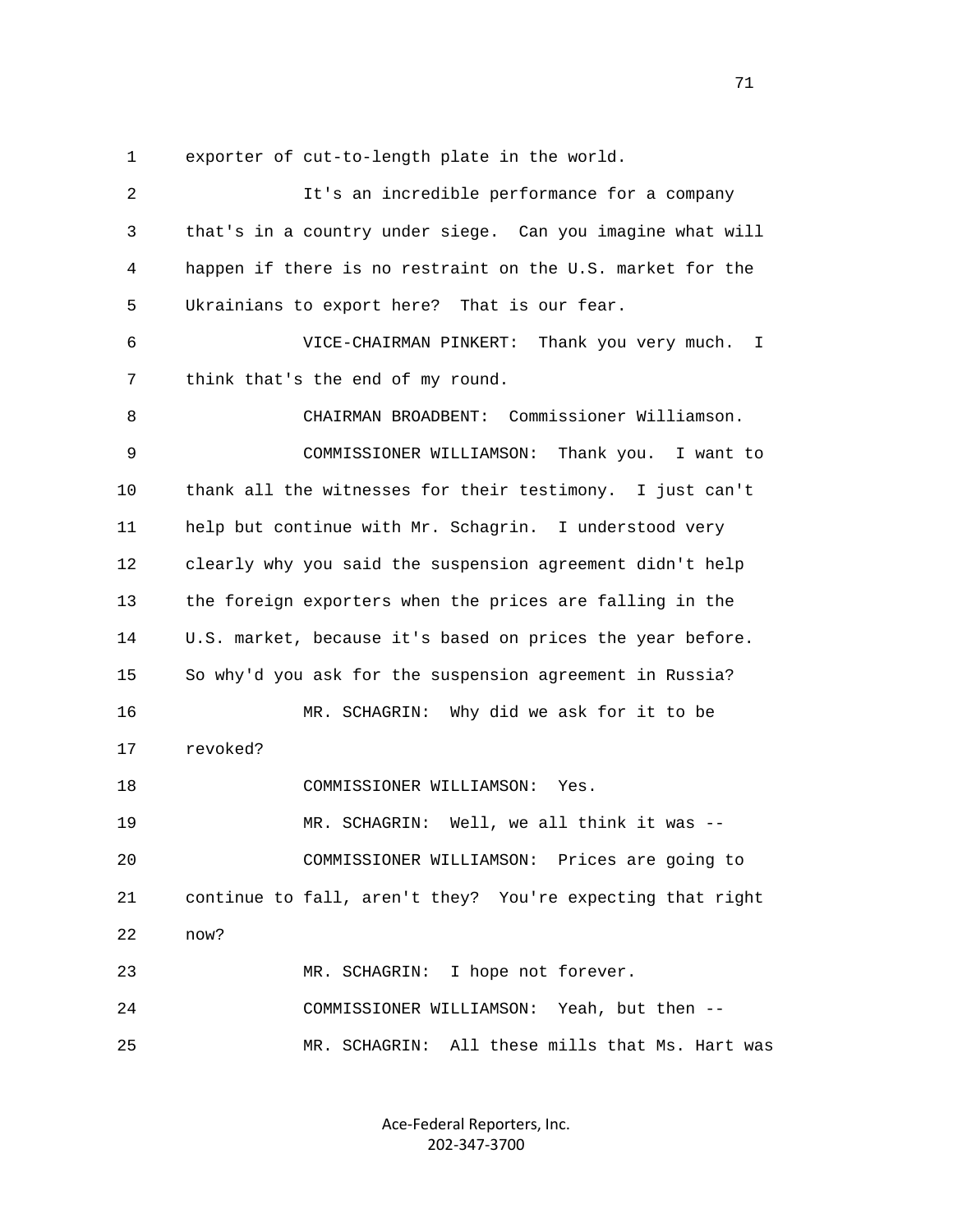1 exporter of cut-to-length plate in the world.

2 It's an incredible performance for a company

3 that's in a country under siege. Can you imagine what will

4 happen if there is no restraint on the U.S. market for the

5 Ukrainians to export here? That is our fear.

6 VICE-CHAIRMAN PINKERT: Thank you very much. I

7 think that's the end of my round.

8 CHAIRMAN BROADBENT: Commissioner Williamson.

9 COMMISSIONER WILLIAMSON: Thank you. I want to

10 thank all the witnesses for their testimony. I just can't

11 help but continue with Mr. Schagrin. I understood very

12 clearly why you said the suspension agreement didn't help

13 the foreign exporters when the prices are falling in the

14 U.S. market, because it's based on prices the year before.

15 So why'd you ask for the suspension agreement in Russia?

16 MR. SCHAGRIN: Why did we ask for it to be

17 revoked?

18 COMMISSIONER WILLIAMSON: Yes.

19 MR. SCHAGRIN: Well, we all think it was --

20 COMMISSIONER WILLIAMSON: Prices are going to

21 continue to fall, aren't they? You're expecting that right

22 now?

23 MR. SCHAGRIN: I hope not forever.

24 COMMISSIONER WILLIAMSON: Yeah, but then --

25 MR. SCHAGRIN: All these mills that Ms. Hart was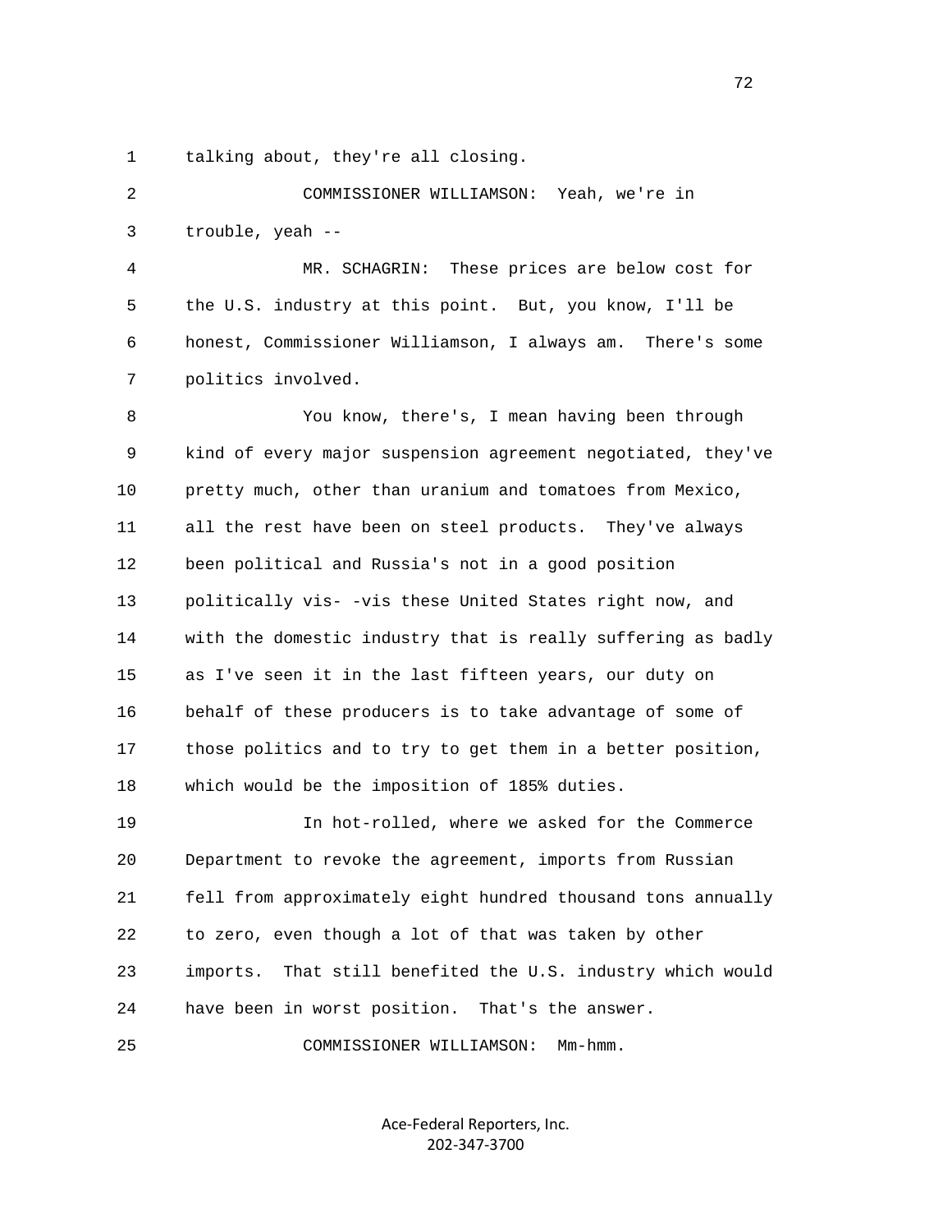talking about, they're all closing.

COMMISSIONER WILLIAMSON: Yeah, we're in trouble, yeah --

MR. SCHAGRIN: These prices are below cost for the U.S. industry at this point. But, you know, I'll be honest, Commissioner Williamson, I always am. There's some politics involved.

You know, there's, I mean having been through kind of every major suspension agreement negotiated, they've pretty much, other than uranium and tomatoes from Mexico, all the rest have been on steel products. They've always been political and Russia's not in a good position politically vis- -vis these United States right now, and with the domestic industry that is really suffering as badly as I've seen it in the last fifteen years, our duty on behalf of these producers is to take advantage of some of those politics and to try to get them in a better position, which would be the imposition of 185% duties.

In hot-rolled, where we asked for the Commerce Department to revoke the agreement, imports from Russian fell from approximately eight hundred thousand tons annually to zero, even though a lot of that was taken by other imports. That still benefited the U.S. industry which would have been in worst position. That's the answer.

COMMISSIONER WILLIAMSON: Mm-hmm.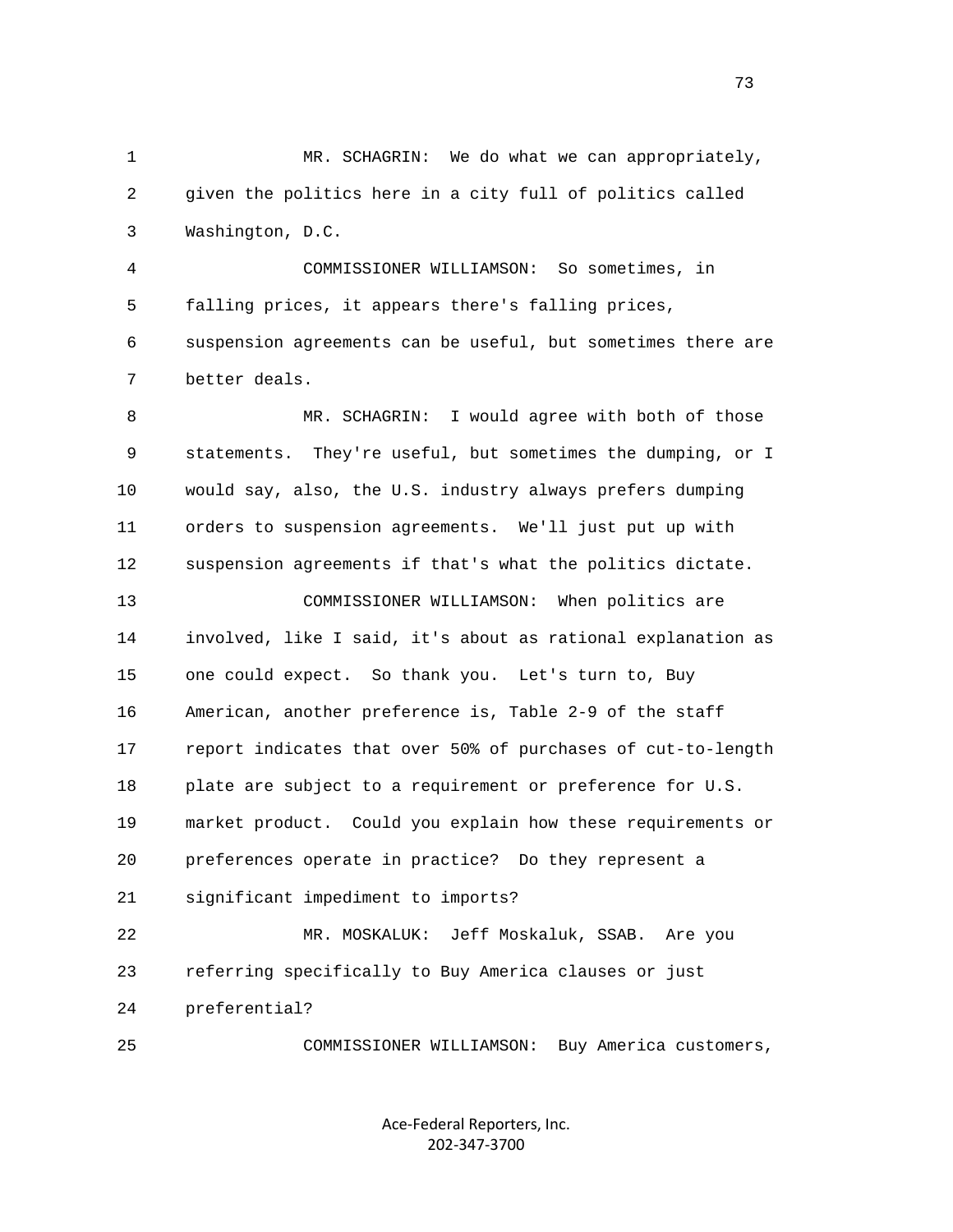MR. SCHAGRIN: We do what we can appropriately, given the politics here in a city full of politics called Washington, D.C.

COMMISSIONER WILLIAMSON: So sometimes, in falling prices, it appears there's falling prices, suspension agreements can be useful, but sometimes there are better deals.

MR. SCHAGRIN: I would agree with both of those statements. They're useful, but sometimes the dumping, or I would say, also, the U.S. industry always prefers dumping orders to suspension agreements. We'll just put up with suspension agreements if that's what the politics dictate.

COMMISSIONER WILLIAMSON: When politics are involved, like I said, it's about as rational explanation as one could expect. So thank you. Let's turn to, Buy American, another preference is, Table 2-9 of the staff report indicates that over 50% of purchases of cut-to-length plate are subject to a requirement or preference for U.S. market product. Could you explain how these requirements or preferences operate in practice? Do they represent a significant impediment to imports?

MR. MOSKALUK: Jeff Moskaluk, SSAB. Are you referring specifically to Buy America clauses or just preferential?

COMMISSIONER WILLIAMSON: Buy America customers,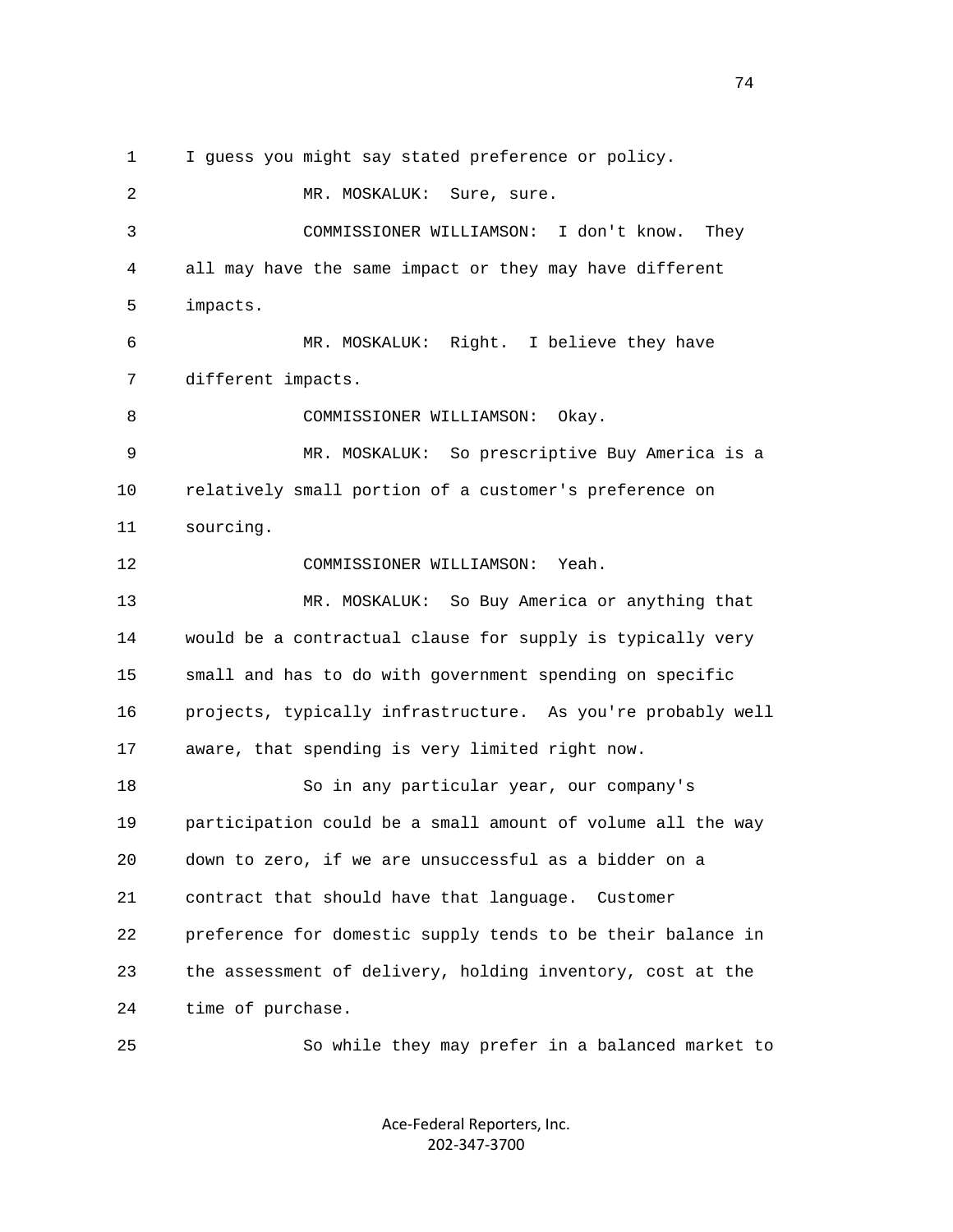I guess you might say stated preference or policy.

MR. MOSKALUK: Sure, sure.

COMMISSIONER WILLIAMSON: I don't know. They all may have the same impact or they may have different impacts.

MR. MOSKALUK: Right. I believe they have different impacts.

COMMISSIONER WILLIAMSON: Okay.

MR. MOSKALUK: So prescriptive Buy America is a relatively small portion of a customer's preference on sourcing.

COMMISSIONER WILLIAMSON: Yeah.

MR. MOSKALUK: So Buy America or anything that would be a contractual clause for supply is typically very small and has to do with government spending on specific projects, typically infrastructure. As you're probably well aware, that spending is very limited right now.

So in any particular year, our company's participation could be a small amount of volume all the way down to zero, if we are unsuccessful as a bidder on a contract that should have that language. Customer preference for domestic supply tends to be their balance in the assessment of delivery, holding inventory, cost at the time of purchase.

So while they may prefer in a balanced market to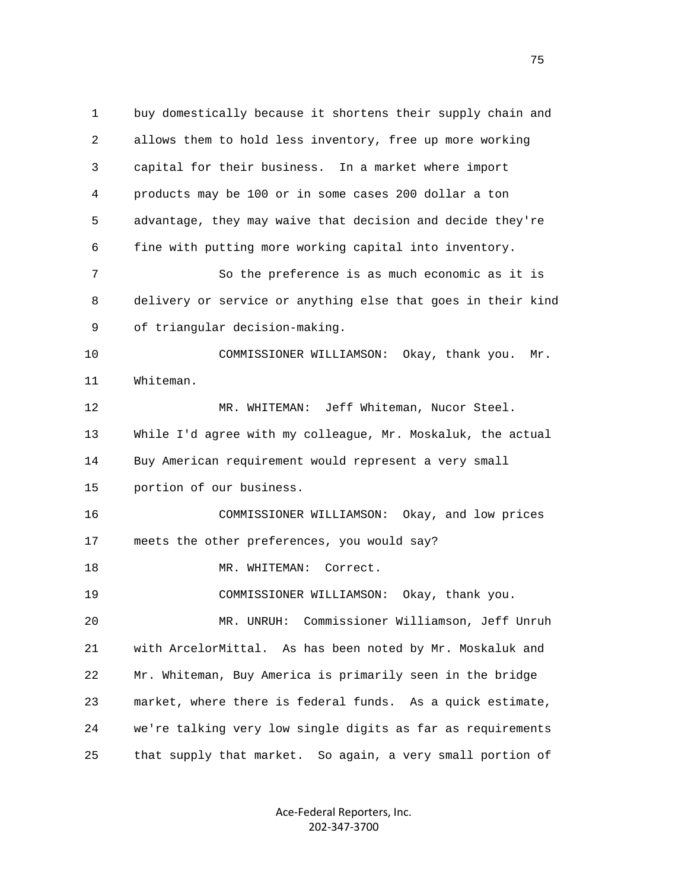buy domestically because it shortens their supply chain and allows them to hold less inventory, free up more working capital for their business. In a market where import products may be 100 or in some cases 200 dollar a ton advantage, they may waive that decision and decide they're fine with putting more working capital into inventory.

So the preference is as much economic as it is delivery or service or anything else that goes in their kind of triangular decision-making.

COMMISSIONER WILLIAMSON: Okay, thank you. Mr. Whiteman.

MR. WHITEMAN: Jeff Whiteman, Nucor Steel. While I'd agree with my colleague, Mr. Moskaluk, the actual Buy American requirement would represent a very small portion of our business.

COMMISSIONER WILLIAMSON: Okay, and low prices meets the other preferences, you would say?

MR. WHITEMAN: Correct.

COMMISSIONER WILLIAMSON: Okay, thank you.

MR. UNRUH: Commissioner Williamson, Jeff Unruh with ArcelorMittal. As has been noted by Mr. Moskaluk and Mr. Whiteman, Buy America is primarily seen in the bridge market, where there is federal funds. As a quick estimate, we're talking very low single digits as far as requirements that supply that market. So again, a very small portion of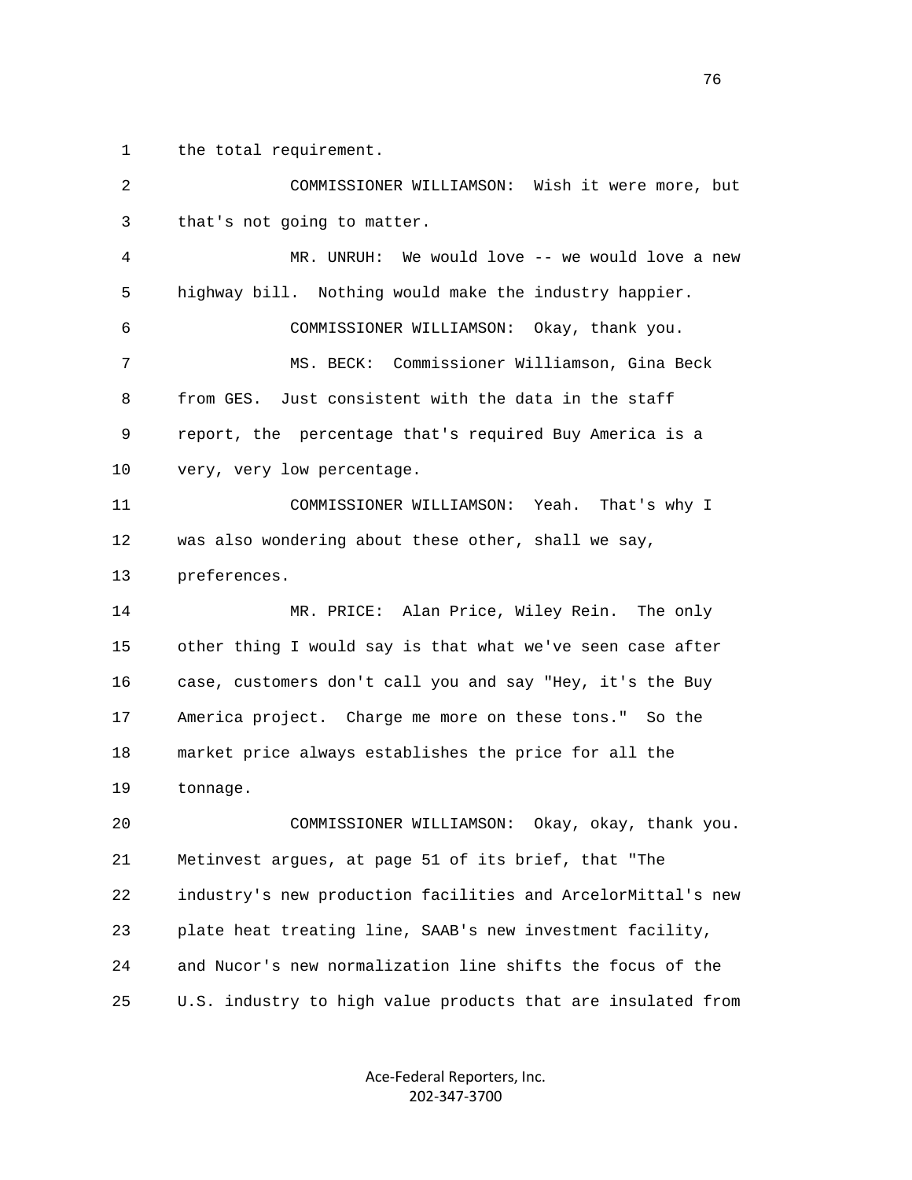1 the total requirement.

2 COMMISSIONER WILLIAMSON: Wish it were more, but

3 that's not going to matter.

4 MR. UNRUH: We would love -- we would love a new

5 highway bill. Nothing would make the industry happier.

6 COMMISSIONER WILLIAMSON: Okay, thank you.

7 MS. BECK: Commissioner Williamson, Gina Beck

8 from GES. Just consistent with the data in the staff

9 report, the percentage that's required Buy America is a

10 very, very low percentage.

11 COMMISSIONER WILLIAMSON: Yeah. That's why I

12 was also wondering about these other, shall we say,

13 preferences.

14 MR. PRICE: Alan Price, Wiley Rein. The only

15 other thing I would say is that what we've seen case after

16 case, customers don't call you and say "Hey, it's the Buy

17 America project. Charge me more on these tons." So the

18 market price always establishes the price for all the

19 tonnage.

20 COMMISSIONER WILLIAMSON: Okay, okay, thank you.

21 Metinvest argues, at page 51 of its brief, that "The

22 industry's new production facilities and ArcelorMittal's new

23 plate heat treating line, SAAB's new investment facility,

24 and Nucor's new normalization line shifts the focus of the

25 U.S. industry to high value products that are insulated from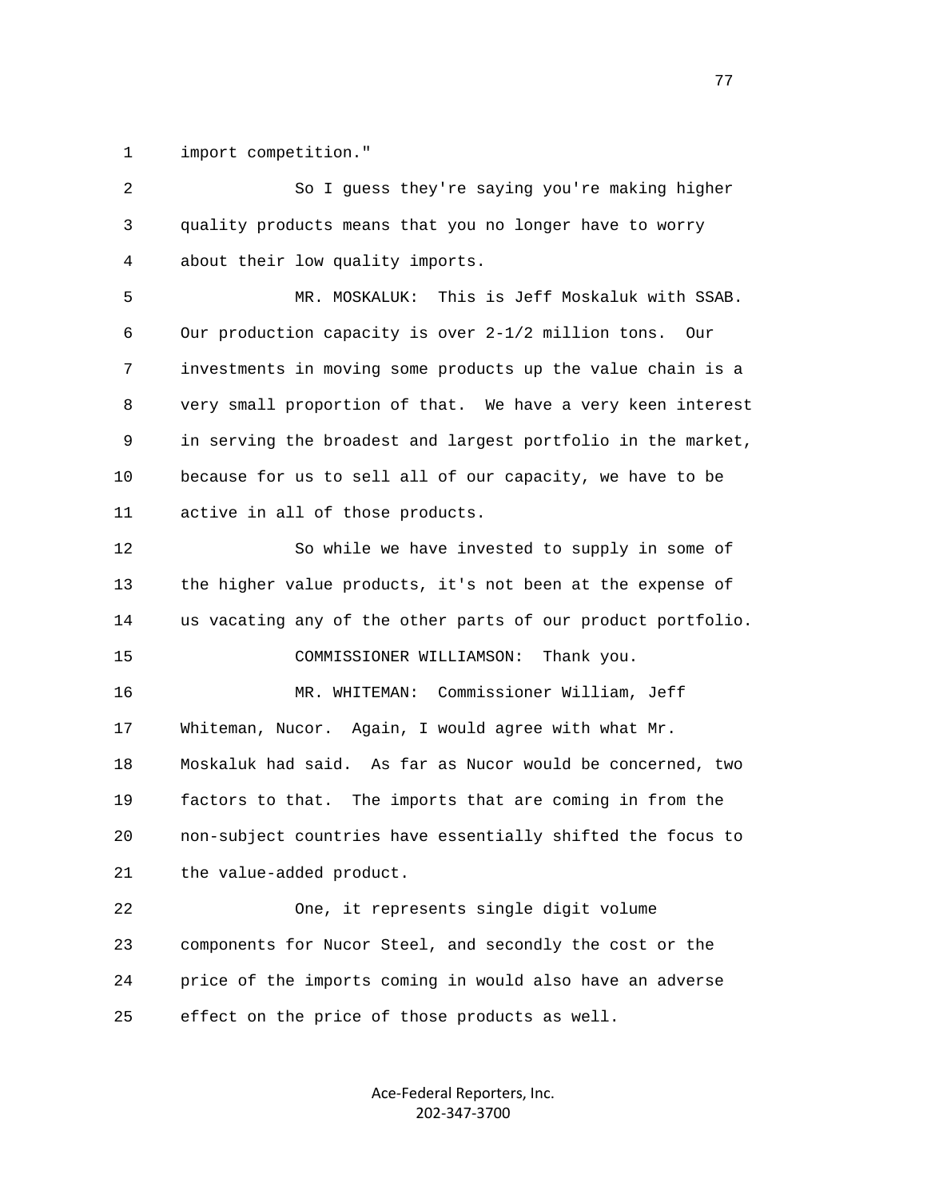import competition."

So I guess they're saying you're making higher quality products means that you no longer have to worry about their low quality imports.

MR. MOSKALUK: This is Jeff Moskaluk with SSAB. Our production capacity is over 2-1/2 million tons. Our investments in moving some products up the value chain is a very small proportion of that. We have a very keen interest in serving the broadest and largest portfolio in the market, because for us to sell all of our capacity, we have to be active in all of those products.

So while we have invested to supply in some of the higher value products, it's not been at the expense of us vacating any of the other parts of our product portfolio.

COMMISSIONER WILLIAMSON: Thank you.

MR. WHITEMAN: Commissioner William, Jeff Whiteman, Nucor. Again, I would agree with what Mr. Moskaluk had said. As far as Nucor would be concerned, two factors to that. The imports that are coming in from the non-subject countries have essentially shifted the focus to the value-added product.

One, it represents single digit volume components for Nucor Steel, and secondly the cost or the price of the imports coming in would also have an adverse effect on the price of those products as well.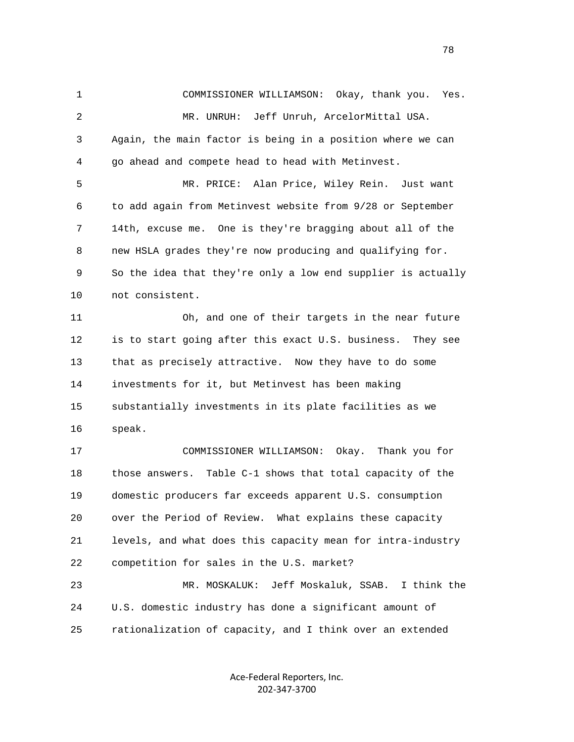COMMISSIONER WILLIAMSON: Okay, thank you. Yes.

MR. UNRUH: Jeff Unruh, ArcelorMittal USA. Again, the main factor is being in a position where we can go ahead and compete head to head with Metinvest.

MR. PRICE: Alan Price, Wiley Rein. Just want to add again from Metinvest website from 9/28 or September 14th, excuse me. One is they're bragging about all of the new HSLA grades they're now producing and qualifying for. So the idea that they're only a low end supplier is actually not consistent.

Oh, and one of their targets in the near future is to start going after this exact U.S. business. They see that as precisely attractive. Now they have to do some investments for it, but Metinvest has been making substantially investments in its plate facilities as we speak.

COMMISSIONER WILLIAMSON: Okay. Thank you for those answers. Table C-1 shows that total capacity of the domestic producers far exceeds apparent U.S. consumption over the Period of Review. What explains these capacity levels, and what does this capacity mean for intra-industry competition for sales in the U.S. market?

MR. MOSKALUK: Jeff Moskaluk, SSAB. I think the U.S. domestic industry has done a significant amount of rationalization of capacity, and I think over an extended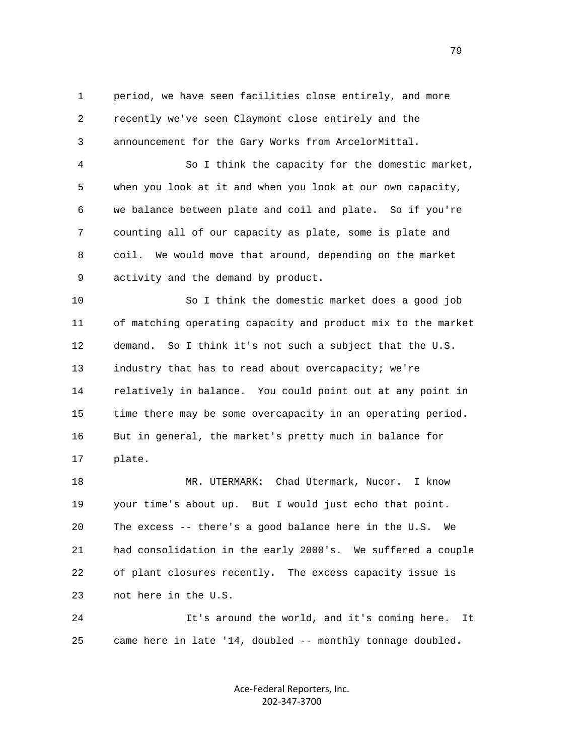period, we have seen facilities close entirely, and more recently we've seen Claymont close entirely and the announcement for the Gary Works from ArcelorMittal.

So I think the capacity for the domestic market, when you look at it and when you look at our own capacity, we balance between plate and coil and plate. So if you're counting all of our capacity as plate, some is plate and coil. We would move that around, depending on the market activity and the demand by product.

So I think the domestic market does a good job of matching operating capacity and product mix to the market demand. So I think it's not such a subject that the U.S. industry that has to read about overcapacity; we're relatively in balance. You could point out at any point in time there may be some overcapacity in an operating period. But in general, the market's pretty much in balance for plate.

MR. UTERMARK: Chad Utermark, Nucor. I know your time's about up. But I would just echo that point. The excess -- there's a good balance here in the U.S. We had consolidation in the early 2000's. We suffered a couple of plant closures recently. The excess capacity issue is not here in the U.S.

It's around the world, and it's coming here. It came here in late '14, doubled -- monthly tonnage doubled.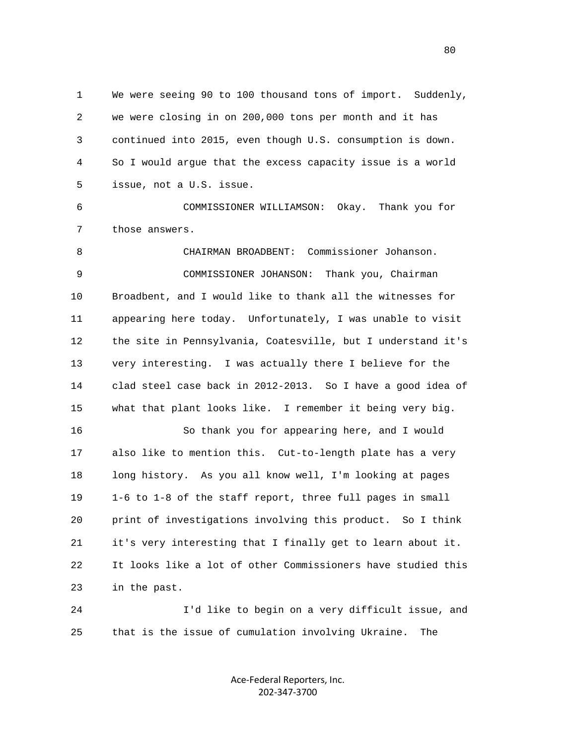We were seeing 90 to 100 thousand tons of import. Suddenly, we were closing in on 200,000 tons per month and it has continued into 2015, even though U.S. consumption is down. So I would argue that the excess capacity issue is a world issue, not a U.S. issue.

COMMISSIONER WILLIAMSON: Okay. Thank you for those answers.

CHAIRMAN BROADBENT: Commissioner Johanson.

COMMISSIONER JOHANSON: Thank you, Chairman Broadbent, and I would like to thank all the witnesses for appearing here today. Unfortunately, I was unable to visit the site in Pennsylvania, Coatesville, but I understand it's very interesting. I was actually there I believe for the clad steel case back in 2012-2013. So I have a good idea of what that plant looks like. I remember it being very big.

So thank you for appearing here, and I would also like to mention this. Cut-to-length plate has a very long history. As you all know well, I'm looking at pages 1-6 to 1-8 of the staff report, three full pages in small print of investigations involving this product. So I think it's very interesting that I finally get to learn about it. It looks like a lot of other Commissioners have studied this in the past.

I'd like to begin on a very difficult issue, and that is the issue of cumulation involving Ukraine. The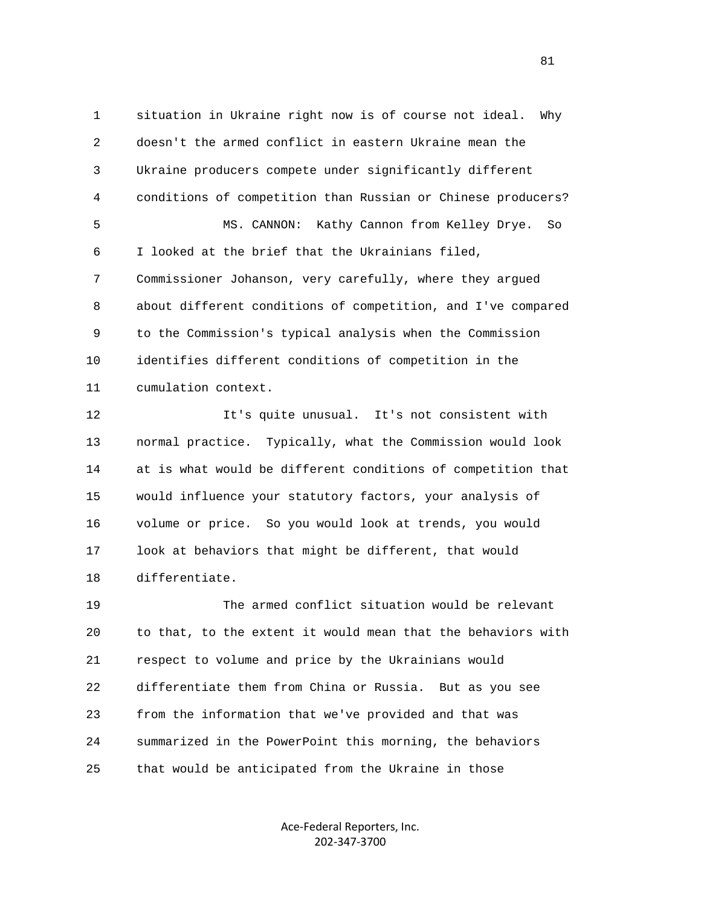situation in Ukraine right now is of course not ideal. Why doesn't the armed conflict in eastern Ukraine mean the Ukraine producers compete under significantly different conditions of competition than Russian or Chinese producers?

MS. CANNON: Kathy Cannon from Kelley Drye. So I looked at the brief that the Ukrainians filed, Commissioner Johanson, very carefully, where they argued about different conditions of competition, and I've compared to the Commission's typical analysis when the Commission identifies different conditions of competition in the cumulation context.

It's quite unusual. It's not consistent with normal practice. Typically, what the Commission would look at is what would be different conditions of competition that would influence your statutory factors, your analysis of volume or price. So you would look at trends, you would look at behaviors that might be different, that would differentiate.

The armed conflict situation would be relevant to that, to the extent it would mean that the behaviors with respect to volume and price by the Ukrainians would differentiate them from China or Russia. But as you see from the information that we've provided and that was summarized in the PowerPoint this morning, the behaviors that would be anticipated from the Ukraine in those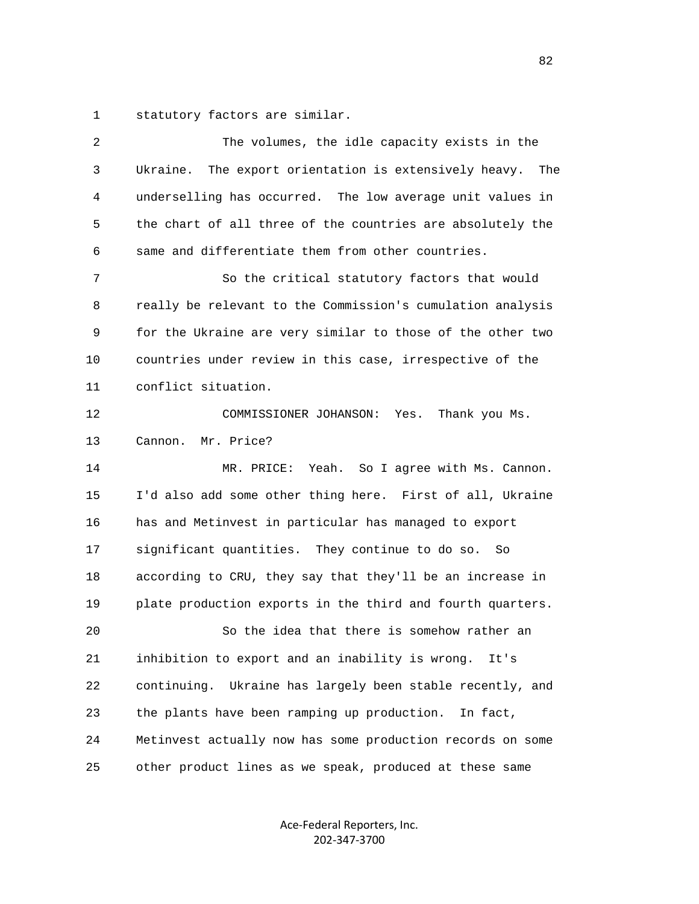statutory factors are similar.

The volumes, the idle capacity exists in the Ukraine. The export orientation is extensively heavy. The underselling has occurred. The low average unit values in the chart of all three of the countries are absolutely the same and differentiate them from other countries.

So the critical statutory factors that would really be relevant to the Commission's cumulation analysis for the Ukraine are very similar to those of the other two countries under review in this case, irrespective of the conflict situation.

COMMISSIONER JOHANSON: Yes. Thank you Ms. Cannon. Mr. Price?

MR. PRICE: Yeah. So I agree with Ms. Cannon. I'd also add some other thing here. First of all, Ukraine has and Metinvest in particular has managed to export significant quantities. They continue to do so. So according to CRU, they say that they'll be an increase in plate production exports in the third and fourth quarters.

So the idea that there is somehow rather an inhibition to export and an inability is wrong. It's continuing. Ukraine has largely been stable recently, and the plants have been ramping up production. In fact, Metinvest actually now has some production records on some other product lines as we speak, produced at these same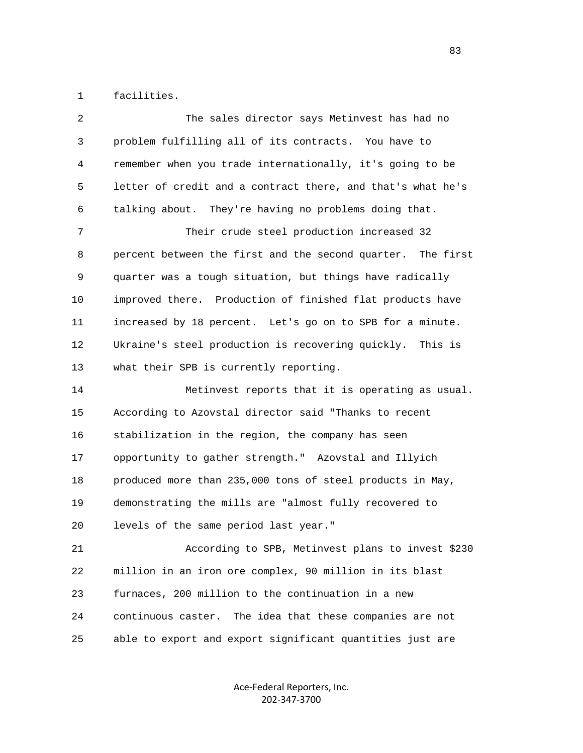facilities.

The sales director says Metinvest has had no problem fulfilling all of its contracts. You have to remember when you trade internationally, it's going to be letter of credit and a contract there, and that's what he's talking about. They're having no problems doing that.

Their crude steel production increased 32 percent between the first and the second quarter. The first quarter was a tough situation, but things have radically improved there. Production of finished flat products have increased by 18 percent. Let's go on to SPB for a minute. Ukraine's steel production is recovering quickly. This is what their SPB is currently reporting.

Metinvest reports that it is operating as usual. According to Azovstal director said "Thanks to recent stabilization in the region, the company has seen opportunity to gather strength." Azovstal and Illyich produced more than 235,000 tons of steel products in May, demonstrating the mills are "almost fully recovered to levels of the same period last year."

According to SPB, Metinvest plans to invest $230 million in an iron ore complex, 90 million in its blast furnaces, 200 million to the continuation in a new continuous caster. The idea that these companies are not able to export and export significant quantities just are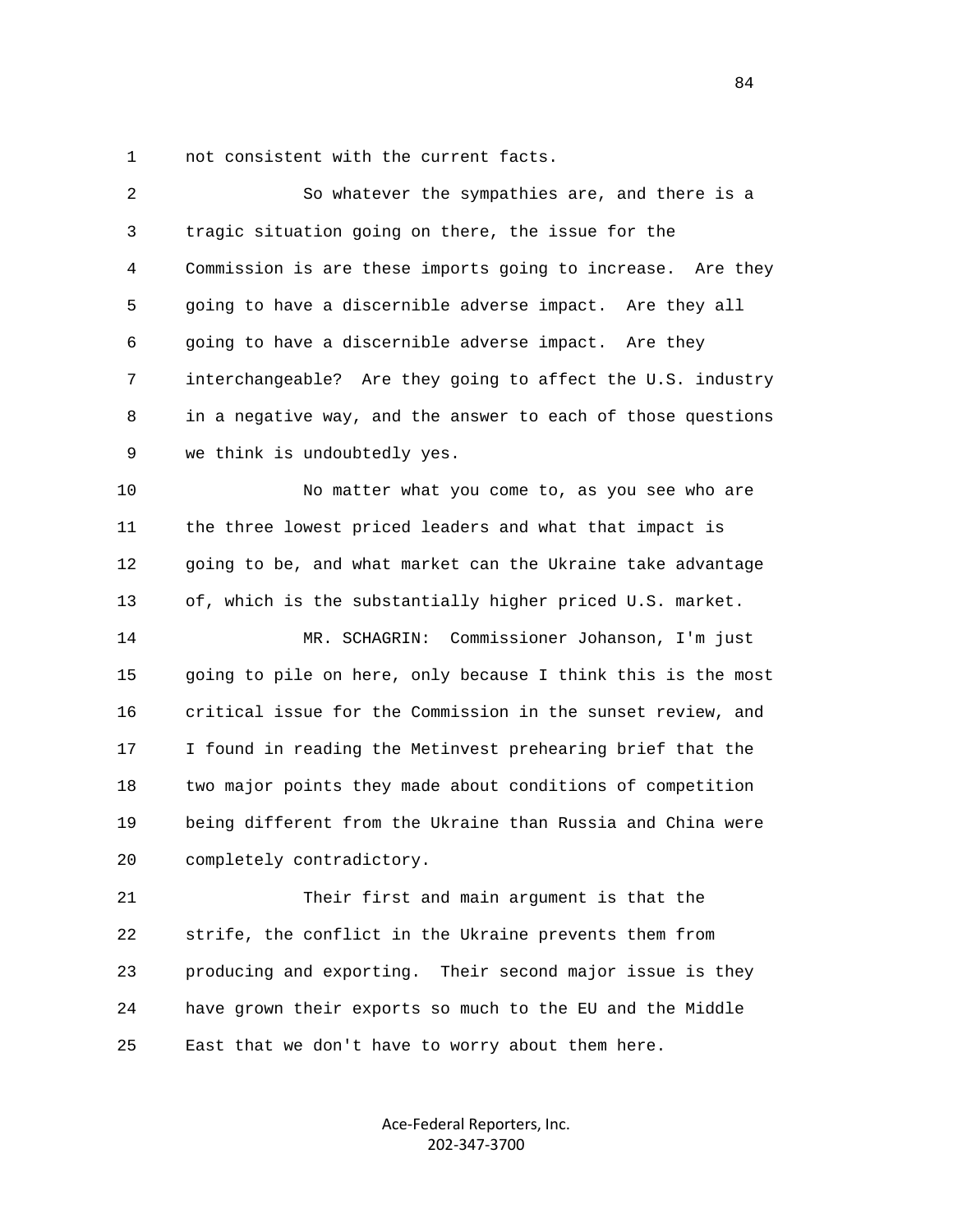not consistent with the current facts.

So whatever the sympathies are, and there is a tragic situation going on there, the issue for the Commission is are these imports going to increase. Are they going to have a discernible adverse impact. Are they all going to have a discernible adverse impact. Are they interchangeable? Are they going to affect the U.S. industry in a negative way, and the answer to each of those questions we think is undoubtedly yes.

No matter what you come to, as you see who are the three lowest priced leaders and what that impact is going to be, and what market can the Ukraine take advantage of, which is the substantially higher priced U.S. market.

MR. SCHAGRIN: Commissioner Johanson, I'm just going to pile on here, only because I think this is the most critical issue for the Commission in the sunset review, and I found in reading the Metinvest prehearing brief that the two major points they made about conditions of competition being different from the Ukraine than Russia and China were completely contradictory.

Their first and main argument is that the strife, the conflict in the Ukraine prevents them from producing and exporting. Their second major issue is they have grown their exports so much to the EU and the Middle East that we don't have to worry about them here.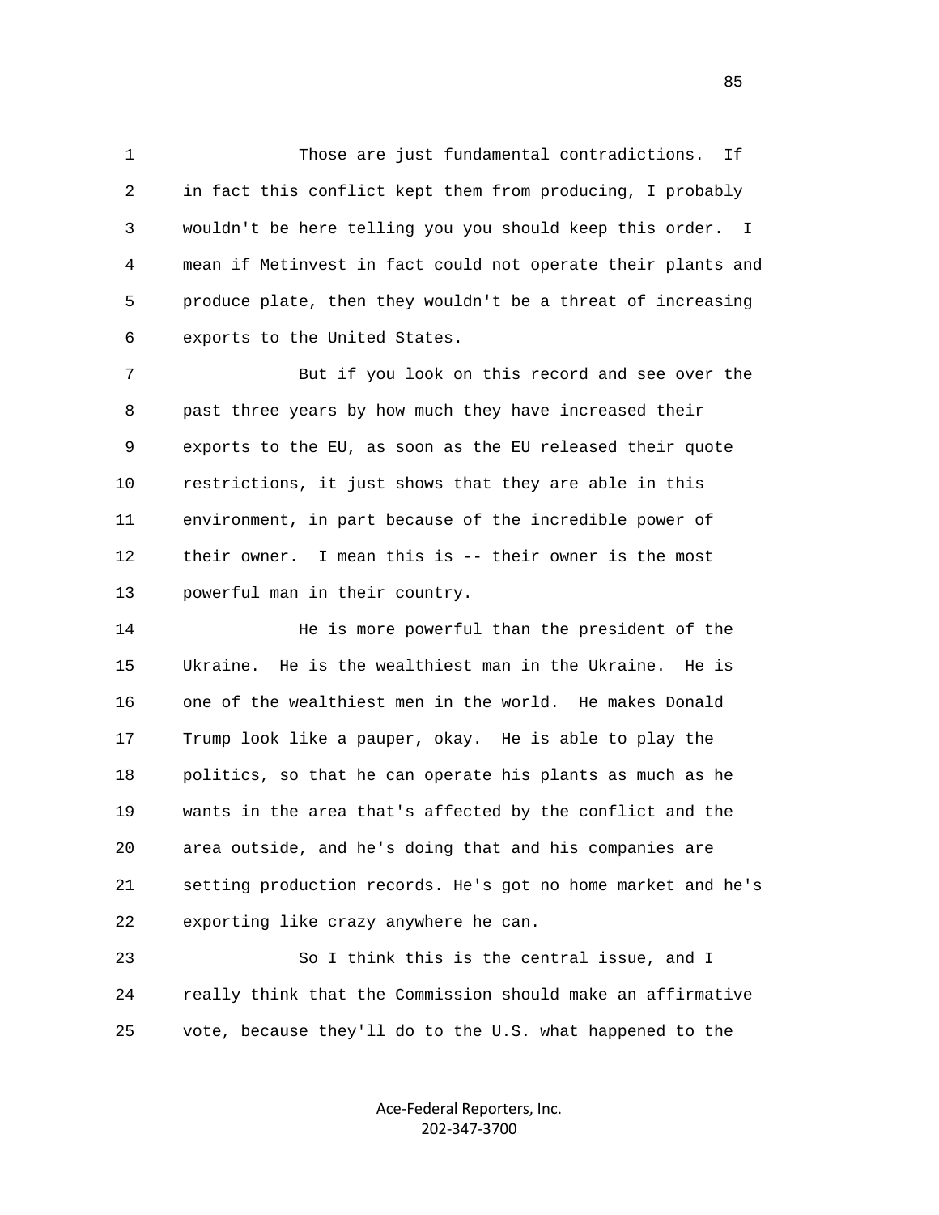Those are just fundamental contradictions. If in fact this conflict kept them from producing, I probably wouldn't be here telling you you should keep this order. I mean if Metinvest in fact could not operate their plants and produce plate, then they wouldn't be a threat of increasing exports to the United States.

But if you look on this record and see over the past three years by how much they have increased their exports to the EU, as soon as the EU released their quote restrictions, it just shows that they are able in this environment, in part because of the incredible power of their owner. I mean this is -- their owner is the most powerful man in their country.

He is more powerful than the president of the Ukraine. He is the wealthiest man in the Ukraine. He is one of the wealthiest men in the world. He makes Donald Trump look like a pauper, okay. He is able to play the politics, so that he can operate his plants as much as he wants in the area that's affected by the conflict and the area outside, and he's doing that and his companies are setting production records. He's got no home market and he's exporting like crazy anywhere he can.

So I think this is the central issue, and I really think that the Commission should make an affirmative vote, because they'll do to the U.S. what happened to the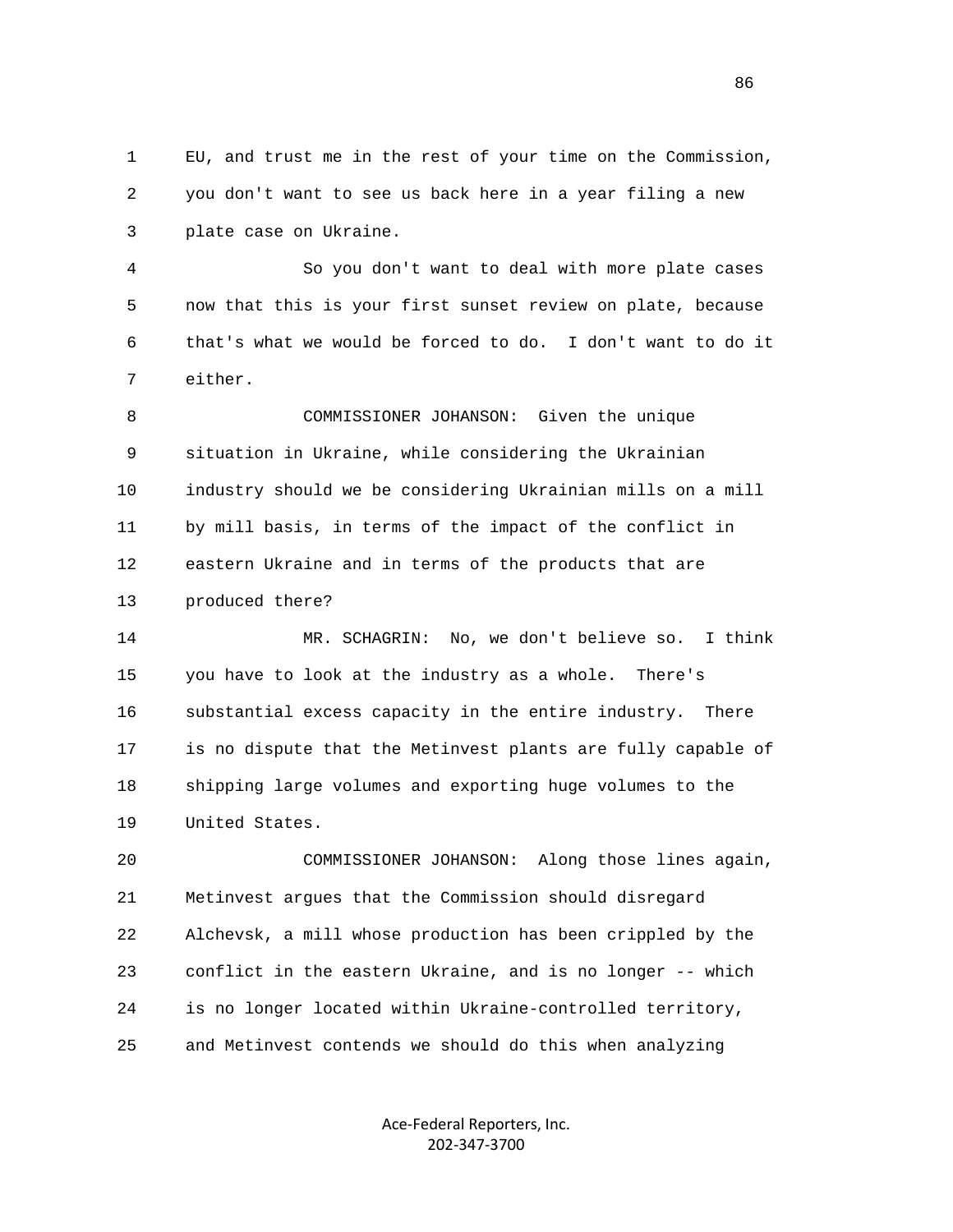EU, and trust me in the rest of your time on the Commission, you don't want to see us back here in a year filing a new plate case on Ukraine.

So you don't want to deal with more plate cases now that this is your first sunset review on plate, because that's what we would be forced to do. I don't want to do it either.

COMMISSIONER JOHANSON: Given the unique situation in Ukraine, while considering the Ukrainian industry should we be considering Ukrainian mills on a mill by mill basis, in terms of the impact of the conflict in eastern Ukraine and in terms of the products that are produced there?

MR. SCHAGRIN: No, we don't believe so. I think you have to look at the industry as a whole. There's substantial excess capacity in the entire industry. There is no dispute that the Metinvest plants are fully capable of shipping large volumes and exporting huge volumes to the United States.

COMMISSIONER JOHANSON: Along those lines again, Metinvest argues that the Commission should disregard Alchevsk, a mill whose production has been crippled by the conflict in the eastern Ukraine, and is no longer -- which is no longer located within Ukraine-controlled territory, and Metinvest contends we should do this when analyzing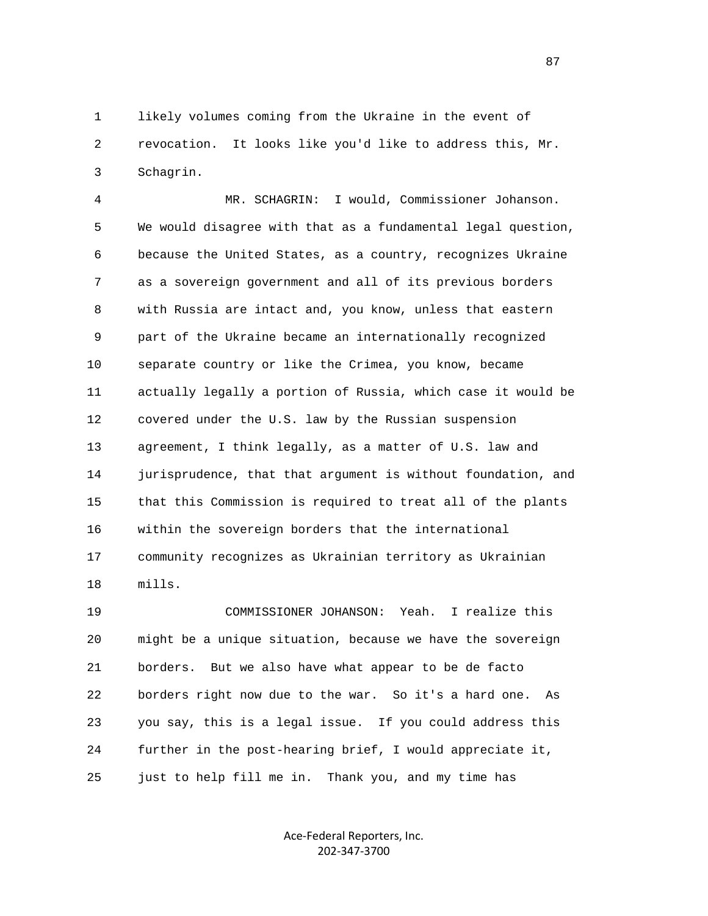likely volumes coming from the Ukraine in the event of revocation. It looks like you'd like to address this, Mr. Schagrin.

MR. SCHAGRIN: I would, Commissioner Johanson. We would disagree with that as a fundamental legal question, because the United States, as a country, recognizes Ukraine as a sovereign government and all of its previous borders with Russia are intact and, you know, unless that eastern part of the Ukraine became an internationally recognized separate country or like the Crimea, you know, became actually legally a portion of Russia, which case it would be covered under the U.S. law by the Russian suspension agreement, I think legally, as a matter of U.S. law and jurisprudence, that that argument is without foundation, and that this Commission is required to treat all of the plants within the sovereign borders that the international community recognizes as Ukrainian territory as Ukrainian mills.

COMMISSIONER JOHANSON: Yeah. I realize this might be a unique situation, because we have the sovereign borders. But we also have what appear to be de facto borders right now due to the war. So it's a hard one. As you say, this is a legal issue. If you could address this further in the post-hearing brief, I would appreciate it, just to help fill me in. Thank you, and my time has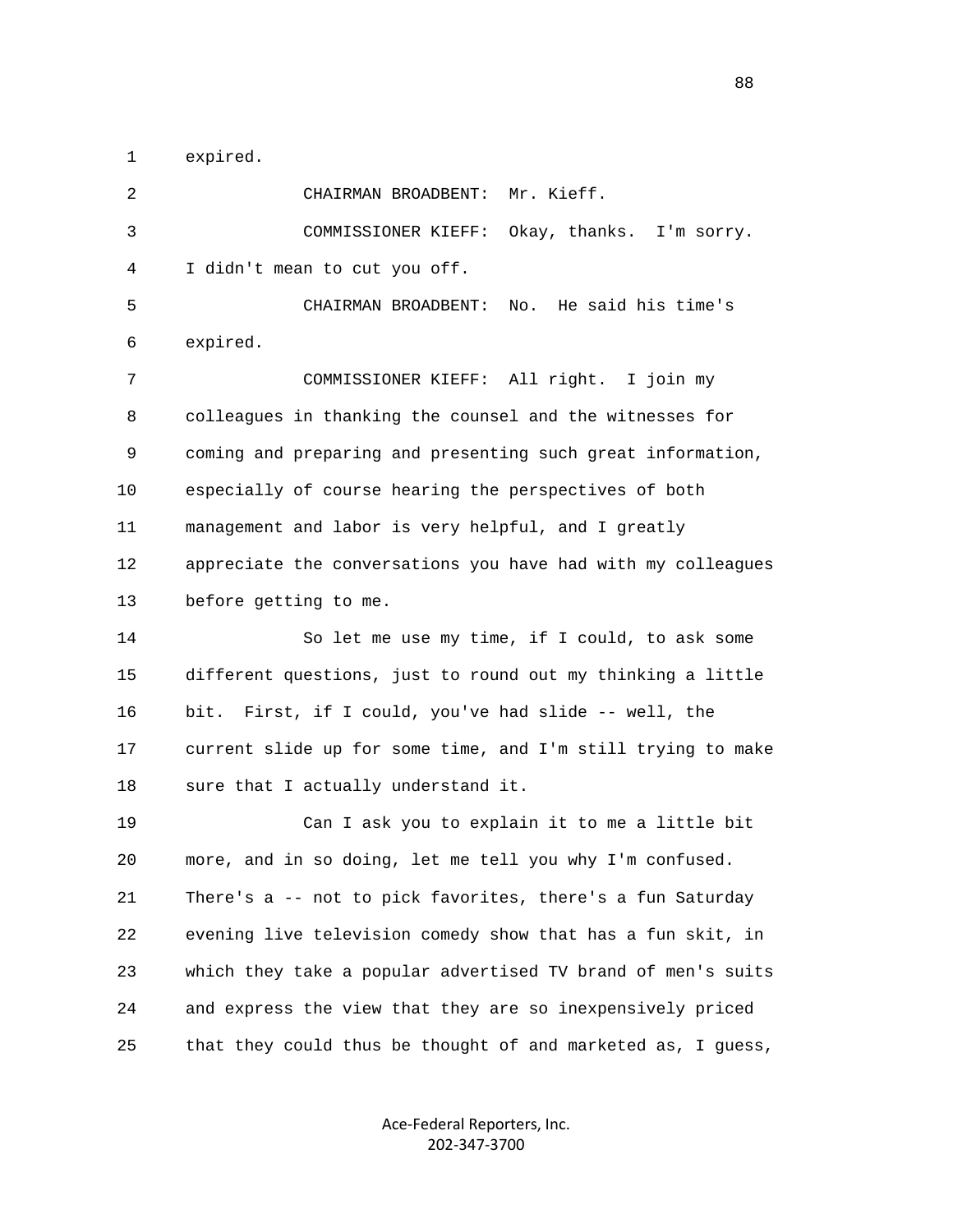expired.

CHAIRMAN BROADBENT: Mr. Kieff.

COMMISSIONER KIEFF: Okay, thanks. I'm sorry. I didn't mean to cut you off.

CHAIRMAN BROADBENT: No. He said his time's expired.

COMMISSIONER KIEFF: All right. I join my colleagues in thanking the counsel and the witnesses for coming and preparing and presenting such great information, especially of course hearing the perspectives of both management and labor is very helpful, and I greatly appreciate the conversations you have had with my colleagues before getting to me.

So let me use my time, if I could, to ask some different questions, just to round out my thinking a little bit. First, if I could, you've had slide -- well, the current slide up for some time, and I'm still trying to make sure that I actually understand it.

Can I ask you to explain it to me a little bit more, and in so doing, let me tell you why I'm confused. There's a -- not to pick favorites, there's a fun Saturday evening live television comedy show that has a fun skit, in which they take a popular advertised TV brand of men's suits and express the view that they are so inexpensively priced that they could thus be thought of and marketed as, I guess,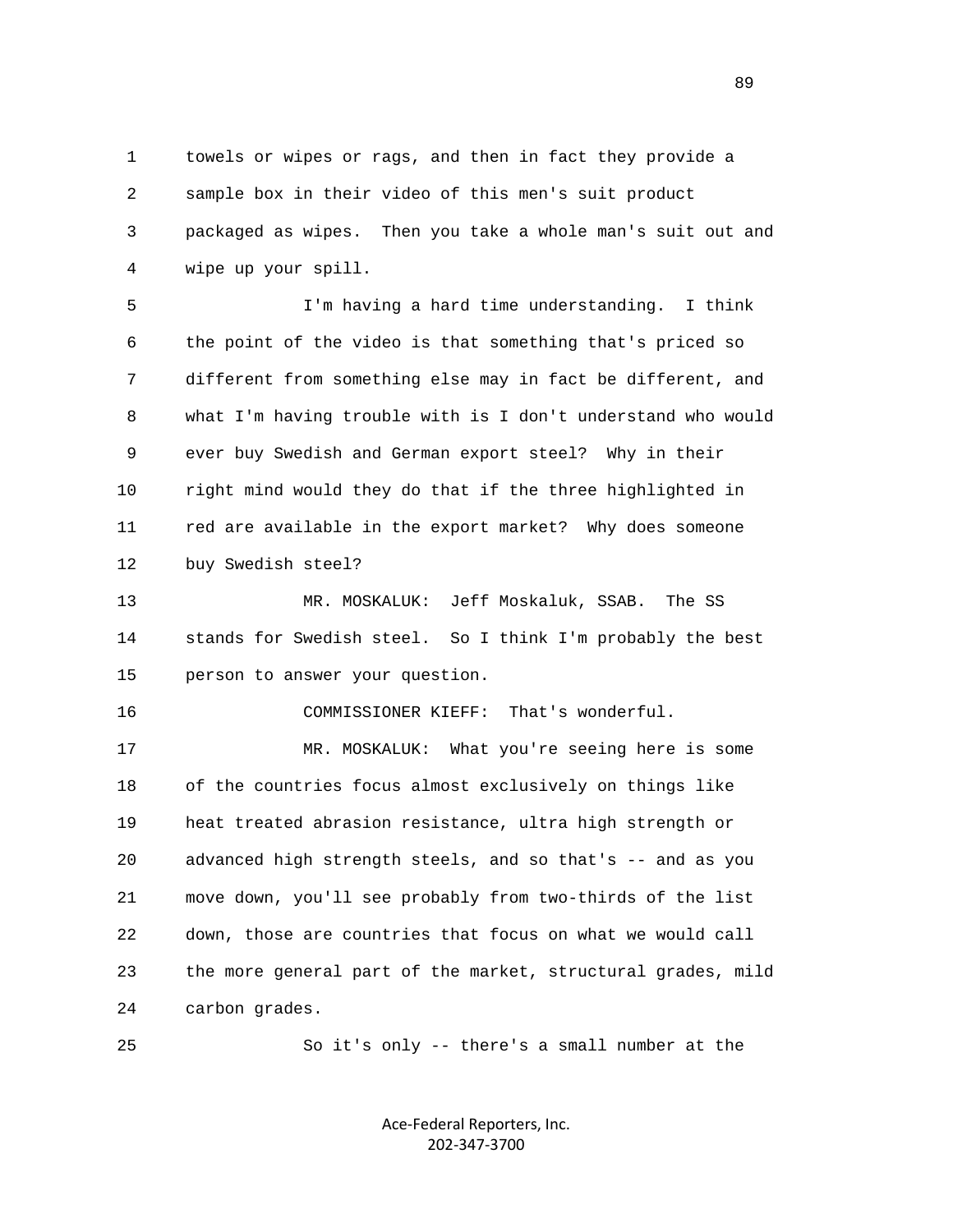towels or wipes or rags, and then in fact they provide a sample box in their video of this men's suit product packaged as wipes. Then you take a whole man's suit out and wipe up your spill.

I'm having a hard time understanding. I think the point of the video is that something that's priced so different from something else may in fact be different, and what I'm having trouble with is I don't understand who would ever buy Swedish and German export steel? Why in their right mind would they do that if the three highlighted in red are available in the export market? Why does someone buy Swedish steel?

MR. MOSKALUK: Jeff Moskaluk, SSAB. The SS stands for Swedish steel. So I think I'm probably the best person to answer your question.

COMMISSIONER KIEFF: That's wonderful.

MR. MOSKALUK: What you're seeing here is some of the countries focus almost exclusively on things like heat treated abrasion resistance, ultra high strength or advanced high strength steels, and so that's -- and as you move down, you'll see probably from two-thirds of the list down, those are countries that focus on what we would call the more general part of the market, structural grades, mild carbon grades.

So it's only -- there's a small number at the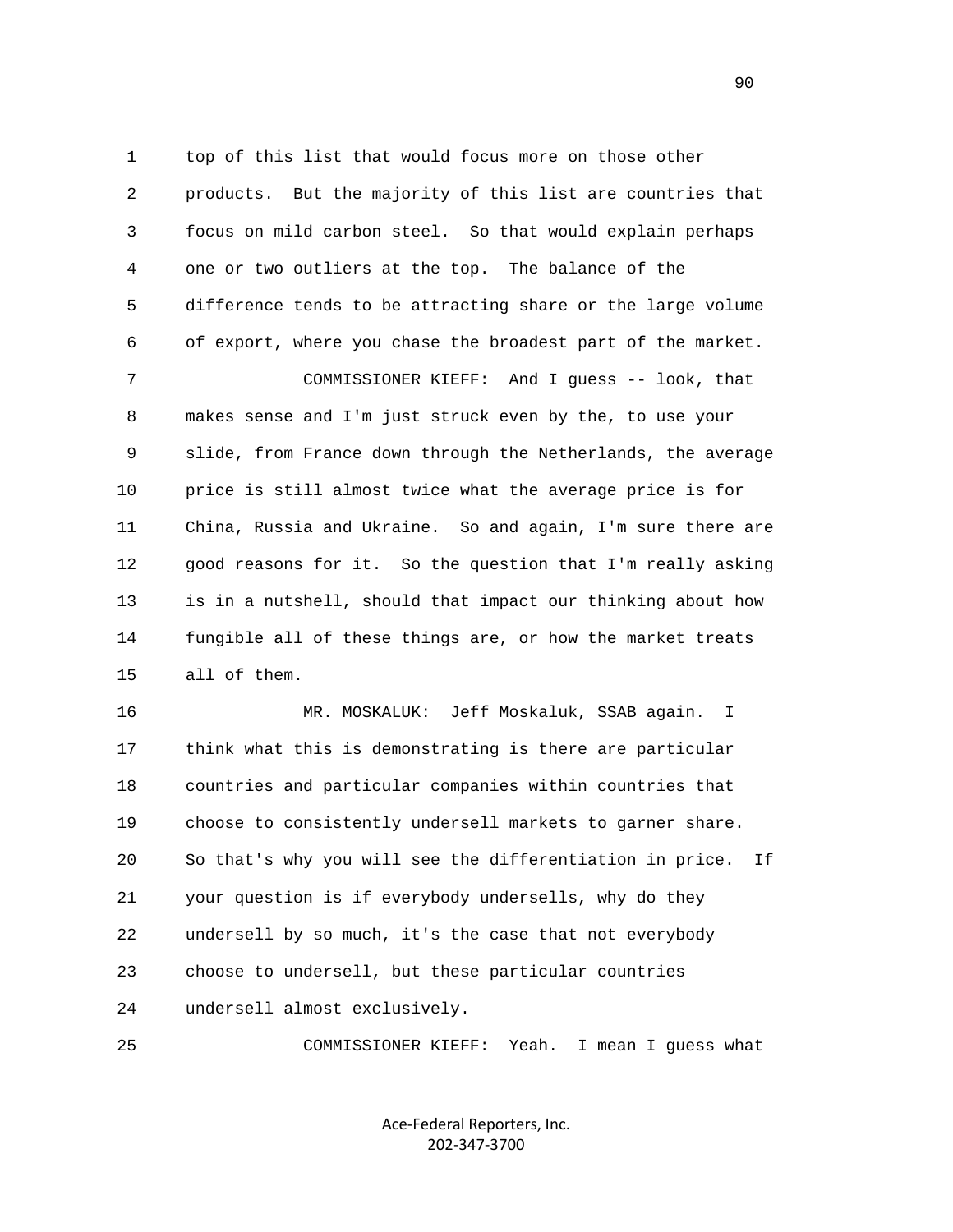top of this list that would focus more on those other products. But the majority of this list are countries that focus on mild carbon steel. So that would explain perhaps one or two outliers at the top. The balance of the difference tends to be attracting share or the large volume of export, where you chase the broadest part of the market.

COMMISSIONER KIEFF: And I guess -- look, that makes sense and I'm just struck even by the, to use your slide, from France down through the Netherlands, the average price is still almost twice what the average price is for China, Russia and Ukraine. So and again, I'm sure there are good reasons for it. So the question that I'm really asking is in a nutshell, should that impact our thinking about how fungible all of these things are, or how the market treats all of them.

MR. MOSKALUK: Jeff Moskaluk, SSAB again. I think what this is demonstrating is there are particular countries and particular companies within countries that choose to consistently undersell markets to garner share. So that's why you will see the differentiation in price. If your question is if everybody undersells, why do they undersell by so much, it's the case that not everybody choose to undersell, but these particular countries undersell almost exclusively.

COMMISSIONER KIEFF: Yeah. I mean I guess what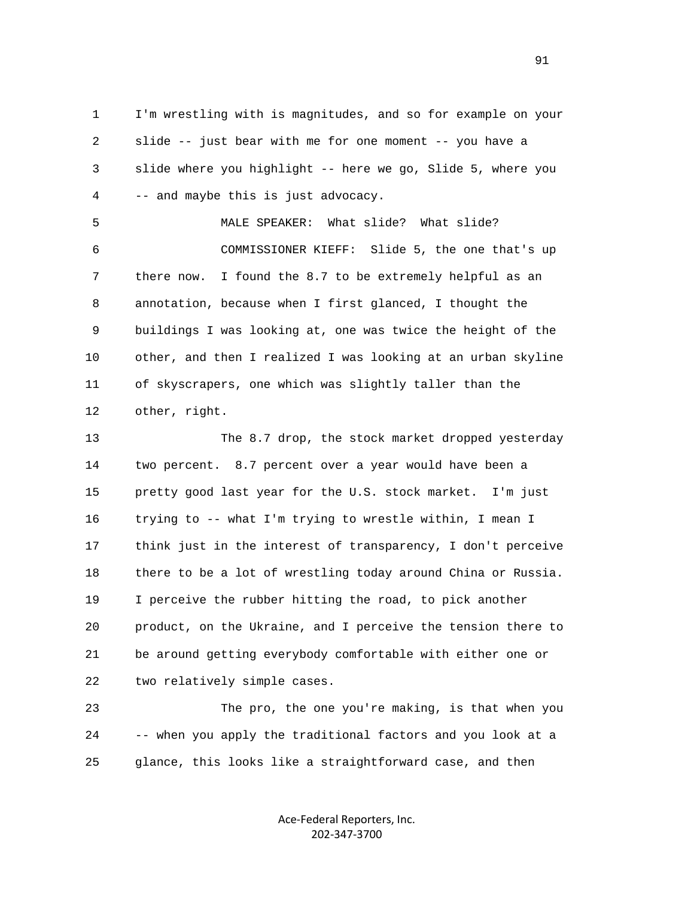1 I'm wrestling with is magnitudes, and so for example on your
2 slide -- just bear with me for one moment -- you have a
3 slide where you highlight -- here we go, Slide 5, where you
4 -- and maybe this is just advocacy.

5 MALE SPEAKER: What slide? What slide?

6 COMMISSIONER KIEFF: Slide 5, the one that's up
7 there now. I found the 8.7 to be extremely helpful as an
8 annotation, because when I first glanced, I thought the
9 buildings I was looking at, one was twice the height of the
10 other, and then I realized I was looking at an urban skyline
11 of skyscrapers, one which was slightly taller than the
12 other, right.

13 The 8.7 drop, the stock market dropped yesterday
14 two percent. 8.7 percent over a year would have been a
15 pretty good last year for the U.S. stock market. I'm just
16 trying to -- what I'm trying to wrestle within, I mean I
17 think just in the interest of transparency, I don't perceive
18 there to be a lot of wrestling today around China or Russia.
19 I perceive the rubber hitting the road, to pick another
20 product, on the Ukraine, and I perceive the tension there to
21 be around getting everybody comfortable with either one or
22 two relatively simple cases.

23 The pro, the one you're making, is that when you
24 -- when you apply the traditional factors and you look at a
25 glance, this looks like a straightforward case, and then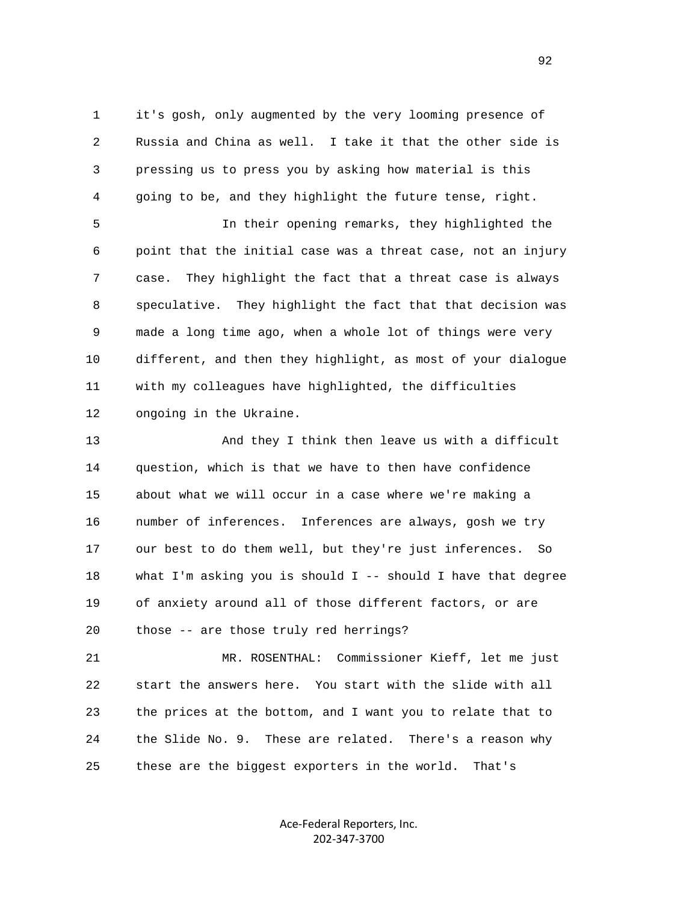it's gosh, only augmented by the very looming presence of Russia and China as well. I take it that the other side is pressing us to press you by asking how material is this going to be, and they highlight the future tense, right.

In their opening remarks, they highlighted the point that the initial case was a threat case, not an injury case. They highlight the fact that a threat case is always speculative. They highlight the fact that that decision was made a long time ago, when a whole lot of things were very different, and then they highlight, as most of your dialogue with my colleagues have highlighted, the difficulties ongoing in the Ukraine.

And they I think then leave us with a difficult question, which is that we have to then have confidence about what we will occur in a case where we're making a number of inferences. Inferences are always, gosh we try our best to do them well, but they're just inferences. So what I'm asking you is should I -- should I have that degree of anxiety around all of those different factors, or are those -- are those truly red herrings?

MR. ROSENTHAL: Commissioner Kieff, let me just start the answers here. You start with the slide with all the prices at the bottom, and I want you to relate that to the Slide No. 9. These are related. There's a reason why these are the biggest exporters in the world. That's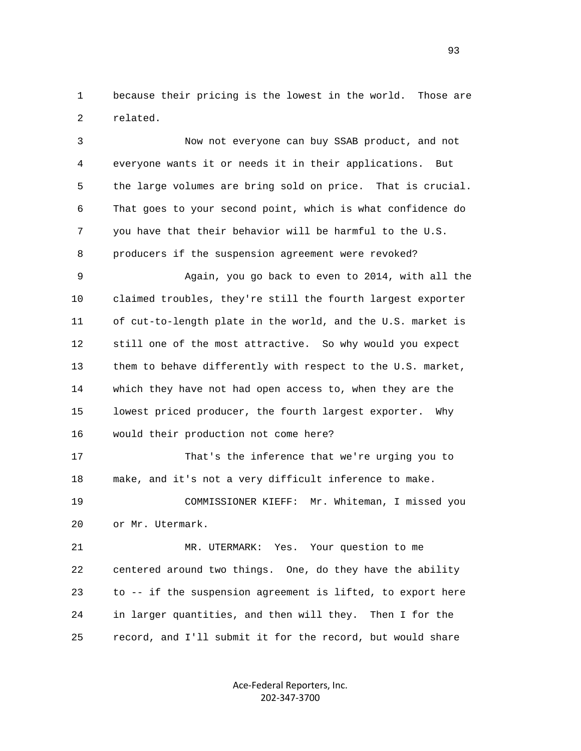1 because their pricing is the lowest in the world. Those are
2 related.

3 Now not everyone can buy SSAB product, and not
4 everyone wants it or needs it in their applications. But
5 the large volumes are bring sold on price. That is crucial.
6 That goes to your second point, which is what confidence do
7 you have that their behavior will be harmful to the U.S.
8 producers if the suspension agreement were revoked?

9 Again, you go back to even to 2014, with all the
10 claimed troubles, they're still the fourth largest exporter
11 of cut-to-length plate in the world, and the U.S. market is
12 still one of the most attractive. So why would you expect
13 them to behave differently with respect to the U.S. market,
14 which they have not had open access to, when they are the
15 lowest priced producer, the fourth largest exporter. Why
16 would their production not come here?

17 That's the inference that we're urging you to
18 make, and it's not a very difficult inference to make.

19 COMMISSIONER KIEFF: Mr. Whiteman, I missed you
20 or Mr. Utermark.

21 MR. UTERMARK: Yes. Your question to me
22 centered around two things. One, do they have the ability
23 to -- if the suspension agreement is lifted, to export here
24 in larger quantities, and then will they. Then I for the
25 record, and I'll submit it for the record, but would share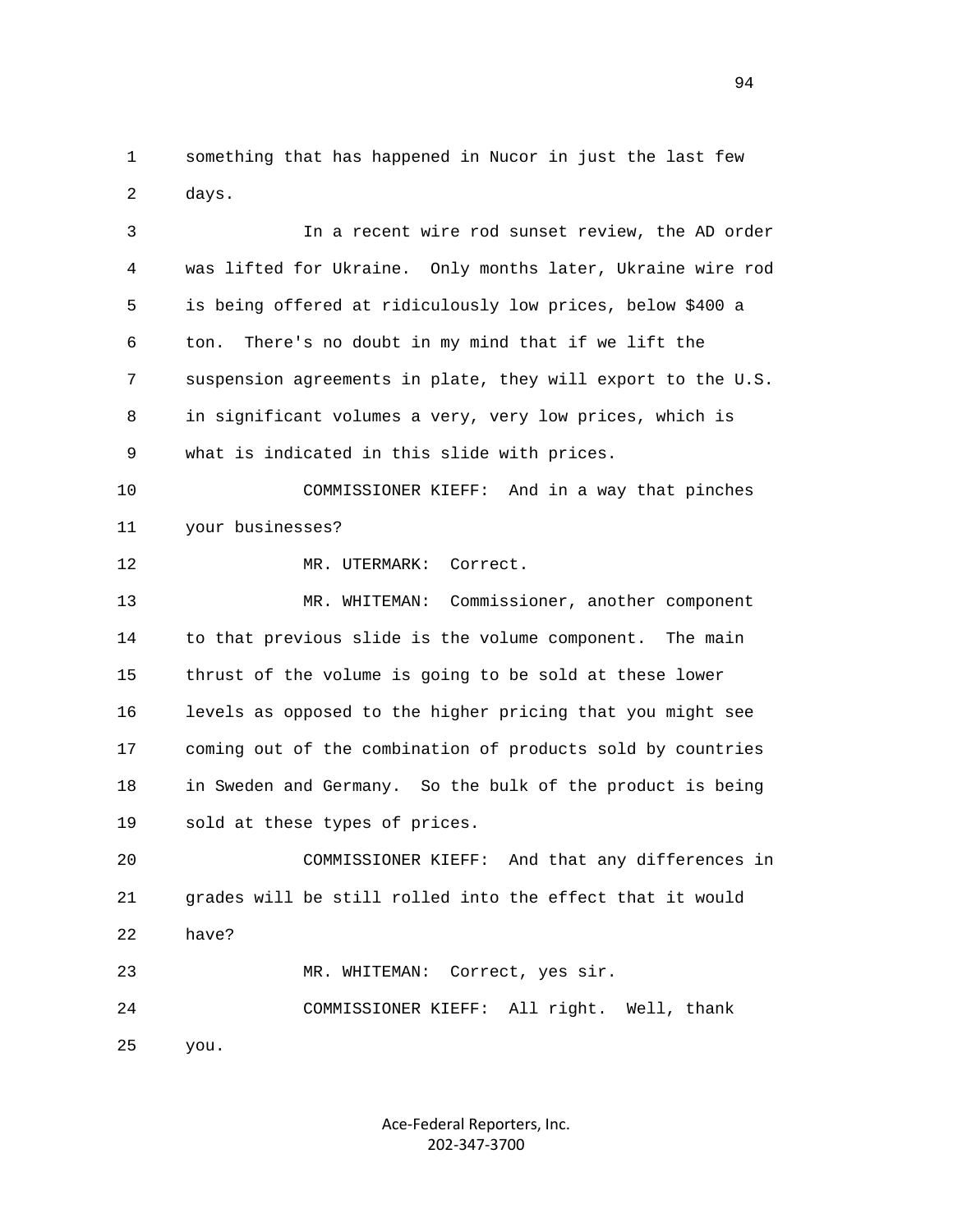something that has happened in Nucor in just the last few days.

In a recent wire rod sunset review, the AD order was lifted for Ukraine. Only months later, Ukraine wire rod is being offered at ridiculously low prices, below $400 a ton. There's no doubt in my mind that if we lift the suspension agreements in plate, they will export to the U.S. in significant volumes a very, very low prices, which is what is indicated in this slide with prices.

COMMISSIONER KIEFF: And in a way that pinches your businesses?

MR. UTERMARK: Correct.

MR. WHITEMAN: Commissioner, another component to that previous slide is the volume component. The main thrust of the volume is going to be sold at these lower levels as opposed to the higher pricing that you might see coming out of the combination of products sold by countries in Sweden and Germany. So the bulk of the product is being sold at these types of prices.

COMMISSIONER KIEFF: And that any differences in grades will be still rolled into the effect that it would have?

MR. WHITEMAN: Correct, yes sir.

COMMISSIONER KIEFF: All right. Well, thank you.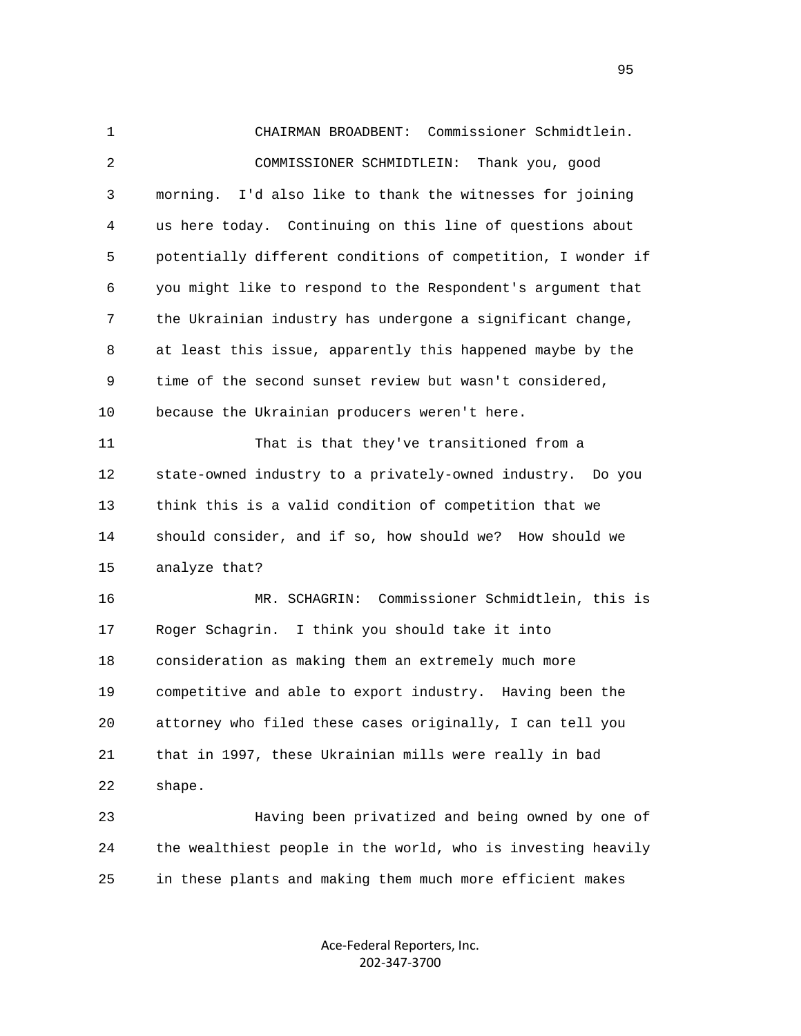CHAIRMAN BROADBENT: Commissioner Schmidtlein.

COMMISSIONER SCHMIDTLEIN: Thank you, good morning. I'd also like to thank the witnesses for joining us here today. Continuing on this line of questions about potentially different conditions of competition, I wonder if you might like to respond to the Respondent's argument that the Ukrainian industry has undergone a significant change, at least this issue, apparently this happened maybe by the time of the second sunset review but wasn't considered, because the Ukrainian producers weren't here.

That is that they've transitioned from a state-owned industry to a privately-owned industry. Do you think this is a valid condition of competition that we should consider, and if so, how should we? How should we analyze that?

MR. SCHAGRIN: Commissioner Schmidtlein, this is Roger Schagrin. I think you should take it into consideration as making them an extremely much more competitive and able to export industry. Having been the attorney who filed these cases originally, I can tell you that in 1997, these Ukrainian mills were really in bad shape.

Having been privatized and being owned by one of the wealthiest people in the world, who is investing heavily in these plants and making them much more efficient makes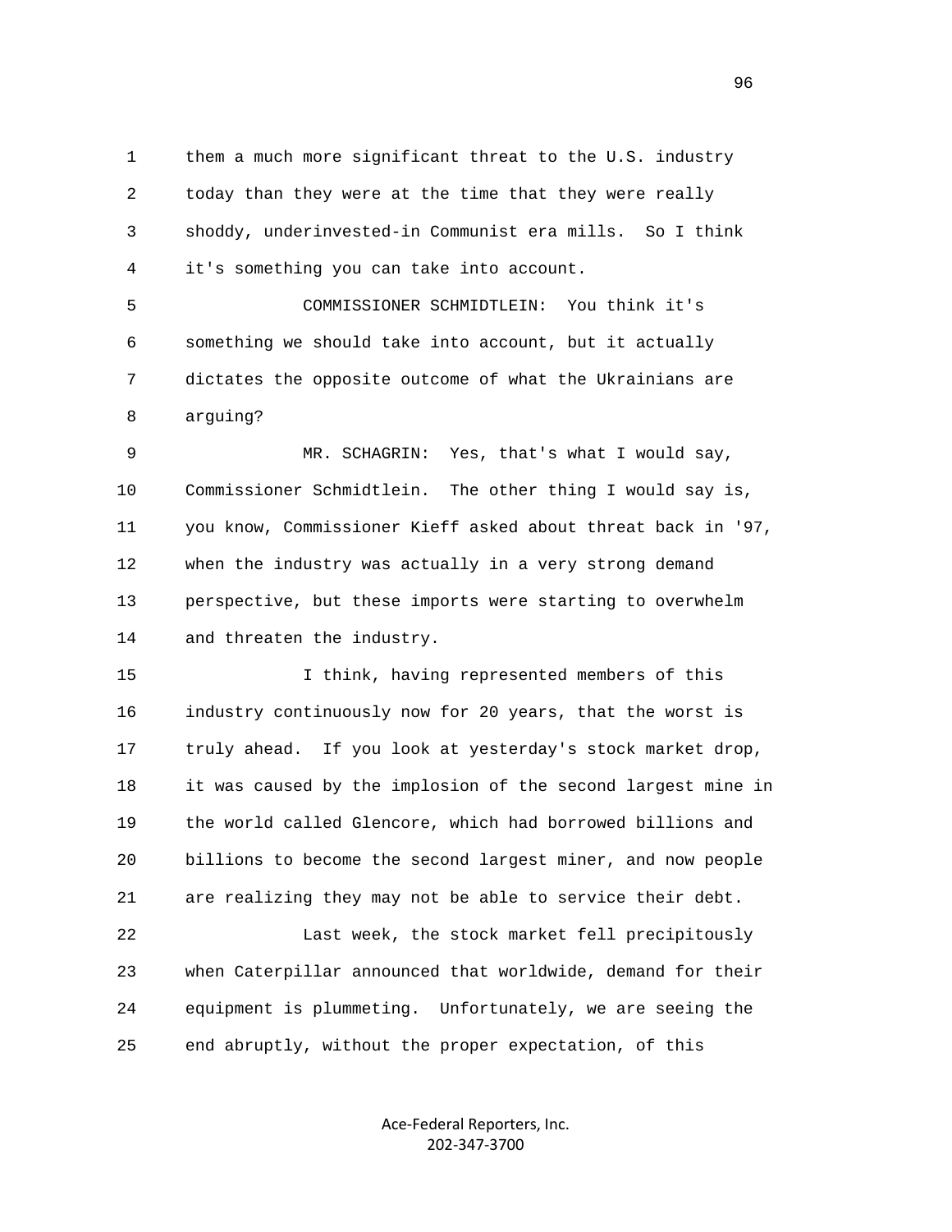them a much more significant threat to the U.S. industry today than they were at the time that they were really shoddy, underinvested-in Communist era mills. So I think it's something you can take into account.

COMMISSIONER SCHMIDTLEIN: You think it's something we should take into account, but it actually dictates the opposite outcome of what the Ukrainians are arguing?

MR. SCHAGRIN: Yes, that's what I would say, Commissioner Schmidtlein. The other thing I would say is, you know, Commissioner Kieff asked about threat back in '97, when the industry was actually in a very strong demand perspective, but these imports were starting to overwhelm and threaten the industry.

I think, having represented members of this industry continuously now for 20 years, that the worst is truly ahead. If you look at yesterday's stock market drop, it was caused by the implosion of the second largest mine in the world called Glencore, which had borrowed billions and billions to become the second largest miner, and now people are realizing they may not be able to service their debt.

Last week, the stock market fell precipitously when Caterpillar announced that worldwide, demand for their equipment is plummeting. Unfortunately, we are seeing the end abruptly, without the proper expectation, of this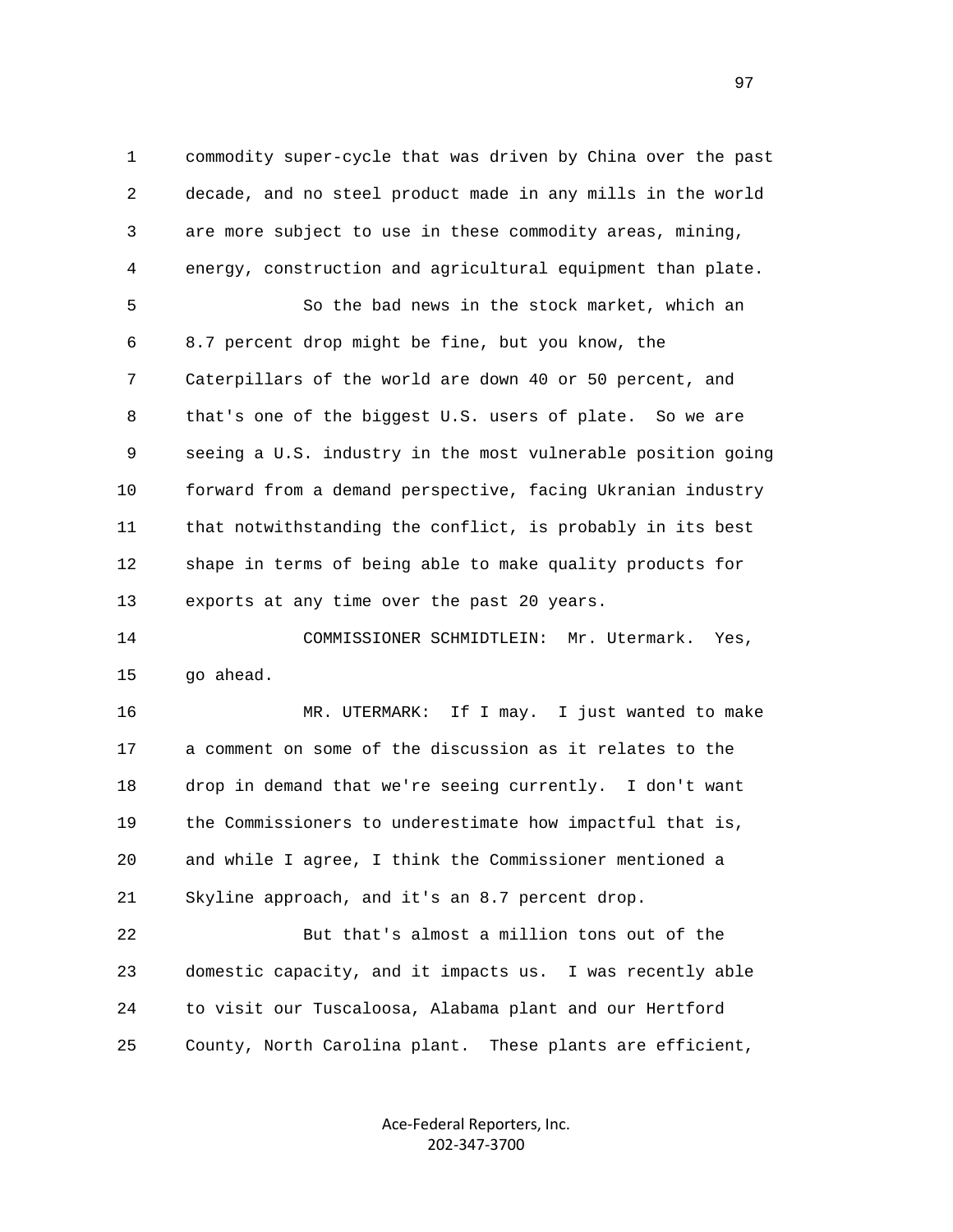1 commodity super-cycle that was driven by China over the past
2 decade, and no steel product made in any mills in the world
3 are more subject to use in these commodity areas, mining,
4 energy, construction and agricultural equipment than plate.

5 So the bad news in the stock market, which an
6 8.7 percent drop might be fine, but you know, the
7 Caterpillars of the world are down 40 or 50 percent, and
8 that's one of the biggest U.S. users of plate. So we are
9 seeing a U.S. industry in the most vulnerable position going
10 forward from a demand perspective, facing Ukranian industry
11 that notwithstanding the conflict, is probably in its best
12 shape in terms of being able to make quality products for
13 exports at any time over the past 20 years.

14 COMMISSIONER SCHMIDTLEIN: Mr. Utermark. Yes,
15 go ahead.

16 MR. UTERMARK: If I may. I just wanted to make
17 a comment on some of the discussion as it relates to the
18 drop in demand that we're seeing currently. I don't want
19 the Commissioners to underestimate how impactful that is,
20 and while I agree, I think the Commissioner mentioned a
21 Skyline approach, and it's an 8.7 percent drop.

22 But that's almost a million tons out of the
23 domestic capacity, and it impacts us. I was recently able
24 to visit our Tuscaloosa, Alabama plant and our Hertford
25 County, North Carolina plant. These plants are efficient,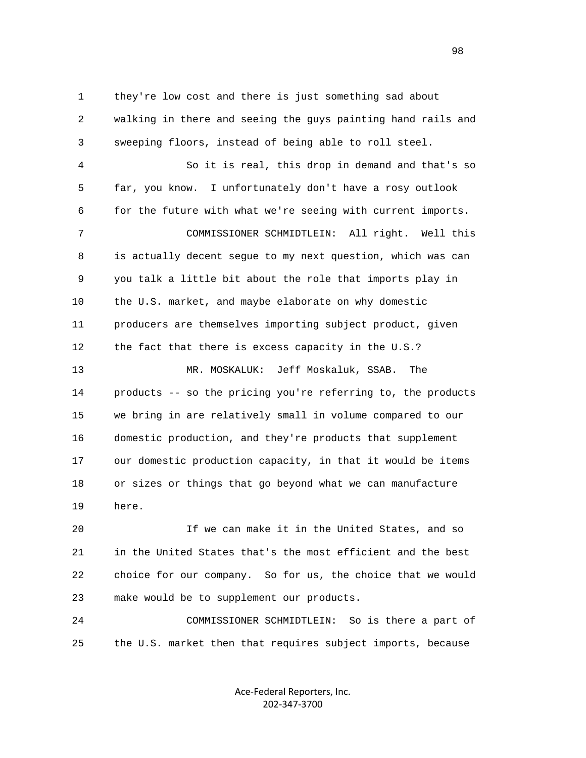they're low cost and there is just something sad about walking in there and seeing the guys painting hand rails and sweeping floors, instead of being able to roll steel.

So it is real, this drop in demand and that's so far, you know. I unfortunately don't have a rosy outlook for the future with what we're seeing with current imports.

COMMISSIONER SCHMIDTLEIN: All right. Well this is actually decent segue to my next question, which was can you talk a little bit about the role that imports play in the U.S. market, and maybe elaborate on why domestic producers are themselves importing subject product, given the fact that there is excess capacity in the U.S.?

MR. MOSKALUK: Jeff Moskaluk, SSAB. The products -- so the pricing you're referring to, the products we bring in are relatively small in volume compared to our domestic production, and they're products that supplement our domestic production capacity, in that it would be items or sizes or things that go beyond what we can manufacture here.

If we can make it in the United States, and so in the United States that's the most efficient and the best choice for our company. So for us, the choice that we would make would be to supplement our products.

COMMISSIONER SCHMIDTLEIN: So is there a part of the U.S. market then that requires subject imports, because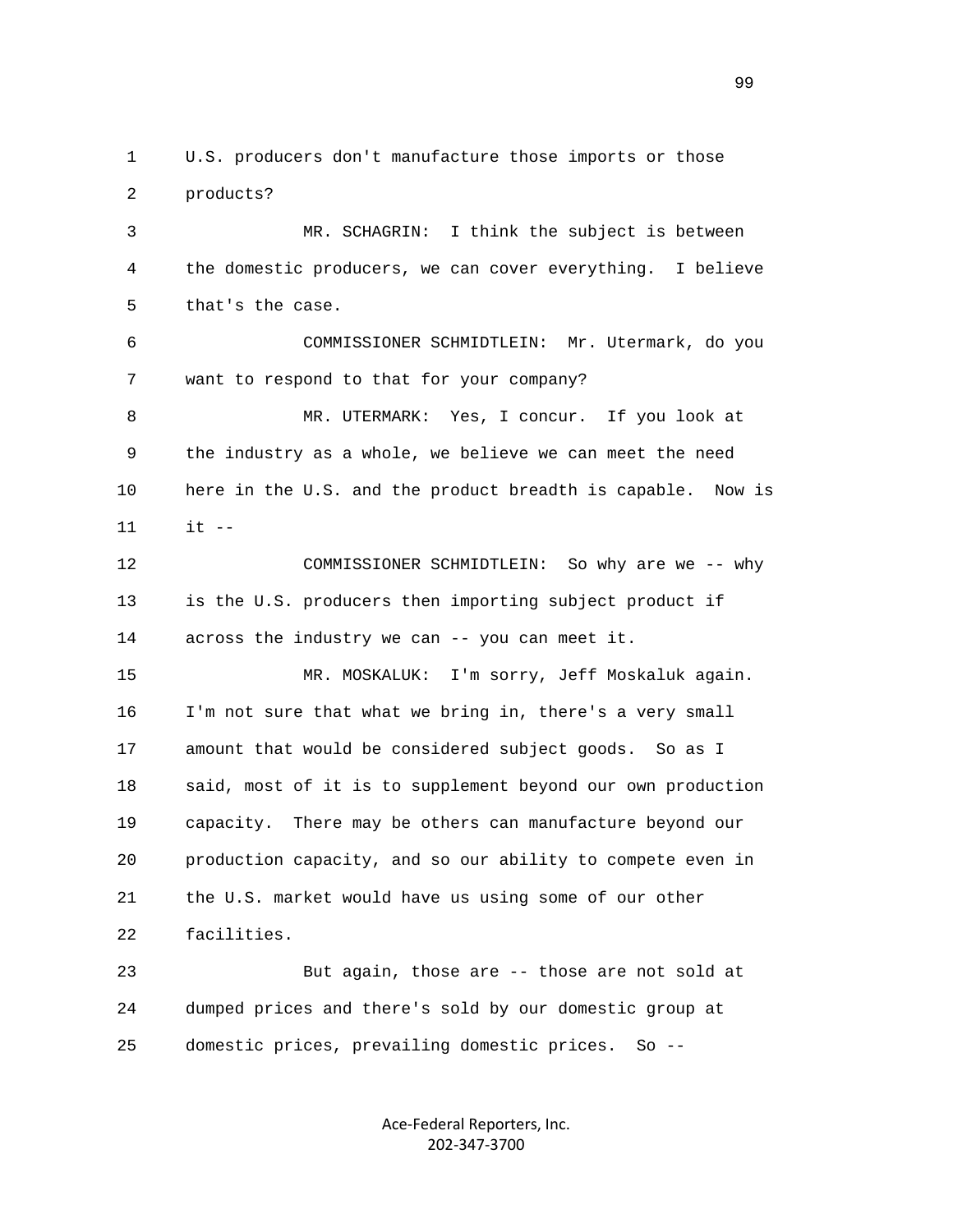U.S. producers don't manufacture those imports or those products?

MR. SCHAGRIN: I think the subject is between the domestic producers, we can cover everything. I believe that's the case.

COMMISSIONER SCHMIDTLEIN: Mr. Utermark, do you want to respond to that for your company?

MR. UTERMARK: Yes, I concur. If you look at the industry as a whole, we believe we can meet the need here in the U.S. and the product breadth is capable. Now is it --

COMMISSIONER SCHMIDTLEIN: So why are we -- why is the U.S. producers then importing subject product if across the industry we can -- you can meet it.

MR. MOSKALUK: I'm sorry, Jeff Moskaluk again. I'm not sure that what we bring in, there's a very small amount that would be considered subject goods. So as I said, most of it is to supplement beyond our own production capacity. There may be others can manufacture beyond our production capacity, and so our ability to compete even in the U.S. market would have us using some of our other facilities.

But again, those are -- those are not sold at dumped prices and there's sold by our domestic group at domestic prices, prevailing domestic prices. So --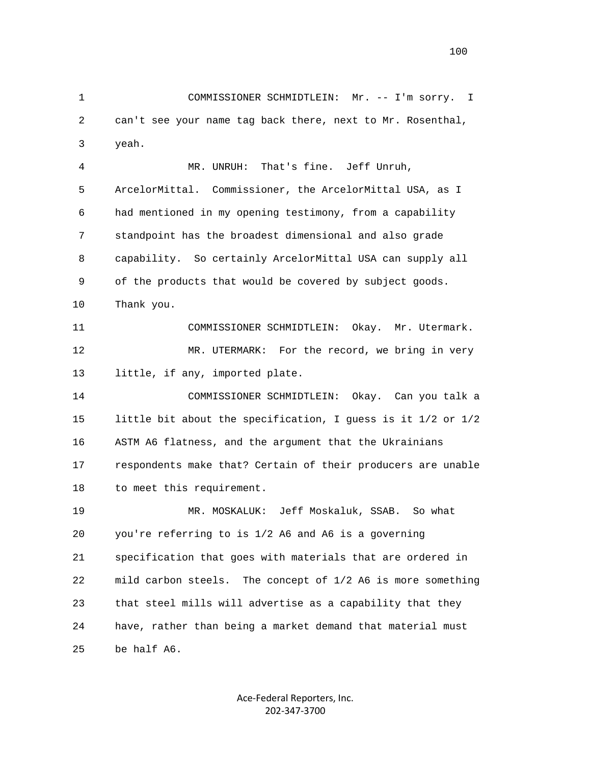1 COMMISSIONER SCHMIDTLEIN: Mr. -- I'm sorry. I
2 can't see your name tag back there, next to Mr. Rosenthal,
3 yeah.
4 MR. UNRUH: That's fine. Jeff Unruh,
5 ArcelorMittal. Commissioner, the ArcelorMittal USA, as I
6 had mentioned in my opening testimony, from a capability
7 standpoint has the broadest dimensional and also grade
8 capability. So certainly ArcelorMittal USA can supply all
9 of the products that would be covered by subject goods.
10 Thank you.
11 COMMISSIONER SCHMIDTLEIN: Okay. Mr. Utermark.
12 MR. UTERMARK: For the record, we bring in very
13 little, if any, imported plate.
14 COMMISSIONER SCHMIDTLEIN: Okay. Can you talk a
15 little bit about the specification, I guess is it 1/2 or 1/2
16 ASTM A6 flatness, and the argument that the Ukrainians
17 respondents make that? Certain of their producers are unable
18 to meet this requirement.
19 MR. MOSKALUK: Jeff Moskaluk, SSAB. So what
20 you're referring to is 1/2 A6 and A6 is a governing
21 specification that goes with materials that are ordered in
22 mild carbon steels. The concept of 1/2 A6 is more something
23 that steel mills will advertise as a capability that they
24 have, rather than being a market demand that material must
25 be half A6.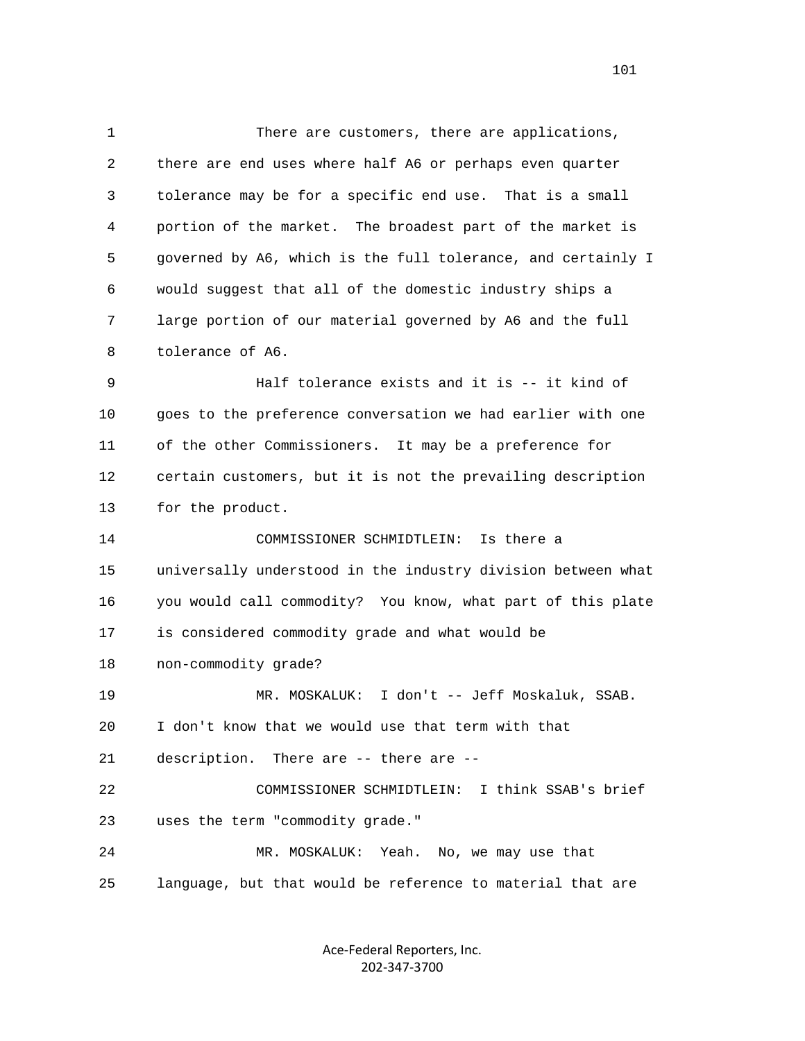There are customers, there are applications, there are end uses where half A6 or perhaps even quarter tolerance may be for a specific end use. That is a small portion of the market. The broadest part of the market is governed by A6, which is the full tolerance, and certainly I would suggest that all of the domestic industry ships a large portion of our material governed by A6 and the full tolerance of A6.

Half tolerance exists and it is -- it kind of goes to the preference conversation we had earlier with one of the other Commissioners. It may be a preference for certain customers, but it is not the prevailing description for the product.

COMMISSIONER SCHMIDTLEIN: Is there a universally understood in the industry division between what you would call commodity? You know, what part of this plate is considered commodity grade and what would be non-commodity grade?

MR. MOSKALUK: I don't -- Jeff Moskaluk, SSAB. I don't know that we would use that term with that description. There are -- there are --

COMMISSIONER SCHMIDTLEIN: I think SSAB's brief uses the term "commodity grade."

MR. MOSKALUK: Yeah. No, we may use that language, but that would be reference to material that are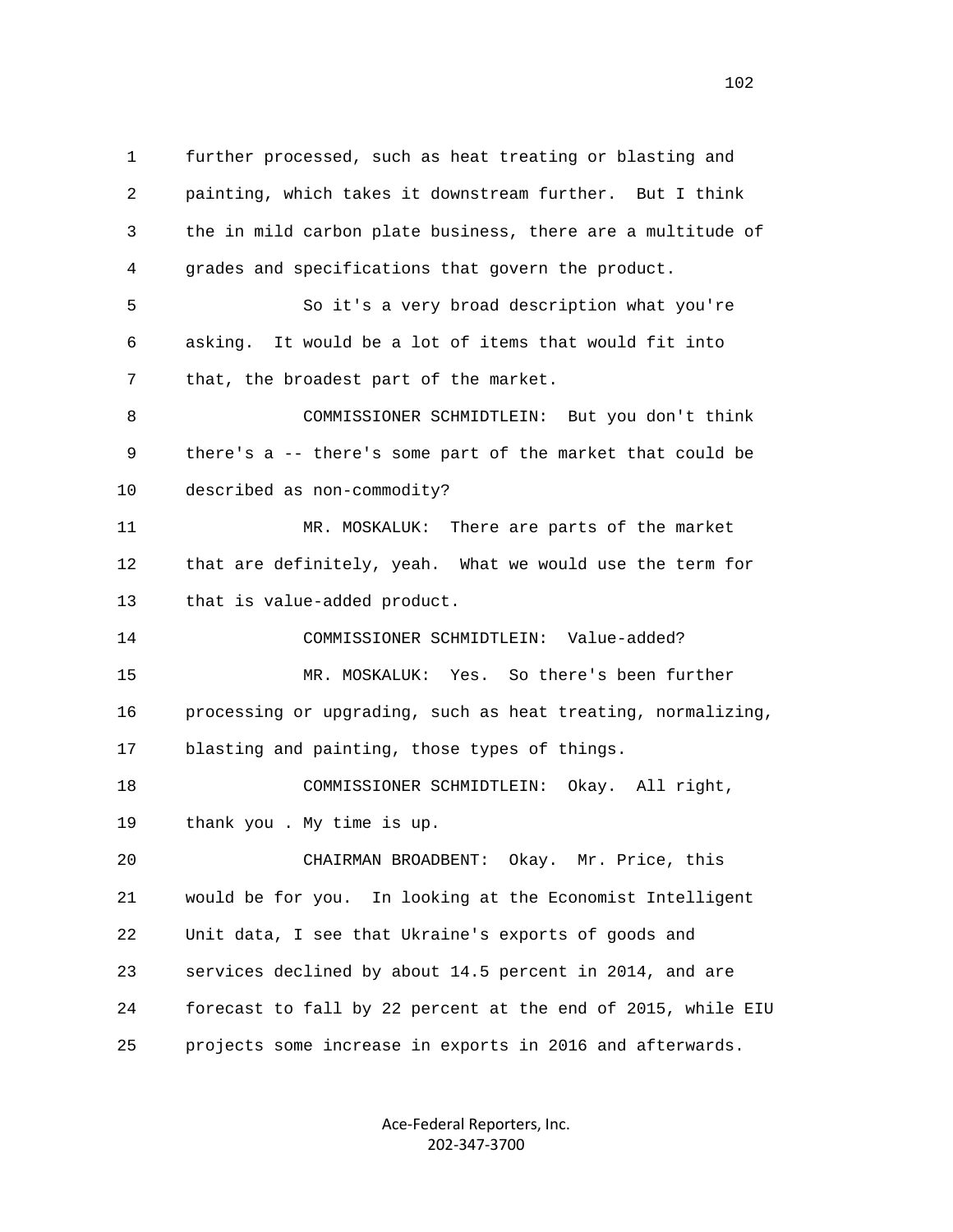further processed, such as heat treating or blasting and painting, which takes it downstream further. But I think the in mild carbon plate business, there are a multitude of grades and specifications that govern the product.

So it's a very broad description what you're asking. It would be a lot of items that would fit into that, the broadest part of the market.

COMMISSIONER SCHMIDTLEIN: But you don't think there's a -- there's some part of the market that could be described as non-commodity?

MR. MOSKALUK: There are parts of the market that are definitely, yeah. What we would use the term for that is value-added product.

COMMISSIONER SCHMIDTLEIN: Value-added?

MR. MOSKALUK: Yes. So there's been further processing or upgrading, such as heat treating, normalizing, blasting and painting, those types of things.

COMMISSIONER SCHMIDTLEIN: Okay. All right, thank you . My time is up.

CHAIRMAN BROADBENT: Okay. Mr. Price, this would be for you. In looking at the Economist Intelligent Unit data, I see that Ukraine's exports of goods and services declined by about 14.5 percent in 2014, and are forecast to fall by 22 percent at the end of 2015, while EIU projects some increase in exports in 2016 and afterwards.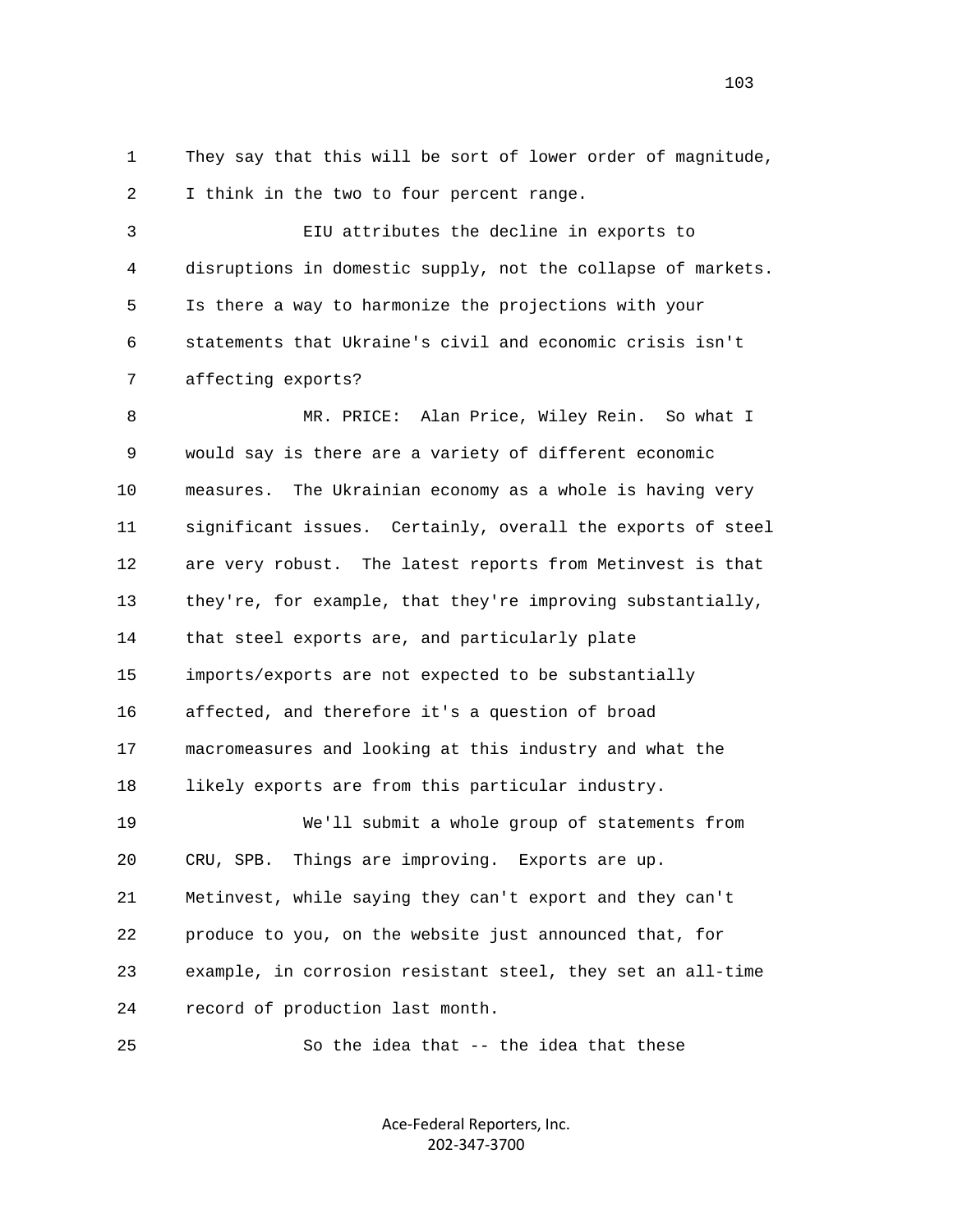They say that this will be sort of lower order of magnitude, I think in the two to four percent range.

EIU attributes the decline in exports to disruptions in domestic supply, not the collapse of markets. Is there a way to harmonize the projections with your statements that Ukraine's civil and economic crisis isn't affecting exports?

MR. PRICE: Alan Price, Wiley Rein. So what I would say is there are a variety of different economic measures. The Ukrainian economy as a whole is having very significant issues. Certainly, overall the exports of steel are very robust. The latest reports from Metinvest is that they're, for example, that they're improving substantially, that steel exports are, and particularly plate imports/exports are not expected to be substantially affected, and therefore it's a question of broad macromeasures and looking at this industry and what the likely exports are from this particular industry.

We'll submit a whole group of statements from CRU, SPB. Things are improving. Exports are up. Metinvest, while saying they can't export and they can't produce to you, on the website just announced that, for example, in corrosion resistant steel, they set an all-time record of production last month.

So the idea that -- the idea that these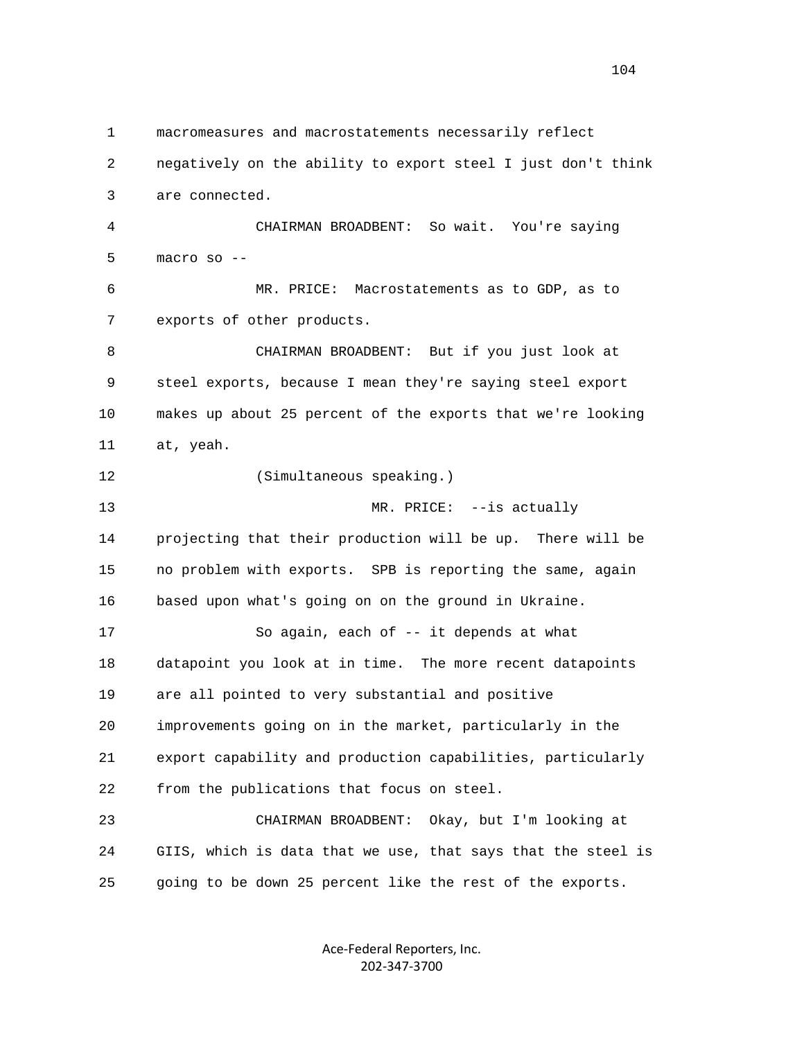macromeasures and macrostatements necessarily reflect negatively on the ability to export steel I just don't think are connected.

CHAIRMAN BROADBENT: So wait. You're saying macro so --

MR. PRICE: Macrostatements as to GDP, as to exports of other products.

CHAIRMAN BROADBENT: But if you just look at steel exports, because I mean they're saying steel export makes up about 25 percent of the exports that we're looking at, yeah.

(Simultaneous speaking.)

MR. PRICE: --is actually projecting that their production will be up. There will be no problem with exports. SPB is reporting the same, again based upon what's going on on the ground in Ukraine.

So again, each of -- it depends at what datapoint you look at in time. The more recent datapoints are all pointed to very substantial and positive improvements going on in the market, particularly in the export capability and production capabilities, particularly from the publications that focus on steel.

CHAIRMAN BROADBENT: Okay, but I'm looking at GIIS, which is data that we use, that says that the steel is going to be down 25 percent like the rest of the exports.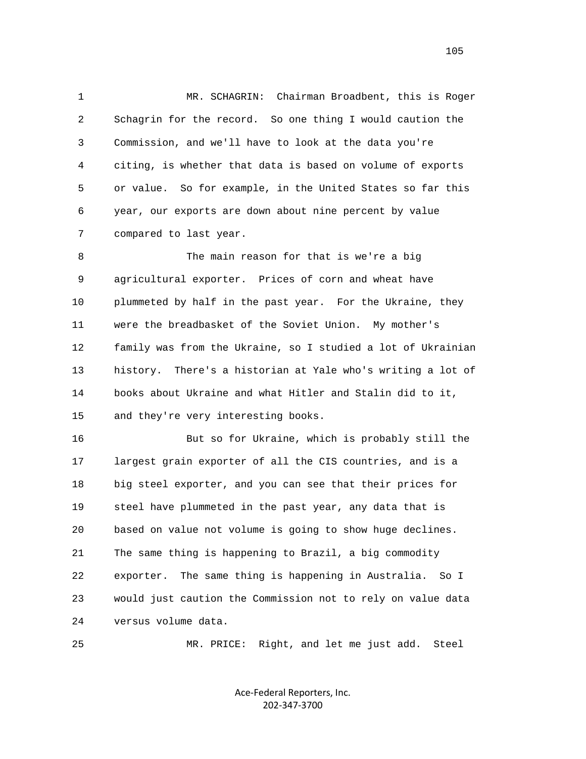MR. SCHAGRIN: Chairman Broadbent, this is Roger Schagrin for the record. So one thing I would caution the Commission, and we'll have to look at the data you're citing, is whether that data is based on volume of exports or value. So for example, in the United States so far this year, our exports are down about nine percent by value compared to last year.

The main reason for that is we're a big agricultural exporter. Prices of corn and wheat have plummeted by half in the past year. For the Ukraine, they were the breadbasket of the Soviet Union. My mother's family was from the Ukraine, so I studied a lot of Ukrainian history. There's a historian at Yale who's writing a lot of books about Ukraine and what Hitler and Stalin did to it, and they're very interesting books.

But so for Ukraine, which is probably still the largest grain exporter of all the CIS countries, and is a big steel exporter, and you can see that their prices for steel have plummeted in the past year, any data that is based on value not volume is going to show huge declines. The same thing is happening to Brazil, a big commodity exporter. The same thing is happening in Australia. So I would just caution the Commission not to rely on value data versus volume data.

MR. PRICE: Right, and let me just add. Steel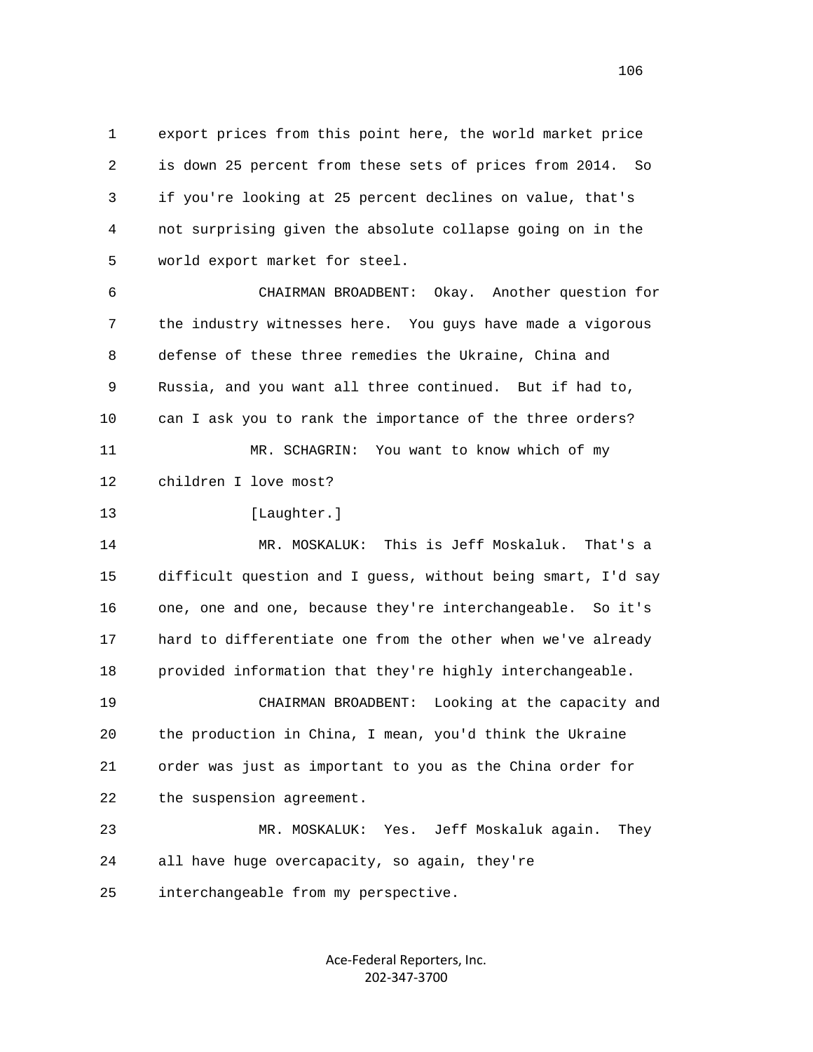export prices from this point here, the world market price is down 25 percent from these sets of prices from 2014. So if you're looking at 25 percent declines on value, that's not surprising given the absolute collapse going on in the world export market for steel.

CHAIRMAN BROADBENT: Okay. Another question for the industry witnesses here. You guys have made a vigorous defense of these three remedies the Ukraine, China and Russia, and you want all three continued. But if had to, can I ask you to rank the importance of the three orders?

MR. SCHAGRIN: You want to know which of my children I love most?

[Laughter.]

MR. MOSKALUK: This is Jeff Moskaluk. That's a difficult question and I guess, without being smart, I'd say one, one and one, because they're interchangeable. So it's hard to differentiate one from the other when we've already provided information that they're highly interchangeable.

CHAIRMAN BROADBENT: Looking at the capacity and the production in China, I mean, you'd think the Ukraine order was just as important to you as the China order for the suspension agreement.

MR. MOSKALUK: Yes. Jeff Moskaluk again. They all have huge overcapacity, so again, they're interchangeable from my perspective.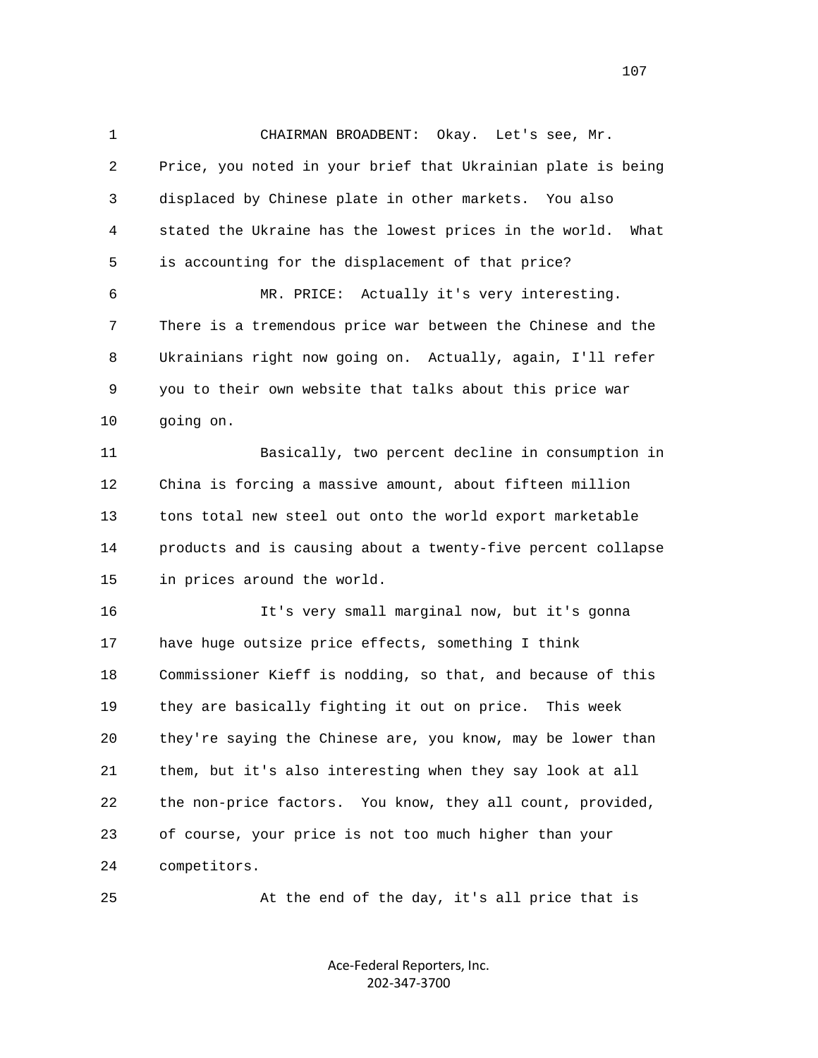CHAIRMAN BROADBENT: Okay. Let's see, Mr. Price, you noted in your brief that Ukrainian plate is being displaced by Chinese plate in other markets. You also stated the Ukraine has the lowest prices in the world. What is accounting for the displacement of that price?

MR. PRICE: Actually it's very interesting. There is a tremendous price war between the Chinese and the Ukrainians right now going on. Actually, again, I'll refer you to their own website that talks about this price war going on.

Basically, two percent decline in consumption in China is forcing a massive amount, about fifteen million tons total new steel out onto the world export marketable products and is causing about a twenty-five percent collapse in prices around the world.

It's very small marginal now, but it's gonna have huge outsize price effects, something I think Commissioner Kieff is nodding, so that, and because of this they are basically fighting it out on price. This week they're saying the Chinese are, you know, may be lower than them, but it's also interesting when they say look at all the non-price factors. You know, they all count, provided, of course, your price is not too much higher than your competitors.

At the end of the day, it's all price that is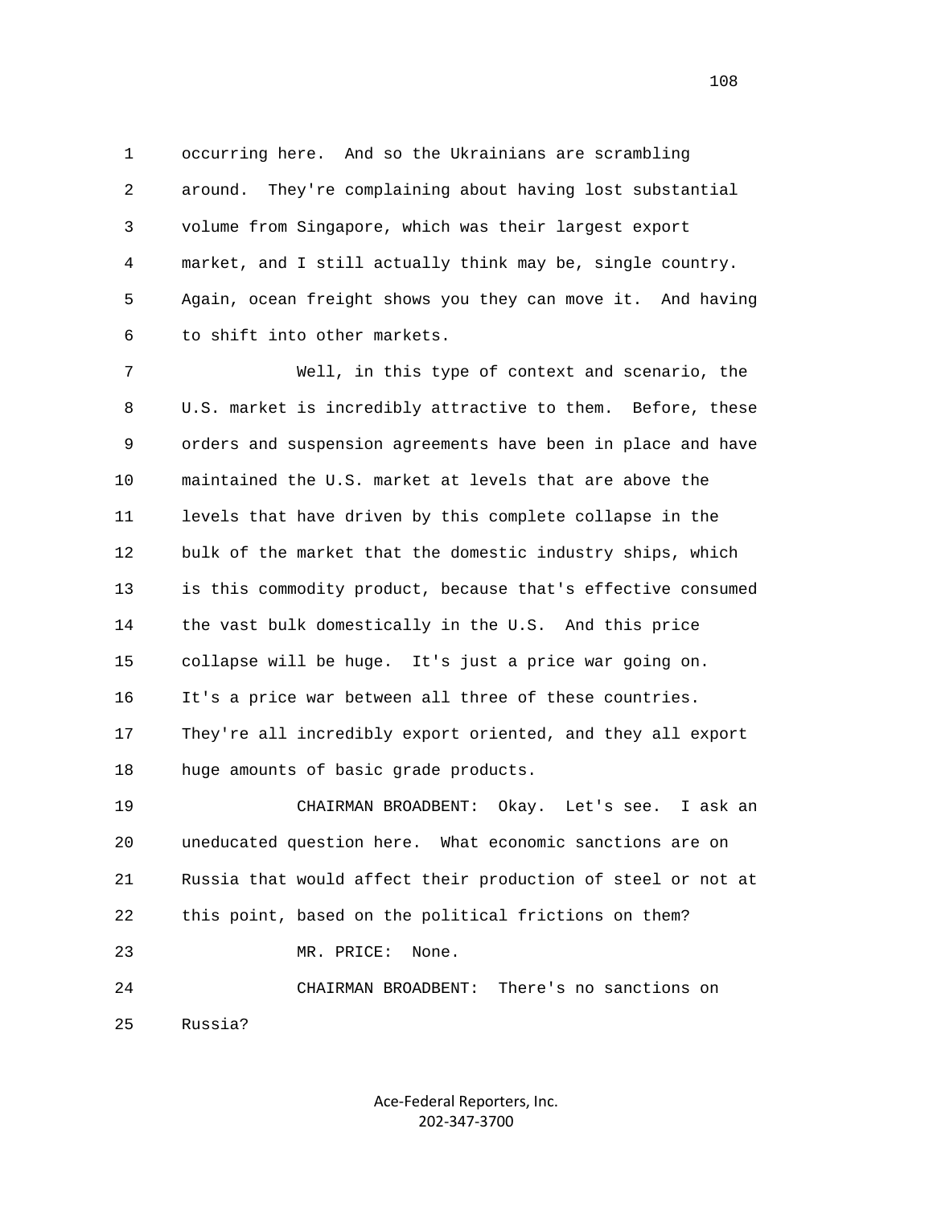occurring here. And so the Ukrainians are scrambling around. They're complaining about having lost substantial volume from Singapore, which was their largest export market, and I still actually think may be, single country. Again, ocean freight shows you they can move it. And having to shift into other markets.

Well, in this type of context and scenario, the U.S. market is incredibly attractive to them. Before, these orders and suspension agreements have been in place and have maintained the U.S. market at levels that are above the levels that have driven by this complete collapse in the bulk of the market that the domestic industry ships, which is this commodity product, because that's effective consumed the vast bulk domestically in the U.S. And this price collapse will be huge. It's just a price war going on. It's a price war between all three of these countries. They're all incredibly export oriented, and they all export huge amounts of basic grade products.

CHAIRMAN BROADBENT: Okay. Let's see. I ask an uneducated question here. What economic sanctions are on Russia that would affect their production of steel or not at this point, based on the political frictions on them?

MR. PRICE: None.

CHAIRMAN BROADBENT: There's no sanctions on Russia?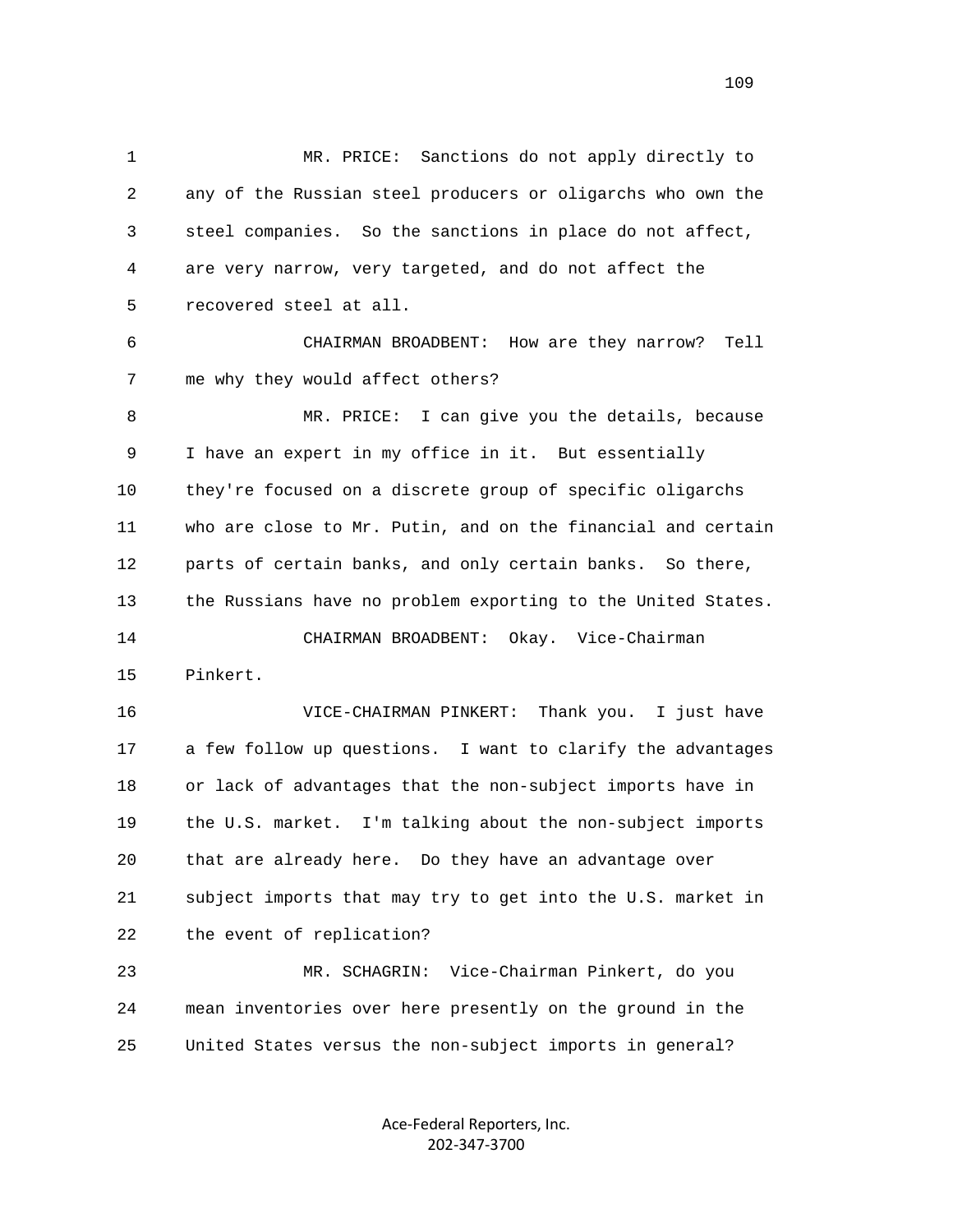MR. PRICE: Sanctions do not apply directly to any of the Russian steel producers or oligarchs who own the steel companies. So the sanctions in place do not affect, are very narrow, very targeted, and do not affect the recovered steel at all.

CHAIRMAN BROADBENT: How are they narrow? Tell me why they would affect others?

MR. PRICE: I can give you the details, because I have an expert in my office in it. But essentially they're focused on a discrete group of specific oligarchs who are close to Mr. Putin, and on the financial and certain parts of certain banks, and only certain banks. So there, the Russians have no problem exporting to the United States.

CHAIRMAN BROADBENT: Okay. Vice-Chairman Pinkert.

VICE-CHAIRMAN PINKERT: Thank you. I just have a few follow up questions. I want to clarify the advantages or lack of advantages that the non-subject imports have in the U.S. market. I'm talking about the non-subject imports that are already here. Do they have an advantage over subject imports that may try to get into the U.S. market in the event of replication?

MR. SCHAGRIN: Vice-Chairman Pinkert, do you mean inventories over here presently on the ground in the United States versus the non-subject imports in general?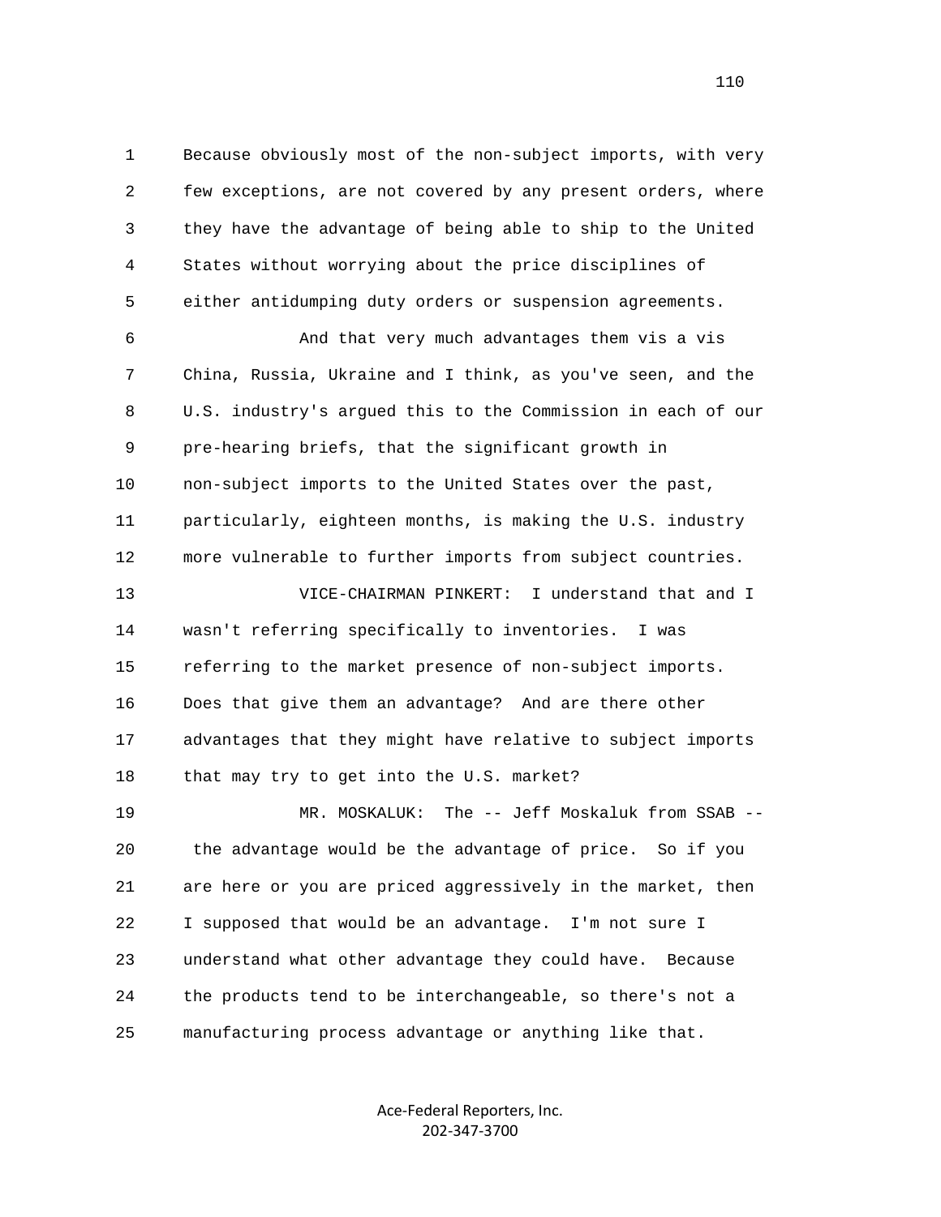Because obviously most of the non-subject imports, with very few exceptions, are not covered by any present orders, where they have the advantage of being able to ship to the United States without worrying about the price disciplines of either antidumping duty orders or suspension agreements.

And that very much advantages them vis a vis China, Russia, Ukraine and I think, as you've seen, and the U.S. industry's argued this to the Commission in each of our pre-hearing briefs, that the significant growth in non-subject imports to the United States over the past, particularly, eighteen months, is making the U.S. industry more vulnerable to further imports from subject countries.

VICE-CHAIRMAN PINKERT: I understand that and I wasn't referring specifically to inventories. I was referring to the market presence of non-subject imports. Does that give them an advantage? And are there other advantages that they might have relative to subject imports that may try to get into the U.S. market?

MR. MOSKALUK: The -- Jeff Moskaluk from SSAB -- the advantage would be the advantage of price. So if you are here or you are priced aggressively in the market, then I supposed that would be an advantage. I'm not sure I understand what other advantage they could have. Because the products tend to be interchangeable, so there's not a manufacturing process advantage or anything like that.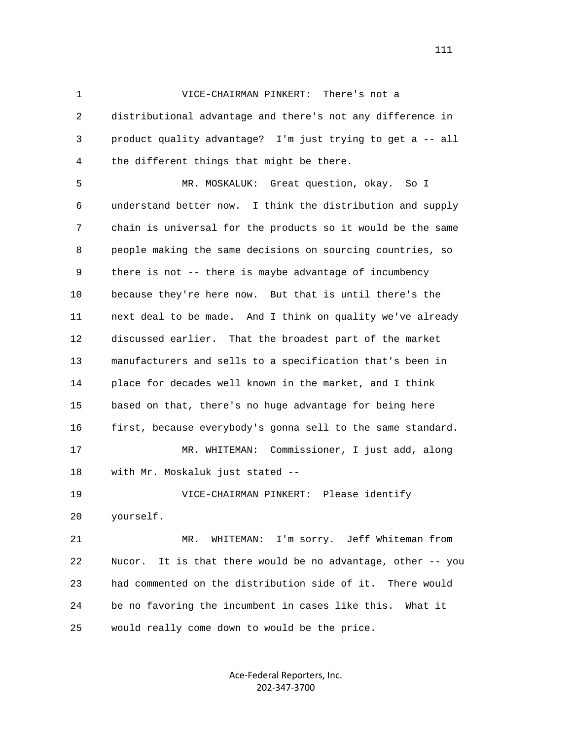VICE-CHAIRMAN PINKERT: There's not a distributional advantage and there's not any difference in product quality advantage? I'm just trying to get a -- all the different things that might be there.

MR. MOSKALUK: Great question, okay. So I understand better now. I think the distribution and supply chain is universal for the products so it would be the same people making the same decisions on sourcing countries, so there is not -- there is maybe advantage of incumbency because they're here now. But that is until there's the next deal to be made. And I think on quality we've already discussed earlier. That the broadest part of the market manufacturers and sells to a specification that's been in place for decades well known in the market, and I think based on that, there's no huge advantage for being here first, because everybody's gonna sell to the same standard.

MR. WHITEMAN: Commissioner, I just add, along with Mr. Moskaluk just stated --

VICE-CHAIRMAN PINKERT: Please identify yourself.

MR. WHITEMAN: I'm sorry. Jeff Whiteman from Nucor. It is that there would be no advantage, other -- you had commented on the distribution side of it. There would be no favoring the incumbent in cases like this. What it would really come down to would be the price.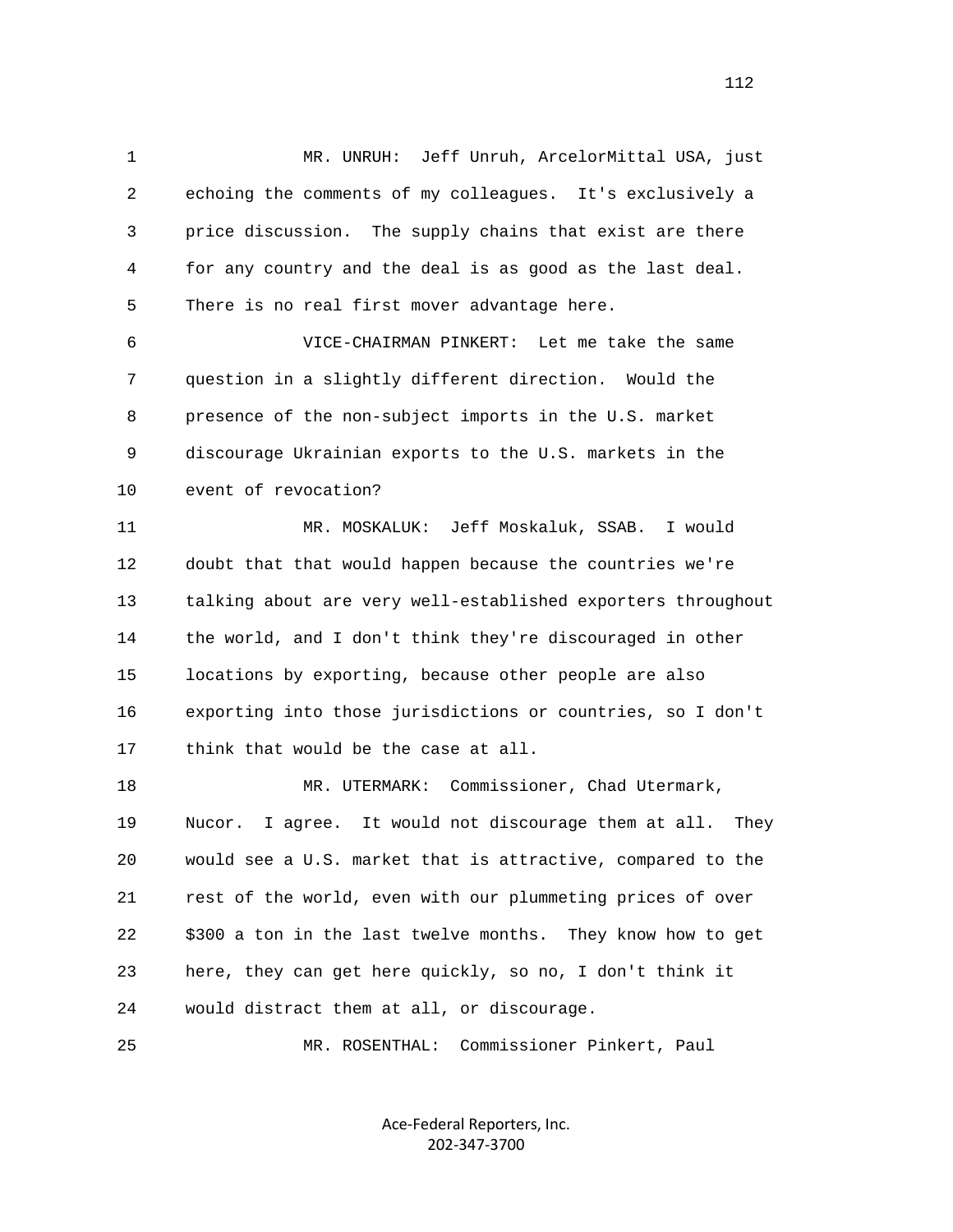1 MR. UNRUH: Jeff Unruh, ArcelorMittal USA, just
2 echoing the comments of my colleagues. It's exclusively a
3 price discussion. The supply chains that exist are there
4 for any country and the deal is as good as the last deal.
5 There is no real first mover advantage here.

6 VICE-CHAIRMAN PINKERT: Let me take the same
7 question in a slightly different direction. Would the
8 presence of the non-subject imports in the U.S. market
9 discourage Ukrainian exports to the U.S. markets in the
10 event of revocation?

11 MR. MOSKALUK: Jeff Moskaluk, SSAB. I would
12 doubt that that would happen because the countries we're
13 talking about are very well-established exporters throughout
14 the world, and I don't think they're discouraged in other
15 locations by exporting, because other people are also
16 exporting into those jurisdictions or countries, so I don't
17 think that would be the case at all.

18 MR. UTERMARK: Commissioner, Chad Utermark,
19 Nucor. I agree. It would not discourage them at all. They
20 would see a U.S. market that is attractive, compared to the
21 rest of the world, even with our plummeting prices of over
22 $300 a ton in the last twelve months. They know how to get
23 here, they can get here quickly, so no, I don't think it
24 would distract them at all, or discourage.

25 MR. ROSENTHAL: Commissioner Pinkert, Paul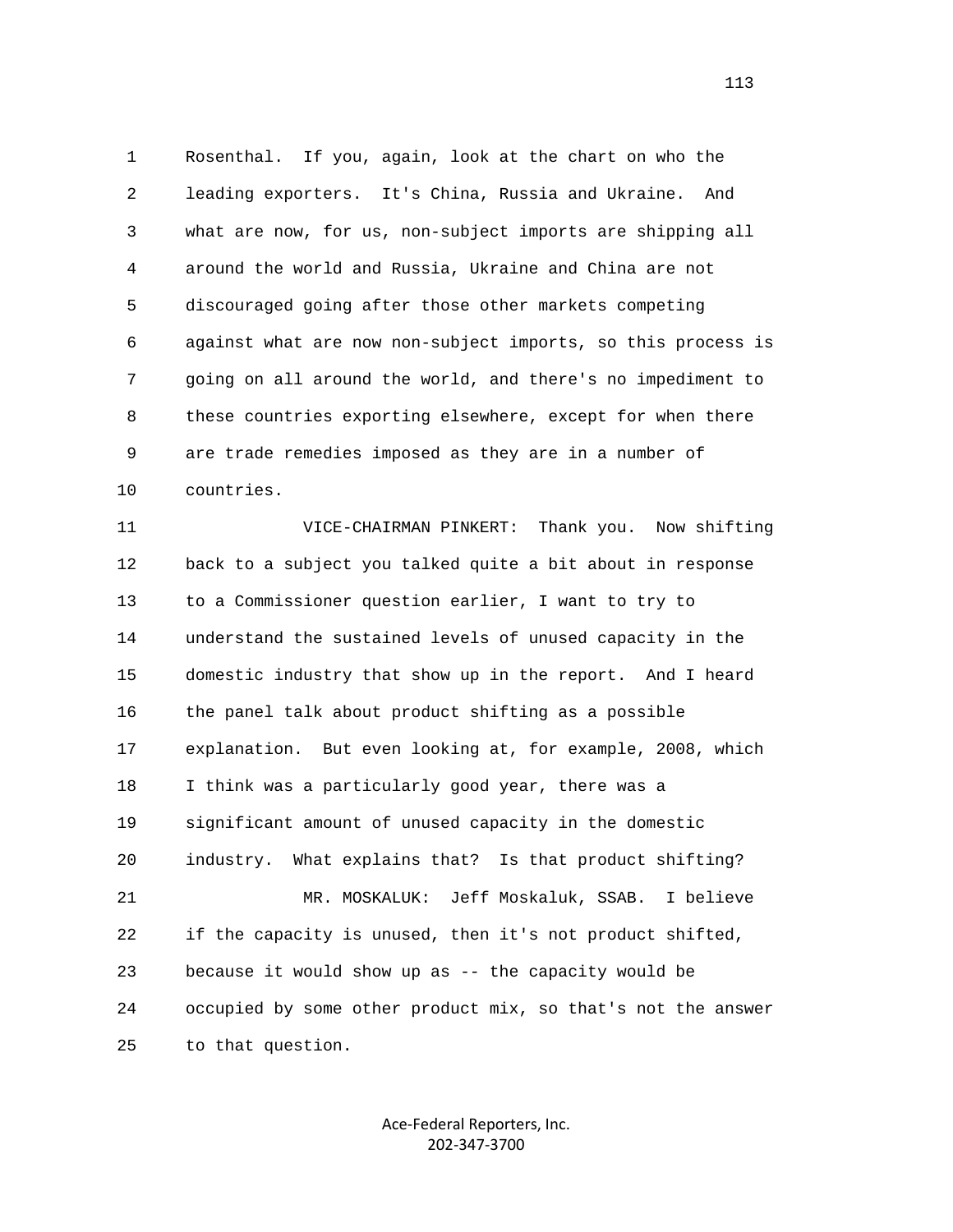Rosenthal. If you, again, look at the chart on who the leading exporters. It's China, Russia and Ukraine. And what are now, for us, non-subject imports are shipping all around the world and Russia, Ukraine and China are not discouraged going after those other markets competing against what are now non-subject imports, so this process is going on all around the world, and there's no impediment to these countries exporting elsewhere, except for when there are trade remedies imposed as they are in a number of countries.

VICE-CHAIRMAN PINKERT: Thank you. Now shifting back to a subject you talked quite a bit about in response to a Commissioner question earlier, I want to try to understand the sustained levels of unused capacity in the domestic industry that show up in the report. And I heard the panel talk about product shifting as a possible explanation. But even looking at, for example, 2008, which I think was a particularly good year, there was a significant amount of unused capacity in the domestic industry. What explains that? Is that product shifting?

MR. MOSKALUK: Jeff Moskaluk, SSAB. I believe if the capacity is unused, then it's not product shifted, because it would show up as -- the capacity would be occupied by some other product mix, so that's not the answer to that question.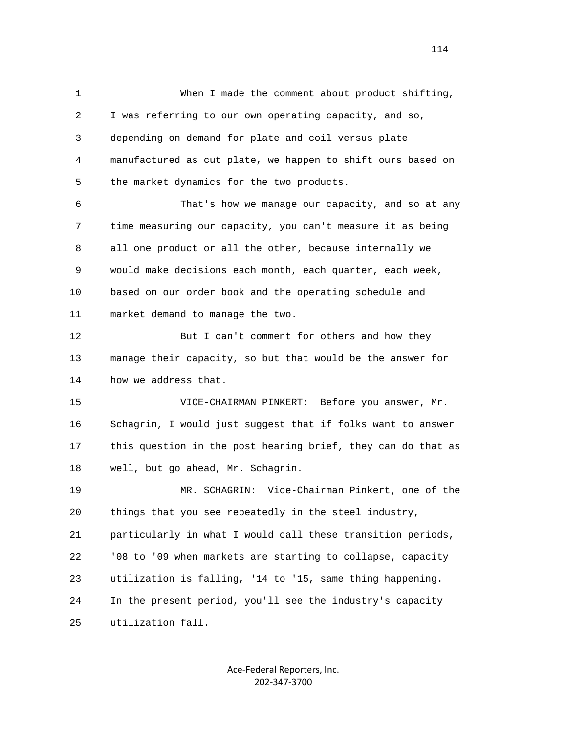When I made the comment about product shifting, I was referring to our own operating capacity, and so, depending on demand for plate and coil versus plate manufactured as cut plate, we happen to shift ours based on the market dynamics for the two products.

That's how we manage our capacity, and so at any time measuring our capacity, you can't measure it as being all one product or all the other, because internally we would make decisions each month, each quarter, each week, based on our order book and the operating schedule and market demand to manage the two.

But I can't comment for others and how they manage their capacity, so but that would be the answer for how we address that.

VICE-CHAIRMAN PINKERT: Before you answer, Mr. Schagrin, I would just suggest that if folks want to answer this question in the post hearing brief, they can do that as well, but go ahead, Mr. Schagrin.

MR. SCHAGRIN: Vice-Chairman Pinkert, one of the things that you see repeatedly in the steel industry, particularly in what I would call these transition periods, '08 to '09 when markets are starting to collapse, capacity utilization is falling, '14 to '15, same thing happening. In the present period, you'll see the industry's capacity utilization fall.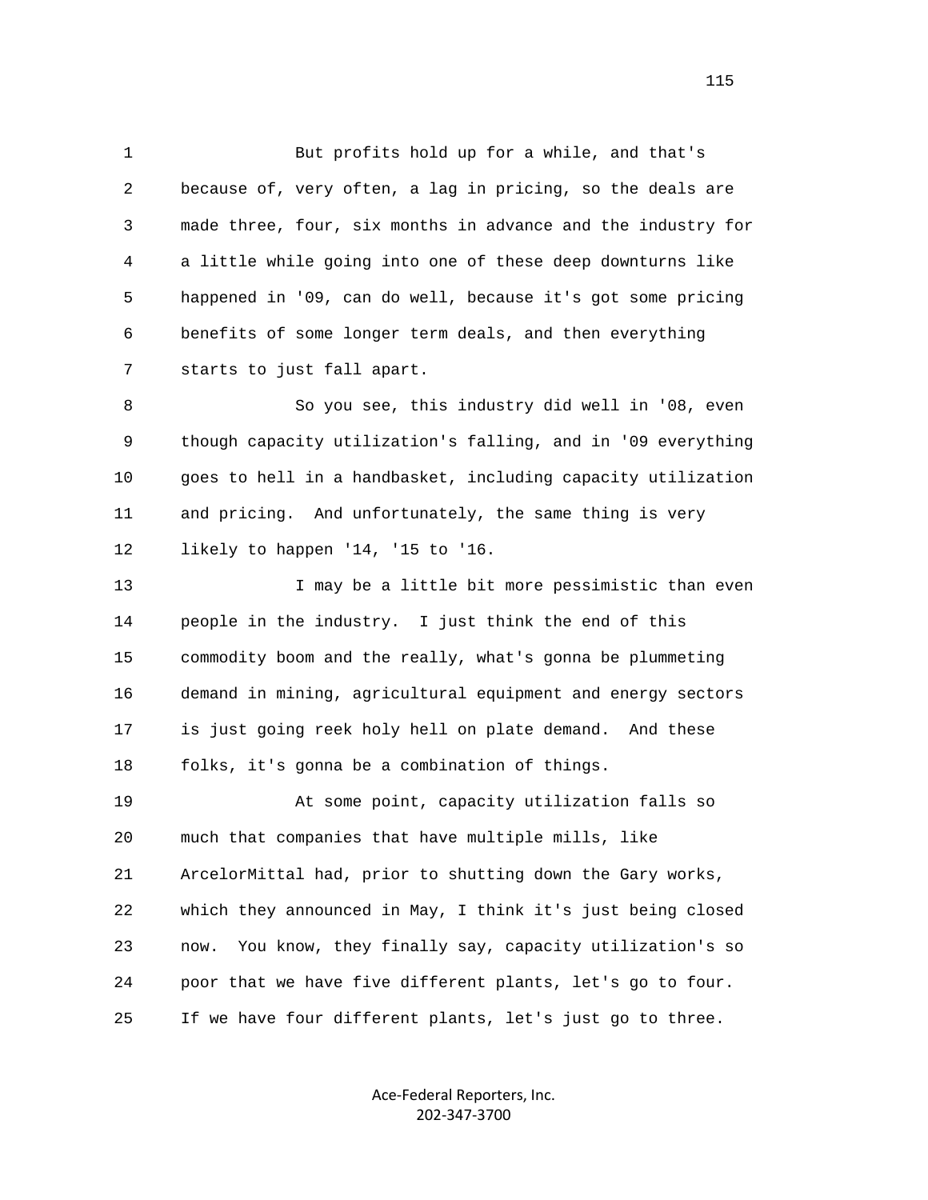But profits hold up for a while, and that's because of, very often, a lag in pricing, so the deals are made three, four, six months in advance and the industry for a little while going into one of these deep downturns like happened in '09, can do well, because it's got some pricing benefits of some longer term deals, and then everything starts to just fall apart.

So you see, this industry did well in '08, even though capacity utilization's falling, and in '09 everything goes to hell in a handbasket, including capacity utilization and pricing. And unfortunately, the same thing is very likely to happen '14, '15 to '16.

I may be a little bit more pessimistic than even people in the industry. I just think the end of this commodity boom and the really, what's gonna be plummeting demand in mining, agricultural equipment and energy sectors is just going reek holy hell on plate demand. And these folks, it's gonna be a combination of things.

At some point, capacity utilization falls so much that companies that have multiple mills, like ArcelorMittal had, prior to shutting down the Gary works, which they announced in May, I think it's just being closed now. You know, they finally say, capacity utilization's so poor that we have five different plants, let's go to four. If we have four different plants, let's just go to three.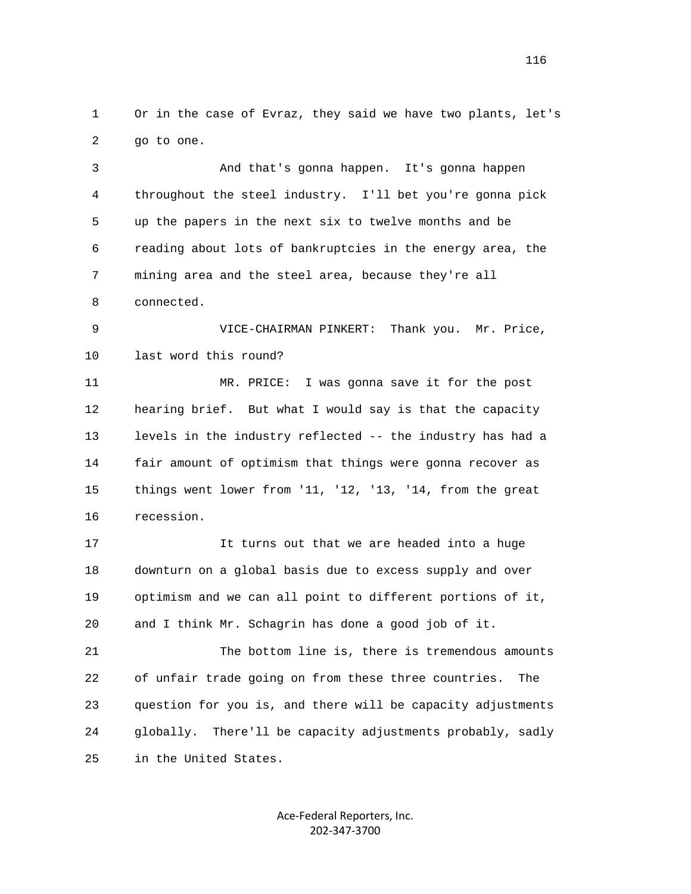Or in the case of Evraz, they said we have two plants, let's go to one.

And that's gonna happen. It's gonna happen throughout the steel industry. I'll bet you're gonna pick up the papers in the next six to twelve months and be reading about lots of bankruptcies in the energy area, the mining area and the steel area, because they're all connected.

VICE-CHAIRMAN PINKERT: Thank you. Mr. Price, last word this round?

MR. PRICE: I was gonna save it for the post hearing brief. But what I would say is that the capacity levels in the industry reflected -- the industry has had a fair amount of optimism that things were gonna recover as things went lower from '11, '12, '13, '14, from the great recession.

It turns out that we are headed into a huge downturn on a global basis due to excess supply and over optimism and we can all point to different portions of it, and I think Mr. Schagrin has done a good job of it.

The bottom line is, there is tremendous amounts of unfair trade going on from these three countries. The question for you is, and there will be capacity adjustments globally. There'll be capacity adjustments probably, sadly in the United States.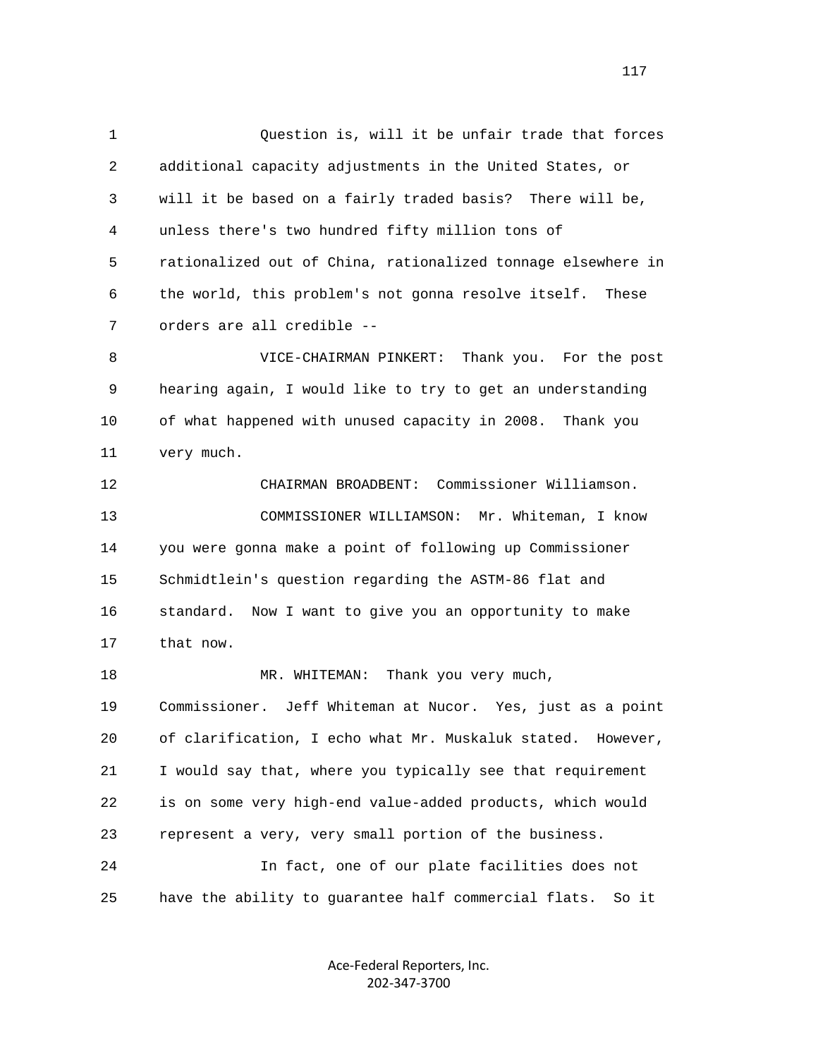Question is, will it be unfair trade that forces additional capacity adjustments in the United States, or will it be based on a fairly traded basis? There will be, unless there's two hundred fifty million tons of rationalized out of China, rationalized tonnage elsewhere in the world, this problem's not gonna resolve itself. These orders are all credible --

VICE-CHAIRMAN PINKERT: Thank you. For the post hearing again, I would like to try to get an understanding of what happened with unused capacity in 2008. Thank you very much.

CHAIRMAN BROADBENT: Commissioner Williamson.

COMMISSIONER WILLIAMSON: Mr. Whiteman, I know you were gonna make a point of following up Commissioner Schmidtlein's question regarding the ASTM-86 flat and standard. Now I want to give you an opportunity to make that now.

MR. WHITEMAN: Thank you very much, Commissioner. Jeff Whiteman at Nucor. Yes, just as a point of clarification, I echo what Mr. Muskaluk stated. However, I would say that, where you typically see that requirement is on some very high-end value-added products, which would represent a very, very small portion of the business.

In fact, one of our plate facilities does not have the ability to guarantee half commercial flats. So it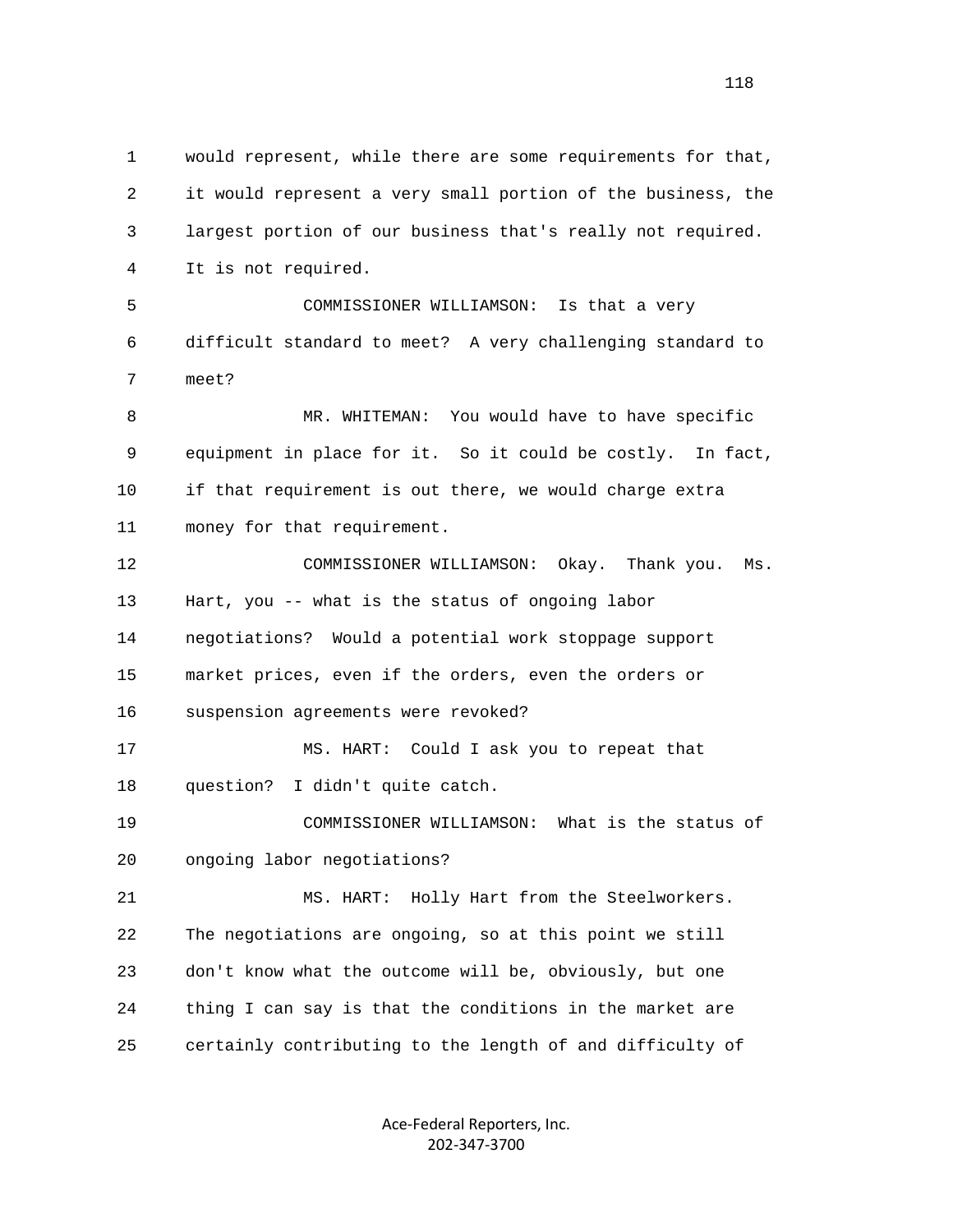would represent, while there are some requirements for that, it would represent a very small portion of the business, the largest portion of our business that's really not required. It is not required.

COMMISSIONER WILLIAMSON: Is that a very difficult standard to meet? A very challenging standard to meet?

MR. WHITEMAN: You would have to have specific equipment in place for it. So it could be costly. In fact, if that requirement is out there, we would charge extra money for that requirement.

COMMISSIONER WILLIAMSON: Okay. Thank you. Ms. Hart, you -- what is the status of ongoing labor negotiations? Would a potential work stoppage support market prices, even if the orders, even the orders or suspension agreements were revoked?

MS. HART: Could I ask you to repeat that question? I didn't quite catch.

COMMISSIONER WILLIAMSON: What is the status of ongoing labor negotiations?

MS. HART: Holly Hart from the Steelworkers. The negotiations are ongoing, so at this point we still don't know what the outcome will be, obviously, but one thing I can say is that the conditions in the market are certainly contributing to the length of and difficulty of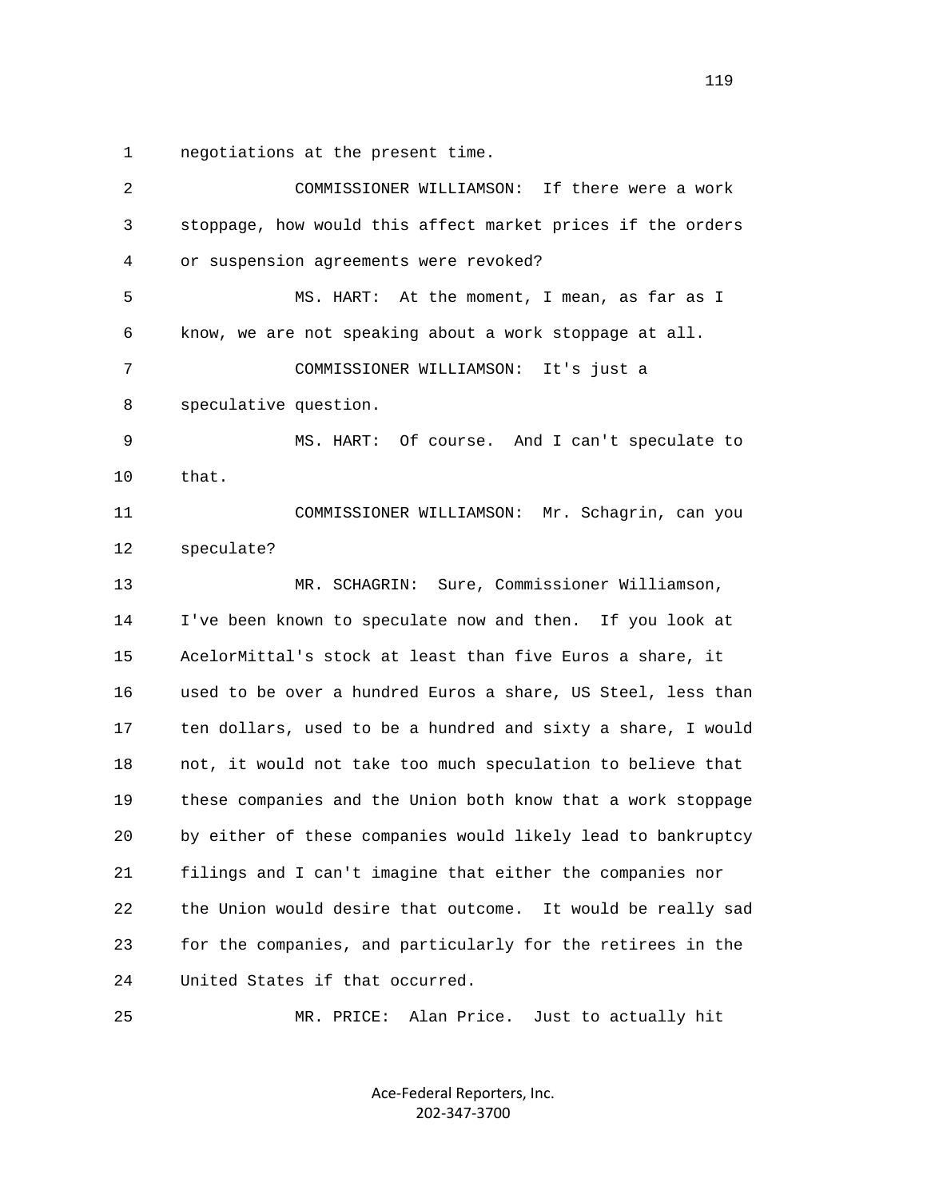negotiations at the present time.

COMMISSIONER WILLIAMSON: If there were a work stoppage, how would this affect market prices if the orders or suspension agreements were revoked?

MS. HART: At the moment, I mean, as far as I know, we are not speaking about a work stoppage at all.

COMMISSIONER WILLIAMSON: It's just a speculative question.

MS. HART: Of course. And I can't speculate to that.

COMMISSIONER WILLIAMSON: Mr. Schagrin, can you speculate?

MR. SCHAGRIN: Sure, Commissioner Williamson, I've been known to speculate now and then. If you look at AcelorMittal's stock at least than five Euros a share, it used to be over a hundred Euros a share, US Steel, less than ten dollars, used to be a hundred and sixty a share, I would not, it would not take too much speculation to believe that these companies and the Union both know that a work stoppage by either of these companies would likely lead to bankruptcy filings and I can't imagine that either the companies nor the Union would desire that outcome. It would be really sad for the companies, and particularly for the retirees in the United States if that occurred.

MR. PRICE: Alan Price. Just to actually hit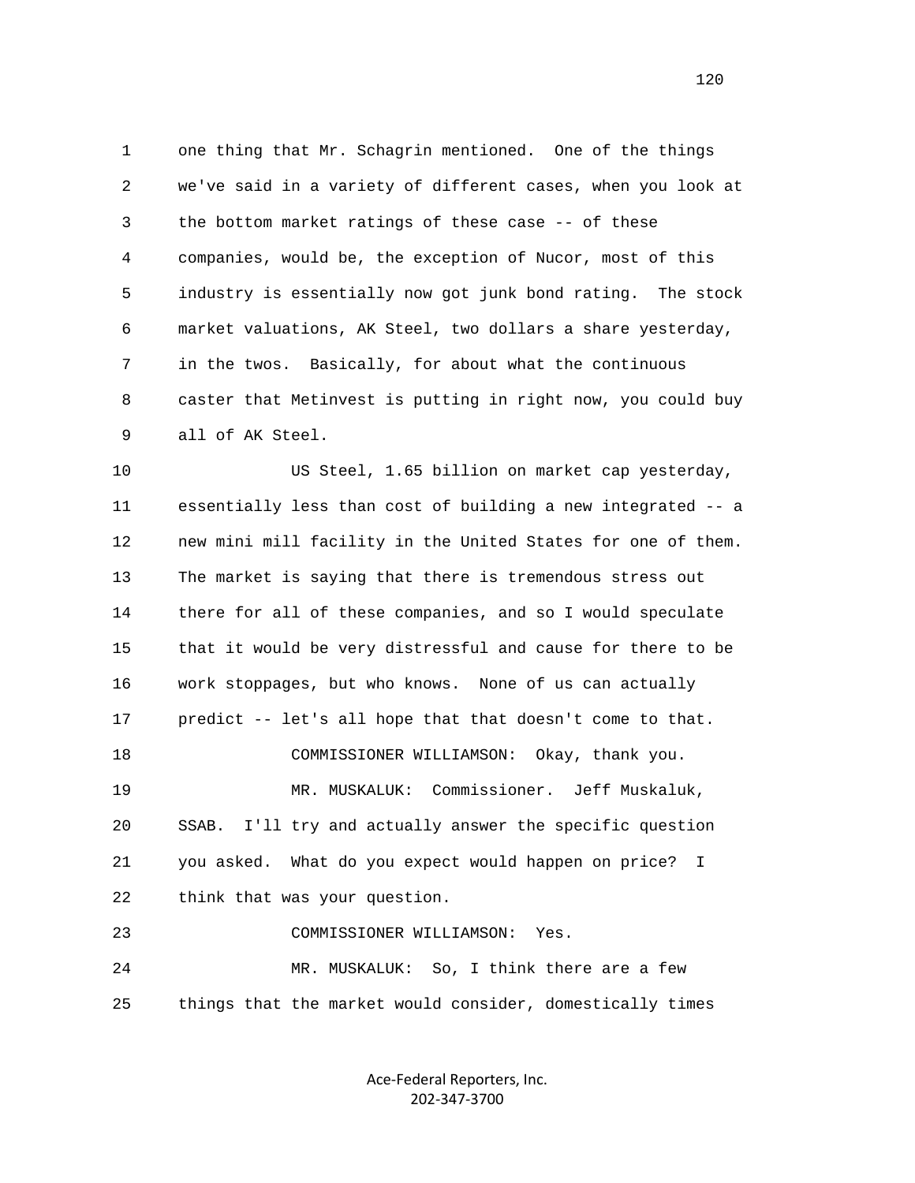1 one thing that Mr. Schagrin mentioned. One of the things
2 we've said in a variety of different cases, when you look at
3 the bottom market ratings of these case -- of these
4 companies, would be, the exception of Nucor, most of this
5 industry is essentially now got junk bond rating. The stock
6 market valuations, AK Steel, two dollars a share yesterday,
7 in the twos. Basically, for about what the continuous
8 caster that Metinvest is putting in right now, you could buy
9 all of AK Steel.

10 US Steel, 1.65 billion on market cap yesterday,
11 essentially less than cost of building a new integrated -- a
12 new mini mill facility in the United States for one of them.
13 The market is saying that there is tremendous stress out
14 there for all of these companies, and so I would speculate
15 that it would be very distressful and cause for there to be
16 work stoppages, but who knows. None of us can actually
17 predict -- let's all hope that that doesn't come to that.

18 COMMISSIONER WILLIAMSON: Okay, thank you.

19 MR. MUSKALUK: Commissioner. Jeff Muskaluk,
20 SSAB. I'll try and actually answer the specific question
21 you asked. What do you expect would happen on price? I
22 think that was your question.

23 COMMISSIONER WILLIAMSON: Yes.

24 MR. MUSKALUK: So, I think there are a few
25 things that the market would consider, domestically times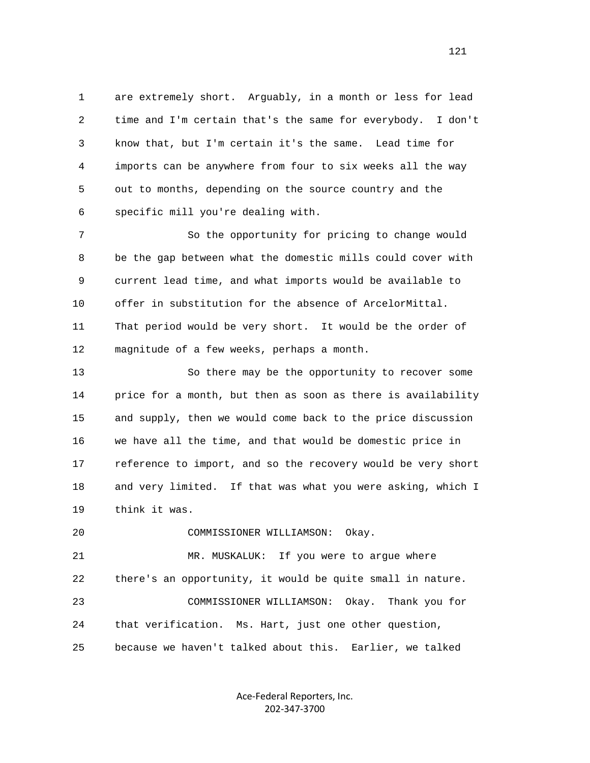1 are extremely short. Arguably, in a month or less for lead
2 time and I'm certain that's the same for everybody. I don't
3 know that, but I'm certain it's the same. Lead time for
4 imports can be anywhere from four to six weeks all the way
5 out to months, depending on the source country and the
6 specific mill you're dealing with.

7 So the opportunity for pricing to change would
8 be the gap between what the domestic mills could cover with
9 current lead time, and what imports would be available to
10 offer in substitution for the absence of ArcelorMittal.
11 That period would be very short. It would be the order of
12 magnitude of a few weeks, perhaps a month.

13 So there may be the opportunity to recover some
14 price for a month, but then as soon as there is availability
15 and supply, then we would come back to the price discussion
16 we have all the time, and that would be domestic price in
17 reference to import, and so the recovery would be very short
18 and very limited. If that was what you were asking, which I
19 think it was.

20 COMMISSIONER WILLIAMSON: Okay.

21 MR. MUSKALUK: If you were to argue where
22 there's an opportunity, it would be quite small in nature.

23 COMMISSIONER WILLIAMSON: Okay. Thank you for
24 that verification. Ms. Hart, just one other question,
25 because we haven't talked about this. Earlier, we talked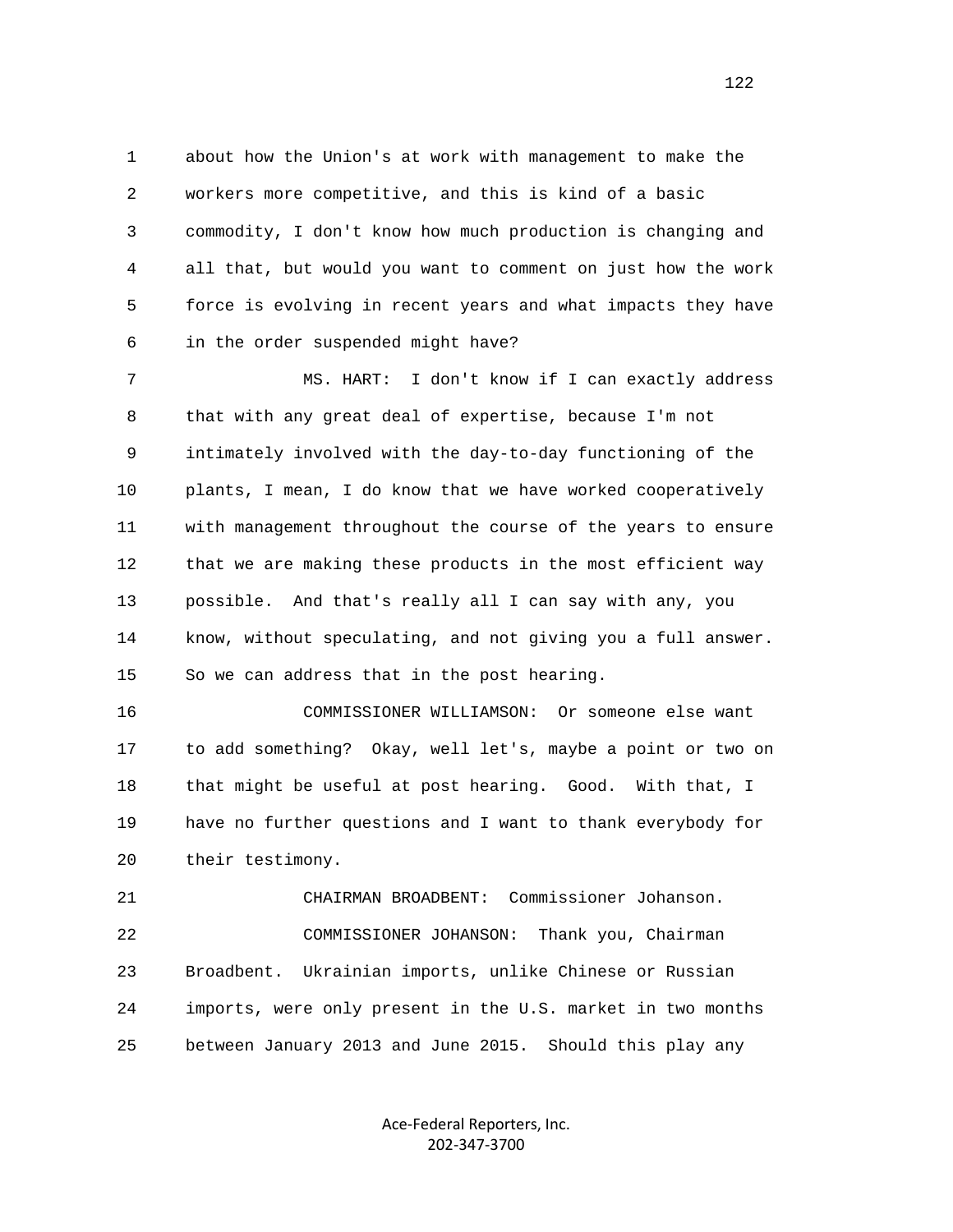about how the Union's at work with management to make the workers more competitive, and this is kind of a basic commodity, I don't know how much production is changing and all that, but would you want to comment on just how the work force is evolving in recent years and what impacts they have in the order suspended might have?

MS. HART: I don't know if I can exactly address that with any great deal of expertise, because I'm not intimately involved with the day-to-day functioning of the plants, I mean, I do know that we have worked cooperatively with management throughout the course of the years to ensure that we are making these products in the most efficient way possible. And that's really all I can say with any, you know, without speculating, and not giving you a full answer. So we can address that in the post hearing.

COMMISSIONER WILLIAMSON: Or someone else want to add something? Okay, well let's, maybe a point or two on that might be useful at post hearing. Good. With that, I have no further questions and I want to thank everybody for their testimony.

CHAIRMAN BROADBENT: Commissioner Johanson.

COMMISSIONER JOHANSON: Thank you, Chairman Broadbent. Ukrainian imports, unlike Chinese or Russian imports, were only present in the U.S. market in two months between January 2013 and June 2015. Should this play any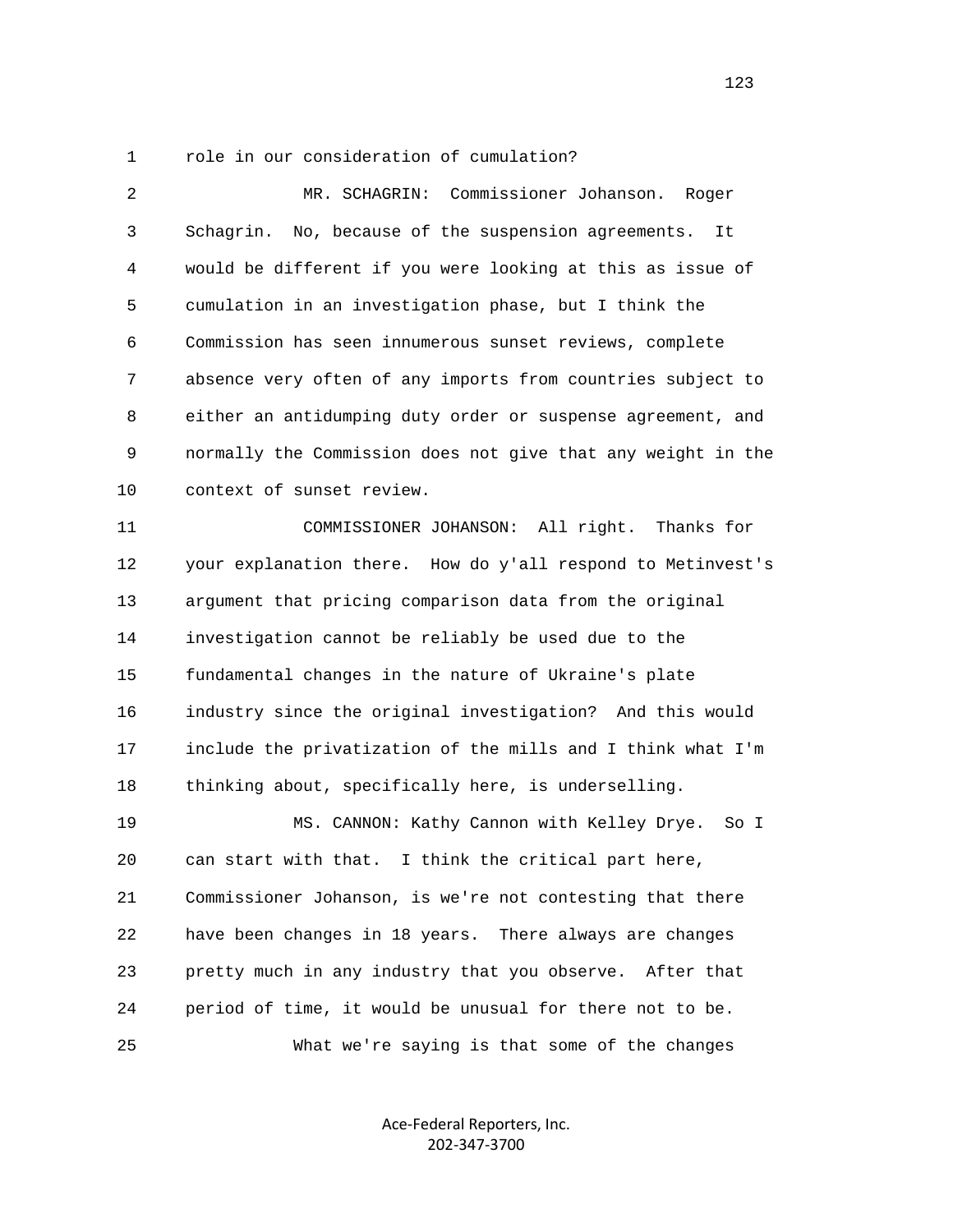1 role in our consideration of cumulation?

2 MR. SCHAGRIN: Commissioner Johanson. Roger

3 Schagrin. No, because of the suspension agreements. It

4 would be different if you were looking at this as issue of

5 cumulation in an investigation phase, but I think the

6 Commission has seen innumerous sunset reviews, complete

7 absence very often of any imports from countries subject to

8 either an antidumping duty order or suspense agreement, and

9 normally the Commission does not give that any weight in the

10 context of sunset review.

11 COMMISSIONER JOHANSON: All right. Thanks for

12 your explanation there. How do y'all respond to Metinvest's

13 argument that pricing comparison data from the original

14 investigation cannot be reliably be used due to the

15 fundamental changes in the nature of Ukraine's plate

16 industry since the original investigation? And this would

17 include the privatization of the mills and I think what I'm

18 thinking about, specifically here, is underselling.

19 MS. CANNON: Kathy Cannon with Kelley Drye. So I

20 can start with that. I think the critical part here,

21 Commissioner Johanson, is we're not contesting that there

22 have been changes in 18 years. There always are changes

23 pretty much in any industry that you observe. After that

24 period of time, it would be unusual for there not to be.

25 What we're saying is that some of the changes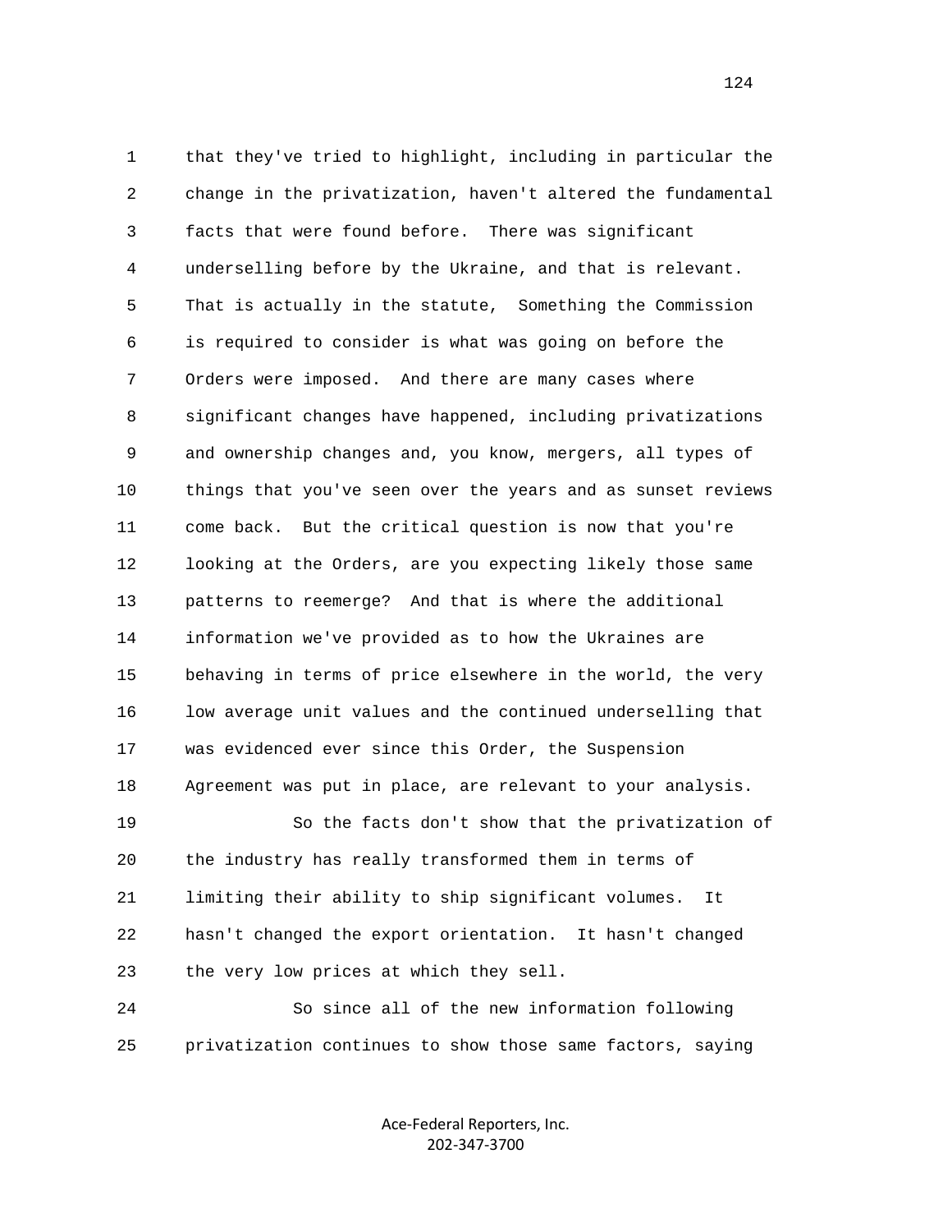that they've tried to highlight, including in particular the change in the privatization, haven't altered the fundamental facts that were found before. There was significant underselling before by the Ukraine, and that is relevant. That is actually in the statute, Something the Commission is required to consider is what was going on before the Orders were imposed. And there are many cases where significant changes have happened, including privatizations and ownership changes and, you know, mergers, all types of things that you've seen over the years and as sunset reviews come back. But the critical question is now that you're looking at the Orders, are you expecting likely those same patterns to reemerge? And that is where the additional information we've provided as to how the Ukraines are behaving in terms of price elsewhere in the world, the very low average unit values and the continued underselling that was evidenced ever since this Order, the Suspension Agreement was put in place, are relevant to your analysis.

So the facts don't show that the privatization of the industry has really transformed them in terms of limiting their ability to ship significant volumes. It hasn't changed the export orientation. It hasn't changed the very low prices at which they sell.

So since all of the new information following privatization continues to show those same factors, saying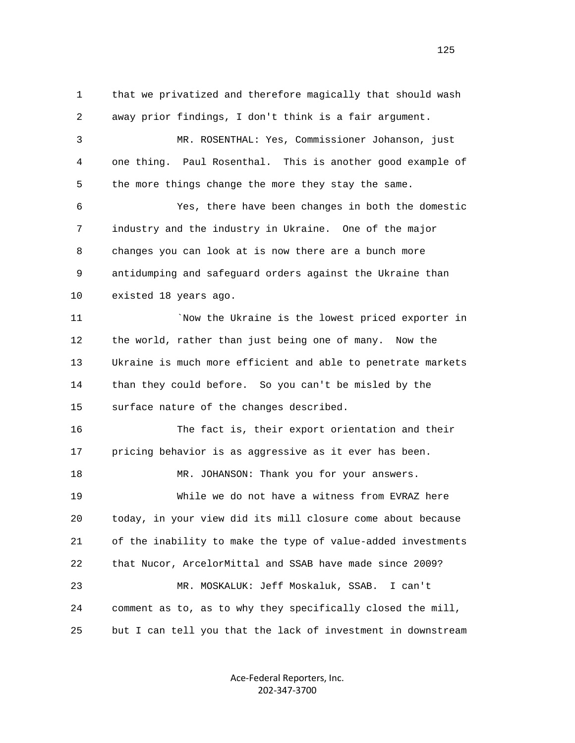that we privatized and therefore magically that should wash away prior findings, I don't think is a fair argument.

MR. ROSENTHAL: Yes, Commissioner Johanson, just one thing. Paul Rosenthal. This is another good example of the more things change the more they stay the same.

Yes, there have been changes in both the domestic industry and the industry in Ukraine. One of the major changes you can look at is now there are a bunch more antidumping and safeguard orders against the Ukraine than existed 18 years ago.

`Now the Ukraine is the lowest priced exporter in the world, rather than just being one of many. Now the Ukraine is much more efficient and able to penetrate markets than they could before. So you can't be misled by the surface nature of the changes described.

The fact is, their export orientation and their pricing behavior is as aggressive as it ever has been.

MR. JOHANSON: Thank you for your answers.

While we do not have a witness from EVRAZ here today, in your view did its mill closure come about because of the inability to make the type of value-added investments that Nucor, ArcelorMittal and SSAB have made since 2009?

MR. MOSKALUK: Jeff Moskaluk, SSAB. I can't comment as to, as to why they specifically closed the mill, but I can tell you that the lack of investment in downstream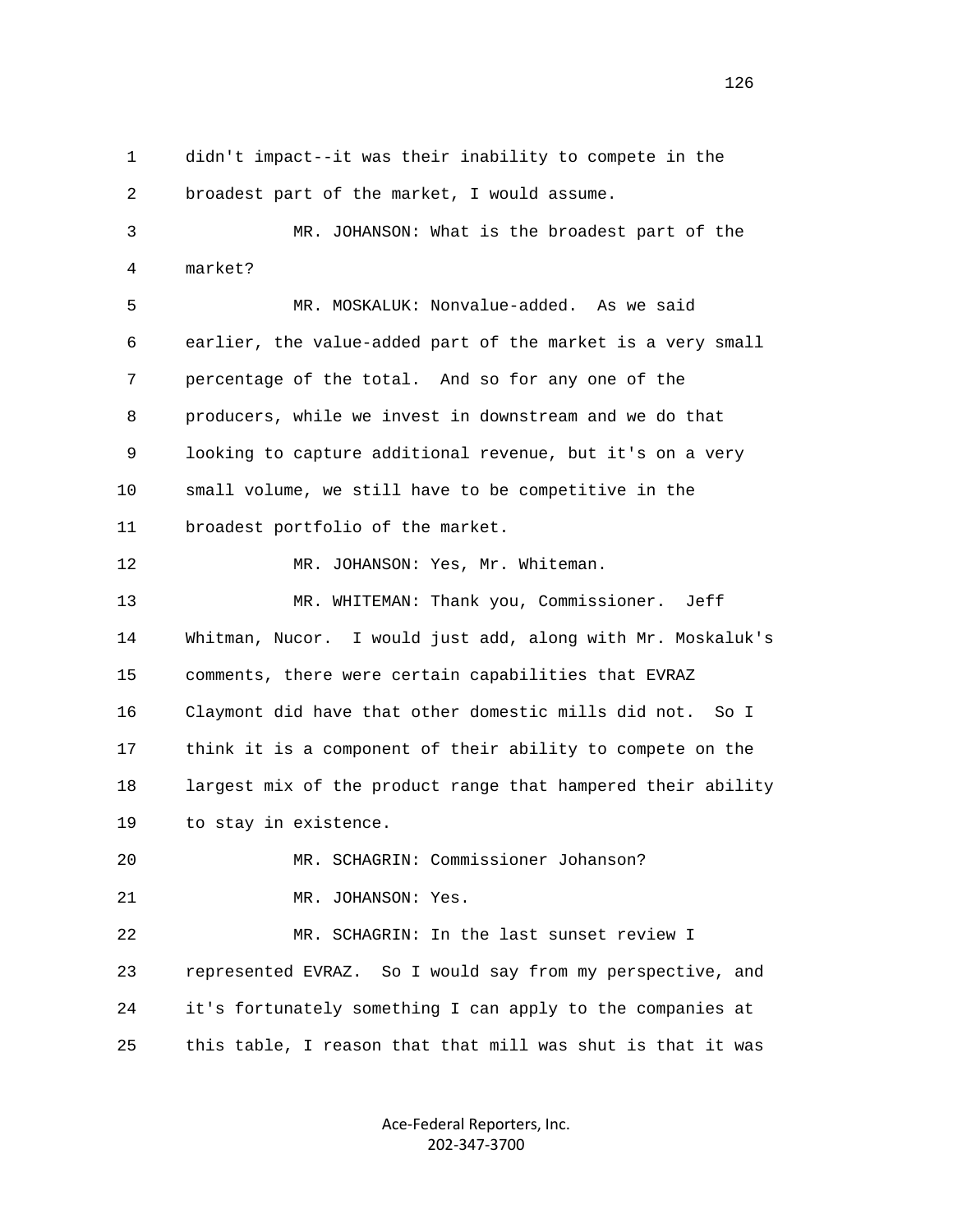didn't impact--it was their inability to compete in the broadest part of the market, I would assume.

MR. JOHANSON: What is the broadest part of the market?

MR. MOSKALUK: Nonvalue-added. As we said earlier, the value-added part of the market is a very small percentage of the total. And so for any one of the producers, while we invest in downstream and we do that looking to capture additional revenue, but it's on a very small volume, we still have to be competitive in the broadest portfolio of the market.

MR. JOHANSON: Yes, Mr. Whiteman.

MR. WHITEMAN: Thank you, Commissioner. Jeff Whitman, Nucor. I would just add, along with Mr. Moskaluk's comments, there were certain capabilities that EVRAZ Claymont did have that other domestic mills did not. So I think it is a component of their ability to compete on the largest mix of the product range that hampered their ability to stay in existence.

MR. SCHAGRIN: Commissioner Johanson?

MR. JOHANSON: Yes.

MR. SCHAGRIN: In the last sunset review I represented EVRAZ. So I would say from my perspective, and it's fortunately something I can apply to the companies at this table, I reason that that mill was shut is that it was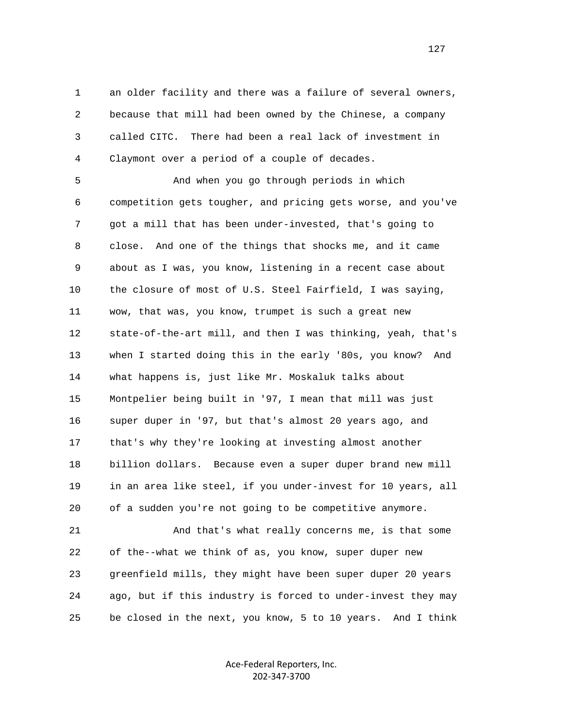an older facility and there was a failure of several owners, because that mill had been owned by the Chinese, a company called CITC. There had been a real lack of investment in Claymont over a period of a couple of decades.

And when you go through periods in which competition gets tougher, and pricing gets worse, and you've got a mill that has been under-invested, that's going to close. And one of the things that shocks me, and it came about as I was, you know, listening in a recent case about the closure of most of U.S. Steel Fairfield, I was saying, wow, that was, you know, trumpet is such a great new state-of-the-art mill, and then I was thinking, yeah, that's when I started doing this in the early '80s, you know? And what happens is, just like Mr. Moskaluk talks about Montpelier being built in '97, I mean that mill was just super duper in '97, but that's almost 20 years ago, and that's why they're looking at investing almost another billion dollars. Because even a super duper brand new mill in an area like steel, if you under-invest for 10 years, all of a sudden you're not going to be competitive anymore.

And that's what really concerns me, is that some of the--what we think of as, you know, super duper new greenfield mills, they might have been super duper 20 years ago, but if this industry is forced to under-invest they may be closed in the next, you know, 5 to 10 years. And I think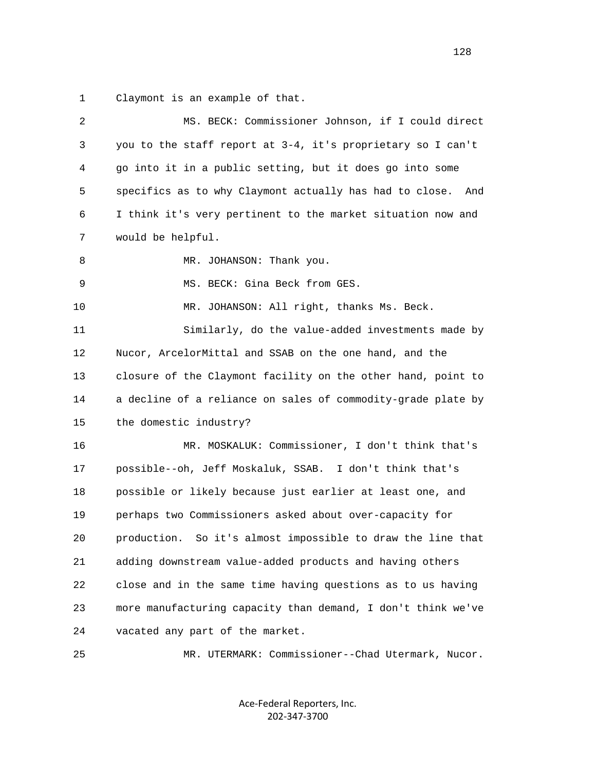1 Claymont is an example of that.

2 MS. BECK: Commissioner Johnson, if I could direct

3 you to the staff report at 3-4, it's proprietary so I can't

4 go into it in a public setting, but it does go into some

5 specifics as to why Claymont actually has had to close. And

6 I think it's very pertinent to the market situation now and

7 would be helpful.

8 MR. JOHANSON: Thank you.

9 MS. BECK: Gina Beck from GES.

10 MR. JOHANSON: All right, thanks Ms. Beck.

11 Similarly, do the value-added investments made by

12 Nucor, ArcelorMittal and SSAB on the one hand, and the

13 closure of the Claymont facility on the other hand, point to

14 a decline of a reliance on sales of commodity-grade plate by

15 the domestic industry?

16 MR. MOSKALUK: Commissioner, I don't think that's

17 possible--oh, Jeff Moskaluk, SSAB. I don't think that's

18 possible or likely because just earlier at least one, and

19 perhaps two Commissioners asked about over-capacity for

20 production. So it's almost impossible to draw the line that

21 adding downstream value-added products and having others

22 close and in the same time having questions as to us having

23 more manufacturing capacity than demand, I don't think we've

24 vacated any part of the market.

25 MR. UTERMARK: Commissioner--Chad Utermark, Nucor.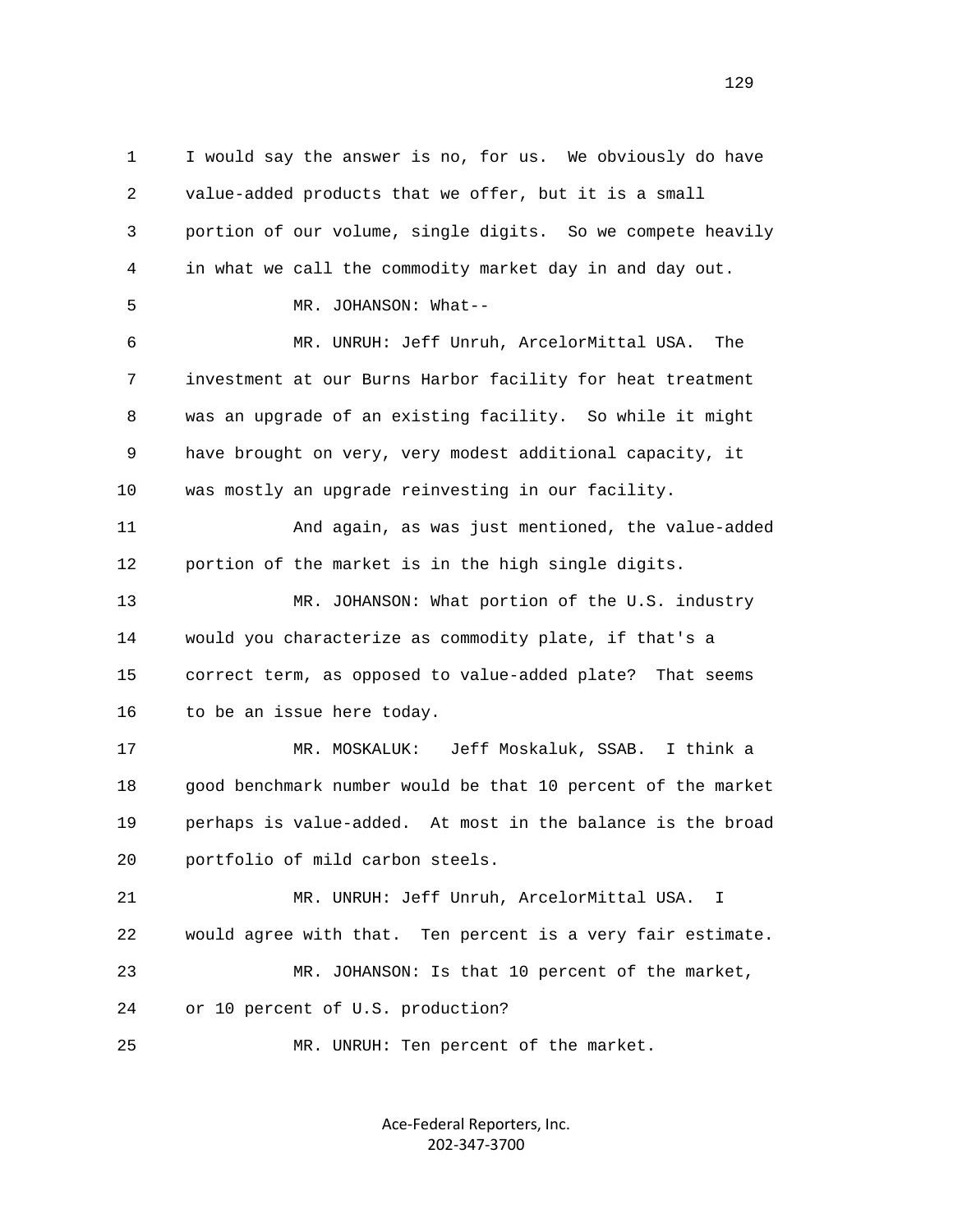I would say the answer is no, for us. We obviously do have value-added products that we offer, but it is a small portion of our volume, single digits. So we compete heavily in what we call the commodity market day in and day out.

MR. JOHANSON: What--

MR. UNRUH: Jeff Unruh, ArcelorMittal USA. The investment at our Burns Harbor facility for heat treatment was an upgrade of an existing facility. So while it might have brought on very, very modest additional capacity, it was mostly an upgrade reinvesting in our facility.

And again, as was just mentioned, the value-added portion of the market is in the high single digits.

MR. JOHANSON: What portion of the U.S. industry would you characterize as commodity plate, if that's a correct term, as opposed to value-added plate? That seems to be an issue here today.

MR. MOSKALUK: Jeff Moskaluk, SSAB. I think a good benchmark number would be that 10 percent of the market perhaps is value-added. At most in the balance is the broad portfolio of mild carbon steels.

MR. UNRUH: Jeff Unruh, ArcelorMittal USA. I would agree with that. Ten percent is a very fair estimate.

MR. JOHANSON: Is that 10 percent of the market, or 10 percent of U.S. production?

MR. UNRUH: Ten percent of the market.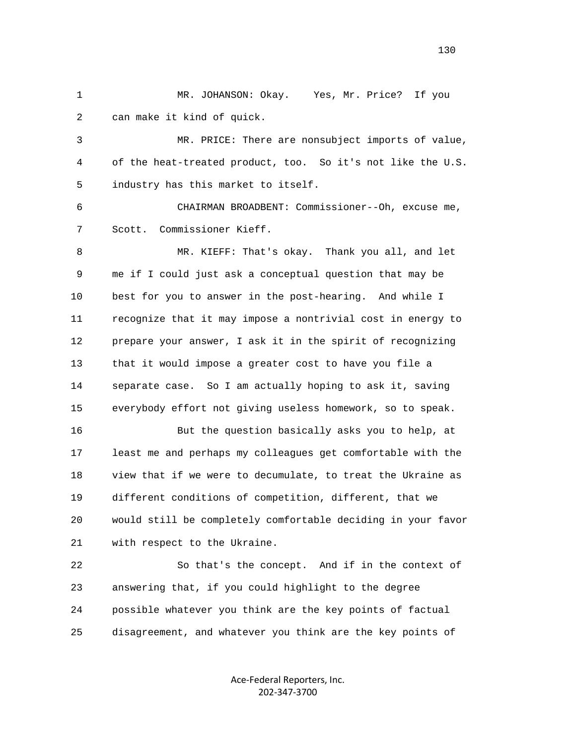MR. JOHANSON: Okay. Yes, Mr. Price? If you can make it kind of quick.

MR. PRICE: There are nonsubject imports of value, of the heat-treated product, too. So it's not like the U.S. industry has this market to itself.

CHAIRMAN BROADBENT: Commissioner--Oh, excuse me, Scott. Commissioner Kieff.

MR. KIEFF: That's okay. Thank you all, and let me if I could just ask a conceptual question that may be best for you to answer in the post-hearing. And while I recognize that it may impose a nontrivial cost in energy to prepare your answer, I ask it in the spirit of recognizing that it would impose a greater cost to have you file a separate case. So I am actually hoping to ask it, saving everybody effort not giving useless homework, so to speak.

But the question basically asks you to help, at least me and perhaps my colleagues get comfortable with the view that if we were to decumulate, to treat the Ukraine as different conditions of competition, different, that we would still be completely comfortable deciding in your favor with respect to the Ukraine.

So that's the concept. And if in the context of answering that, if you could highlight to the degree possible whatever you think are the key points of factual disagreement, and whatever you think are the key points of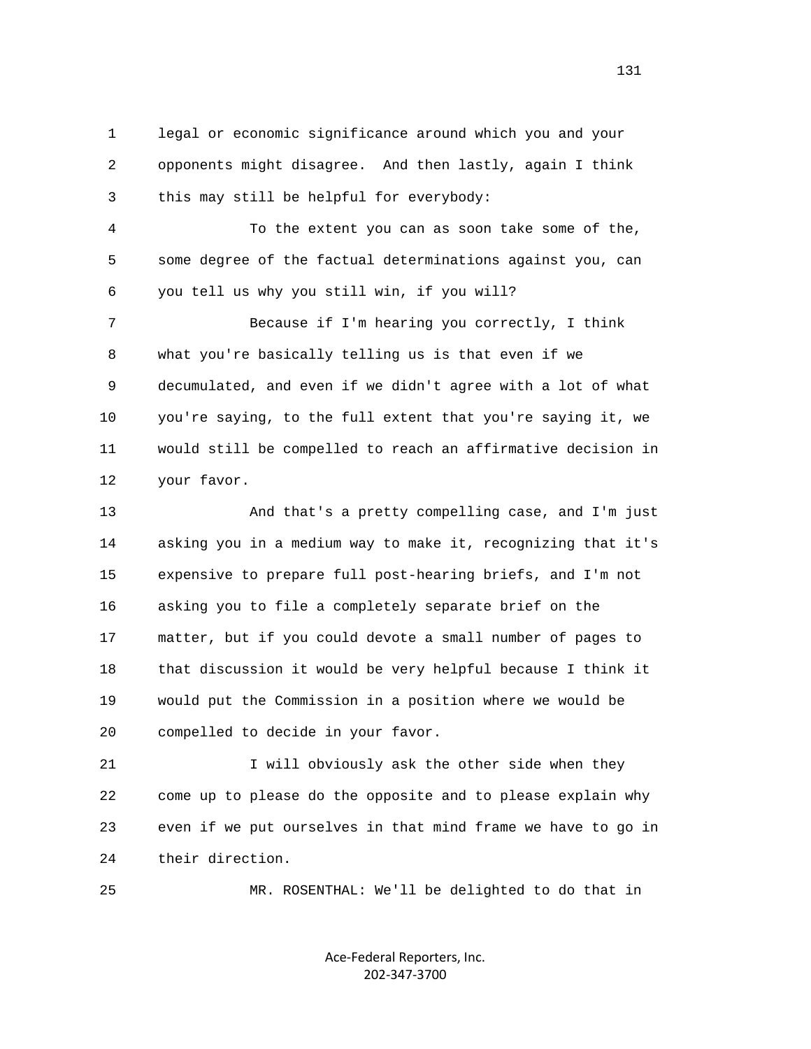legal or economic significance around which you and your opponents might disagree. And then lastly, again I think this may still be helpful for everybody:

To the extent you can as soon take some of the, some degree of the factual determinations against you, can you tell us why you still win, if you will?

Because if I'm hearing you correctly, I think what you're basically telling us is that even if we decumulated, and even if we didn't agree with a lot of what you're saying, to the full extent that you're saying it, we would still be compelled to reach an affirmative decision in your favor.

And that's a pretty compelling case, and I'm just asking you in a medium way to make it, recognizing that it's expensive to prepare full post-hearing briefs, and I'm not asking you to file a completely separate brief on the matter, but if you could devote a small number of pages to that discussion it would be very helpful because I think it would put the Commission in a position where we would be compelled to decide in your favor.

I will obviously ask the other side when they come up to please do the opposite and to please explain why even if we put ourselves in that mind frame we have to go in their direction.

MR. ROSENTHAL: We'll be delighted to do that in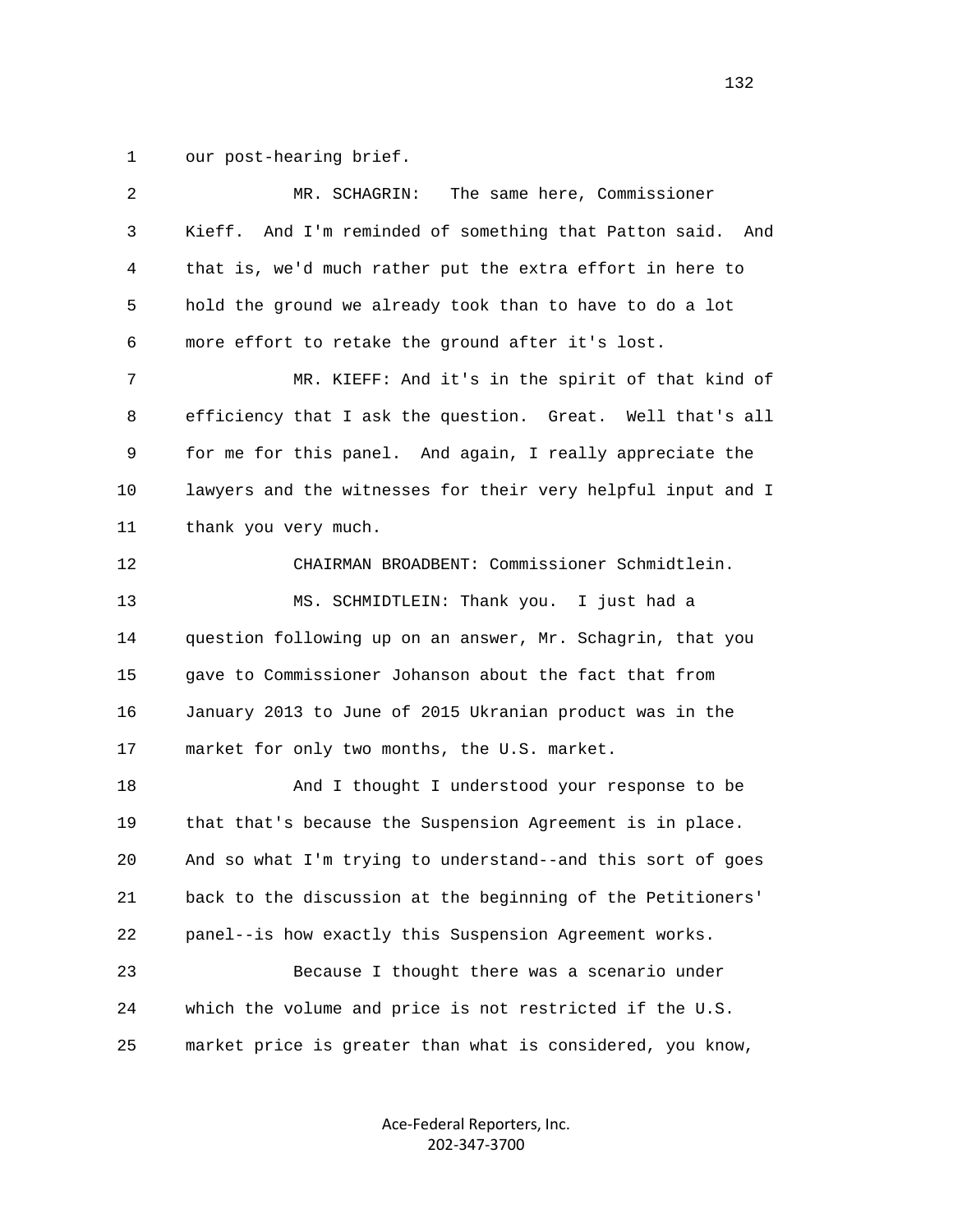1 our post-hearing brief.

2 MR. SCHAGRIN: The same here, Commissioner

3 Kieff. And I'm reminded of something that Patton said. And

4 that is, we'd much rather put the extra effort in here to

5 hold the ground we already took than to have to do a lot

6 more effort to retake the ground after it's lost.

7 MR. KIEFF: And it's in the spirit of that kind of

8 efficiency that I ask the question. Great. Well that's all

9 for me for this panel. And again, I really appreciate the

10 lawyers and the witnesses for their very helpful input and I

11 thank you very much.

12 CHAIRMAN BROADBENT: Commissioner Schmidtlein.

13 MS. SCHMIDTLEIN: Thank you. I just had a

14 question following up on an answer, Mr. Schagrin, that you

15 gave to Commissioner Johanson about the fact that from

16 January 2013 to June of 2015 Ukranian product was in the

17 market for only two months, the U.S. market.

18 And I thought I understood your response to be

19 that that's because the Suspension Agreement is in place.

20 And so what I'm trying to understand--and this sort of goes

21 back to the discussion at the beginning of the Petitioners'

22 panel--is how exactly this Suspension Agreement works.

23 Because I thought there was a scenario under

24 which the volume and price is not restricted if the U.S.

25 market price is greater than what is considered, you know,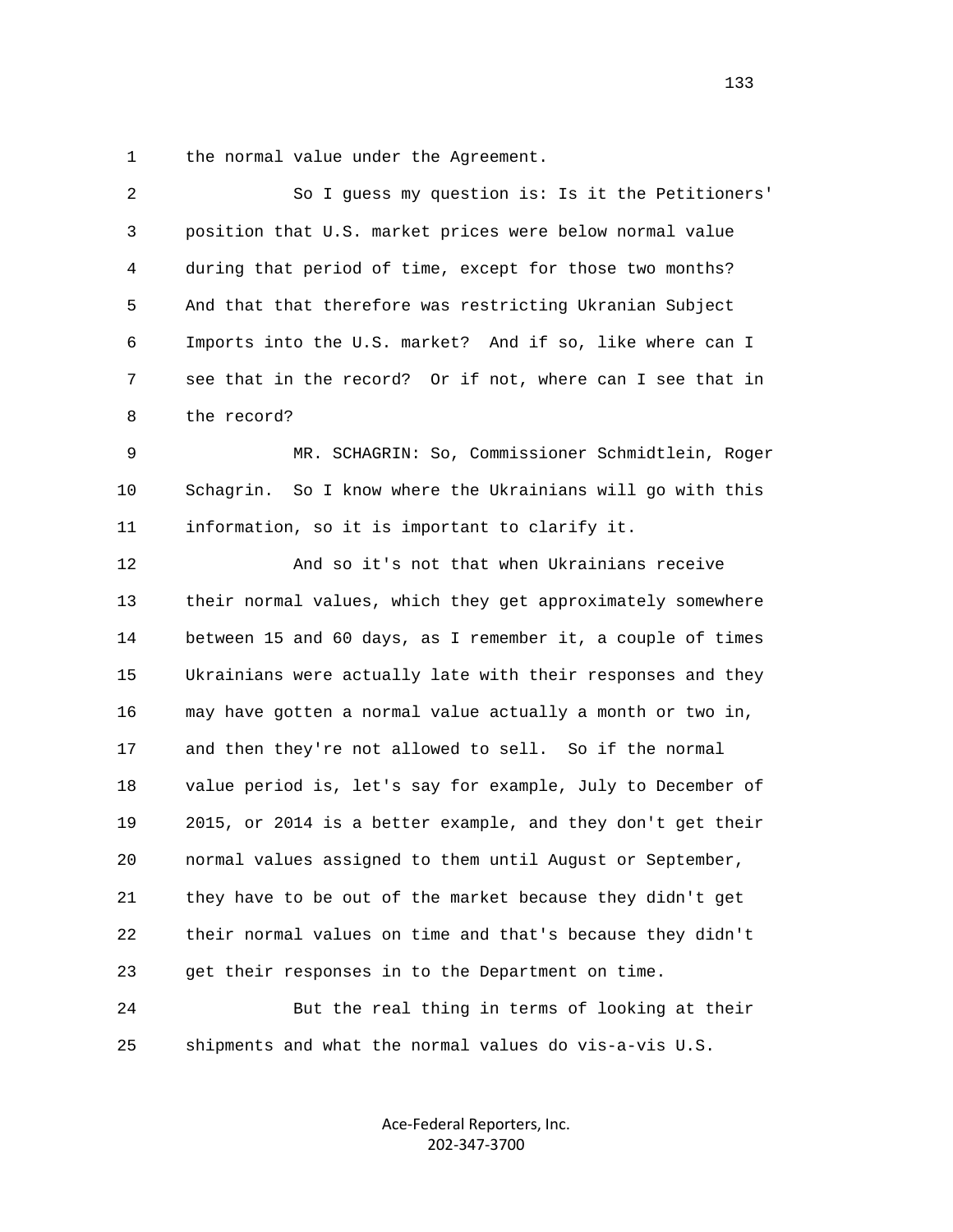1 the normal value under the Agreement.

2 So I guess my question is: Is it the Petitioners'
3 position that U.S. market prices were below normal value
4 during that period of time, except for those two months?
5 And that that therefore was restricting Ukranian Subject
6 Imports into the U.S. market? And if so, like where can I
7 see that in the record? Or if not, where can I see that in
8 the record?

9 MR. SCHAGRIN: So, Commissioner Schmidtlein, Roger
10 Schagrin. So I know where the Ukrainians will go with this
11 information, so it is important to clarify it.

12 And so it's not that when Ukrainians receive
13 their normal values, which they get approximately somewhere
14 between 15 and 60 days, as I remember it, a couple of times
15 Ukrainians were actually late with their responses and they
16 may have gotten a normal value actually a month or two in,
17 and then they're not allowed to sell. So if the normal
18 value period is, let's say for example, July to December of
19 2015, or 2014 is a better example, and they don't get their
20 normal values assigned to them until August or September,
21 they have to be out of the market because they didn't get
22 their normal values on time and that's because they didn't
23 get their responses in to the Department on time.

24 But the real thing in terms of looking at their
25 shipments and what the normal values do vis-a-vis U.S.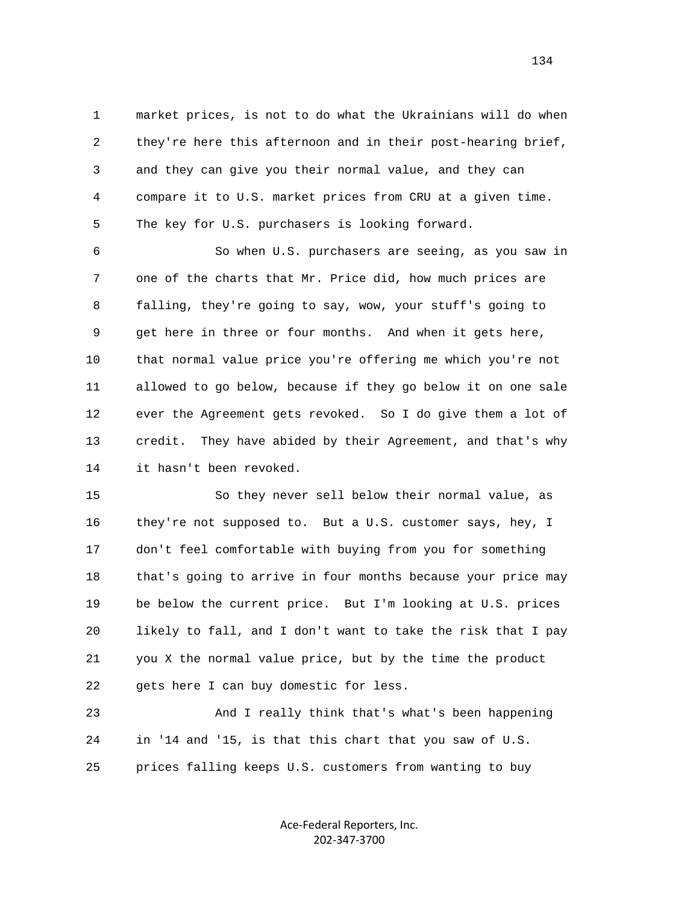market prices, is not to do what the Ukrainians will do when they're here this afternoon and in their post-hearing brief, and they can give you their normal value, and they can compare it to U.S. market prices from CRU at a given time. The key for U.S. purchasers is looking forward.

So when U.S. purchasers are seeing, as you saw in one of the charts that Mr. Price did, how much prices are falling, they're going to say, wow, your stuff's going to get here in three or four months. And when it gets here, that normal value price you're offering me which you're not allowed to go below, because if they go below it on one sale ever the Agreement gets revoked. So I do give them a lot of credit. They have abided by their Agreement, and that's why it hasn't been revoked.

So they never sell below their normal value, as they're not supposed to. But a U.S. customer says, hey, I don't feel comfortable with buying from you for something that's going to arrive in four months because your price may be below the current price. But I'm looking at U.S. prices likely to fall, and I don't want to take the risk that I pay you X the normal value price, but by the time the product gets here I can buy domestic for less.

And I really think that's what's been happening in '14 and '15, is that this chart that you saw of U.S. prices falling keeps U.S. customers from wanting to buy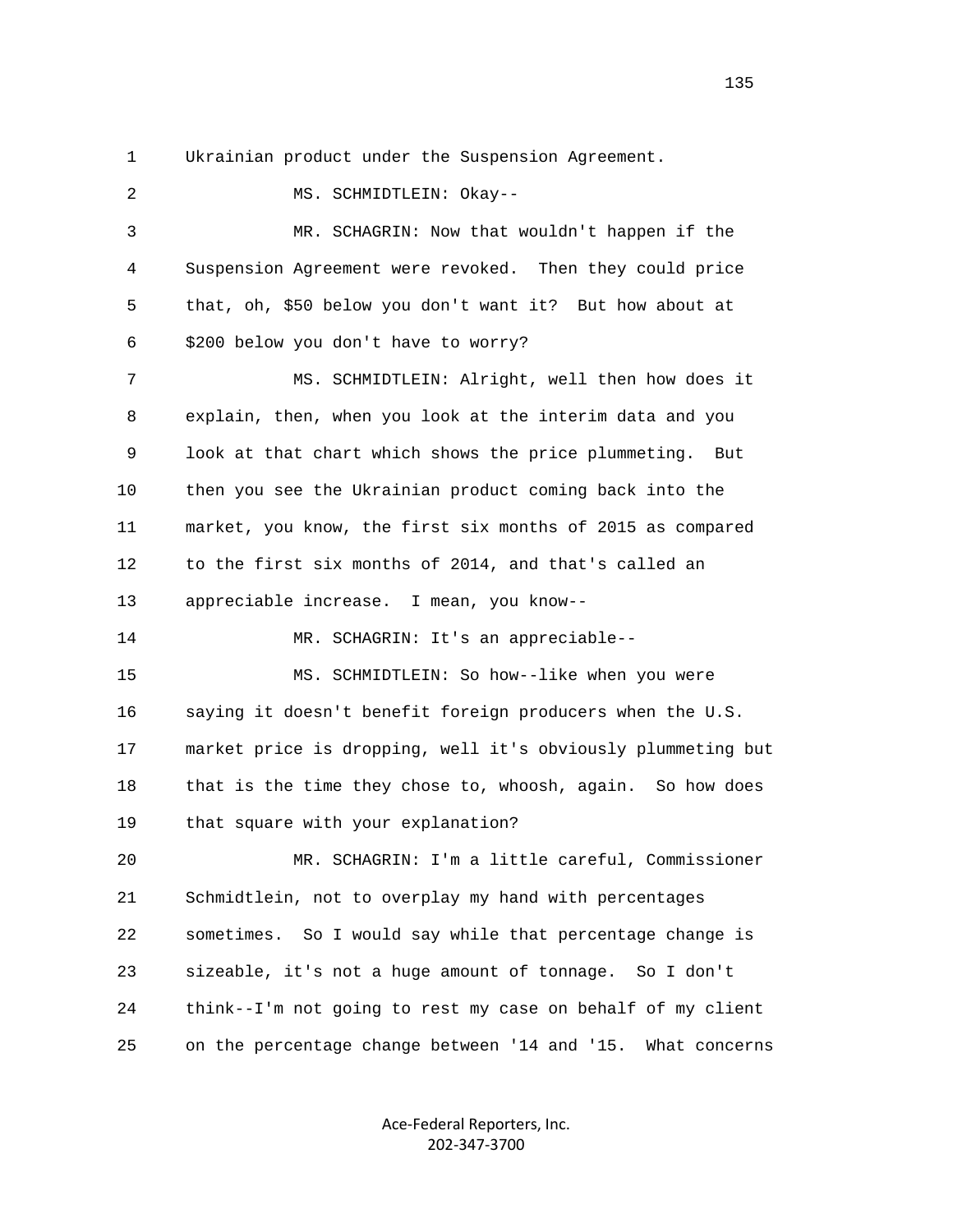1 Ukrainian product under the Suspension Agreement.

2 MS. SCHMIDTLEIN: Okay--

3 MR. SCHAGRIN: Now that wouldn't happen if the

4 Suspension Agreement were revoked. Then they could price

5 that, oh, $50 below you don't want it? But how about at

6 $200 below you don't have to worry?

7 MS. SCHMIDTLEIN: Alright, well then how does it

8 explain, then, when you look at the interim data and you

9 look at that chart which shows the price plummeting. But

10 then you see the Ukrainian product coming back into the

11 market, you know, the first six months of 2015 as compared

12 to the first six months of 2014, and that's called an

13 appreciable increase. I mean, you know--

14 MR. SCHAGRIN: It's an appreciable--

15 MS. SCHMIDTLEIN: So how--like when you were

16 saying it doesn't benefit foreign producers when the U.S.

17 market price is dropping, well it's obviously plummeting but

18 that is the time they chose to, whoosh, again. So how does

19 that square with your explanation?

20 MR. SCHAGRIN: I'm a little careful, Commissioner

21 Schmidtlein, not to overplay my hand with percentages

22 sometimes. So I would say while that percentage change is

23 sizeable, it's not a huge amount of tonnage. So I don't

24 think--I'm not going to rest my case on behalf of my client

25 on the percentage change between '14 and '15. What concerns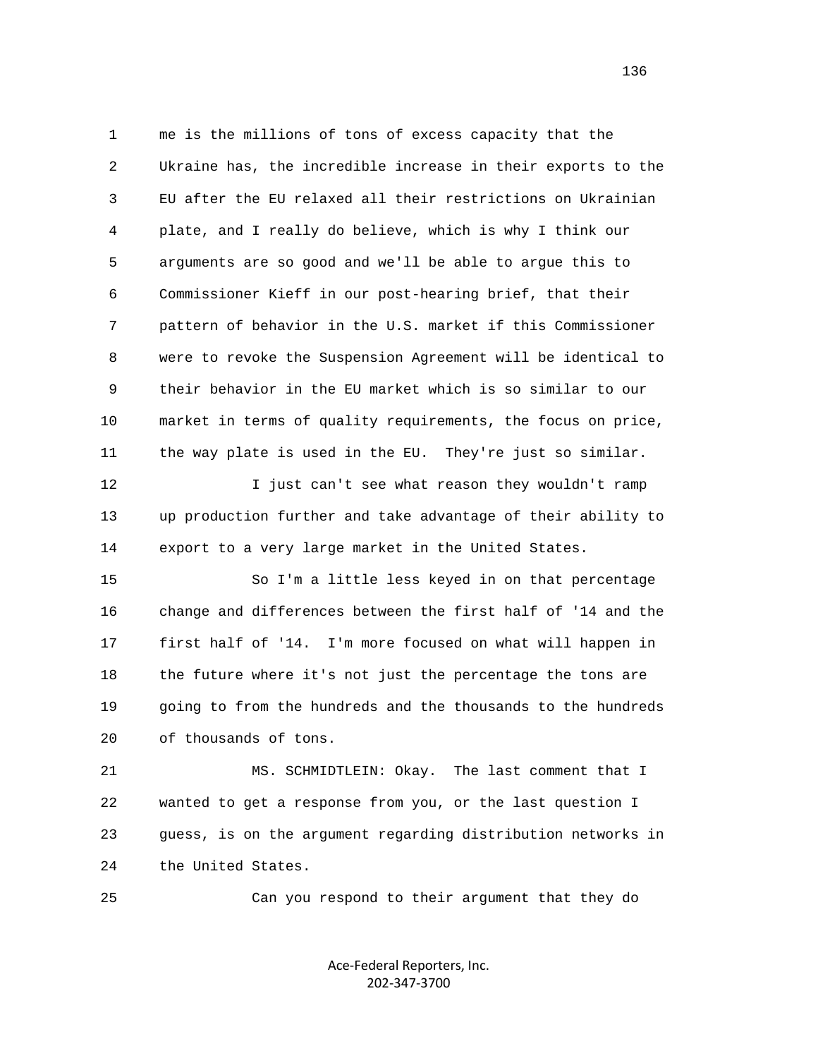me is the millions of tons of excess capacity that the Ukraine has, the incredible increase in their exports to the EU after the EU relaxed all their restrictions on Ukrainian plate, and I really do believe, which is why I think our arguments are so good and we'll be able to argue this to Commissioner Kieff in our post-hearing brief, that their pattern of behavior in the U.S. market if this Commissioner were to revoke the Suspension Agreement will be identical to their behavior in the EU market which is so similar to our market in terms of quality requirements, the focus on price, the way plate is used in the EU. They're just so similar.

I just can't see what reason they wouldn't ramp up production further and take advantage of their ability to export to a very large market in the United States.

So I'm a little less keyed in on that percentage change and differences between the first half of '14 and the first half of '14. I'm more focused on what will happen in the future where it's not just the percentage the tons are going to from the hundreds and the thousands to the hundreds of thousands of tons.

MS. SCHMIDTLEIN: Okay. The last comment that I wanted to get a response from you, or the last question I guess, is on the argument regarding distribution networks in the United States.

Can you respond to their argument that they do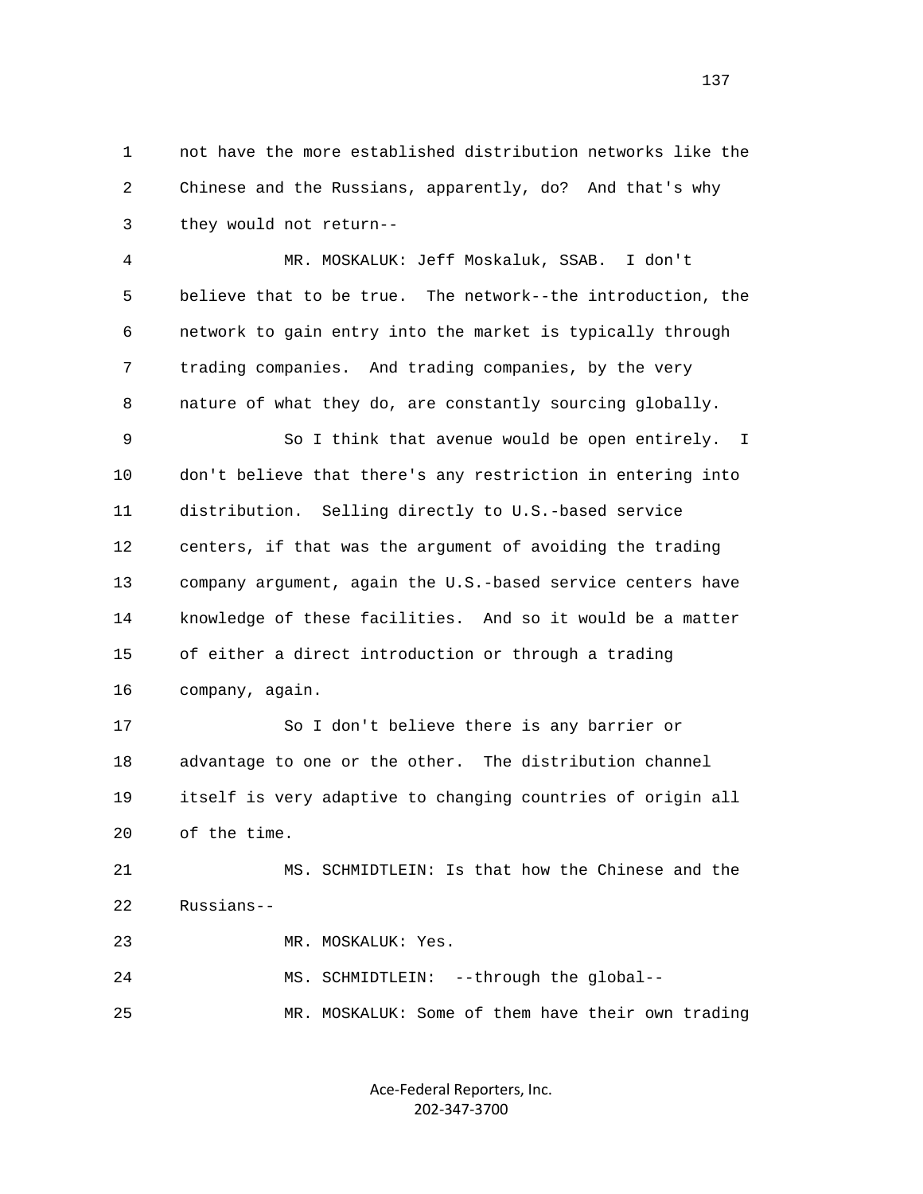not have the more established distribution networks like the Chinese and the Russians, apparently, do? And that's why they would not return--

MR. MOSKALUK: Jeff Moskaluk, SSAB. I don't believe that to be true. The network--the introduction, the network to gain entry into the market is typically through trading companies. And trading companies, by the very nature of what they do, are constantly sourcing globally.

So I think that avenue would be open entirely. I don't believe that there's any restriction in entering into distribution. Selling directly to U.S.-based service centers, if that was the argument of avoiding the trading company argument, again the U.S.-based service centers have knowledge of these facilities. And so it would be a matter of either a direct introduction or through a trading company, again.

So I don't believe there is any barrier or advantage to one or the other. The distribution channel itself is very adaptive to changing countries of origin all of the time.

MS. SCHMIDTLEIN: Is that how the Chinese and the Russians--

MR. MOSKALUK: Yes.

MS. SCHMIDTLEIN: --through the global--

MR. MOSKALUK: Some of them have their own trading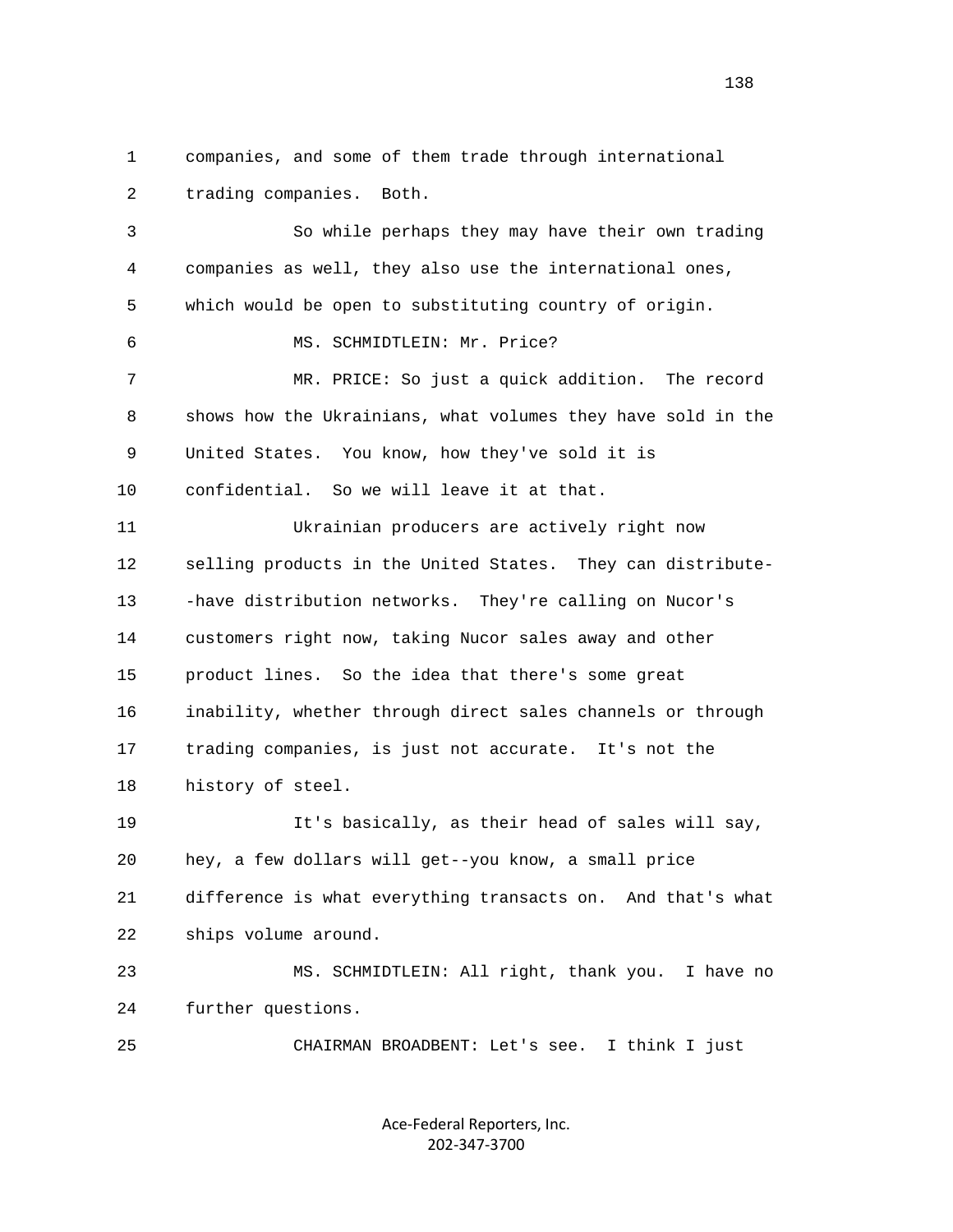companies, and some of them trade through international trading companies. Both.

So while perhaps they may have their own trading companies as well, they also use the international ones, which would be open to substituting country of origin.

MS. SCHMIDTLEIN: Mr. Price?

MR. PRICE: So just a quick addition. The record shows how the Ukrainians, what volumes they have sold in the United States. You know, how they've sold it is confidential. So we will leave it at that.

Ukrainian producers are actively right now selling products in the United States. They can distribute--have distribution networks. They're calling on Nucor's customers right now, taking Nucor sales away and other product lines. So the idea that there's some great inability, whether through direct sales channels or through trading companies, is just not accurate. It's not the history of steel.

It's basically, as their head of sales will say, hey, a few dollars will get--you know, a small price difference is what everything transacts on. And that's what ships volume around.

MS. SCHMIDTLEIN: All right, thank you. I have no further questions.

CHAIRMAN BROADBENT: Let's see. I think I just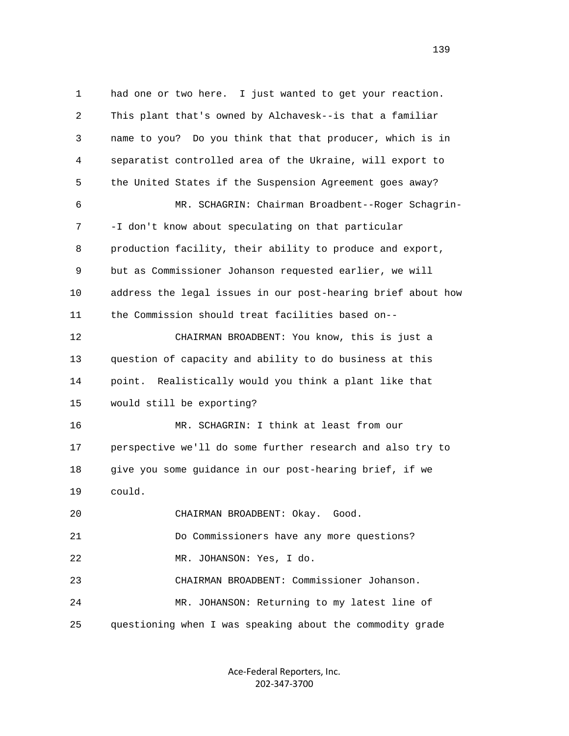had one or two here. I just wanted to get your reaction. This plant that's owned by Alchavesk--is that a familiar name to you? Do you think that that producer, which is in separatist controlled area of the Ukraine, will export to the United States if the Suspension Agreement goes away?

MR. SCHAGRIN: Chairman Broadbent--Roger Schagrin--I don't know about speculating on that particular production facility, their ability to produce and export, but as Commissioner Johanson requested earlier, we will address the legal issues in our post-hearing brief about how the Commission should treat facilities based on--

CHAIRMAN BROADBENT: You know, this is just a question of capacity and ability to do business at this point. Realistically would you think a plant like that would still be exporting?

MR. SCHAGRIN: I think at least from our perspective we'll do some further research and also try to give you some guidance in our post-hearing brief, if we could.

CHAIRMAN BROADBENT: Okay. Good.

Do Commissioners have any more questions?

MR. JOHANSON: Yes, I do.

CHAIRMAN BROADBENT: Commissioner Johanson.

MR. JOHANSON: Returning to my latest line of questioning when I was speaking about the commodity grade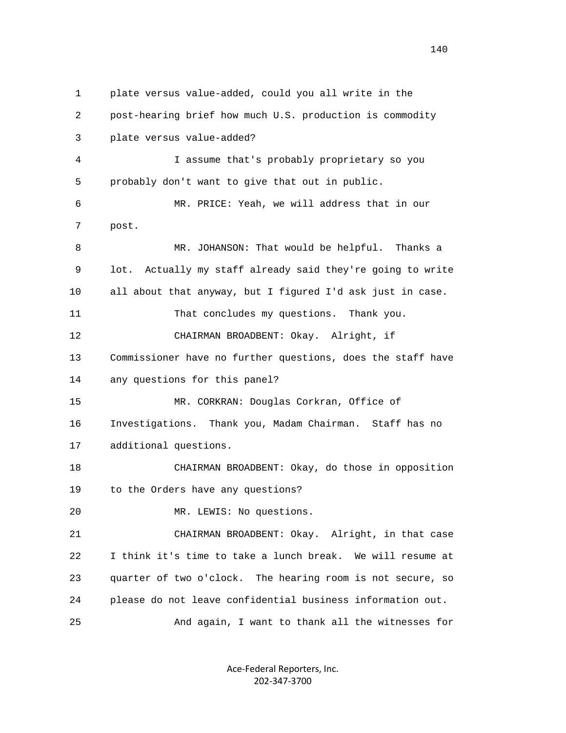plate versus value-added, could you all write in the post-hearing brief how much U.S. production is commodity plate versus value-added?

I assume that's probably proprietary so you probably don't want to give that out in public.

MR. PRICE: Yeah, we will address that in our post.

MR. JOHANSON: That would be helpful. Thanks a lot. Actually my staff already said they're going to write all about that anyway, but I figured I'd ask just in case.

That concludes my questions. Thank you.

CHAIRMAN BROADBENT: Okay. Alright, if Commissioner have no further questions, does the staff have any questions for this panel?

MR. CORKRAN: Douglas Corkran, Office of Investigations. Thank you, Madam Chairman. Staff has no additional questions.

CHAIRMAN BROADBENT: Okay, do those in opposition to the Orders have any questions?

MR. LEWIS: No questions.

CHAIRMAN BROADBENT: Okay. Alright, in that case I think it's time to take a lunch break. We will resume at quarter of two o'clock. The hearing room is not secure, so please do not leave confidential business information out.

And again, I want to thank all the witnesses for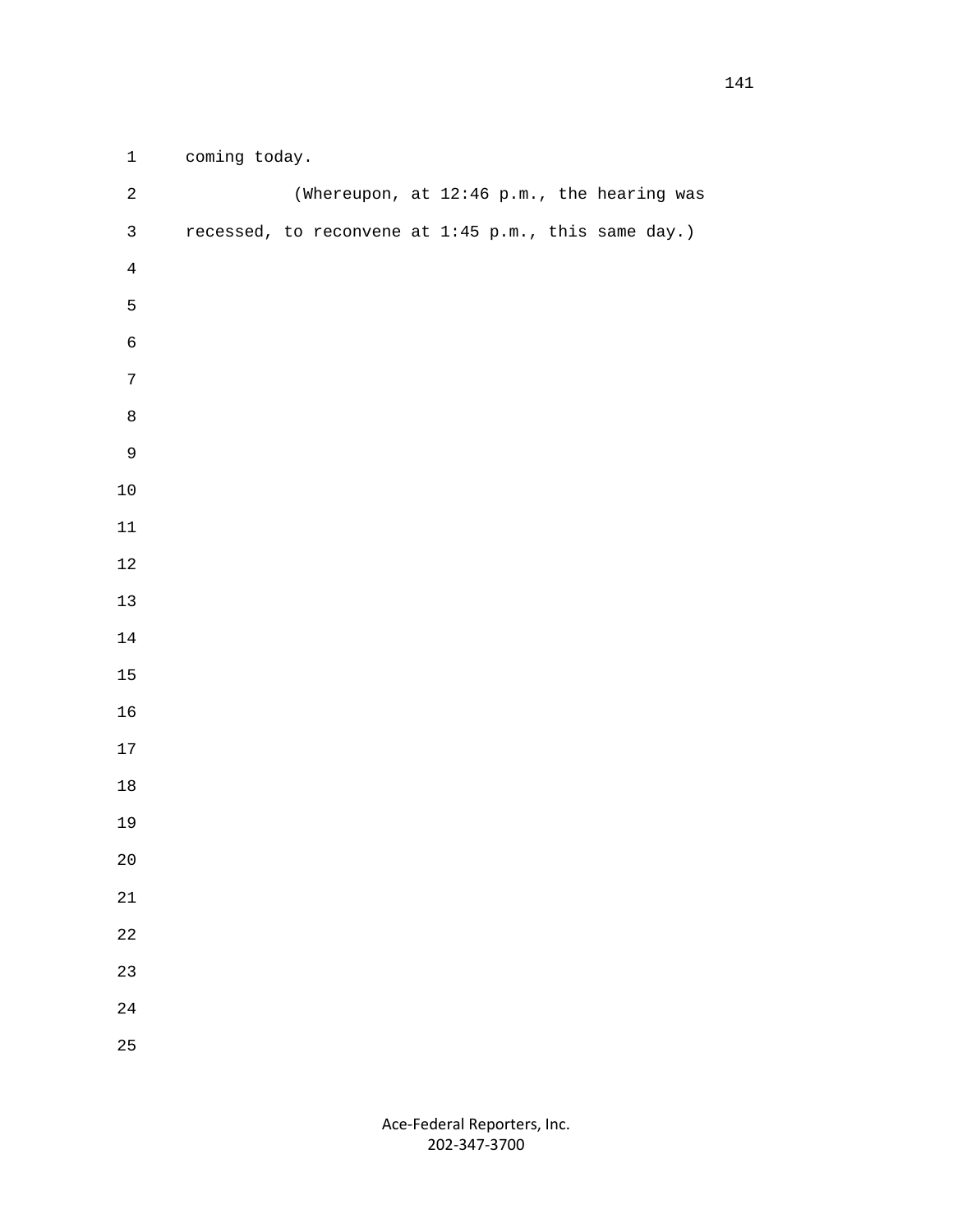coming today.

(Whereupon, at 12:46 p.m., the hearing was recessed, to reconvene at 1:45 p.m., this same day.)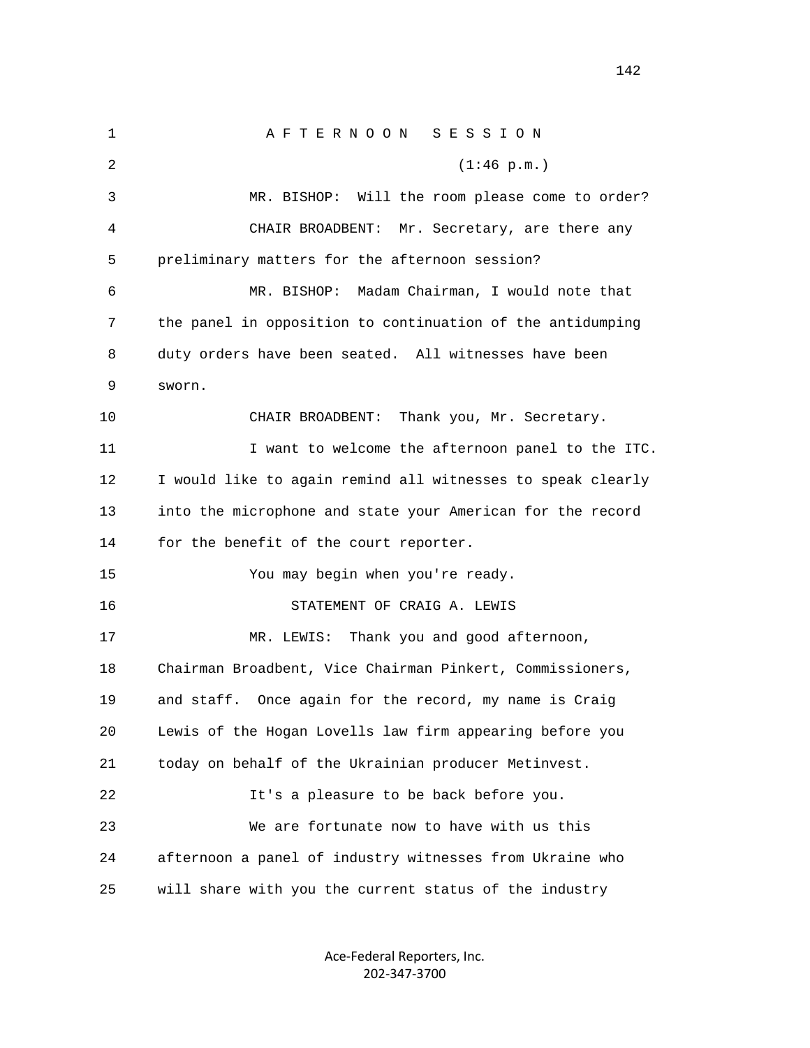A F T E R N O O N   S E S S I O N

(1:46 p.m.)

MR. BISHOP: Will the room please come to order?

CHAIR BROADBENT: Mr. Secretary, are there any preliminary matters for the afternoon session?

MR. BISHOP: Madam Chairman, I would note that the panel in opposition to continuation of the antidumping duty orders have been seated. All witnesses have been sworn.

CHAIR BROADBENT: Thank you, Mr. Secretary.

I want to welcome the afternoon panel to the ITC. I would like to again remind all witnesses to speak clearly into the microphone and state your American for the record for the benefit of the court reporter.

You may begin when you're ready.

STATEMENT OF CRAIG A. LEWIS

MR. LEWIS: Thank you and good afternoon, Chairman Broadbent, Vice Chairman Pinkert, Commissioners, and staff. Once again for the record, my name is Craig Lewis of the Hogan Lovells law firm appearing before you today on behalf of the Ukrainian producer Metinvest.

It's a pleasure to be back before you.

We are fortunate now to have with us this afternoon a panel of industry witnesses from Ukraine who will share with you the current status of the industry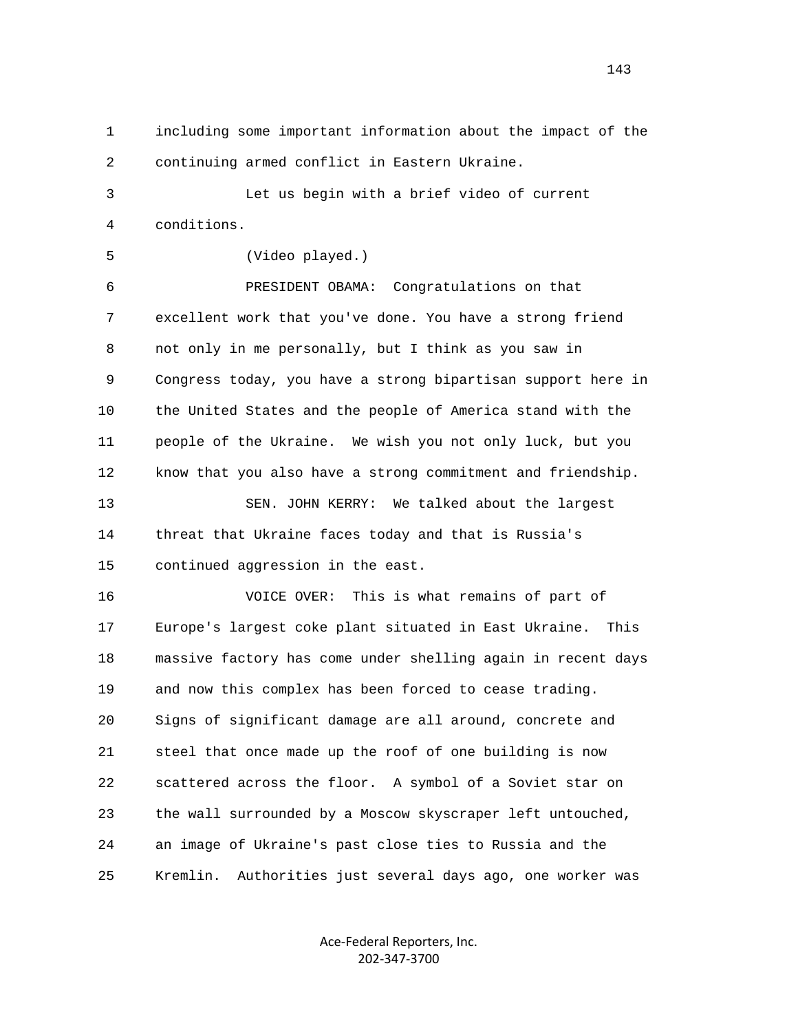1 including some important information about the impact of the
2 continuing armed conflict in Eastern Ukraine.

3 Let us begin with a brief video of current
4 conditions.

5 (Video played.)

6 PRESIDENT OBAMA: Congratulations on that
7 excellent work that you've done. You have a strong friend
8 not only in me personally, but I think as you saw in
9 Congress today, you have a strong bipartisan support here in
10 the United States and the people of America stand with the
11 people of the Ukraine. We wish you not only luck, but you
12 know that you also have a strong commitment and friendship.

13 SEN. JOHN KERRY: We talked about the largest
14 threat that Ukraine faces today and that is Russia's
15 continued aggression in the east.

16 VOICE OVER: This is what remains of part of
17 Europe's largest coke plant situated in East Ukraine. This
18 massive factory has come under shelling again in recent days
19 and now this complex has been forced to cease trading.
20 Signs of significant damage are all around, concrete and
21 steel that once made up the roof of one building is now
22 scattered across the floor. A symbol of a Soviet star on
23 the wall surrounded by a Moscow skyscraper left untouched,
24 an image of Ukraine's past close ties to Russia and the
25 Kremlin. Authorities just several days ago, one worker was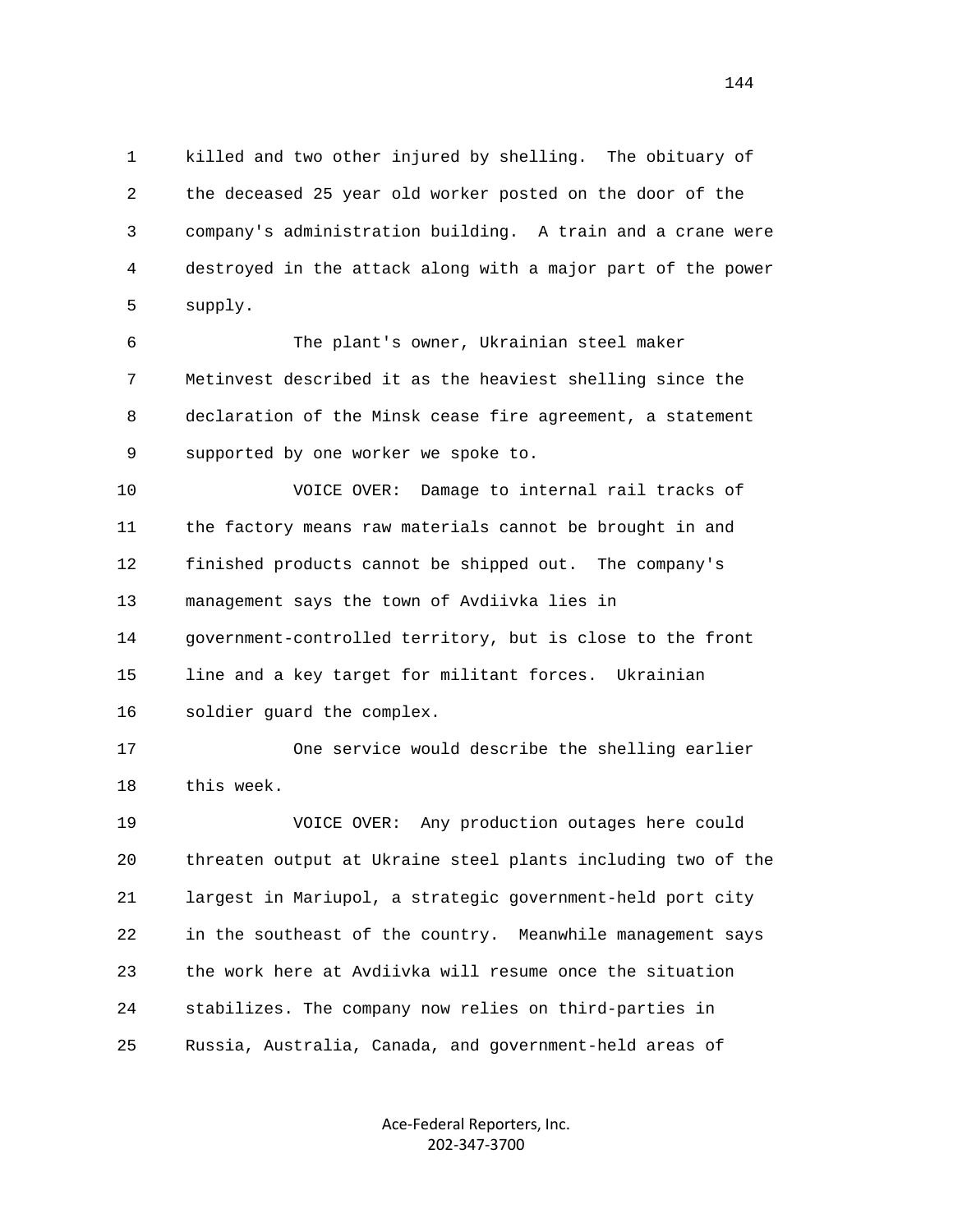1 killed and two other injured by shelling. The obituary of
2 the deceased 25 year old worker posted on the door of the
3 company's administration building. A train and a crane were
4 destroyed in the attack along with a major part of the power
5 supply.

6 The plant's owner, Ukrainian steel maker
7 Metinvest described it as the heaviest shelling since the
8 declaration of the Minsk cease fire agreement, a statement
9 supported by one worker we spoke to.

10 VOICE OVER: Damage to internal rail tracks of
11 the factory means raw materials cannot be brought in and
12 finished products cannot be shipped out. The company's
13 management says the town of Avdiivka lies in
14 government-controlled territory, but is close to the front
15 line and a key target for militant forces. Ukrainian
16 soldier guard the complex.

17 One service would describe the shelling earlier
18 this week.

19 VOICE OVER: Any production outages here could
20 threaten output at Ukraine steel plants including two of the
21 largest in Mariupol, a strategic government-held port city
22 in the southeast of the country. Meanwhile management says
23 the work here at Avdiivka will resume once the situation
24 stabilizes. The company now relies on third-parties in
25 Russia, Australia, Canada, and government-held areas of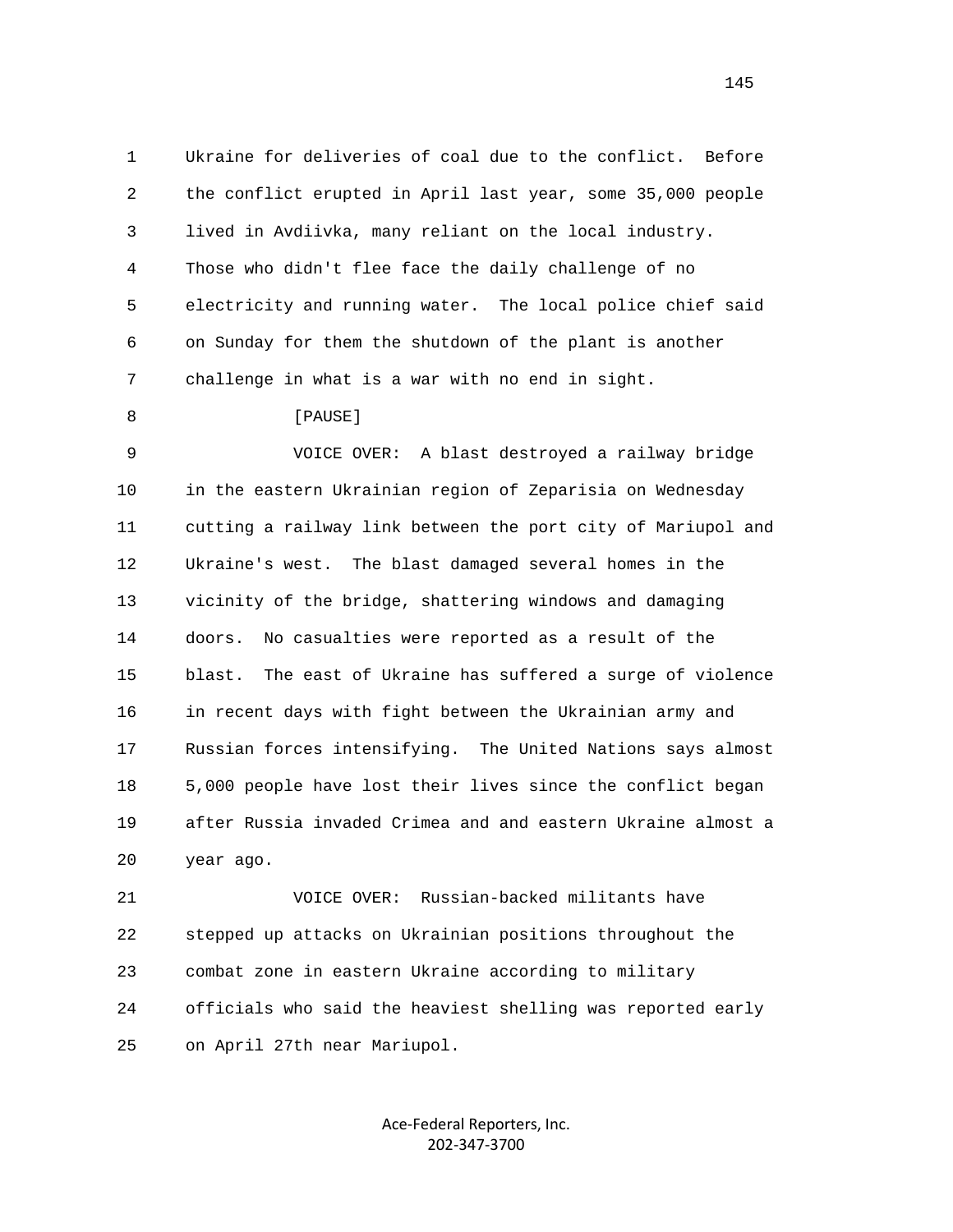1 Ukraine for deliveries of coal due to the conflict. Before
2 the conflict erupted in April last year, some 35,000 people
3 lived in Avdiivka, many reliant on the local industry.
4 Those who didn't flee face the daily challenge of no
5 electricity and running water. The local police chief said
6 on Sunday for them the shutdown of the plant is another
7 challenge in what is a war with no end in sight.
8 [PAUSE]
9 VOICE OVER: A blast destroyed a railway bridge
10 in the eastern Ukrainian region of Zeparisia on Wednesday
11 cutting a railway link between the port city of Mariupol and
12 Ukraine's west. The blast damaged several homes in the
13 vicinity of the bridge, shattering windows and damaging
14 doors. No casualties were reported as a result of the
15 blast. The east of Ukraine has suffered a surge of violence
16 in recent days with fight between the Ukrainian army and
17 Russian forces intensifying. The United Nations says almost
18 5,000 people have lost their lives since the conflict began
19 after Russia invaded Crimea and and eastern Ukraine almost a
20 year ago.
21 VOICE OVER: Russian-backed militants have
22 stepped up attacks on Ukrainian positions throughout the
23 combat zone in eastern Ukraine according to military
24 officials who said the heaviest shelling was reported early
25 on April 27th near Mariupol.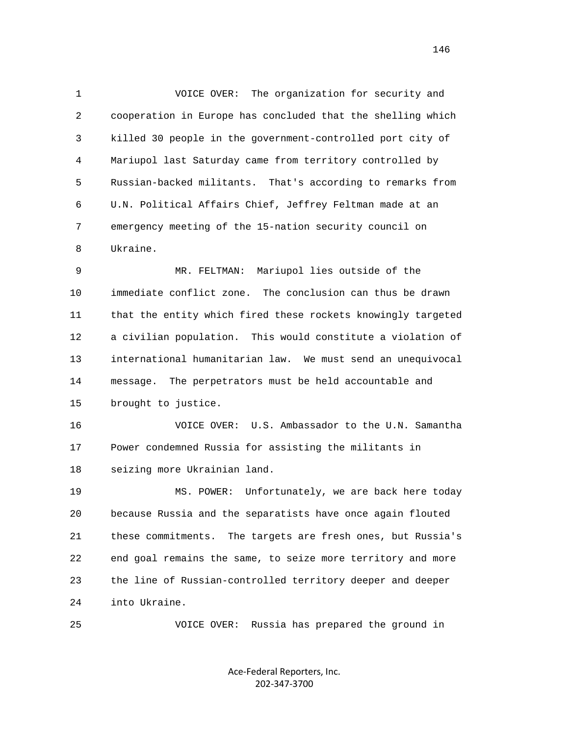VOICE OVER: The organization for security and cooperation in Europe has concluded that the shelling which killed 30 people in the government-controlled port city of Mariupol last Saturday came from territory controlled by Russian-backed militants. That's according to remarks from U.N. Political Affairs Chief, Jeffrey Feltman made at an emergency meeting of the 15-nation security council on Ukraine.

MR. FELTMAN: Mariupol lies outside of the immediate conflict zone. The conclusion can thus be drawn that the entity which fired these rockets knowingly targeted a civilian population. This would constitute a violation of international humanitarian law. We must send an unequivocal message. The perpetrators must be held accountable and brought to justice.

VOICE OVER: U.S. Ambassador to the U.N. Samantha Power condemned Russia for assisting the militants in seizing more Ukrainian land.

MS. POWER: Unfortunately, we are back here today because Russia and the separatists have once again flouted these commitments. The targets are fresh ones, but Russia's end goal remains the same, to seize more territory and more the line of Russian-controlled territory deeper and deeper into Ukraine.

VOICE OVER: Russia has prepared the ground in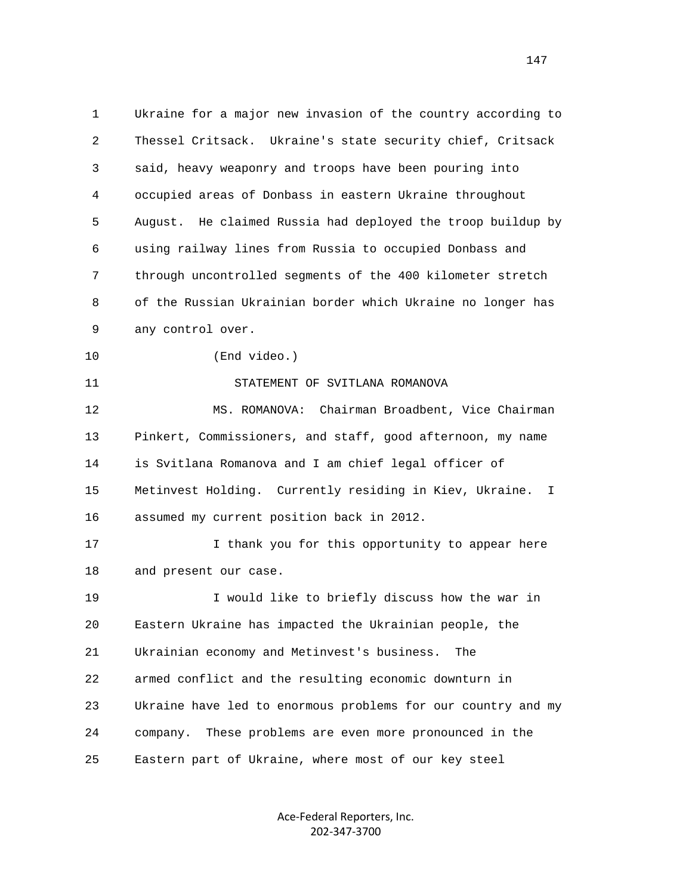Ukraine for a major new invasion of the country according to Thessel Critsack. Ukraine's state security chief, Critsack said, heavy weaponry and troops have been pouring into occupied areas of Donbass in eastern Ukraine throughout August. He claimed Russia had deployed the troop buildup by using railway lines from Russia to occupied Donbass and through uncontrolled segments of the 400 kilometer stretch of the Russian Ukrainian border which Ukraine no longer has any control over.

(End video.)

STATEMENT OF SVITLANA ROMANOVA

MS. ROMANOVA: Chairman Broadbent, Vice Chairman Pinkert, Commissioners, and staff, good afternoon, my name is Svitlana Romanova and I am chief legal officer of Metinvest Holding. Currently residing in Kiev, Ukraine. I assumed my current position back in 2012.

I thank you for this opportunity to appear here and present our case.

I would like to briefly discuss how the war in Eastern Ukraine has impacted the Ukrainian people, the Ukrainian economy and Metinvest's business. The armed conflict and the resulting economic downturn in Ukraine have led to enormous problems for our country and my company. These problems are even more pronounced in the Eastern part of Ukraine, where most of our key steel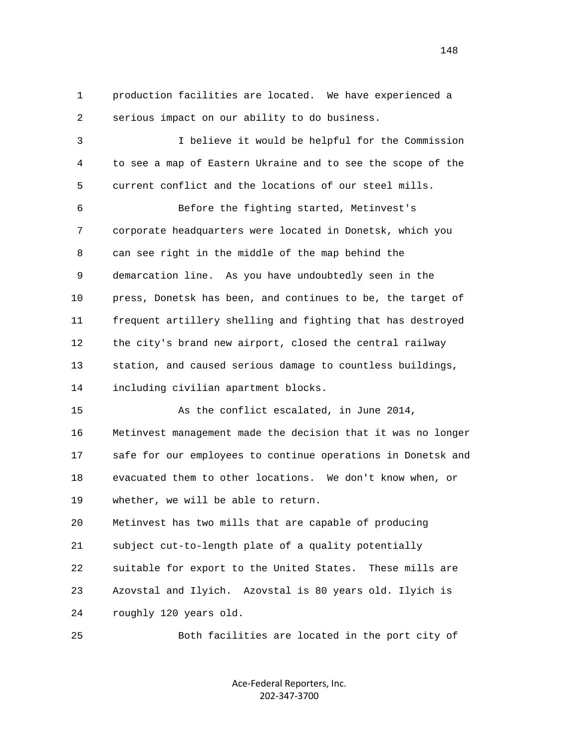production facilities are located. We have experienced a serious impact on our ability to do business.

I believe it would be helpful for the Commission to see a map of Eastern Ukraine and to see the scope of the current conflict and the locations of our steel mills.

Before the fighting started, Metinvest's corporate headquarters were located in Donetsk, which you can see right in the middle of the map behind the demarcation line. As you have undoubtedly seen in the press, Donetsk has been, and continues to be, the target of frequent artillery shelling and fighting that has destroyed the city's brand new airport, closed the central railway station, and caused serious damage to countless buildings, including civilian apartment blocks.

As the conflict escalated, in June 2014, Metinvest management made the decision that it was no longer safe for our employees to continue operations in Donetsk and evacuated them to other locations. We don't know when, or whether, we will be able to return.

Metinvest has two mills that are capable of producing subject cut-to-length plate of a quality potentially suitable for export to the United States. These mills are Azovstal and Ilyich. Azovstal is 80 years old. Ilyich is roughly 120 years old.

Both facilities are located in the port city of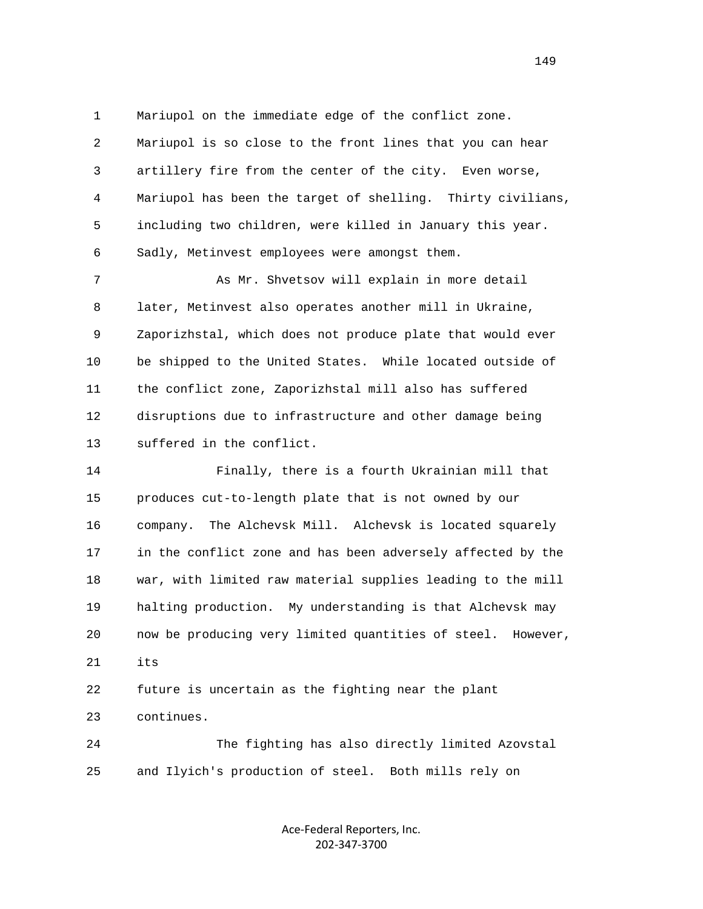Mariupol on the immediate edge of the conflict zone. Mariupol is so close to the front lines that you can hear artillery fire from the center of the city. Even worse, Mariupol has been the target of shelling. Thirty civilians, including two children, were killed in January this year. Sadly, Metinvest employees were amongst them.

As Mr. Shvetsov will explain in more detail later, Metinvest also operates another mill in Ukraine, Zaporizhstal, which does not produce plate that would ever be shipped to the United States. While located outside of the conflict zone, Zaporizhstal mill also has suffered disruptions due to infrastructure and other damage being suffered in the conflict.

Finally, there is a fourth Ukrainian mill that produces cut-to-length plate that is not owned by our company. The Alchevsk Mill. Alchevsk is located squarely in the conflict zone and has been adversely affected by the war, with limited raw material supplies leading to the mill halting production. My understanding is that Alchevsk may now be producing very limited quantities of steel. However, its future is uncertain as the fighting near the plant continues.

The fighting has also directly limited Azovstal and Ilyich's production of steel. Both mills rely on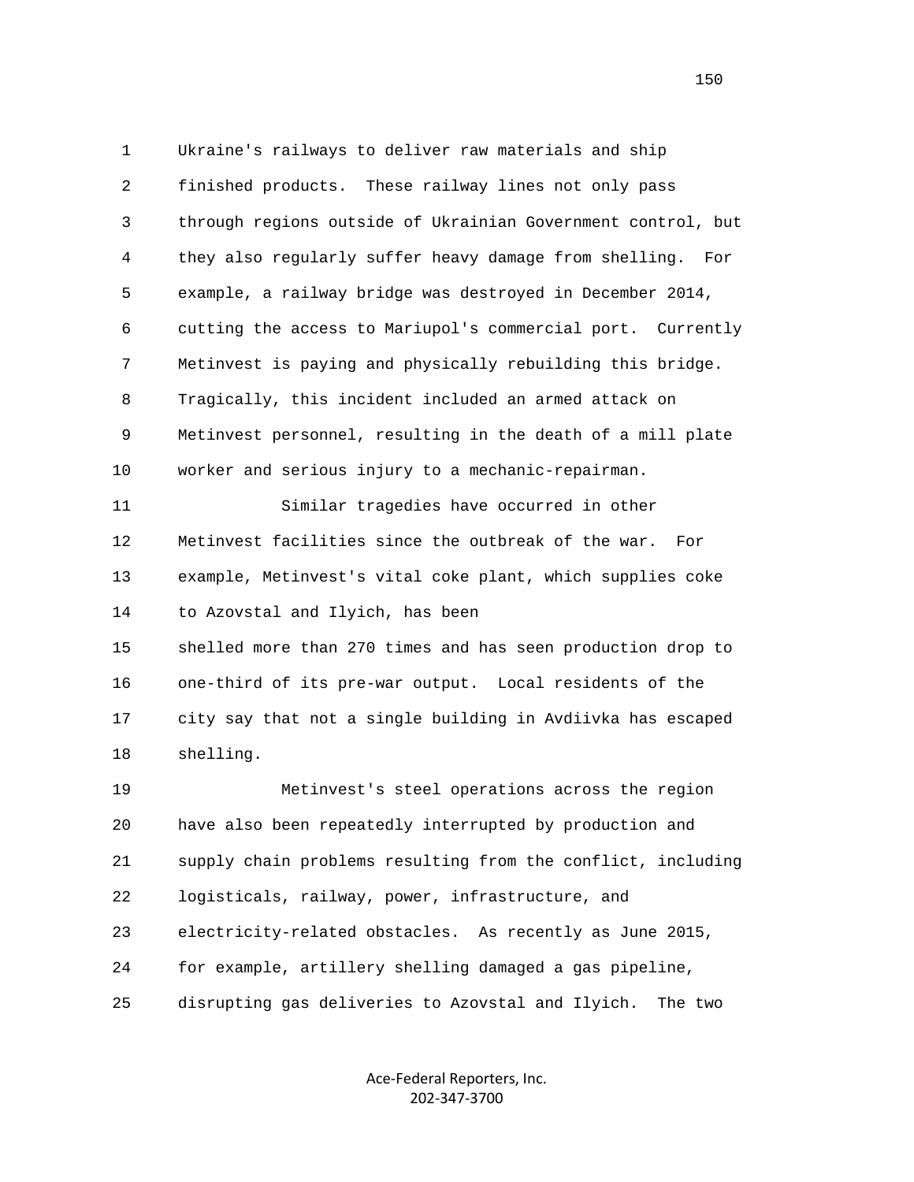Ukraine's railways to deliver raw materials and ship finished products. These railway lines not only pass through regions outside of Ukrainian Government control, but they also regularly suffer heavy damage from shelling. For example, a railway bridge was destroyed in December 2014, cutting the access to Mariupol's commercial port. Currently Metinvest is paying and physically rebuilding this bridge. Tragically, this incident included an armed attack on Metinvest personnel, resulting in the death of a mill plate worker and serious injury to a mechanic-repairman.

Similar tragedies have occurred in other Metinvest facilities since the outbreak of the war. For example, Metinvest's vital coke plant, which supplies coke to Azovstal and Ilyich, has been shelled more than 270 times and has seen production drop to one-third of its pre-war output. Local residents of the city say that not a single building in Avdiivka has escaped shelling.

Metinvest's steel operations across the region have also been repeatedly interrupted by production and supply chain problems resulting from the conflict, including logisticals, railway, power, infrastructure, and electricity-related obstacles. As recently as June 2015, for example, artillery shelling damaged a gas pipeline, disrupting gas deliveries to Azovstal and Ilyich. The two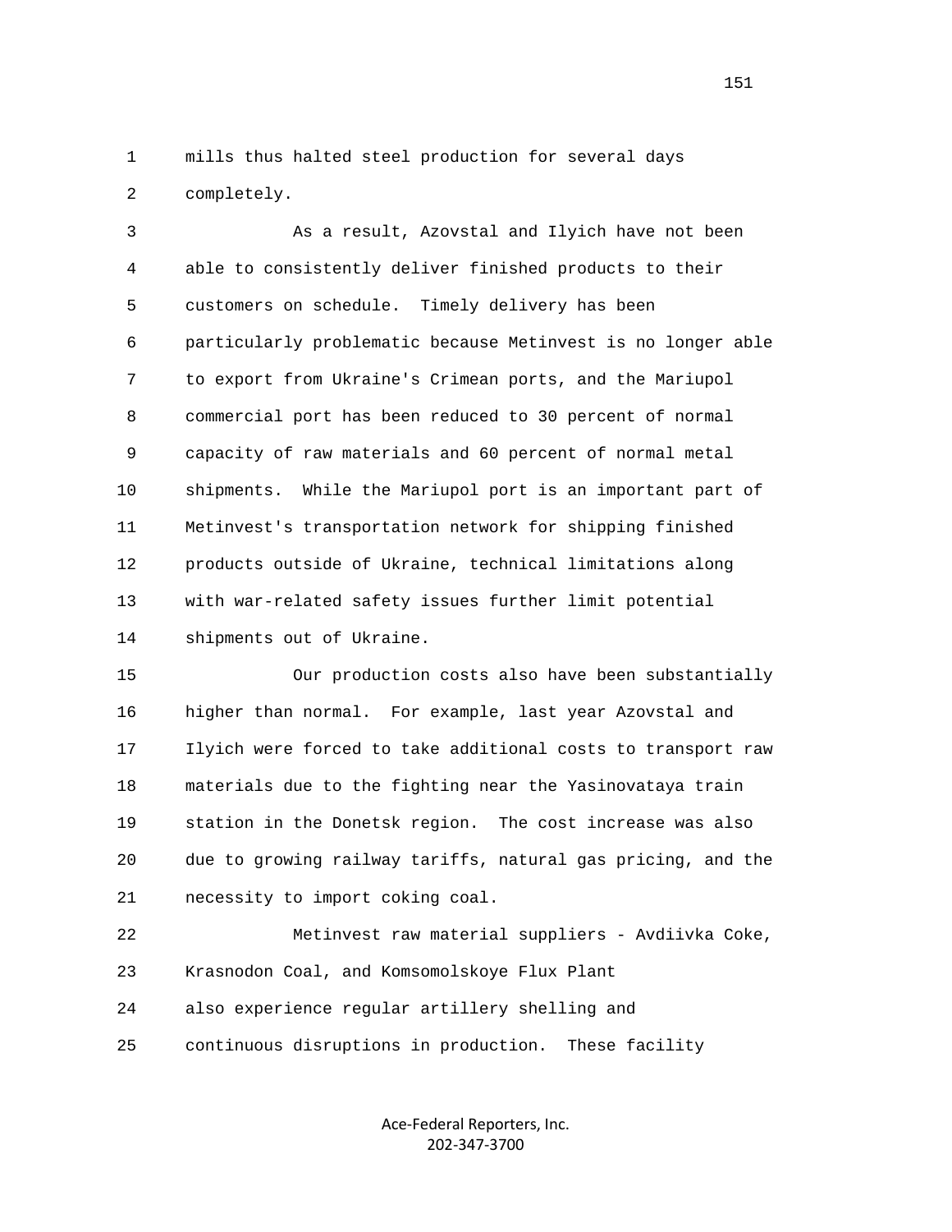mills thus halted steel production for several days completely.

As a result, Azovstal and Ilyich have not been able to consistently deliver finished products to their customers on schedule. Timely delivery has been particularly problematic because Metinvest is no longer able to export from Ukraine's Crimean ports, and the Mariupol commercial port has been reduced to 30 percent of normal capacity of raw materials and 60 percent of normal metal shipments. While the Mariupol port is an important part of Metinvest's transportation network for shipping finished products outside of Ukraine, technical limitations along with war-related safety issues further limit potential shipments out of Ukraine.

Our production costs also have been substantially higher than normal. For example, last year Azovstal and Ilyich were forced to take additional costs to transport raw materials due to the fighting near the Yasinovataya train station in the Donetsk region. The cost increase was also due to growing railway tariffs, natural gas pricing, and the necessity to import coking coal.

Metinvest raw material suppliers - Avdiivka Coke, Krasnodon Coal, and Komsomolskoye Flux Plant also experience regular artillery shelling and continuous disruptions in production. These facility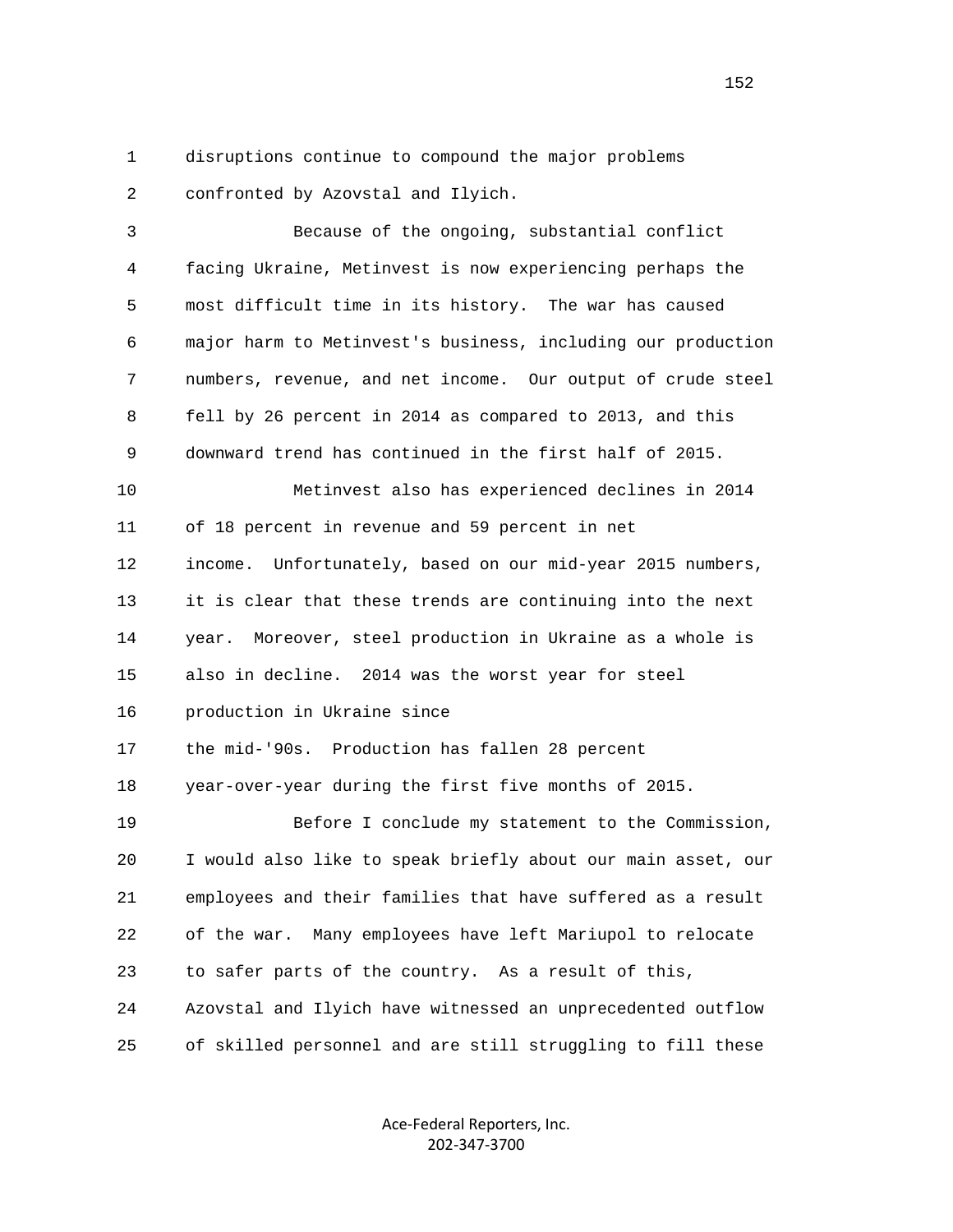disruptions continue to compound the major problems confronted by Azovstal and Ilyich.

Because of the ongoing, substantial conflict facing Ukraine, Metinvest is now experiencing perhaps the most difficult time in its history. The war has caused major harm to Metinvest's business, including our production numbers, revenue, and net income. Our output of crude steel fell by 26 percent in 2014 as compared to 2013, and this downward trend has continued in the first half of 2015.

Metinvest also has experienced declines in 2014 of 18 percent in revenue and 59 percent in net income. Unfortunately, based on our mid-year 2015 numbers, it is clear that these trends are continuing into the next year. Moreover, steel production in Ukraine as a whole is also in decline. 2014 was the worst year for steel production in Ukraine since the mid-'90s. Production has fallen 28 percent year-over-year during the first five months of 2015.

Before I conclude my statement to the Commission, I would also like to speak briefly about our main asset, our employees and their families that have suffered as a result of the war. Many employees have left Mariupol to relocate to safer parts of the country. As a result of this, Azovstal and Ilyich have witnessed an unprecedented outflow of skilled personnel and are still struggling to fill these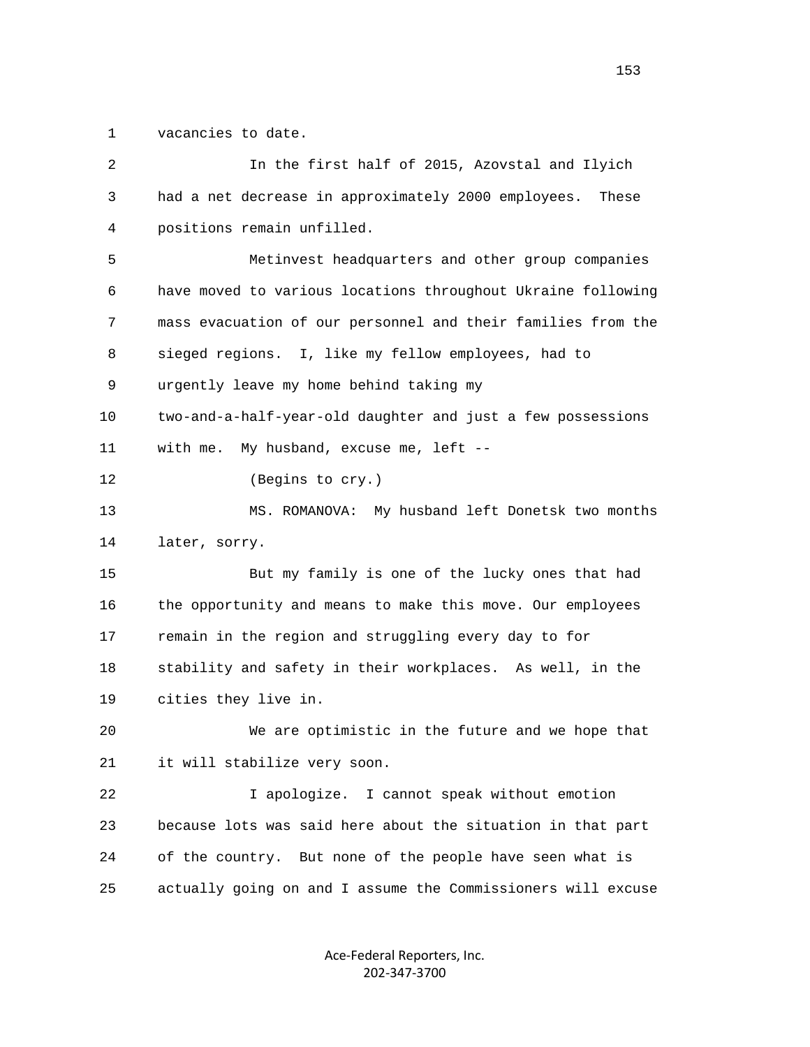1 vacancies to date.

2 In the first half of 2015, Azovstal and Ilyich

3 had a net decrease in approximately 2000 employees. These

4 positions remain unfilled.

5 Metinvest headquarters and other group companies

6 have moved to various locations throughout Ukraine following

7 mass evacuation of our personnel and their families from the

8 sieged regions. I, like my fellow employees, had to

9 urgently leave my home behind taking my

10 two-and-a-half-year-old daughter and just a few possessions

11 with me. My husband, excuse me, left --

12 (Begins to cry.)

13 MS. ROMANOVA: My husband left Donetsk two months

14 later, sorry.

15 But my family is one of the lucky ones that had

16 the opportunity and means to make this move. Our employees

17 remain in the region and struggling every day to for

18 stability and safety in their workplaces. As well, in the

19 cities they live in.

20 We are optimistic in the future and we hope that

21 it will stabilize very soon.

22 I apologize. I cannot speak without emotion

23 because lots was said here about the situation in that part

24 of the country. But none of the people have seen what is

25 actually going on and I assume the Commissioners will excuse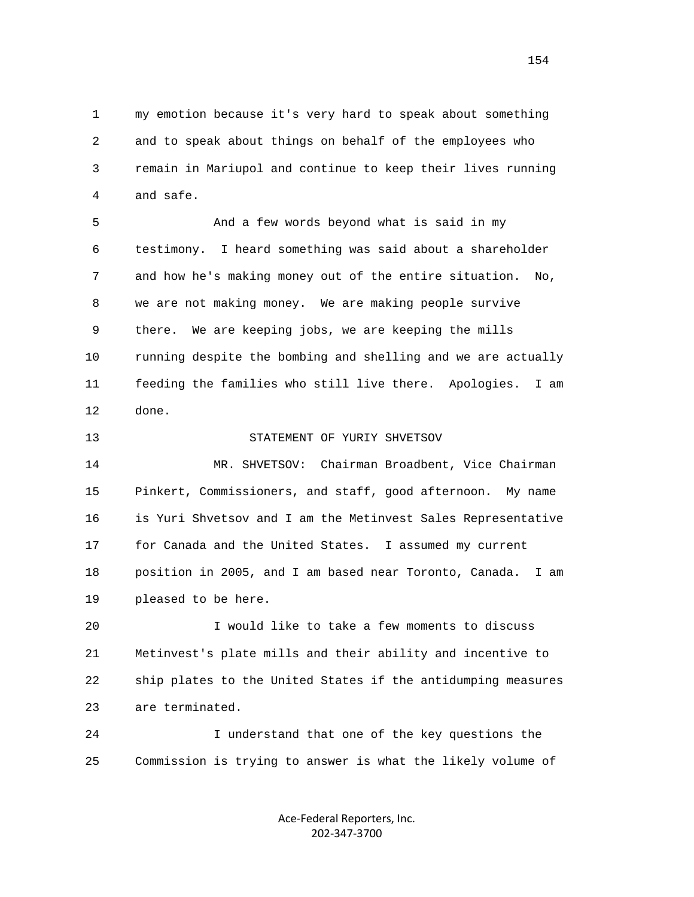my emotion because it's very hard to speak about something and to speak about things on behalf of the employees who remain in Mariupol and continue to keep their lives running and safe.

And a few words beyond what is said in my testimony. I heard something was said about a shareholder and how he's making money out of the entire situation. No, we are not making money. We are making people survive there. We are keeping jobs, we are keeping the mills running despite the bombing and shelling and we are actually feeding the families who still live there. Apologies. I am done.

STATEMENT OF YURIY SHVETSOV

MR. SHVETSOV: Chairman Broadbent, Vice Chairman Pinkert, Commissioners, and staff, good afternoon. My name is Yuri Shvetsov and I am the Metinvest Sales Representative for Canada and the United States. I assumed my current position in 2005, and I am based near Toronto, Canada. I am pleased to be here.

I would like to take a few moments to discuss Metinvest's plate mills and their ability and incentive to ship plates to the United States if the antidumping measures are terminated.

I understand that one of the key questions the Commission is trying to answer is what the likely volume of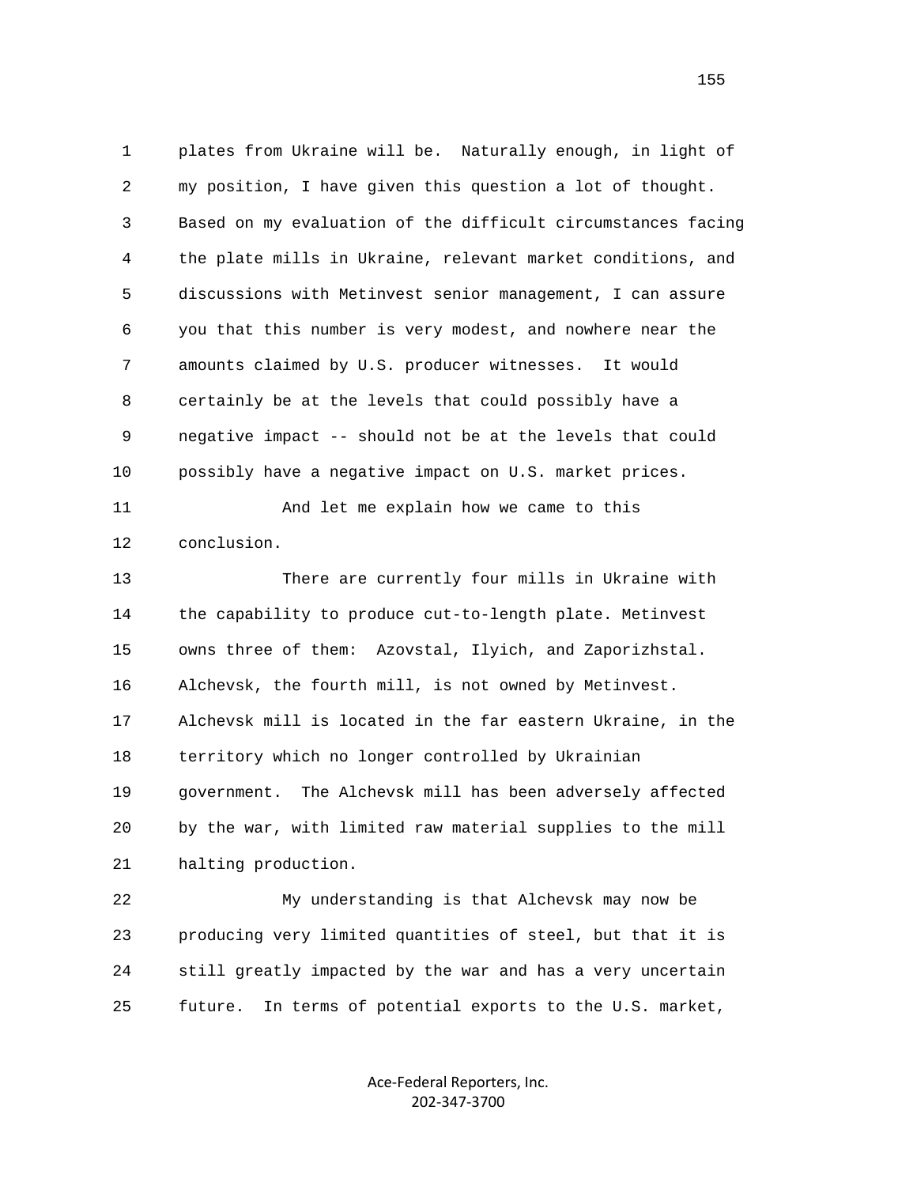plates from Ukraine will be. Naturally enough, in light of my position, I have given this question a lot of thought. Based on my evaluation of the difficult circumstances facing the plate mills in Ukraine, relevant market conditions, and discussions with Metinvest senior management, I can assure you that this number is very modest, and nowhere near the amounts claimed by U.S. producer witnesses. It would certainly be at the levels that could possibly have a negative impact -- should not be at the levels that could possibly have a negative impact on U.S. market prices.

And let me explain how we came to this conclusion.

There are currently four mills in Ukraine with the capability to produce cut-to-length plate. Metinvest owns three of them: Azovstal, Ilyich, and Zaporizhstal. Alchevsk, the fourth mill, is not owned by Metinvest. Alchevsk mill is located in the far eastern Ukraine, in the territory which no longer controlled by Ukrainian government. The Alchevsk mill has been adversely affected by the war, with limited raw material supplies to the mill halting production.

My understanding is that Alchevsk may now be producing very limited quantities of steel, but that it is still greatly impacted by the war and has a very uncertain future. In terms of potential exports to the U.S. market,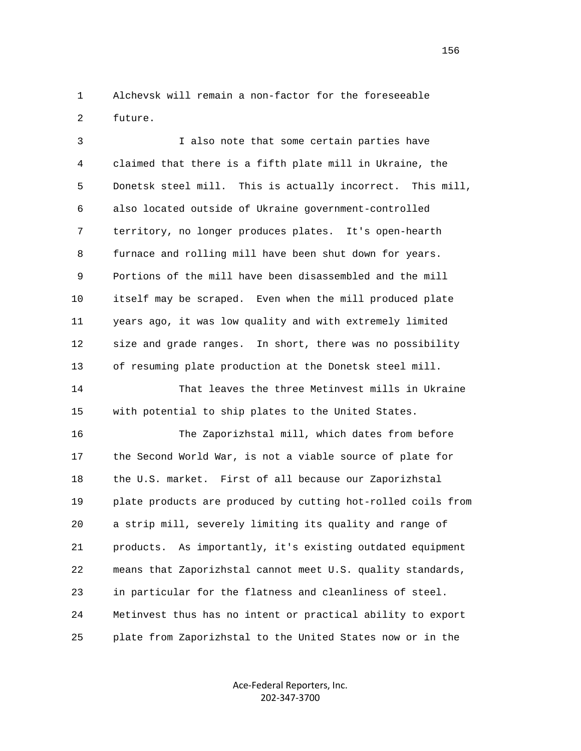Alchevsk will remain a non-factor for the foreseeable future.

I also note that some certain parties have claimed that there is a fifth plate mill in Ukraine, the Donetsk steel mill. This is actually incorrect. This mill, also located outside of Ukraine government-controlled territory, no longer produces plates. It's open-hearth furnace and rolling mill have been shut down for years. Portions of the mill have been disassembled and the mill itself may be scraped. Even when the mill produced plate years ago, it was low quality and with extremely limited size and grade ranges. In short, there was no possibility of resuming plate production at the Donetsk steel mill.

That leaves the three Metinvest mills in Ukraine with potential to ship plates to the United States.

The Zaporizhstal mill, which dates from before the Second World War, is not a viable source of plate for the U.S. market. First of all because our Zaporizhstal plate products are produced by cutting hot-rolled coils from a strip mill, severely limiting its quality and range of products. As importantly, it's existing outdated equipment means that Zaporizhstal cannot meet U.S. quality standards, in particular for the flatness and cleanliness of steel. Metinvest thus has no intent or practical ability to export plate from Zaporizhstal to the United States now or in the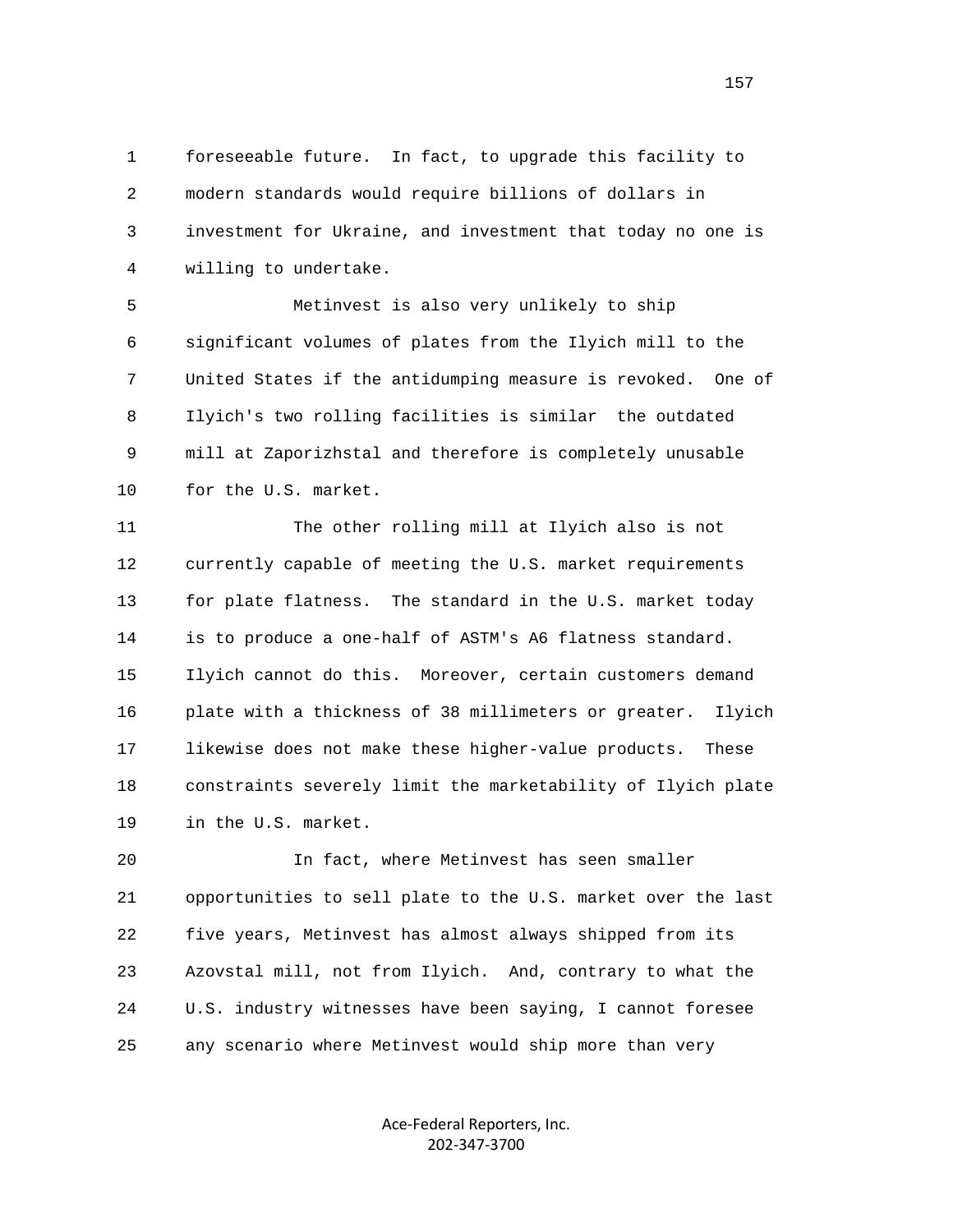foreseeable future. In fact, to upgrade this facility to modern standards would require billions of dollars in investment for Ukraine, and investment that today no one is willing to undertake.

Metinvest is also very unlikely to ship significant volumes of plates from the Ilyich mill to the United States if the antidumping measure is revoked. One of Ilyich's two rolling facilities is similar the outdated mill at Zaporizhstal and therefore is completely unusable for the U.S. market.

The other rolling mill at Ilyich also is not currently capable of meeting the U.S. market requirements for plate flatness. The standard in the U.S. market today is to produce a one-half of ASTM's A6 flatness standard. Ilyich cannot do this. Moreover, certain customers demand plate with a thickness of 38 millimeters or greater. Ilyich likewise does not make these higher-value products. These constraints severely limit the marketability of Ilyich plate in the U.S. market.

In fact, where Metinvest has seen smaller opportunities to sell plate to the U.S. market over the last five years, Metinvest has almost always shipped from its Azovstal mill, not from Ilyich. And, contrary to what the U.S. industry witnesses have been saying, I cannot foresee any scenario where Metinvest would ship more than very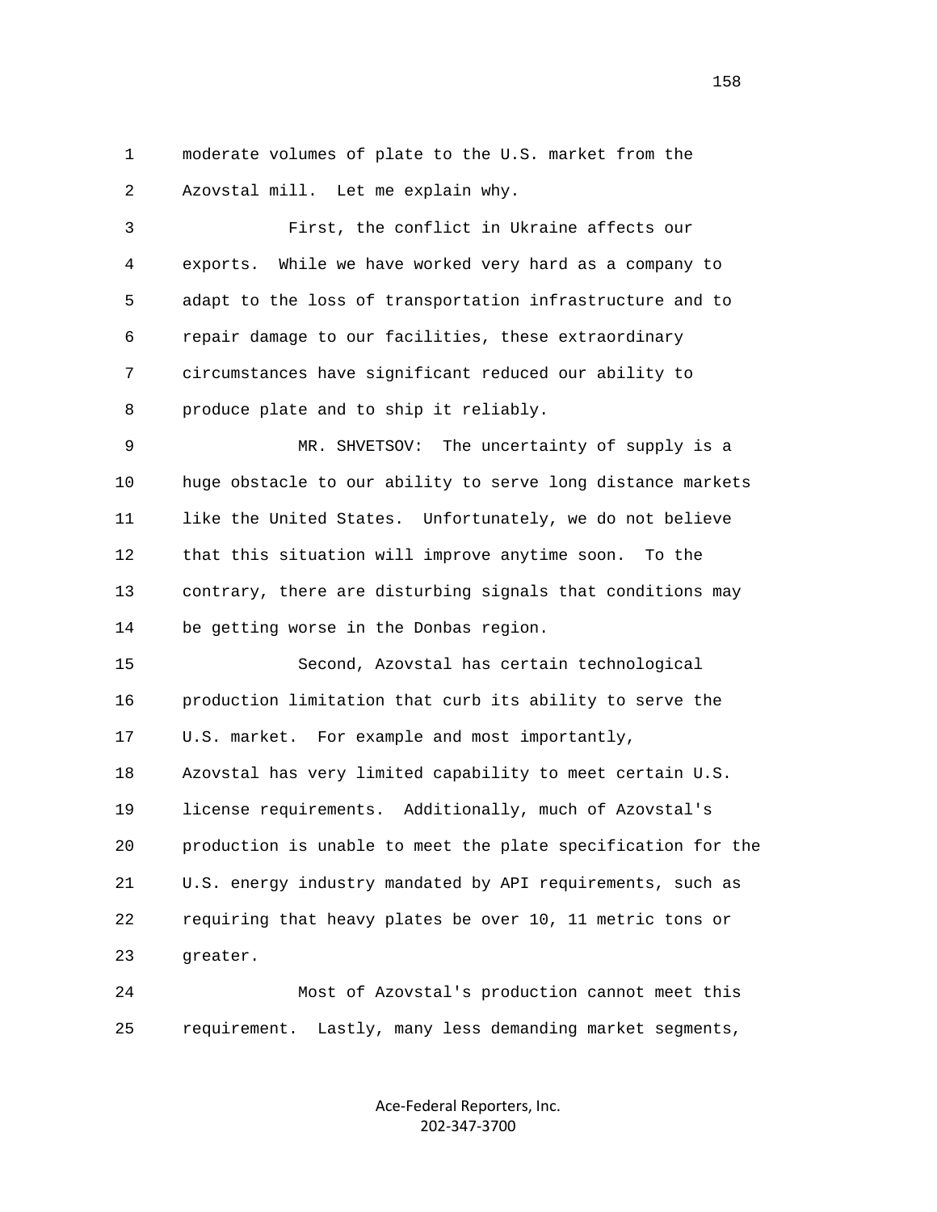moderate volumes of plate to the U.S. market from the Azovstal mill. Let me explain why.

First, the conflict in Ukraine affects our exports. While we have worked very hard as a company to adapt to the loss of transportation infrastructure and to repair damage to our facilities, these extraordinary circumstances have significant reduced our ability to produce plate and to ship it reliably.

MR. SHVETSOV: The uncertainty of supply is a huge obstacle to our ability to serve long distance markets like the United States. Unfortunately, we do not believe that this situation will improve anytime soon. To the contrary, there are disturbing signals that conditions may be getting worse in the Donbas region.

Second, Azovstal has certain technological production limitation that curb its ability to serve the U.S. market. For example and most importantly, Azovstal has very limited capability to meet certain U.S. license requirements. Additionally, much of Azovstal's production is unable to meet the plate specification for the U.S. energy industry mandated by API requirements, such as requiring that heavy plates be over 10, 11 metric tons or greater.

Most of Azovstal's production cannot meet this requirement. Lastly, many less demanding market segments,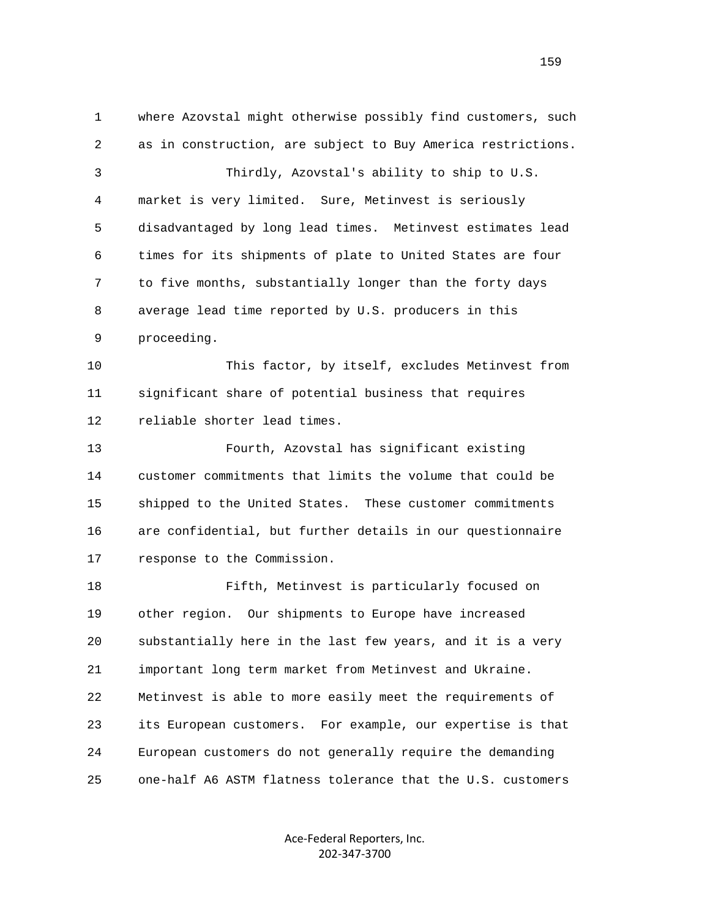where Azovstal might otherwise possibly find customers, such as in construction, are subject to Buy America restrictions.

Thirdly, Azovstal's ability to ship to U.S. market is very limited. Sure, Metinvest is seriously disadvantaged by long lead times. Metinvest estimates lead times for its shipments of plate to United States are four to five months, substantially longer than the forty days average lead time reported by U.S. producers in this proceeding.

This factor, by itself, excludes Metinvest from significant share of potential business that requires reliable shorter lead times.

Fourth, Azovstal has significant existing customer commitments that limits the volume that could be shipped to the United States. These customer commitments are confidential, but further details in our questionnaire response to the Commission.

Fifth, Metinvest is particularly focused on other region. Our shipments to Europe have increased substantially here in the last few years, and it is a very important long term market from Metinvest and Ukraine. Metinvest is able to more easily meet the requirements of its European customers. For example, our expertise is that European customers do not generally require the demanding one-half A6 ASTM flatness tolerance that the U.S. customers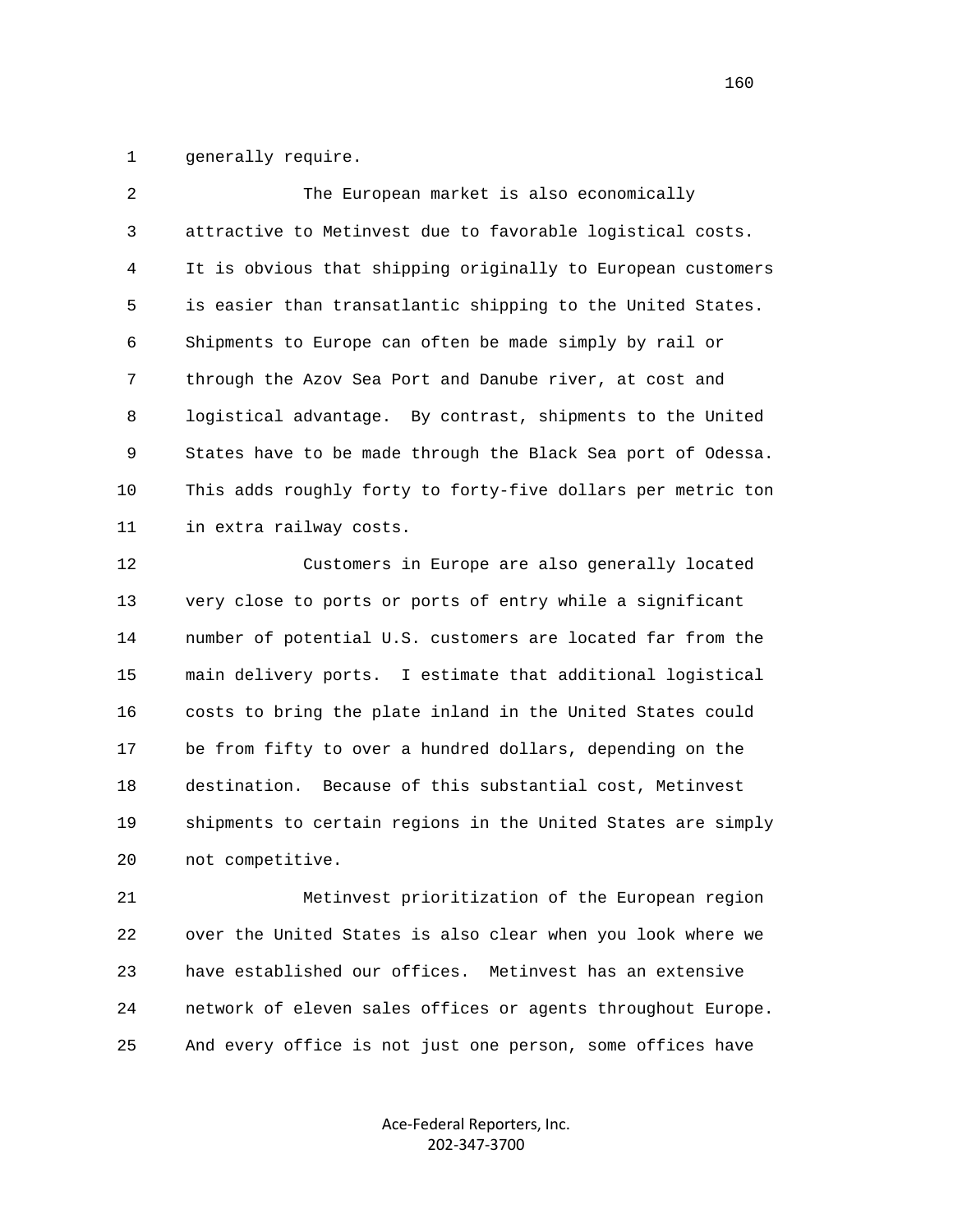generally require.

The European market is also economically attractive to Metinvest due to favorable logistical costs. It is obvious that shipping originally to European customers is easier than transatlantic shipping to the United States. Shipments to Europe can often be made simply by rail or through the Azov Sea Port and Danube river, at cost and logistical advantage. By contrast, shipments to the United States have to be made through the Black Sea port of Odessa. This adds roughly forty to forty-five dollars per metric ton in extra railway costs.

Customers in Europe are also generally located very close to ports or ports of entry while a significant number of potential U.S. customers are located far from the main delivery ports. I estimate that additional logistical costs to bring the plate inland in the United States could be from fifty to over a hundred dollars, depending on the destination. Because of this substantial cost, Metinvest shipments to certain regions in the United States are simply not competitive.

Metinvest prioritization of the European region over the United States is also clear when you look where we have established our offices. Metinvest has an extensive network of eleven sales offices or agents throughout Europe. And every office is not just one person, some offices have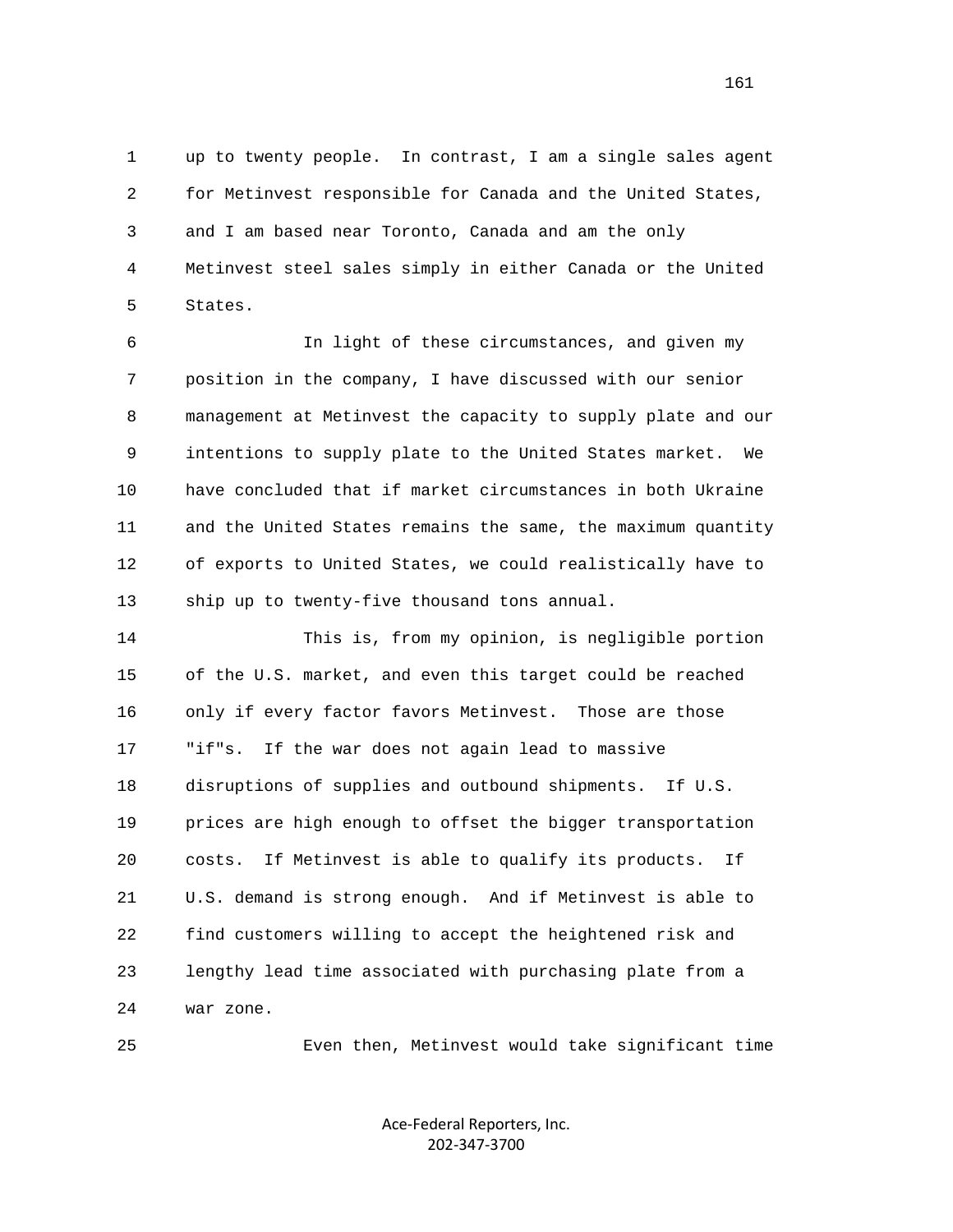up to twenty people. In contrast, I am a single sales agent for Metinvest responsible for Canada and the United States, and I am based near Toronto, Canada and am the only Metinvest steel sales simply in either Canada or the United States.

In light of these circumstances, and given my position in the company, I have discussed with our senior management at Metinvest the capacity to supply plate and our intentions to supply plate to the United States market. We have concluded that if market circumstances in both Ukraine and the United States remains the same, the maximum quantity of exports to United States, we could realistically have to ship up to twenty-five thousand tons annual.

This is, from my opinion, is negligible portion of the U.S. market, and even this target could be reached only if every factor favors Metinvest. Those are those "if"s. If the war does not again lead to massive disruptions of supplies and outbound shipments. If U.S. prices are high enough to offset the bigger transportation costs. If Metinvest is able to qualify its products. If U.S. demand is strong enough. And if Metinvest is able to find customers willing to accept the heightened risk and lengthy lead time associated with purchasing plate from a war zone.

Even then, Metinvest would take significant time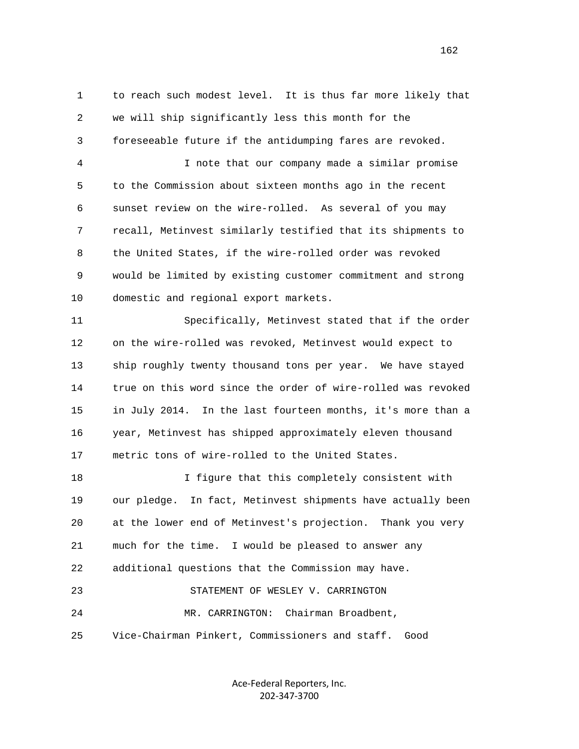1 to reach such modest level. It is thus far more likely that
2 we will ship significantly less this month for the
3 foreseeable future if the antidumping fares are revoked.

4 I note that our company made a similar promise
5 to the Commission about sixteen months ago in the recent
6 sunset review on the wire-rolled. As several of you may
7 recall, Metinvest similarly testified that its shipments to
8 the United States, if the wire-rolled order was revoked
9 would be limited by existing customer commitment and strong
10 domestic and regional export markets.

11 Specifically, Metinvest stated that if the order
12 on the wire-rolled was revoked, Metinvest would expect to
13 ship roughly twenty thousand tons per year. We have stayed
14 true on this word since the order of wire-rolled was revoked
15 in July 2014. In the last fourteen months, it's more than a
16 year, Metinvest has shipped approximately eleven thousand
17 metric tons of wire-rolled to the United States.

18 I figure that this completely consistent with
19 our pledge. In fact, Metinvest shipments have actually been
20 at the lower end of Metinvest's projection. Thank you very
21 much for the time. I would be pleased to answer any
22 additional questions that the Commission may have.

23 STATEMENT OF WESLEY V. CARRINGTON

24 MR. CARRINGTON: Chairman Broadbent,
25 Vice-Chairman Pinkert, Commissioners and staff. Good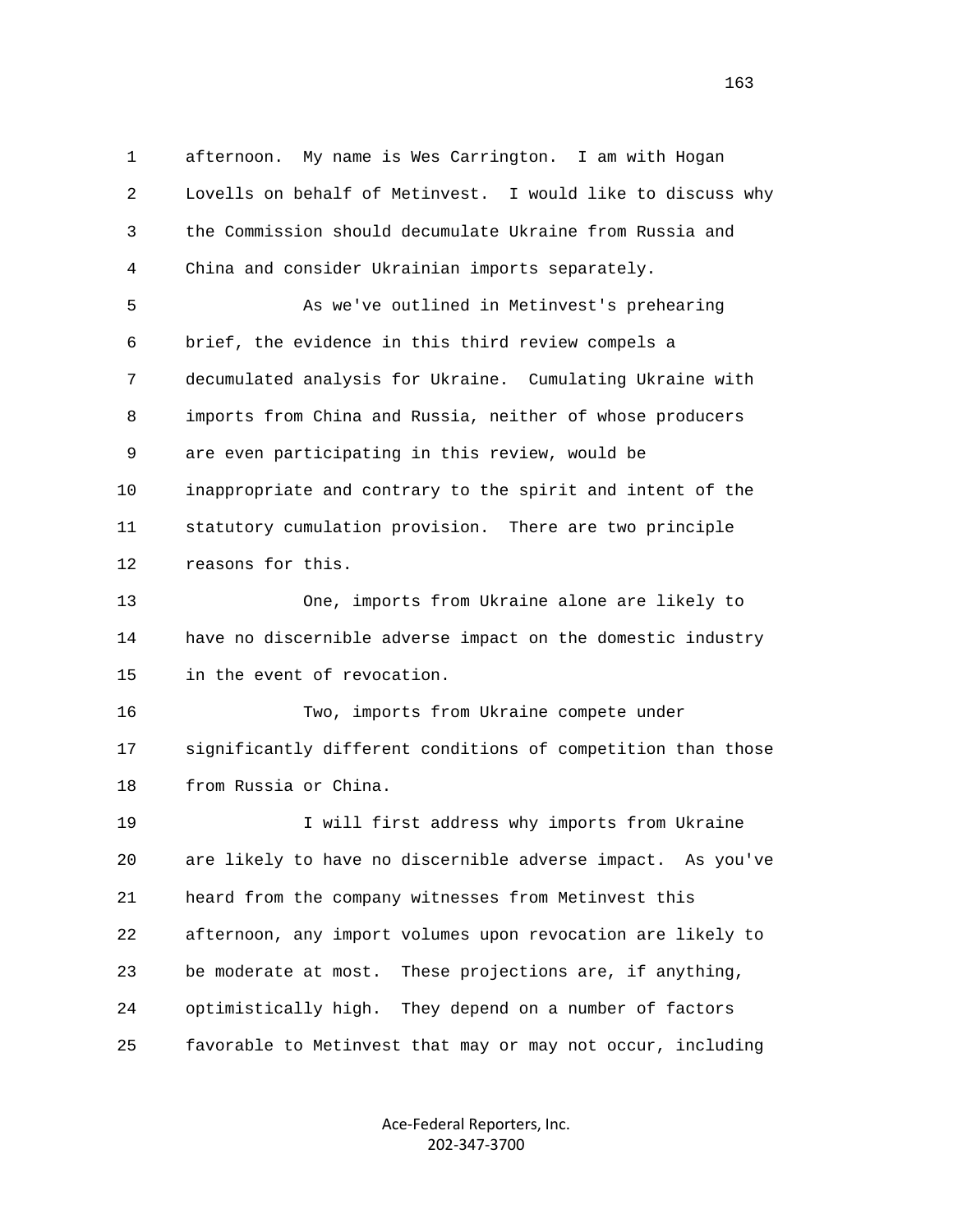afternoon. My name is Wes Carrington. I am with Hogan Lovells on behalf of Metinvest. I would like to discuss why the Commission should decumulate Ukraine from Russia and China and consider Ukrainian imports separately.

As we've outlined in Metinvest's prehearing brief, the evidence in this third review compels a decumulated analysis for Ukraine. Cumulating Ukraine with imports from China and Russia, neither of whose producers are even participating in this review, would be inappropriate and contrary to the spirit and intent of the statutory cumulation provision. There are two principle reasons for this.

One, imports from Ukraine alone are likely to have no discernible adverse impact on the domestic industry in the event of revocation.

Two, imports from Ukraine compete under significantly different conditions of competition than those from Russia or China.

I will first address why imports from Ukraine are likely to have no discernible adverse impact. As you've heard from the company witnesses from Metinvest this afternoon, any import volumes upon revocation are likely to be moderate at most. These projections are, if anything, optimistically high. They depend on a number of factors favorable to Metinvest that may or may not occur, including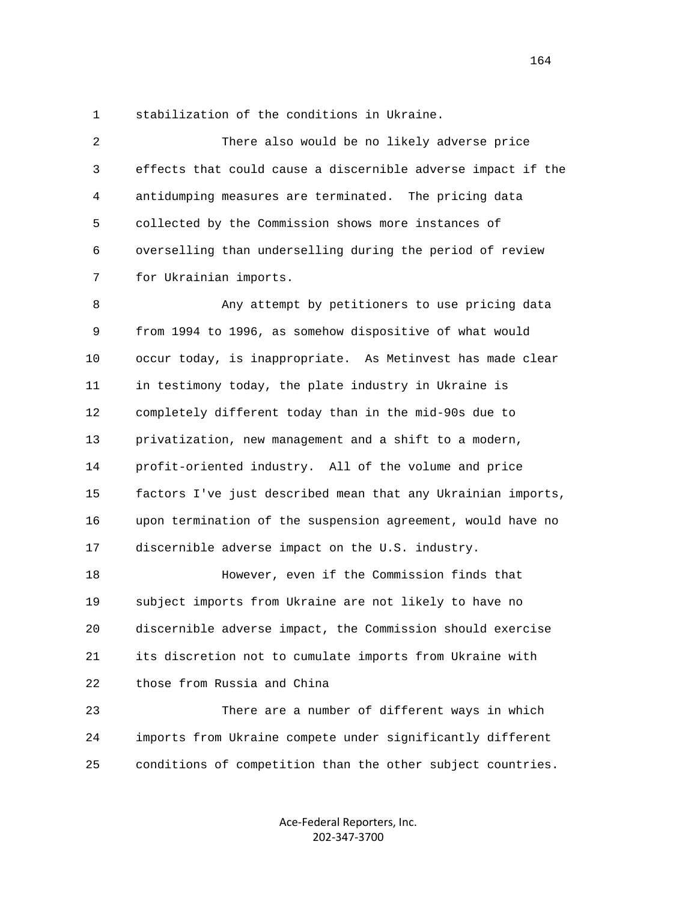stabilization of the conditions in Ukraine.

There also would be no likely adverse price effects that could cause a discernible adverse impact if the antidumping measures are terminated. The pricing data collected by the Commission shows more instances of overselling than underselling during the period of review for Ukrainian imports.

Any attempt by petitioners to use pricing data from 1994 to 1996, as somehow dispositive of what would occur today, is inappropriate. As Metinvest has made clear in testimony today, the plate industry in Ukraine is completely different today than in the mid-90s due to privatization, new management and a shift to a modern, profit-oriented industry. All of the volume and price factors I've just described mean that any Ukrainian imports, upon termination of the suspension agreement, would have no discernible adverse impact on the U.S. industry.

However, even if the Commission finds that subject imports from Ukraine are not likely to have no discernible adverse impact, the Commission should exercise its discretion not to cumulate imports from Ukraine with those from Russia and China

There are a number of different ways in which imports from Ukraine compete under significantly different conditions of competition than the other subject countries.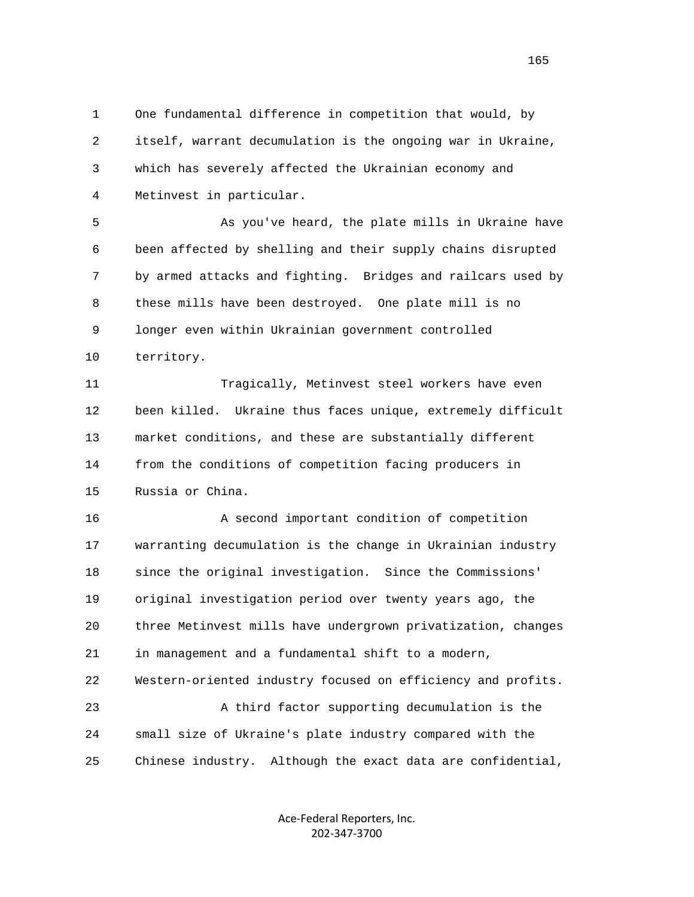One fundamental difference in competition that would, by itself, warrant decumulation is the ongoing war in Ukraine, which has severely affected the Ukrainian economy and Metinvest in particular.

As you've heard, the plate mills in Ukraine have been affected by shelling and their supply chains disrupted by armed attacks and fighting. Bridges and railcars used by these mills have been destroyed. One plate mill is no longer even within Ukrainian government controlled territory.

Tragically, Metinvest steel workers have even been killed. Ukraine thus faces unique, extremely difficult market conditions, and these are substantially different from the conditions of competition facing producers in Russia or China.

A second important condition of competition warranting decumulation is the change in Ukrainian industry since the original investigation. Since the Commissions' original investigation period over twenty years ago, the three Metinvest mills have undergrown privatization, changes in management and a fundamental shift to a modern, Western-oriented industry focused on efficiency and profits.

A third factor supporting decumulation is the small size of Ukraine's plate industry compared with the Chinese industry. Although the exact data are confidential,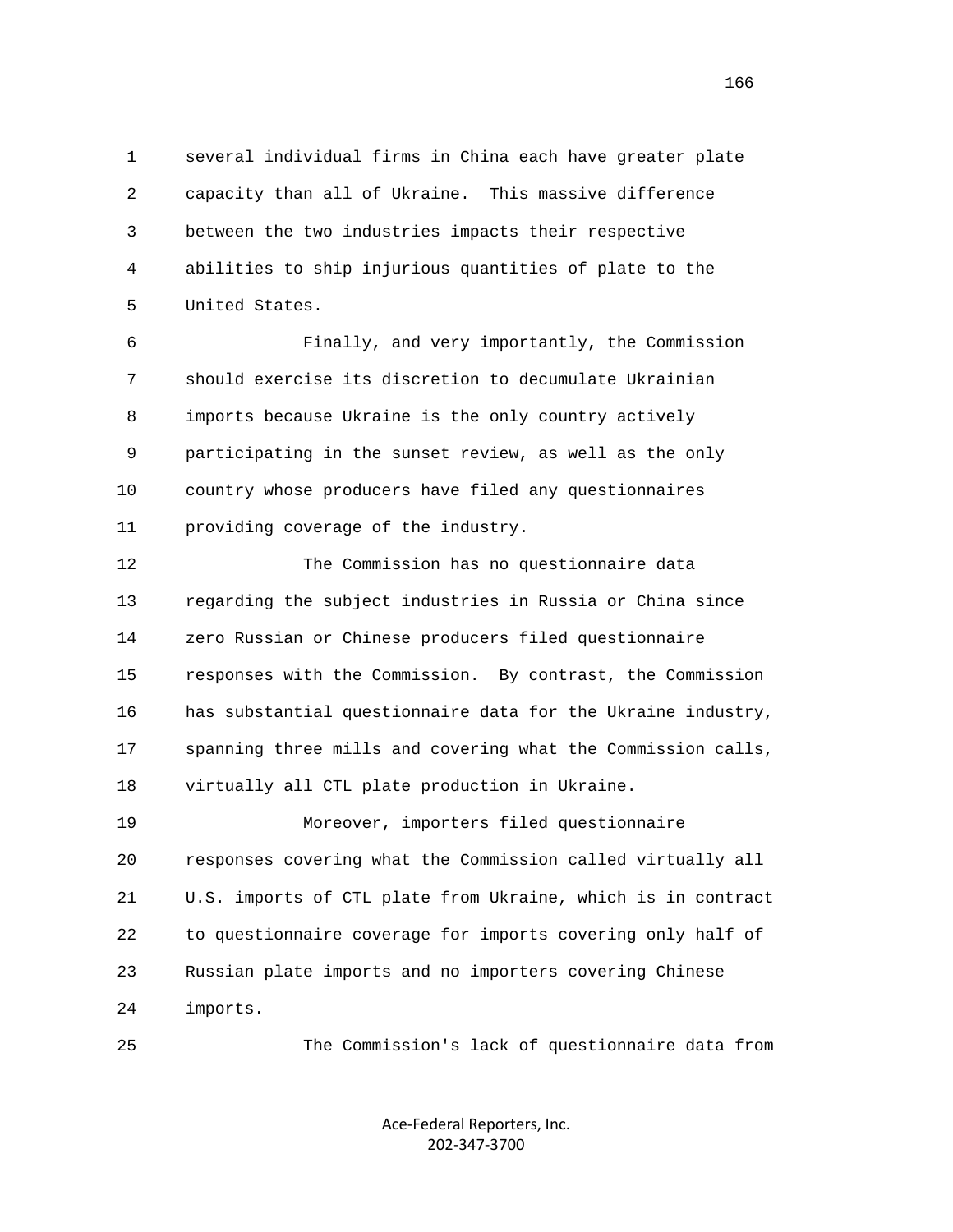several individual firms in China each have greater plate capacity than all of Ukraine. This massive difference between the two industries impacts their respective abilities to ship injurious quantities of plate to the United States.

Finally, and very importantly, the Commission should exercise its discretion to decumulate Ukrainian imports because Ukraine is the only country actively participating in the sunset review, as well as the only country whose producers have filed any questionnaires providing coverage of the industry.

The Commission has no questionnaire data regarding the subject industries in Russia or China since zero Russian or Chinese producers filed questionnaire responses with the Commission. By contrast, the Commission has substantial questionnaire data for the Ukraine industry, spanning three mills and covering what the Commission calls, virtually all CTL plate production in Ukraine.

Moreover, importers filed questionnaire responses covering what the Commission called virtually all U.S. imports of CTL plate from Ukraine, which is in contract to questionnaire coverage for imports covering only half of Russian plate imports and no importers covering Chinese imports.

The Commission's lack of questionnaire data from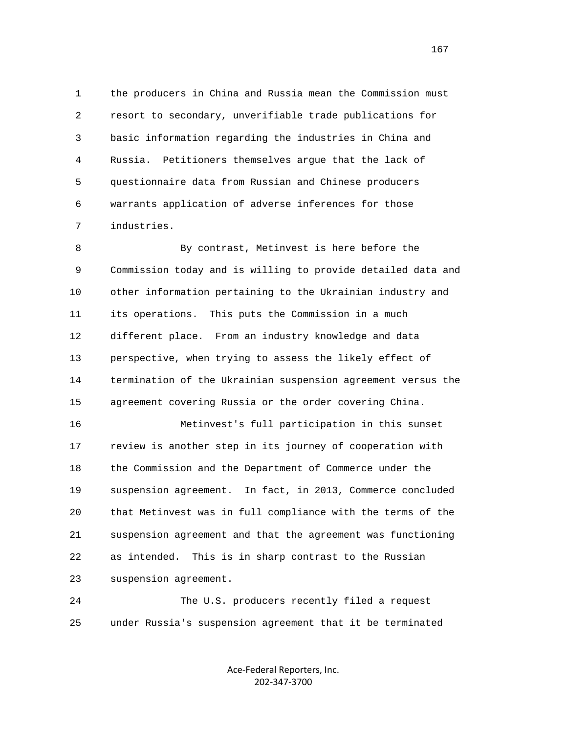the producers in China and Russia mean the Commission must resort to secondary, unverifiable trade publications for basic information regarding the industries in China and Russia. Petitioners themselves argue that the lack of questionnaire data from Russian and Chinese producers warrants application of adverse inferences for those industries.

By contrast, Metinvest is here before the Commission today and is willing to provide detailed data and other information pertaining to the Ukrainian industry and its operations. This puts the Commission in a much different place. From an industry knowledge and data perspective, when trying to assess the likely effect of termination of the Ukrainian suspension agreement versus the agreement covering Russia or the order covering China.

Metinvest's full participation in this sunset review is another step in its journey of cooperation with the Commission and the Department of Commerce under the suspension agreement. In fact, in 2013, Commerce concluded that Metinvest was in full compliance with the terms of the suspension agreement and that the agreement was functioning as intended. This is in sharp contrast to the Russian suspension agreement.

The U.S. producers recently filed a request under Russia's suspension agreement that it be terminated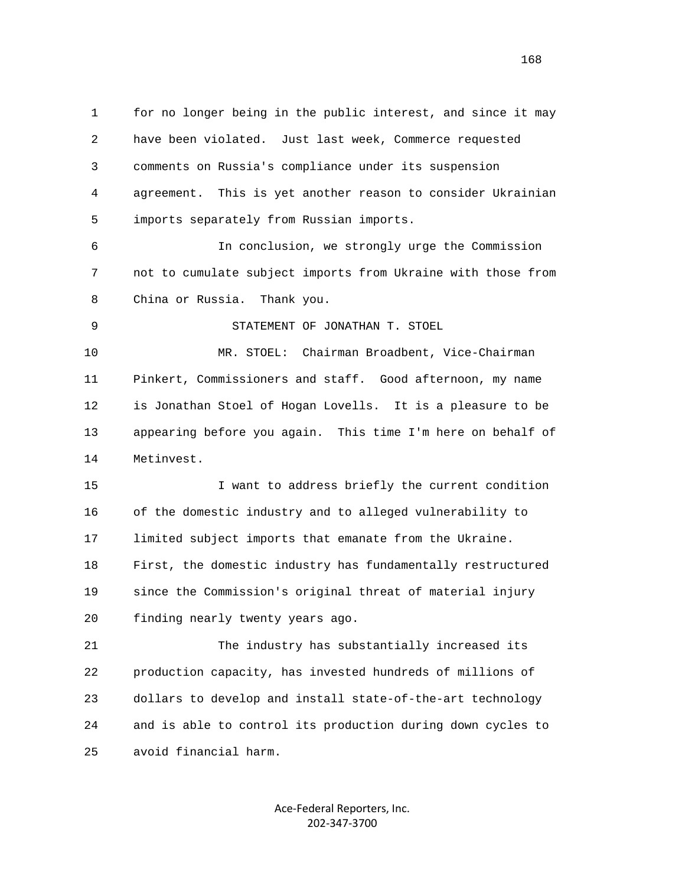for no longer being in the public interest, and since it may have been violated. Just last week, Commerce requested comments on Russia's compliance under its suspension agreement. This is yet another reason to consider Ukrainian imports separately from Russian imports.

In conclusion, we strongly urge the Commission not to cumulate subject imports from Ukraine with those from China or Russia. Thank you.

STATEMENT OF JONATHAN T. STOEL

MR. STOEL: Chairman Broadbent, Vice-Chairman Pinkert, Commissioners and staff. Good afternoon, my name is Jonathan Stoel of Hogan Lovells. It is a pleasure to be appearing before you again. This time I'm here on behalf of Metinvest.

I want to address briefly the current condition of the domestic industry and to alleged vulnerability to limited subject imports that emanate from the Ukraine. First, the domestic industry has fundamentally restructured since the Commission's original threat of material injury finding nearly twenty years ago.

The industry has substantially increased its production capacity, has invested hundreds of millions of dollars to develop and install state-of-the-art technology and is able to control its production during down cycles to avoid financial harm.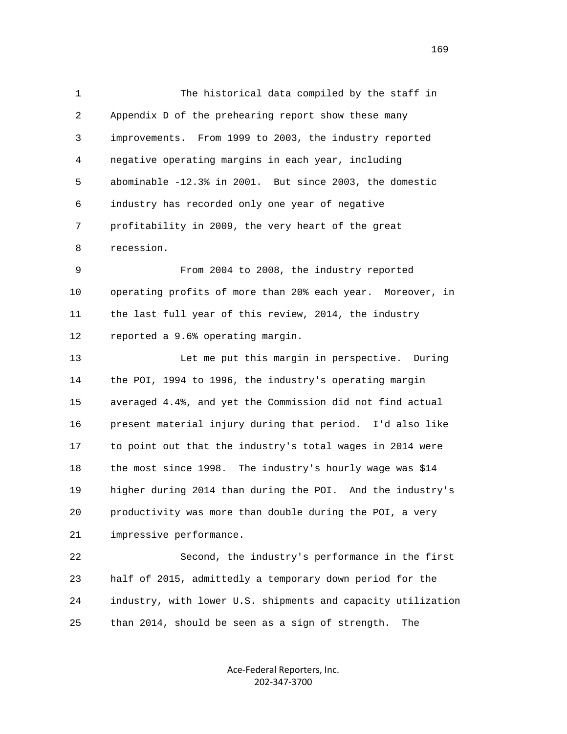The historical data compiled by the staff in Appendix D of the prehearing report show these many improvements. From 1999 to 2003, the industry reported negative operating margins in each year, including abominable -12.3% in 2001. But since 2003, the domestic industry has recorded only one year of negative profitability in 2009, the very heart of the great recession.

From 2004 to 2008, the industry reported operating profits of more than 20% each year. Moreover, in the last full year of this review, 2014, the industry reported a 9.6% operating margin.

Let me put this margin in perspective. During the POI, 1994 to 1996, the industry's operating margin averaged 4.4%, and yet the Commission did not find actual present material injury during that period. I'd also like to point out that the industry's total wages in 2014 were the most since 1998. The industry's hourly wage was $14 higher during 2014 than during the POI. And the industry's productivity was more than double during the POI, a very impressive performance.

Second, the industry's performance in the first half of 2015, admittedly a temporary down period for the industry, with lower U.S. shipments and capacity utilization than 2014, should be seen as a sign of strength. The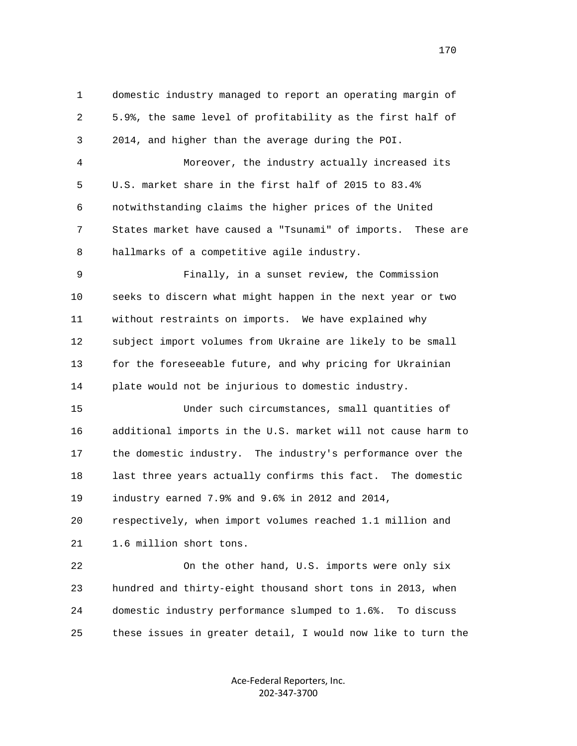domestic industry managed to report an operating margin of 5.9%, the same level of profitability as the first half of 2014, and higher than the average during the POI.

Moreover, the industry actually increased its U.S. market share in the first half of 2015 to 83.4% notwithstanding claims the higher prices of the United States market have caused a "Tsunami" of imports. These are hallmarks of a competitive agile industry.

Finally, in a sunset review, the Commission seeks to discern what might happen in the next year or two without restraints on imports. We have explained why subject import volumes from Ukraine are likely to be small for the foreseeable future, and why pricing for Ukrainian plate would not be injurious to domestic industry.

Under such circumstances, small quantities of additional imports in the U.S. market will not cause harm to the domestic industry. The industry's performance over the last three years actually confirms this fact. The domestic industry earned 7.9% and 9.6% in 2012 and 2014, respectively, when import volumes reached 1.1 million and 1.6 million short tons.

On the other hand, U.S. imports were only six hundred and thirty-eight thousand short tons in 2013, when domestic industry performance slumped to 1.6%. To discuss these issues in greater detail, I would now like to turn the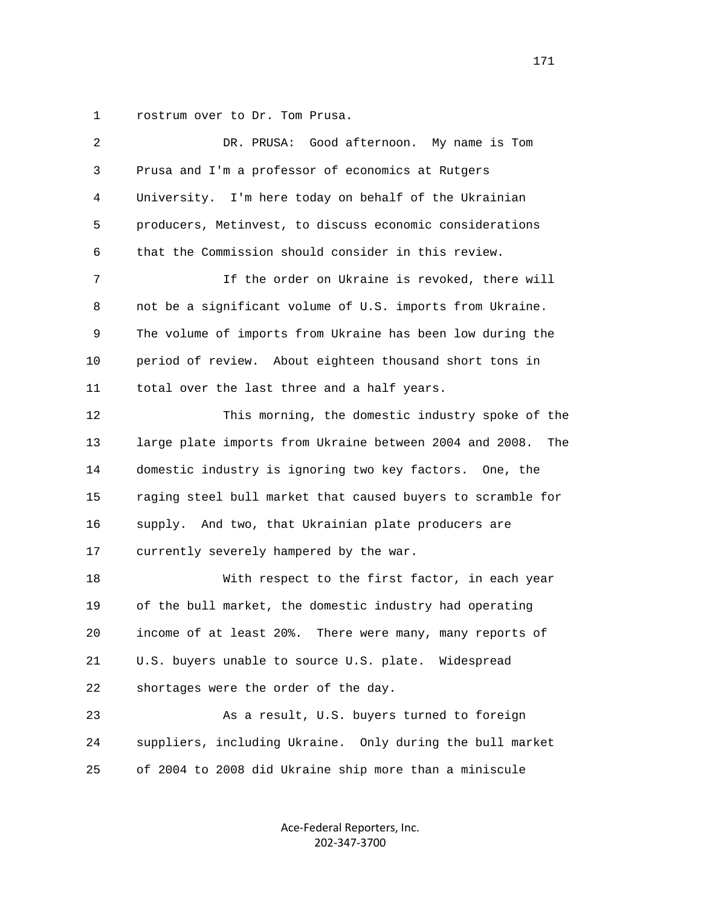rostrum over to Dr. Tom Prusa.

DR. PRUSA: Good afternoon. My name is Tom Prusa and I'm a professor of economics at Rutgers University. I'm here today on behalf of the Ukrainian producers, Metinvest, to discuss economic considerations that the Commission should consider in this review.

If the order on Ukraine is revoked, there will not be a significant volume of U.S. imports from Ukraine. The volume of imports from Ukraine has been low during the period of review. About eighteen thousand short tons in total over the last three and a half years.

This morning, the domestic industry spoke of the large plate imports from Ukraine between 2004 and 2008. The domestic industry is ignoring two key factors. One, the raging steel bull market that caused buyers to scramble for supply. And two, that Ukrainian plate producers are currently severely hampered by the war.

With respect to the first factor, in each year of the bull market, the domestic industry had operating income of at least 20%. There were many, many reports of U.S. buyers unable to source U.S. plate. Widespread shortages were the order of the day.

As a result, U.S. buyers turned to foreign suppliers, including Ukraine. Only during the bull market of 2004 to 2008 did Ukraine ship more than a miniscule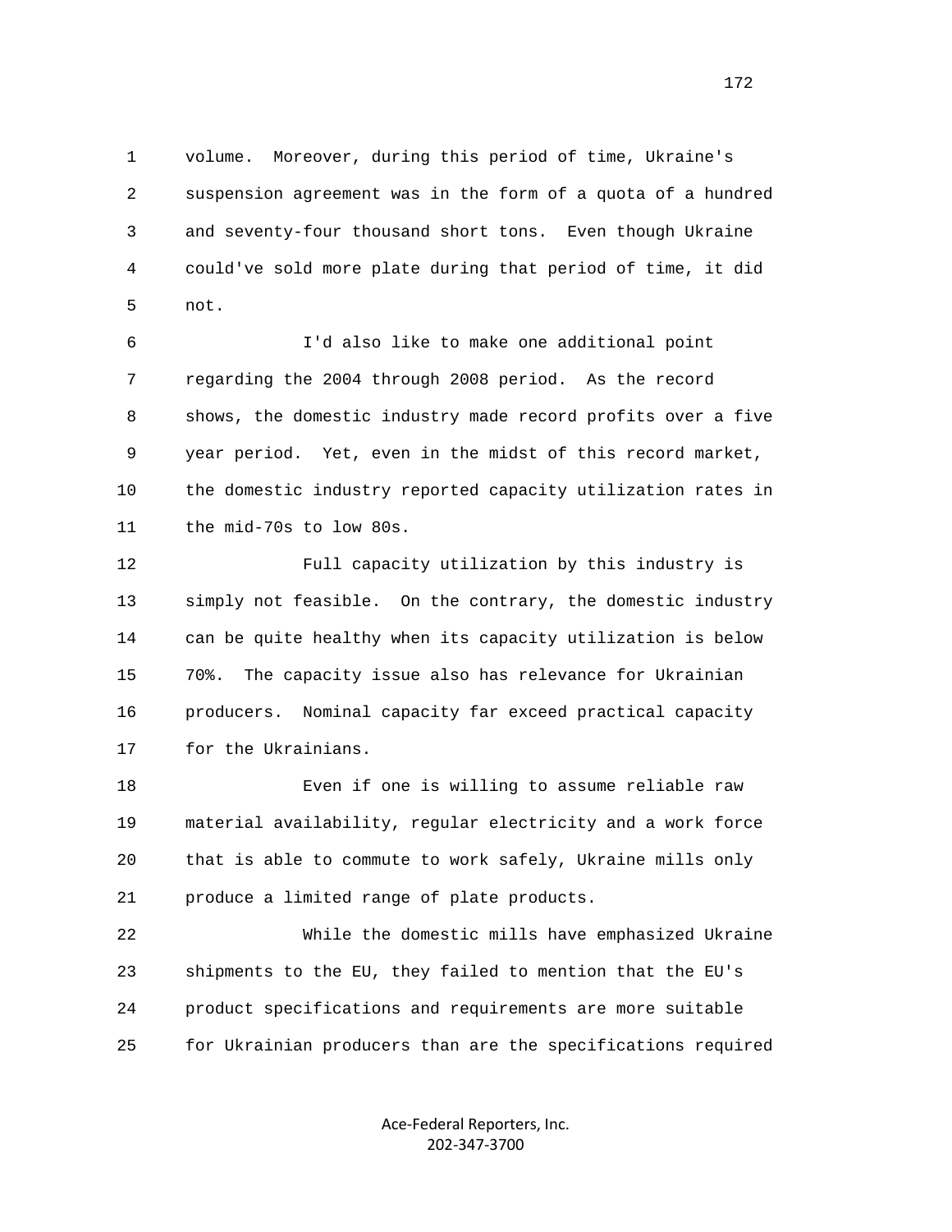volume. Moreover, during this period of time, Ukraine's suspension agreement was in the form of a quota of a hundred and seventy-four thousand short tons. Even though Ukraine could've sold more plate during that period of time, it did not.

I'd also like to make one additional point regarding the 2004 through 2008 period. As the record shows, the domestic industry made record profits over a five year period. Yet, even in the midst of this record market, the domestic industry reported capacity utilization rates in the mid-70s to low 80s.

Full capacity utilization by this industry is simply not feasible. On the contrary, the domestic industry can be quite healthy when its capacity utilization is below 70%. The capacity issue also has relevance for Ukrainian producers. Nominal capacity far exceed practical capacity for the Ukrainians.

Even if one is willing to assume reliable raw material availability, regular electricity and a work force that is able to commute to work safely, Ukraine mills only produce a limited range of plate products.

While the domestic mills have emphasized Ukraine shipments to the EU, they failed to mention that the EU's product specifications and requirements are more suitable for Ukrainian producers than are the specifications required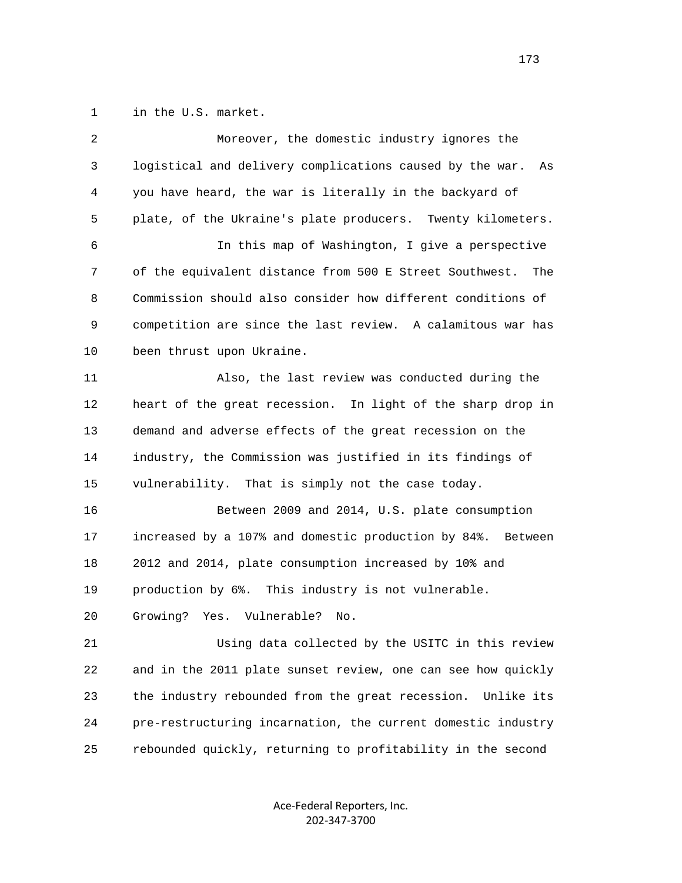in the U.S. market.

Moreover, the domestic industry ignores the logistical and delivery complications caused by the war. As you have heard, the war is literally in the backyard of plate, of the Ukraine's plate producers. Twenty kilometers.

In this map of Washington, I give a perspective of the equivalent distance from 500 E Street Southwest. The Commission should also consider how different conditions of competition are since the last review. A calamitous war has been thrust upon Ukraine.

Also, the last review was conducted during the heart of the great recession. In light of the sharp drop in demand and adverse effects of the great recession on the industry, the Commission was justified in its findings of vulnerability. That is simply not the case today.

Between 2009 and 2014, U.S. plate consumption increased by a 107% and domestic production by 84%. Between 2012 and 2014, plate consumption increased by 10% and production by 6%. This industry is not vulnerable. Growing? Yes. Vulnerable? No.

Using data collected by the USITC in this review and in the 2011 plate sunset review, one can see how quickly the industry rebounded from the great recession. Unlike its pre-restructuring incarnation, the current domestic industry rebounded quickly, returning to profitability in the second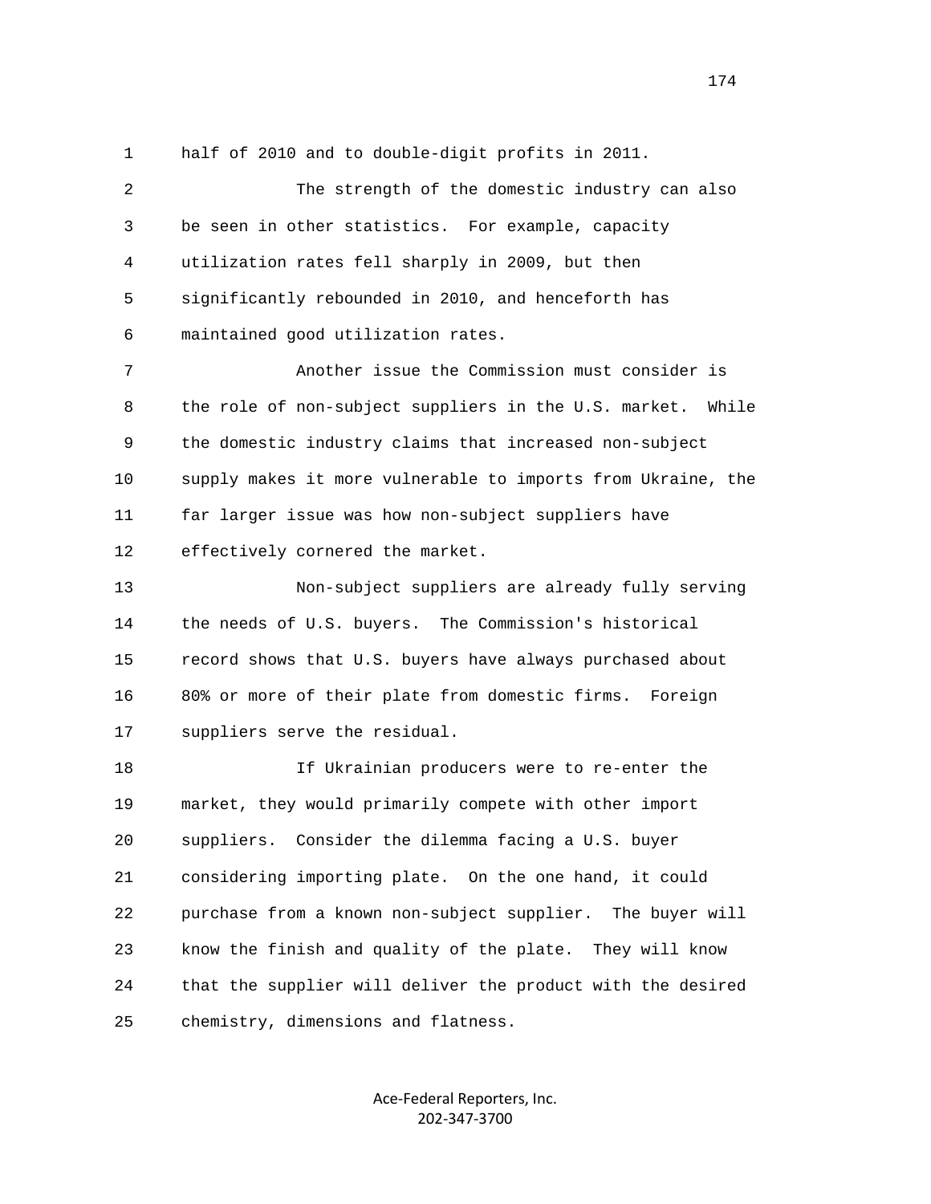half of 2010 and to double-digit profits in 2011.

The strength of the domestic industry can also be seen in other statistics. For example, capacity utilization rates fell sharply in 2009, but then significantly rebounded in 2010, and henceforth has maintained good utilization rates.

Another issue the Commission must consider is the role of non-subject suppliers in the U.S. market. While the domestic industry claims that increased non-subject supply makes it more vulnerable to imports from Ukraine, the far larger issue was how non-subject suppliers have effectively cornered the market.

Non-subject suppliers are already fully serving the needs of U.S. buyers. The Commission's historical record shows that U.S. buyers have always purchased about 80% or more of their plate from domestic firms. Foreign suppliers serve the residual.

If Ukrainian producers were to re-enter the market, they would primarily compete with other import suppliers. Consider the dilemma facing a U.S. buyer considering importing plate. On the one hand, it could purchase from a known non-subject supplier. The buyer will know the finish and quality of the plate. They will know that the supplier will deliver the product with the desired chemistry, dimensions and flatness.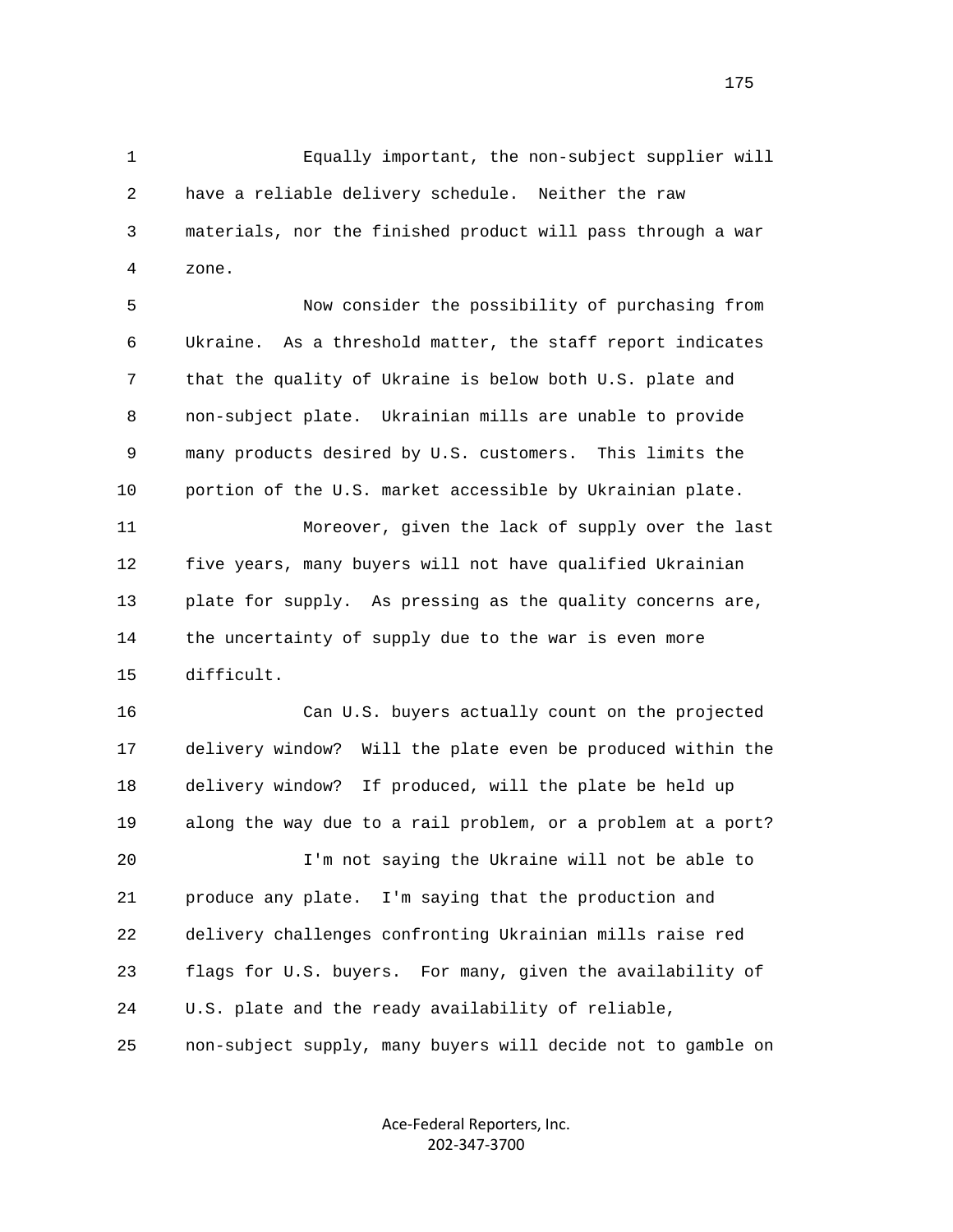Equally important, the non-subject supplier will have a reliable delivery schedule. Neither the raw materials, nor the finished product will pass through a war zone.

Now consider the possibility of purchasing from Ukraine. As a threshold matter, the staff report indicates that the quality of Ukraine is below both U.S. plate and non-subject plate. Ukrainian mills are unable to provide many products desired by U.S. customers. This limits the portion of the U.S. market accessible by Ukrainian plate.

Moreover, given the lack of supply over the last five years, many buyers will not have qualified Ukrainian plate for supply. As pressing as the quality concerns are, the uncertainty of supply due to the war is even more difficult.

Can U.S. buyers actually count on the projected delivery window? Will the plate even be produced within the delivery window? If produced, will the plate be held up along the way due to a rail problem, or a problem at a port?

I'm not saying the Ukraine will not be able to produce any plate. I'm saying that the production and delivery challenges confronting Ukrainian mills raise red flags for U.S. buyers. For many, given the availability of U.S. plate and the ready availability of reliable, non-subject supply, many buyers will decide not to gamble on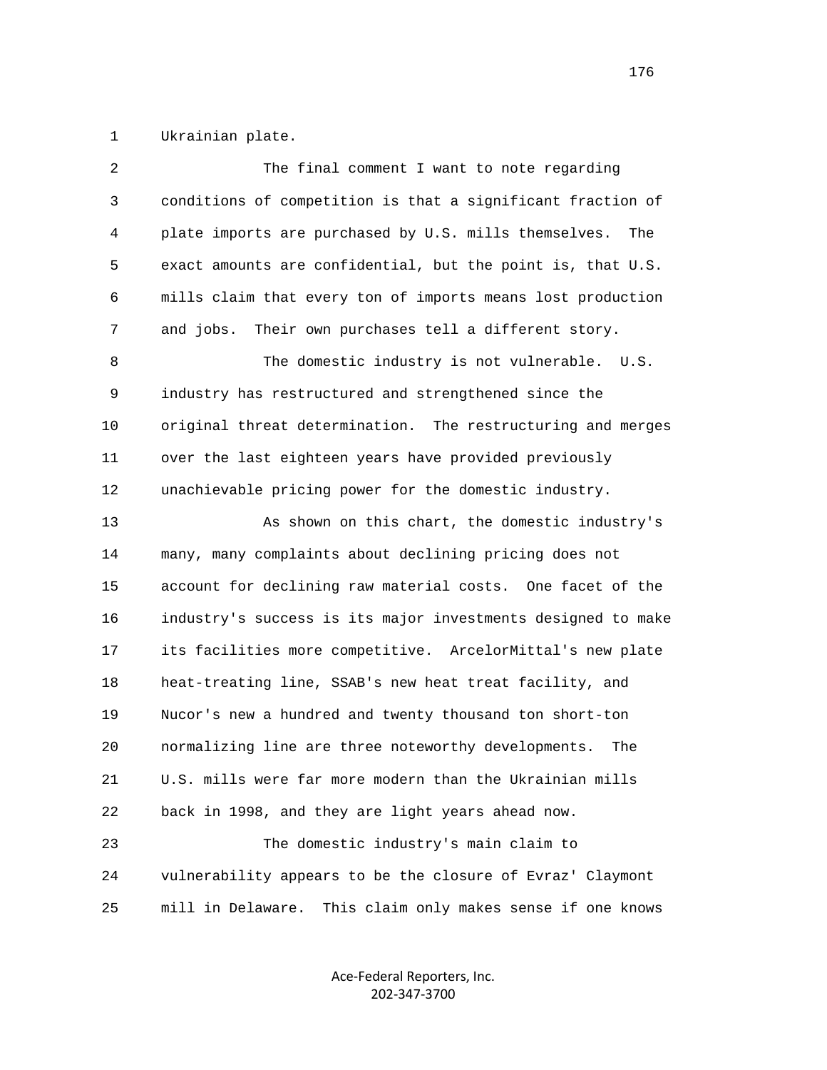1 Ukrainian plate.

2 The final comment I want to note regarding
3 conditions of competition is that a significant fraction of
4 plate imports are purchased by U.S. mills themselves. The
5 exact amounts are confidential, but the point is, that U.S.
6 mills claim that every ton of imports means lost production
7 and jobs. Their own purchases tell a different story.

8 The domestic industry is not vulnerable. U.S.
9 industry has restructured and strengthened since the
10 original threat determination. The restructuring and merges
11 over the last eighteen years have provided previously
12 unachievable pricing power for the domestic industry.

13 As shown on this chart, the domestic industry's
14 many, many complaints about declining pricing does not
15 account for declining raw material costs. One facet of the
16 industry's success is its major investments designed to make
17 its facilities more competitive. ArcelorMittal's new plate
18 heat-treating line, SSAB's new heat treat facility, and
19 Nucor's new a hundred and twenty thousand ton short-ton
20 normalizing line are three noteworthy developments. The
21 U.S. mills were far more modern than the Ukrainian mills
22 back in 1998, and they are light years ahead now.

23 The domestic industry's main claim to
24 vulnerability appears to be the closure of Evraz' Claymont
25 mill in Delaware. This claim only makes sense if one knows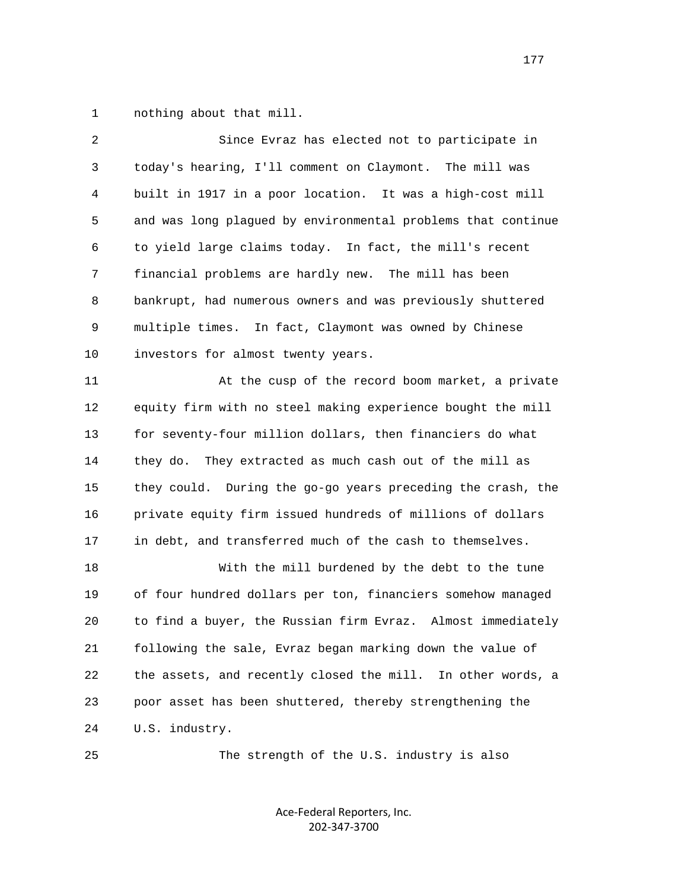nothing about that mill.

Since Evraz has elected not to participate in today's hearing, I'll comment on Claymont. The mill was built in 1917 in a poor location. It was a high-cost mill and was long plagued by environmental problems that continue to yield large claims today. In fact, the mill's recent financial problems are hardly new. The mill has been bankrupt, had numerous owners and was previously shuttered multiple times. In fact, Claymont was owned by Chinese investors for almost twenty years.

At the cusp of the record boom market, a private equity firm with no steel making experience bought the mill for seventy-four million dollars, then financiers do what they do. They extracted as much cash out of the mill as they could. During the go-go years preceding the crash, the private equity firm issued hundreds of millions of dollars in debt, and transferred much of the cash to themselves.

With the mill burdened by the debt to the tune of four hundred dollars per ton, financiers somehow managed to find a buyer, the Russian firm Evraz. Almost immediately following the sale, Evraz began marking down the value of the assets, and recently closed the mill. In other words, a poor asset has been shuttered, thereby strengthening the U.S. industry.

The strength of the U.S. industry is also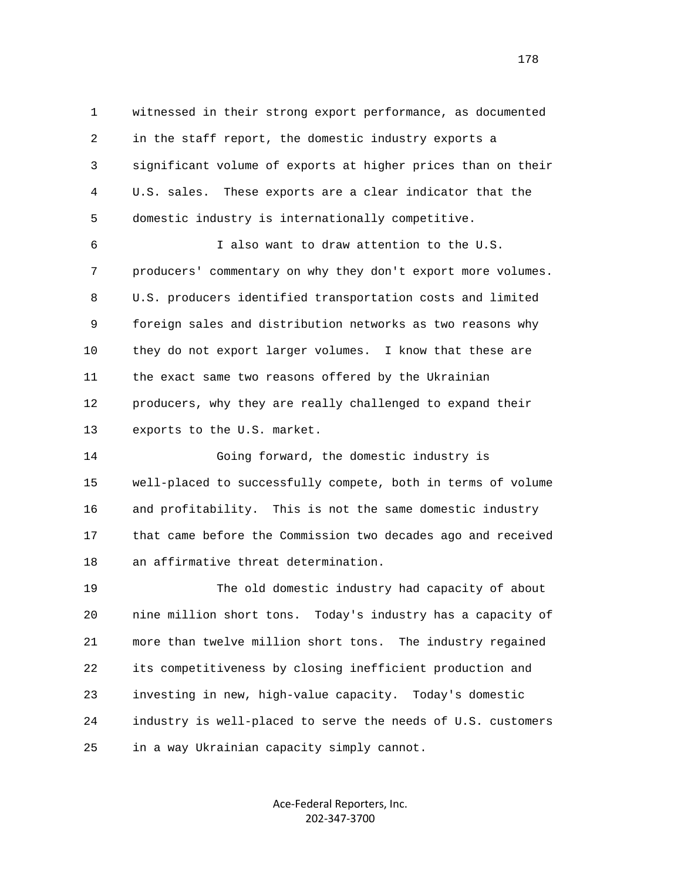witnessed in their strong export performance, as documented in the staff report, the domestic industry exports a significant volume of exports at higher prices than on their U.S. sales. These exports are a clear indicator that the domestic industry is internationally competitive.

I also want to draw attention to the U.S. producers' commentary on why they don't export more volumes. U.S. producers identified transportation costs and limited foreign sales and distribution networks as two reasons why they do not export larger volumes. I know that these are the exact same two reasons offered by the Ukrainian producers, why they are really challenged to expand their exports to the U.S. market.

Going forward, the domestic industry is well-placed to successfully compete, both in terms of volume and profitability. This is not the same domestic industry that came before the Commission two decades ago and received an affirmative threat determination.

The old domestic industry had capacity of about nine million short tons. Today's industry has a capacity of more than twelve million short tons. The industry regained its competitiveness by closing inefficient production and investing in new, high-value capacity. Today's domestic industry is well-placed to serve the needs of U.S. customers in a way Ukrainian capacity simply cannot.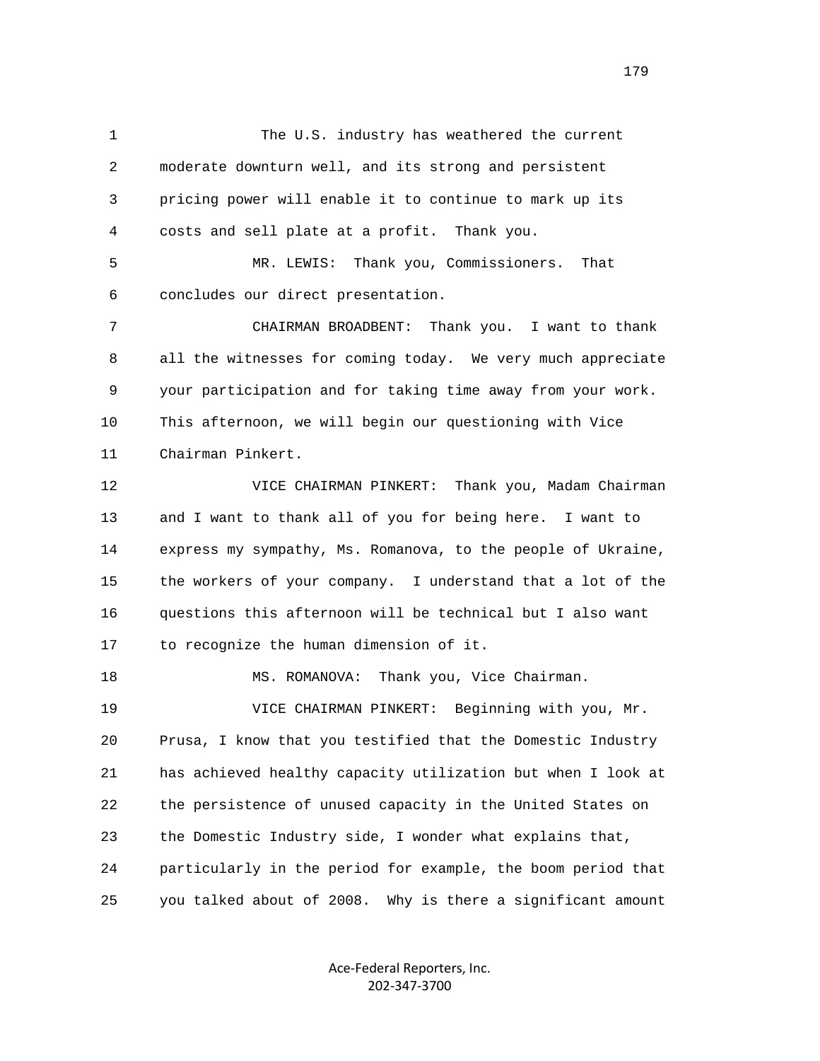The U.S. industry has weathered the current moderate downturn well, and its strong and persistent pricing power will enable it to continue to mark up its costs and sell plate at a profit. Thank you.

MR. LEWIS: Thank you, Commissioners. That concludes our direct presentation.

CHAIRMAN BROADBENT: Thank you. I want to thank all the witnesses for coming today. We very much appreciate your participation and for taking time away from your work. This afternoon, we will begin our questioning with Vice Chairman Pinkert.

VICE CHAIRMAN PINKERT: Thank you, Madam Chairman and I want to thank all of you for being here. I want to express my sympathy, Ms. Romanova, to the people of Ukraine, the workers of your company. I understand that a lot of the questions this afternoon will be technical but I also want to recognize the human dimension of it.

MS. ROMANOVA: Thank you, Vice Chairman.

VICE CHAIRMAN PINKERT: Beginning with you, Mr. Prusa, I know that you testified that the Domestic Industry has achieved healthy capacity utilization but when I look at the persistence of unused capacity in the United States on the Domestic Industry side, I wonder what explains that, particularly in the period for example, the boom period that you talked about of 2008. Why is there a significant amount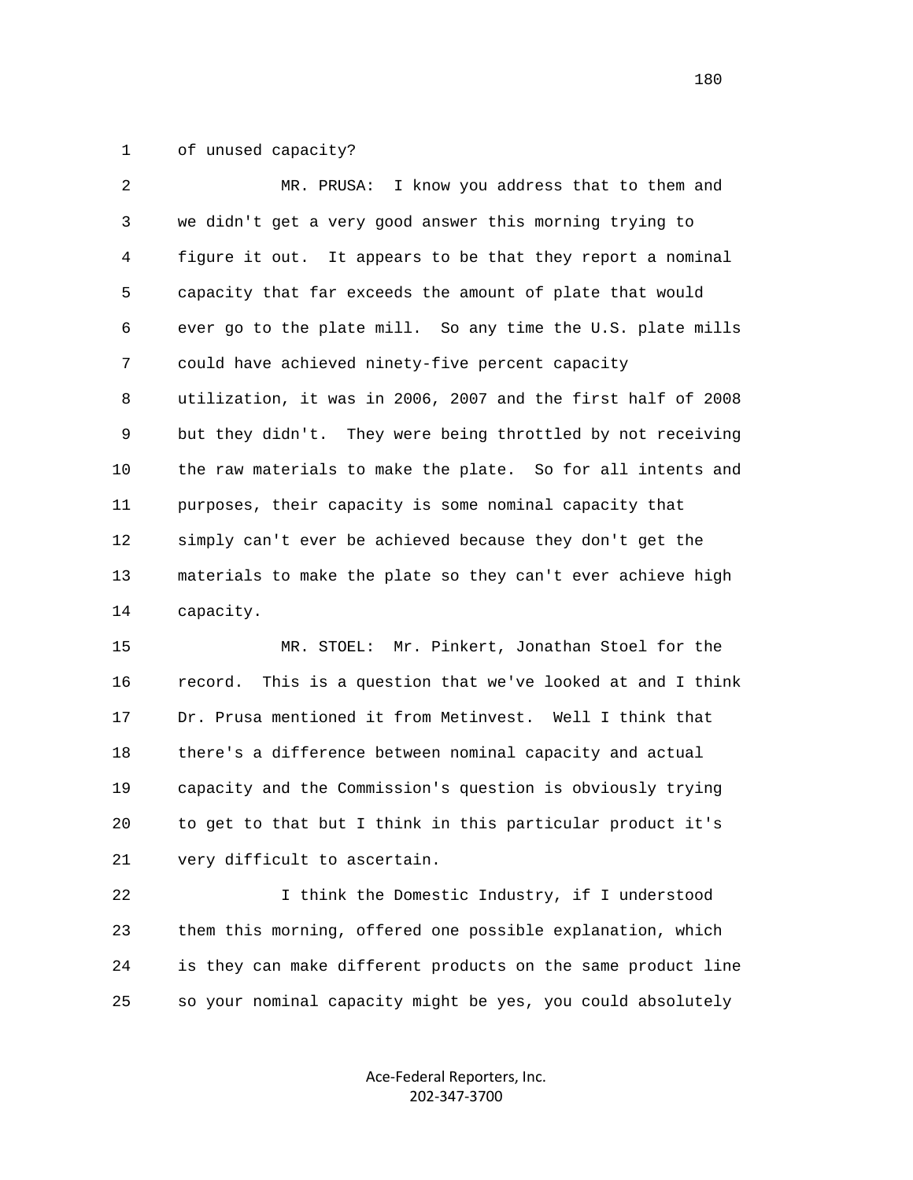of unused capacity?

MR. PRUSA: I know you address that to them and we didn't get a very good answer this morning trying to figure it out. It appears to be that they report a nominal capacity that far exceeds the amount of plate that would ever go to the plate mill. So any time the U.S. plate mills could have achieved ninety-five percent capacity utilization, it was in 2006, 2007 and the first half of 2008 but they didn't. They were being throttled by not receiving the raw materials to make the plate. So for all intents and purposes, their capacity is some nominal capacity that simply can't ever be achieved because they don't get the materials to make the plate so they can't ever achieve high capacity.

MR. STOEL: Mr. Pinkert, Jonathan Stoel for the record. This is a question that we've looked at and I think Dr. Prusa mentioned it from Metinvest. Well I think that there's a difference between nominal capacity and actual capacity and the Commission's question is obviously trying to get to that but I think in this particular product it's very difficult to ascertain.

I think the Domestic Industry, if I understood them this morning, offered one possible explanation, which is they can make different products on the same product line so your nominal capacity might be yes, you could absolutely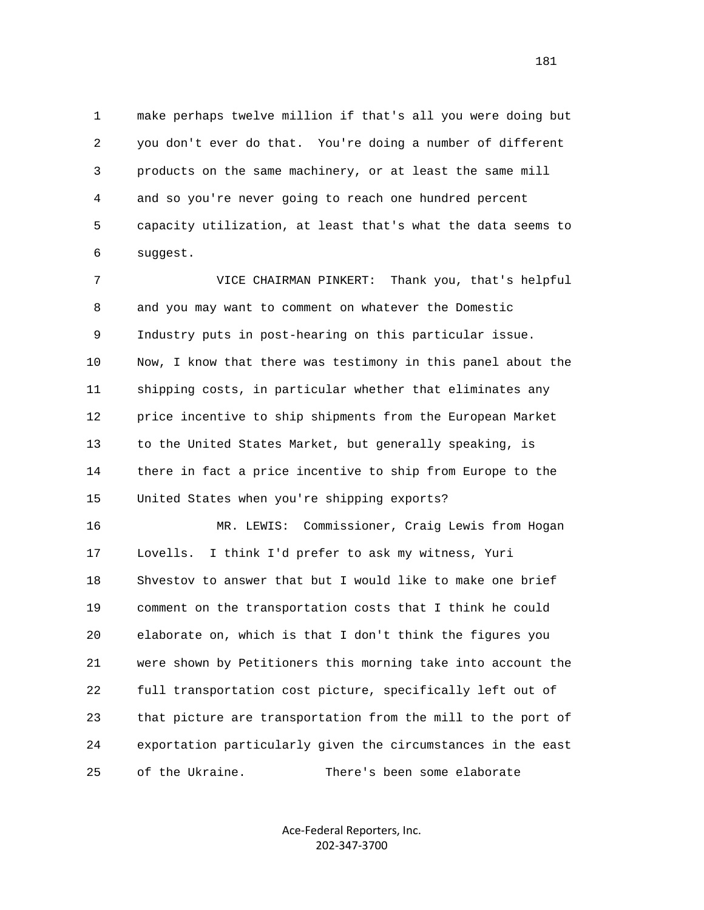make perhaps twelve million if that's all you were doing but you don't ever do that. You're doing a number of different products on the same machinery, or at least the same mill and so you're never going to reach one hundred percent capacity utilization, at least that's what the data seems to suggest.

VICE CHAIRMAN PINKERT: Thank you, that's helpful and you may want to comment on whatever the Domestic Industry puts in post-hearing on this particular issue. Now, I know that there was testimony in this panel about the shipping costs, in particular whether that eliminates any price incentive to ship shipments from the European Market to the United States Market, but generally speaking, is there in fact a price incentive to ship from Europe to the United States when you're shipping exports?

MR. LEWIS: Commissioner, Craig Lewis from Hogan Lovells. I think I'd prefer to ask my witness, Yuri Shvestov to answer that but I would like to make one brief comment on the transportation costs that I think he could elaborate on, which is that I don't think the figures you were shown by Petitioners this morning take into account the full transportation cost picture, specifically left out of that picture are transportation from the mill to the port of exportation particularly given the circumstances in the east of the Ukraine. There's been some elaborate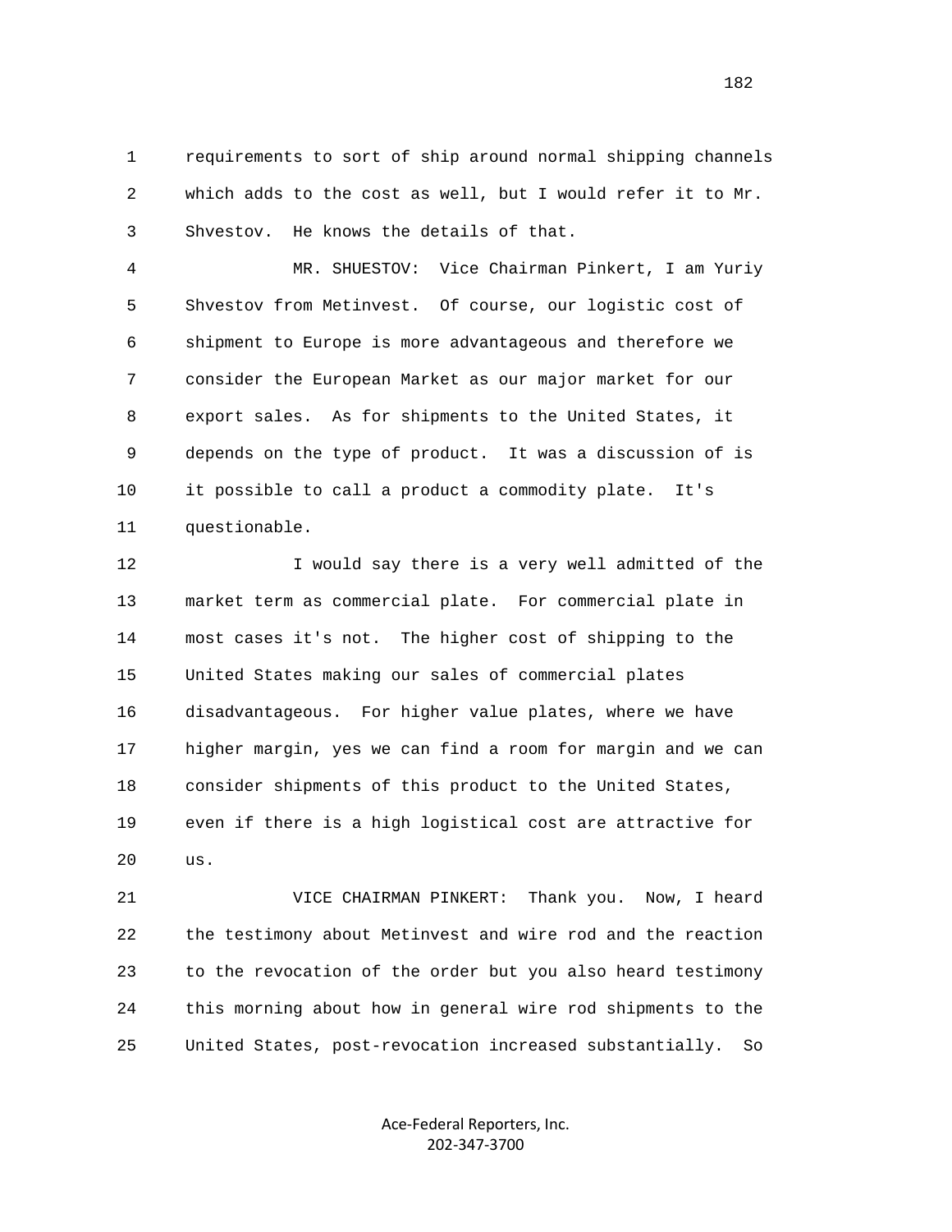1 requirements to sort of ship around normal shipping channels
2 which adds to the cost as well, but I would refer it to Mr.
3 Shvestov. He knows the details of that.

4 MR. SHUESTOV: Vice Chairman Pinkert, I am Yuriy
5 Shvestov from Metinvest. Of course, our logistic cost of
6 shipment to Europe is more advantageous and therefore we
7 consider the European Market as our major market for our
8 export sales. As for shipments to the United States, it
9 depends on the type of product. It was a discussion of is
10 it possible to call a product a commodity plate. It's
11 questionable.

12 I would say there is a very well admitted of the
13 market term as commercial plate. For commercial plate in
14 most cases it's not. The higher cost of shipping to the
15 United States making our sales of commercial plates
16 disadvantageous. For higher value plates, where we have
17 higher margin, yes we can find a room for margin and we can
18 consider shipments of this product to the United States,
19 even if there is a high logistical cost are attractive for
20 us.

21 VICE CHAIRMAN PINKERT: Thank you. Now, I heard
22 the testimony about Metinvest and wire rod and the reaction
23 to the revocation of the order but you also heard testimony
24 this morning about how in general wire rod shipments to the
25 United States, post-revocation increased substantially. So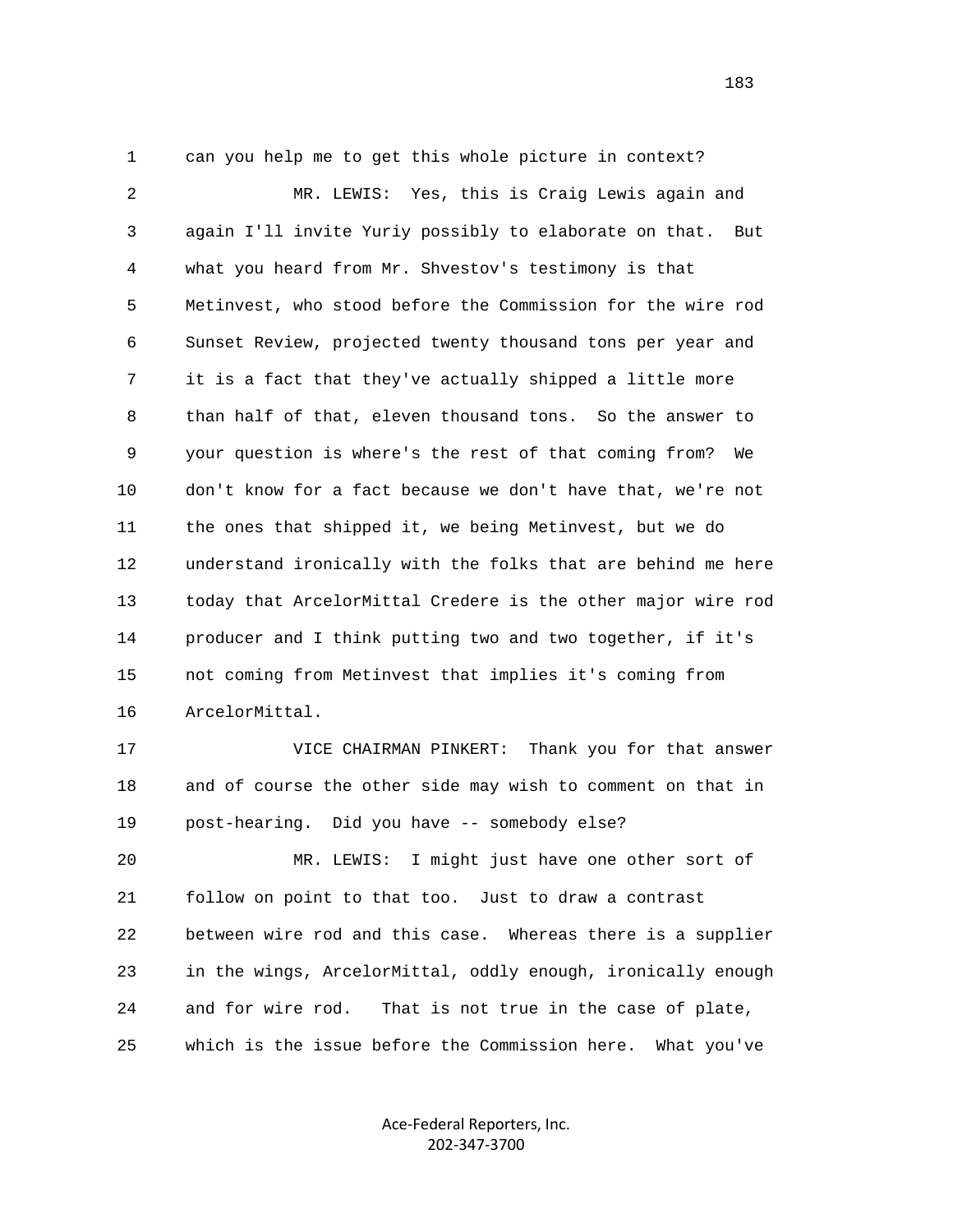can you help me to get this whole picture in context?

MR. LEWIS: Yes, this is Craig Lewis again and again I'll invite Yuriy possibly to elaborate on that. But what you heard from Mr. Shvestov's testimony is that Metinvest, who stood before the Commission for the wire rod Sunset Review, projected twenty thousand tons per year and it is a fact that they've actually shipped a little more than half of that, eleven thousand tons. So the answer to your question is where's the rest of that coming from? We don't know for a fact because we don't have that, we're not the ones that shipped it, we being Metinvest, but we do understand ironically with the folks that are behind me here today that ArcelorMittal Credere is the other major wire rod producer and I think putting two and two together, if it's not coming from Metinvest that implies it's coming from ArcelorMittal.

VICE CHAIRMAN PINKERT: Thank you for that answer and of course the other side may wish to comment on that in post-hearing. Did you have -- somebody else?

MR. LEWIS: I might just have one other sort of follow on point to that too. Just to draw a contrast between wire rod and this case. Whereas there is a supplier in the wings, ArcelorMittal, oddly enough, ironically enough and for wire rod. That is not true in the case of plate, which is the issue before the Commission here. What you've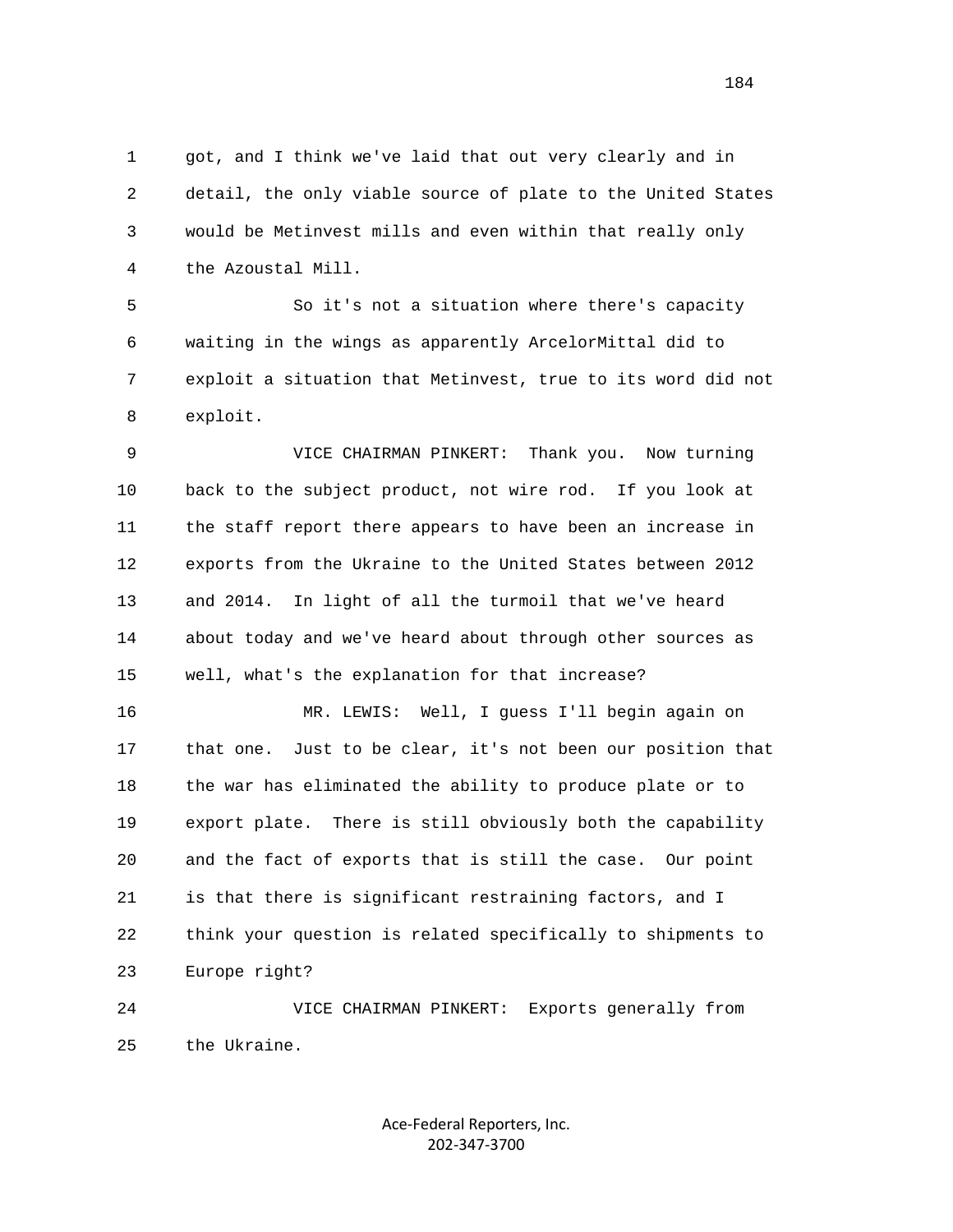got, and I think we've laid that out very clearly and in detail, the only viable source of plate to the United States would be Metinvest mills and even within that really only the Azoustal Mill.

So it's not a situation where there's capacity waiting in the wings as apparently ArcelorMittal did to exploit a situation that Metinvest, true to its word did not exploit.

VICE CHAIRMAN PINKERT: Thank you. Now turning back to the subject product, not wire rod. If you look at the staff report there appears to have been an increase in exports from the Ukraine to the United States between 2012 and 2014. In light of all the turmoil that we've heard about today and we've heard about through other sources as well, what's the explanation for that increase?

MR. LEWIS: Well, I guess I'll begin again on that one. Just to be clear, it's not been our position that the war has eliminated the ability to produce plate or to export plate. There is still obviously both the capability and the fact of exports that is still the case. Our point is that there is significant restraining factors, and I think your question is related specifically to shipments to Europe right?

VICE CHAIRMAN PINKERT: Exports generally from the Ukraine.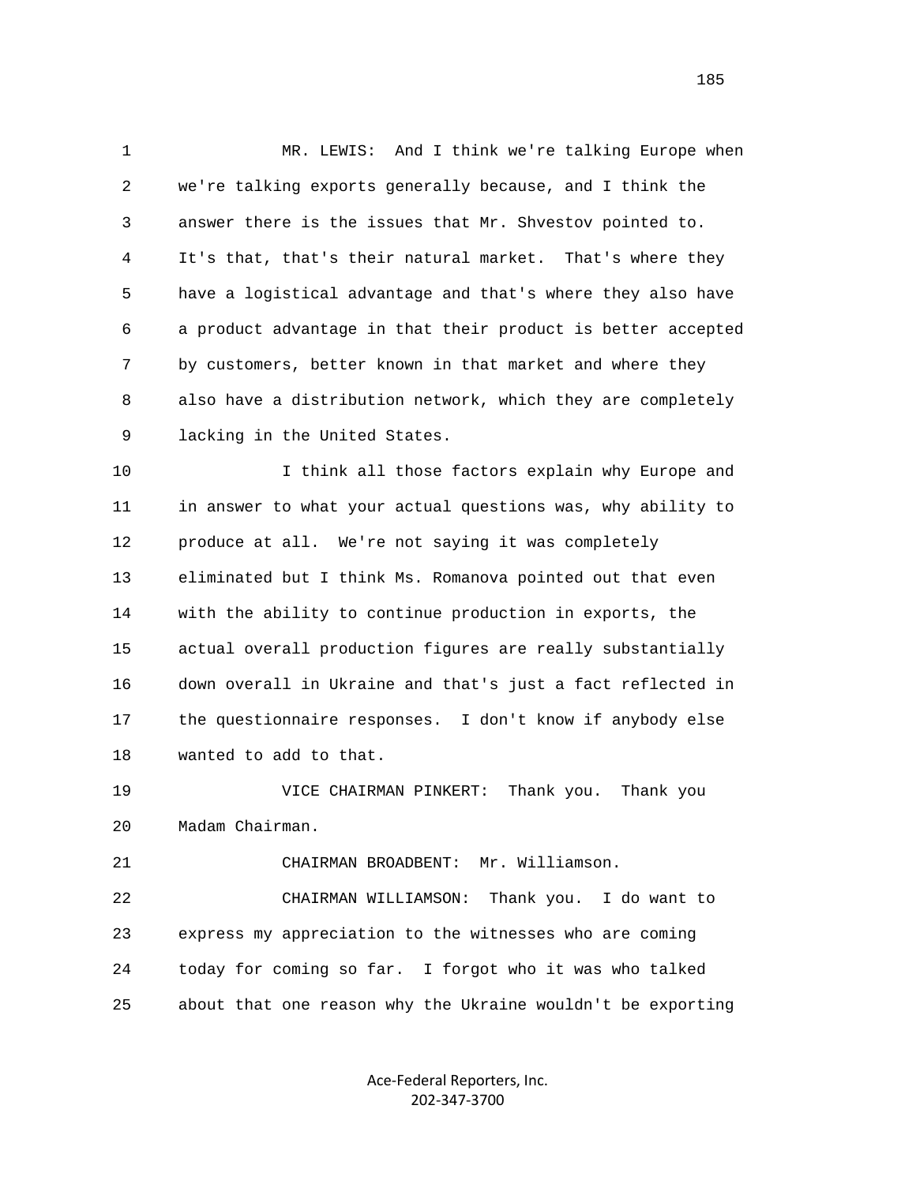MR. LEWIS: And I think we're talking Europe when we're talking exports generally because, and I think the answer there is the issues that Mr. Shvestov pointed to. It's that, that's their natural market. That's where they have a logistical advantage and that's where they also have a product advantage in that their product is better accepted by customers, better known in that market and where they also have a distribution network, which they are completely lacking in the United States.

I think all those factors explain why Europe and in answer to what your actual questions was, why ability to produce at all. We're not saying it was completely eliminated but I think Ms. Romanova pointed out that even with the ability to continue production in exports, the actual overall production figures are really substantially down overall in Ukraine and that's just a fact reflected in the questionnaire responses. I don't know if anybody else wanted to add to that.

VICE CHAIRMAN PINKERT: Thank you. Thank you Madam Chairman.

CHAIRMAN BROADBENT: Mr. Williamson.

CHAIRMAN WILLIAMSON: Thank you. I do want to express my appreciation to the witnesses who are coming today for coming so far. I forgot who it was who talked about that one reason why the Ukraine wouldn't be exporting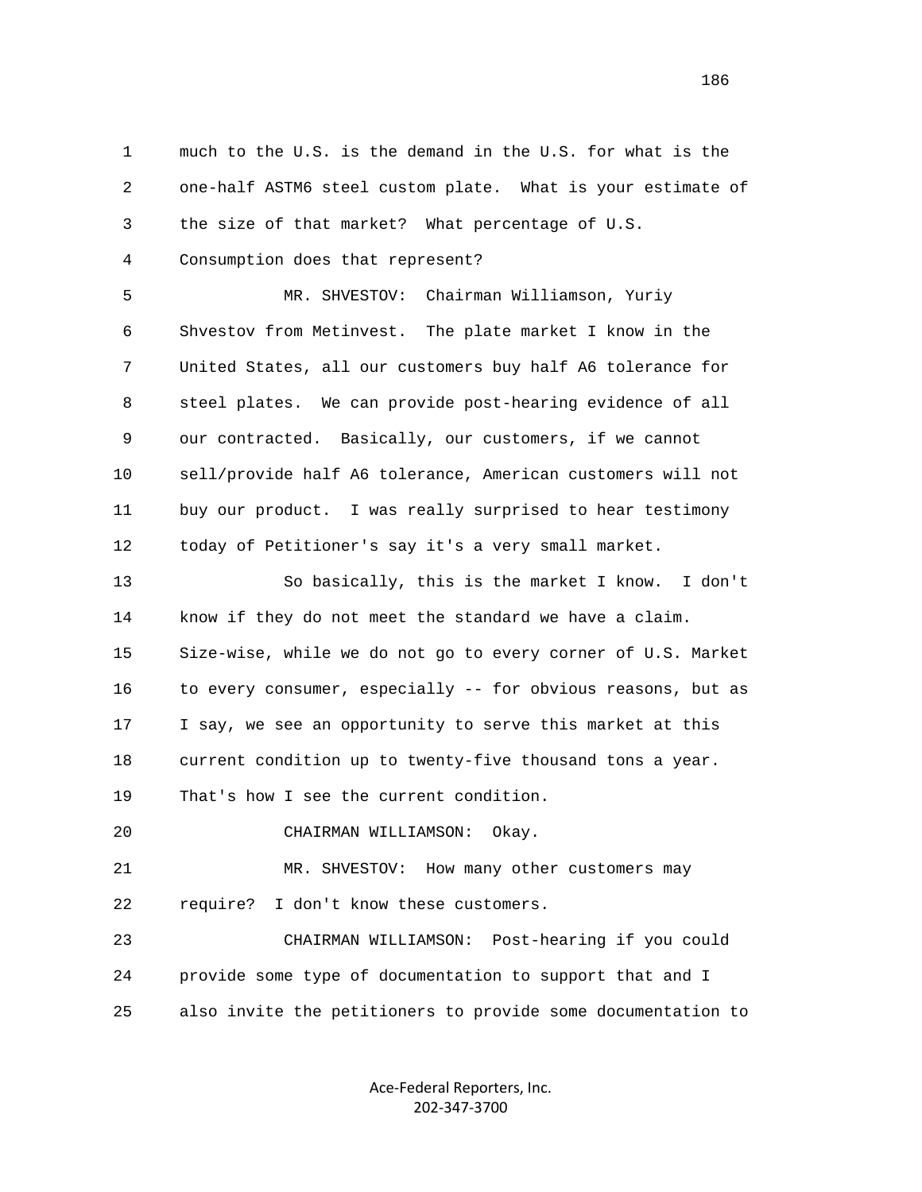much to the U.S. is the demand in the U.S. for what is the one-half ASTM6 steel custom plate. What is your estimate of the size of that market? What percentage of U.S. Consumption does that represent?

MR. SHVESTOV: Chairman Williamson, Yuriy Shvestov from Metinvest. The plate market I know in the United States, all our customers buy half A6 tolerance for steel plates. We can provide post-hearing evidence of all our contracted. Basically, our customers, if we cannot sell/provide half A6 tolerance, American customers will not buy our product. I was really surprised to hear testimony today of Petitioner's say it's a very small market.

So basically, this is the market I know. I don't know if they do not meet the standard we have a claim. Size-wise, while we do not go to every corner of U.S. Market to every consumer, especially -- for obvious reasons, but as I say, we see an opportunity to serve this market at this current condition up to twenty-five thousand tons a year. That's how I see the current condition.

CHAIRMAN WILLIAMSON: Okay.

MR. SHVESTOV: How many other customers may require? I don't know these customers.

CHAIRMAN WILLIAMSON: Post-hearing if you could provide some type of documentation to support that and I also invite the petitioners to provide some documentation to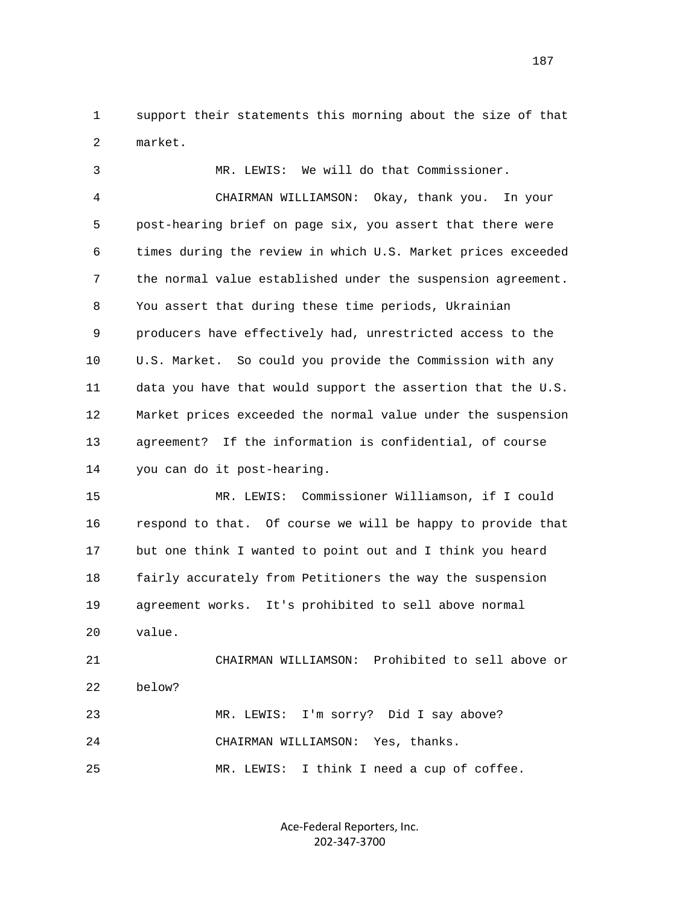1 support their statements this morning about the size of that
2 market.

3 MR. LEWIS: We will do that Commissioner.

4 CHAIRMAN WILLIAMSON: Okay, thank you. In your
5 post-hearing brief on page six, you assert that there were
6 times during the review in which U.S. Market prices exceeded
7 the normal value established under the suspension agreement.
8 You assert that during these time periods, Ukrainian
9 producers have effectively had, unrestricted access to the
10 U.S. Market. So could you provide the Commission with any
11 data you have that would support the assertion that the U.S.
12 Market prices exceeded the normal value under the suspension
13 agreement? If the information is confidential, of course
14 you can do it post-hearing.

15 MR. LEWIS: Commissioner Williamson, if I could
16 respond to that. Of course we will be happy to provide that
17 but one think I wanted to point out and I think you heard
18 fairly accurately from Petitioners the way the suspension
19 agreement works. It's prohibited to sell above normal
20 value.

21 CHAIRMAN WILLIAMSON: Prohibited to sell above or
22 below?

23 MR. LEWIS: I'm sorry? Did I say above?

24 CHAIRMAN WILLIAMSON: Yes, thanks.

25 MR. LEWIS: I think I need a cup of coffee.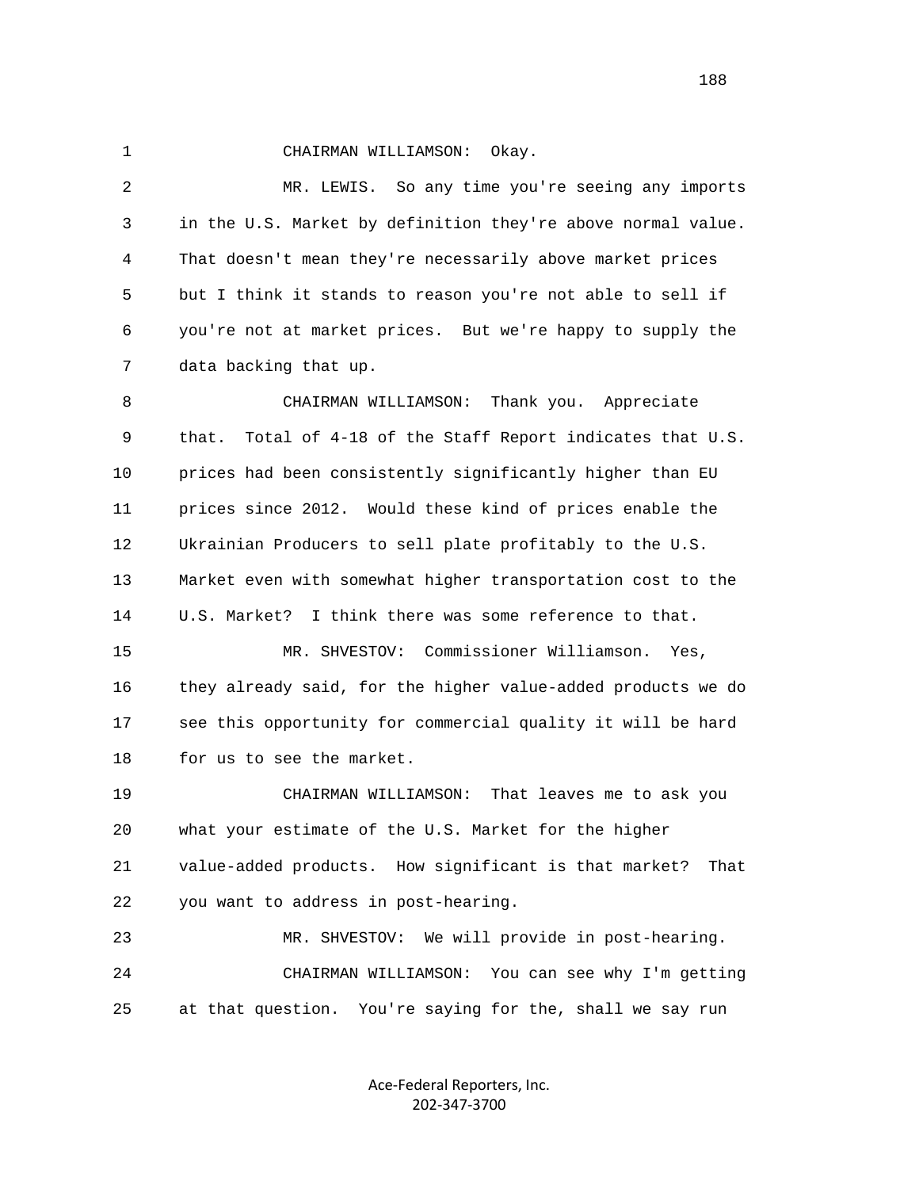1 CHAIRMAN WILLIAMSON: Okay.

2 MR. LEWIS. So any time you're seeing any imports

3 in the U.S. Market by definition they're above normal value.

4 That doesn't mean they're necessarily above market prices

5 but I think it stands to reason you're not able to sell if

6 you're not at market prices. But we're happy to supply the

7 data backing that up.

8 CHAIRMAN WILLIAMSON: Thank you. Appreciate

9 that. Total of 4-18 of the Staff Report indicates that U.S.

10 prices had been consistently significantly higher than EU

11 prices since 2012. Would these kind of prices enable the

12 Ukrainian Producers to sell plate profitably to the U.S.

13 Market even with somewhat higher transportation cost to the

14 U.S. Market? I think there was some reference to that.

15 MR. SHVESTOV: Commissioner Williamson. Yes,

16 they already said, for the higher value-added products we do

17 see this opportunity for commercial quality it will be hard

18 for us to see the market.

19 CHAIRMAN WILLIAMSON: That leaves me to ask you

20 what your estimate of the U.S. Market for the higher

21 value-added products. How significant is that market? That

22 you want to address in post-hearing.

23 MR. SHVESTOV: We will provide in post-hearing.

24 CHAIRMAN WILLIAMSON: You can see why I'm getting

25 at that question. You're saying for the, shall we say run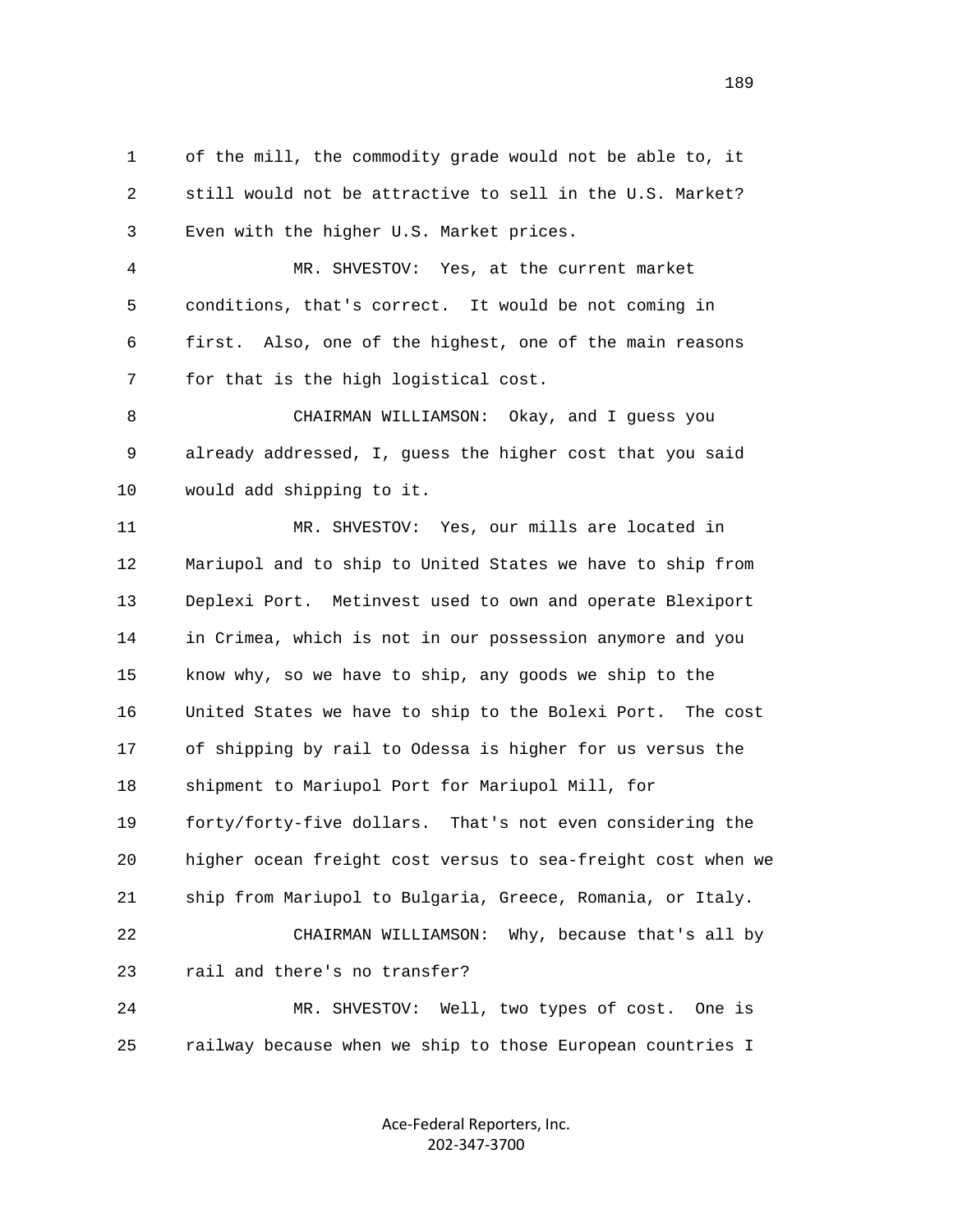1 of the mill, the commodity grade would not be able to, it
2 still would not be attractive to sell in the U.S. Market?
3 Even with the higher U.S. Market prices.

4 MR. SHVESTOV: Yes, at the current market
5 conditions, that's correct. It would be not coming in
6 first. Also, one of the highest, one of the main reasons
7 for that is the high logistical cost.

8 CHAIRMAN WILLIAMSON: Okay, and I guess you
9 already addressed, I, guess the higher cost that you said
10 would add shipping to it.

11 MR. SHVESTOV: Yes, our mills are located in
12 Mariupol and to ship to United States we have to ship from
13 Deplexi Port. Metinvest used to own and operate Blexiport
14 in Crimea, which is not in our possession anymore and you
15 know why, so we have to ship, any goods we ship to the
16 United States we have to ship to the Bolexi Port. The cost
17 of shipping by rail to Odessa is higher for us versus the
18 shipment to Mariupol Port for Mariupol Mill, for
19 forty/forty-five dollars. That's not even considering the
20 higher ocean freight cost versus to sea-freight cost when we
21 ship from Mariupol to Bulgaria, Greece, Romania, or Italy.

22 CHAIRMAN WILLIAMSON: Why, because that's all by
23 rail and there's no transfer?

24 MR. SHVESTOV: Well, two types of cost. One is
25 railway because when we ship to those European countries I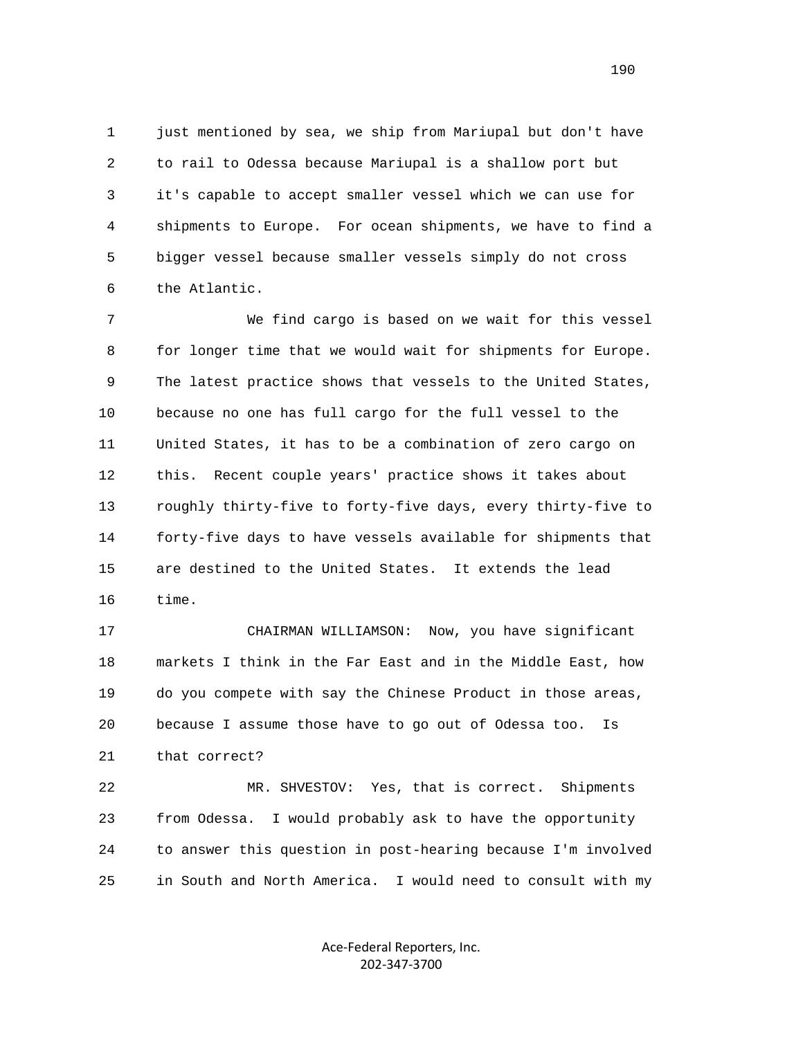just mentioned by sea, we ship from Mariupal but don't have to rail to Odessa because Mariupal is a shallow port but it's capable to accept smaller vessel which we can use for shipments to Europe. For ocean shipments, we have to find a bigger vessel because smaller vessels simply do not cross the Atlantic.

We find cargo is based on we wait for this vessel for longer time that we would wait for shipments for Europe. The latest practice shows that vessels to the United States, because no one has full cargo for the full vessel to the United States, it has to be a combination of zero cargo on this. Recent couple years' practice shows it takes about roughly thirty-five to forty-five days, every thirty-five to forty-five days to have vessels available for shipments that are destined to the United States. It extends the lead time.

CHAIRMAN WILLIAMSON: Now, you have significant markets I think in the Far East and in the Middle East, how do you compete with say the Chinese Product in those areas, because I assume those have to go out of Odessa too. Is that correct?

MR. SHVESTOV: Yes, that is correct. Shipments from Odessa. I would probably ask to have the opportunity to answer this question in post-hearing because I'm involved in South and North America. I would need to consult with my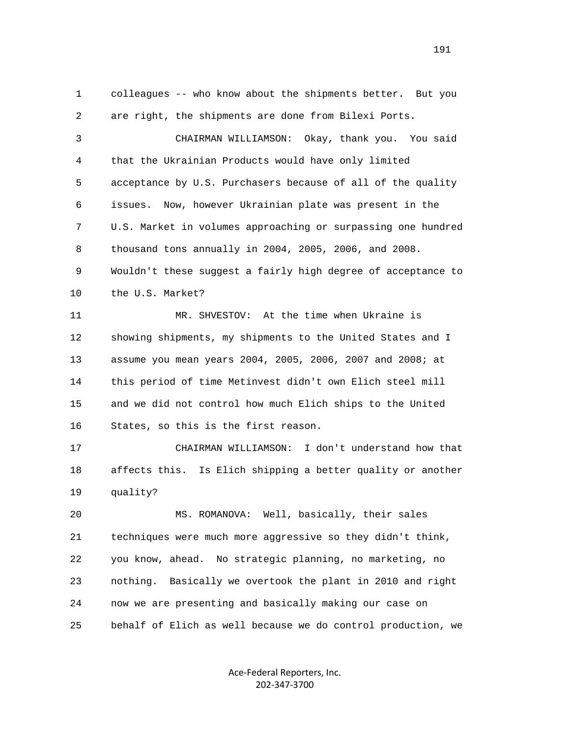1 colleagues -- who know about the shipments better. But you
2 are right, the shipments are done from Bilexi Ports.

3 CHAIRMAN WILLIAMSON: Okay, thank you. You said
4 that the Ukrainian Products would have only limited
5 acceptance by U.S. Purchasers because of all of the quality
6 issues. Now, however Ukrainian plate was present in the
7 U.S. Market in volumes approaching or surpassing one hundred
8 thousand tons annually in 2004, 2005, 2006, and 2008.
9 Wouldn't these suggest a fairly high degree of acceptance to
10 the U.S. Market?

11 MR. SHVESTOV: At the time when Ukraine is
12 showing shipments, my shipments to the United States and I
13 assume you mean years 2004, 2005, 2006, 2007 and 2008; at
14 this period of time Metinvest didn't own Elich steel mill
15 and we did not control how much Elich ships to the United
16 States, so this is the first reason.

17 CHAIRMAN WILLIAMSON: I don't understand how that
18 affects this. Is Elich shipping a better quality or another
19 quality?

20 MS. ROMANOVA: Well, basically, their sales
21 techniques were much more aggressive so they didn't think,
22 you know, ahead. No strategic planning, no marketing, no
23 nothing. Basically we overtook the plant in 2010 and right
24 now we are presenting and basically making our case on
25 behalf of Elich as well because we do control production, we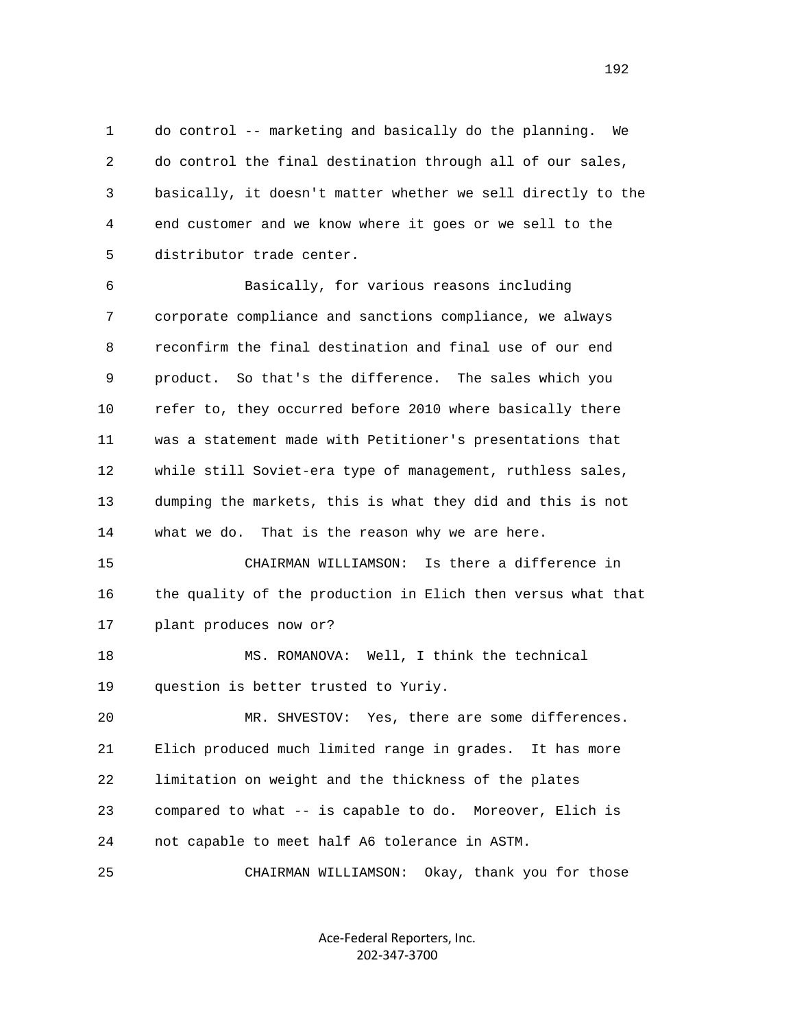do control -- marketing and basically do the planning. We do control the final destination through all of our sales, basically, it doesn't matter whether we sell directly to the end customer and we know where it goes or we sell to the distributor trade center.

Basically, for various reasons including corporate compliance and sanctions compliance, we always reconfirm the final destination and final use of our end product. So that's the difference. The sales which you refer to, they occurred before 2010 where basically there was a statement made with Petitioner's presentations that while still Soviet-era type of management, ruthless sales, dumping the markets, this is what they did and this is not what we do. That is the reason why we are here.

CHAIRMAN WILLIAMSON: Is there a difference in the quality of the production in Elich then versus what that plant produces now or?

MS. ROMANOVA: Well, I think the technical question is better trusted to Yuriy.

MR. SHVESTOV: Yes, there are some differences. Elich produced much limited range in grades. It has more limitation on weight and the thickness of the plates compared to what -- is capable to do. Moreover, Elich is not capable to meet half A6 tolerance in ASTM.

CHAIRMAN WILLIAMSON: Okay, thank you for those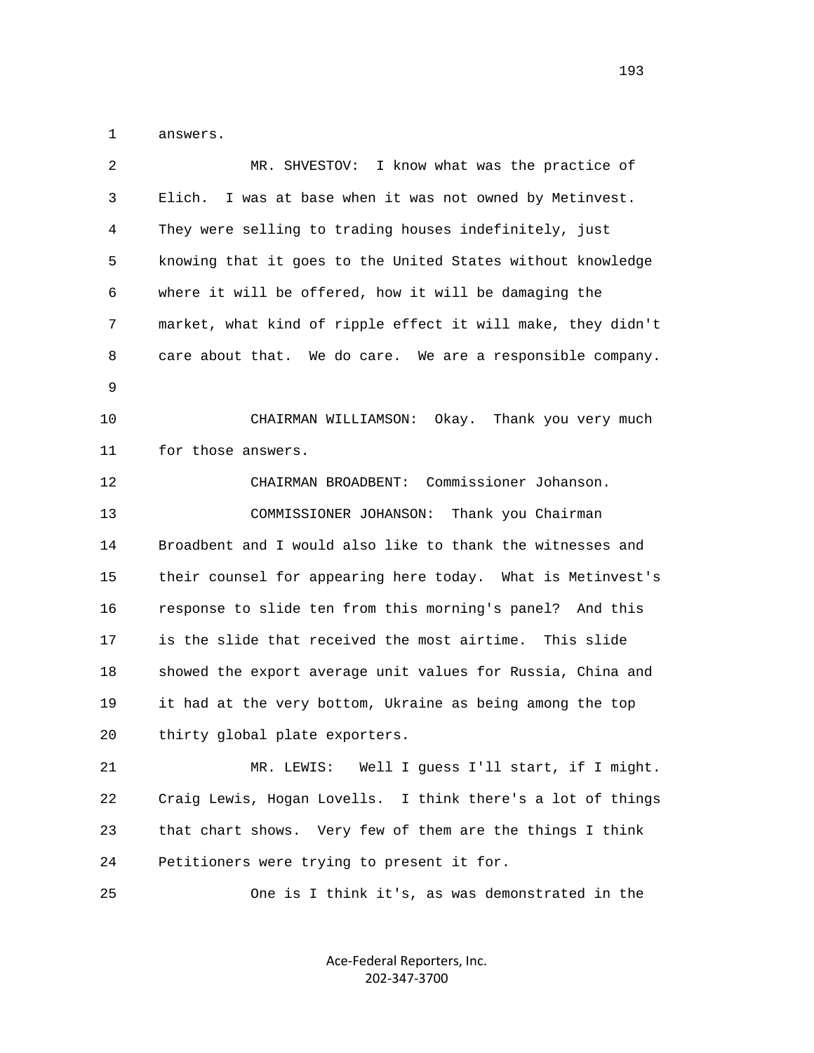1 answers.

2 MR. SHVESTOV: I know what was the practice of
3 Elich. I was at base when it was not owned by Metinvest.
4 They were selling to trading houses indefinitely, just
5 knowing that it goes to the United States without knowledge
6 where it will be offered, how it will be damaging the
7 market, what kind of ripple effect it will make, they didn't
8 care about that. We do care. We are a responsible company.
9

10 CHAIRMAN WILLIAMSON: Okay. Thank you very much
11 for those answers.

12 CHAIRMAN BROADBENT: Commissioner Johanson.

13 COMMISSIONER JOHANSON: Thank you Chairman
14 Broadbent and I would also like to thank the witnesses and
15 their counsel for appearing here today. What is Metinvest's
16 response to slide ten from this morning's panel? And this
17 is the slide that received the most airtime. This slide
18 showed the export average unit values for Russia, China and
19 it had at the very bottom, Ukraine as being among the top
20 thirty global plate exporters.

21 MR. LEWIS: Well I guess I'll start, if I might.
22 Craig Lewis, Hogan Lovells. I think there's a lot of things
23 that chart shows. Very few of them are the things I think
24 Petitioners were trying to present it for.

25 One is I think it's, as was demonstrated in the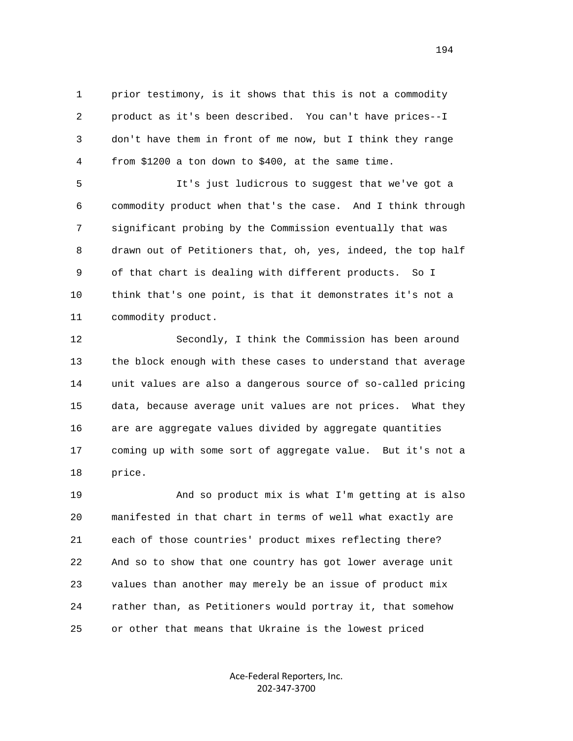1 prior testimony, is it shows that this is not a commodity
2 product as it's been described. You can't have prices--I
3 don't have them in front of me now, but I think they range
4 from $1200 a ton down to $400, at the same time.

5 It's just ludicrous to suggest that we've got a
6 commodity product when that's the case. And I think through
7 significant probing by the Commission eventually that was
8 drawn out of Petitioners that, oh, yes, indeed, the top half
9 of that chart is dealing with different products. So I
10 think that's one point, is that it demonstrates it's not a
11 commodity product.

12 Secondly, I think the Commission has been around
13 the block enough with these cases to understand that average
14 unit values are also a dangerous source of so-called pricing
15 data, because average unit values are not prices. What they
16 are are aggregate values divided by aggregate quantities
17 coming up with some sort of aggregate value. But it's not a
18 price.

19 And so product mix is what I'm getting at is also
20 manifested in that chart in terms of well what exactly are
21 each of those countries' product mixes reflecting there?
22 And so to show that one country has got lower average unit
23 values than another may merely be an issue of product mix
24 rather than, as Petitioners would portray it, that somehow
25 or other that means that Ukraine is the lowest priced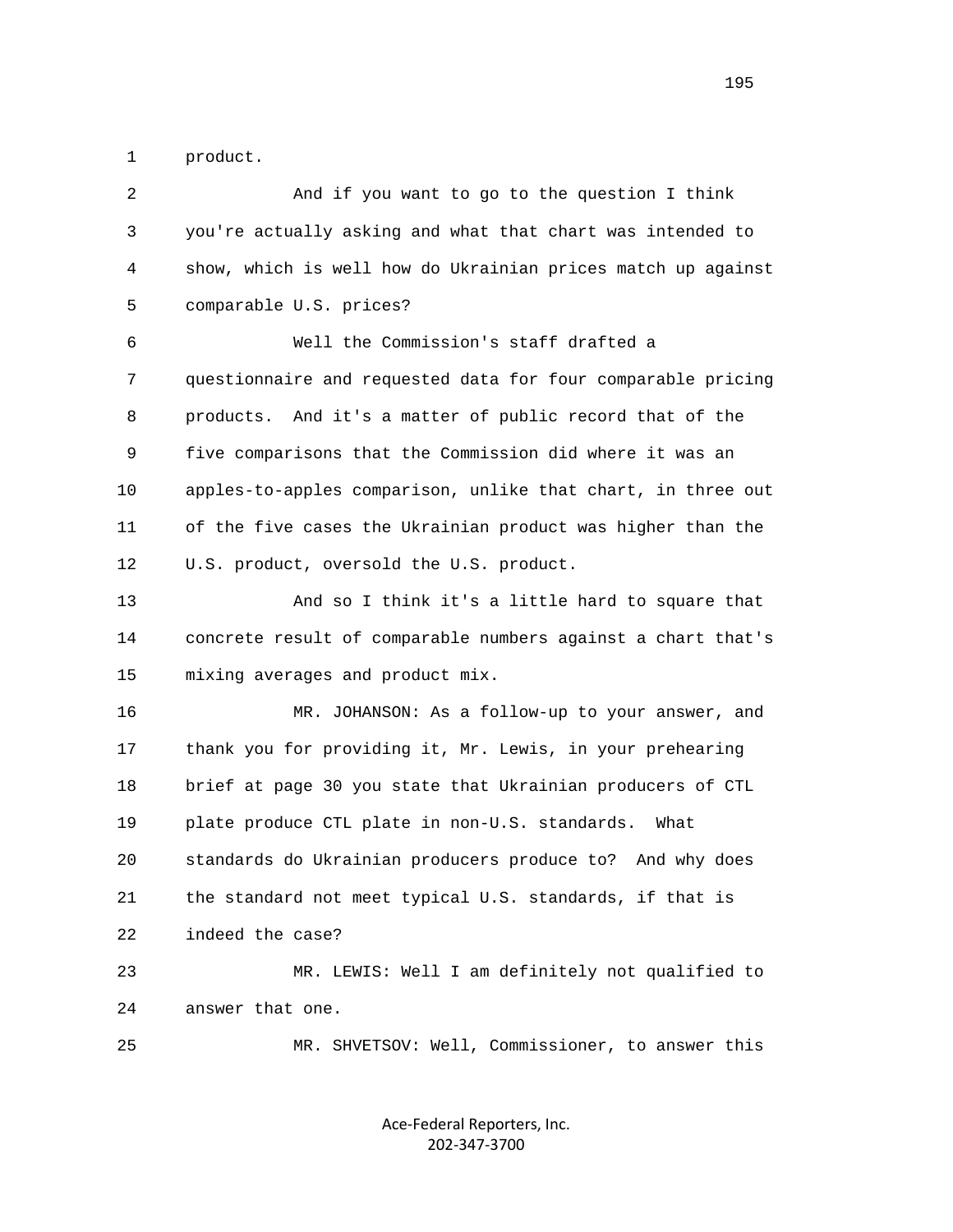product.

And if you want to go to the question I think you're actually asking and what that chart was intended to show, which is well how do Ukrainian prices match up against comparable U.S. prices?

Well the Commission's staff drafted a questionnaire and requested data for four comparable pricing products. And it's a matter of public record that of the five comparisons that the Commission did where it was an apples-to-apples comparison, unlike that chart, in three out of the five cases the Ukrainian product was higher than the U.S. product, oversold the U.S. product.

And so I think it's a little hard to square that concrete result of comparable numbers against a chart that's mixing averages and product mix.

MR. JOHANSON: As a follow-up to your answer, and thank you for providing it, Mr. Lewis, in your prehearing brief at page 30 you state that Ukrainian producers of CTL plate produce CTL plate in non-U.S. standards. What standards do Ukrainian producers produce to? And why does the standard not meet typical U.S. standards, if that is indeed the case?

MR. LEWIS: Well I am definitely not qualified to answer that one.

MR. SHVETSOV: Well, Commissioner, to answer this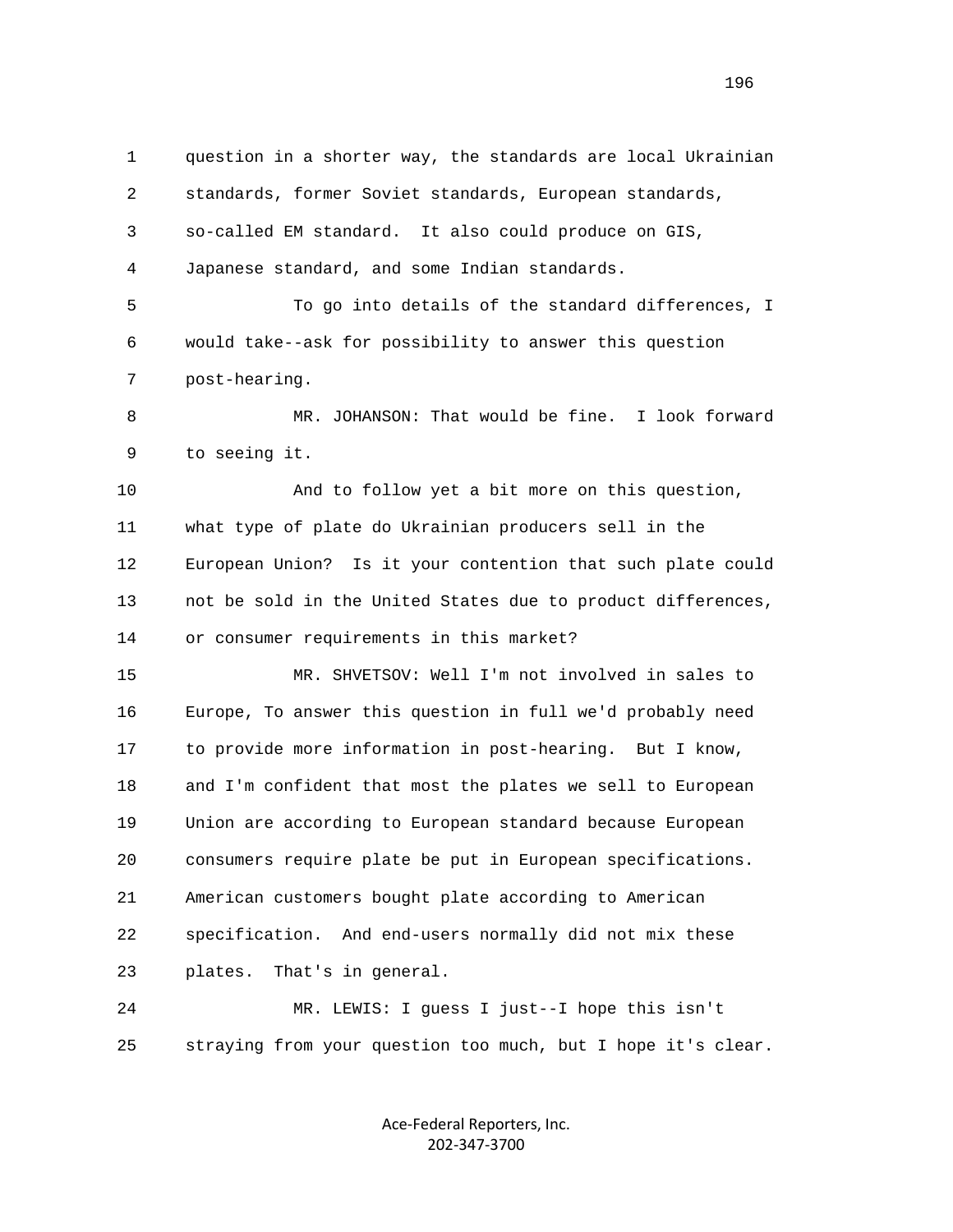question in a shorter way, the standards are local Ukrainian standards, former Soviet standards, European standards, so-called EM standard. It also could produce on GIS, Japanese standard, and some Indian standards.

To go into details of the standard differences, I would take--ask for possibility to answer this question post-hearing.

MR. JOHANSON: That would be fine. I look forward to seeing it.

And to follow yet a bit more on this question, what type of plate do Ukrainian producers sell in the European Union? Is it your contention that such plate could not be sold in the United States due to product differences, or consumer requirements in this market?

MR. SHVETSOV: Well I'm not involved in sales to Europe, To answer this question in full we'd probably need to provide more information in post-hearing. But I know, and I'm confident that most the plates we sell to European Union are according to European standard because European consumers require plate be put in European specifications. American customers bought plate according to American specification. And end-users normally did not mix these plates. That's in general.

MR. LEWIS: I guess I just--I hope this isn't straying from your question too much, but I hope it's clear.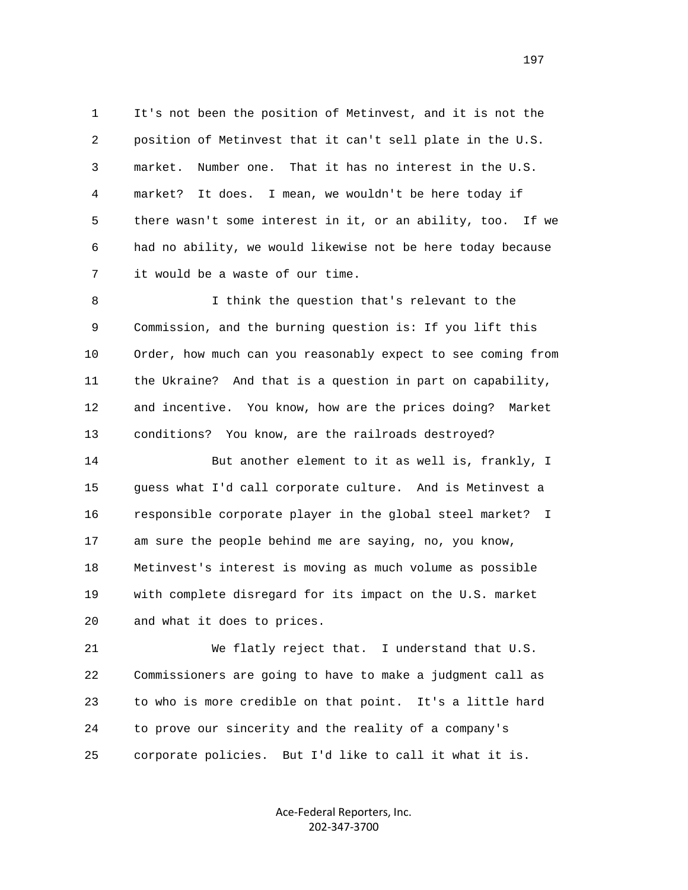It's not been the position of Metinvest, and it is not the position of Metinvest that it can't sell plate in the U.S. market. Number one. That it has no interest in the U.S. market? It does. I mean, we wouldn't be here today if there wasn't some interest in it, or an ability, too. If we had no ability, we would likewise not be here today because it would be a waste of our time.

I think the question that's relevant to the Commission, and the burning question is: If you lift this Order, how much can you reasonably expect to see coming from the Ukraine? And that is a question in part on capability, and incentive. You know, how are the prices doing? Market conditions? You know, are the railroads destroyed?

But another element to it as well is, frankly, I guess what I'd call corporate culture. And is Metinvest a responsible corporate player in the global steel market? I am sure the people behind me are saying, no, you know, Metinvest's interest is moving as much volume as possible with complete disregard for its impact on the U.S. market and what it does to prices.

We flatly reject that. I understand that U.S. Commissioners are going to have to make a judgment call as to who is more credible on that point. It's a little hard to prove our sincerity and the reality of a company's corporate policies. But I'd like to call it what it is.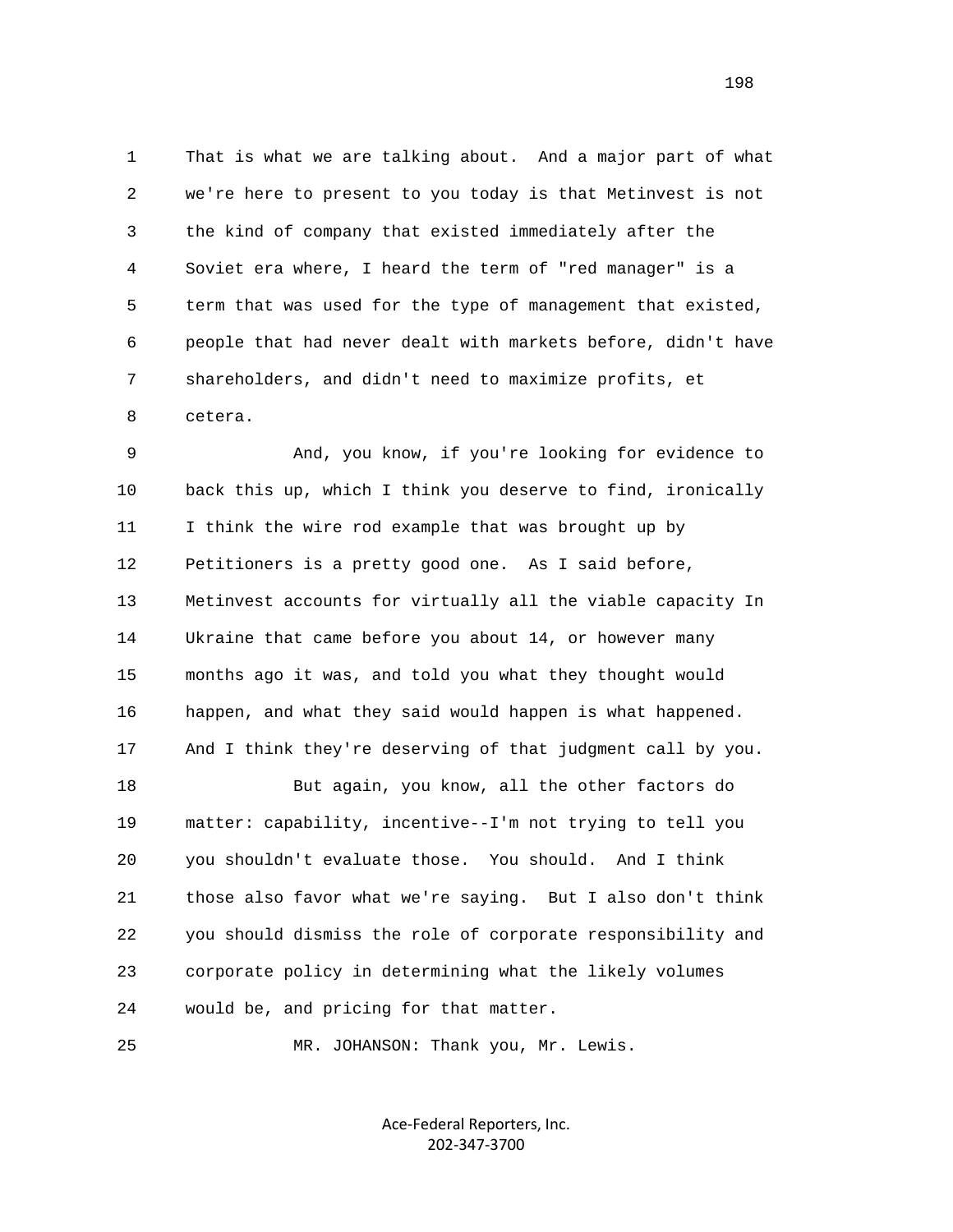That is what we are talking about. And a major part of what we're here to present to you today is that Metinvest is not the kind of company that existed immediately after the Soviet era where, I heard the term of "red manager" is a term that was used for the type of management that existed, people that had never dealt with markets before, didn't have shareholders, and didn't need to maximize profits, et cetera.

And, you know, if you're looking for evidence to back this up, which I think you deserve to find, ironically I think the wire rod example that was brought up by Petitioners is a pretty good one. As I said before, Metinvest accounts for virtually all the viable capacity In Ukraine that came before you about 14, or however many months ago it was, and told you what they thought would happen, and what they said would happen is what happened. And I think they're deserving of that judgment call by you.

But again, you know, all the other factors do matter: capability, incentive--I'm not trying to tell you you shouldn't evaluate those. You should. And I think those also favor what we're saying. But I also don't think you should dismiss the role of corporate responsibility and corporate policy in determining what the likely volumes would be, and pricing for that matter.

MR. JOHANSON: Thank you, Mr. Lewis.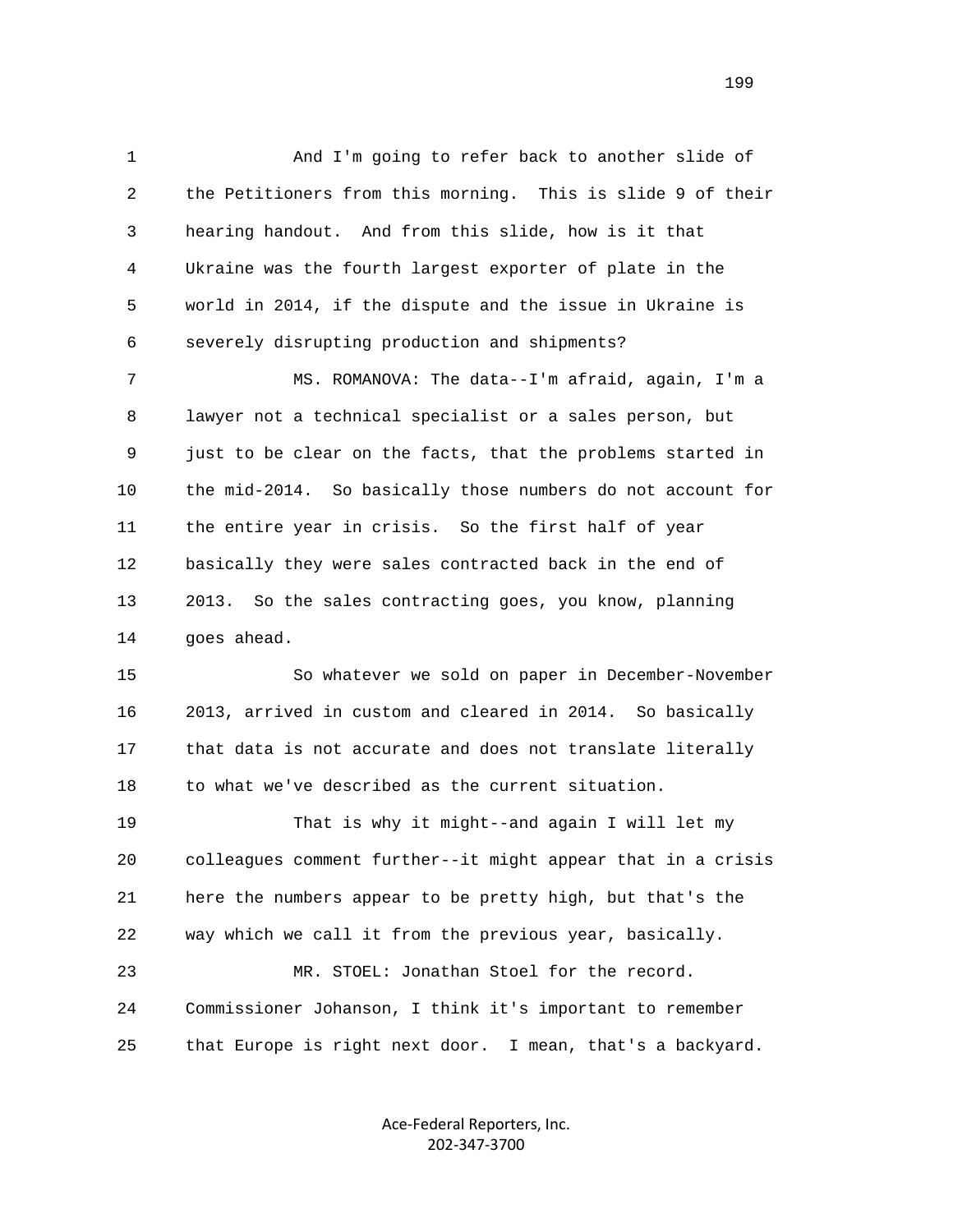And I'm going to refer back to another slide of the Petitioners from this morning. This is slide 9 of their hearing handout. And from this slide, how is it that Ukraine was the fourth largest exporter of plate in the world in 2014, if the dispute and the issue in Ukraine is severely disrupting production and shipments?

MS. ROMANOVA: The data--I'm afraid, again, I'm a lawyer not a technical specialist or a sales person, but just to be clear on the facts, that the problems started in the mid-2014. So basically those numbers do not account for the entire year in crisis. So the first half of year basically they were sales contracted back in the end of 2013. So the sales contracting goes, you know, planning goes ahead.

So whatever we sold on paper in December-November 2013, arrived in custom and cleared in 2014. So basically that data is not accurate and does not translate literally to what we've described as the current situation.

That is why it might--and again I will let my colleagues comment further--it might appear that in a crisis here the numbers appear to be pretty high, but that's the way which we call it from the previous year, basically.

MR. STOEL: Jonathan Stoel for the record. Commissioner Johanson, I think it's important to remember that Europe is right next door. I mean, that's a backyard.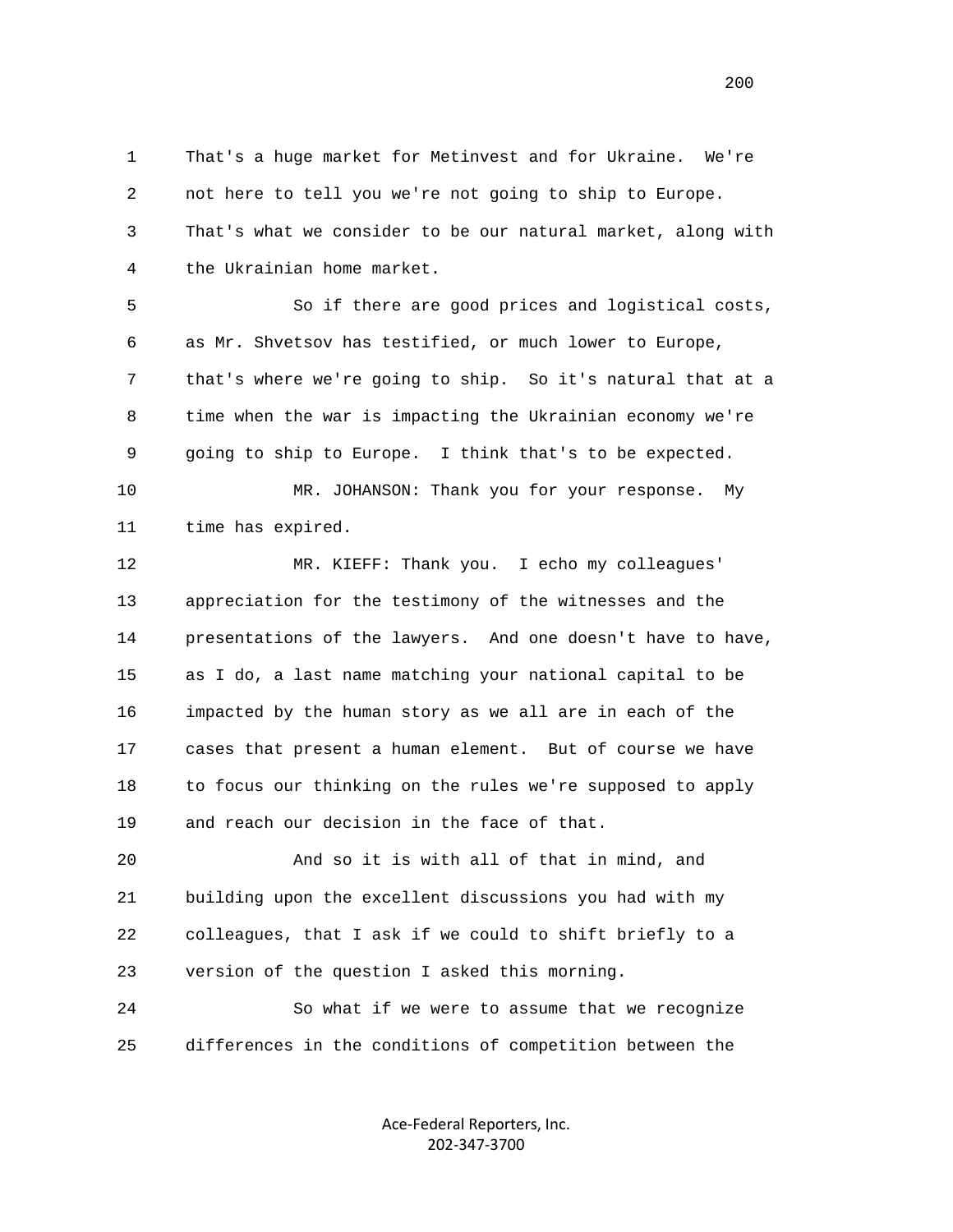That's a huge market for Metinvest and for Ukraine. We're not here to tell you we're not going to ship to Europe. That's what we consider to be our natural market, along with the Ukrainian home market.

So if there are good prices and logistical costs, as Mr. Shvetsov has testified, or much lower to Europe, that's where we're going to ship. So it's natural that at a time when the war is impacting the Ukrainian economy we're going to ship to Europe. I think that's to be expected.

MR. JOHANSON: Thank you for your response. My time has expired.

MR. KIEFF: Thank you. I echo my colleagues' appreciation for the testimony of the witnesses and the presentations of the lawyers. And one doesn't have to have, as I do, a last name matching your national capital to be impacted by the human story as we all are in each of the cases that present a human element. But of course we have to focus our thinking on the rules we're supposed to apply and reach our decision in the face of that.

And so it is with all of that in mind, and building upon the excellent discussions you had with my colleagues, that I ask if we could to shift briefly to a version of the question I asked this morning.

So what if we were to assume that we recognize differences in the conditions of competition between the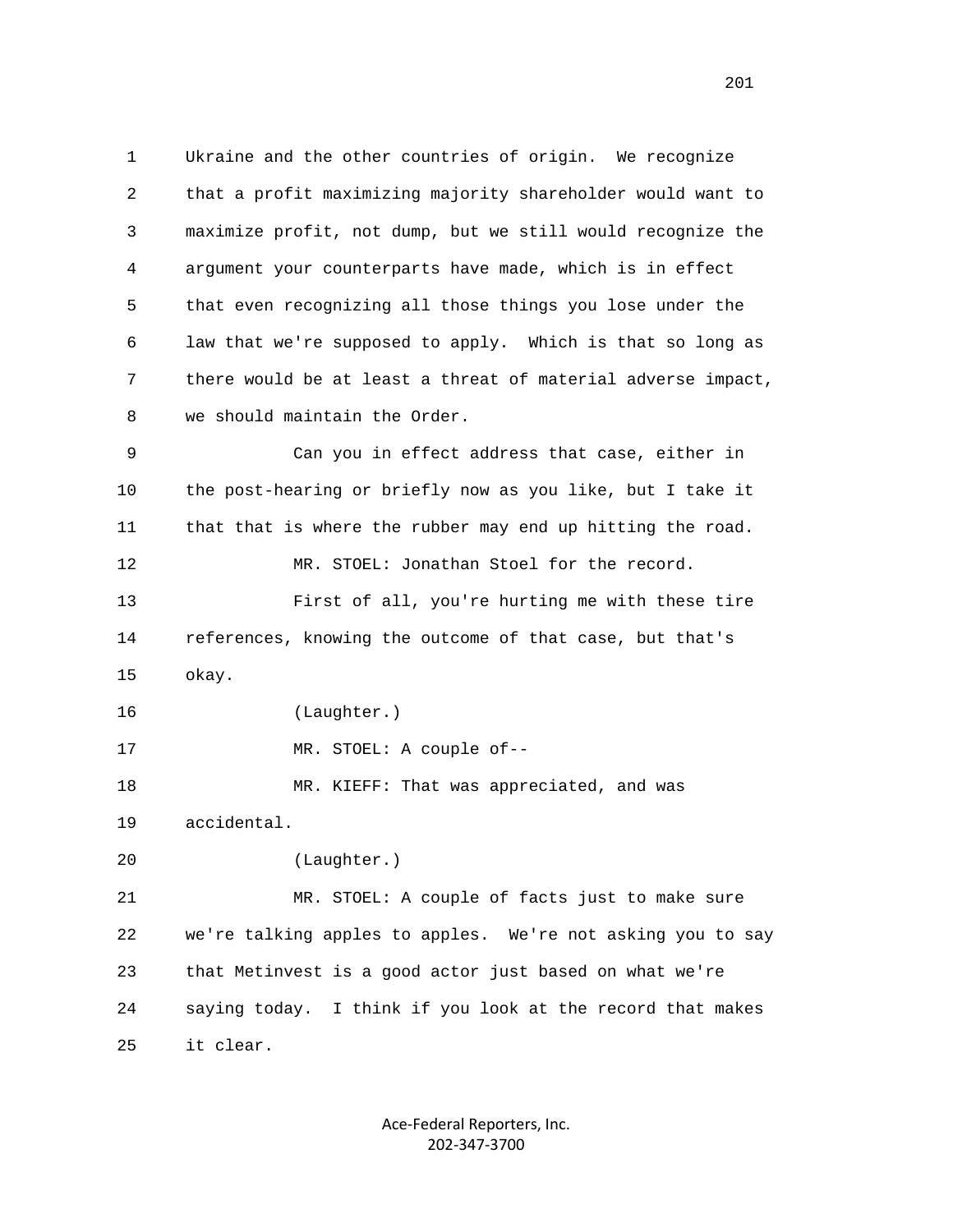Ukraine and the other countries of origin. We recognize that a profit maximizing majority shareholder would want to maximize profit, not dump, but we still would recognize the argument your counterparts have made, which is in effect that even recognizing all those things you lose under the law that we're supposed to apply. Which is that so long as there would be at least a threat of material adverse impact, we should maintain the Order.

Can you in effect address that case, either in the post-hearing or briefly now as you like, but I take it that that is where the rubber may end up hitting the road.

MR. STOEL: Jonathan Stoel for the record.

First of all, you're hurting me with these tire references, knowing the outcome of that case, but that's okay.

(Laughter.)

MR. STOEL: A couple of--

MR. KIEFF: That was appreciated, and was accidental.

(Laughter.)

MR. STOEL: A couple of facts just to make sure we're talking apples to apples. We're not asking you to say that Metinvest is a good actor just based on what we're saying today. I think if you look at the record that makes it clear.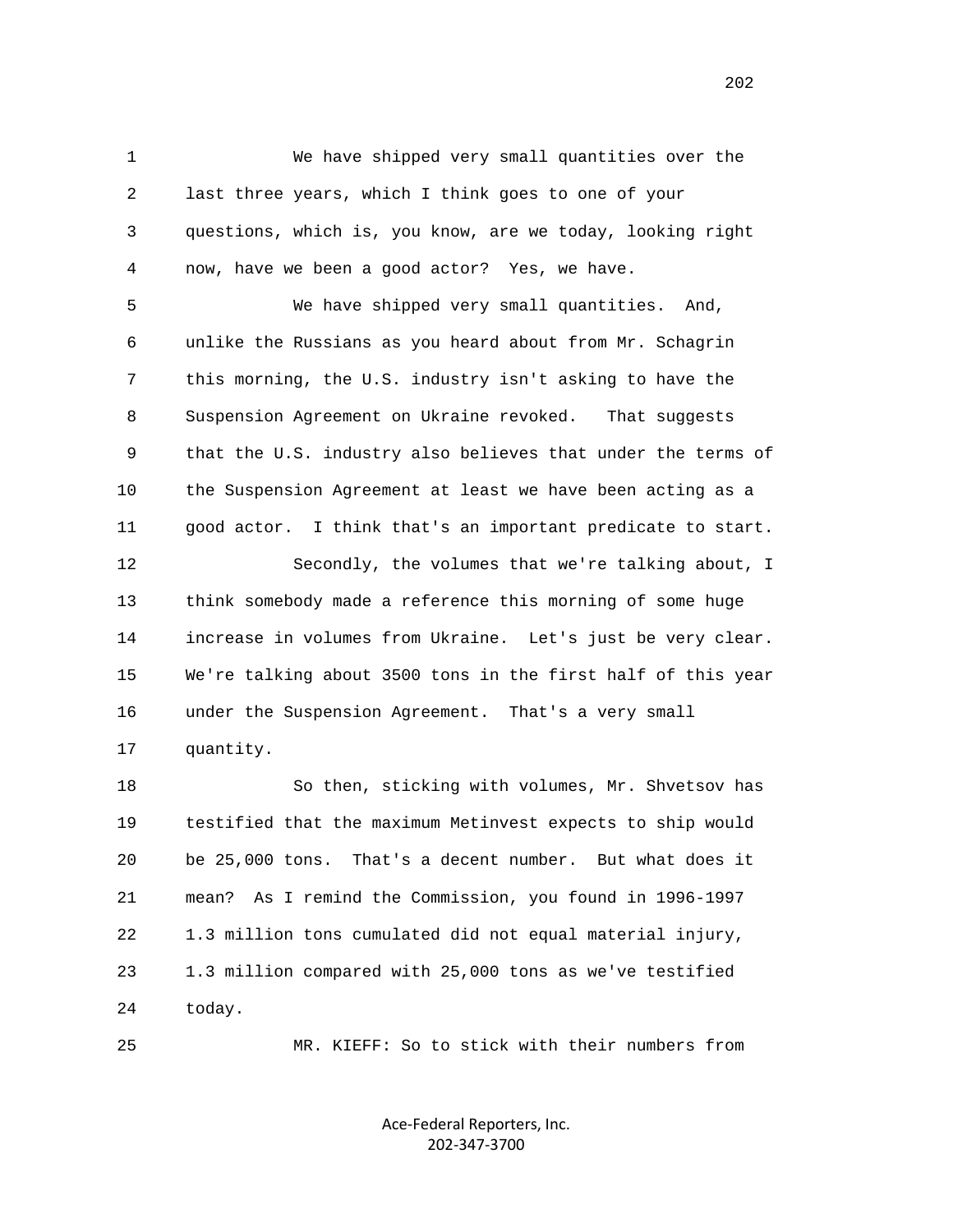We have shipped very small quantities over the last three years, which I think goes to one of your questions, which is, you know, are we today, looking right now, have we been a good actor? Yes, we have.

We have shipped very small quantities. And, unlike the Russians as you heard about from Mr. Schagrin this morning, the U.S. industry isn't asking to have the Suspension Agreement on Ukraine revoked. That suggests that the U.S. industry also believes that under the terms of the Suspension Agreement at least we have been acting as a good actor. I think that's an important predicate to start.

Secondly, the volumes that we're talking about, I think somebody made a reference this morning of some huge increase in volumes from Ukraine. Let's just be very clear. We're talking about 3500 tons in the first half of this year under the Suspension Agreement. That's a very small quantity.

So then, sticking with volumes, Mr. Shvetsov has testified that the maximum Metinvest expects to ship would be 25,000 tons. That's a decent number. But what does it mean? As I remind the Commission, you found in 1996-1997 1.3 million tons cumulated did not equal material injury, 1.3 million compared with 25,000 tons as we've testified today.

MR. KIEFF: So to stick with their numbers from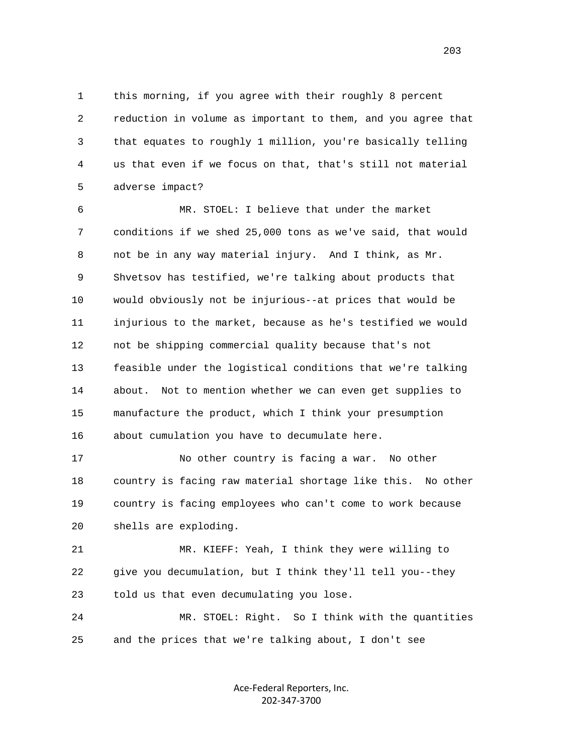this morning, if you agree with their roughly 8 percent reduction in volume as important to them, and you agree that that equates to roughly 1 million, you're basically telling us that even if we focus on that, that's still not material adverse impact?

MR. STOEL: I believe that under the market conditions if we shed 25,000 tons as we've said, that would not be in any way material injury. And I think, as Mr. Shvetsov has testified, we're talking about products that would obviously not be injurious--at prices that would be injurious to the market, because as he's testified we would not be shipping commercial quality because that's not feasible under the logistical conditions that we're talking about. Not to mention whether we can even get supplies to manufacture the product, which I think your presumption about cumulation you have to decumulate here.

No other country is facing a war. No other country is facing raw material shortage like this. No other country is facing employees who can't come to work because shells are exploding.

MR. KIEFF: Yeah, I think they were willing to give you decumulation, but I think they'll tell you--they told us that even decumulating you lose.

MR. STOEL: Right. So I think with the quantities and the prices that we're talking about, I don't see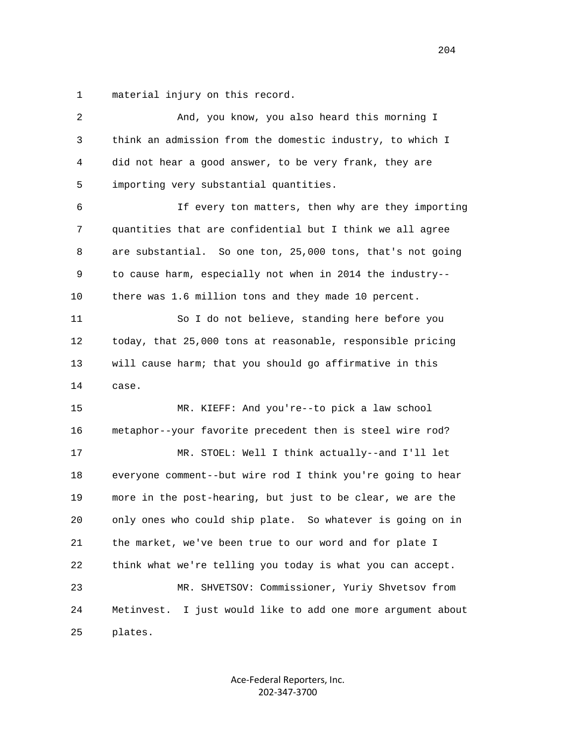material injury on this record.

And, you know, you also heard this morning I think an admission from the domestic industry, to which I did not hear a good answer, to be very frank, they are importing very substantial quantities.

If every ton matters, then why are they importing quantities that are confidential but I think we all agree are substantial. So one ton, 25,000 tons, that's not going to cause harm, especially not when in 2014 the industry--there was 1.6 million tons and they made 10 percent.

So I do not believe, standing here before you today, that 25,000 tons at reasonable, responsible pricing will cause harm; that you should go affirmative in this case.

MR. KIEFF: And you're--to pick a law school metaphor--your favorite precedent then is steel wire rod?

MR. STOEL: Well I think actually--and I'll let everyone comment--but wire rod I think you're going to hear more in the post-hearing, but just to be clear, we are the only ones who could ship plate. So whatever is going on in the market, we've been true to our word and for plate I think what we're telling you today is what you can accept.

MR. SHVETSOV: Commissioner, Yuriy Shvetsov from Metinvest. I just would like to add one more argument about plates.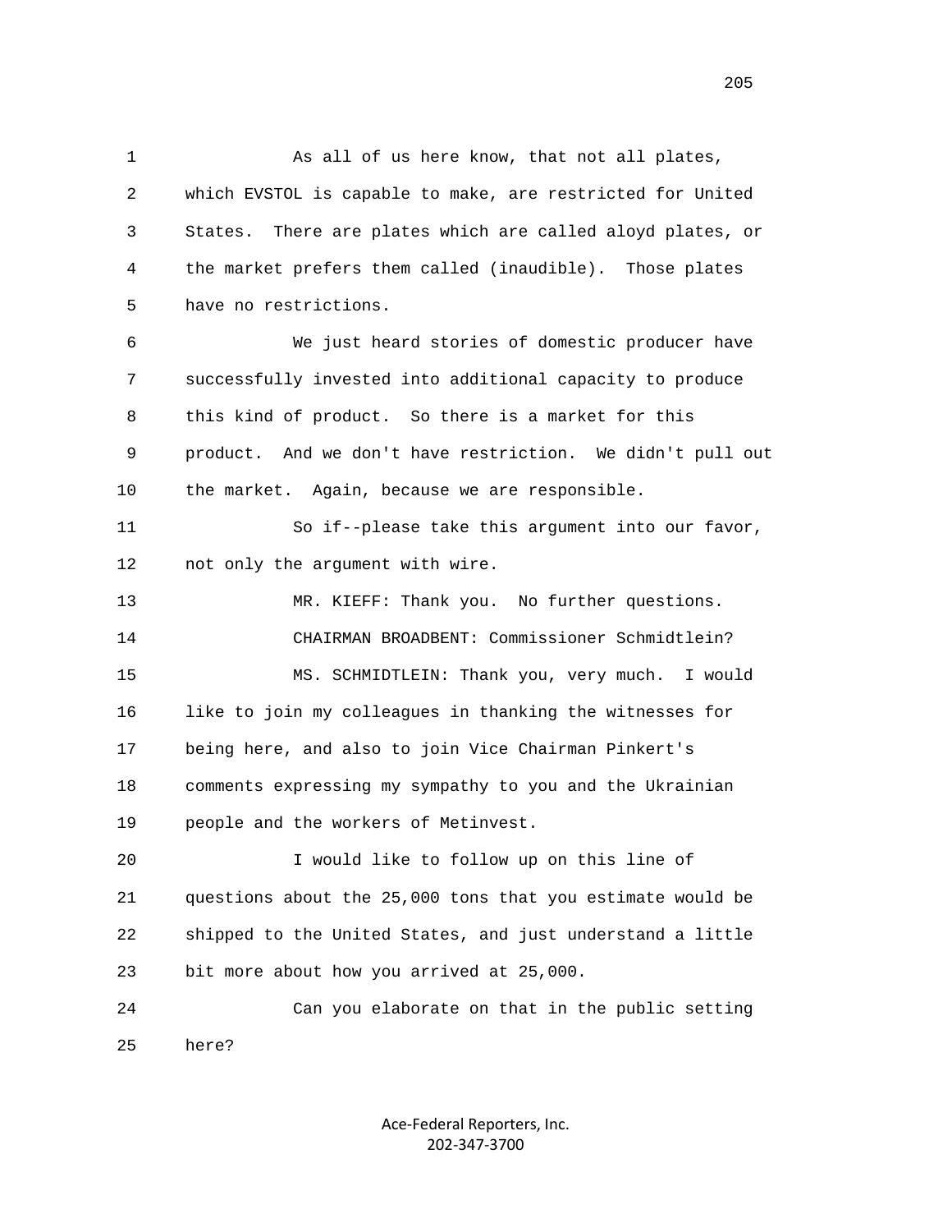As all of us here know, that not all plates, which EVSTOL is capable to make, are restricted for United States. There are plates which are called aloyd plates, or the market prefers them called (inaudible). Those plates have no restrictions.

We just heard stories of domestic producer have successfully invested into additional capacity to produce this kind of product. So there is a market for this product. And we don't have restriction. We didn't pull out the market. Again, because we are responsible.

So if--please take this argument into our favor, not only the argument with wire.

MR. KIEFF: Thank you. No further questions.

CHAIRMAN BROADBENT: Commissioner Schmidtlein?

MS. SCHMIDTLEIN: Thank you, very much. I would like to join my colleagues in thanking the witnesses for being here, and also to join Vice Chairman Pinkert's comments expressing my sympathy to you and the Ukrainian people and the workers of Metinvest.

I would like to follow up on this line of questions about the 25,000 tons that you estimate would be shipped to the United States, and just understand a little bit more about how you arrived at 25,000.

Can you elaborate on that in the public setting here?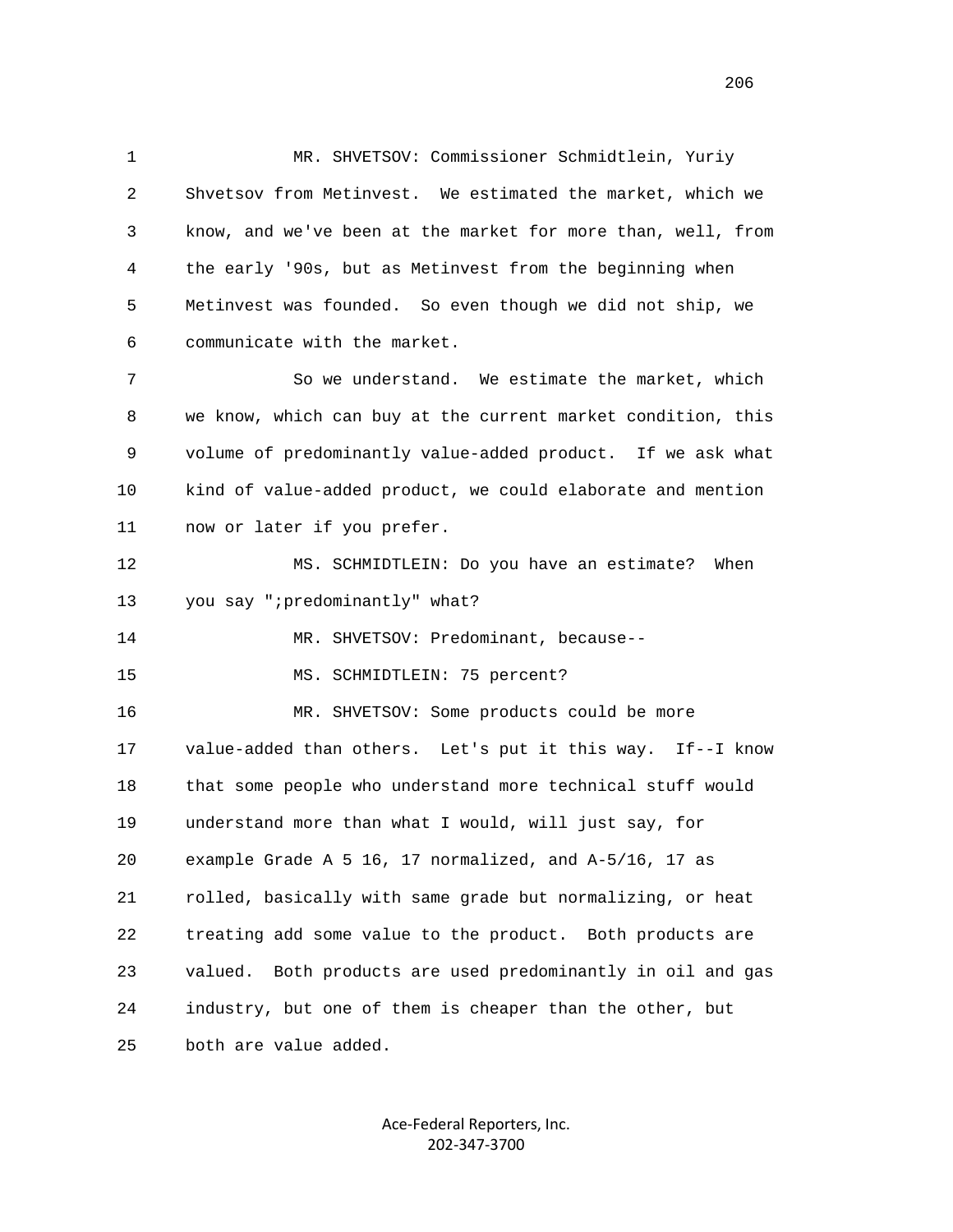1 MR. SHVETSOV: Commissioner Schmidtlein, Yuriy
2 Shvetsov from Metinvest. We estimated the market, which we
3 know, and we've been at the market for more than, well, from
4 the early '90s, but as Metinvest from the beginning when
5 Metinvest was founded. So even though we did not ship, we
6 communicate with the market.

7 So we understand. We estimate the market, which
8 we know, which can buy at the current market condition, this
9 volume of predominantly value-added product. If we ask what
10 kind of value-added product, we could elaborate and mention
11 now or later if you prefer.

12 MS. SCHMIDTLEIN: Do you have an estimate? When
13 you say ";predominantly" what?

14 MR. SHVETSOV: Predominant, because--

15 MS. SCHMIDTLEIN: 75 percent?

16 MR. SHVETSOV: Some products could be more
17 value-added than others. Let's put it this way. If--I know
18 that some people who understand more technical stuff would
19 understand more than what I would, will just say, for
20 example Grade A 5 16, 17 normalized, and A-5/16, 17 as
21 rolled, basically with same grade but normalizing, or heat
22 treating add some value to the product. Both products are
23 valued. Both products are used predominantly in oil and gas
24 industry, but one of them is cheaper than the other, but
25 both are value added.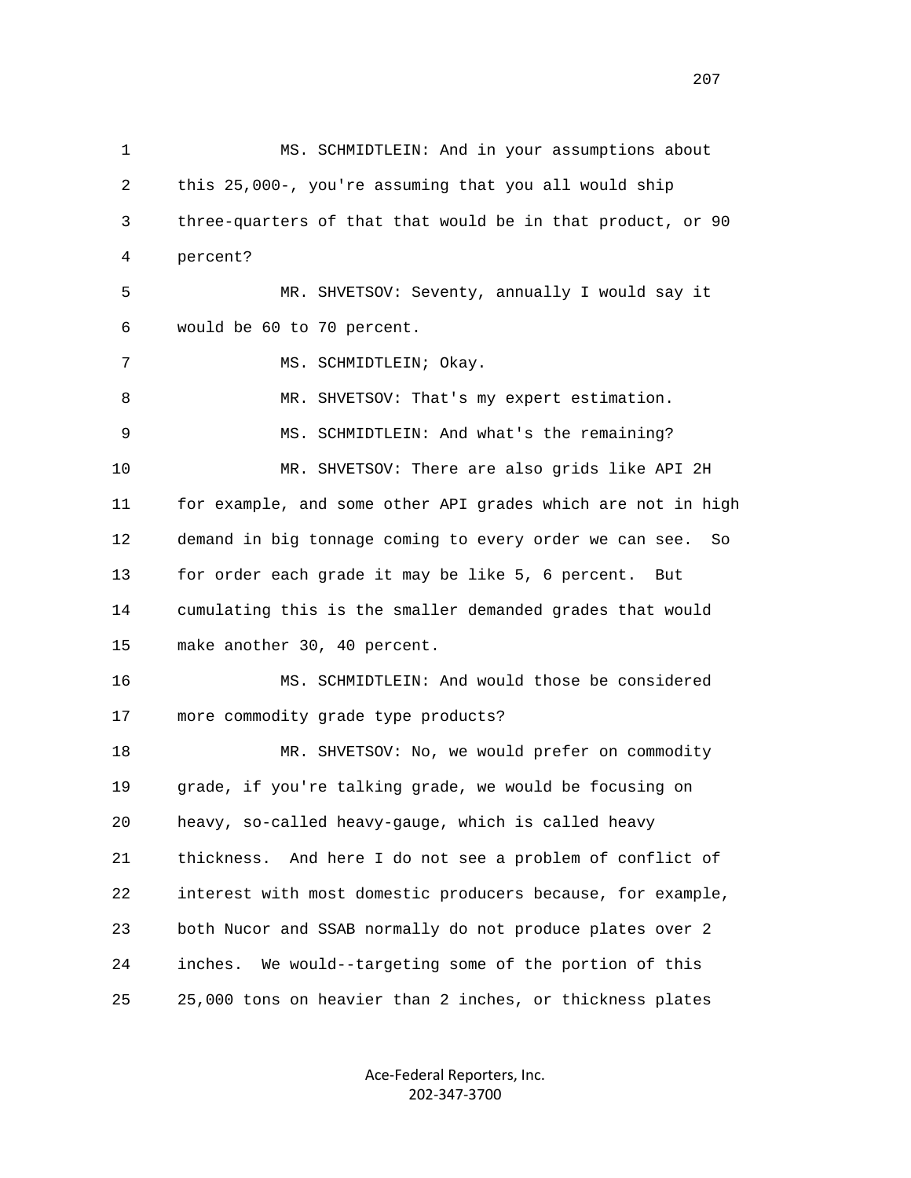MS. SCHMIDTLEIN: And in your assumptions about this 25,000-, you're assuming that you all would ship three-quarters of that that would be in that product, or 90 percent?

MR. SHVETSOV: Seventy, annually I would say it would be 60 to 70 percent.

MS. SCHMIDTLEIN; Okay.

MR. SHVETSOV: That's my expert estimation.

MS. SCHMIDTLEIN: And what's the remaining?

MR. SHVETSOV: There are also grids like API 2H for example, and some other API grades which are not in high demand in big tonnage coming to every order we can see. So for order each grade it may be like 5, 6 percent. But cumulating this is the smaller demanded grades that would make another 30, 40 percent.

MS. SCHMIDTLEIN: And would those be considered more commodity grade type products?

MR. SHVETSOV: No, we would prefer on commodity grade, if you're talking grade, we would be focusing on heavy, so-called heavy-gauge, which is called heavy thickness. And here I do not see a problem of conflict of interest with most domestic producers because, for example, both Nucor and SSAB normally do not produce plates over 2 inches. We would--targeting some of the portion of this 25,000 tons on heavier than 2 inches, or thickness plates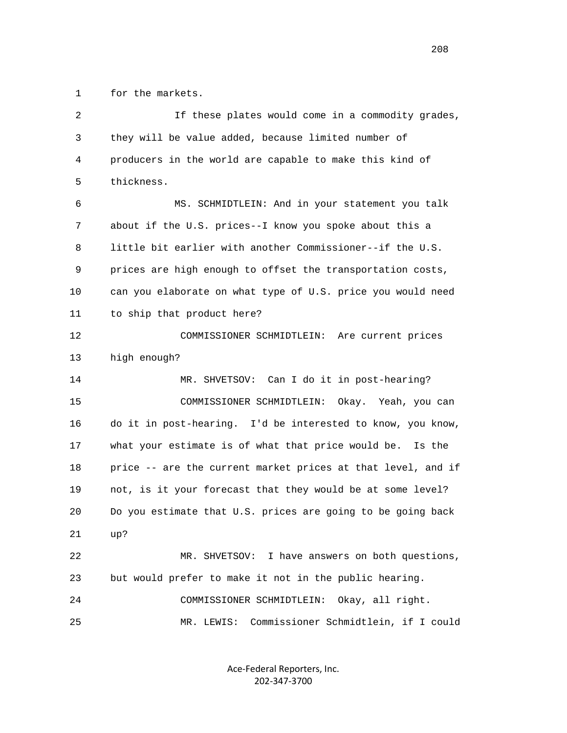for the markets.

If these plates would come in a commodity grades, they will be value added, because limited number of producers in the world are capable to make this kind of thickness.

MS. SCHMIDTLEIN: And in your statement you talk about if the U.S. prices--I know you spoke about this a little bit earlier with another Commissioner--if the U.S. prices are high enough to offset the transportation costs, can you elaborate on what type of U.S. price you would need to ship that product here?

COMMISSIONER SCHMIDTLEIN: Are current prices high enough?

MR. SHVETSOV: Can I do it in post-hearing?

COMMISSIONER SCHMIDTLEIN: Okay. Yeah, you can do it in post-hearing. I'd be interested to know, you know, what your estimate is of what that price would be. Is the price -- are the current market prices at that level, and if not, is it your forecast that they would be at some level? Do you estimate that U.S. prices are going to be going back up?

MR. SHVETSOV: I have answers on both questions, but would prefer to make it not in the public hearing.

COMMISSIONER SCHMIDTLEIN: Okay, all right.

MR. LEWIS: Commissioner Schmidtlein, if I could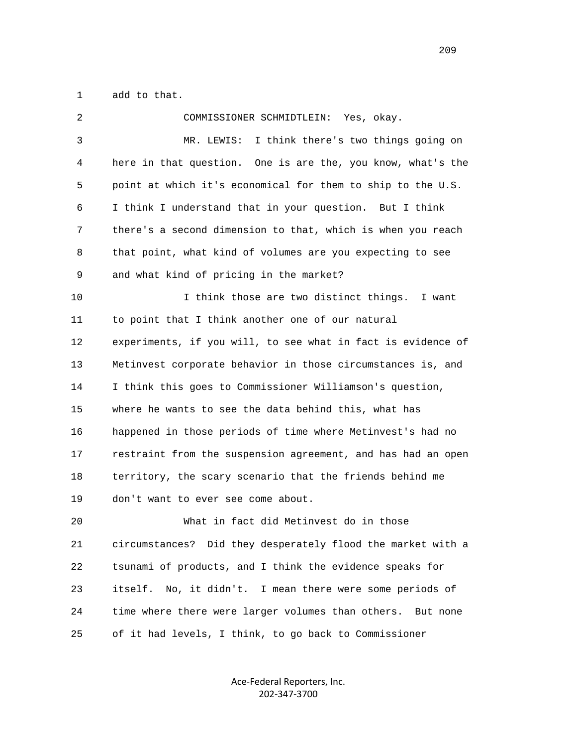add to that.

COMMISSIONER SCHMIDTLEIN: Yes, okay.

MR. LEWIS: I think there's two things going on here in that question. One is are the, you know, what's the point at which it's economical for them to ship to the U.S. I think I understand that in your question. But I think there's a second dimension to that, which is when you reach that point, what kind of volumes are you expecting to see and what kind of pricing in the market?

I think those are two distinct things. I want to point that I think another one of our natural experiments, if you will, to see what in fact is evidence of Metinvest corporate behavior in those circumstances is, and I think this goes to Commissioner Williamson's question, where he wants to see the data behind this, what has happened in those periods of time where Metinvest's had no restraint from the suspension agreement, and has had an open territory, the scary scenario that the friends behind me don't want to ever see come about.

What in fact did Metinvest do in those circumstances? Did they desperately flood the market with a tsunami of products, and I think the evidence speaks for itself. No, it didn't. I mean there were some periods of time where there were larger volumes than others. But none of it had levels, I think, to go back to Commissioner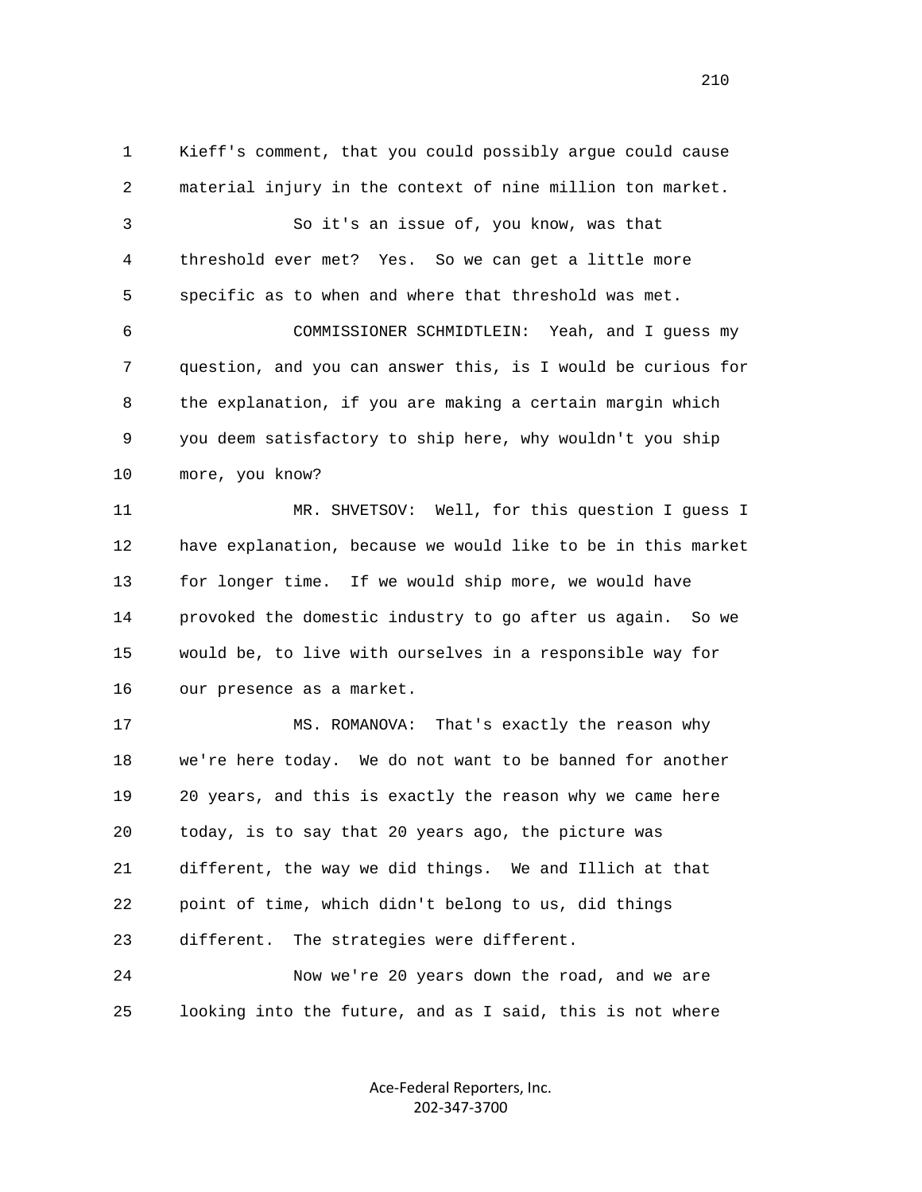1 Kieff's comment, that you could possibly argue could cause
2 material injury in the context of nine million ton market.
3 So it's an issue of, you know, was that
4 threshold ever met? Yes. So we can get a little more
5 specific as to when and where that threshold was met.
6 COMMISSIONER SCHMIDTLEIN: Yeah, and I guess my
7 question, and you can answer this, is I would be curious for
8 the explanation, if you are making a certain margin which
9 you deem satisfactory to ship here, why wouldn't you ship
10 more, you know?
11 MR. SHVETSOV: Well, for this question I guess I
12 have explanation, because we would like to be in this market
13 for longer time. If we would ship more, we would have
14 provoked the domestic industry to go after us again. So we
15 would be, to live with ourselves in a responsible way for
16 our presence as a market.
17 MS. ROMANOVA: That's exactly the reason why
18 we're here today. We do not want to be banned for another
19 20 years, and this is exactly the reason why we came here
20 today, is to say that 20 years ago, the picture was
21 different, the way we did things. We and Illich at that
22 point of time, which didn't belong to us, did things
23 different. The strategies were different.
24 Now we're 20 years down the road, and we are
25 looking into the future, and as I said, this is not where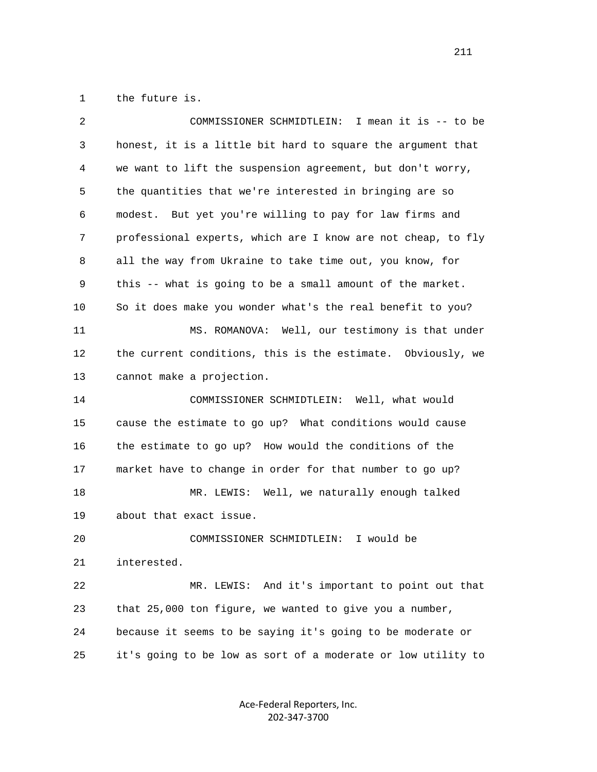1 the future is.

2 COMMISSIONER SCHMIDTLEIN: I mean it is -- to be

3 honest, it is a little bit hard to square the argument that

4 we want to lift the suspension agreement, but don't worry,

5 the quantities that we're interested in bringing are so

6 modest. But yet you're willing to pay for law firms and

7 professional experts, which are I know are not cheap, to fly

8 all the way from Ukraine to take time out, you know, for

9 this -- what is going to be a small amount of the market.

10 So it does make you wonder what's the real benefit to you?

11 MS. ROMANOVA: Well, our testimony is that under

12 the current conditions, this is the estimate. Obviously, we

13 cannot make a projection.

14 COMMISSIONER SCHMIDTLEIN: Well, what would

15 cause the estimate to go up? What conditions would cause

16 the estimate to go up? How would the conditions of the

17 market have to change in order for that number to go up?

18 MR. LEWIS: Well, we naturally enough talked

19 about that exact issue.

20 COMMISSIONER SCHMIDTLEIN: I would be

21 interested.

22 MR. LEWIS: And it's important to point out that

23 that 25,000 ton figure, we wanted to give you a number,

24 because it seems to be saying it's going to be moderate or

25 it's going to be low as sort of a moderate or low utility to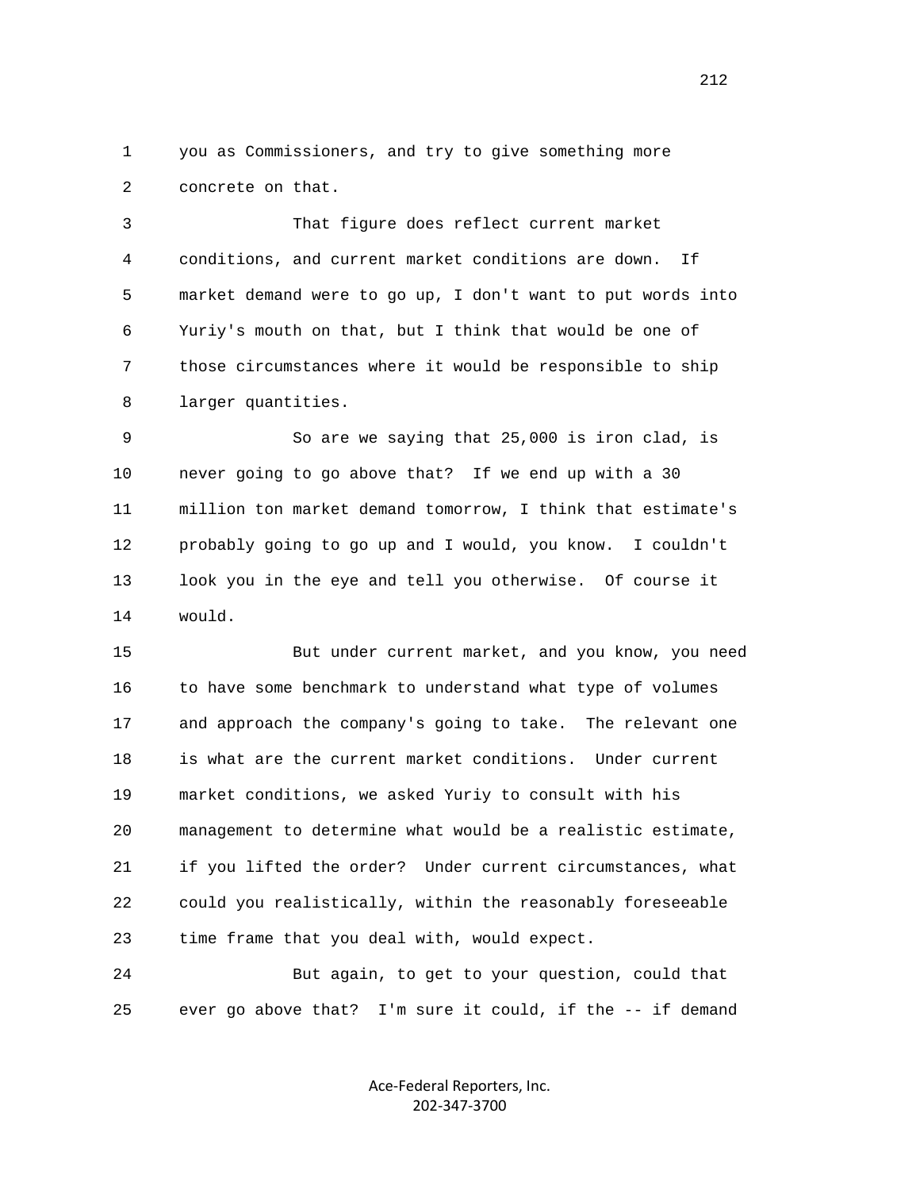1 you as Commissioners, and try to give something more
2 concrete on that.

3 That figure does reflect current market
4 conditions, and current market conditions are down. If
5 market demand were to go up, I don't want to put words into
6 Yuriy's mouth on that, but I think that would be one of
7 those circumstances where it would be responsible to ship
8 larger quantities.

9 So are we saying that 25,000 is iron clad, is
10 never going to go above that? If we end up with a 30
11 million ton market demand tomorrow, I think that estimate's
12 probably going to go up and I would, you know. I couldn't
13 look you in the eye and tell you otherwise. Of course it
14 would.

15 But under current market, and you know, you need
16 to have some benchmark to understand what type of volumes
17 and approach the company's going to take. The relevant one
18 is what are the current market conditions. Under current
19 market conditions, we asked Yuriy to consult with his
20 management to determine what would be a realistic estimate,
21 if you lifted the order? Under current circumstances, what
22 could you realistically, within the reasonably foreseeable
23 time frame that you deal with, would expect.

24 But again, to get to your question, could that
25 ever go above that? I'm sure it could, if the -- if demand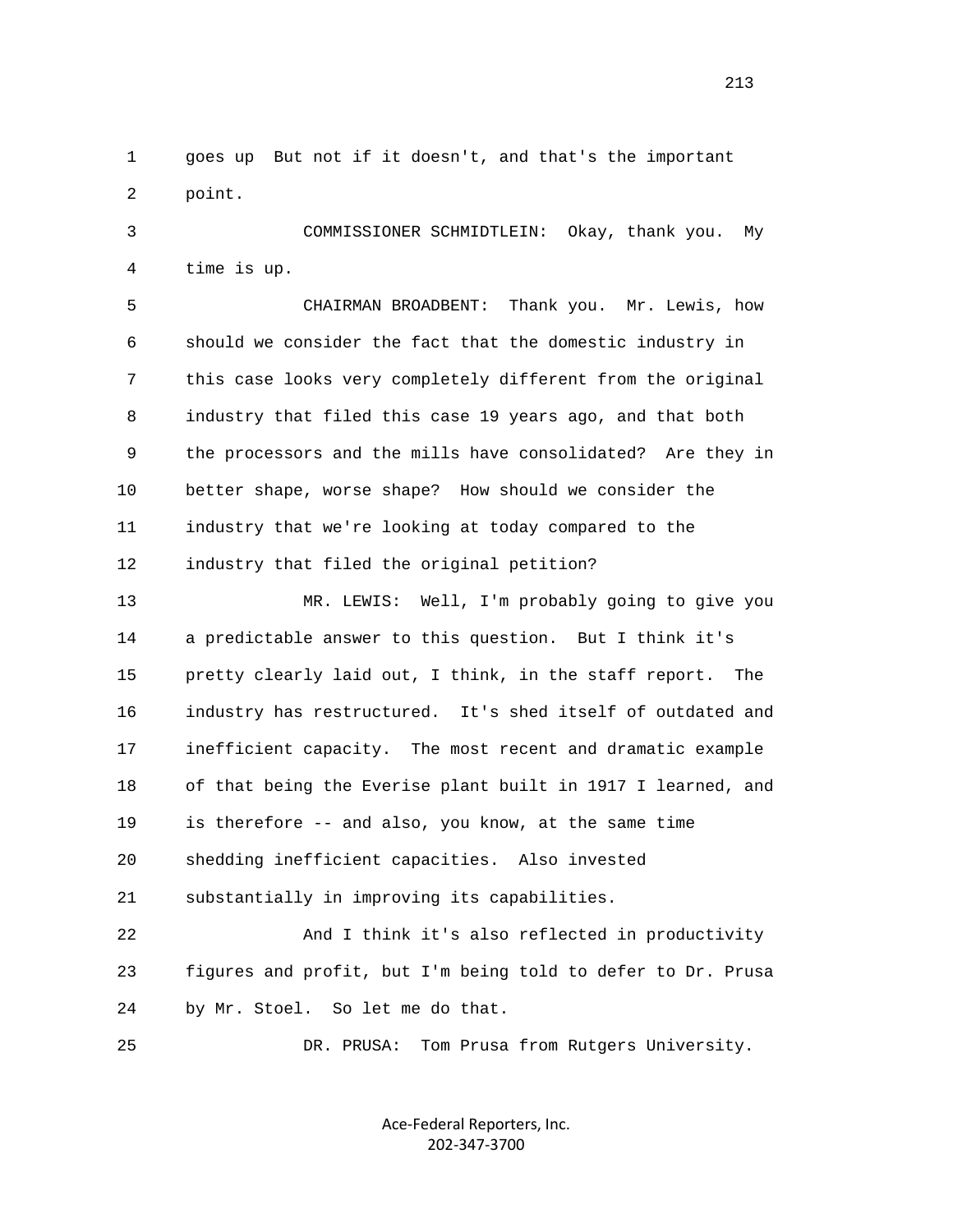1 goes up But not if it doesn't, and that's the important
2 point.

3 COMMISSIONER SCHMIDTLEIN: Okay, thank you. My
4 time is up.

5 CHAIRMAN BROADBENT: Thank you. Mr. Lewis, how
6 should we consider the fact that the domestic industry in
7 this case looks very completely different from the original
8 industry that filed this case 19 years ago, and that both
9 the processors and the mills have consolidated? Are they in
10 better shape, worse shape? How should we consider the
11 industry that we're looking at today compared to the
12 industry that filed the original petition?

13 MR. LEWIS: Well, I'm probably going to give you
14 a predictable answer to this question. But I think it's
15 pretty clearly laid out, I think, in the staff report. The
16 industry has restructured. It's shed itself of outdated and
17 inefficient capacity. The most recent and dramatic example
18 of that being the Everise plant built in 1917 I learned, and
19 is therefore -- and also, you know, at the same time
20 shedding inefficient capacities. Also invested
21 substantially in improving its capabilities.

22 And I think it's also reflected in productivity
23 figures and profit, but I'm being told to defer to Dr. Prusa
24 by Mr. Stoel. So let me do that.

25 DR. PRUSA: Tom Prusa from Rutgers University.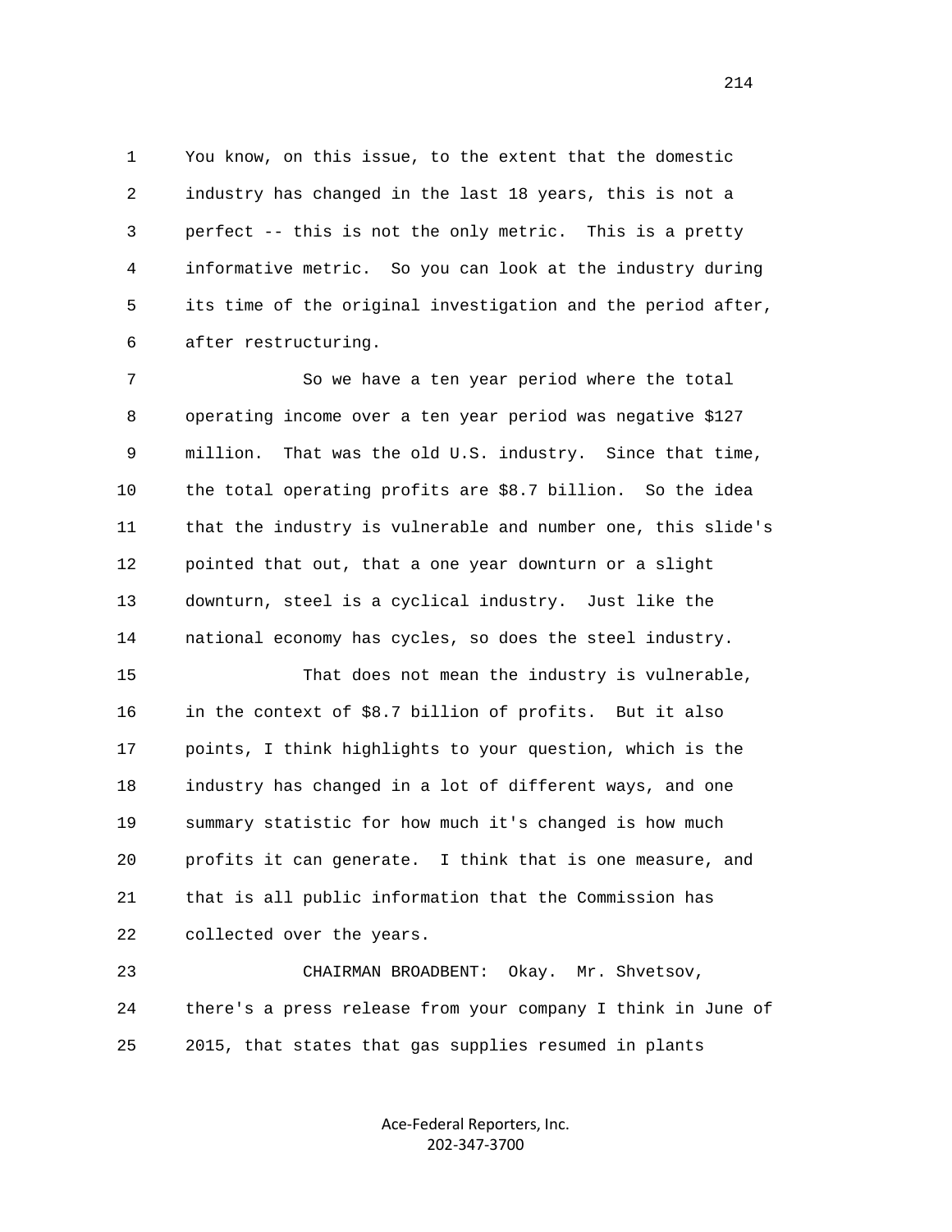1 You know, on this issue, to the extent that the domestic
2 industry has changed in the last 18 years, this is not a
3 perfect -- this is not the only metric. This is a pretty
4 informative metric. So you can look at the industry during
5 its time of the original investigation and the period after,
6 after restructuring.

7 So we have a ten year period where the total
8 operating income over a ten year period was negative $127
9 million. That was the old U.S. industry. Since that time,
10 the total operating profits are $8.7 billion. So the idea
11 that the industry is vulnerable and number one, this slide's
12 pointed that out, that a one year downturn or a slight
13 downturn, steel is a cyclical industry. Just like the
14 national economy has cycles, so does the steel industry.

15 That does not mean the industry is vulnerable,
16 in the context of $8.7 billion of profits. But it also
17 points, I think highlights to your question, which is the
18 industry has changed in a lot of different ways, and one
19 summary statistic for how much it's changed is how much
20 profits it can generate. I think that is one measure, and
21 that is all public information that the Commission has
22 collected over the years.

23 CHAIRMAN BROADBENT: Okay. Mr. Shvetsov,
24 there's a press release from your company I think in June of
25 2015, that states that gas supplies resumed in plants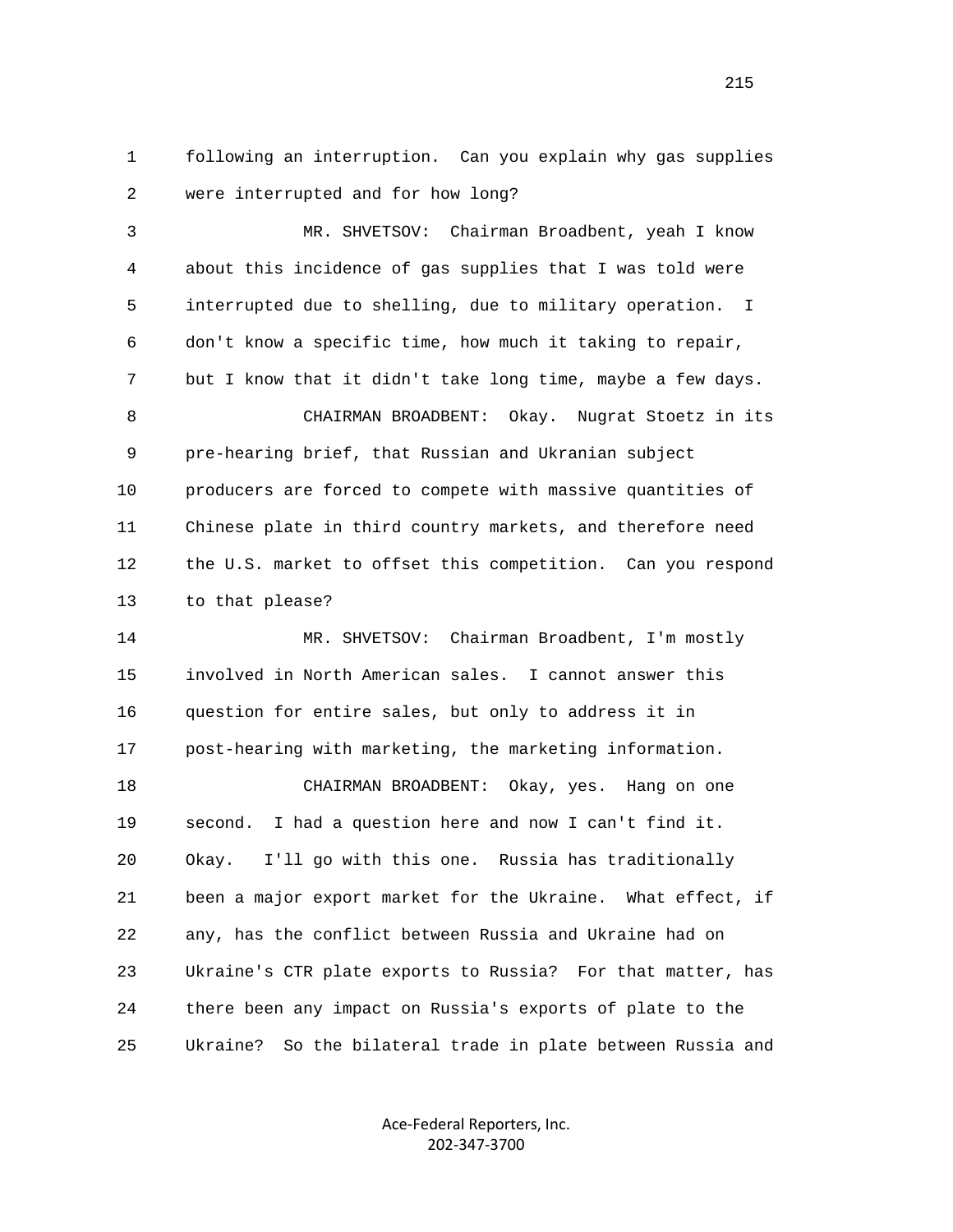1 following an interruption. Can you explain why gas supplies
2 were interrupted and for how long?

3 MR. SHVETSOV: Chairman Broadbent, yeah I know
4 about this incidence of gas supplies that I was told were
5 interrupted due to shelling, due to military operation. I
6 don't know a specific time, how much it taking to repair,
7 but I know that it didn't take long time, maybe a few days.

8 CHAIRMAN BROADBENT: Okay. Nugrat Stoetz in its
9 pre-hearing brief, that Russian and Ukranian subject
10 producers are forced to compete with massive quantities of
11 Chinese plate in third country markets, and therefore need
12 the U.S. market to offset this competition. Can you respond
13 to that please?

14 MR. SHVETSOV: Chairman Broadbent, I'm mostly
15 involved in North American sales. I cannot answer this
16 question for entire sales, but only to address it in
17 post-hearing with marketing, the marketing information.

18 CHAIRMAN BROADBENT: Okay, yes. Hang on one
19 second. I had a question here and now I can't find it.
20 Okay. I'll go with this one. Russia has traditionally
21 been a major export market for the Ukraine. What effect, if
22 any, has the conflict between Russia and Ukraine had on
23 Ukraine's CTR plate exports to Russia? For that matter, has
24 there been any impact on Russia's exports of plate to the
25 Ukraine? So the bilateral trade in plate between Russia and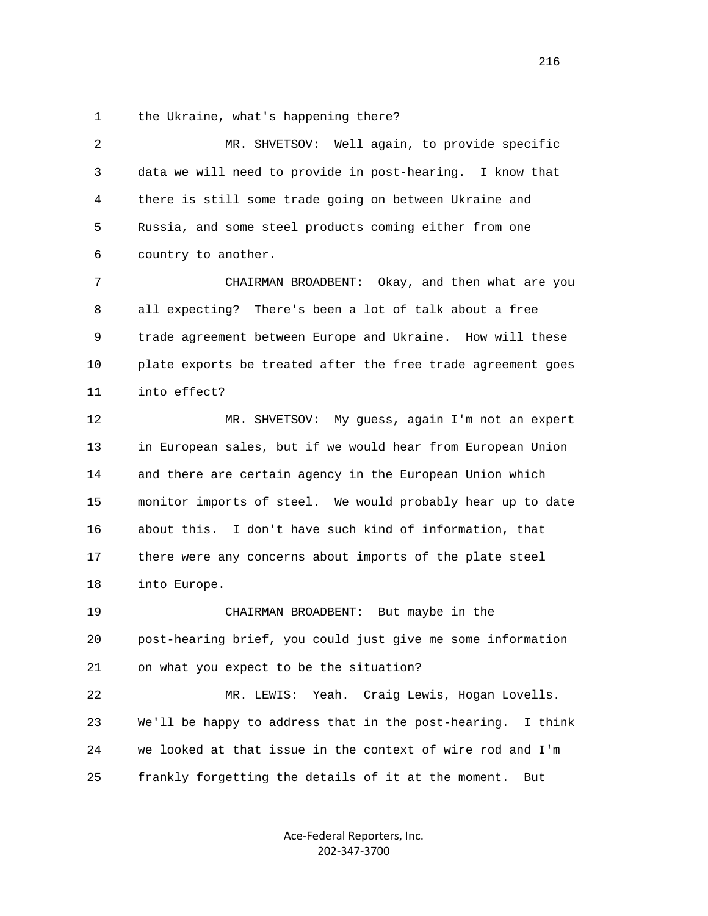1 the Ukraine, what's happening there?

2 MR. SHVETSOV: Well again, to provide specific

3 data we will need to provide in post-hearing. I know that

4 there is still some trade going on between Ukraine and

5 Russia, and some steel products coming either from one

6 country to another.

7 CHAIRMAN BROADBENT: Okay, and then what are you

8 all expecting? There's been a lot of talk about a free

9 trade agreement between Europe and Ukraine. How will these

10 plate exports be treated after the free trade agreement goes

11 into effect?

12 MR. SHVETSOV: My guess, again I'm not an expert

13 in European sales, but if we would hear from European Union

14 and there are certain agency in the European Union which

15 monitor imports of steel. We would probably hear up to date

16 about this. I don't have such kind of information, that

17 there were any concerns about imports of the plate steel

18 into Europe.

19 CHAIRMAN BROADBENT: But maybe in the

20 post-hearing brief, you could just give me some information

21 on what you expect to be the situation?

22 MR. LEWIS: Yeah. Craig Lewis, Hogan Lovells.

23 We'll be happy to address that in the post-hearing. I think

24 we looked at that issue in the context of wire rod and I'm

25 frankly forgetting the details of it at the moment. But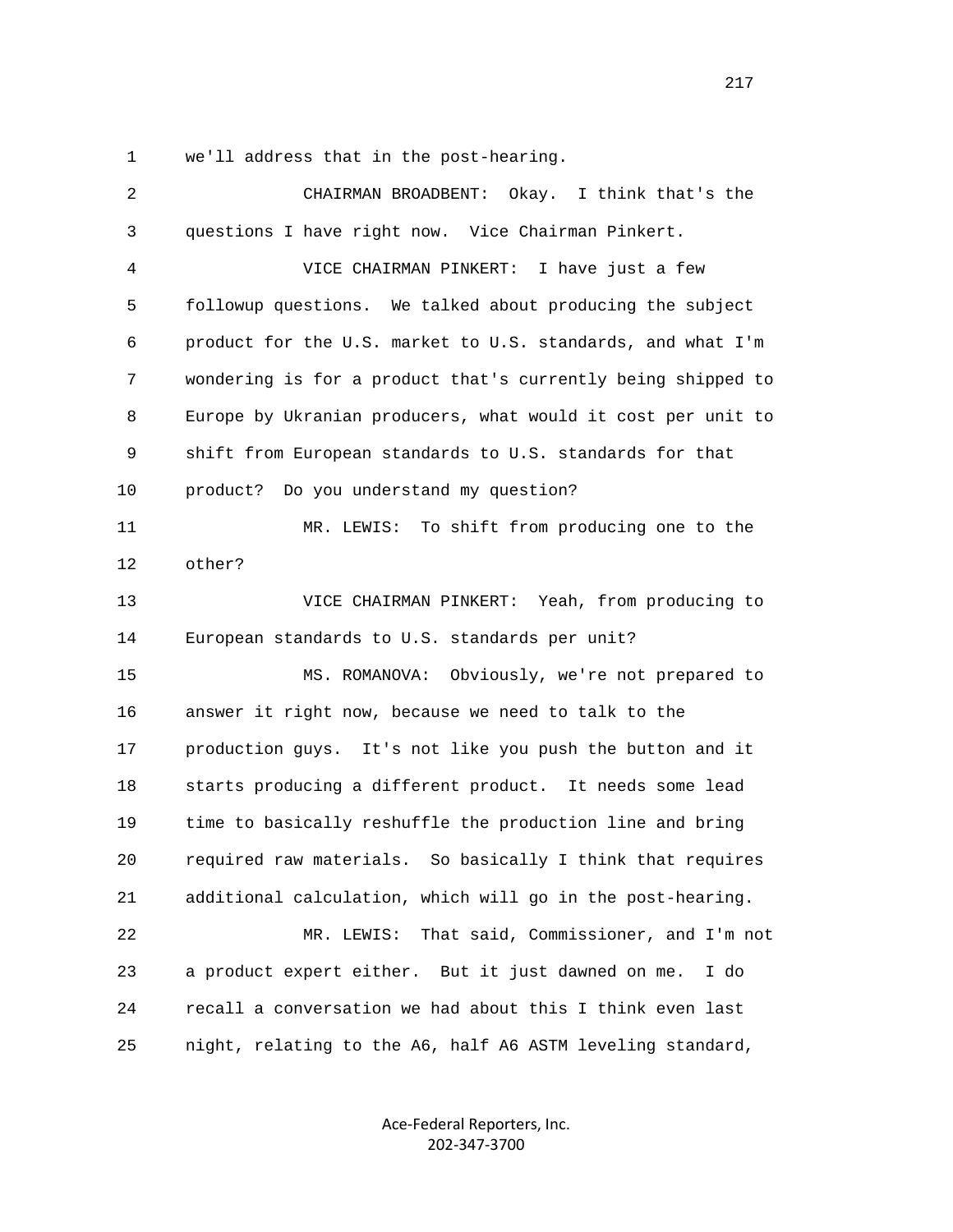1 we'll address that in the post-hearing.

2 CHAIRMAN BROADBENT: Okay. I think that's the

3 questions I have right now. Vice Chairman Pinkert.

4 VICE CHAIRMAN PINKERT: I have just a few

5 followup questions. We talked about producing the subject

6 product for the U.S. market to U.S. standards, and what I'm

7 wondering is for a product that's currently being shipped to

8 Europe by Ukranian producers, what would it cost per unit to

9 shift from European standards to U.S. standards for that

10 product? Do you understand my question?

11 MR. LEWIS: To shift from producing one to the

12 other?

13 VICE CHAIRMAN PINKERT: Yeah, from producing to

14 European standards to U.S. standards per unit?

15 MS. ROMANOVA: Obviously, we're not prepared to

16 answer it right now, because we need to talk to the

17 production guys. It's not like you push the button and it

18 starts producing a different product. It needs some lead

19 time to basically reshuffle the production line and bring

20 required raw materials. So basically I think that requires

21 additional calculation, which will go in the post-hearing.

22 MR. LEWIS: That said, Commissioner, and I'm not

23 a product expert either. But it just dawned on me. I do

24 recall a conversation we had about this I think even last

25 night, relating to the A6, half A6 ASTM leveling standard,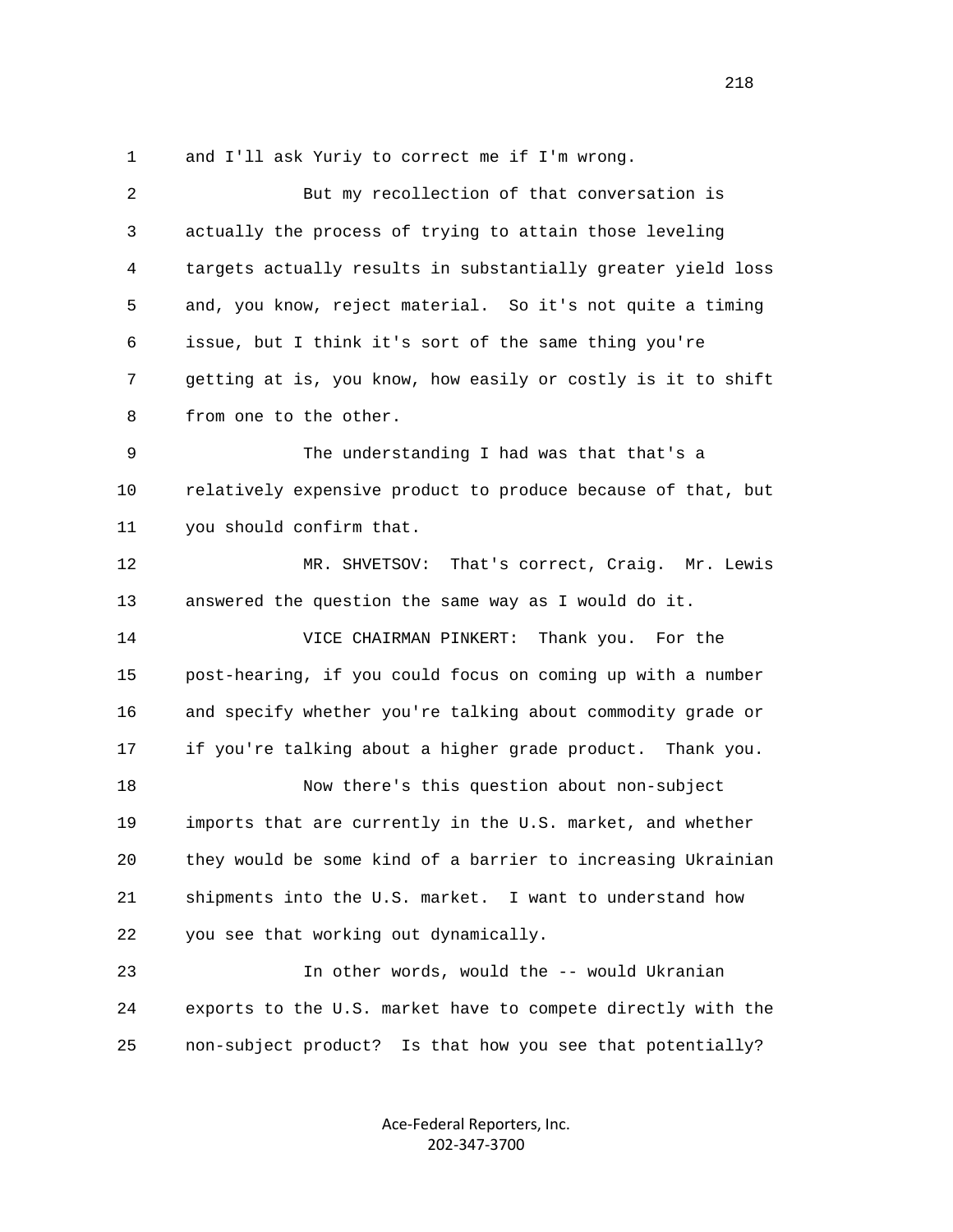1 and I'll ask Yuriy to correct me if I'm wrong.

2 But my recollection of that conversation is

3 actually the process of trying to attain those leveling

4 targets actually results in substantially greater yield loss

5 and, you know, reject material. So it's not quite a timing

6 issue, but I think it's sort of the same thing you're

7 getting at is, you know, how easily or costly is it to shift

8 from one to the other.

9 The understanding I had was that that's a

10 relatively expensive product to produce because of that, but

11 you should confirm that.

12 MR. SHVETSOV: That's correct, Craig. Mr. Lewis

13 answered the question the same way as I would do it.

14 VICE CHAIRMAN PINKERT: Thank you. For the

15 post-hearing, if you could focus on coming up with a number

16 and specify whether you're talking about commodity grade or

17 if you're talking about a higher grade product. Thank you.

18 Now there's this question about non-subject

19 imports that are currently in the U.S. market, and whether

20 they would be some kind of a barrier to increasing Ukrainian

21 shipments into the U.S. market. I want to understand how

22 you see that working out dynamically.

23 In other words, would the -- would Ukranian

24 exports to the U.S. market have to compete directly with the

25 non-subject product? Is that how you see that potentially?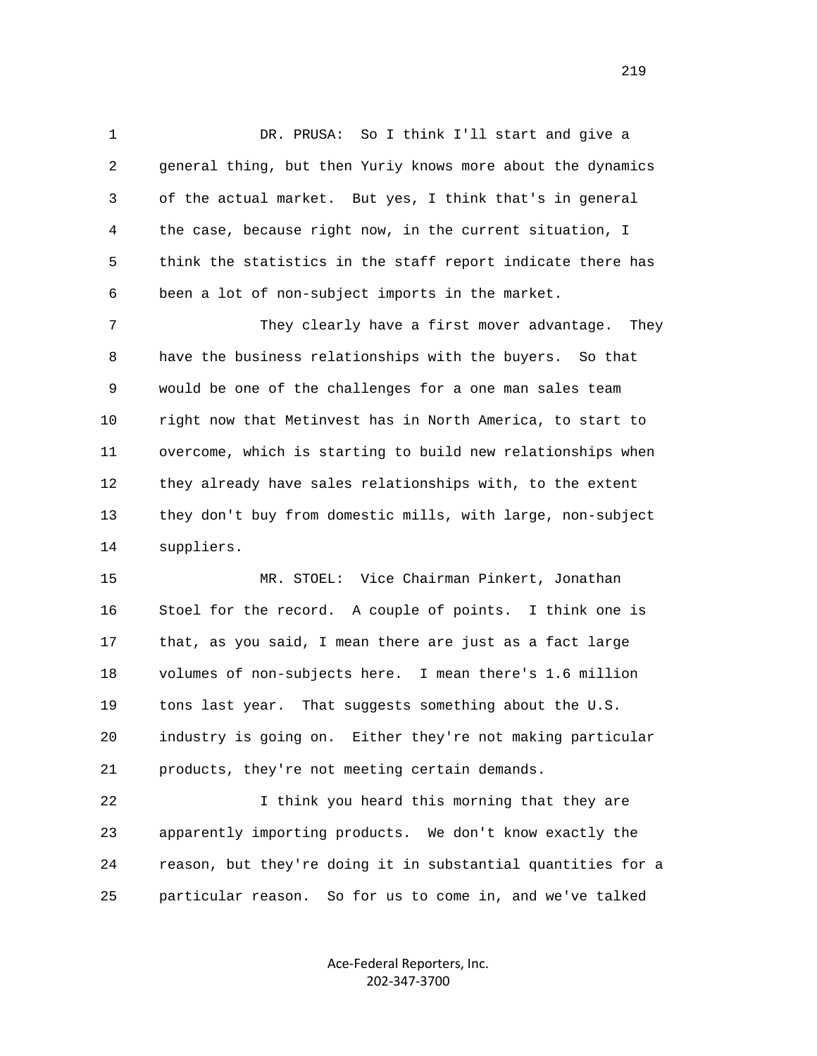DR. PRUSA: So I think I'll start and give a general thing, but then Yuriy knows more about the dynamics of the actual market. But yes, I think that's in general the case, because right now, in the current situation, I think the statistics in the staff report indicate there has been a lot of non-subject imports in the market.

They clearly have a first mover advantage. They have the business relationships with the buyers. So that would be one of the challenges for a one man sales team right now that Metinvest has in North America, to start to overcome, which is starting to build new relationships when they already have sales relationships with, to the extent they don't buy from domestic mills, with large, non-subject suppliers.

MR. STOEL: Vice Chairman Pinkert, Jonathan Stoel for the record. A couple of points. I think one is that, as you said, I mean there are just as a fact large volumes of non-subjects here. I mean there's 1.6 million tons last year. That suggests something about the U.S. industry is going on. Either they're not making particular products, they're not meeting certain demands.

I think you heard this morning that they are apparently importing products. We don't know exactly the reason, but they're doing it in substantial quantities for a particular reason. So for us to come in, and we've talked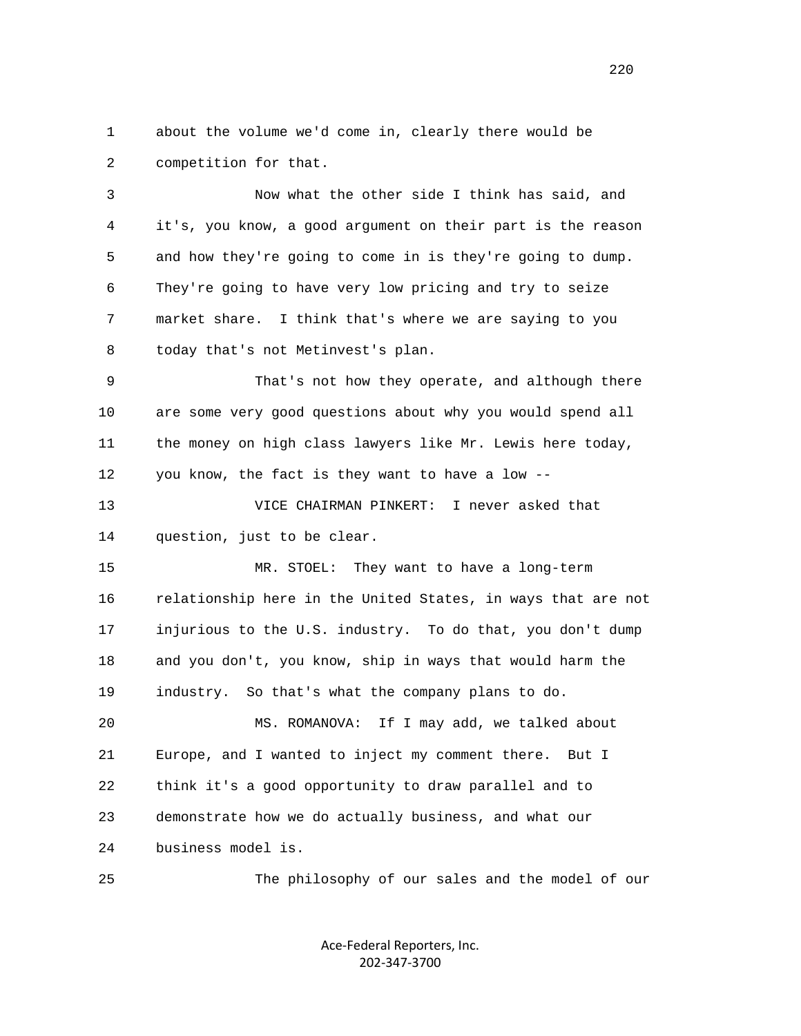about the volume we'd come in, clearly there would be competition for that.

Now what the other side I think has said, and it's, you know, a good argument on their part is the reason and how they're going to come in is they're going to dump. They're going to have very low pricing and try to seize market share. I think that's where we are saying to you today that's not Metinvest's plan.

That's not how they operate, and although there are some very good questions about why you would spend all the money on high class lawyers like Mr. Lewis here today, you know, the fact is they want to have a low --

VICE CHAIRMAN PINKERT: I never asked that question, just to be clear.

MR. STOEL: They want to have a long-term relationship here in the United States, in ways that are not injurious to the U.S. industry. To do that, you don't dump and you don't, you know, ship in ways that would harm the industry. So that's what the company plans to do.

MS. ROMANOVA: If I may add, we talked about Europe, and I wanted to inject my comment there. But I think it's a good opportunity to draw parallel and to demonstrate how we do actually business, and what our business model is.

The philosophy of our sales and the model of our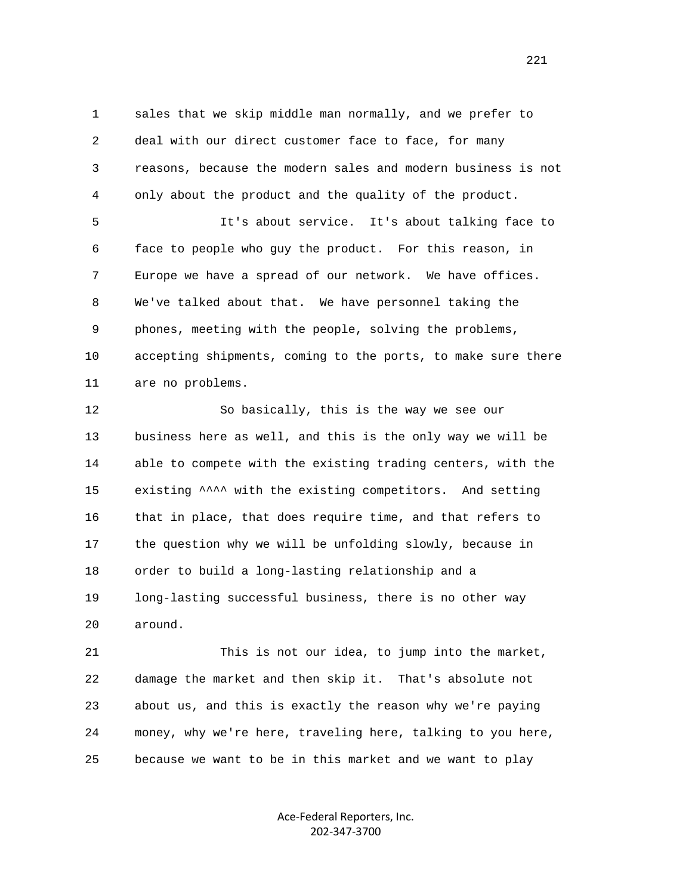1 sales that we skip middle man normally, and we prefer to
2 deal with our direct customer face to face, for many
3 reasons, because the modern sales and modern business is not
4 only about the product and the quality of the product.

5 It's about service. It's about talking face to
6 face to people who guy the product. For this reason, in
7 Europe we have a spread of our network. We have offices.
8 We've talked about that. We have personnel taking the
9 phones, meeting with the people, solving the problems,
10 accepting shipments, coming to the ports, to make sure there
11 are no problems.

12 So basically, this is the way we see our
13 business here as well, and this is the only way we will be
14 able to compete with the existing trading centers, with the
15 existing ^^^^ with the existing competitors. And setting
16 that in place, that does require time, and that refers to
17 the question why we will be unfolding slowly, because in
18 order to build a long-lasting relationship and a
19 long-lasting successful business, there is no other way
20 around.

21 This is not our idea, to jump into the market,
22 damage the market and then skip it. That's absolute not
23 about us, and this is exactly the reason why we're paying
24 money, why we're here, traveling here, talking to you here,
25 because we want to be in this market and we want to play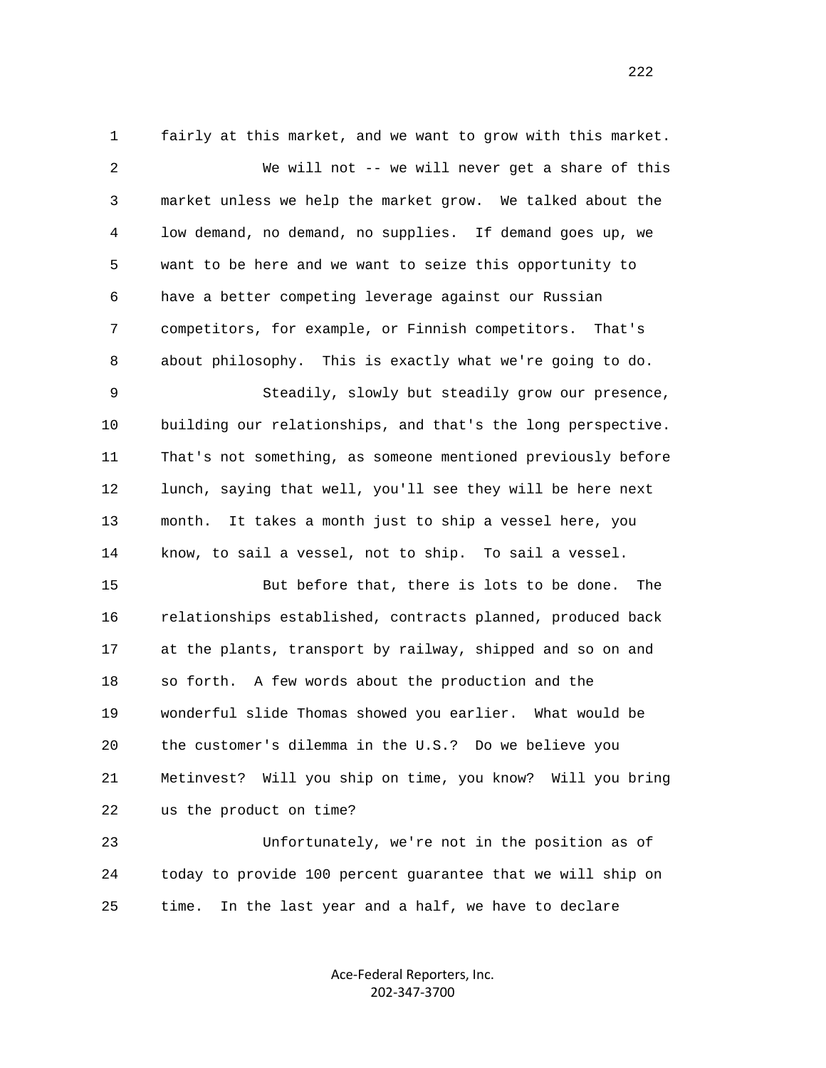1 fairly at this market, and we want to grow with this market.

2 We will not -- we will never get a share of this

3 market unless we help the market grow. We talked about the

4 low demand, no demand, no supplies. If demand goes up, we

5 want to be here and we want to seize this opportunity to

6 have a better competing leverage against our Russian

7 competitors, for example, or Finnish competitors. That's

8 about philosophy. This is exactly what we're going to do.

9 Steadily, slowly but steadily grow our presence,

10 building our relationships, and that's the long perspective.

11 That's not something, as someone mentioned previously before

12 lunch, saying that well, you'll see they will be here next

13 month. It takes a month just to ship a vessel here, you

14 know, to sail a vessel, not to ship. To sail a vessel.

15 But before that, there is lots to be done. The

16 relationships established, contracts planned, produced back

17 at the plants, transport by railway, shipped and so on and

18 so forth. A few words about the production and the

19 wonderful slide Thomas showed you earlier. What would be

20 the customer's dilemma in the U.S.? Do we believe you

21 Metinvest? Will you ship on time, you know? Will you bring

22 us the product on time?

23 Unfortunately, we're not in the position as of

24 today to provide 100 percent guarantee that we will ship on

25 time. In the last year and a half, we have to declare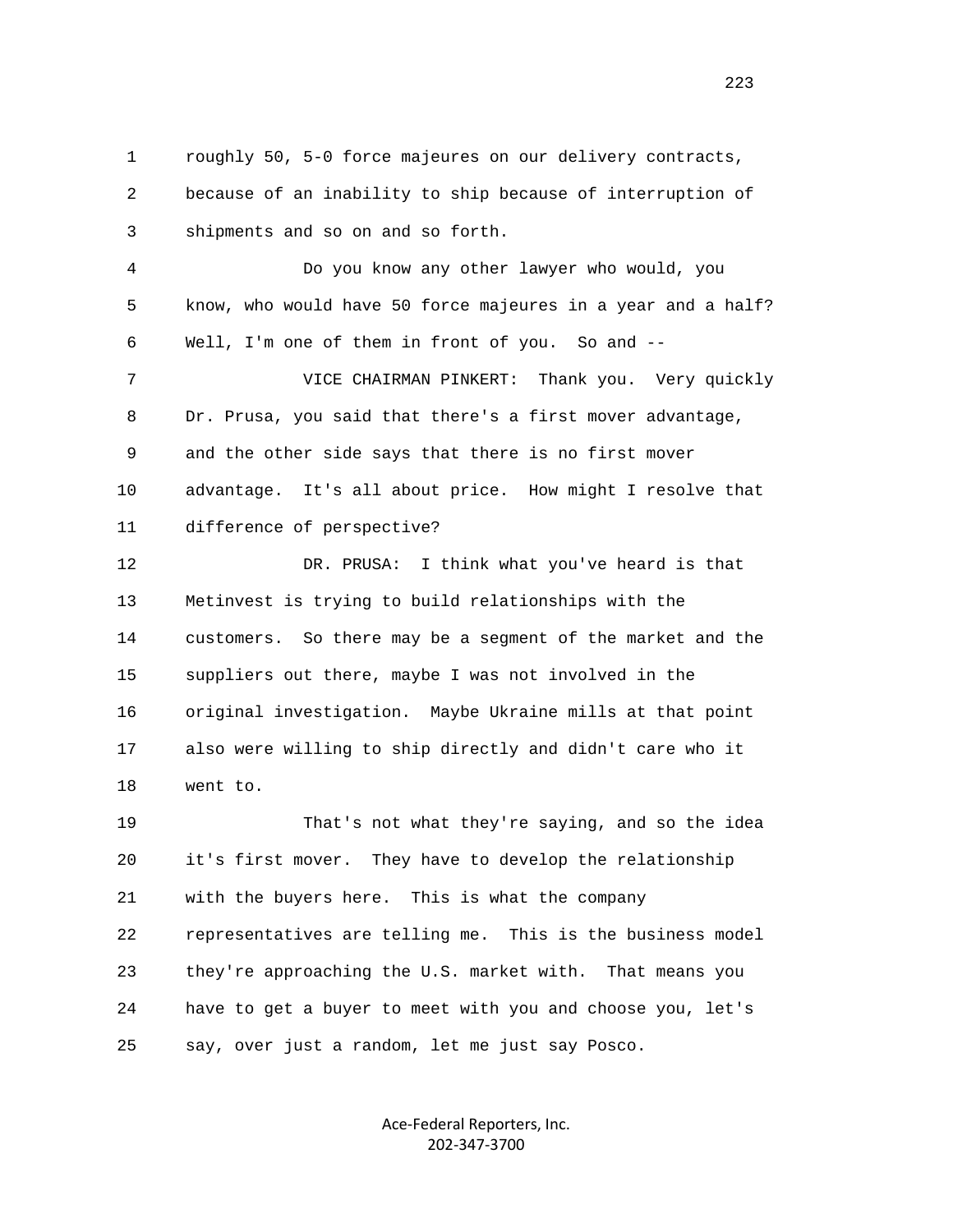roughly 50, 5-0 force majeures on our delivery contracts, because of an inability to ship because of interruption of shipments and so on and so forth.

Do you know any other lawyer who would, you know, who would have 50 force majeures in a year and a half? Well, I'm one of them in front of you. So and --

VICE CHAIRMAN PINKERT: Thank you. Very quickly Dr. Prusa, you said that there's a first mover advantage, and the other side says that there is no first mover advantage. It's all about price. How might I resolve that difference of perspective?

DR. PRUSA: I think what you've heard is that Metinvest is trying to build relationships with the customers. So there may be a segment of the market and the suppliers out there, maybe I was not involved in the original investigation. Maybe Ukraine mills at that point also were willing to ship directly and didn't care who it went to.

That's not what they're saying, and so the idea it's first mover. They have to develop the relationship with the buyers here. This is what the company representatives are telling me. This is the business model they're approaching the U.S. market with. That means you have to get a buyer to meet with you and choose you, let's say, over just a random, let me just say Posco.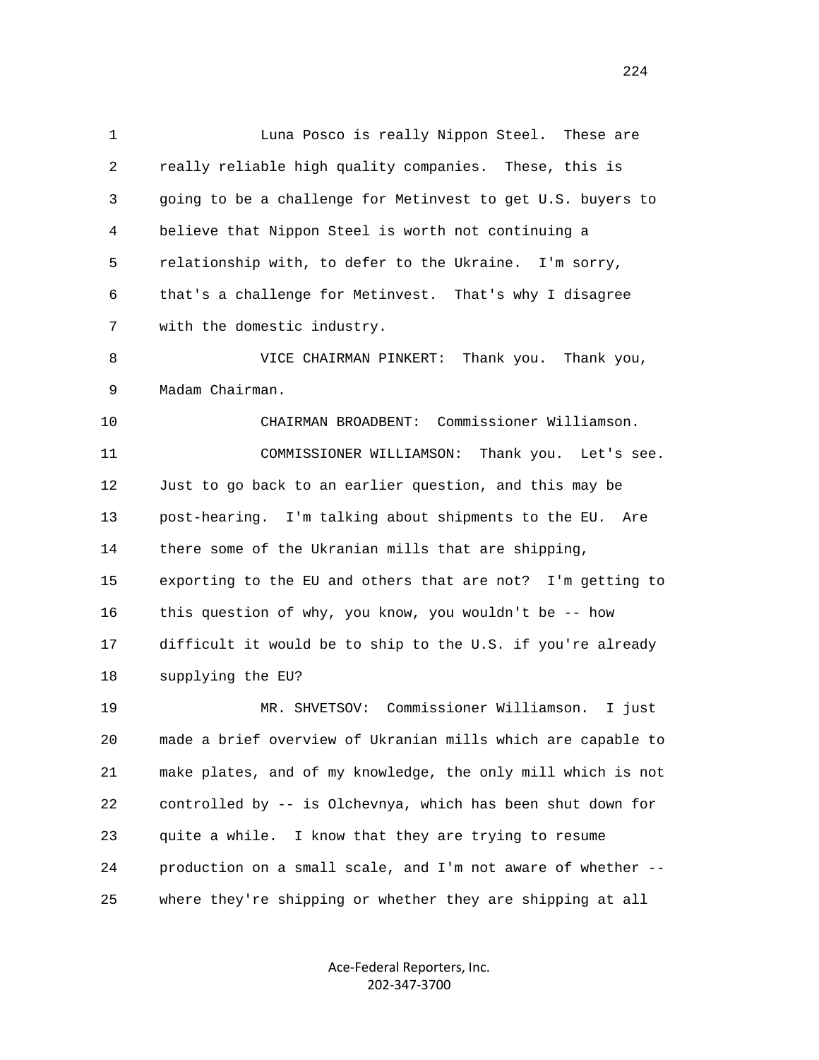1 Luna Posco is really Nippon Steel. These are
2 really reliable high quality companies. These, this is
3 going to be a challenge for Metinvest to get U.S. buyers to
4 believe that Nippon Steel is worth not continuing a
5 relationship with, to defer to the Ukraine. I'm sorry,
6 that's a challenge for Metinvest. That's why I disagree
7 with the domestic industry.
8 VICE CHAIRMAN PINKERT: Thank you. Thank you,
9 Madam Chairman.
10 CHAIRMAN BROADBENT: Commissioner Williamson.
11 COMMISSIONER WILLIAMSON: Thank you. Let's see.
12 Just to go back to an earlier question, and this may be
13 post-hearing. I'm talking about shipments to the EU. Are
14 there some of the Ukranian mills that are shipping,
15 exporting to the EU and others that are not? I'm getting to
16 this question of why, you know, you wouldn't be -- how
17 difficult it would be to ship to the U.S. if you're already
18 supplying the EU?
19 MR. SHVETSOV: Commissioner Williamson. I just
20 made a brief overview of Ukranian mills which are capable to
21 make plates, and of my knowledge, the only mill which is not
22 controlled by -- is Olchevnya, which has been shut down for
23 quite a while. I know that they are trying to resume
24 production on a small scale, and I'm not aware of whether --
25 where they're shipping or whether they are shipping at all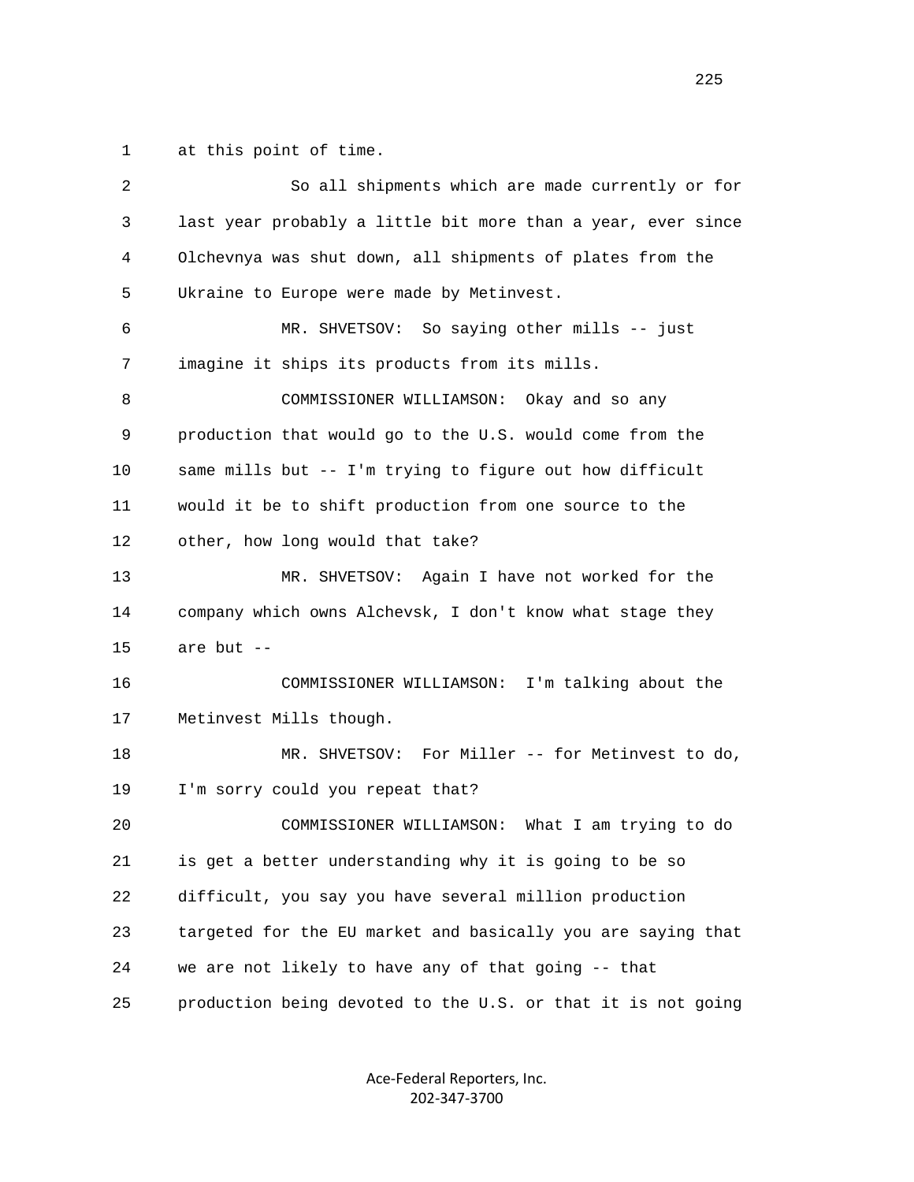1 at this point of time.

2 So all shipments which are made currently or for

3 last year probably a little bit more than a year, ever since

4 Olchevnya was shut down, all shipments of plates from the

5 Ukraine to Europe were made by Metinvest.

6 MR. SHVETSOV: So saying other mills -- just

7 imagine it ships its products from its mills.

8 COMMISSIONER WILLIAMSON: Okay and so any

9 production that would go to the U.S. would come from the

10 same mills but -- I'm trying to figure out how difficult

11 would it be to shift production from one source to the

12 other, how long would that take?

13 MR. SHVETSOV: Again I have not worked for the

14 company which owns Alchevsk, I don't know what stage they

15 are but --

16 COMMISSIONER WILLIAMSON: I'm talking about the

17 Metinvest Mills though.

18 MR. SHVETSOV: For Miller -- for Metinvest to do,

19 I'm sorry could you repeat that?

20 COMMISSIONER WILLIAMSON: What I am trying to do

21 is get a better understanding why it is going to be so

22 difficult, you say you have several million production

23 targeted for the EU market and basically you are saying that

24 we are not likely to have any of that going -- that

25 production being devoted to the U.S. or that it is not going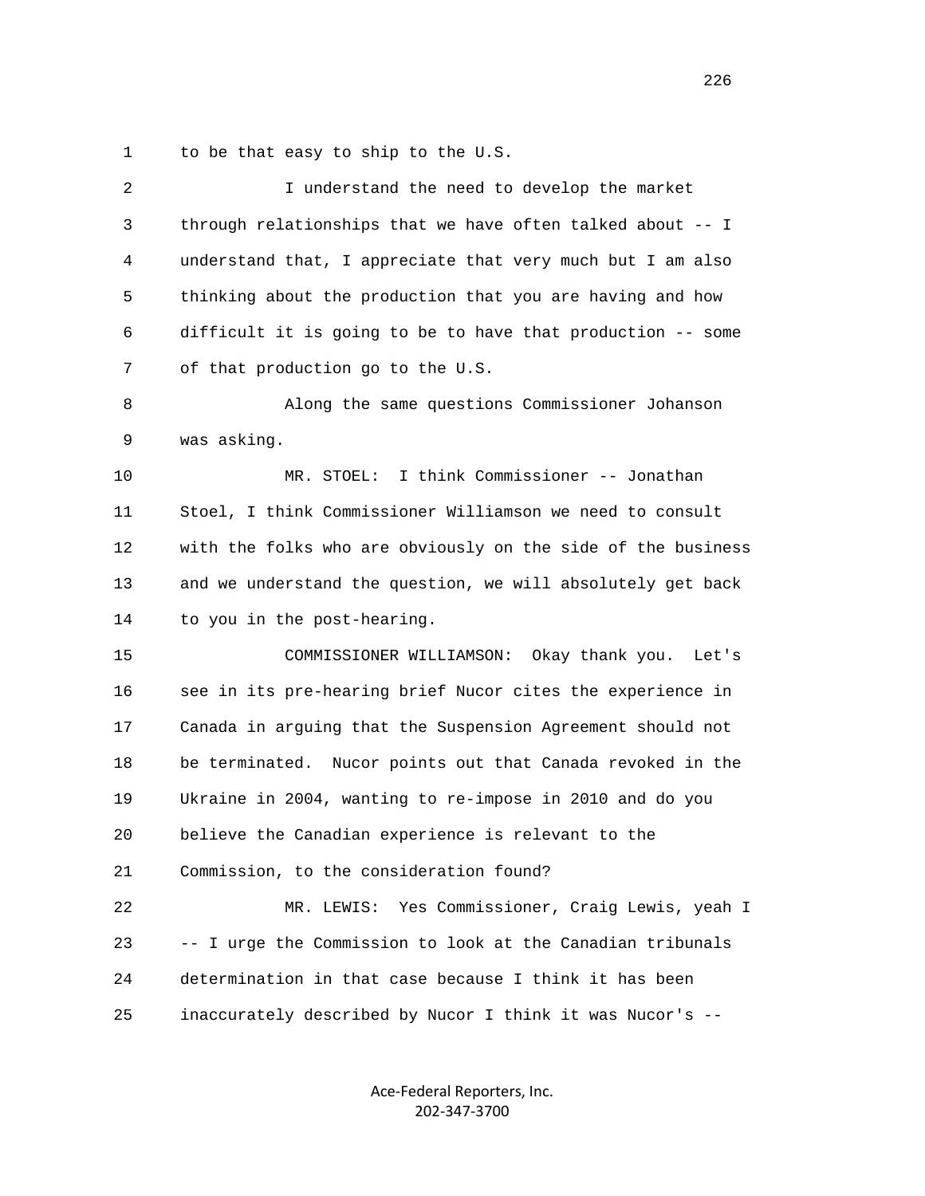1 to be that easy to ship to the U.S.

2 I understand the need to develop the market
3 through relationships that we have often talked about -- I
4 understand that, I appreciate that very much but I am also
5 thinking about the production that you are having and how
6 difficult it is going to be to have that production -- some
7 of that production go to the U.S.

8 Along the same questions Commissioner Johanson
9 was asking.

10 MR. STOEL: I think Commissioner -- Jonathan
11 Stoel, I think Commissioner Williamson we need to consult
12 with the folks who are obviously on the side of the business
13 and we understand the question, we will absolutely get back
14 to you in the post-hearing.

15 COMMISSIONER WILLIAMSON: Okay thank you. Let's
16 see in its pre-hearing brief Nucor cites the experience in
17 Canada in arguing that the Suspension Agreement should not
18 be terminated. Nucor points out that Canada revoked in the
19 Ukraine in 2004, wanting to re-impose in 2010 and do you
20 believe the Canadian experience is relevant to the
21 Commission, to the consideration found?

22 MR. LEWIS: Yes Commissioner, Craig Lewis, yeah I
23 -- I urge the Commission to look at the Canadian tribunals
24 determination in that case because I think it has been
25 inaccurately described by Nucor I think it was Nucor's --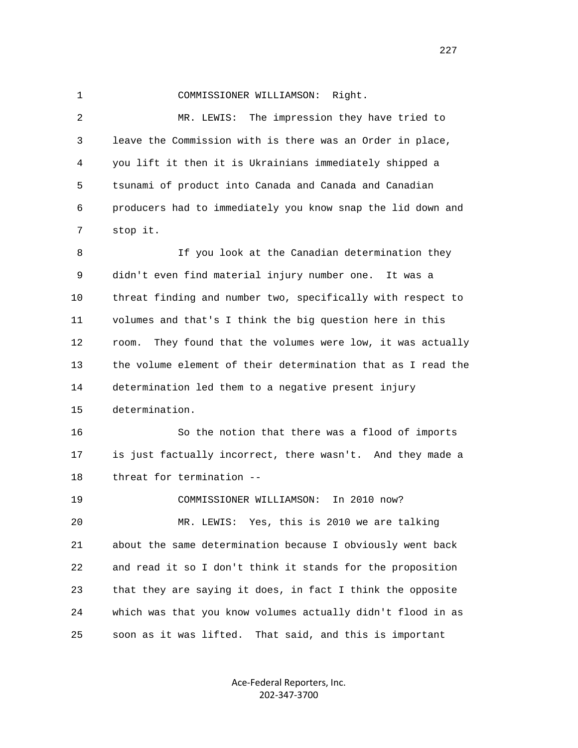COMMISSIONER WILLIAMSON: Right.

MR. LEWIS: The impression they have tried to leave the Commission with is there was an Order in place, you lift it then it is Ukrainians immediately shipped a tsunami of product into Canada and Canada and Canadian producers had to immediately you know snap the lid down and stop it.

If you look at the Canadian determination they didn't even find material injury number one. It was a threat finding and number two, specifically with respect to volumes and that's I think the big question here in this room. They found that the volumes were low, it was actually the volume element of their determination that as I read the determination led them to a negative present injury determination.

So the notion that there was a flood of imports is just factually incorrect, there wasn't. And they made a threat for termination --

COMMISSIONER WILLIAMSON: In 2010 now?

MR. LEWIS: Yes, this is 2010 we are talking about the same determination because I obviously went back and read it so I don't think it stands for the proposition that they are saying it does, in fact I think the opposite which was that you know volumes actually didn't flood in as soon as it was lifted. That said, and this is important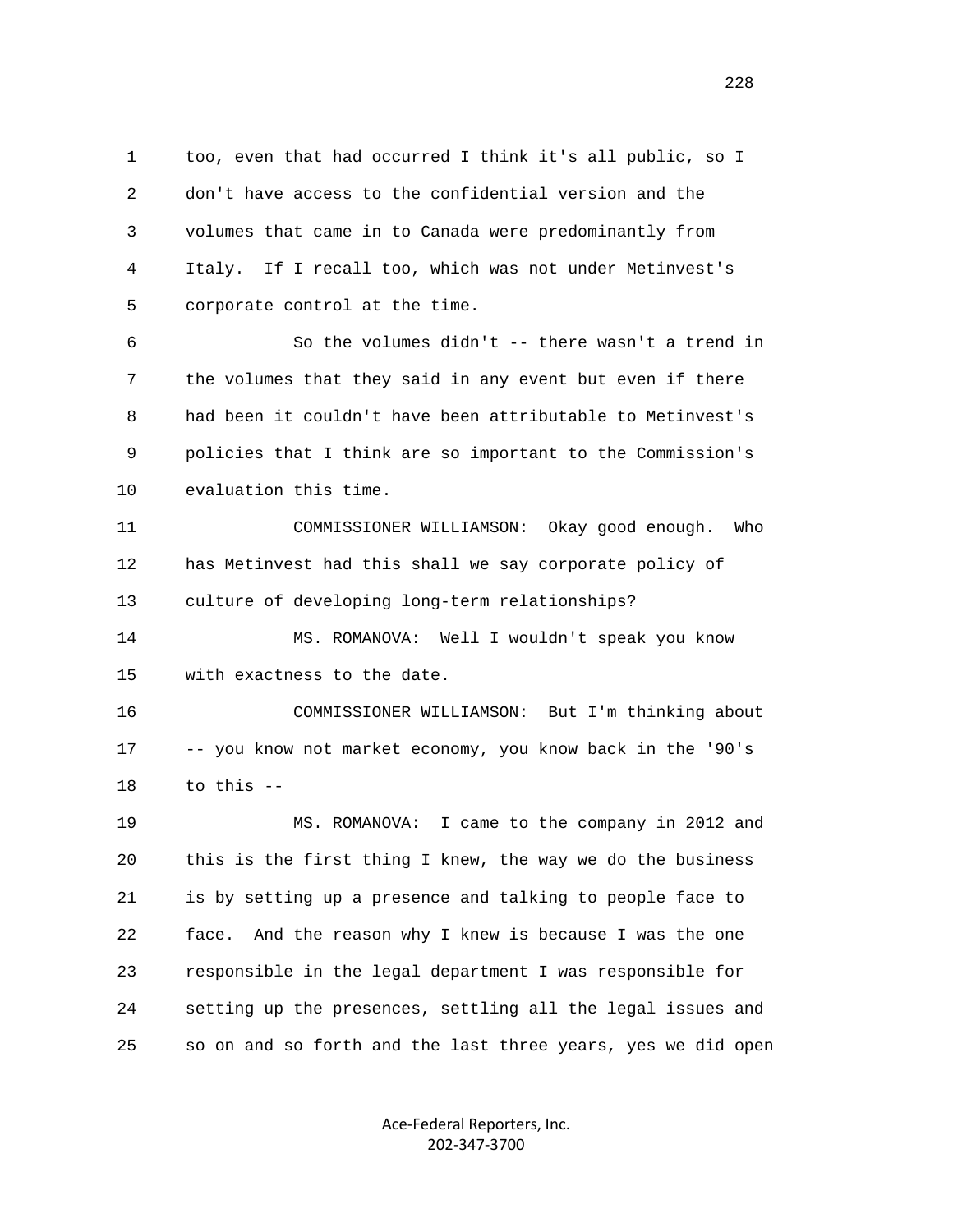too, even that had occurred I think it's all public, so I don't have access to the confidential version and the volumes that came in to Canada were predominantly from Italy. If I recall too, which was not under Metinvest's corporate control at the time.

So the volumes didn't -- there wasn't a trend in the volumes that they said in any event but even if there had been it couldn't have been attributable to Metinvest's policies that I think are so important to the Commission's evaluation this time.

COMMISSIONER WILLIAMSON: Okay good enough. Who has Metinvest had this shall we say corporate policy of culture of developing long-term relationships?

MS. ROMANOVA: Well I wouldn't speak you know with exactness to the date.

COMMISSIONER WILLIAMSON: But I'm thinking about -- you know not market economy, you know back in the '90's to this --

MS. ROMANOVA: I came to the company in 2012 and this is the first thing I knew, the way we do the business is by setting up a presence and talking to people face to face. And the reason why I knew is because I was the one responsible in the legal department I was responsible for setting up the presences, settling all the legal issues and so on and so forth and the last three years, yes we did open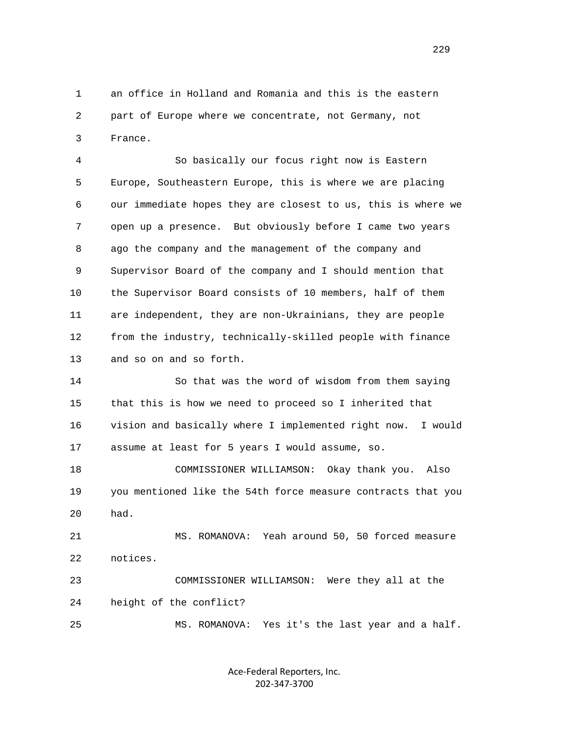an office in Holland and Romania and this is the eastern part of Europe where we concentrate, not Germany, not France.

So basically our focus right now is Eastern Europe, Southeastern Europe, this is where we are placing our immediate hopes they are closest to us, this is where we open up a presence. But obviously before I came two years ago the company and the management of the company and Supervisor Board of the company and I should mention that the Supervisor Board consists of 10 members, half of them are independent, they are non-Ukrainians, they are people from the industry, technically-skilled people with finance and so on and so forth.

So that was the word of wisdom from them saying that this is how we need to proceed so I inherited that vision and basically where I implemented right now. I would assume at least for 5 years I would assume, so.

COMMISSIONER WILLIAMSON: Okay thank you. Also you mentioned like the 54th force measure contracts that you had.

MS. ROMANOVA: Yeah around 50, 50 forced measure notices.

COMMISSIONER WILLIAMSON: Were they all at the height of the conflict?

MS. ROMANOVA: Yes it's the last year and a half.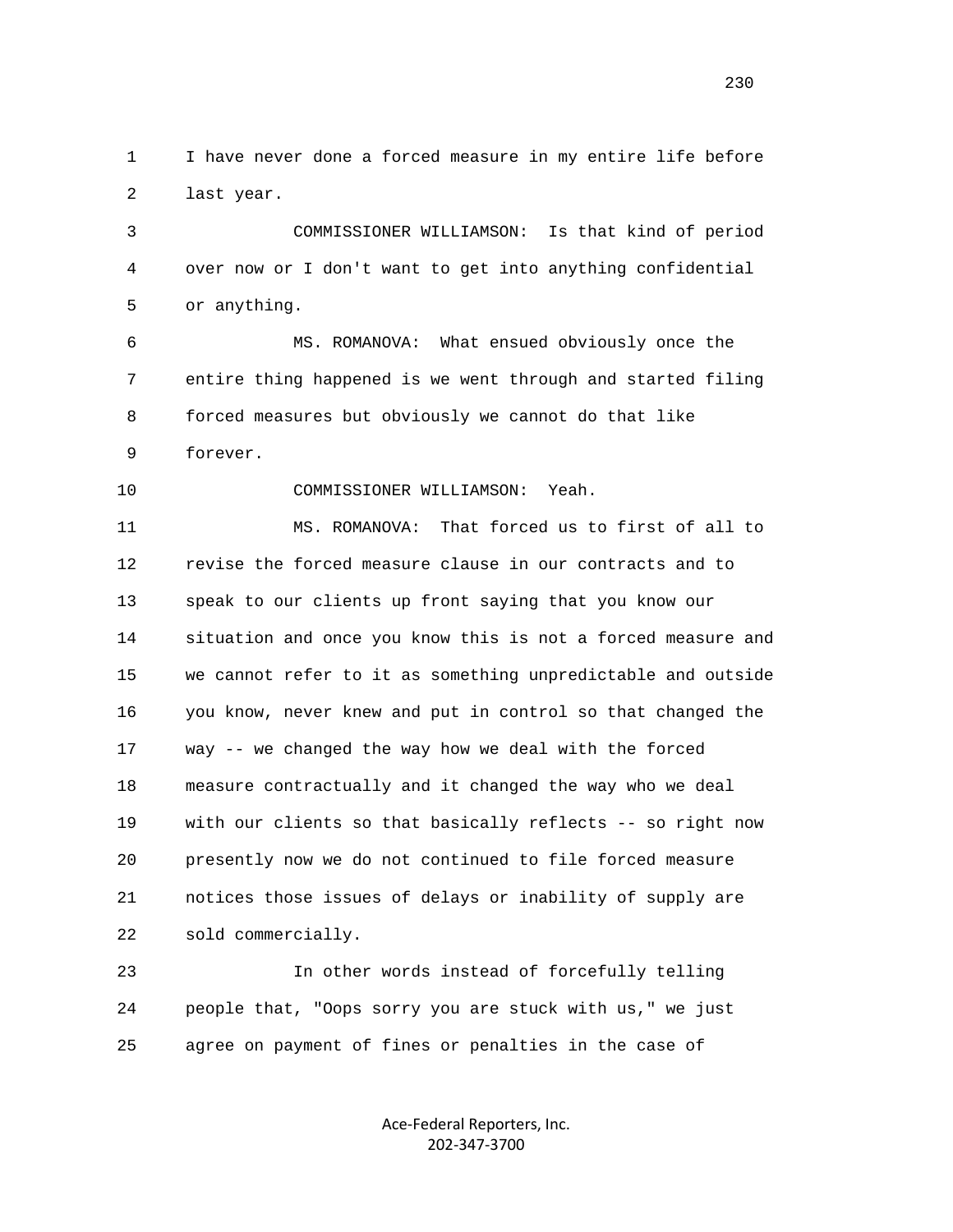I have never done a forced measure in my entire life before last year.

COMMISSIONER WILLIAMSON: Is that kind of period over now or I don't want to get into anything confidential or anything.

MS. ROMANOVA: What ensued obviously once the entire thing happened is we went through and started filing forced measures but obviously we cannot do that like forever.

COMMISSIONER WILLIAMSON: Yeah.

MS. ROMANOVA: That forced us to first of all to revise the forced measure clause in our contracts and to speak to our clients up front saying that you know our situation and once you know this is not a forced measure and we cannot refer to it as something unpredictable and outside you know, never knew and put in control so that changed the way -- we changed the way how we deal with the forced measure contractually and it changed the way who we deal with our clients so that basically reflects -- so right now presently now we do not continued to file forced measure notices those issues of delays or inability of supply are sold commercially.

In other words instead of forcefully telling people that, "Oops sorry you are stuck with us," we just agree on payment of fines or penalties in the case of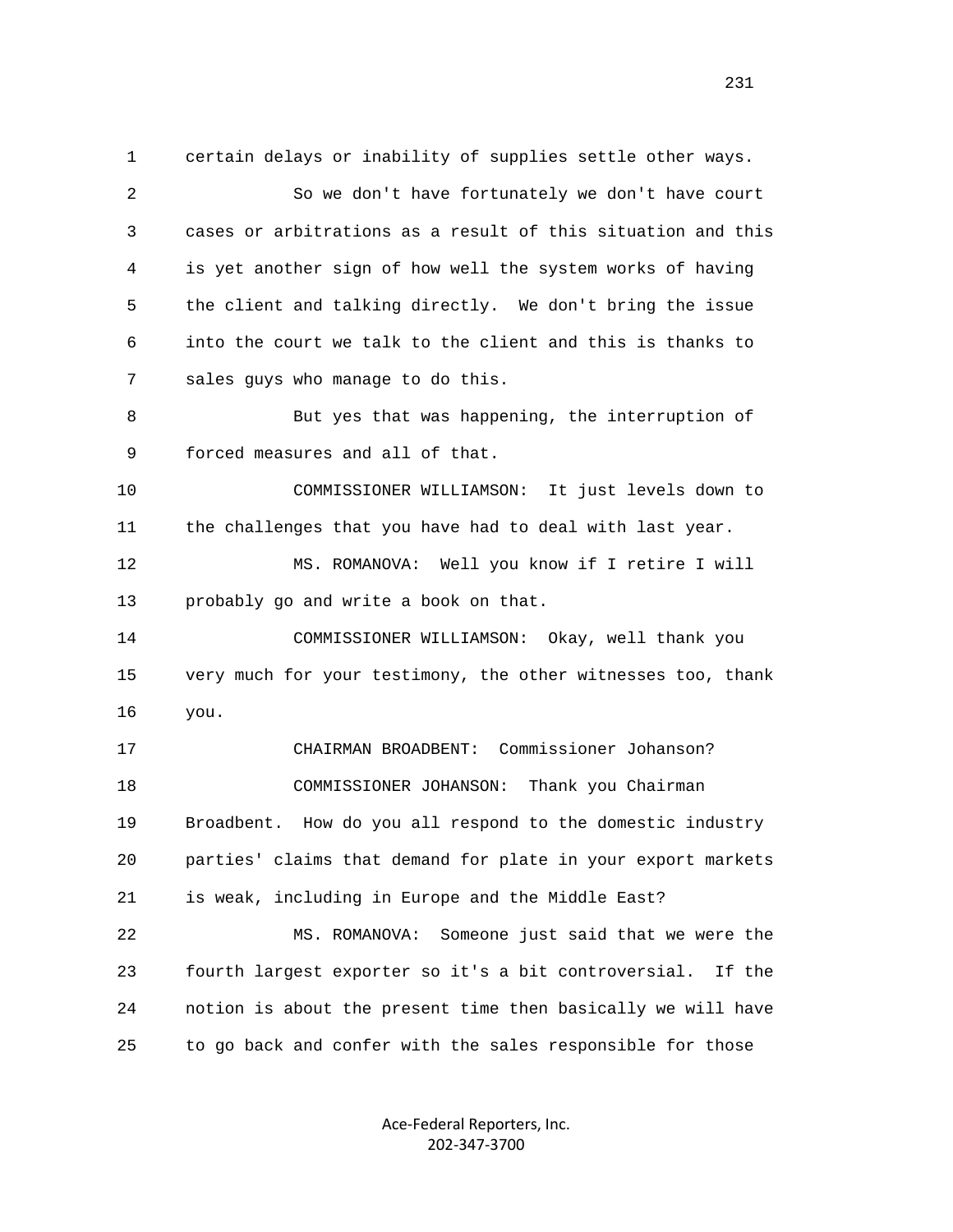certain delays or inability of supplies settle other ways.

So we don't have fortunately we don't have court cases or arbitrations as a result of this situation and this is yet another sign of how well the system works of having the client and talking directly. We don't bring the issue into the court we talk to the client and this is thanks to sales guys who manage to do this.

But yes that was happening, the interruption of forced measures and all of that.

COMMISSIONER WILLIAMSON: It just levels down to the challenges that you have had to deal with last year.

MS. ROMANOVA: Well you know if I retire I will probably go and write a book on that.

COMMISSIONER WILLIAMSON: Okay, well thank you very much for your testimony, the other witnesses too, thank you.

CHAIRMAN BROADBENT: Commissioner Johanson?

COMMISSIONER JOHANSON: Thank you Chairman Broadbent. How do you all respond to the domestic industry parties' claims that demand for plate in your export markets is weak, including in Europe and the Middle East?

MS. ROMANOVA: Someone just said that we were the fourth largest exporter so it's a bit controversial. If the notion is about the present time then basically we will have to go back and confer with the sales responsible for those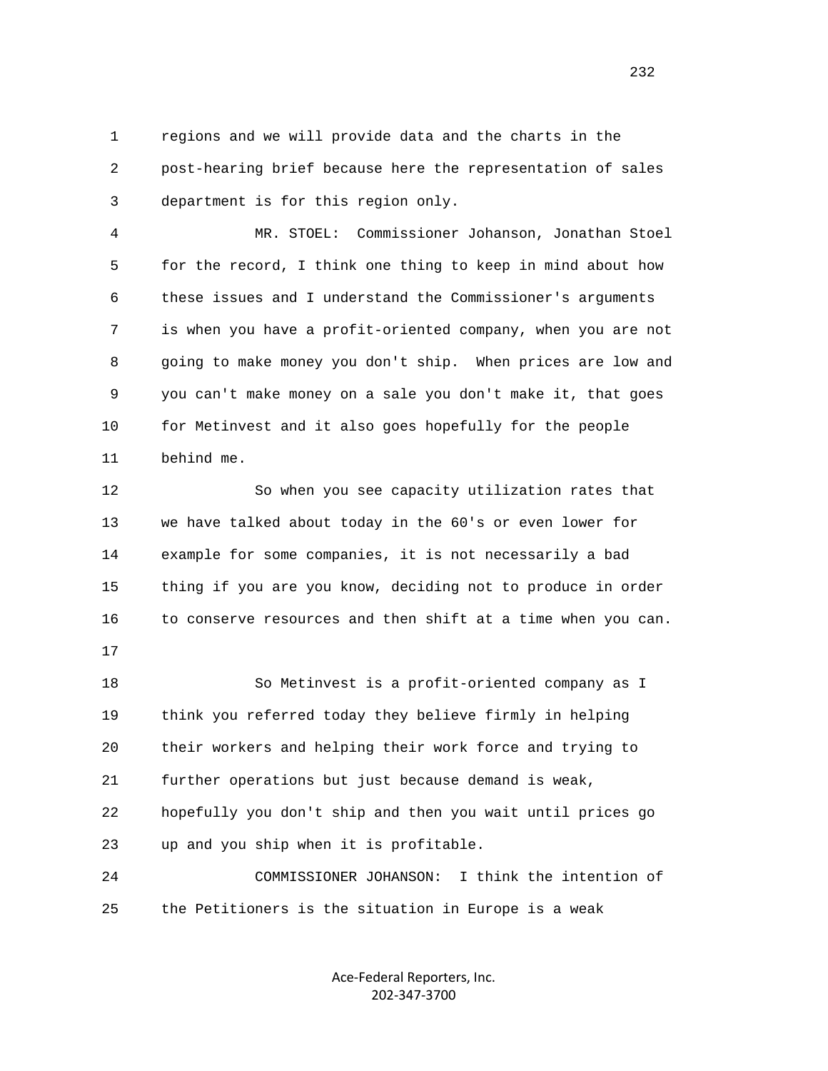regions and we will provide data and the charts in the post-hearing brief because here the representation of sales department is for this region only.

MR. STOEL: Commissioner Johanson, Jonathan Stoel for the record, I think one thing to keep in mind about how these issues and I understand the Commissioner's arguments is when you have a profit-oriented company, when you are not going to make money you don't ship. When prices are low and you can't make money on a sale you don't make it, that goes for Metinvest and it also goes hopefully for the people behind me.

So when you see capacity utilization rates that we have talked about today in the 60's or even lower for example for some companies, it is not necessarily a bad thing if you are you know, deciding not to produce in order to conserve resources and then shift at a time when you can.

So Metinvest is a profit-oriented company as I think you referred today they believe firmly in helping their workers and helping their work force and trying to further operations but just because demand is weak, hopefully you don't ship and then you wait until prices go up and you ship when it is profitable.

COMMISSIONER JOHANSON: I think the intention of the Petitioners is the situation in Europe is a weak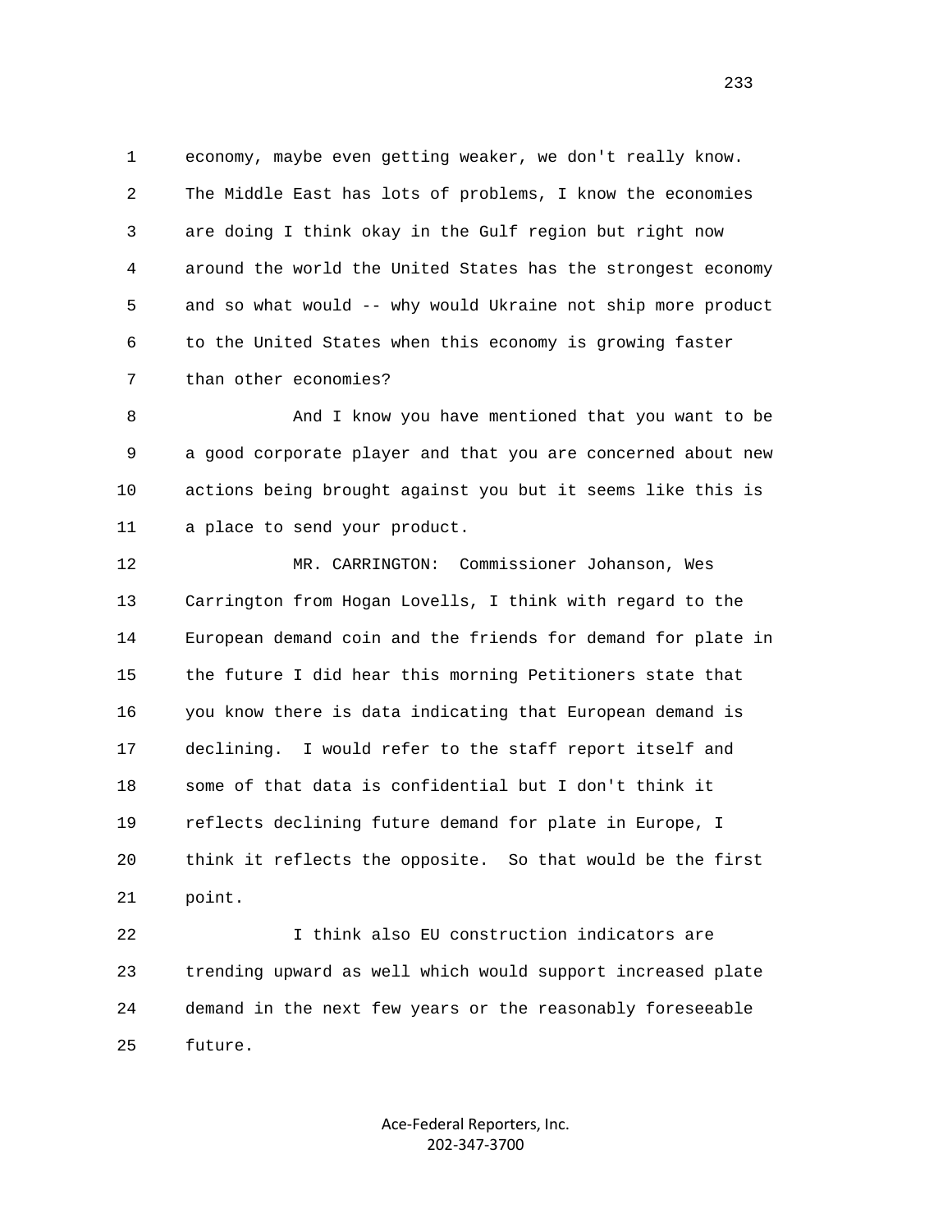economy, maybe even getting weaker, we don't really know. The Middle East has lots of problems, I know the economies are doing I think okay in the Gulf region but right now around the world the United States has the strongest economy and so what would -- why would Ukraine not ship more product to the United States when this economy is growing faster than other economies?

And I know you have mentioned that you want to be a good corporate player and that you are concerned about new actions being brought against you but it seems like this is a place to send your product.

MR. CARRINGTON: Commissioner Johanson, Wes Carrington from Hogan Lovells, I think with regard to the European demand coin and the friends for demand for plate in the future I did hear this morning Petitioners state that you know there is data indicating that European demand is declining. I would refer to the staff report itself and some of that data is confidential but I don't think it reflects declining future demand for plate in Europe, I think it reflects the opposite. So that would be the first point.

I think also EU construction indicators are trending upward as well which would support increased plate demand in the next few years or the reasonably foreseeable future.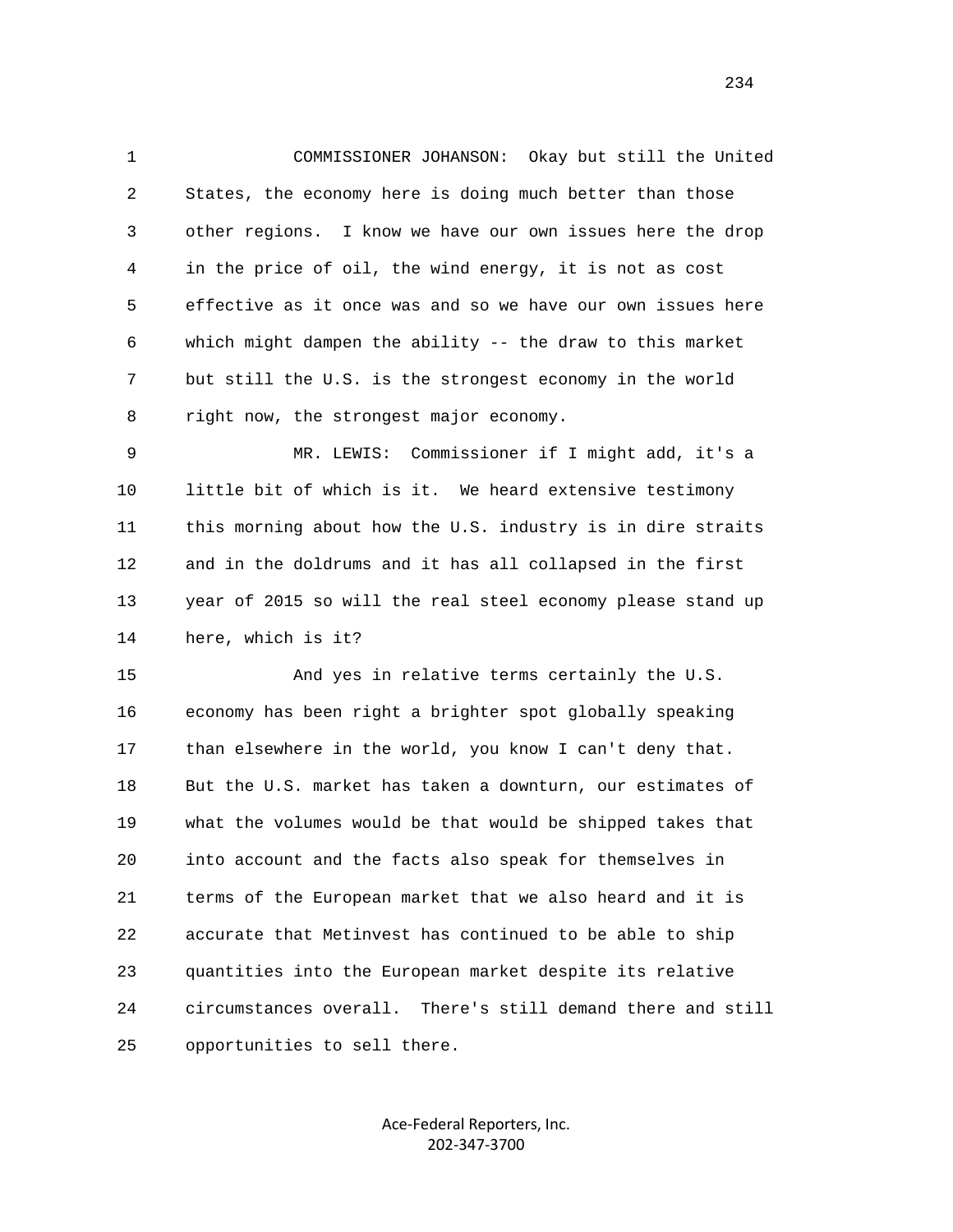COMMISSIONER JOHANSON: Okay but still the United States, the economy here is doing much better than those other regions. I know we have our own issues here the drop in the price of oil, the wind energy, it is not as cost effective as it once was and so we have our own issues here which might dampen the ability -- the draw to this market but still the U.S. is the strongest economy in the world right now, the strongest major economy.

MR. LEWIS: Commissioner if I might add, it's a little bit of which is it. We heard extensive testimony this morning about how the U.S. industry is in dire straits and in the doldrums and it has all collapsed in the first year of 2015 so will the real steel economy please stand up here, which is it?

And yes in relative terms certainly the U.S. economy has been right a brighter spot globally speaking than elsewhere in the world, you know I can't deny that. But the U.S. market has taken a downturn, our estimates of what the volumes would be that would be shipped takes that into account and the facts also speak for themselves in terms of the European market that we also heard and it is accurate that Metinvest has continued to be able to ship quantities into the European market despite its relative circumstances overall. There's still demand there and still opportunities to sell there.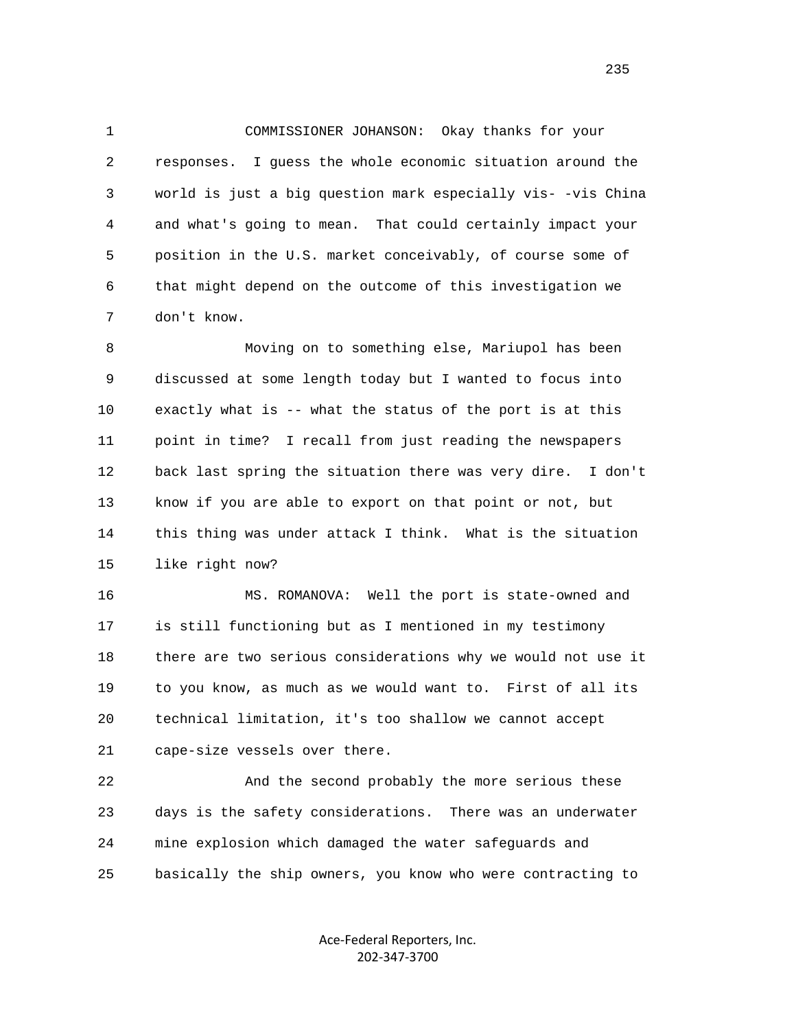COMMISSIONER JOHANSON: Okay thanks for your responses. I guess the whole economic situation around the world is just a big question mark especially vis- -vis China and what's going to mean. That could certainly impact your position in the U.S. market conceivably, of course some of that might depend on the outcome of this investigation we don't know.

Moving on to something else, Mariupol has been discussed at some length today but I wanted to focus into exactly what is -- what the status of the port is at this point in time? I recall from just reading the newspapers back last spring the situation there was very dire. I don't know if you are able to export on that point or not, but this thing was under attack I think. What is the situation like right now?

MS. ROMANOVA: Well the port is state-owned and is still functioning but as I mentioned in my testimony there are two serious considerations why we would not use it to you know, as much as we would want to. First of all its technical limitation, it's too shallow we cannot accept cape-size vessels over there.

And the second probably the more serious these days is the safety considerations. There was an underwater mine explosion which damaged the water safeguards and basically the ship owners, you know who were contracting to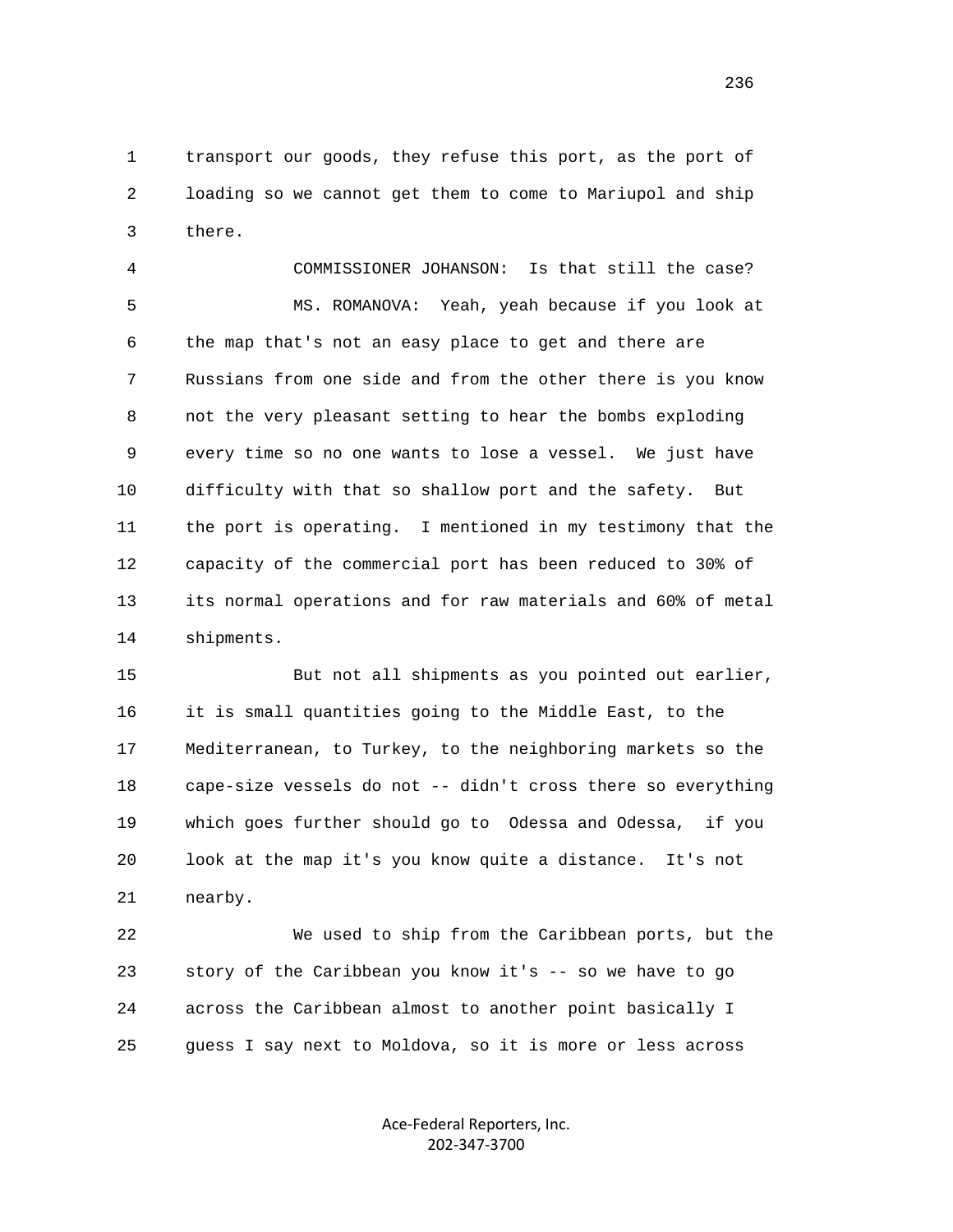1 transport our goods, they refuse this port, as the port of
2 loading so we cannot get them to come to Mariupol and ship
3 there.

4 COMMISSIONER JOHANSON: Is that still the case?

5 MS. ROMANOVA: Yeah, yeah because if you look at
6 the map that's not an easy place to get and there are
7 Russians from one side and from the other there is you know
8 not the very pleasant setting to hear the bombs exploding
9 every time so no one wants to lose a vessel. We just have
10 difficulty with that so shallow port and the safety. But
11 the port is operating. I mentioned in my testimony that the
12 capacity of the commercial port has been reduced to 30% of
13 its normal operations and for raw materials and 60% of metal
14 shipments.

15 But not all shipments as you pointed out earlier,
16 it is small quantities going to the Middle East, to the
17 Mediterranean, to Turkey, to the neighboring markets so the
18 cape-size vessels do not -- didn't cross there so everything
19 which goes further should go to Odessa and Odessa, if you
20 look at the map it's you know quite a distance. It's not
21 nearby.

22 We used to ship from the Caribbean ports, but the
23 story of the Caribbean you know it's -- so we have to go
24 across the Caribbean almost to another point basically I
25 guess I say next to Moldova, so it is more or less across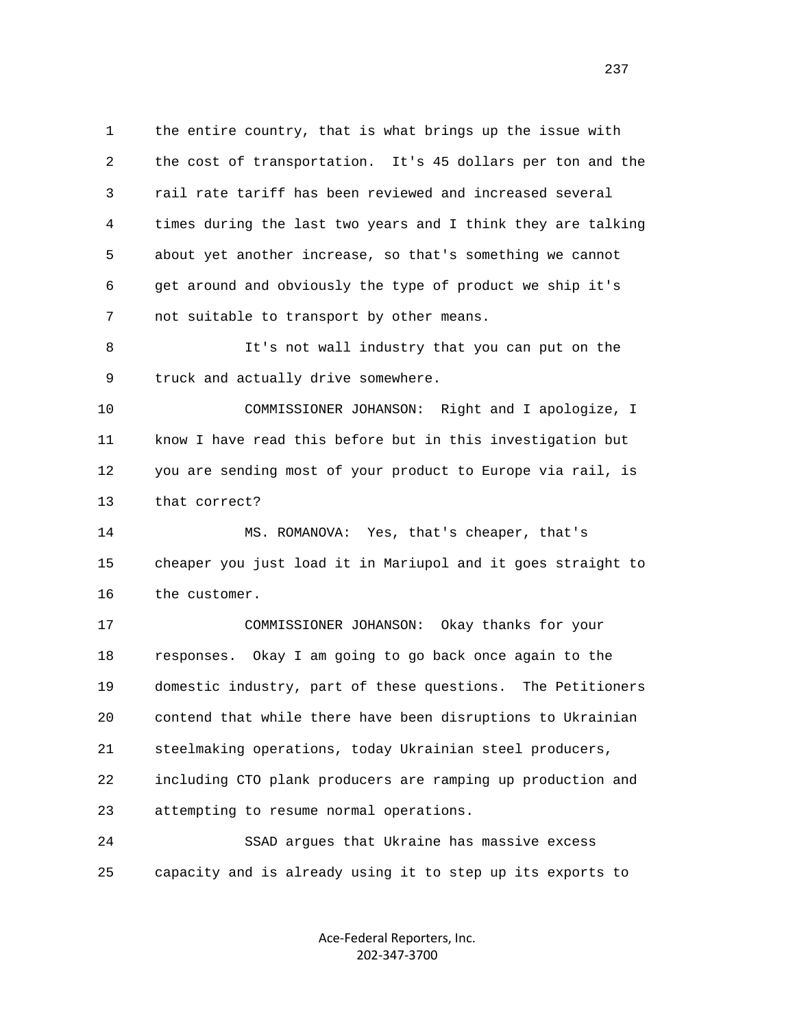1 the entire country, that is what brings up the issue with
2 the cost of transportation. It's 45 dollars per ton and the
3 rail rate tariff has been reviewed and increased several
4 times during the last two years and I think they are talking
5 about yet another increase, so that's something we cannot
6 get around and obviously the type of product we ship it's
7 not suitable to transport by other means.

8 It's not wall industry that you can put on the
9 truck and actually drive somewhere.

10 COMMISSIONER JOHANSON: Right and I apologize, I
11 know I have read this before but in this investigation but
12 you are sending most of your product to Europe via rail, is
13 that correct?

14 MS. ROMANOVA: Yes, that's cheaper, that's
15 cheaper you just load it in Mariupol and it goes straight to
16 the customer.

17 COMMISSIONER JOHANSON: Okay thanks for your
18 responses. Okay I am going to go back once again to the
19 domestic industry, part of these questions. The Petitioners
20 contend that while there have been disruptions to Ukrainian
21 steelmaking operations, today Ukrainian steel producers,
22 including CTO plank producers are ramping up production and
23 attempting to resume normal operations.

24 SSAD argues that Ukraine has massive excess
25 capacity and is already using it to step up its exports to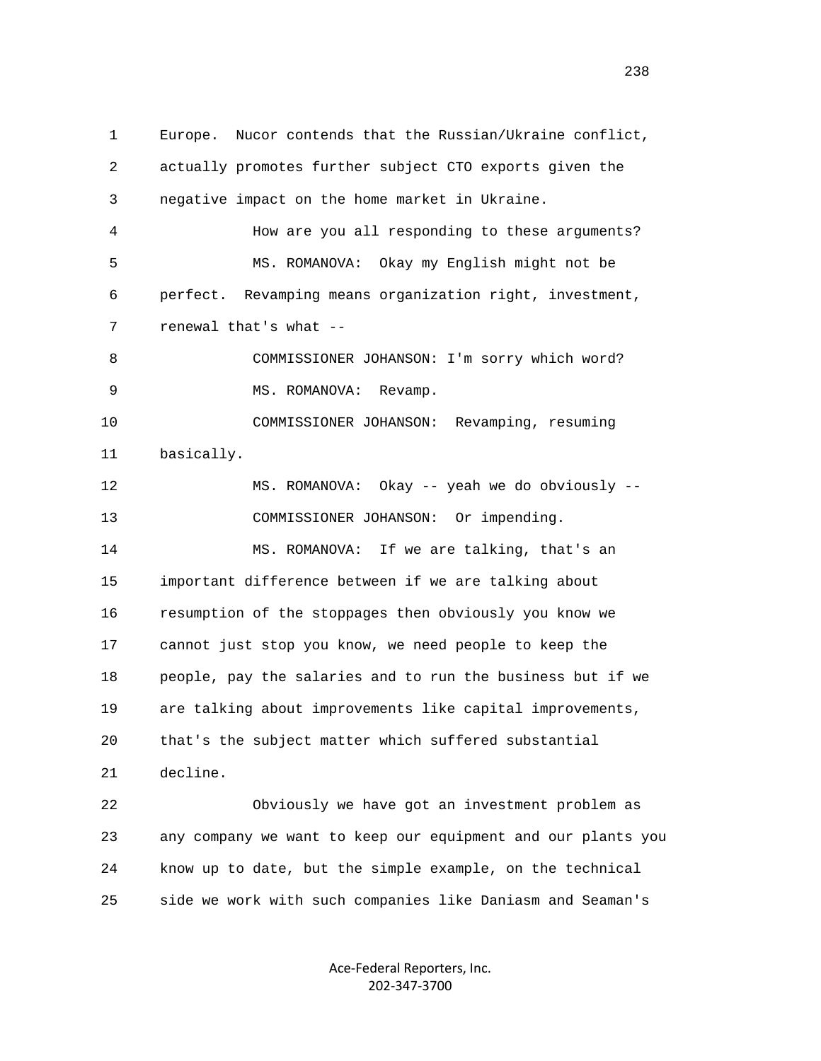1 Europe. Nucor contends that the Russian/Ukraine conflict,
2 actually promotes further subject CTO exports given the
3 negative impact on the home market in Ukraine.
4 How are you all responding to these arguments?
5 MS. ROMANOVA: Okay my English might not be
6 perfect. Revamping means organization right, investment,
7 renewal that's what --
8 COMMISSIONER JOHANSON: I'm sorry which word?
9 MS. ROMANOVA: Revamp.
10 COMMISSIONER JOHANSON: Revamping, resuming
11 basically.
12 MS. ROMANOVA: Okay -- yeah we do obviously --
13 COMMISSIONER JOHANSON: Or impending.
14 MS. ROMANOVA: If we are talking, that's an
15 important difference between if we are talking about
16 resumption of the stoppages then obviously you know we
17 cannot just stop you know, we need people to keep the
18 people, pay the salaries and to run the business but if we
19 are talking about improvements like capital improvements,
20 that's the subject matter which suffered substantial
21 decline.
22 Obviously we have got an investment problem as
23 any company we want to keep our equipment and our plants you
24 know up to date, but the simple example, on the technical
25 side we work with such companies like Daniasm and Seaman's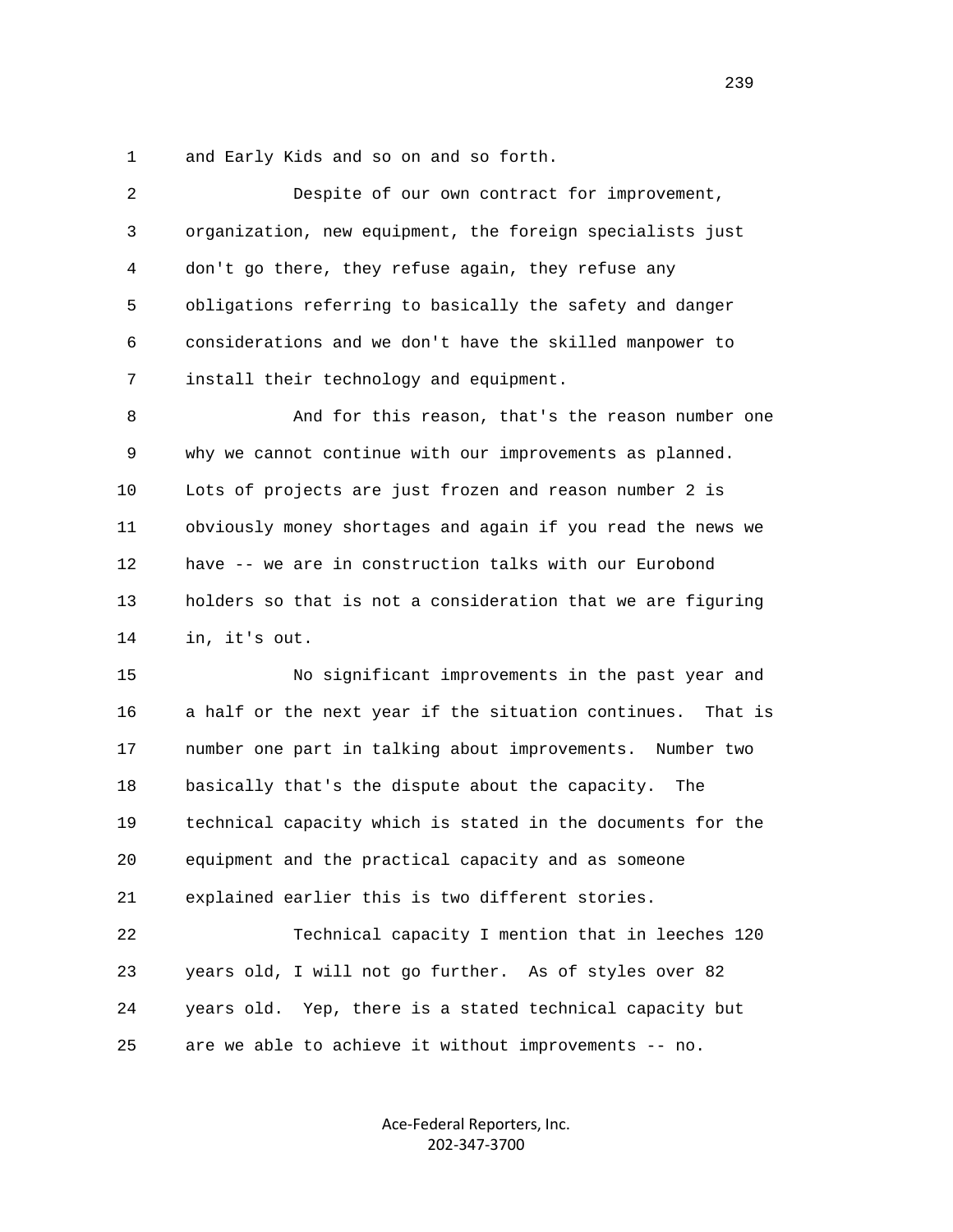1 and Early Kids and so on and so forth.

2 Despite of our own contract for improvement,
3 organization, new equipment, the foreign specialists just
4 don't go there, they refuse again, they refuse any
5 obligations referring to basically the safety and danger
6 considerations and we don't have the skilled manpower to
7 install their technology and equipment.

8 And for this reason, that's the reason number one
9 why we cannot continue with our improvements as planned.
10 Lots of projects are just frozen and reason number 2 is
11 obviously money shortages and again if you read the news we
12 have -- we are in construction talks with our Eurobond
13 holders so that is not a consideration that we are figuring
14 in, it's out.

15 No significant improvements in the past year and
16 a half or the next year if the situation continues. That is
17 number one part in talking about improvements. Number two
18 basically that's the dispute about the capacity. The
19 technical capacity which is stated in the documents for the
20 equipment and the practical capacity and as someone
21 explained earlier this is two different stories.

22 Technical capacity I mention that in leeches 120
23 years old, I will not go further. As of styles over 82
24 years old. Yep, there is a stated technical capacity but
25 are we able to achieve it without improvements -- no.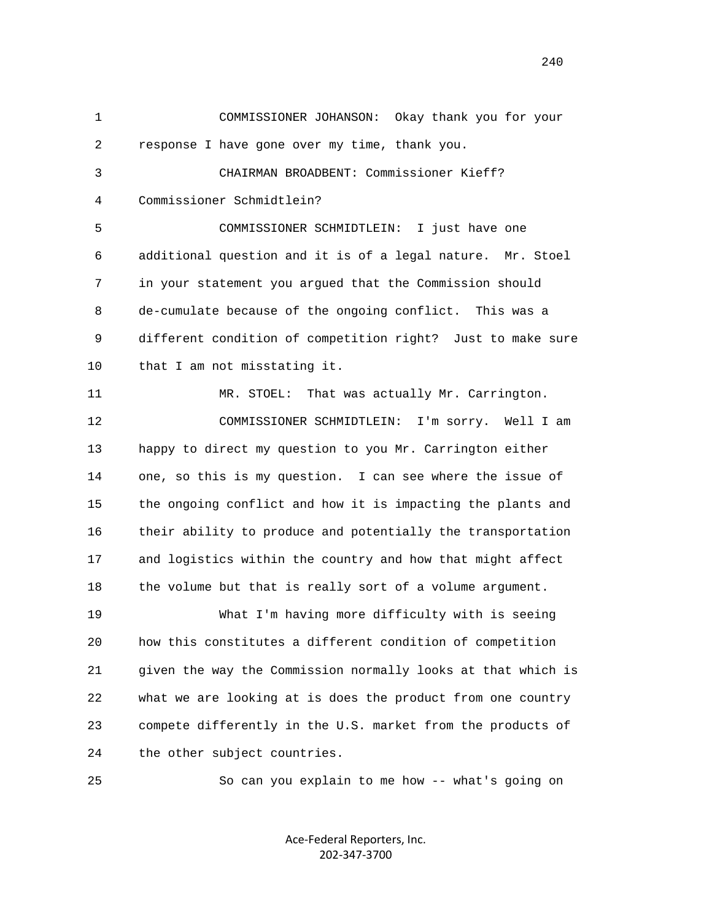COMMISSIONER JOHANSON: Okay thank you for your response I have gone over my time, thank you.

CHAIRMAN BROADBENT: Commissioner Kieff? Commissioner Schmidtlein?

COMMISSIONER SCHMIDTLEIN: I just have one additional question and it is of a legal nature. Mr. Stoel in your statement you argued that the Commission should de-cumulate because of the ongoing conflict. This was a different condition of competition right? Just to make sure that I am not misstating it.

MR. STOEL: That was actually Mr. Carrington.

COMMISSIONER SCHMIDTLEIN: I'm sorry. Well I am happy to direct my question to you Mr. Carrington either one, so this is my question. I can see where the issue of the ongoing conflict and how it is impacting the plants and their ability to produce and potentially the transportation and logistics within the country and how that might affect the volume but that is really sort of a volume argument.

What I'm having more difficulty with is seeing how this constitutes a different condition of competition given the way the Commission normally looks at that which is what we are looking at is does the product from one country compete differently in the U.S. market from the products of the other subject countries.

So can you explain to me how -- what's going on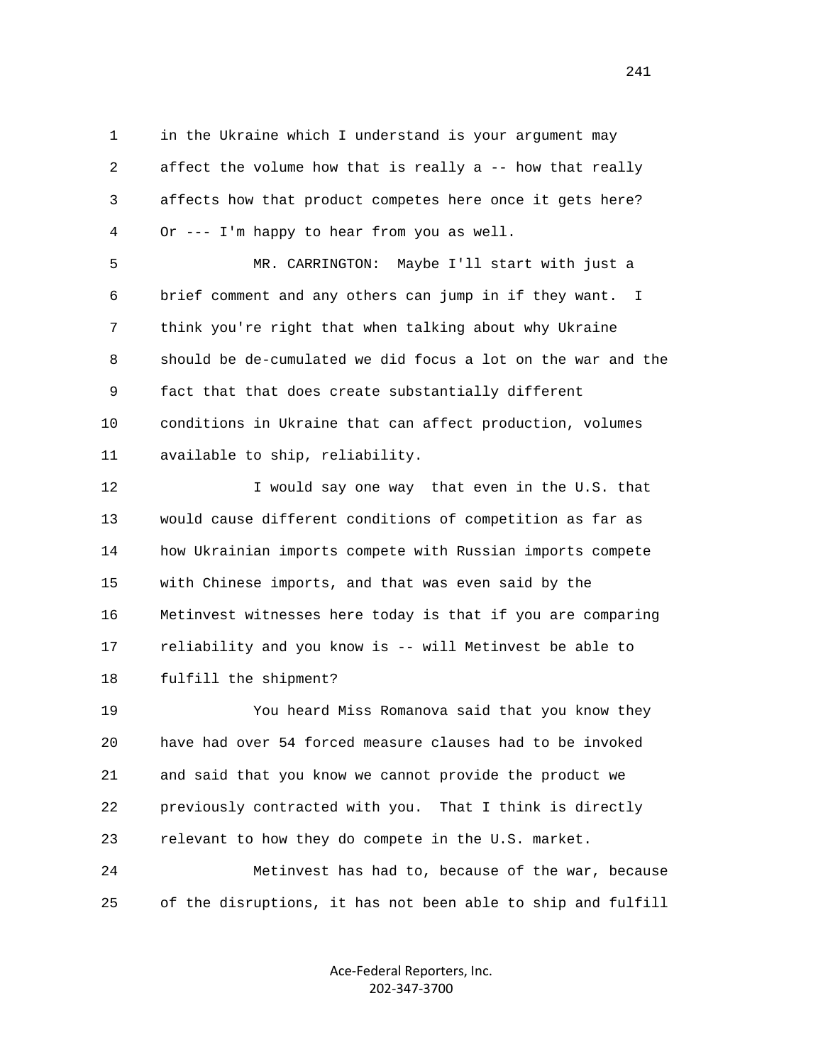in the Ukraine which I understand is your argument may affect the volume how that is really a -- how that really affects how that product competes here once it gets here? Or --- I'm happy to hear from you as well.

MR. CARRINGTON: Maybe I'll start with just a brief comment and any others can jump in if they want. I think you're right that when talking about why Ukraine should be de-cumulated we did focus a lot on the war and the fact that that does create substantially different conditions in Ukraine that can affect production, volumes available to ship, reliability.

I would say one way that even in the U.S. that would cause different conditions of competition as far as how Ukrainian imports compete with Russian imports compete with Chinese imports, and that was even said by the Metinvest witnesses here today is that if you are comparing reliability and you know is -- will Metinvest be able to fulfill the shipment?

You heard Miss Romanova said that you know they have had over 54 forced measure clauses had to be invoked and said that you know we cannot provide the product we previously contracted with you. That I think is directly relevant to how they do compete in the U.S. market.

Metinvest has had to, because of the war, because of the disruptions, it has not been able to ship and fulfill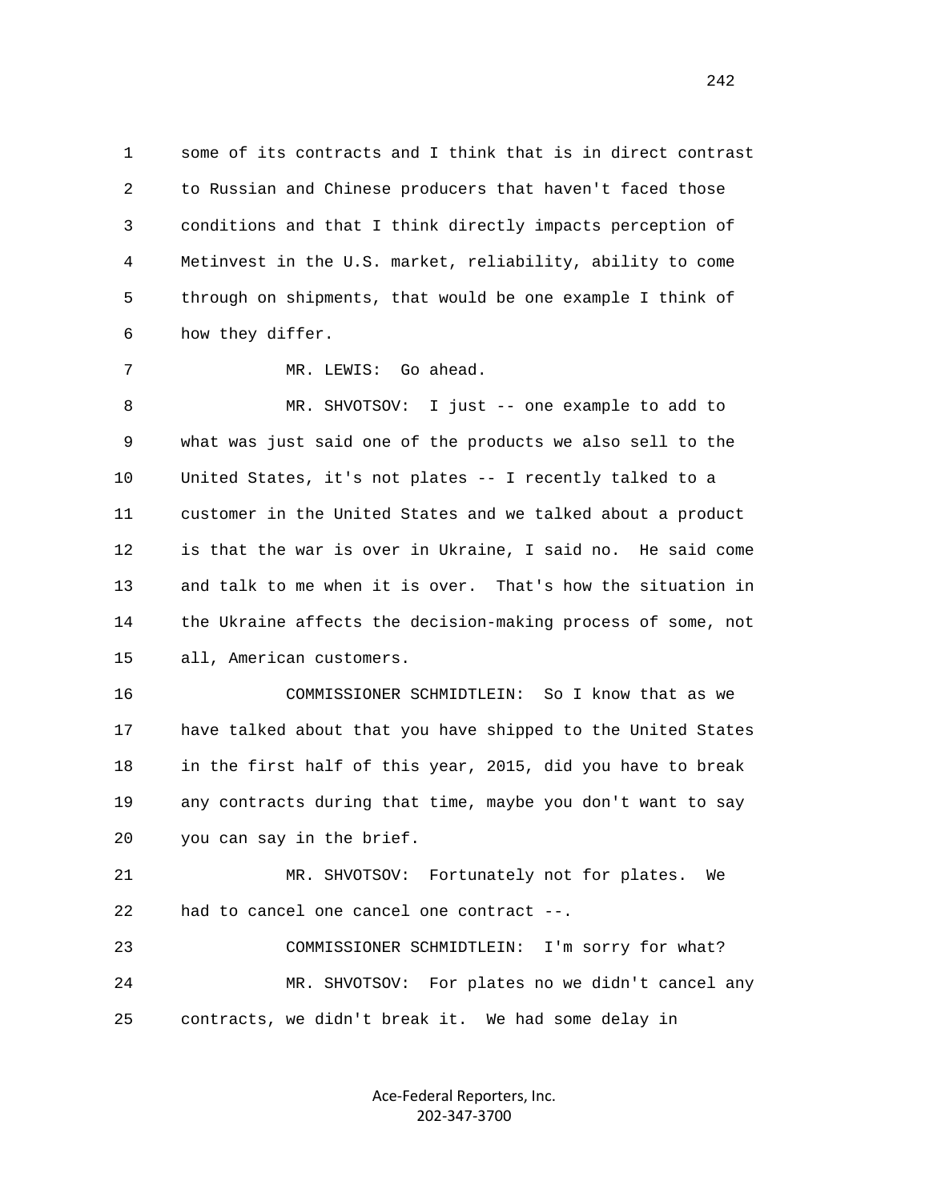some of its contracts and I think that is in direct contrast to Russian and Chinese producers that haven't faced those conditions and that I think directly impacts perception of Metinvest in the U.S. market, reliability, ability to come through on shipments, that would be one example I think of how they differ.

MR. LEWIS: Go ahead.

MR. SHVOTSOV: I just -- one example to add to what was just said one of the products we also sell to the United States, it's not plates -- I recently talked to a customer in the United States and we talked about a product is that the war is over in Ukraine, I said no. He said come and talk to me when it is over. That's how the situation in the Ukraine affects the decision-making process of some, not all, American customers.

COMMISSIONER SCHMIDTLEIN: So I know that as we have talked about that you have shipped to the United States in the first half of this year, 2015, did you have to break any contracts during that time, maybe you don't want to say you can say in the brief.

MR. SHVOTSOV: Fortunately not for plates. We had to cancel one cancel one contract --.

COMMISSIONER SCHMIDTLEIN: I'm sorry for what?

MR. SHVOTSOV: For plates no we didn't cancel any contracts, we didn't break it. We had some delay in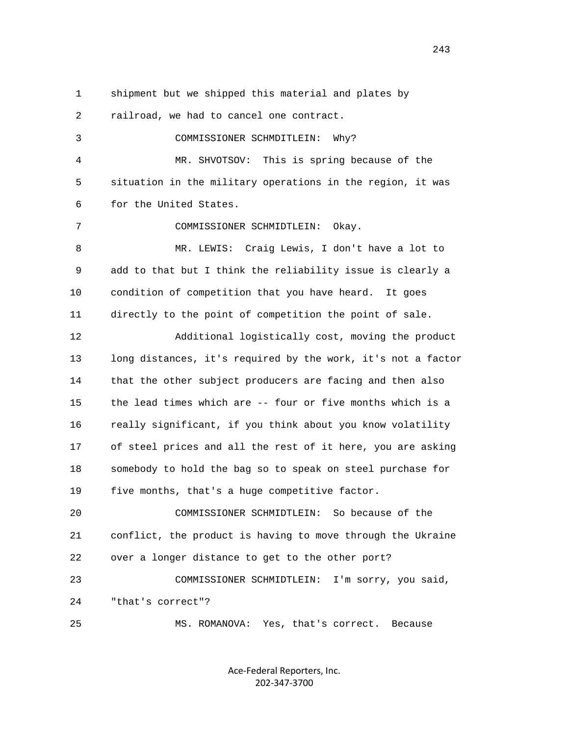1 shipment but we shipped this material and plates by

2 railroad, we had to cancel one contract.

3 COMMISSIONER SCHMDITLEIN: Why?

4 MR. SHVOTSOV: This is spring because of the

5 situation in the military operations in the region, it was

6 for the United States.

7 COMMISSIONER SCHMIDTLEIN: Okay.

8 MR. LEWIS: Craig Lewis, I don't have a lot to

9 add to that but I think the reliability issue is clearly a

10 condition of competition that you have heard. It goes

11 directly to the point of competition the point of sale.

12 Additional logistically cost, moving the product

13 long distances, it's required by the work, it's not a factor

14 that the other subject producers are facing and then also

15 the lead times which are -- four or five months which is a

16 really significant, if you think about you know volatility

17 of steel prices and all the rest of it here, you are asking

18 somebody to hold the bag so to speak on steel purchase for

19 five months, that's a huge competitive factor.

20 COMMISSIONER SCHMIDTLEIN: So because of the

21 conflict, the product is having to move through the Ukraine

22 over a longer distance to get to the other port?

23 COMMISSIONER SCHMIDTLEIN: I'm sorry, you said,

24 "that's correct"?

25 MS. ROMANOVA: Yes, that's correct. Because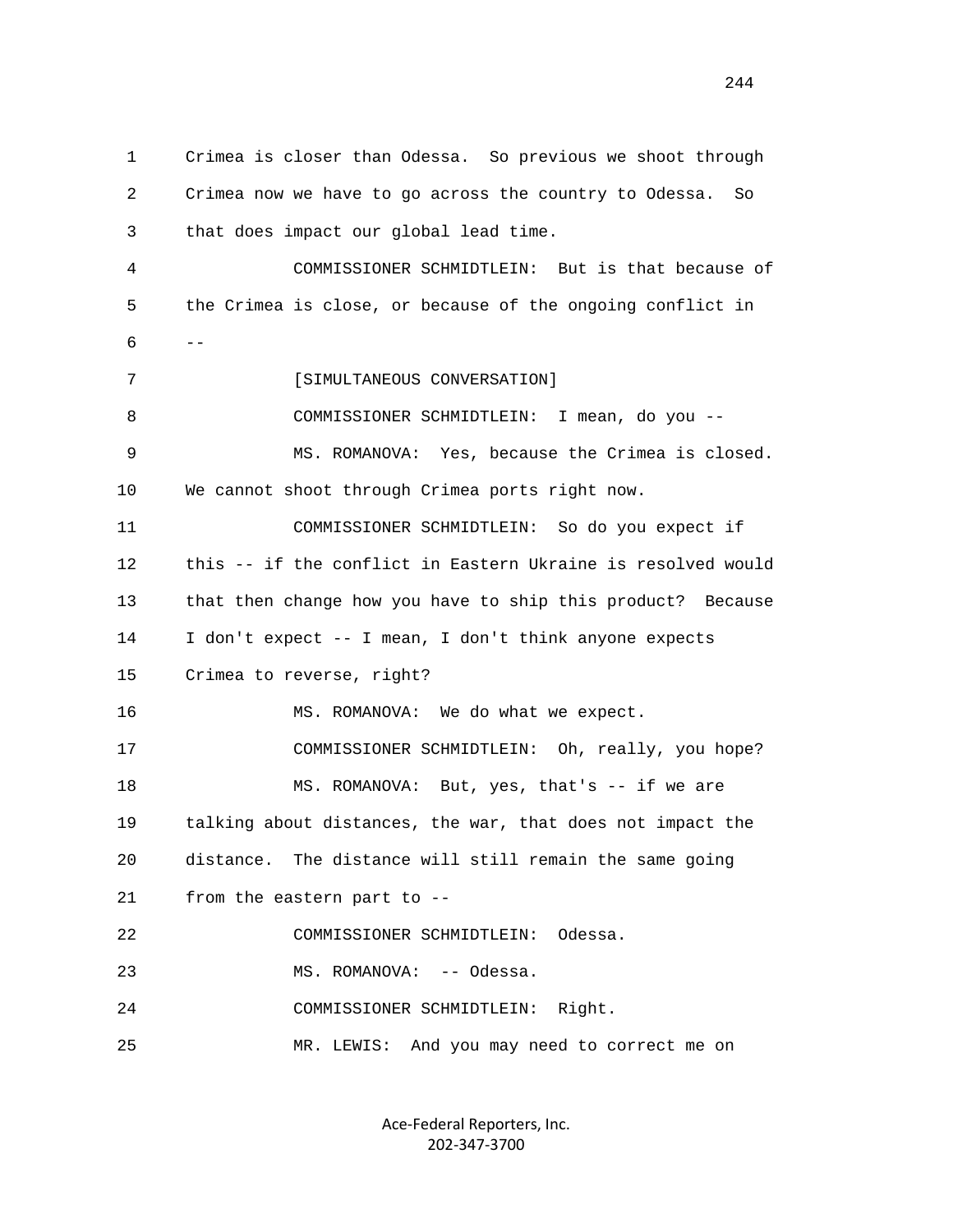1 Crimea is closer than Odessa. So previous we shoot through
2 Crimea now we have to go across the country to Odessa. So
3 that does impact our global lead time.

4 COMMISSIONER SCHMIDTLEIN: But is that because of
5 the Crimea is close, or because of the ongoing conflict in
6 --

7 [SIMULTANEOUS CONVERSATION]

8 COMMISSIONER SCHMIDTLEIN: I mean, do you --

9 MS. ROMANOVA: Yes, because the Crimea is closed.
10 We cannot shoot through Crimea ports right now.

11 COMMISSIONER SCHMIDTLEIN: So do you expect if
12 this -- if the conflict in Eastern Ukraine is resolved would
13 that then change how you have to ship this product? Because
14 I don't expect -- I mean, I don't think anyone expects
15 Crimea to reverse, right?

16 MS. ROMANOVA: We do what we expect.

17 COMMISSIONER SCHMIDTLEIN: Oh, really, you hope?

18 MS. ROMANOVA: But, yes, that's -- if we are
19 talking about distances, the war, that does not impact the
20 distance. The distance will still remain the same going
21 from the eastern part to --

22 COMMISSIONER SCHMIDTLEIN: Odessa.

23 MS. ROMANOVA: -- Odessa.

24 COMMISSIONER SCHMIDTLEIN: Right.

25 MR. LEWIS: And you may need to correct me on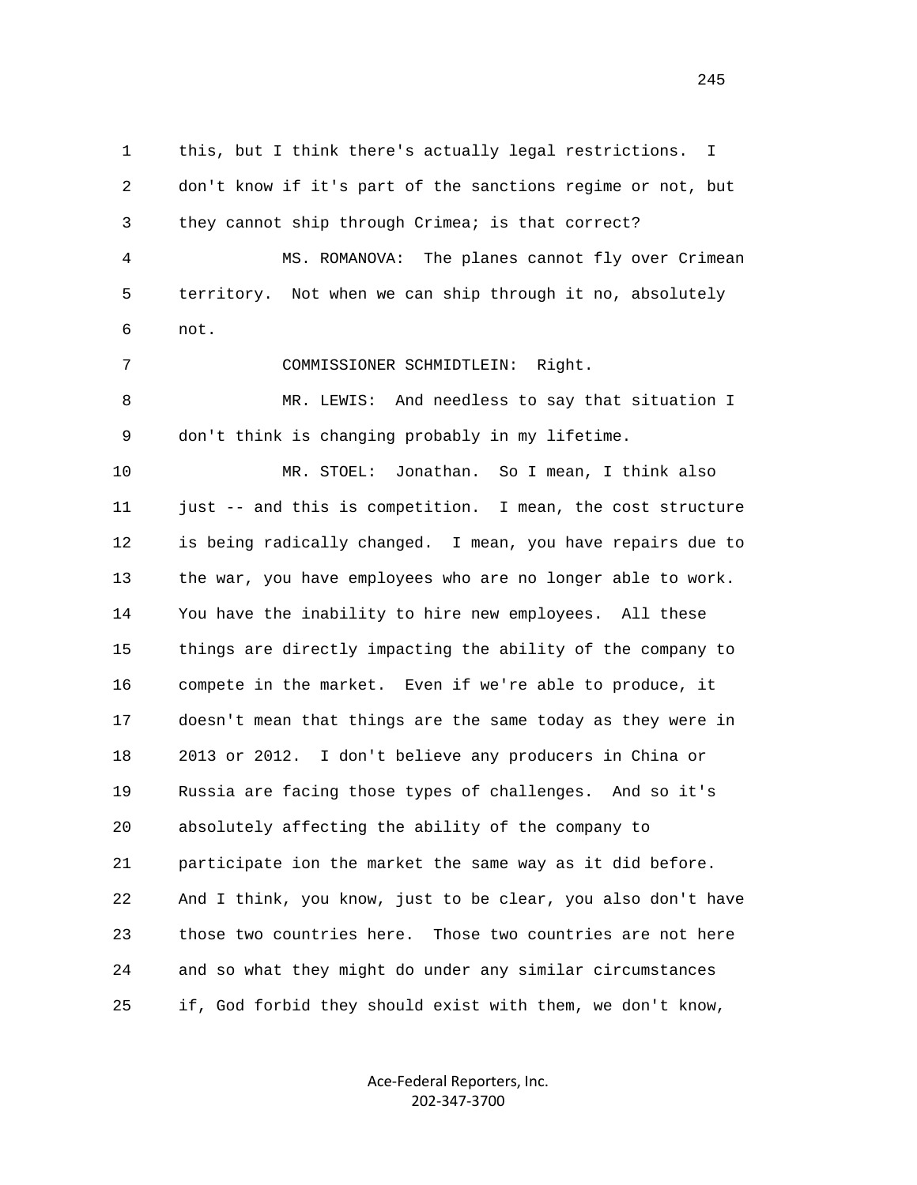this, but I think there's actually legal restrictions. I don't know if it's part of the sanctions regime or not, but they cannot ship through Crimea; is that correct?

MS. ROMANOVA: The planes cannot fly over Crimean territory. Not when we can ship through it no, absolutely not.

COMMISSIONER SCHMIDTLEIN: Right.

MR. LEWIS: And needless to say that situation I don't think is changing probably in my lifetime.

MR. STOEL: Jonathan. So I mean, I think also just -- and this is competition. I mean, the cost structure is being radically changed. I mean, you have repairs due to the war, you have employees who are no longer able to work. You have the inability to hire new employees. All these things are directly impacting the ability of the company to compete in the market. Even if we're able to produce, it doesn't mean that things are the same today as they were in 2013 or 2012. I don't believe any producers in China or Russia are facing those types of challenges. And so it's absolutely affecting the ability of the company to participate ion the market the same way as it did before. And I think, you know, just to be clear, you also don't have those two countries here. Those two countries are not here and so what they might do under any similar circumstances if, God forbid they should exist with them, we don't know,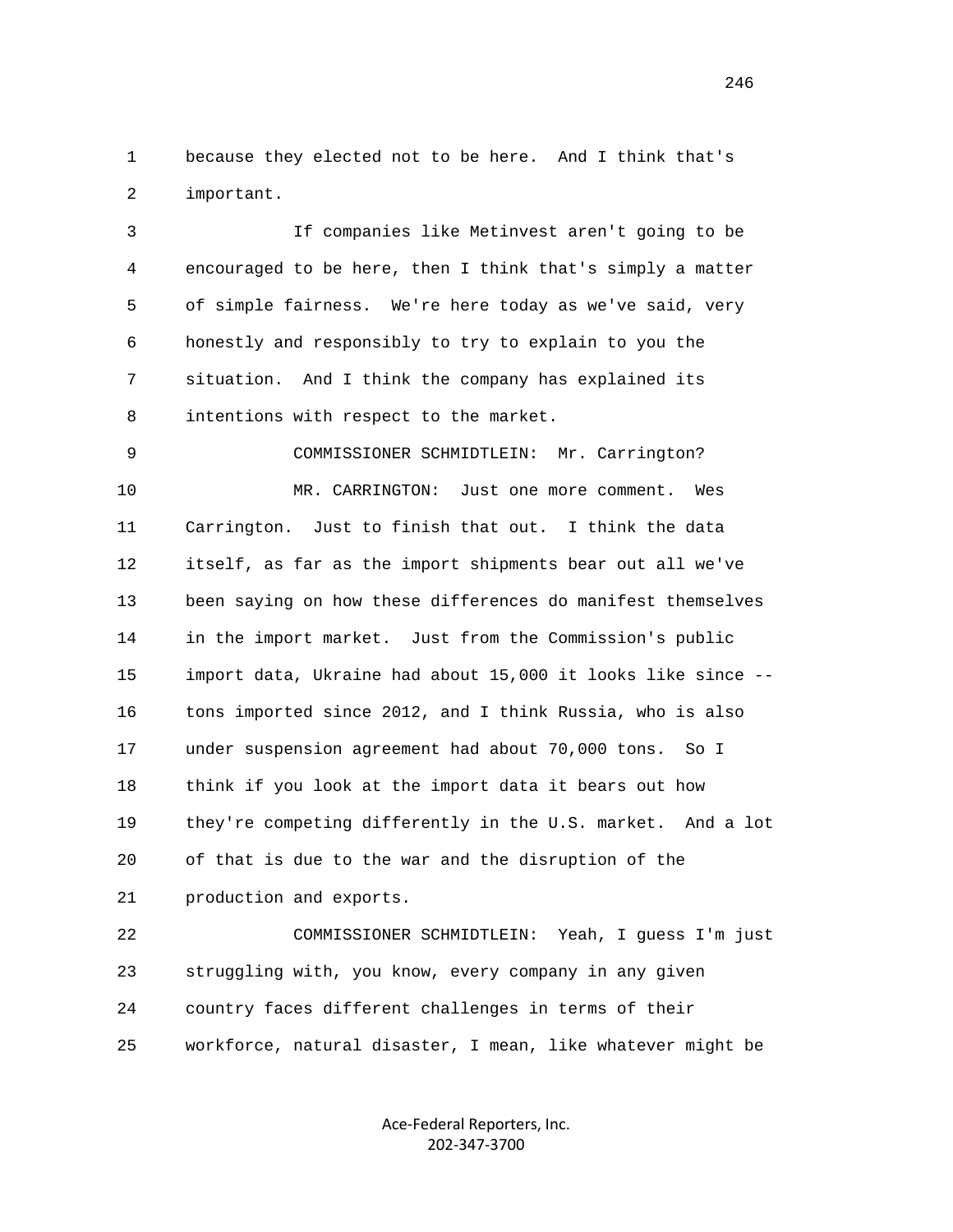because they elected not to be here. And I think that's important.

If companies like Metinvest aren't going to be encouraged to be here, then I think that's simply a matter of simple fairness. We're here today as we've said, very honestly and responsibly to try to explain to you the situation. And I think the company has explained its intentions with respect to the market.

COMMISSIONER SCHMIDTLEIN: Mr. Carrington?

MR. CARRINGTON: Just one more comment. Wes Carrington. Just to finish that out. I think the data itself, as far as the import shipments bear out all we've been saying on how these differences do manifest themselves in the import market. Just from the Commission's public import data, Ukraine had about 15,000 it looks like since -- tons imported since 2012, and I think Russia, who is also under suspension agreement had about 70,000 tons. So I think if you look at the import data it bears out how they're competing differently in the U.S. market. And a lot of that is due to the war and the disruption of the production and exports.

COMMISSIONER SCHMIDTLEIN: Yeah, I guess I'm just struggling with, you know, every company in any given country faces different challenges in terms of their workforce, natural disaster, I mean, like whatever might be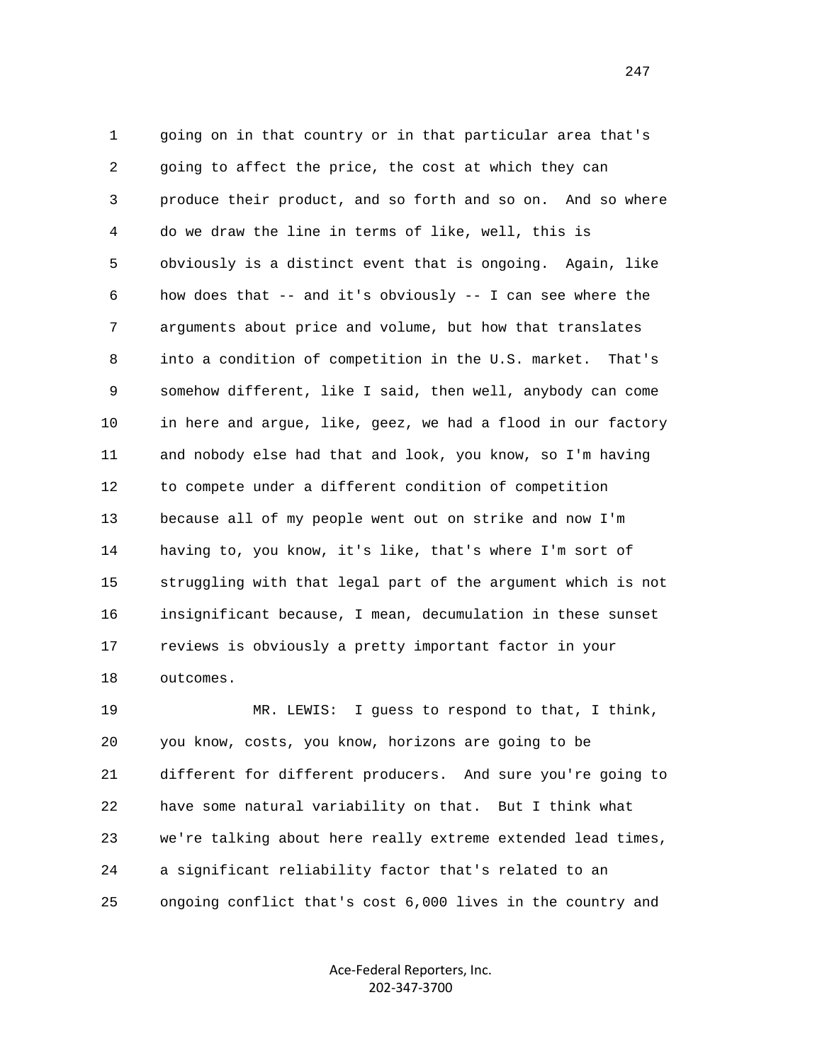going on in that country or in that particular area that's going to affect the price, the cost at which they can produce their product, and so forth and so on. And so where do we draw the line in terms of like, well, this is obviously is a distinct event that is ongoing. Again, like how does that -- and it's obviously -- I can see where the arguments about price and volume, but how that translates into a condition of competition in the U.S. market. That's somehow different, like I said, then well, anybody can come in here and argue, like, geez, we had a flood in our factory and nobody else had that and look, you know, so I'm having to compete under a different condition of competition because all of my people went out on strike and now I'm having to, you know, it's like, that's where I'm sort of struggling with that legal part of the argument which is not insignificant because, I mean, decumulation in these sunset reviews is obviously a pretty important factor in your outcomes.

MR. LEWIS: I guess to respond to that, I think, you know, costs, you know, horizons are going to be different for different producers. And sure you're going to have some natural variability on that. But I think what we're talking about here really extreme extended lead times, a significant reliability factor that's related to an ongoing conflict that's cost 6,000 lives in the country and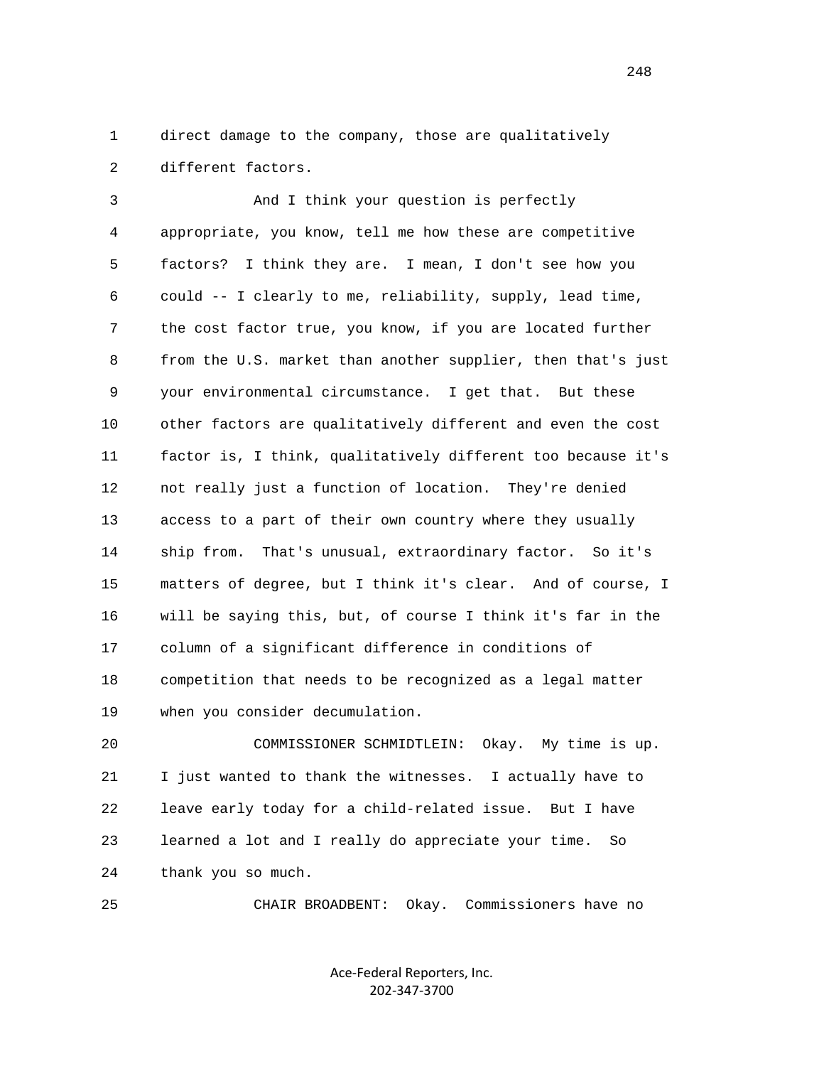direct damage to the company, those are qualitatively different factors.

And I think your question is perfectly appropriate, you know, tell me how these are competitive factors? I think they are. I mean, I don't see how you could -- I clearly to me, reliability, supply, lead time, the cost factor true, you know, if you are located further from the U.S. market than another supplier, then that's just your environmental circumstance. I get that. But these other factors are qualitatively different and even the cost factor is, I think, qualitatively different too because it's not really just a function of location. They're denied access to a part of their own country where they usually ship from. That's unusual, extraordinary factor. So it's matters of degree, but I think it's clear. And of course, I will be saying this, but, of course I think it's far in the column of a significant difference in conditions of competition that needs to be recognized as a legal matter when you consider decumulation.

COMMISSIONER SCHMIDTLEIN: Okay. My time is up. I just wanted to thank the witnesses. I actually have to leave early today for a child-related issue. But I have learned a lot and I really do appreciate your time. So thank you so much.

CHAIR BROADBENT: Okay. Commissioners have no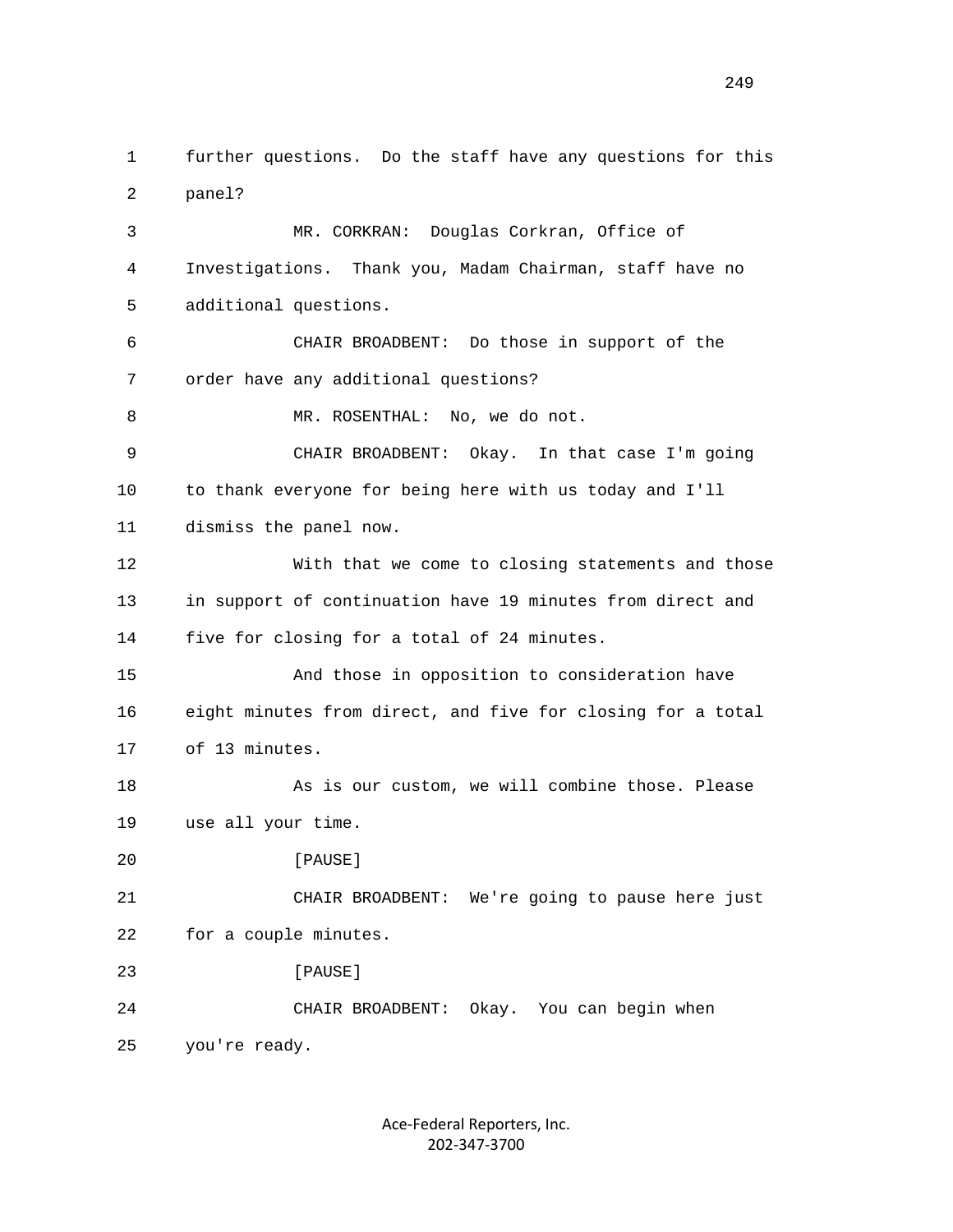further questions. Do the staff have any questions for this panel?

MR. CORKRAN: Douglas Corkran, Office of Investigations. Thank you, Madam Chairman, staff have no additional questions.

CHAIR BROADBENT: Do those in support of the order have any additional questions?

MR. ROSENTHAL: No, we do not.

CHAIR BROADBENT: Okay. In that case I'm going to thank everyone for being here with us today and I'll dismiss the panel now.

With that we come to closing statements and those in support of continuation have 19 minutes from direct and five for closing for a total of 24 minutes.

And those in opposition to consideration have eight minutes from direct, and five for closing for a total of 13 minutes.

As is our custom, we will combine those. Please use all your time.

[PAUSE]

CHAIR BROADBENT: We're going to pause here just for a couple minutes.

[PAUSE]

CHAIR BROADBENT: Okay. You can begin when you're ready.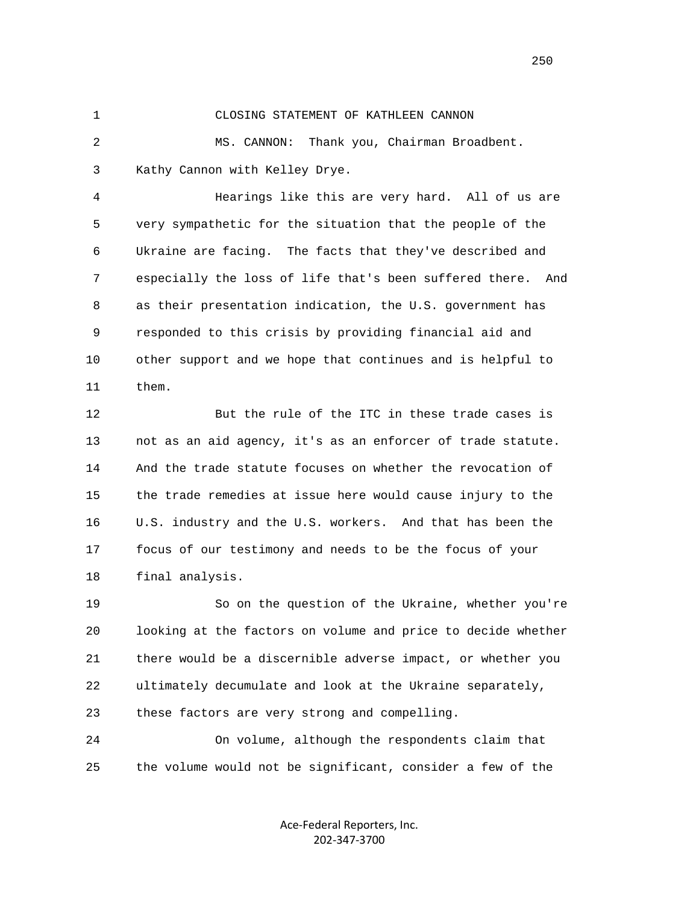CLOSING STATEMENT OF KATHLEEN CANNON

MS. CANNON: Thank you, Chairman Broadbent. Kathy Cannon with Kelley Drye.

Hearings like this are very hard. All of us are very sympathetic for the situation that the people of the Ukraine are facing. The facts that they've described and especially the loss of life that's been suffered there. And as their presentation indication, the U.S. government has responded to this crisis by providing financial aid and other support and we hope that continues and is helpful to them.

But the rule of the ITC in these trade cases is not as an aid agency, it's as an enforcer of trade statute. And the trade statute focuses on whether the revocation of the trade remedies at issue here would cause injury to the U.S. industry and the U.S. workers. And that has been the focus of our testimony and needs to be the focus of your final analysis.

So on the question of the Ukraine, whether you're looking at the factors on volume and price to decide whether there would be a discernible adverse impact, or whether you ultimately decumulate and look at the Ukraine separately, these factors are very strong and compelling.

On volume, although the respondents claim that the volume would not be significant, consider a few of the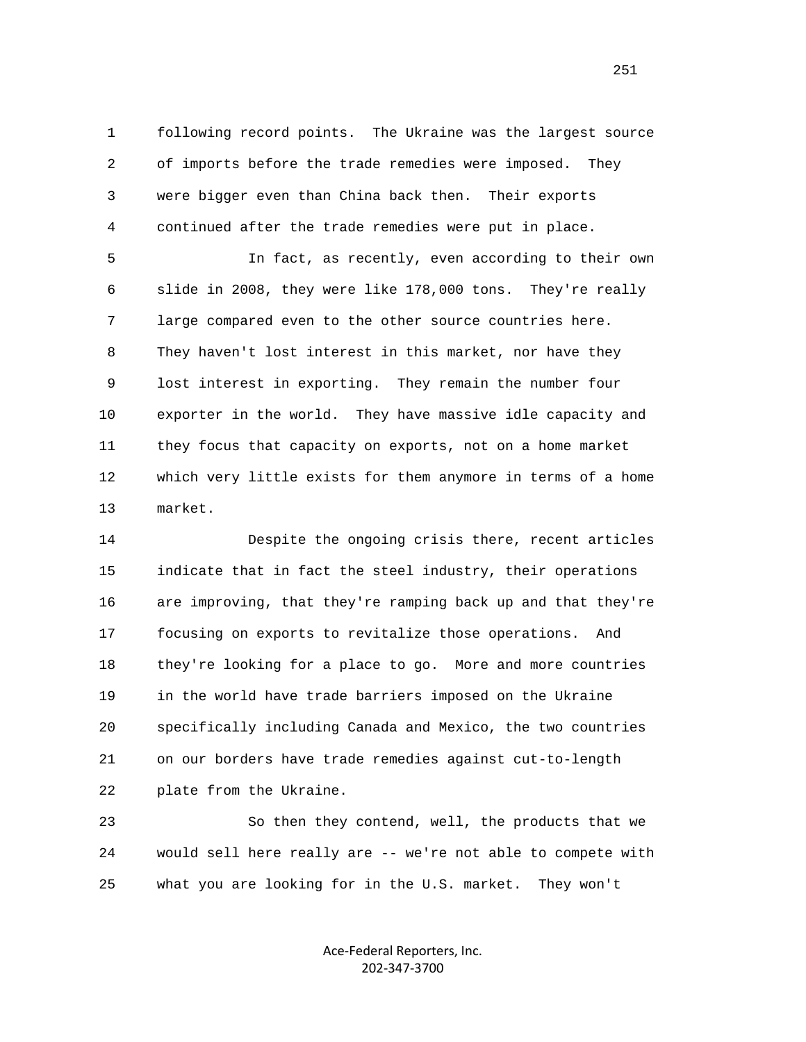1 following record points. The Ukraine was the largest source
2 of imports before the trade remedies were imposed. They
3 were bigger even than China back then. Their exports
4 continued after the trade remedies were put in place.

5 In fact, as recently, even according to their own
6 slide in 2008, they were like 178,000 tons. They're really
7 large compared even to the other source countries here.
8 They haven't lost interest in this market, nor have they
9 lost interest in exporting. They remain the number four
10 exporter in the world. They have massive idle capacity and
11 they focus that capacity on exports, not on a home market
12 which very little exists for them anymore in terms of a home
13 market.

14 Despite the ongoing crisis there, recent articles
15 indicate that in fact the steel industry, their operations
16 are improving, that they're ramping back up and that they're
17 focusing on exports to revitalize those operations. And
18 they're looking for a place to go. More and more countries
19 in the world have trade barriers imposed on the Ukraine
20 specifically including Canada and Mexico, the two countries
21 on our borders have trade remedies against cut-to-length
22 plate from the Ukraine.

23 So then they contend, well, the products that we
24 would sell here really are -- we're not able to compete with
25 what you are looking for in the U.S. market. They won't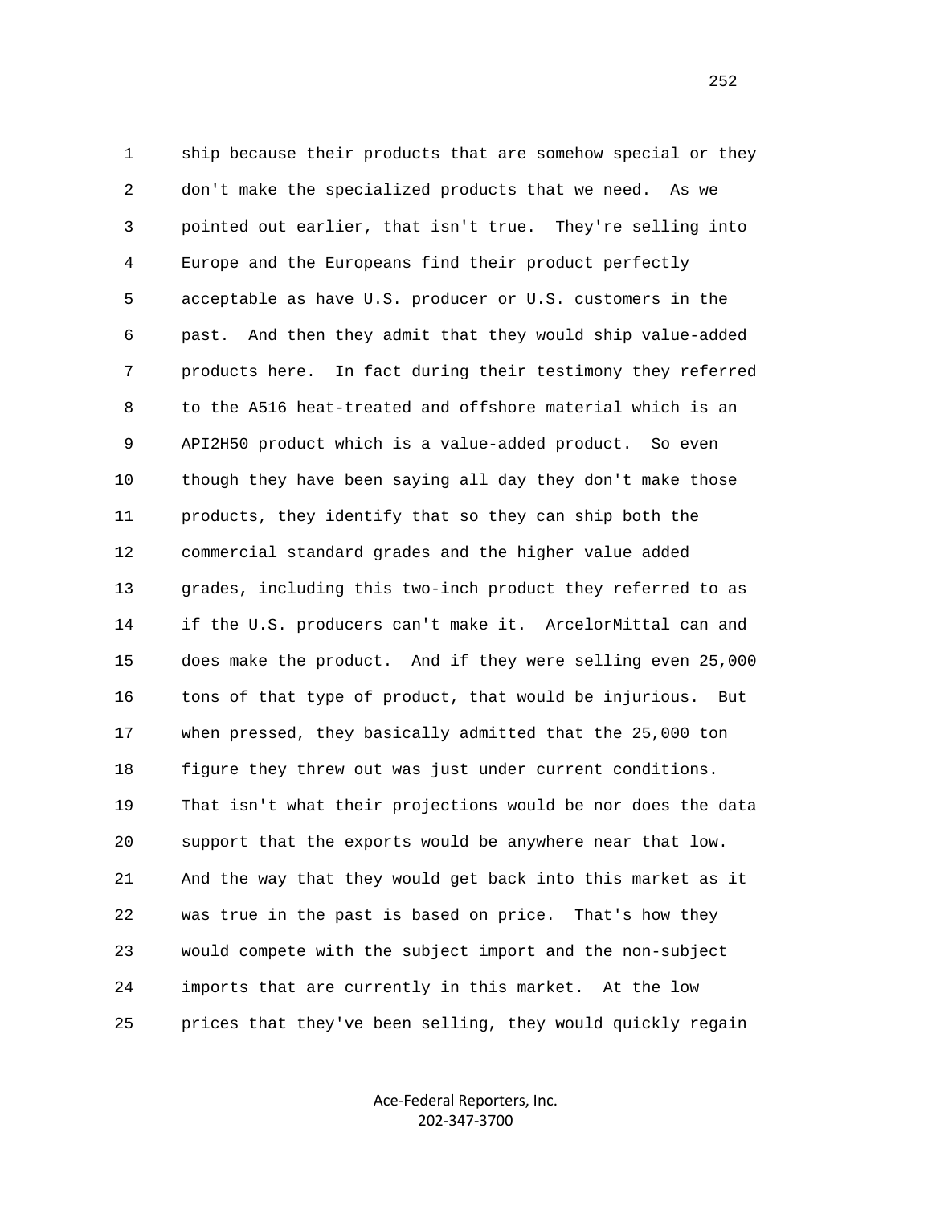1 ship because their products that are somehow special or they
2 don't make the specialized products that we need. As we
3 pointed out earlier, that isn't true. They're selling into
4 Europe and the Europeans find their product perfectly
5 acceptable as have U.S. producer or U.S. customers in the
6 past. And then they admit that they would ship value-added
7 products here. In fact during their testimony they referred
8 to the A516 heat-treated and offshore material which is an
9 API2H50 product which is a value-added product. So even
10 though they have been saying all day they don't make those
11 products, they identify that so they can ship both the
12 commercial standard grades and the higher value added
13 grades, including this two-inch product they referred to as
14 if the U.S. producers can't make it. ArcelorMittal can and
15 does make the product. And if they were selling even 25,000
16 tons of that type of product, that would be injurious. But
17 when pressed, they basically admitted that the 25,000 ton
18 figure they threw out was just under current conditions.
19 That isn't what their projections would be nor does the data
20 support that the exports would be anywhere near that low.
21 And the way that they would get back into this market as it
22 was true in the past is based on price. That's how they
23 would compete with the subject import and the non-subject
24 imports that are currently in this market. At the low
25 prices that they've been selling, they would quickly regain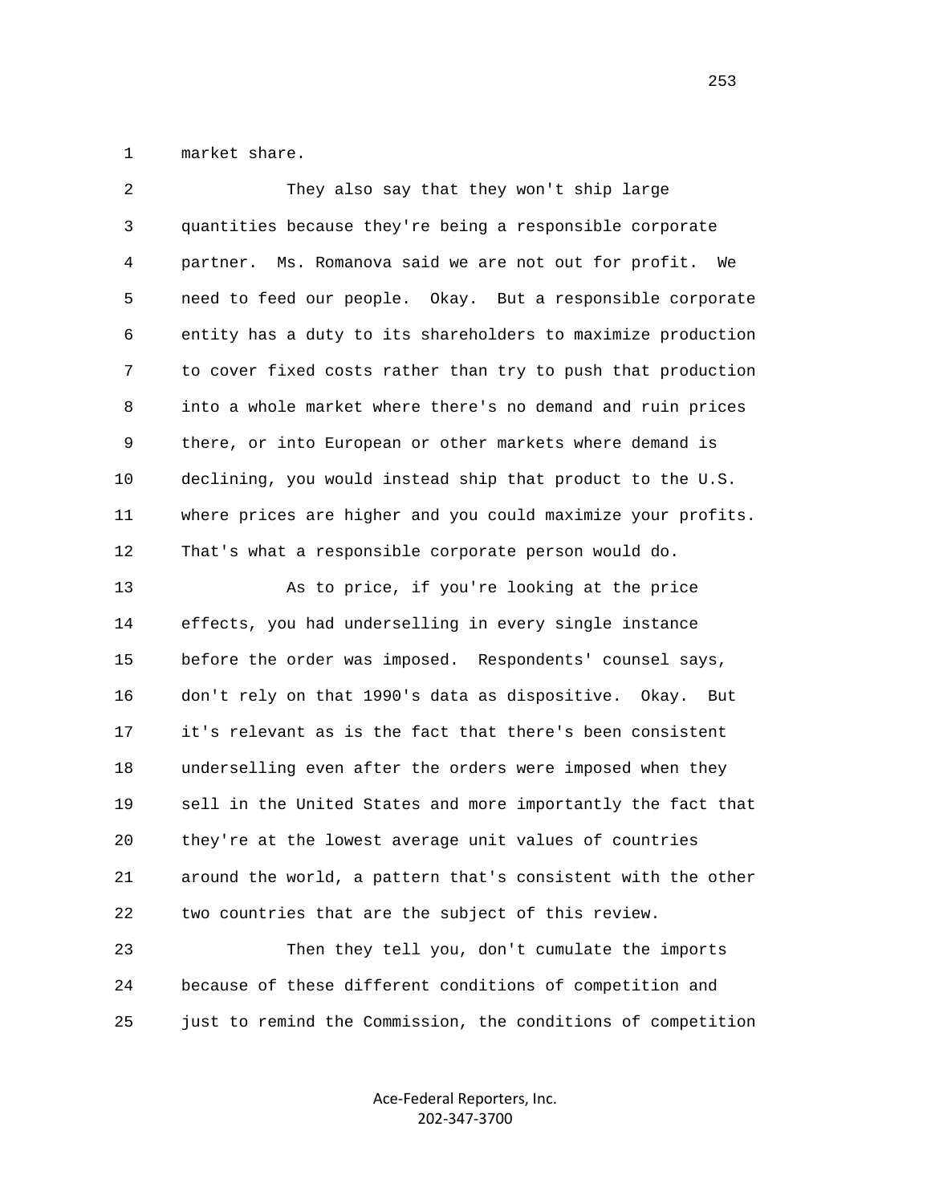1 market share.

2 They also say that they won't ship large
3 quantities because they're being a responsible corporate
4 partner. Ms. Romanova said we are not out for profit. We
5 need to feed our people. Okay. But a responsible corporate
6 entity has a duty to its shareholders to maximize production
7 to cover fixed costs rather than try to push that production
8 into a whole market where there's no demand and ruin prices
9 there, or into European or other markets where demand is
10 declining, you would instead ship that product to the U.S.
11 where prices are higher and you could maximize your profits.
12 That's what a responsible corporate person would do.

13 As to price, if you're looking at the price
14 effects, you had underselling in every single instance
15 before the order was imposed. Respondents' counsel says,
16 don't rely on that 1990's data as dispositive. Okay. But
17 it's relevant as is the fact that there's been consistent
18 underselling even after the orders were imposed when they
19 sell in the United States and more importantly the fact that
20 they're at the lowest average unit values of countries
21 around the world, a pattern that's consistent with the other
22 two countries that are the subject of this review.

23 Then they tell you, don't cumulate the imports
24 because of these different conditions of competition and
25 just to remind the Commission, the conditions of competition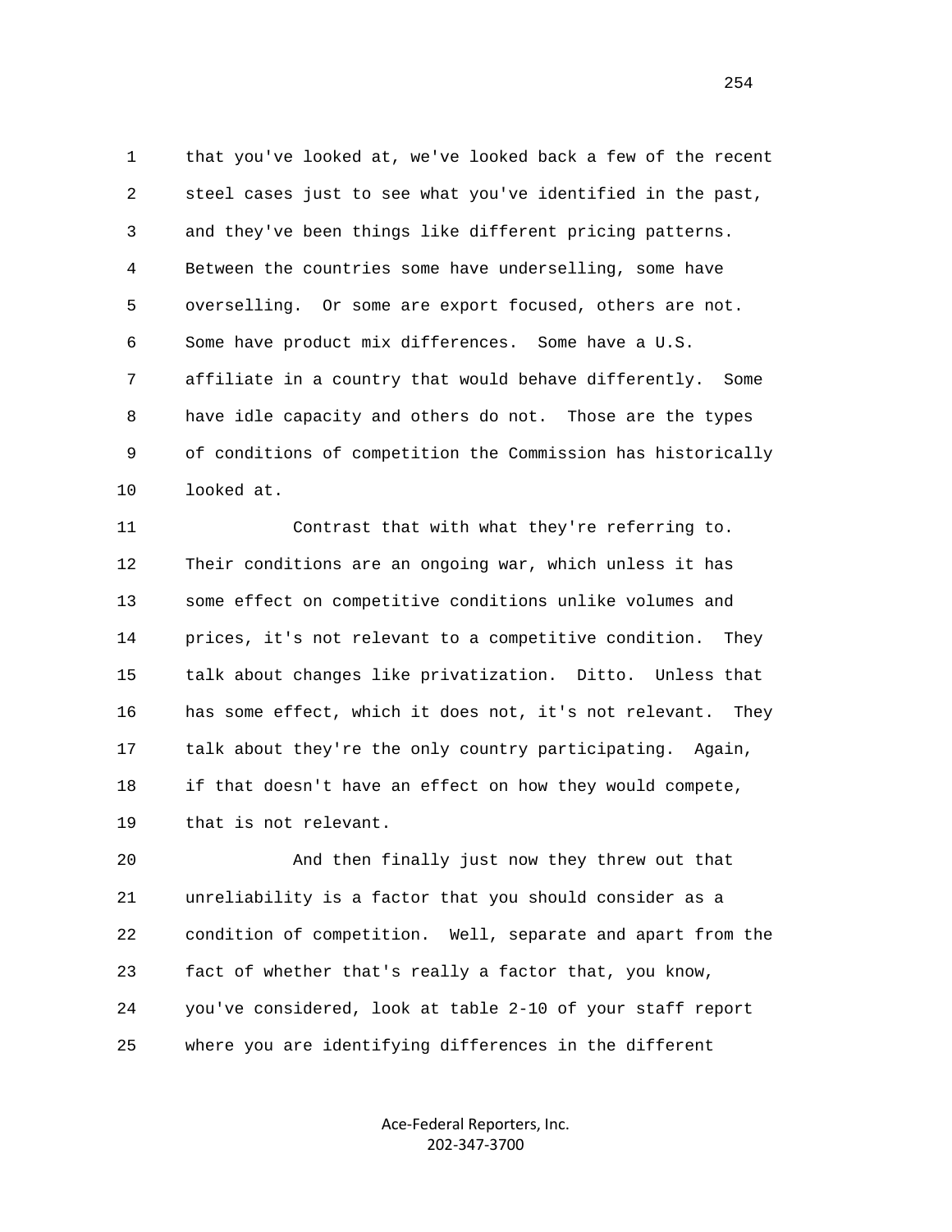that you've looked at, we've looked back a few of the recent steel cases just to see what you've identified in the past, and they've been things like different pricing patterns. Between the countries some have underselling, some have overselling. Or some are export focused, others are not. Some have product mix differences. Some have a U.S. affiliate in a country that would behave differently. Some have idle capacity and others do not. Those are the types of conditions of competition the Commission has historically looked at.

Contrast that with what they're referring to. Their conditions are an ongoing war, which unless it has some effect on competitive conditions unlike volumes and prices, it's not relevant to a competitive condition. They talk about changes like privatization. Ditto. Unless that has some effect, which it does not, it's not relevant. They talk about they're the only country participating. Again, if that doesn't have an effect on how they would compete, that is not relevant.

And then finally just now they threw out that unreliability is a factor that you should consider as a condition of competition. Well, separate and apart from the fact of whether that's really a factor that, you know, you've considered, look at table 2-10 of your staff report where you are identifying differences in the different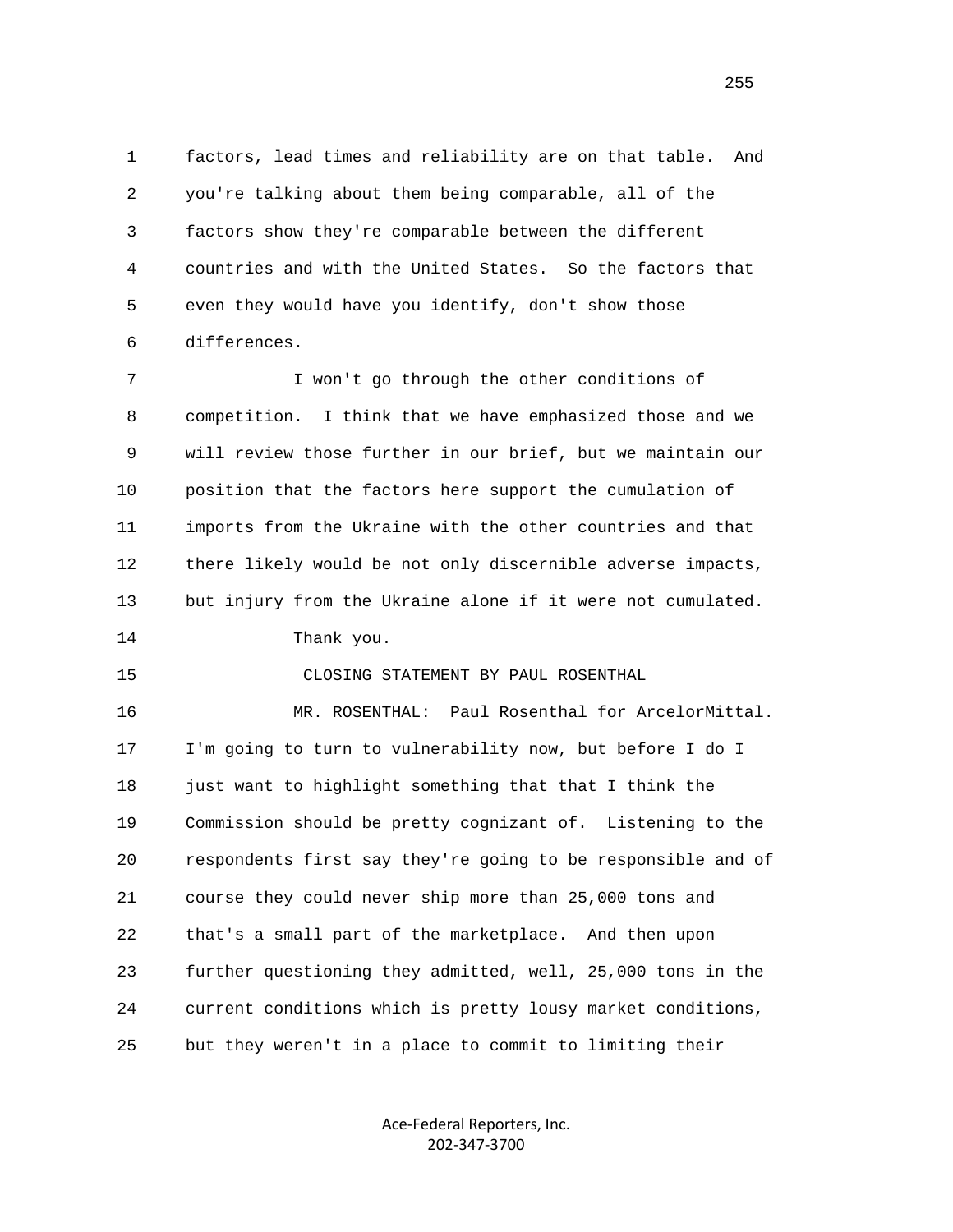factors, lead times and reliability are on that table. And you're talking about them being comparable, all of the factors show they're comparable between the different countries and with the United States. So the factors that even they would have you identify, don't show those differences.

I won't go through the other conditions of competition. I think that we have emphasized those and we will review those further in our brief, but we maintain our position that the factors here support the cumulation of imports from the Ukraine with the other countries and that there likely would be not only discernible adverse impacts, but injury from the Ukraine alone if it were not cumulated.

Thank you.

CLOSING STATEMENT BY PAUL ROSENTHAL

MR. ROSENTHAL: Paul Rosenthal for ArcelorMittal. I'm going to turn to vulnerability now, but before I do I just want to highlight something that that I think the Commission should be pretty cognizant of. Listening to the respondents first say they're going to be responsible and of course they could never ship more than 25,000 tons and that's a small part of the marketplace. And then upon further questioning they admitted, well, 25,000 tons in the current conditions which is pretty lousy market conditions, but they weren't in a place to commit to limiting their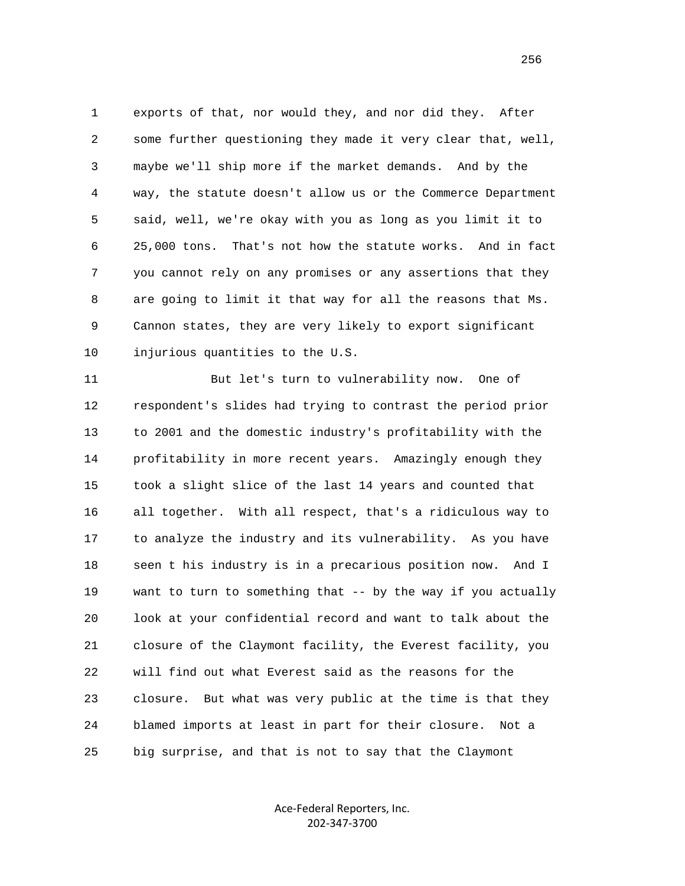exports of that, nor would they, and nor did they. After some further questioning they made it very clear that, well, maybe we'll ship more if the market demands. And by the way, the statute doesn't allow us or the Commerce Department said, well, we're okay with you as long as you limit it to 25,000 tons. That's not how the statute works. And in fact you cannot rely on any promises or any assertions that they are going to limit it that way for all the reasons that Ms. Cannon states, they are very likely to export significant injurious quantities to the U.S.

But let's turn to vulnerability now. One of respondent's slides had trying to contrast the period prior to 2001 and the domestic industry's profitability with the profitability in more recent years. Amazingly enough they took a slight slice of the last 14 years and counted that all together. With all respect, that's a ridiculous way to to analyze the industry and its vulnerability. As you have seen t his industry is in a precarious position now. And I want to turn to something that -- by the way if you actually look at your confidential record and want to talk about the closure of the Claymont facility, the Everest facility, you will find out what Everest said as the reasons for the closure. But what was very public at the time is that they blamed imports at least in part for their closure. Not a big surprise, and that is not to say that the Claymont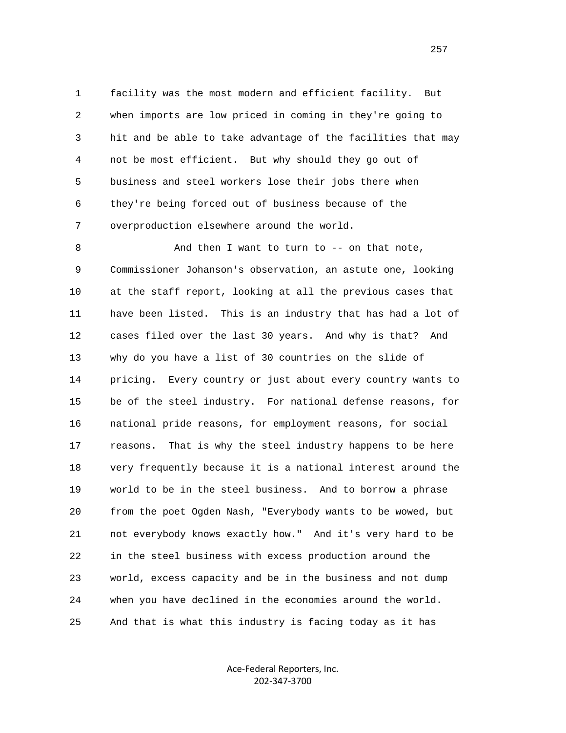1 facility was the most modern and efficient facility. But
2 when imports are low priced in coming in they're going to
3 hit and be able to take advantage of the facilities that may
4 not be most efficient. But why should they go out of
5 business and steel workers lose their jobs there when
6 they're being forced out of business because of the
7 overproduction elsewhere around the world.

8 And then I want to turn to -- on that note,
9 Commissioner Johanson's observation, an astute one, looking
10 at the staff report, looking at all the previous cases that
11 have been listed. This is an industry that has had a lot of
12 cases filed over the last 30 years. And why is that? And
13 why do you have a list of 30 countries on the slide of
14 pricing. Every country or just about every country wants to
15 be of the steel industry. For national defense reasons, for
16 national pride reasons, for employment reasons, for social
17 reasons. That is why the steel industry happens to be here
18 very frequently because it is a national interest around the
19 world to be in the steel business. And to borrow a phrase
20 from the poet Ogden Nash, "Everybody wants to be wowed, but
21 not everybody knows exactly how." And it's very hard to be
22 in the steel business with excess production around the
23 world, excess capacity and be in the business and not dump
24 when you have declined in the economies around the world.
25 And that is what this industry is facing today as it has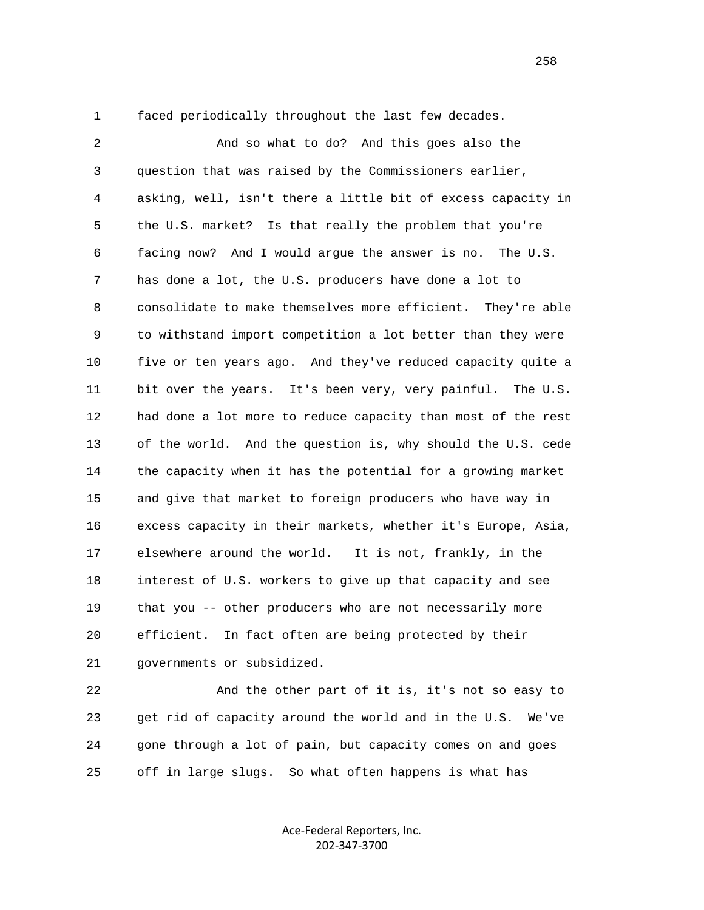faced periodically throughout the last few decades.

And so what to do? And this goes also the question that was raised by the Commissioners earlier, asking, well, isn't there a little bit of excess capacity in the U.S. market? Is that really the problem that you're facing now? And I would argue the answer is no. The U.S. has done a lot, the U.S. producers have done a lot to consolidate to make themselves more efficient. They're able to withstand import competition a lot better than they were five or ten years ago. And they've reduced capacity quite a bit over the years. It's been very, very painful. The U.S. had done a lot more to reduce capacity than most of the rest of the world. And the question is, why should the U.S. cede the capacity when it has the potential for a growing market and give that market to foreign producers who have way in excess capacity in their markets, whether it's Europe, Asia, elsewhere around the world. It is not, frankly, in the interest of U.S. workers to give up that capacity and see that you -- other producers who are not necessarily more efficient. In fact often are being protected by their governments or subsidized.

And the other part of it is, it's not so easy to get rid of capacity around the world and in the U.S. We've gone through a lot of pain, but capacity comes on and goes off in large slugs. So what often happens is what has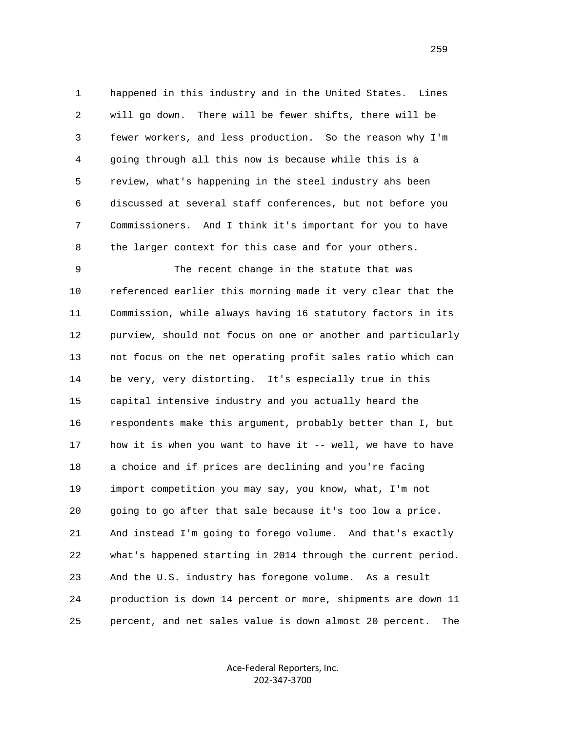1 happened in this industry and in the United States. Lines
2 will go down. There will be fewer shifts, there will be
3 fewer workers, and less production. So the reason why I'm
4 going through all this now is because while this is a
5 review, what's happening in the steel industry ahs been
6 discussed at several staff conferences, but not before you
7 Commissioners. And I think it's important for you to have
8 the larger context for this case and for your others.
9 The recent change in the statute that was
10 referenced earlier this morning made it very clear that the
11 Commission, while always having 16 statutory factors in its
12 purview, should not focus on one or another and particularly
13 not focus on the net operating profit sales ratio which can
14 be very, very distorting. It's especially true in this
15 capital intensive industry and you actually heard the
16 respondents make this argument, probably better than I, but
17 how it is when you want to have it -- well, we have to have
18 a choice and if prices are declining and you're facing
19 import competition you may say, you know, what, I'm not
20 going to go after that sale because it's too low a price.
21 And instead I'm going to forego volume. And that's exactly
22 what's happened starting in 2014 through the current period.
23 And the U.S. industry has foregone volume. As a result
24 production is down 14 percent or more, shipments are down 11
25 percent, and net sales value is down almost 20 percent. The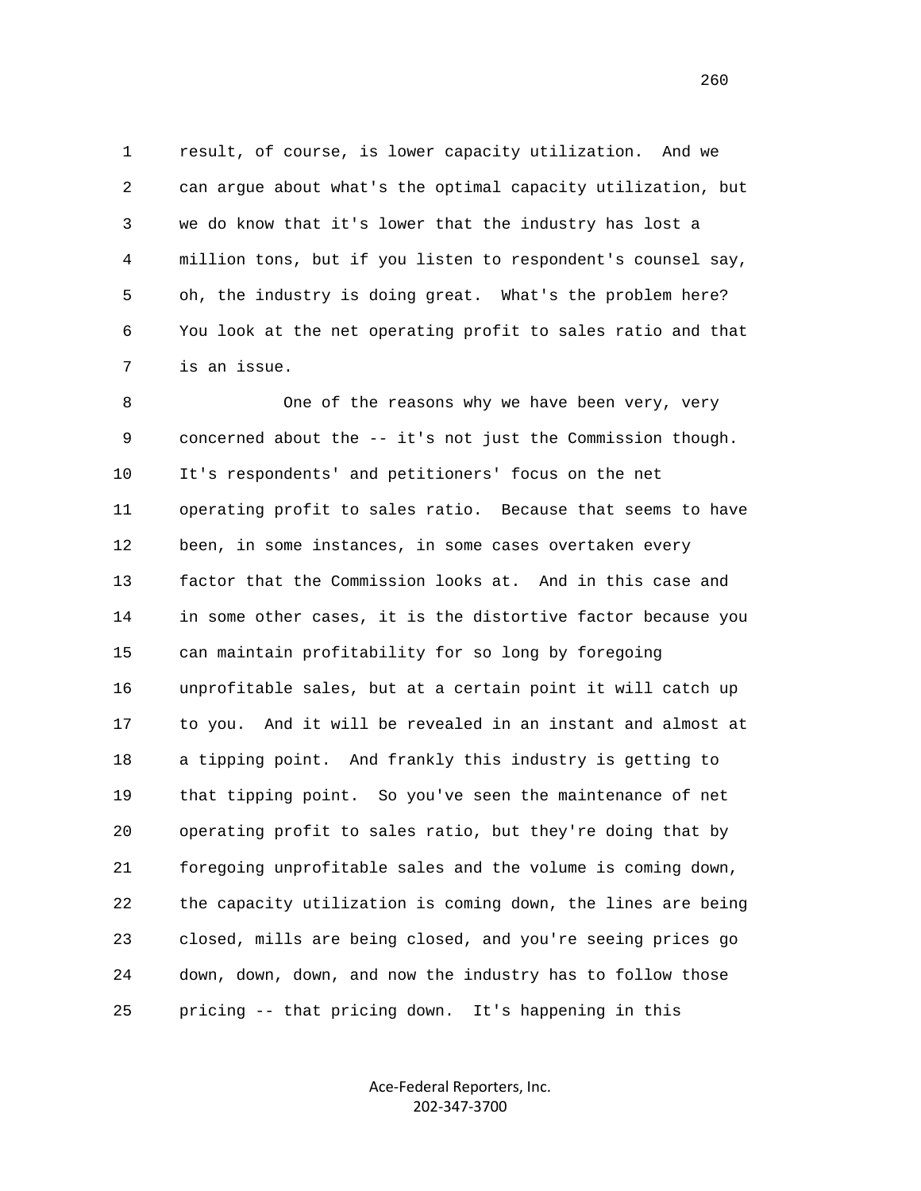result, of course, is lower capacity utilization. And we can argue about what's the optimal capacity utilization, but we do know that it's lower that the industry has lost a million tons, but if you listen to respondent's counsel say, oh, the industry is doing great. What's the problem here? You look at the net operating profit to sales ratio and that is an issue.

One of the reasons why we have been very, very concerned about the -- it's not just the Commission though. It's respondents' and petitioners' focus on the net operating profit to sales ratio. Because that seems to have been, in some instances, in some cases overtaken every factor that the Commission looks at. And in this case and in some other cases, it is the distortive factor because you can maintain profitability for so long by foregoing unprofitable sales, but at a certain point it will catch up to you. And it will be revealed in an instant and almost at a tipping point. And frankly this industry is getting to that tipping point. So you've seen the maintenance of net operating profit to sales ratio, but they're doing that by foregoing unprofitable sales and the volume is coming down, the capacity utilization is coming down, the lines are being closed, mills are being closed, and you're seeing prices go down, down, down, and now the industry has to follow those pricing -- that pricing down. It's happening in this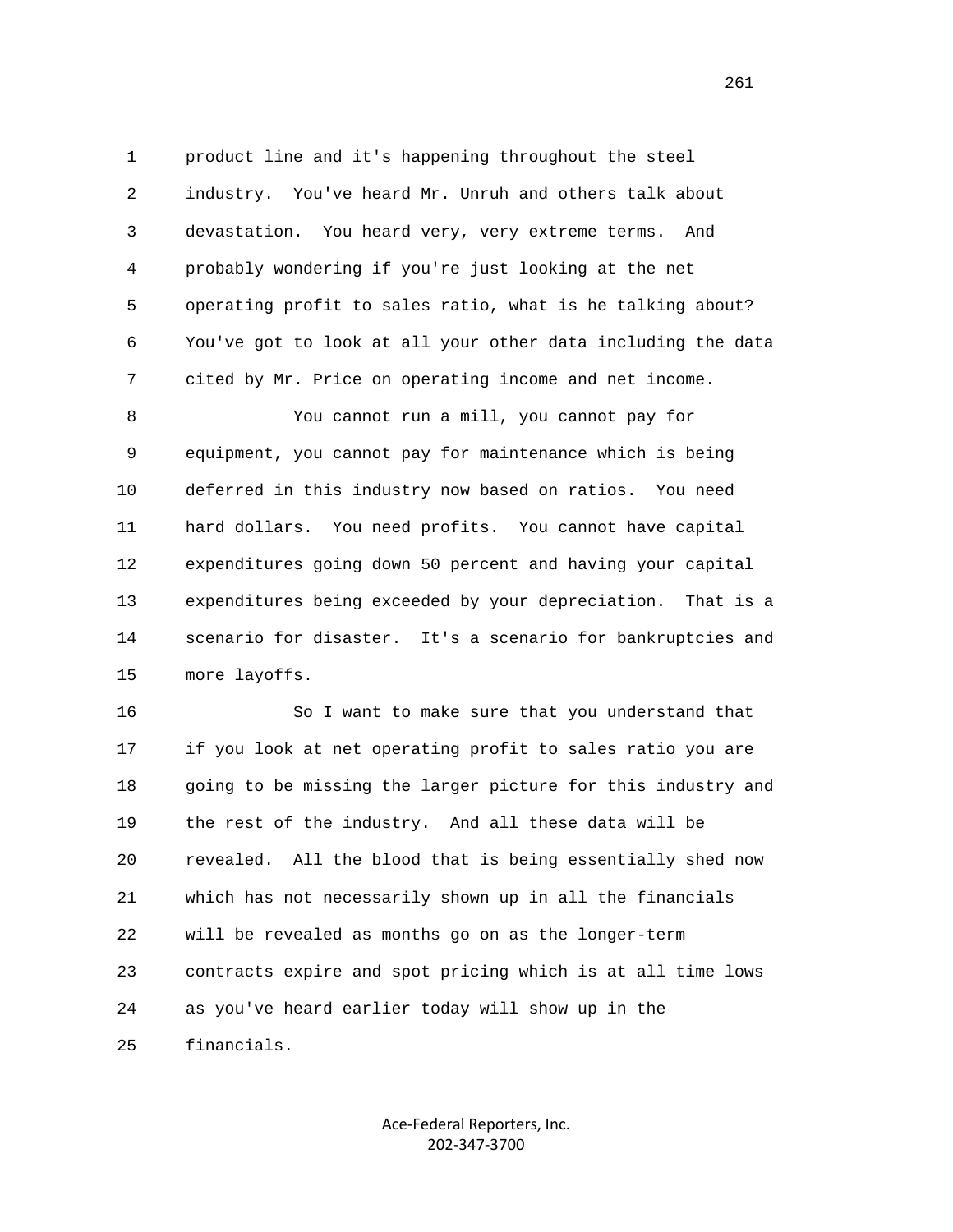product line and it's happening throughout the steel industry. You've heard Mr. Unruh and others talk about devastation. You heard very, very extreme terms. And probably wondering if you're just looking at the net operating profit to sales ratio, what is he talking about? You've got to look at all your other data including the data cited by Mr. Price on operating income and net income.

You cannot run a mill, you cannot pay for equipment, you cannot pay for maintenance which is being deferred in this industry now based on ratios. You need hard dollars. You need profits. You cannot have capital expenditures going down 50 percent and having your capital expenditures being exceeded by your depreciation. That is a scenario for disaster. It's a scenario for bankruptcies and more layoffs.

So I want to make sure that you understand that if you look at net operating profit to sales ratio you are going to be missing the larger picture for this industry and the rest of the industry. And all these data will be revealed. All the blood that is being essentially shed now which has not necessarily shown up in all the financials will be revealed as months go on as the longer-term contracts expire and spot pricing which is at all time lows as you've heard earlier today will show up in the financials.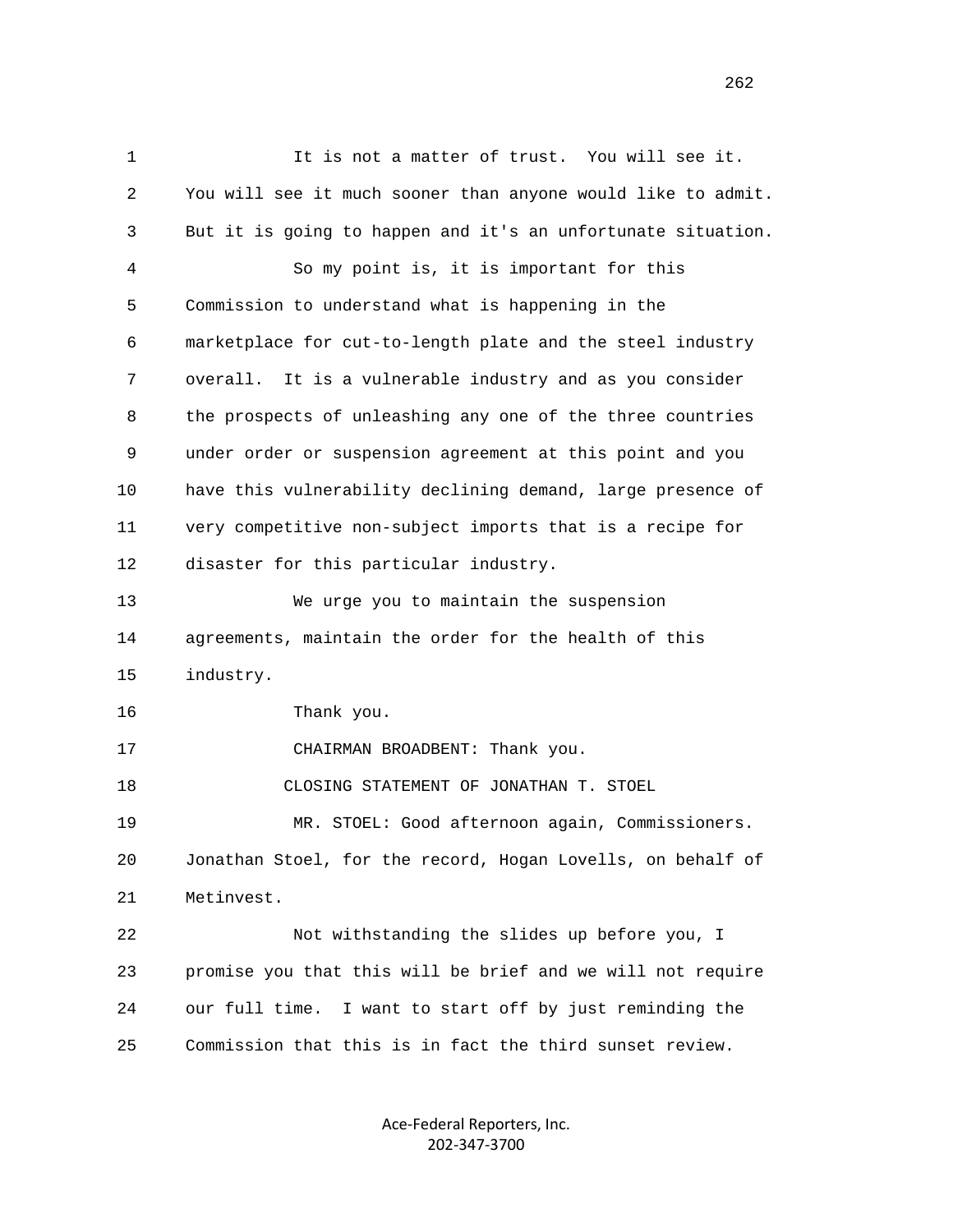It is not a matter of trust. You will see it. You will see it much sooner than anyone would like to admit. But it is going to happen and it's an unfortunate situation.

So my point is, it is important for this Commission to understand what is happening in the marketplace for cut-to-length plate and the steel industry overall. It is a vulnerable industry and as you consider the prospects of unleashing any one of the three countries under order or suspension agreement at this point and you have this vulnerability declining demand, large presence of very competitive non-subject imports that is a recipe for disaster for this particular industry.

We urge you to maintain the suspension agreements, maintain the order for the health of this industry.

Thank you.

CHAIRMAN BROADBENT: Thank you.

CLOSING STATEMENT OF JONATHAN T. STOEL

MR. STOEL: Good afternoon again, Commissioners. Jonathan Stoel, for the record, Hogan Lovells, on behalf of Metinvest.

Not withstanding the slides up before you, I promise you that this will be brief and we will not require our full time. I want to start off by just reminding the Commission that this is in fact the third sunset review.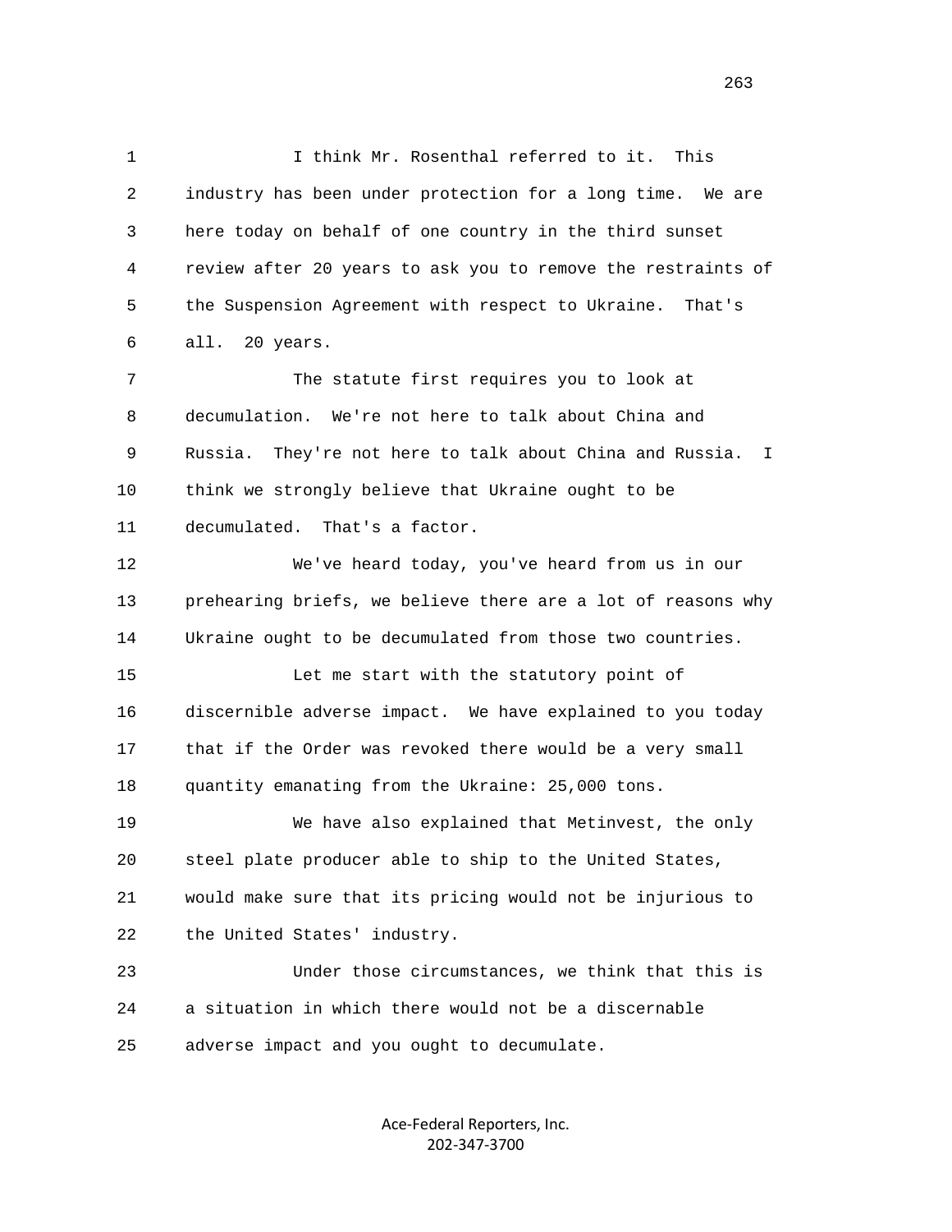1 I think Mr. Rosenthal referred to it. This
2 industry has been under protection for a long time. We are
3 here today on behalf of one country in the third sunset
4 review after 20 years to ask you to remove the restraints of
5 the Suspension Agreement with respect to Ukraine. That's
6 all. 20 years.

7 The statute first requires you to look at
8 decumulation. We're not here to talk about China and
9 Russia. They're not here to talk about China and Russia. I
10 think we strongly believe that Ukraine ought to be
11 decumulated. That's a factor.

12 We've heard today, you've heard from us in our
13 prehearing briefs, we believe there are a lot of reasons why
14 Ukraine ought to be decumulated from those two countries.

15 Let me start with the statutory point of
16 discernible adverse impact. We have explained to you today
17 that if the Order was revoked there would be a very small
18 quantity emanating from the Ukraine: 25,000 tons.

19 We have also explained that Metinvest, the only
20 steel plate producer able to ship to the United States,
21 would make sure that its pricing would not be injurious to
22 the United States' industry.

23 Under those circumstances, we think that this is
24 a situation in which there would not be a discernable
25 adverse impact and you ought to decumulate.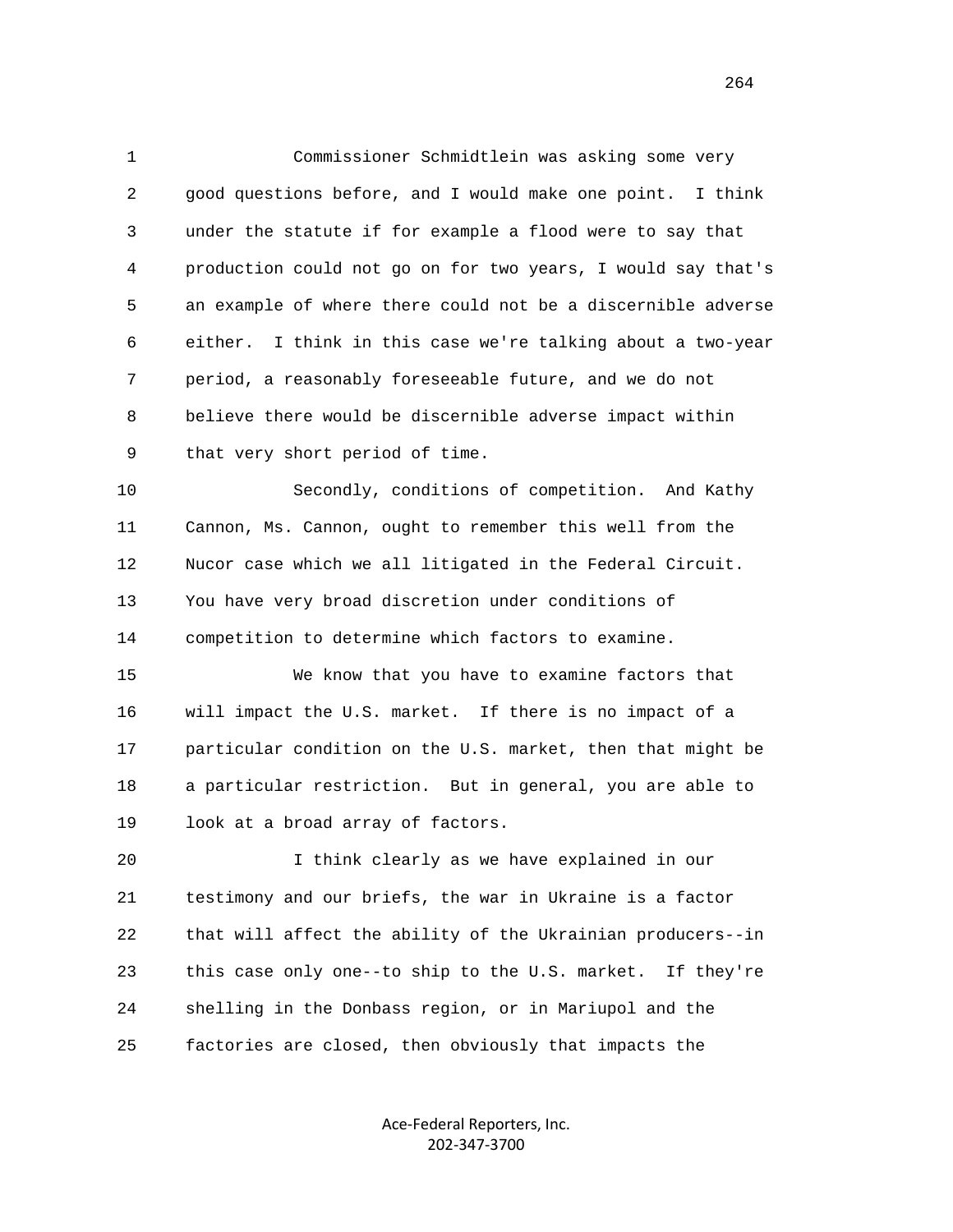1 Commissioner Schmidtlein was asking some very
2 good questions before, and I would make one point. I think
3 under the statute if for example a flood were to say that
4 production could not go on for two years, I would say that's
5 an example of where there could not be a discernible adverse
6 either. I think in this case we're talking about a two-year
7 period, a reasonably foreseeable future, and we do not
8 believe there would be discernible adverse impact within
9 that very short period of time.

10 Secondly, conditions of competition. And Kathy
11 Cannon, Ms. Cannon, ought to remember this well from the
12 Nucor case which we all litigated in the Federal Circuit.
13 You have very broad discretion under conditions of
14 competition to determine which factors to examine.

15 We know that you have to examine factors that
16 will impact the U.S. market. If there is no impact of a
17 particular condition on the U.S. market, then that might be
18 a particular restriction. But in general, you are able to
19 look at a broad array of factors.

20 I think clearly as we have explained in our
21 testimony and our briefs, the war in Ukraine is a factor
22 that will affect the ability of the Ukrainian producers--in
23 this case only one--to ship to the U.S. market. If they're
24 shelling in the Donbass region, or in Mariupol and the
25 factories are closed, then obviously that impacts the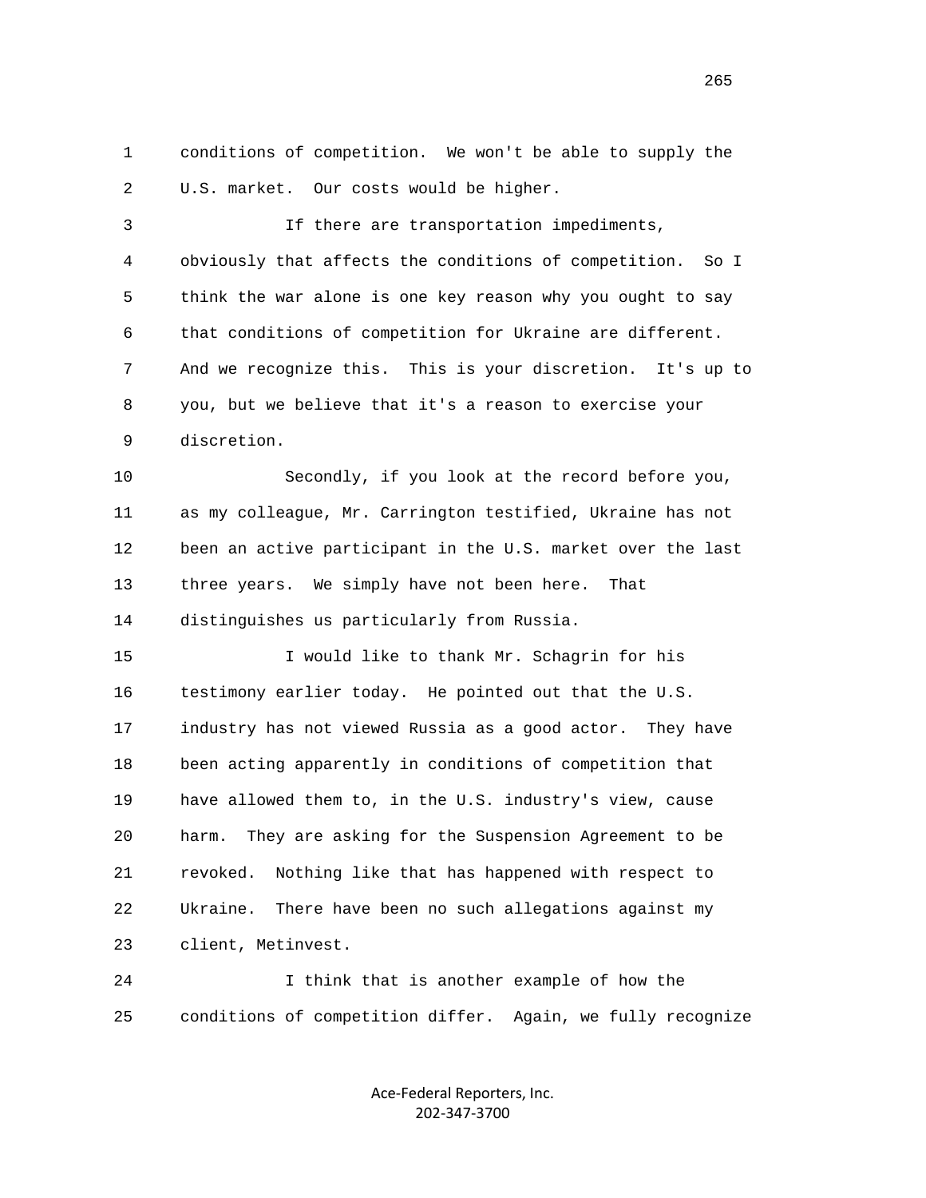conditions of competition. We won't be able to supply the U.S. market. Our costs would be higher.

If there are transportation impediments, obviously that affects the conditions of competition. So I think the war alone is one key reason why you ought to say that conditions of competition for Ukraine are different. And we recognize this. This is your discretion. It's up to you, but we believe that it's a reason to exercise your discretion.

Secondly, if you look at the record before you, as my colleague, Mr. Carrington testified, Ukraine has not been an active participant in the U.S. market over the last three years. We simply have not been here. That distinguishes us particularly from Russia.

I would like to thank Mr. Schagrin for his testimony earlier today. He pointed out that the U.S. industry has not viewed Russia as a good actor. They have been acting apparently in conditions of competition that have allowed them to, in the U.S. industry's view, cause harm. They are asking for the Suspension Agreement to be revoked. Nothing like that has happened with respect to Ukraine. There have been no such allegations against my client, Metinvest.

I think that is another example of how the conditions of competition differ. Again, we fully recognize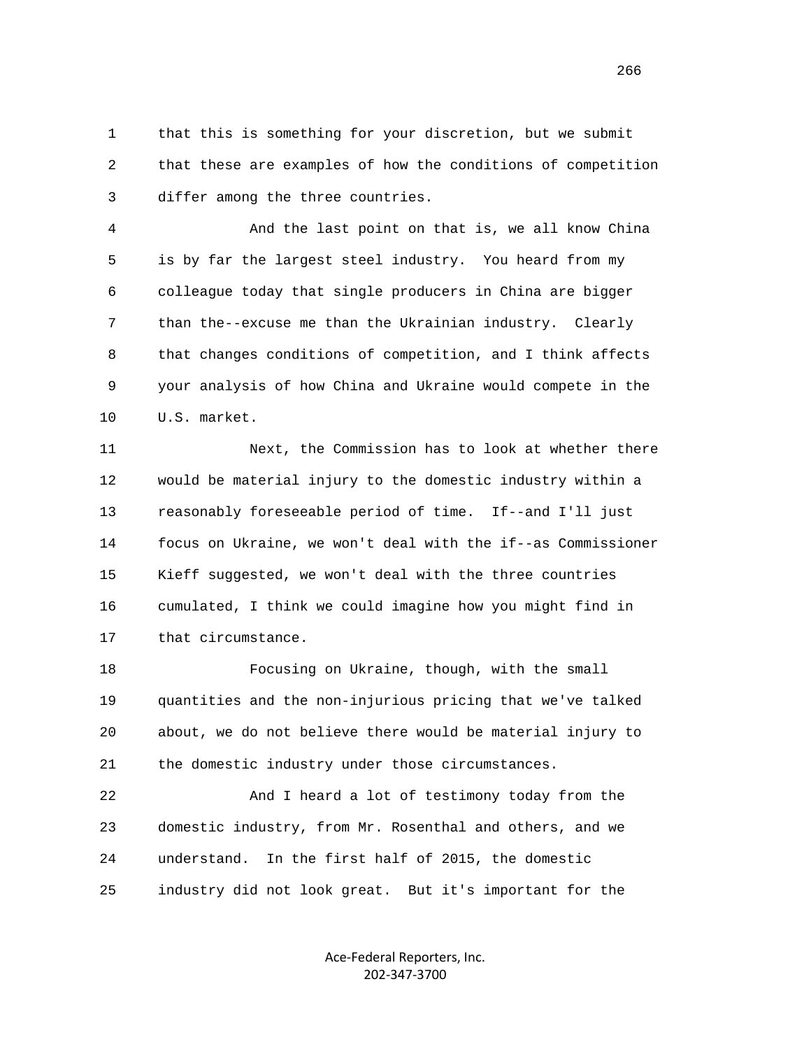that this is something for your discretion, but we submit that these are examples of how the conditions of competition differ among the three countries.

And the last point on that is, we all know China is by far the largest steel industry. You heard from my colleague today that single producers in China are bigger than the--excuse me than the Ukrainian industry. Clearly that changes conditions of competition, and I think affects your analysis of how China and Ukraine would compete in the U.S. market.

Next, the Commission has to look at whether there would be material injury to the domestic industry within a reasonably foreseeable period of time. If--and I'll just focus on Ukraine, we won't deal with the if--as Commissioner Kieff suggested, we won't deal with the three countries cumulated, I think we could imagine how you might find in that circumstance.

Focusing on Ukraine, though, with the small quantities and the non-injurious pricing that we've talked about, we do not believe there would be material injury to the domestic industry under those circumstances.

And I heard a lot of testimony today from the domestic industry, from Mr. Rosenthal and others, and we understand. In the first half of 2015, the domestic industry did not look great. But it's important for the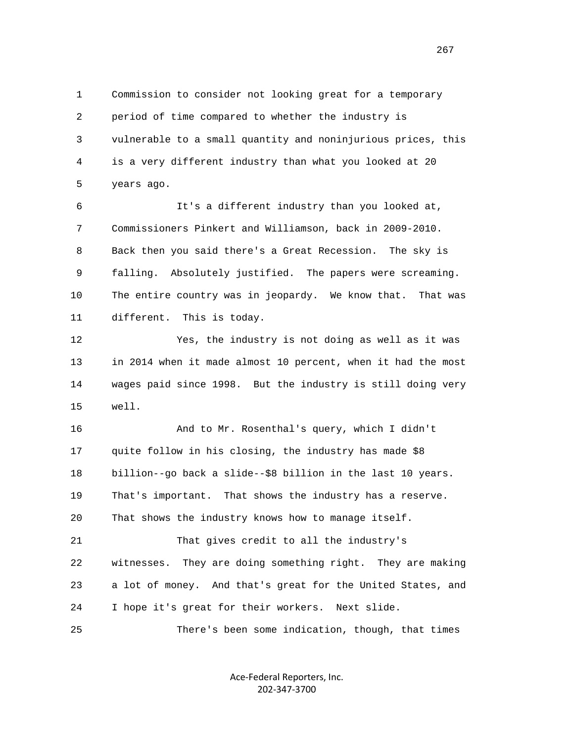1 Commission to consider not looking great for a temporary
2 period of time compared to whether the industry is
3 vulnerable to a small quantity and noninjurious prices, this
4 is a very different industry than what you looked at 20
5 years ago.

6 It's a different industry than you looked at,
7 Commissioners Pinkert and Williamson, back in 2009-2010.
8 Back then you said there's a Great Recession. The sky is
9 falling. Absolutely justified. The papers were screaming.
10 The entire country was in jeopardy. We know that. That was
11 different. This is today.

12 Yes, the industry is not doing as well as it was
13 in 2014 when it made almost 10 percent, when it had the most
14 wages paid since 1998. But the industry is still doing very
15 well.

16 And to Mr. Rosenthal's query, which I didn't
17 quite follow in his closing, the industry has made $8
18 billion--go back a slide--$8 billion in the last 10 years.
19 That's important. That shows the industry has a reserve.
20 That shows the industry knows how to manage itself.

21 That gives credit to all the industry's
22 witnesses. They are doing something right. They are making
23 a lot of money. And that's great for the United States, and
24 I hope it's great for their workers. Next slide.

25 There's been some indication, though, that times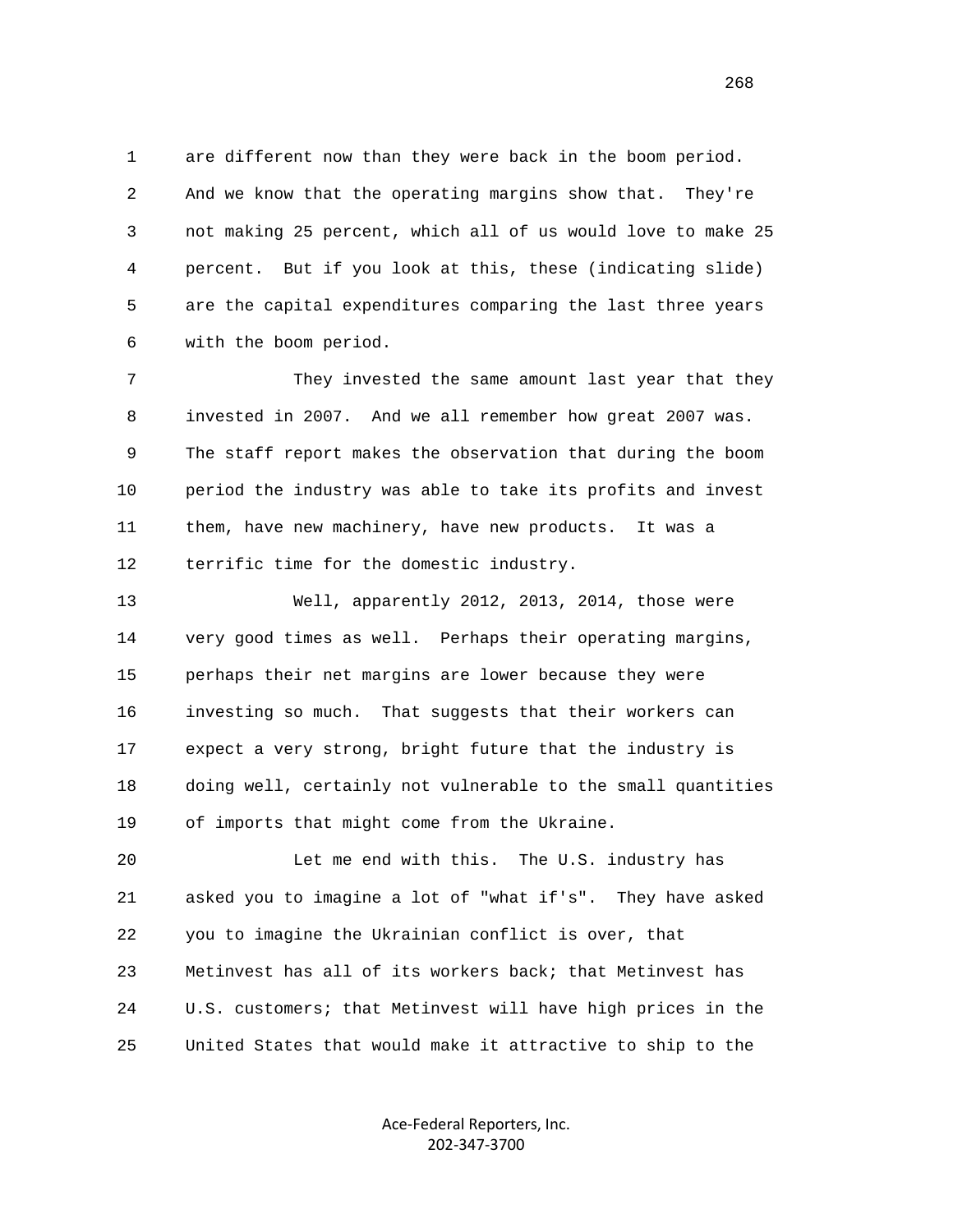1 are different now than they were back in the boom period.
2 And we know that the operating margins show that. They're
3 not making 25 percent, which all of us would love to make 25
4 percent. But if you look at this, these (indicating slide)
5 are the capital expenditures comparing the last three years
6 with the boom period.

7 They invested the same amount last year that they
8 invested in 2007. And we all remember how great 2007 was.
9 The staff report makes the observation that during the boom
10 period the industry was able to take its profits and invest
11 them, have new machinery, have new products. It was a
12 terrific time for the domestic industry.

13 Well, apparently 2012, 2013, 2014, those were
14 very good times as well. Perhaps their operating margins,
15 perhaps their net margins are lower because they were
16 investing so much. That suggests that their workers can
17 expect a very strong, bright future that the industry is
18 doing well, certainly not vulnerable to the small quantities
19 of imports that might come from the Ukraine.

20 Let me end with this. The U.S. industry has
21 asked you to imagine a lot of "what if's". They have asked
22 you to imagine the Ukrainian conflict is over, that
23 Metinvest has all of its workers back; that Metinvest has
24 U.S. customers; that Metinvest will have high prices in the
25 United States that would make it attractive to ship to the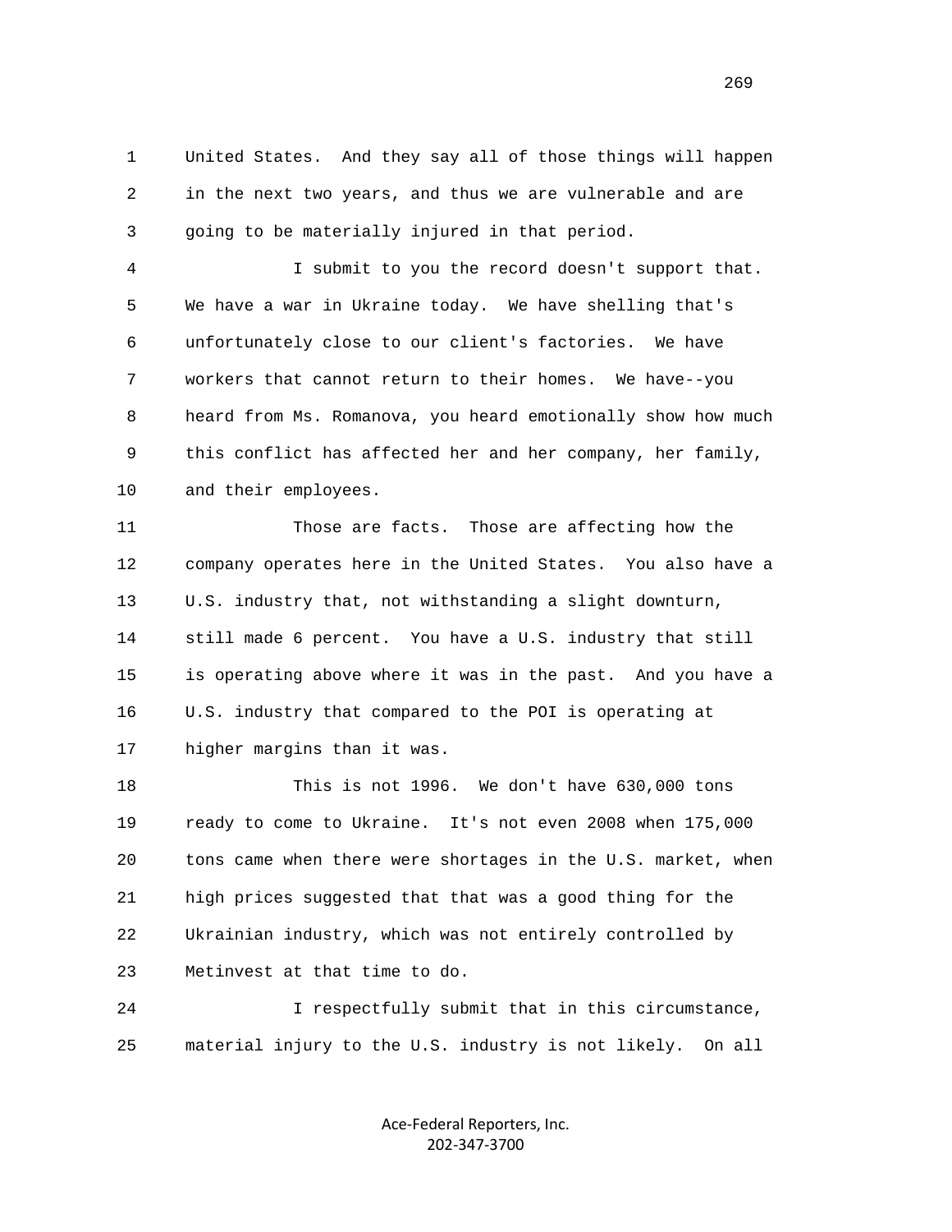United States. And they say all of those things will happen in the next two years, and thus we are vulnerable and are going to be materially injured in that period.

I submit to you the record doesn't support that. We have a war in Ukraine today. We have shelling that's unfortunately close to our client's factories. We have workers that cannot return to their homes. We have--you heard from Ms. Romanova, you heard emotionally show how much this conflict has affected her and her company, her family, and their employees.

Those are facts. Those are affecting how the company operates here in the United States. You also have a U.S. industry that, not withstanding a slight downturn, still made 6 percent. You have a U.S. industry that still is operating above where it was in the past. And you have a U.S. industry that compared to the POI is operating at higher margins than it was.

This is not 1996. We don't have 630,000 tons ready to come to Ukraine. It's not even 2008 when 175,000 tons came when there were shortages in the U.S. market, when high prices suggested that that was a good thing for the Ukrainian industry, which was not entirely controlled by Metinvest at that time to do.

I respectfully submit that in this circumstance, material injury to the U.S. industry is not likely. On all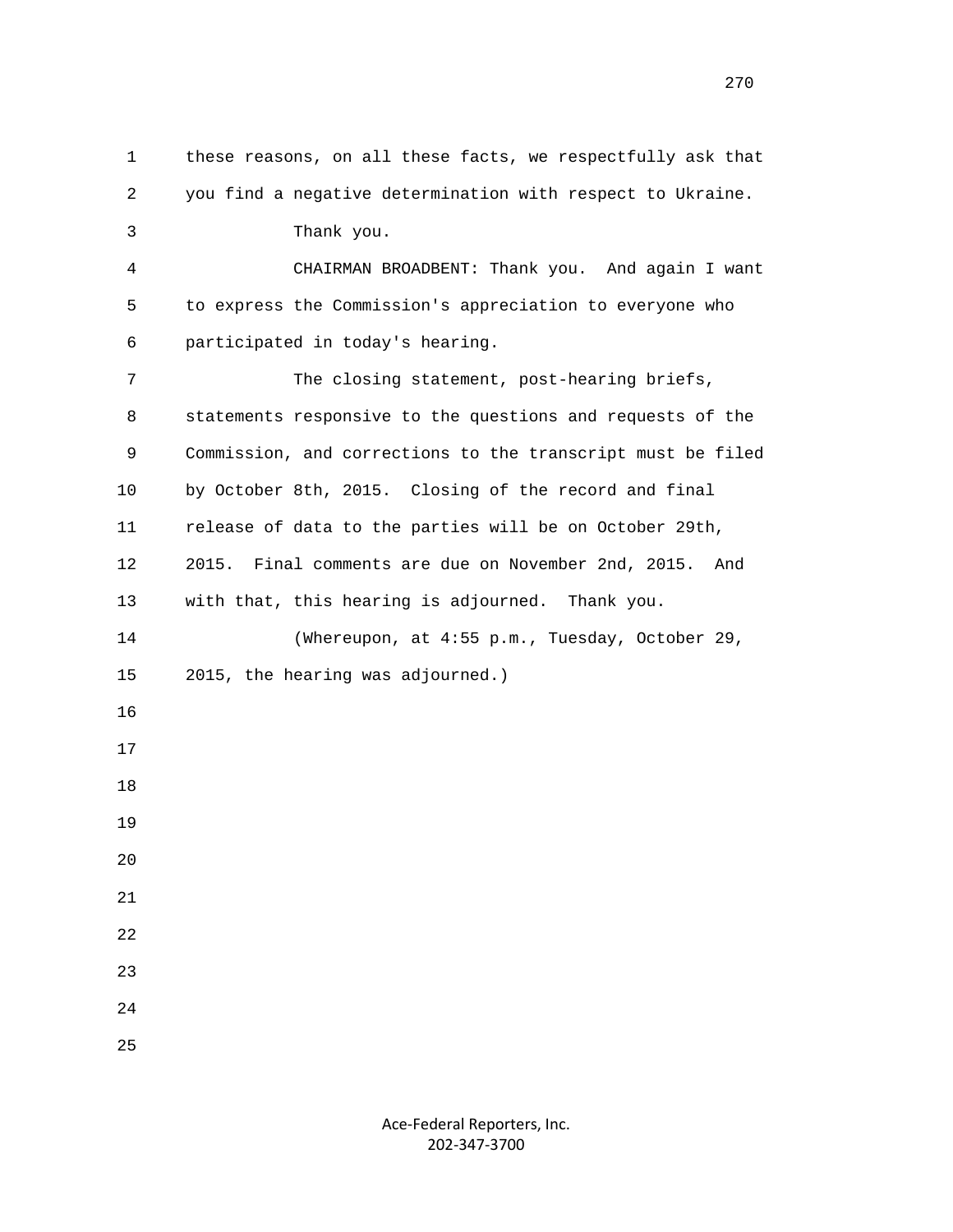these reasons, on all these facts, we respectfully ask that you find a negative determination with respect to Ukraine.

Thank you.

CHAIRMAN BROADBENT: Thank you. And again I want to express the Commission's appreciation to everyone who participated in today's hearing.

The closing statement, post-hearing briefs, statements responsive to the questions and requests of the Commission, and corrections to the transcript must be filed by October 8th, 2015. Closing of the record and final release of data to the parties will be on October 29th, 2015. Final comments are due on November 2nd, 2015. And with that, this hearing is adjourned. Thank you.

(Whereupon, at 4:55 p.m., Tuesday, October 29, 2015, the hearing was adjourned.)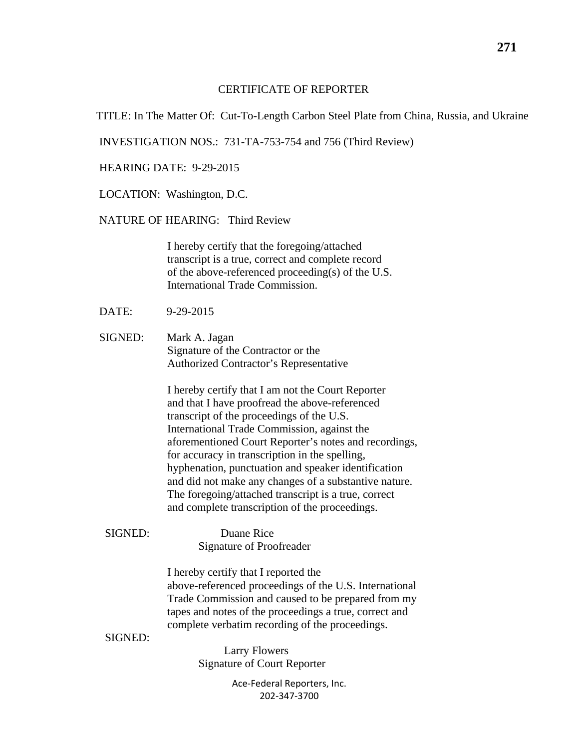# CERTIFICATE OF REPORTER

TITLE: In The Matter Of: Cut-To-Length Carbon Steel Plate from China, Russia, and Ukraine

INVESTIGATION NOS.: 731-TA-753-754 and 756 (Third Review)

HEARING DATE: 9-29-2015

LOCATION: Washington, D.C.

NATURE OF HEARING: Third Review

I hereby certify that the foregoing/attached transcript is a true, correct and complete record of the above-referenced proceeding(s) of the U.S. International Trade Commission.

DATE: 9-29-2015

SIGNED: Mark A. Jagan
Signature of the Contractor or the Authorized Contractor's Representative

I hereby certify that I am not the Court Reporter and that I have proofread the above-referenced transcript of the proceedings of the U.S. International Trade Commission, against the aforementioned Court Reporter's notes and recordings, for accuracy in transcription in the spelling, hyphenation, punctuation and speaker identification and did not make any changes of a substantive nature. The foregoing/attached transcript is a true, correct and complete transcription of the proceedings.

SIGNED: Duane Rice
Signature of Proofreader

I hereby certify that I reported the above-referenced proceedings of the U.S. International Trade Commission and caused to be prepared from my tapes and notes of the proceedings a true, correct and complete verbatim recording of the proceedings.

SIGNED: Larry Flowers
Signature of Court Reporter